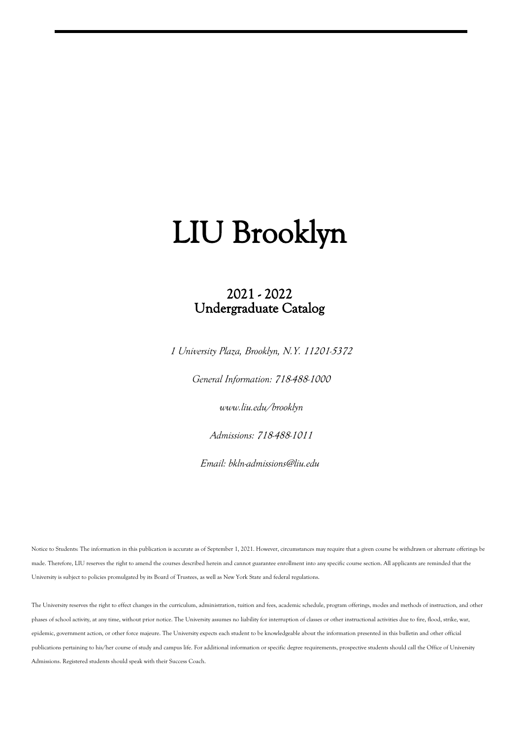# LIU Brooklyn

## 2021 - 2022
## Undergraduate Catalog

*1 University Plaza, Brooklyn, N.Y. 11201-5372*

*General Information: 718-488-1000*

*www.liu.edu/brooklyn*

*Admissions: 718-488-1011*

*Email: bkln-admissions@liu.edu*

Notice to Students: The information in this publication is accurate as of September 1, 2021. However, circumstances may require that a given course be withdrawn or alternate offerings be made. Therefore, LIU reserves the right to amend the courses described herein and cannot guarantee enrollment into any specific course section. All applicants are reminded that the University is subject to policies promulgated by its Board of Trustees, as well as New York State and federal regulations.

The University reserves the right to effect changes in the curriculum, administration, tuition and fees, academic schedule, program offerings, modes and methods of instruction, and other phases of school activity, at any time, without prior notice. The University assumes no liability for interruption of classes or other instructional activities due to fire, flood, strike, war, epidemic, government action, or other force majeure. The University expects each student to be knowledgeable about the information presented in this bulletin and other official publications pertaining to his/her course of study and campus life. For additional information or specific degree requirements, prospective students should call the Office of University Admissions. Registered students should speak with their Success Coach.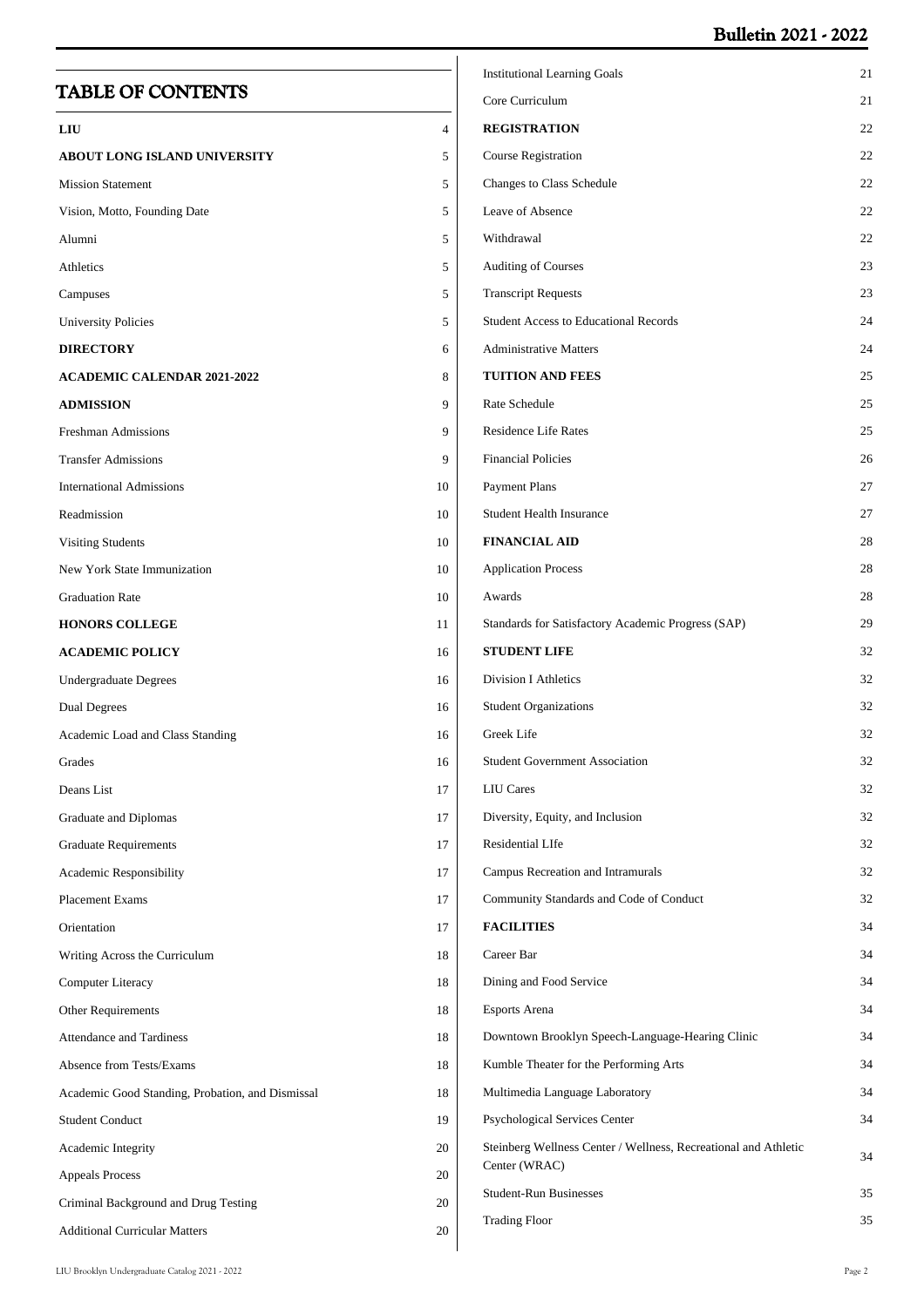## TABLE OF CONTENTS

| | |
|---|---|
| **LIU** | 4 |
| **ABOUT LONG ISLAND UNIVERSITY** | 5 |
| Mission Statement | 5 |
| Vision, Motto, Founding Date | 5 |
| Alumni | 5 |
| Athletics | 5 |
| Campuses | 5 |
| University Policies | 5 |
| **DIRECTORY** | 6 |
| **ACADEMIC CALENDAR 2021-2022** | 8 |
| **ADMISSION** | 9 |
| Freshman Admissions | 9 |
| Transfer Admissions | 9 |
| International Admissions | 10 |
| Readmission | 10 |
| Visiting Students | 10 |
| New York State Immunization | 10 |
| Graduation Rate | 10 |
| **HONORS COLLEGE** | 11 |
| **ACADEMIC POLICY** | 16 |
| Undergraduate Degrees | 16 |
| Dual Degrees | 16 |
| Academic Load and Class Standing | 16 |
| Grades | 16 |
| Deans List | 17 |
| Graduate and Diplomas | 17 |
| Graduate Requirements | 17 |
| Academic Responsibility | 17 |
| Placement Exams | 17 |
| Orientation | 17 |
| Writing Across the Curriculum | 18 |
| Computer Literacy | 18 |
| Other Requirements | 18 |
| Attendance and Tardiness | 18 |
| Absence from Tests/Exams | 18 |
| Academic Good Standing, Probation, and Dismissal | 18 |
| Student Conduct | 19 |
| Academic Integrity | 20 |
| Appeals Process | 20 |
| Criminal Background and Drug Testing | 20 |
| Additional Curricular Matters | 20 |
| Institutional Learning Goals | 21 |
| Core Curriculum | 21 |
| **REGISTRATION** | 22 |
| Course Registration | 22 |
| Changes to Class Schedule | 22 |
| Leave of Absence | 22 |
| Withdrawal | 22 |
| Auditing of Courses | 23 |
| Transcript Requests | 23 |
| Student Access to Educational Records | 24 |
| Administrative Matters | 24 |
| **TUITION AND FEES** | 25 |
| Rate Schedule | 25 |
| Residence Life Rates | 25 |
| Financial Policies | 26 |
| Payment Plans | 27 |
| Student Health Insurance | 27 |
| **FINANCIAL AID** | 28 |
| Application Process | 28 |
| Awards | 28 |
| Standards for Satisfactory Academic Progress (SAP) | 29 |
| **STUDENT LIFE** | 32 |
| Division I Athletics | 32 |
| Student Organizations | 32 |
| Greek Life | 32 |
| Student Government Association | 32 |
| LIU Cares | 32 |
| Diversity, Equity, and Inclusion | 32 |
| Residential LIfe | 32 |
| Campus Recreation and Intramurals | 32 |
| Community Standards and Code of Conduct | 32 |
| **FACILITIES** | 34 |
| Career Bar | 34 |
| Dining and Food Service | 34 |
| Esports Arena | 34 |
| Downtown Brooklyn Speech-Language-Hearing Clinic | 34 |
| Kumble Theater for the Performing Arts | 34 |
| Multimedia Language Laboratory | 34 |
| Psychological Services Center | 34 |
| Steinberg Wellness Center / Wellness, Recreational and Athletic Center (WRAC) | 34 |
| Student-Run Businesses | 35 |
| Trading Floor | 35 |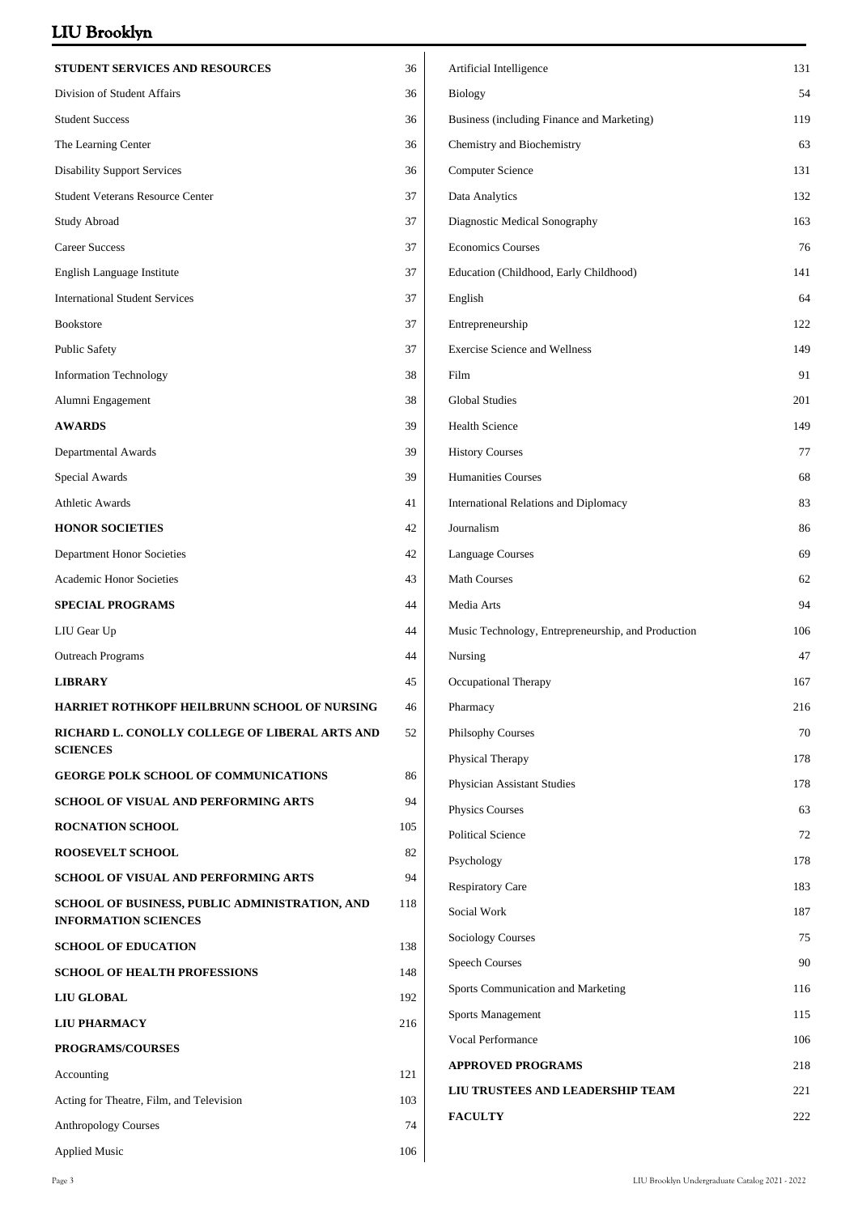| | |
|---|---|
| **STUDENT SERVICES AND RESOURCES** | 36 |
| Division of Student Affairs | 36 |
| Student Success | 36 |
| The Learning Center | 36 |
| Disability Support Services | 36 |
| Student Veterans Resource Center | 37 |
| Study Abroad | 37 |
| Career Success | 37 |
| English Language Institute | 37 |
| International Student Services | 37 |
| Bookstore | 37 |
| Public Safety | 37 |
| Information Technology | 38 |
| Alumni Engagement | 38 |
| **AWARDS** | 39 |
| Departmental Awards | 39 |
| Special Awards | 39 |
| Athletic Awards | 41 |
| **HONOR SOCIETIES** | 42 |
| Department Honor Societies | 42 |
| Academic Honor Societies | 43 |
| **SPECIAL PROGRAMS** | 44 |
| LIU Gear Up | 44 |
| Outreach Programs | 44 |
| **LIBRARY** | 45 |
| **HARRIET ROTHKOPF HEILBRUNN SCHOOL OF NURSING** | 46 |
| **RICHARD L. CONOLLY COLLEGE OF LIBERAL ARTS AND SCIENCES** | 52 |
| **GEORGE POLK SCHOOL OF COMMUNICATIONS** | 86 |
| **SCHOOL OF VISUAL AND PERFORMING ARTS** | 94 |
| **ROCNATION SCHOOL** | 105 |
| **ROOSEVELT SCHOOL** | 82 |
| **SCHOOL OF VISUAL AND PERFORMING ARTS** | 94 |
| **SCHOOL OF BUSINESS, PUBLIC ADMINISTRATION, AND INFORMATION SCIENCES** | 118 |
| **SCHOOL OF EDUCATION** | 138 |
| **SCHOOL OF HEALTH PROFESSIONS** | 148 |
| **LIU GLOBAL** | 192 |
| **LIU PHARMACY** | 216 |
| **PROGRAMS/COURSES** | |
| Accounting | 121 |
| Acting for Theatre, Film, and Television | 103 |
| Anthropology Courses | 74 |
| Applied Music | 106 |
| Artificial Intelligence | 131 |
| Biology | 54 |
| Business (including Finance and Marketing) | 119 |
| Chemistry and Biochemistry | 63 |
| Computer Science | 131 |
| Data Analytics | 132 |
| Diagnostic Medical Sonography | 163 |
| Economics Courses | 76 |
| Education (Childhood, Early Childhood) | 141 |
| English | 64 |
| Entrepreneurship | 122 |
| Exercise Science and Wellness | 149 |
| Film | 91 |
| Global Studies | 201 |
| Health Science | 149 |
| History Courses | 77 |
| Humanities Courses | 68 |
| International Relations and Diplomacy | 83 |
| Journalism | 86 |
| Language Courses | 69 |
| Math Courses | 62 |
| Media Arts | 94 |
| Music Technology, Entrepreneurship, and Production | 106 |
| Nursing | 47 |
| Occupational Therapy | 167 |
| Pharmacy | 216 |
| Philsophy Courses | 70 |
| Physical Therapy | 178 |
| Physician Assistant Studies | 178 |
| Physics Courses | 63 |
| Political Science | 72 |
| Psychology | 178 |
| Respiratory Care | 183 |
| Social Work | 187 |
| Sociology Courses | 75 |
| Speech Courses | 90 |
| Sports Communication and Marketing | 116 |
| Sports Management | 115 |
| Vocal Performance | 106 |
| **APPROVED PROGRAMS** | 218 |
| **LIU TRUSTEES AND LEADERSHIP TEAM** | 221 |
| **FACULTY** | 222 |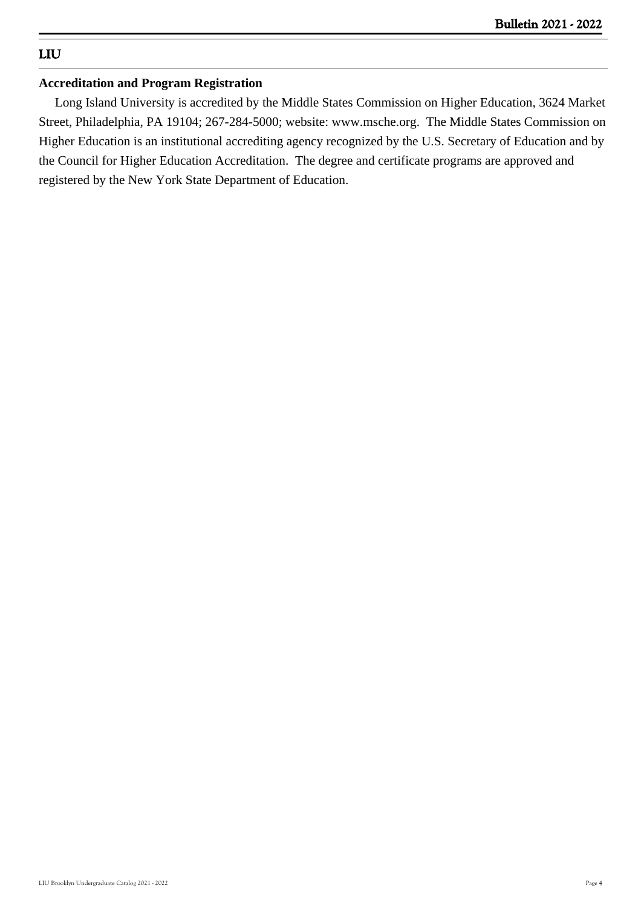## Accreditation and Program Registration

Long Island University is accredited by the Middle States Commission on Higher Education, 3624 Market Street, Philadelphia, PA 19104; 267-284-5000; website: www.msche.org. The Middle States Commission on Higher Education is an institutional accrediting agency recognized by the U.S. Secretary of Education and by the Council for Higher Education Accreditation. The degree and certificate programs are approved and registered by the New York State Department of Education.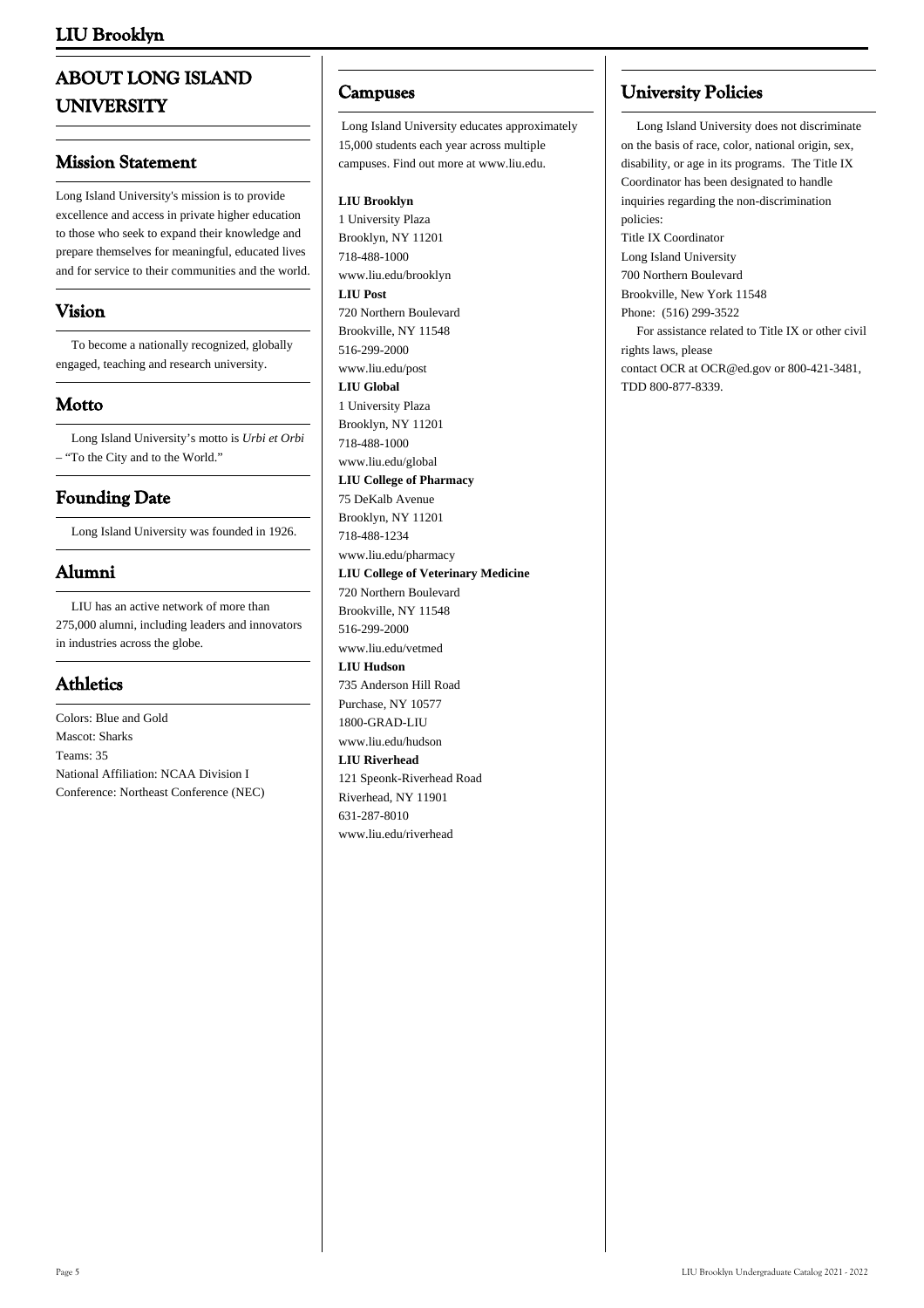# ABOUT LONG ISLAND UNIVERSITY

## Mission Statement

Long Island University's mission is to provide excellence and access in private higher education to those who seek to expand their knowledge and prepare themselves for meaningful, educated lives and for service to their communities and the world.

## Vision

To become a nationally recognized, globally engaged, teaching and research university.

## Motto

Long Island University's motto is *Urbi et Orbi* – "To the City and to the World."

## Founding Date

Long Island University was founded in 1926.

## Alumni

LIU has an active network of more than 275,000 alumni, including leaders and innovators in industries across the globe.

## Athletics

Colors: Blue and Gold
Mascot: Sharks
Teams: 35
National Affiliation: NCAA Division I
Conference: Northeast Conference (NEC)

## Campuses

Long Island University educates approximately 15,000 students each year across multiple campuses. Find out more at www.liu.edu.

**LIU Brooklyn**
1 University Plaza
Brooklyn, NY 11201
718-488-1000
www.liu.edu/brooklyn

**LIU Post**
720 Northern Boulevard
Brookville, NY 11548
516-299-2000
www.liu.edu/post

**LIU Global**
1 University Plaza
Brooklyn, NY 11201
718-488-1000
www.liu.edu/global

**LIU College of Pharmacy**
75 DeKalb Avenue
Brooklyn, NY 11201
718-488-1234
www.liu.edu/pharmacy

**LIU College of Veterinary Medicine**
720 Northern Boulevard
Brookville, NY 11548
516-299-2000
www.liu.edu/vetmed

**LIU Hudson**
735 Anderson Hill Road
Purchase, NY 10577
1800-GRAD-LIU
www.liu.edu/hudson

**LIU Riverhead**
121 Speonk-Riverhead Road
Riverhead, NY 11901
631-287-8010
www.liu.edu/riverhead

## University Policies

Long Island University does not discriminate on the basis of race, color, national origin, sex, disability, or age in its programs. The Title IX Coordinator has been designated to handle inquiries regarding the non-discrimination policies:
Title IX Coordinator
Long Island University
700 Northern Boulevard
Brookville, New York 11548
Phone: (516) 299-3522

For assistance related to Title IX or other civil rights laws, please contact OCR at OCR@ed.gov or 800-421-3481, TDD 800-877-8339.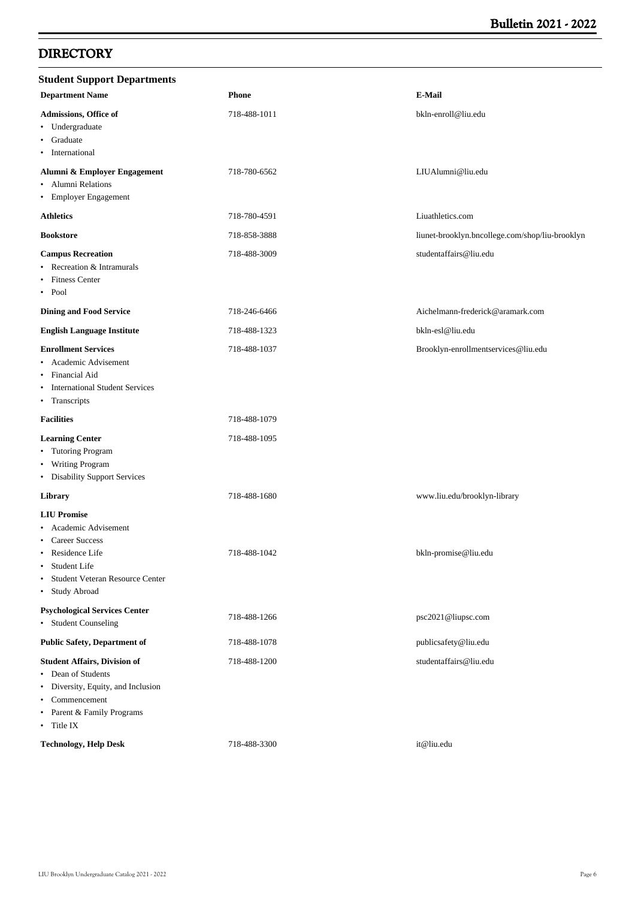# DIRECTORY

## Student Support Departments

| Department Name | Phone | E-Mail |
|---|---|---|
| **Admissions, Office of**<br>• Undergraduate<br>• Graduate<br>• International | 718-488-1011 | bkln-enroll@liu.edu |
| **Alumni & Employer Engagement**<br>• Alumni Relations<br>• Employer Engagement | 718-780-6562 | LIUAlumni@liu.edu |
| **Athletics** | 718-780-4591 | Liuathletics.com |
| **Bookstore** | 718-858-3888 | liunet-brooklyn.bncollege.com/shop/liu-brooklyn |
| **Campus Recreation**<br>• Recreation & Intramurals<br>• Fitness Center<br>• Pool | 718-488-3009 | studentaffairs@liu.edu |
| **Dining and Food Service** | 718-246-6466 | Aichelmann-frederick@aramark.com |
| **English Language Institute** | 718-488-1323 | bkln-esl@liu.edu |
| **Enrollment Services**<br>• Academic Advisement<br>• Financial Aid<br>• International Student Services<br>• Transcripts | 718-488-1037 | Brooklyn-enrollmentservices@liu.edu |
| **Facilities** | 718-488-1079 | |
| **Learning Center**<br>• Tutoring Program<br>• Writing Program<br>• Disability Support Services | 718-488-1095 | |
| **Library** | 718-488-1680 | www.liu.edu/brooklyn-library |
| **LIU Promise**<br>• Academic Advisement<br>• Career Success<br>• Residence Life<br>• Student Life<br>• Student Veteran Resource Center<br>• Study Abroad | 718-488-1042 | bkln-promise@liu.edu |
| **Psychological Services Center**<br>• Student Counseling | 718-488-1266 | psc2021@liupsc.com |
| **Public Safety, Department of** | 718-488-1078 | publicsafety@liu.edu |
| **Student Affairs, Division of**<br>• Dean of Students<br>• Diversity, Equity, and Inclusion<br>• Commencement<br>• Parent & Family Programs<br>• Title IX | 718-488-1200 | studentaffairs@liu.edu |
| **Technology, Help Desk** | 718-488-3300 | it@liu.edu |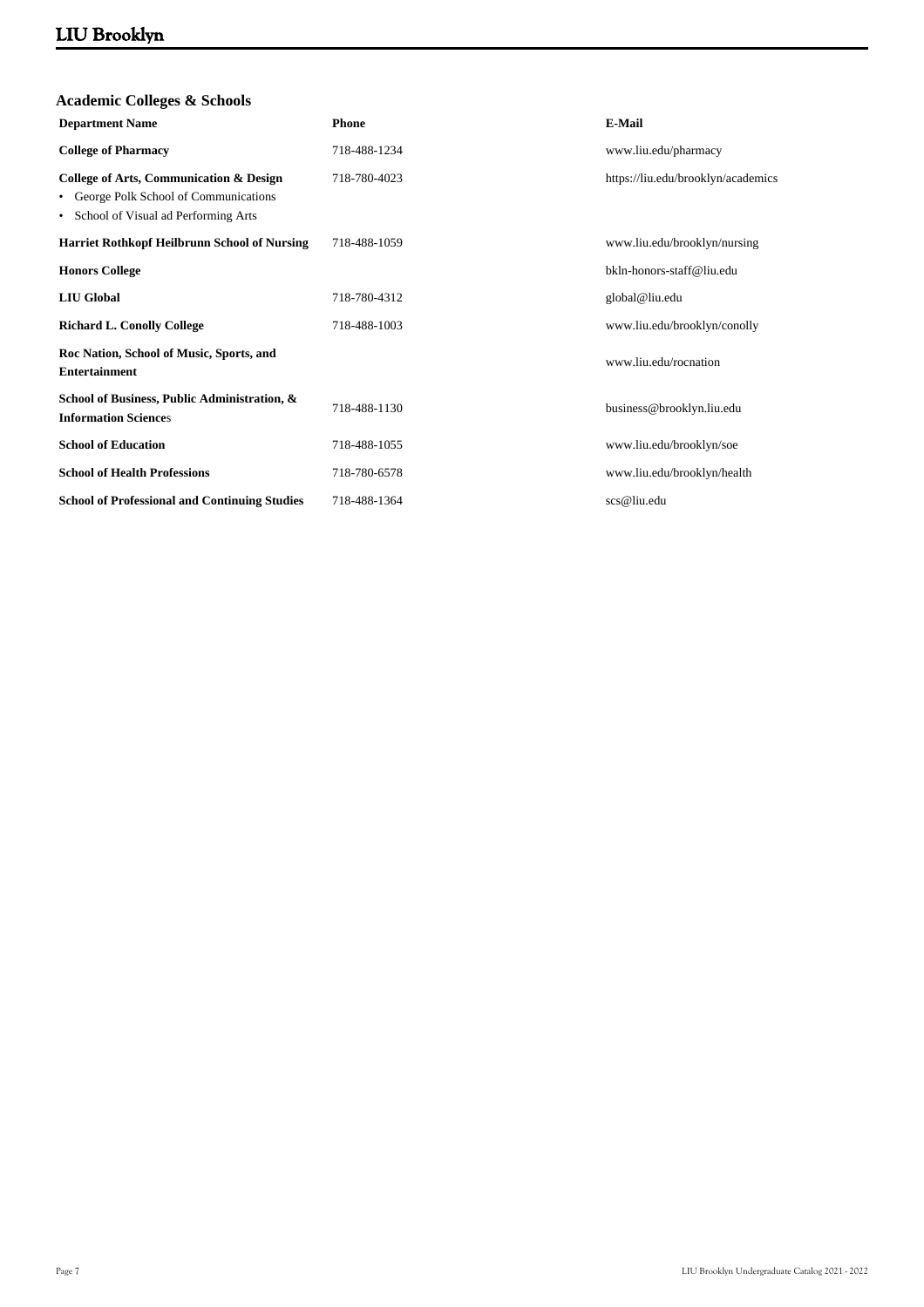## Academic Colleges & Schools

| Department Name | Phone | E-Mail |
|---|---|---|
| **College of Pharmacy** | 718-488-1234 | www.liu.edu/pharmacy |
| **College of Arts, Communication & Design**<br>• George Polk School of Communications<br>• School of Visual ad Performing Arts | 718-780-4023 | https://liu.edu/brooklyn/academics |
| **Harriet Rothkopf Heilbrunn School of Nursing** | 718-488-1059 | www.liu.edu/brooklyn/nursing |
| **Honors College** | | bkln-honors-staff@liu.edu |
| **LIU Global** | 718-780-4312 | global@liu.edu |
| **Richard L. Conolly College** | 718-488-1003 | www.liu.edu/brooklyn/conolly |
| **Roc Nation, School of Music, Sports, and Entertainment** | | www.liu.edu/rocnation |
| **School of Business, Public Administration, & Information Science**s | 718-488-1130 | business@brooklyn.liu.edu |
| **School of Education** | 718-488-1055 | www.liu.edu/brooklyn/soe |
| **School of Health Professions** | 718-780-6578 | www.liu.edu/brooklyn/health |
| **School of Professional and Continuing Studies** | 718-488-1364 | scs@liu.edu |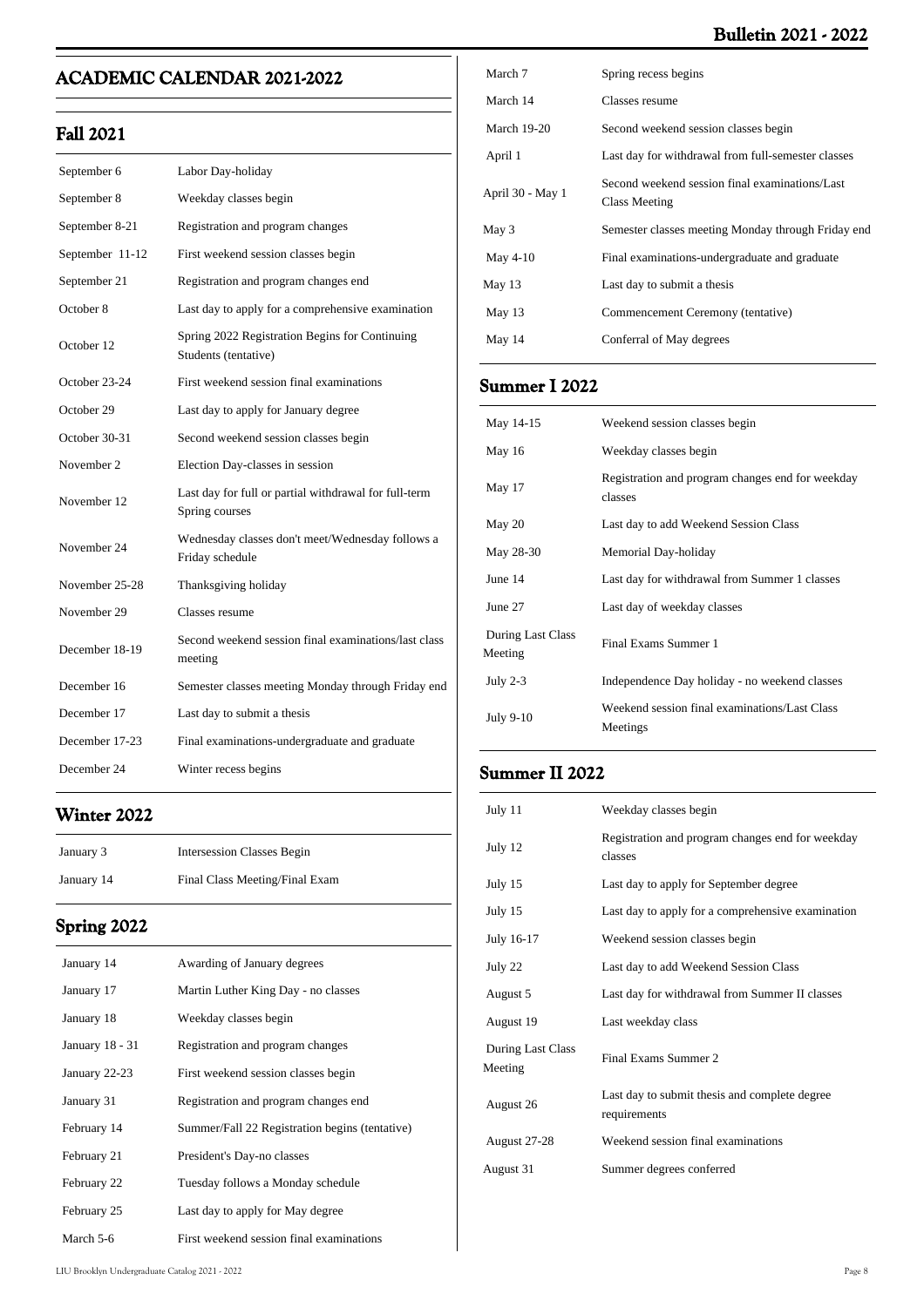## ACADEMIC CALENDAR 2021-2022

### Fall 2021

| | |
|---|---|
| September 6 | Labor Day-holiday |
| September 8 | Weekday classes begin |
| September 8-21 | Registration and program changes |
| September 11-12 | First weekend session classes begin |
| September 21 | Registration and program changes end |
| October 8 | Last day to apply for a comprehensive examination |
| October 12 | Spring 2022 Registration Begins for Continuing Students (tentative) |
| October 23-24 | First weekend session final examinations |
| October 29 | Last day to apply for January degree |
| October 30-31 | Second weekend session classes begin |
| November 2 | Election Day-classes in session |
| November 12 | Last day for full or partial withdrawal for full-term Spring courses |
| November 24 | Wednesday classes don't meet/Wednesday follows a Friday schedule |
| November 25-28 | Thanksgiving holiday |
| November 29 | Classes resume |
| December 18-19 | Second weekend session final examinations/last class meeting |
| December 16 | Semester classes meeting Monday through Friday end |
| December 17 | Last day to submit a thesis |
| December 17-23 | Final examinations-undergraduate and graduate |
| December 24 | Winter recess begins |

### Winter 2022

| | |
|---|---|
| January 3 | Intersession Classes Begin |
| January 14 | Final Class Meeting/Final Exam |

### Spring 2022

| | |
|---|---|
| January 14 | Awarding of January degrees |
| January 17 | Martin Luther King Day - no classes |
| January 18 | Weekday classes begin |
| January 18 - 31 | Registration and program changes |
| January 22-23 | First weekend session classes begin |
| January 31 | Registration and program changes end |
| February 14 | Summer/Fall 22 Registration begins (tentative) |
| February 21 | President's Day-no classes |
| February 22 | Tuesday follows a Monday schedule |
| February 25 | Last day to apply for May degree |
| March 5-6 | First weekend session final examinations |
| March 7 | Spring recess begins |
| March 14 | Classes resume |
| March 19-20 | Second weekend session classes begin |
| April 1 | Last day for withdrawal from full-semester classes |
| April 30 - May 1 | Second weekend session final examinations/Last Class Meeting |
| May 3 | Semester classes meeting Monday through Friday end |
| May 4-10 | Final examinations-undergraduate and graduate |
| May 13 | Last day to submit a thesis |
| May 13 | Commencement Ceremony (tentative) |
| May 14 | Conferral of May degrees |

### Summer I 2022

| | |
|---|---|
| May 14-15 | Weekend session classes begin |
| May 16 | Weekday classes begin |
| May 17 | Registration and program changes end for weekday classes |
| May 20 | Last day to add Weekend Session Class |
| May 28-30 | Memorial Day-holiday |
| June 14 | Last day for withdrawal from Summer 1 classes |
| June 27 | Last day of weekday classes |
| During Last Class Meeting | Final Exams Summer 1 |
| July 2-3 | Independence Day holiday - no weekend classes |
| July 9-10 | Weekend session final examinations/Last Class Meetings |

### Summer II 2022

| | |
|---|---|
| July 11 | Weekday classes begin |
| July 12 | Registration and program changes end for weekday classes |
| July 15 | Last day to apply for September degree |
| July 15 | Last day to apply for a comprehensive examination |
| July 16-17 | Weekend session classes begin |
| July 22 | Last day to add Weekend Session Class |
| August 5 | Last day for withdrawal from Summer II classes |
| August 19 | Last weekday class |
| During Last Class Meeting | Final Exams Summer 2 |
| August 26 | Last day to submit thesis and complete degree requirements |
| August 27-28 | Weekend session final examinations |
| August 31 | Summer degrees conferred |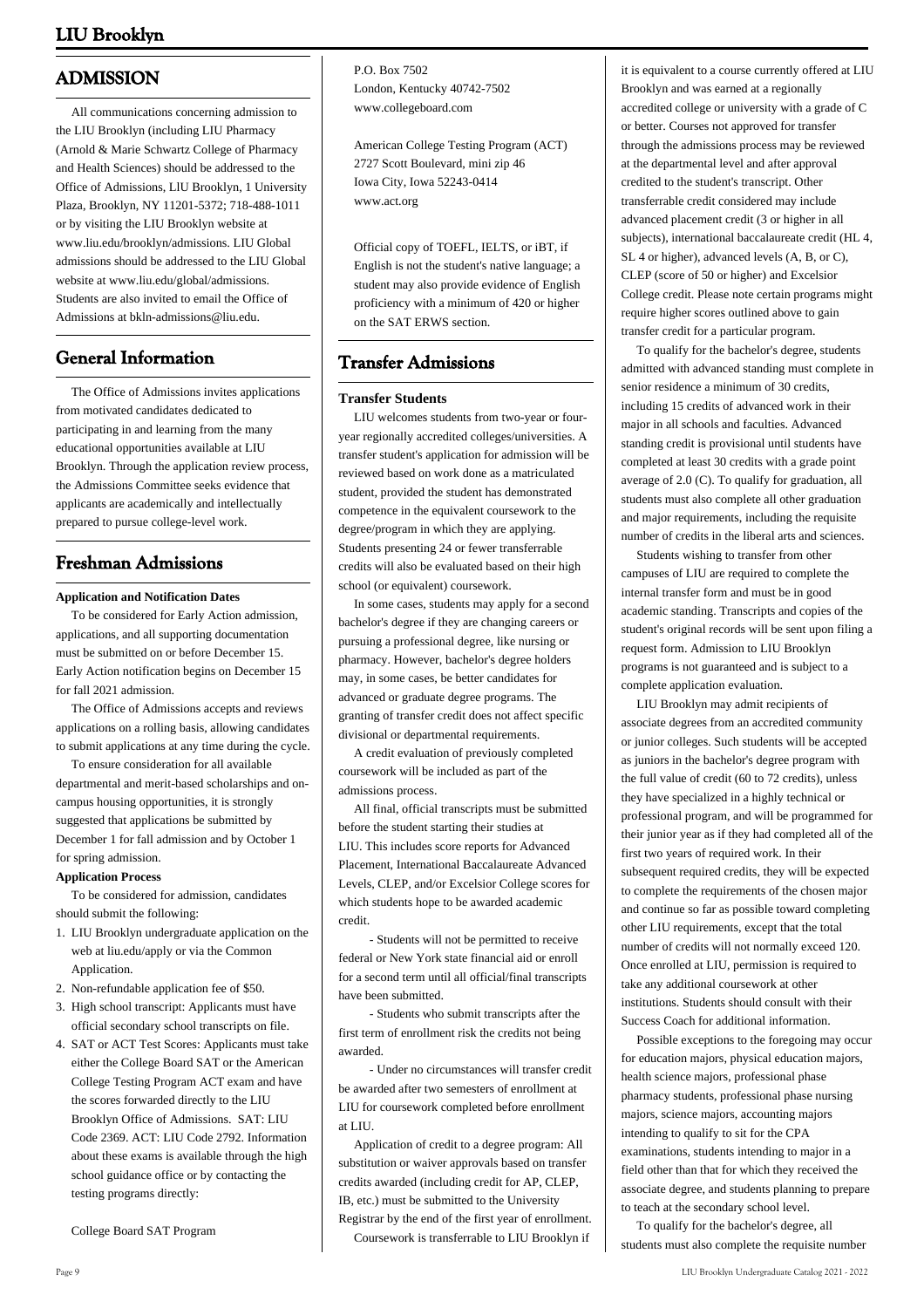## ADMISSION

All communications concerning admission to the LIU Brooklyn (including LIU Pharmacy (Arnold & Marie Schwartz College of Pharmacy and Health Sciences) should be addressed to the Office of Admissions, LIU Brooklyn, 1 University Plaza, Brooklyn, NY 11201-5372; 718-488-1011 or by visiting the LIU Brooklyn website at www.liu.edu/brooklyn/admissions. LIU Global admissions should be addressed to the LIU Global website at www.liu.edu/global/admissions. Students are also invited to email the Office of Admissions at bkln-admissions@liu.edu.

## General Information

The Office of Admissions invites applications from motivated candidates dedicated to participating in and learning from the many educational opportunities available at LIU Brooklyn. Through the application review process, the Admissions Committee seeks evidence that applicants are academically and intellectually prepared to pursue college-level work.

## Freshman Admissions

**Application and Notification Dates**

To be considered for Early Action admission, applications, and all supporting documentation must be submitted on or before December 15. Early Action notification begins on December 15 for fall 2021 admission.

The Office of Admissions accepts and reviews applications on a rolling basis, allowing candidates to submit applications at any time during the cycle.

To ensure consideration for all available departmental and merit-based scholarships and on-campus housing opportunities, it is strongly suggested that applications be submitted by December 1 for fall admission and by October 1 for spring admission.

**Application Process**

To be considered for admission, candidates should submit the following:

1. LIU Brooklyn undergraduate application on the web at liu.edu/apply or via the Common Application.
2. Non-refundable application fee of $50.
3. High school transcript: Applicants must have official secondary school transcripts on file.
4. SAT or ACT Test Scores: Applicants must take either the College Board SAT or the American College Testing Program ACT exam and have the scores forwarded directly to the LIU Brooklyn Office of Admissions. SAT: LIU Code 2369. ACT: LIU Code 2792. Information about these exams is available through the high school guidance office or by contacting the testing programs directly:

College Board SAT Program
P.O. Box 7502
London, Kentucky 40742-7502
www.collegeboard.com

American College Testing Program (ACT)
2727 Scott Boulevard, mini zip 46
Iowa City, Iowa 52243-0414
www.act.org

Official copy of TOEFL, IELTS, or iBT, if English is not the student's native language; a student may also provide evidence of English proficiency with a minimum of 420 or higher on the SAT ERWS section.

## Transfer Admissions

**Transfer Students**

LIU welcomes students from two-year or four-year regionally accredited colleges/universities. A transfer student's application for admission will be reviewed based on work done as a matriculated student, provided the student has demonstrated competence in the equivalent coursework to the degree/program in which they are applying. Students presenting 24 or fewer transferrable credits will also be evaluated based on their high school (or equivalent) coursework.

In some cases, students may apply for a second bachelor's degree if they are changing careers or pursuing a professional degree, like nursing or pharmacy. However, bachelor's degree holders may, in some cases, be better candidates for advanced or graduate degree programs. The granting of transfer credit does not affect specific divisional or departmental requirements.

A credit evaluation of previously completed coursework will be included as part of the admissions process.

All final, official transcripts must be submitted before the student starting their studies at LIU. This includes score reports for Advanced Placement, International Baccalaureate Advanced Levels, CLEP, and/or Excelsior College scores for which students hope to be awarded academic credit.

- Students will not be permitted to receive federal or New York state financial aid or enroll for a second term until all official/final transcripts have been submitted.

- Students who submit transcripts after the first term of enrollment risk the credits not being awarded.

- Under no circumstances will transfer credit be awarded after two semesters of enrollment at LIU for coursework completed before enrollment at LIU.

Application of credit to a degree program: All substitution or waiver approvals based on transfer credits awarded (including credit for AP, CLEP, IB, etc.) must be submitted to the University Registrar by the end of the first year of enrollment.

Coursework is transferrable to LIU Brooklyn if it is equivalent to a course currently offered at LIU Brooklyn and was earned at a regionally accredited college or university with a grade of C or better. Courses not approved for transfer through the admissions process may be reviewed at the departmental level and after approval credited to the student's transcript. Other transferrable credit considered may include advanced placement credit (3 or higher in all subjects), international baccalaureate credit (HL 4, SL 4 or higher), advanced levels (A, B, or C), CLEP (score of 50 or higher) and Excelsior College credit. Please note certain programs might require higher scores outlined above to gain transfer credit for a particular program.

To qualify for the bachelor's degree, students admitted with advanced standing must complete in senior residence a minimum of 30 credits, including 15 credits of advanced work in their major in all schools and faculties. Advanced standing credit is provisional until students have completed at least 30 credits with a grade point average of 2.0 (C). To qualify for graduation, all students must also complete all other graduation and major requirements, including the requisite number of credits in the liberal arts and sciences.

Students wishing to transfer from other campuses of LIU are required to complete the internal transfer form and must be in good academic standing. Transcripts and copies of the student's original records will be sent upon filing a request form. Admission to LIU Brooklyn programs is not guaranteed and is subject to a complete application evaluation.

LIU Brooklyn may admit recipients of associate degrees from an accredited community or junior colleges. Such students will be accepted as juniors in the bachelor's degree program with the full value of credit (60 to 72 credits), unless they have specialized in a highly technical or professional program, and will be programmed for their junior year as if they had completed all of the first two years of required work. In their subsequent required credits, they will be expected to complete the requirements of the chosen major and continue so far as possible toward completing other LIU requirements, except that the total number of credits will not normally exceed 120. Once enrolled at LIU, permission is required to take any additional coursework at other institutions. Students should consult with their Success Coach for additional information.

Possible exceptions to the foregoing may occur for education majors, physical education majors, health science majors, professional phase pharmacy students, professional phase nursing majors, science majors, accounting majors intending to qualify to sit for the CPA examinations, students intending to major in a field other than that for which they received the associate degree, and students planning to prepare to teach at the secondary school level.

To qualify for the bachelor's degree, all students must also complete the requisite number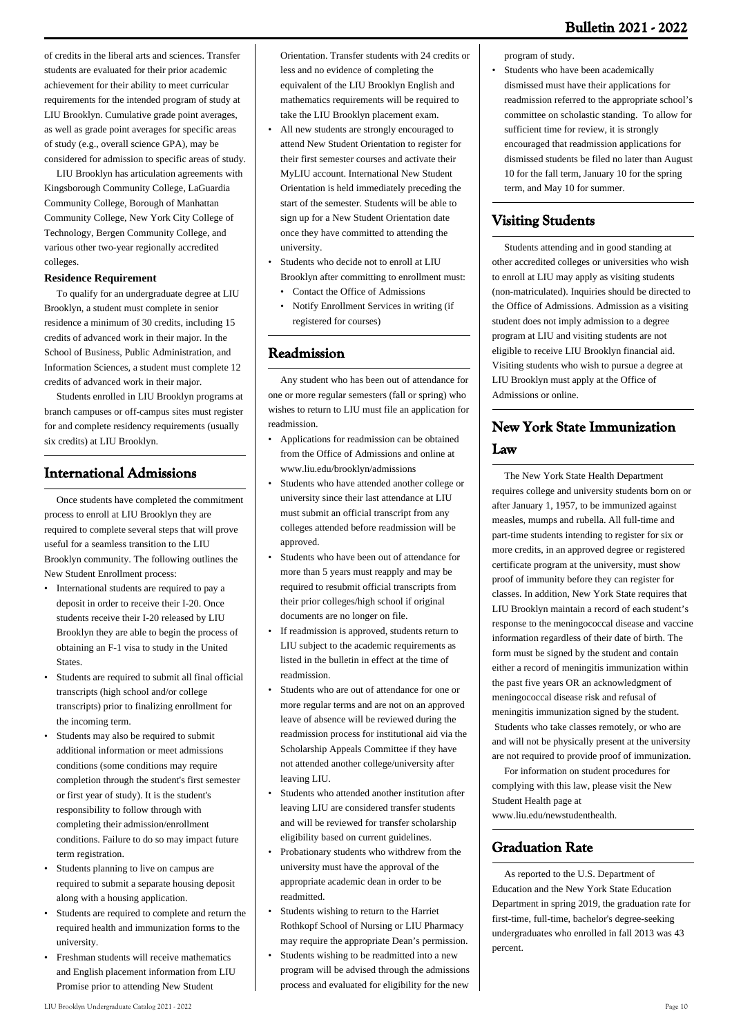of credits in the liberal arts and sciences. Transfer students are evaluated for their prior academic achievement for their ability to meet curricular requirements for the intended program of study at LIU Brooklyn. Cumulative grade point averages, as well as grade point averages for specific areas of study (e.g., overall science GPA), may be considered for admission to specific areas of study.

LIU Brooklyn has articulation agreements with Kingsborough Community College, LaGuardia Community College, Borough of Manhattan Community College, New York City College of Technology, Bergen Community College, and various other two-year regionally accredited colleges.

**Residence Requirement**

To qualify for an undergraduate degree at LIU Brooklyn, a student must complete in senior residence a minimum of 30 credits, including 15 credits of advanced work in their major. In the School of Business, Public Administration, and Information Sciences, a student must complete 12 credits of advanced work in their major.

Students enrolled in LIU Brooklyn programs at branch campuses or off-campus sites must register for and complete residency requirements (usually six credits) at LIU Brooklyn.

## International Admissions

Once students have completed the commitment process to enroll at LIU Brooklyn they are required to complete several steps that will prove useful for a seamless transition to the LIU Brooklyn community. The following outlines the New Student Enrollment process:

- International students are required to pay a deposit in order to receive their I-20. Once students receive their I-20 released by LIU Brooklyn they are able to begin the process of obtaining an F-1 visa to study in the United States.
- Students are required to submit all final official transcripts (high school and/or college transcripts) prior to finalizing enrollment for the incoming term.
- Students may also be required to submit additional information or meet admissions conditions (some conditions may require completion through the student's first semester or first year of study). It is the student's responsibility to follow through with completing their admission/enrollment conditions. Failure to do so may impact future term registration.
- Students planning to live on campus are required to submit a separate housing deposit along with a housing application.
- Students are required to complete and return the required health and immunization forms to the university.
- Freshman students will receive mathematics and English placement information from LIU Promise prior to attending New Student Orientation. Transfer students with 24 credits or less and no evidence of completing the equivalent of the LIU Brooklyn English and mathematics requirements will be required to take the LIU Brooklyn placement exam.
- All new students are strongly encouraged to attend New Student Orientation to register for their first semester courses and activate their MyLIU account. International New Student Orientation is held immediately preceding the start of the semester. Students will be able to sign up for a New Student Orientation date once they have committed to attending the university.
- Students who decide not to enroll at LIU Brooklyn after committing to enrollment must:
  - Contact the Office of Admissions
  - Notify Enrollment Services in writing (if registered for courses)

## Readmission

Any student who has been out of attendance for one or more regular semesters (fall or spring) who wishes to return to LIU must file an application for readmission.

- Applications for readmission can be obtained from the Office of Admissions and online at www.liu.edu/brooklyn/admissions
- Students who have attended another college or university since their last attendance at LIU must submit an official transcript from any colleges attended before readmission will be approved.
- Students who have been out of attendance for more than 5 years must reapply and may be required to resubmit official transcripts from their prior colleges/high school if original documents are no longer on file.
- If readmission is approved, students return to LIU subject to the academic requirements as listed in the bulletin in effect at the time of readmission.
- Students who are out of attendance for one or more regular terms and are not on an approved leave of absence will be reviewed during the readmission process for institutional aid via the Scholarship Appeals Committee if they have not attended another college/university after leaving LIU.
- Students who attended another institution after leaving LIU are considered transfer students and will be reviewed for transfer scholarship eligibility based on current guidelines.
- Probationary students who withdrew from the university must have the approval of the appropriate academic dean in order to be readmitted.
- Students wishing to return to the Harriet Rothkopf School of Nursing or LIU Pharmacy may require the appropriate Dean's permission.
- Students wishing to be readmitted into a new program will be advised through the admissions process and evaluated for eligibility for the new program of study.
- Students who have been academically dismissed must have their applications for readmission referred to the appropriate school's committee on scholastic standing. To allow for sufficient time for review, it is strongly encouraged that readmission applications for dismissed students be filed no later than August 10 for the fall term, January 10 for the spring term, and May 10 for summer.

## Visiting Students

Students attending and in good standing at other accredited colleges or universities who wish to enroll at LIU may apply as visiting students (non-matriculated). Inquiries should be directed to the Office of Admissions. Admission as a visiting student does not imply admission to a degree program at LIU and visiting students are not eligible to receive LIU Brooklyn financial aid. Visiting students who wish to pursue a degree at LIU Brooklyn must apply at the Office of Admissions or online.

## New York State Immunization Law

The New York State Health Department requires college and university students born on or after January 1, 1957, to be immunized against measles, mumps and rubella. All full-time and part-time students intending to register for six or more credits, in an approved degree or registered certificate program at the university, must show proof of immunity before they can register for classes. In addition, New York State requires that LIU Brooklyn maintain a record of each student's response to the meningococcal disease and vaccine information regardless of their date of birth. The form must be signed by the student and contain either a record of meningitis immunization within the past five years OR an acknowledgment of meningococcal disease risk and refusal of meningitis immunization signed by the student. Students who take classes remotely, or who are and will not be physically present at the university are not required to provide proof of immunization.

For information on student procedures for complying with this law, please visit the New Student Health page at www.liu.edu/newstudenthealth.

## Graduation Rate

As reported to the U.S. Department of Education and the New York State Education Department in spring 2019, the graduation rate for first-time, full-time, bachelor's degree-seeking undergraduates who enrolled in fall 2013 was 43 percent.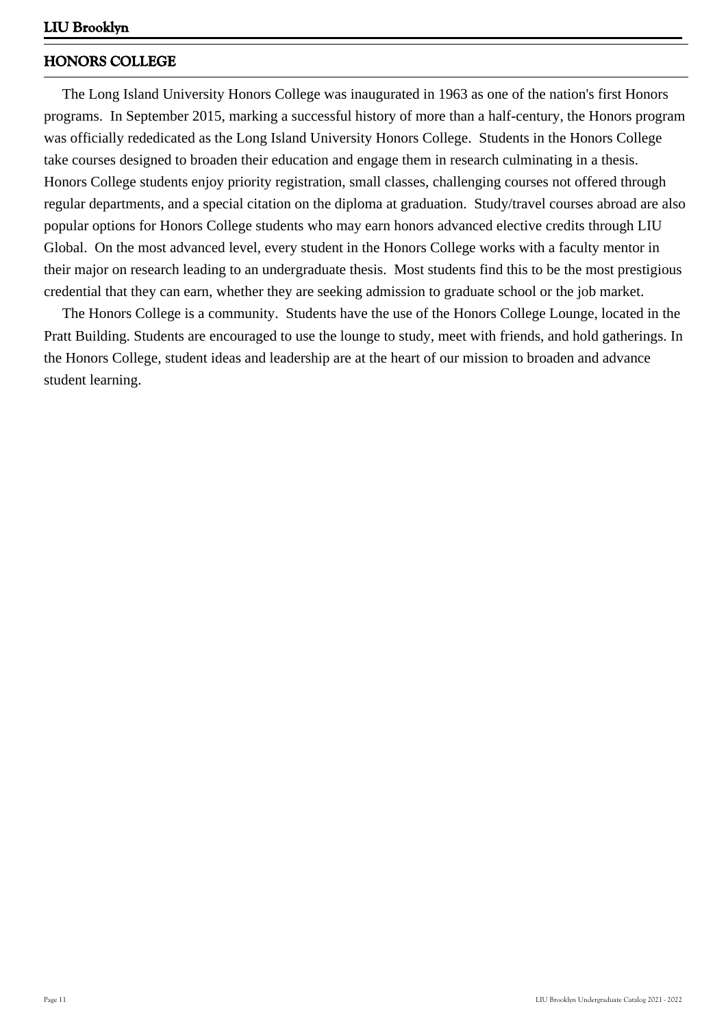## HONORS COLLEGE

The Long Island University Honors College was inaugurated in 1963 as one of the nation's first Honors programs. In September 2015, marking a successful history of more than a half-century, the Honors program was officially rededicated as the Long Island University Honors College. Students in the Honors College take courses designed to broaden their education and engage them in research culminating in a thesis. Honors College students enjoy priority registration, small classes, challenging courses not offered through regular departments, and a special citation on the diploma at graduation. Study/travel courses abroad are also popular options for Honors College students who may earn honors advanced elective credits through LIU Global. On the most advanced level, every student in the Honors College works with a faculty mentor in their major on research leading to an undergraduate thesis. Most students find this to be the most prestigious credential that they can earn, whether they are seeking admission to graduate school or the job market.

The Honors College is a community. Students have the use of the Honors College Lounge, located in the Pratt Building. Students are encouraged to use the lounge to study, meet with friends, and hold gatherings. In the Honors College, student ideas and leadership are at the heart of our mission to broaden and advance student learning.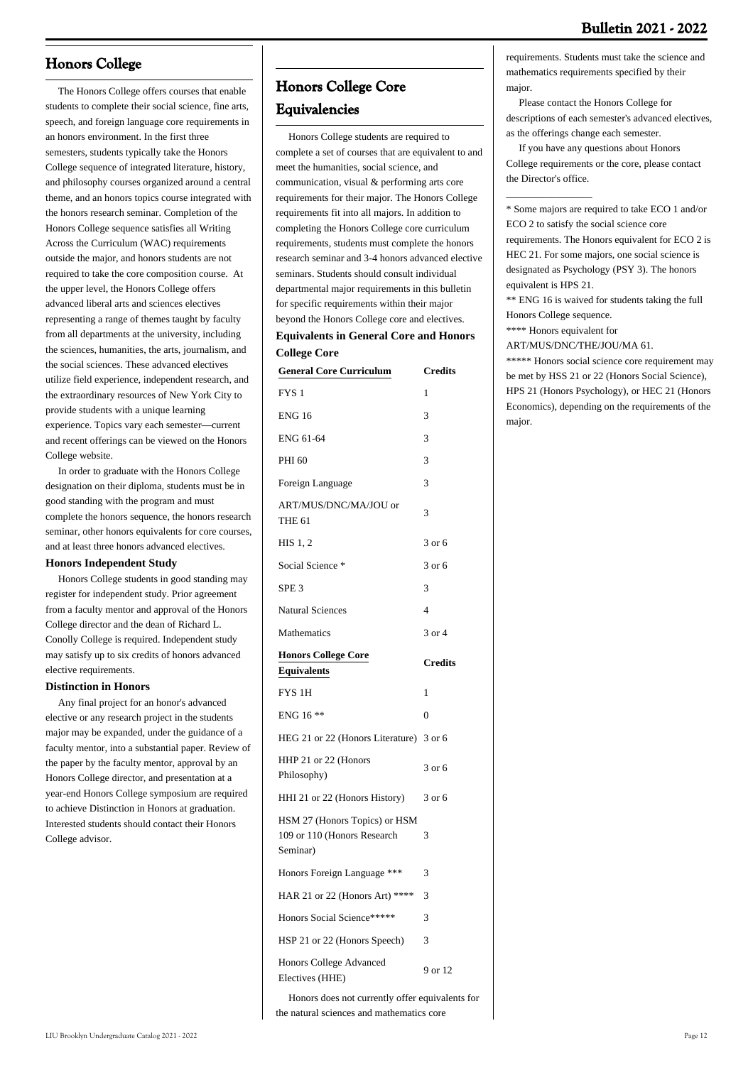## Honors College

The Honors College offers courses that enable students to complete their social science, fine arts, speech, and foreign language core requirements in an honors environment. In the first three semesters, students typically take the Honors College sequence of integrated literature, history, and philosophy courses organized around a central theme, and an honors topics course integrated with the honors research seminar. Completion of the Honors College sequence satisfies all Writing Across the Curriculum (WAC) requirements outside the major, and honors students are not required to take the core composition course. At the upper level, the Honors College offers advanced liberal arts and sciences electives representing a range of themes taught by faculty from all departments at the university, including the sciences, humanities, the arts, journalism, and the social sciences. These advanced electives utilize field experience, independent research, and the extraordinary resources of New York City to provide students with a unique learning experience. Topics vary each semester—current and recent offerings can be viewed on the Honors College website.

In order to graduate with the Honors College designation on their diploma, students must be in good standing with the program and must complete the honors sequence, the honors research seminar, other honors equivalents for core courses, and at least three honors advanced electives.

**Honors Independent Study**

Honors College students in good standing may register for independent study. Prior agreement from a faculty mentor and approval of the Honors College director and the dean of Richard L. Conolly College is required. Independent study may satisfy up to six credits of honors advanced elective requirements.

**Distinction in Honors**

Any final project for an honor's advanced elective or any research project in the students major may be expanded, under the guidance of a faculty mentor, into a substantial paper. Review of the paper by the faculty mentor, approval by an Honors College director, and presentation at a year-end Honors College symposium are required to achieve Distinction in Honors at graduation. Interested students should contact their Honors College advisor.

## Honors College Core Equivalencies

Honors College students are required to complete a set of courses that are equivalent to and meet the humanities, social science, and communication, visual & performing arts core requirements for their major. The Honors College requirements fit into all majors. In addition to completing the Honors College core curriculum requirements, students must complete the honors research seminar and 3-4 honors advanced elective seminars. Students should consult individual departmental major requirements in this bulletin for specific requirements within their major beyond the Honors College core and electives.

**Equivalents in General Core and Honors College Core**

| General Core Curriculum | Credits |
|---|---|
| FYS 1 | 1 |
| ENG 16 | 3 |
| ENG 61-64 | 3 |
| PHI 60 | 3 |
| Foreign Language | 3 |
| ART/MUS/DNC/MA/JOU or THE 61 | 3 |
| HIS 1, 2 | 3 or 6 |
| Social Science * | 3 or 6 |
| SPE 3 | 3 |
| Natural Sciences | 4 |
| Mathematics | 3 or 4 |
| **Honors College Core Equivalents** | **Credits** |
| FYS 1H | 1 |
| ENG 16 ** | 0 |
| HEG 21 or 22 (Honors Literature) | 3 or 6 |
| HHP 21 or 22 (Honors Philosophy) | 3 or 6 |
| HHI 21 or 22 (Honors History) | 3 or 6 |
| HSM 27 (Honors Topics) or HSM 109 or 110 (Honors Research Seminar) | 3 |
| Honors Foreign Language *** | 3 |
| HAR 21 or 22 (Honors Art) **** | 3 |
| Honors Social Science***** | 3 |
| HSP 21 or 22 (Honors Speech) | 3 |
| Honors College Advanced Electives (HHE) | 9 or 12 |

Honors does not currently offer equivalents for the natural sciences and mathematics core requirements. Students must take the science and mathematics requirements specified by their major.

Please contact the Honors College for descriptions of each semester's advanced electives, as the offerings change each semester.

If you have any questions about Honors College requirements or the core, please contact the Director's office.

---

* Some majors are required to take ECO 1 and/or ECO 2 to satisfy the social science core requirements. The Honors equivalent for ECO 2 is HEC 21. For some majors, one social science is designated as Psychology (PSY 3). The honors equivalent is HPS 21.

** ENG 16 is waived for students taking the full Honors College sequence.

**** Honors equivalent for ART/MUS/DNC/THE/JOU/MA 61.

***** Honors social science core requirement may be met by HSS 21 or 22 (Honors Social Science), HPS 21 (Honors Psychology), or HEC 21 (Honors Economics), depending on the requirements of the major.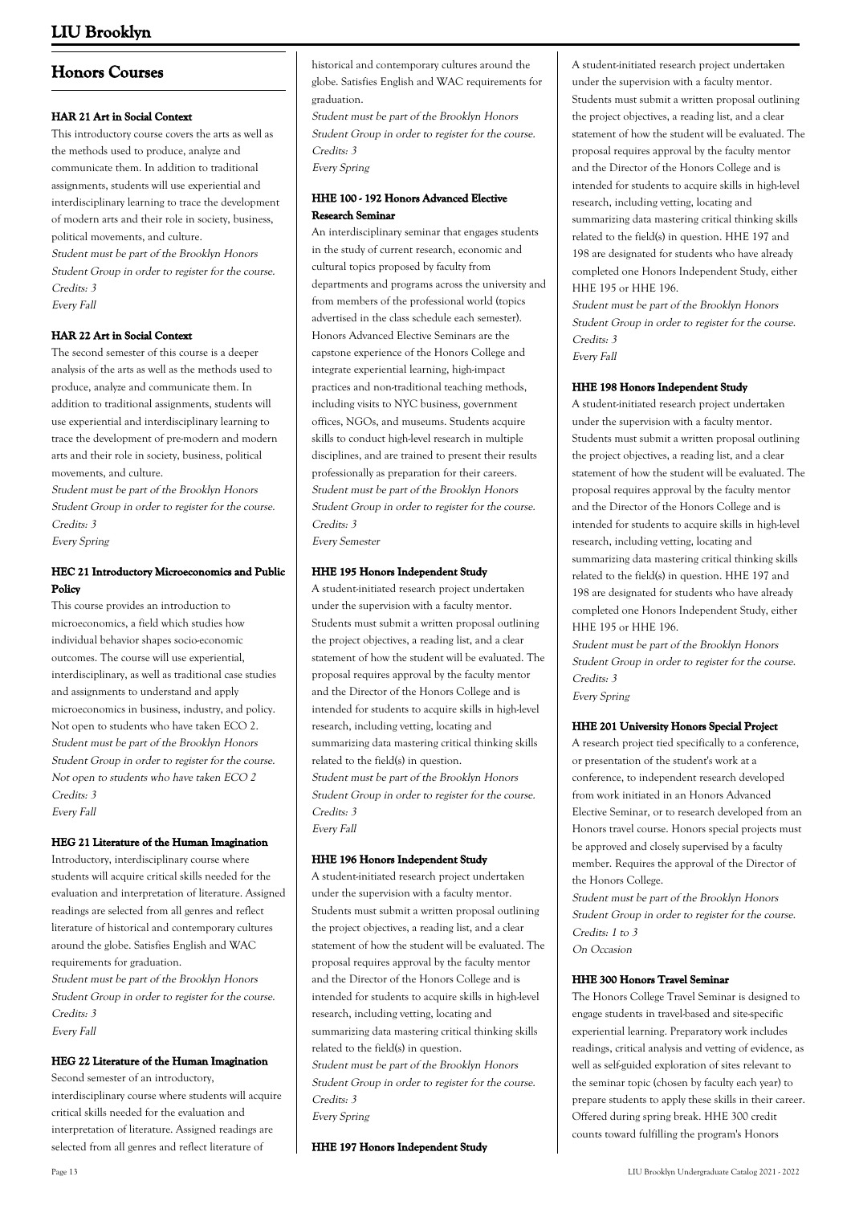## Honors Courses

### HAR 21 Art in Social Context

This introductory course covers the arts as well as the methods used to produce, analyze and communicate them. In addition to traditional assignments, students will use experiential and interdisciplinary learning to trace the development of modern arts and their role in society, business, political movements, and culture.

*Student must be part of the Brooklyn Honors Student Group in order to register for the course.*
*Credits: 3*
*Every Fall*

### HAR 22 Art in Social Context

The second semester of this course is a deeper analysis of the arts as well as the methods used to produce, analyze and communicate them. In addition to traditional assignments, students will use experiential and interdisciplinary learning to trace the development of pre-modern and modern arts and their role in society, business, political movements, and culture.

*Student must be part of the Brooklyn Honors Student Group in order to register for the course.*
*Credits: 3*
*Every Spring*

### HEC 21 Introductory Microeconomics and Public Policy

This course provides an introduction to microeconomics, a field which studies how individual behavior shapes socio-economic outcomes. The course will use experiential, interdisciplinary, as well as traditional case studies and assignments to understand and apply microeconomics in business, industry, and policy. Not open to students who have taken ECO 2.

*Student must be part of the Brooklyn Honors Student Group in order to register for the course.*
*Not open to students who have taken ECO 2*
*Credits: 3*
*Every Fall*

### HEG 21 Literature of the Human Imagination

Introductory, interdisciplinary course where students will acquire critical skills needed for the evaluation and interpretation of literature. Assigned readings are selected from all genres and reflect literature of historical and contemporary cultures around the globe. Satisfies English and WAC requirements for graduation.

*Student must be part of the Brooklyn Honors Student Group in order to register for the course.*
*Credits: 3*
*Every Fall*

### HEG 22 Literature of the Human Imagination

Second semester of an introductory, interdisciplinary course where students will acquire critical skills needed for the evaluation and interpretation of literature. Assigned readings are selected from all genres and reflect literature of historical and contemporary cultures around the globe. Satisfies English and WAC requirements for graduation.

*Student must be part of the Brooklyn Honors Student Group in order to register for the course.*
*Credits: 3*
*Every Spring*

### HHE 100 - 192 Honors Advanced Elective Research Seminar

An interdisciplinary seminar that engages students in the study of current research, economic and cultural topics proposed by faculty from departments and programs across the university and from members of the professional world (topics advertised in the class schedule each semester). Honors Advanced Elective Seminars are the capstone experience of the Honors College and integrate experiential learning, high-impact practices and non-traditional teaching methods, including visits to NYC business, government offices, NGOs, and museums. Students acquire skills to conduct high-level research in multiple disciplines, and are trained to present their results professionally as preparation for their careers.

*Student must be part of the Brooklyn Honors Student Group in order to register for the course.*
*Credits: 3*
*Every Semester*

### HHE 195 Honors Independent Study

A student-initiated research project undertaken under the supervision with a faculty mentor. Students must submit a written proposal outlining the project objectives, a reading list, and a clear statement of how the student will be evaluated. The proposal requires approval by the faculty mentor and the Director of the Honors College and is intended for students to acquire skills in high-level research, including vetting, locating and summarizing data mastering critical thinking skills related to the field(s) in question.

*Student must be part of the Brooklyn Honors Student Group in order to register for the course.*
*Credits: 3*
*Every Fall*

### HHE 196 Honors Independent Study

A student-initiated research project undertaken under the supervision with a faculty mentor. Students must submit a written proposal outlining the project objectives, a reading list, and a clear statement of how the student will be evaluated. The proposal requires approval by the faculty mentor and the Director of the Honors College and is intended for students to acquire skills in high-level research, including vetting, locating and summarizing data mastering critical thinking skills related to the field(s) in question.

*Student must be part of the Brooklyn Honors Student Group in order to register for the course.*
*Credits: 3*
*Every Spring*

### HHE 197 Honors Independent Study

A student-initiated research project undertaken under the supervision with a faculty mentor. Students must submit a written proposal outlining the project objectives, a reading list, and a clear statement of how the student will be evaluated. The proposal requires approval by the faculty mentor and the Director of the Honors College and is intended for students to acquire skills in high-level research, including vetting, locating and summarizing data mastering critical thinking skills related to the field(s) in question. HHE 197 and 198 are designated for students who have already completed one Honors Independent Study, either HHE 195 or HHE 196.

*Student must be part of the Brooklyn Honors Student Group in order to register for the course.*
*Credits: 3*
*Every Fall*

### HHE 198 Honors Independent Study

A student-initiated research project undertaken under the supervision with a faculty mentor. Students must submit a written proposal outlining the project objectives, a reading list, and a clear statement of how the student will be evaluated. The proposal requires approval by the faculty mentor and the Director of the Honors College and is intended for students to acquire skills in high-level research, including vetting, locating and summarizing data mastering critical thinking skills related to the field(s) in question. HHE 197 and 198 are designated for students who have already completed one Honors Independent Study, either HHE 195 or HHE 196.

*Student must be part of the Brooklyn Honors Student Group in order to register for the course.*
*Credits: 3*
*Every Spring*

### HHE 201 University Honors Special Project

A research project tied specifically to a conference, or presentation of the student's work at a conference, to independent research developed from work initiated in an Honors Advanced Elective Seminar, or to research developed from an Honors travel course. Honors special projects must be approved and closely supervised by a faculty member. Requires the approval of the Director of the Honors College.

*Student must be part of the Brooklyn Honors Student Group in order to register for the course.*
*Credits: 1 to 3*
*On Occasion*

### HHE 300 Honors Travel Seminar

The Honors College Travel Seminar is designed to engage students in travel-based and site-specific experiential learning. Preparatory work includes readings, critical analysis and vetting of evidence, as well as self-guided exploration of sites relevant to the seminar topic (chosen by faculty each year) to prepare students to apply these skills in their career. Offered during spring break. HHE 300 credit counts toward fulfilling the program's Honors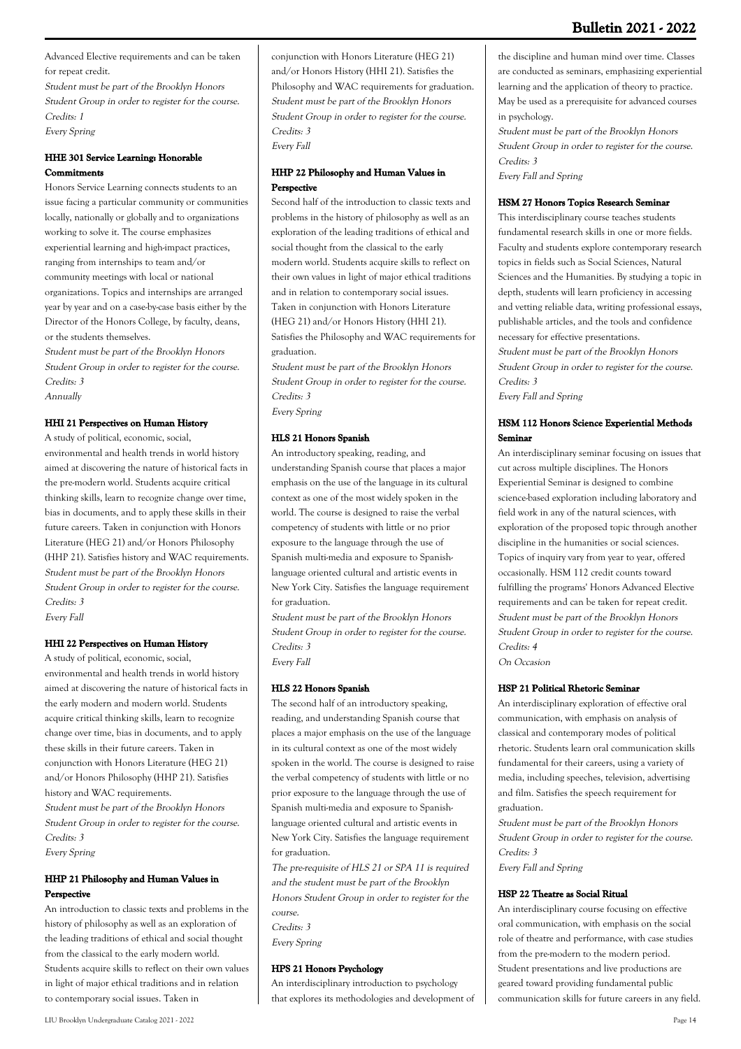Advanced Elective requirements and can be taken for repeat credit.

*Student must be part of the Brooklyn Honors Student Group in order to register for the course.*
*Credits: 1*
*Every Spring*

### HHE 301 Service Learning: Honorable Commitments

Honors Service Learning connects students to an issue facing a particular community or communities locally, nationally or globally and to organizations working to solve it. The course emphasizes experiential learning and high-impact practices, ranging from internships to team and/or community meetings with local or national organizations. Topics and internships are arranged year by year and on a case-by-case basis either by the Director of the Honors College, by faculty, deans, or the students themselves.

*Student must be part of the Brooklyn Honors Student Group in order to register for the course.*
*Credits: 3*
*Annually*

### HHI 21 Perspectives on Human History

A study of political, economic, social, environmental and health trends in world history aimed at discovering the nature of historical facts in the pre-modern world. Students acquire critical thinking skills, learn to recognize change over time, bias in documents, and to apply these skills in their future careers. Taken in conjunction with Honors Literature (HEG 21) and/or Honors Philosophy (HHP 21). Satisfies history and WAC requirements.

*Student must be part of the Brooklyn Honors Student Group in order to register for the course.*
*Credits: 3*
*Every Fall*

### HHI 22 Perspectives on Human History

A study of political, economic, social, environmental and health trends in world history aimed at discovering the nature of historical facts in the early modern and modern world. Students acquire critical thinking skills, learn to recognize change over time, bias in documents, and to apply these skills in their future careers. Taken in conjunction with Honors Literature (HEG 21) and/or Honors Philosophy (HHP 21). Satisfies history and WAC requirements.

*Student must be part of the Brooklyn Honors Student Group in order to register for the course.*
*Credits: 3*
*Every Spring*

### HHP 21 Philosophy and Human Values in Perspective

An introduction to classic texts and problems in the history of philosophy as well as an exploration of the leading traditions of ethical and social thought from the classical to the early modern world. Students acquire skills to reflect on their own values in light of major ethical traditions and in relation to contemporary social issues. Taken in conjunction with Honors Literature (HEG 21) and/or Honors History (HHI 21). Satisfies the Philosophy and WAC requirements for graduation.

*Student must be part of the Brooklyn Honors Student Group in order to register for the course.*
*Credits: 3*
*Every Fall*

### HHP 22 Philosophy and Human Values in Perspective

Second half of the introduction to classic texts and problems in the history of philosophy as well as an exploration of the leading traditions of ethical and social thought from the classical to the early modern world. Students acquire skills to reflect on their own values in light of major ethical traditions and in relation to contemporary social issues. Taken in conjunction with Honors Literature (HEG 21) and/or Honors History (HHI 21). Satisfies the Philosophy and WAC requirements for graduation.

*Student must be part of the Brooklyn Honors Student Group in order to register for the course.*
*Credits: 3*
*Every Spring*

### HLS 21 Honors Spanish

An introductory speaking, reading, and understanding Spanish course that places a major emphasis on the use of the language in its cultural context as one of the most widely spoken in the world. The course is designed to raise the verbal competency of students with little or no prior exposure to the language through the use of Spanish multi-media and exposure to Spanish-language oriented cultural and artistic events in New York City. Satisfies the language requirement for graduation.

*Student must be part of the Brooklyn Honors Student Group in order to register for the course.*
*Credits: 3*
*Every Fall*

### HLS 22 Honors Spanish

The second half of an introductory speaking, reading, and understanding Spanish course that places a major emphasis on the use of the language in its cultural context as one of the most widely spoken in the world. The course is designed to raise the verbal competency of students with little or no prior exposure to the language through the use of Spanish multi-media and exposure to Spanish-language oriented cultural and artistic events in New York City. Satisfies the language requirement for graduation.

*The pre-requisite of HLS 21 or SPA 11 is required and the student must be part of the Brooklyn Honors Student Group in order to register for the course.*
*Credits: 3*
*Every Spring*

### HPS 21 Honors Psychology

An interdisciplinary introduction to psychology that explores its methodologies and development of the discipline and human mind over time. Classes are conducted as seminars, emphasizing experiential learning and the application of theory to practice. May be used as a prerequisite for advanced courses in psychology.

*Student must be part of the Brooklyn Honors Student Group in order to register for the course.*
*Credits: 3*
*Every Fall and Spring*

### HSM 27 Honors Topics Research Seminar

This interdisciplinary course teaches students fundamental research skills in one or more fields. Faculty and students explore contemporary research topics in fields such as Social Sciences, Natural Sciences and the Humanities. By studying a topic in depth, students will learn proficiency in accessing and vetting reliable data, writing professional essays, publishable articles, and the tools and confidence necessary for effective presentations.

*Student must be part of the Brooklyn Honors Student Group in order to register for the course.*
*Credits: 3*
*Every Fall and Spring*

### HSM 112 Honors Science Experiential Methods Seminar

An interdisciplinary seminar focusing on issues that cut across multiple disciplines. The Honors Experiential Seminar is designed to combine science-based exploration including laboratory and field work in any of the natural sciences, with exploration of the proposed topic through another discipline in the humanities or social sciences. Topics of inquiry vary from year to year, offered occasionally. HSM 112 credit counts toward fulfilling the programs' Honors Advanced Elective requirements and can be taken for repeat credit.

*Student must be part of the Brooklyn Honors Student Group in order to register for the course.*
*Credits: 4*
*On Occasion*

### HSP 21 Political Rhetoric Seminar

An interdisciplinary exploration of effective oral communication, with emphasis on analysis of classical and contemporary modes of political rhetoric. Students learn oral communication skills fundamental for their careers, using a variety of media, including speeches, television, advertising and film. Satisfies the speech requirement for graduation.

*Student must be part of the Brooklyn Honors Student Group in order to register for the course.*
*Credits: 3*
*Every Fall and Spring*

### HSP 22 Theatre as Social Ritual

An interdisciplinary course focusing on effective oral communication, with emphasis on the social role of theatre and performance, with case studies from the pre-modern to the modern period. Student presentations and live productions are geared toward providing fundamental public communication skills for future careers in any field.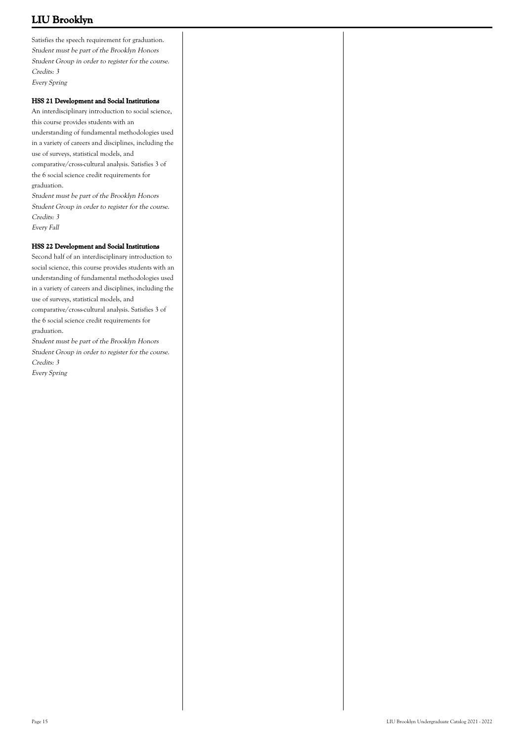Satisfies the speech requirement for graduation.
*Student must be part of the Brooklyn Honors Student Group in order to register for the course.*
*Credits: 3*
*Every Spring*

#### HSS 21 Development and Social Institutions

An interdisciplinary introduction to social science, this course provides students with an understanding of fundamental methodologies used in a variety of careers and disciplines, including the use of surveys, statistical models, and comparative/cross-cultural analysis. Satisfies 3 of the 6 social science credit requirements for graduation.
*Student must be part of the Brooklyn Honors Student Group in order to register for the course.*
*Credits: 3*
*Every Fall*

#### HSS 22 Development and Social Institutions

Second half of an interdisciplinary introduction to social science, this course provides students with an understanding of fundamental methodologies used in a variety of careers and disciplines, including the use of surveys, statistical models, and comparative/cross-cultural analysis. Satisfies 3 of the 6 social science credit requirements for graduation.
*Student must be part of the Brooklyn Honors Student Group in order to register for the course.*
*Credits: 3*
*Every Spring*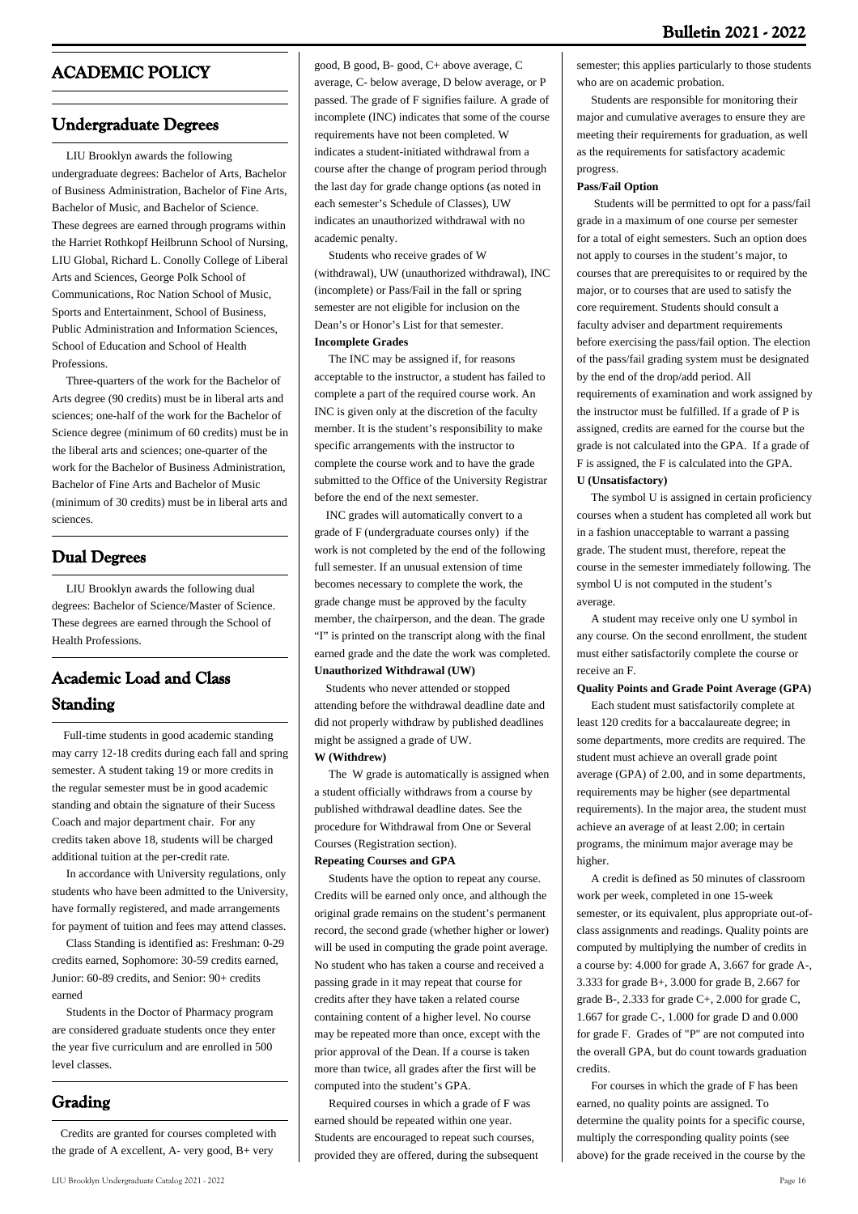# ACADEMIC POLICY

## Undergraduate Degrees

LIU Brooklyn awards the following undergraduate degrees: Bachelor of Arts, Bachelor of Business Administration, Bachelor of Fine Arts, Bachelor of Music, and Bachelor of Science. These degrees are earned through programs within the Harriet Rothkopf Heilbrunn School of Nursing, LIU Global, Richard L. Conolly College of Liberal Arts and Sciences, George Polk School of Communications, Roc Nation School of Music, Sports and Entertainment, School of Business, Public Administration and Information Sciences, School of Education and School of Health Professions.

Three-quarters of the work for the Bachelor of Arts degree (90 credits) must be in liberal arts and sciences; one-half of the work for the Bachelor of Science degree (minimum of 60 credits) must be in the liberal arts and sciences; one-quarter of the work for the Bachelor of Business Administration, Bachelor of Fine Arts and Bachelor of Music (minimum of 30 credits) must be in liberal arts and sciences.

## Dual Degrees

LIU Brooklyn awards the following dual degrees: Bachelor of Science/Master of Science. These degrees are earned through the School of Health Professions.

## Academic Load and Class Standing

Full-time students in good academic standing may carry 12-18 credits during each fall and spring semester. A student taking 19 or more credits in the regular semester must be in good academic standing and obtain the signature of their Sucess Coach and major department chair. For any credits taken above 18, students will be charged additional tuition at the per-credit rate.

In accordance with University regulations, only students who have been admitted to the University, have formally registered, and made arrangements for payment of tuition and fees may attend classes.

Class Standing is identified as: Freshman: 0-29 credits earned, Sophomore: 30-59 credits earned, Junior: 60-89 credits, and Senior: 90+ credits earned

Students in the Doctor of Pharmacy program are considered graduate students once they enter the year five curriculum and are enrolled in 500 level classes.

## Grading

Credits are granted for courses completed with the grade of A excellent, A- very good, B+ very good, B good, B- good, C+ above average, C average, C- below average, D below average, or P passed. The grade of F signifies failure. A grade of incomplete (INC) indicates that some of the course requirements have not been completed. W indicates a student-initiated withdrawal from a course after the change of program period through the last day for grade change options (as noted in each semester's Schedule of Classes), UW indicates an unauthorized withdrawal with no academic penalty.

Students who receive grades of W (withdrawal), UW (unauthorized withdrawal), INC (incomplete) or Pass/Fail in the fall or spring semester are not eligible for inclusion on the Dean's or Honor's List for that semester.

**Incomplete Grades**

The INC may be assigned if, for reasons acceptable to the instructor, a student has failed to complete a part of the required course work. An INC is given only at the discretion of the faculty member. It is the student's responsibility to make specific arrangements with the instructor to complete the course work and to have the grade submitted to the Office of the University Registrar before the end of the next semester.

INC grades will automatically convert to a grade of F (undergraduate courses only) if the work is not completed by the end of the following full semester. If an unusual extension of time becomes necessary to complete the work, the grade change must be approved by the faculty member, the chairperson, and the dean. The grade "I" is printed on the transcript along with the final earned grade and the date the work was completed.

**Unauthorized Withdrawal (UW)**

Students who never attended or stopped attending before the withdrawal deadline date and did not properly withdraw by published deadlines might be assigned a grade of UW.

**W (Withdrew)**

The W grade is automatically is assigned when a student officially withdraws from a course by published withdrawal deadline dates. See the procedure for Withdrawal from One or Several Courses (Registration section).

**Repeating Courses and GPA**

Students have the option to repeat any course. Credits will be earned only once, and although the original grade remains on the student's permanent record, the second grade (whether higher or lower) will be used in computing the grade point average. No student who has taken a course and received a passing grade in it may repeat that course for credits after they have taken a related course containing content of a higher level. No course may be repeated more than once, except with the prior approval of the Dean. If a course is taken more than twice, all grades after the first will be computed into the student's GPA.

Required courses in which a grade of F was earned should be repeated within one year. Students are encouraged to repeat such courses, provided they are offered, during the subsequent semester; this applies particularly to those students who are on academic probation.

Students are responsible for monitoring their major and cumulative averages to ensure they are meeting their requirements for graduation, as well as the requirements for satisfactory academic progress.

**Pass/Fail Option**

Students will be permitted to opt for a pass/fail grade in a maximum of one course per semester for a total of eight semesters. Such an option does not apply to courses in the student's major, to courses that are prerequisites to or required by the major, or to courses that are used to satisfy the core requirement. Students should consult a faculty adviser and department requirements before exercising the pass/fail option. The election of the pass/fail grading system must be designated by the end of the drop/add period. All requirements of examination and work assigned by the instructor must be fulfilled. If a grade of P is assigned, credits are earned for the course but the grade is not calculated into the GPA. If a grade of F is assigned, the F is calculated into the GPA.

**U (Unsatisfactory)**

The symbol U is assigned in certain proficiency courses when a student has completed all work but in a fashion unacceptable to warrant a passing grade. The student must, therefore, repeat the course in the semester immediately following. The symbol U is not computed in the student's average.

A student may receive only one U symbol in any course. On the second enrollment, the student must either satisfactorily complete the course or receive an F.

**Quality Points and Grade Point Average (GPA)**

Each student must satisfactorily complete at least 120 credits for a baccalaureate degree; in some departments, more credits are required. The student must achieve an overall grade point average (GPA) of 2.00, and in some departments, requirements may be higher (see departmental requirements). In the major area, the student must achieve an average of at least 2.00; in certain programs, the minimum major average may be higher.

A credit is defined as 50 minutes of classroom work per week, completed in one 15-week semester, or its equivalent, plus appropriate out-of-class assignments and readings. Quality points are computed by multiplying the number of credits in a course by: 4.000 for grade A, 3.667 for grade A-, 3.333 for grade B+, 3.000 for grade B, 2.667 for grade B-, 2.333 for grade C+, 2.000 for grade C, 1.667 for grade C-, 1.000 for grade D and 0.000 for grade F. Grades of "P" are not computed into the overall GPA, but do count towards graduation credits.

For courses in which the grade of F has been earned, no quality points are assigned. To determine the quality points for a specific course, multiply the corresponding quality points (see above) for the grade received in the course by the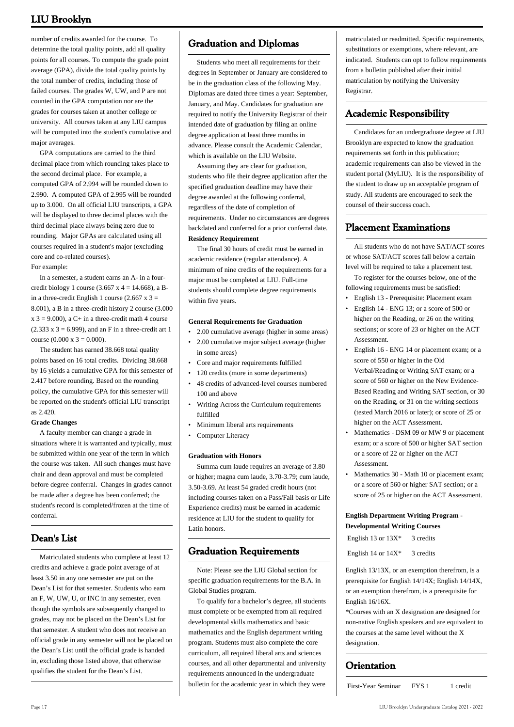number of credits awarded for the course. To determine the total quality points, add all quality points for all courses. To compute the grade point average (GPA), divide the total quality points by the total number of credits, including those of failed courses. The grades W, UW, and P are not counted in the GPA computation nor are the grades for courses taken at another college or university. All courses taken at any LIU campus will be computed into the student's cumulative and major averages.

GPA computations are carried to the third decimal place from which rounding takes place to the second decimal place. For example, a computed GPA of 2.994 will be rounded down to 2.990. A computed GPA of 2.995 will be rounded up to 3.000. On all official LIU transcripts, a GPA will be displayed to three decimal places with the third decimal place always being zero due to rounding. Major GPAs are calculated using all courses required in a student's major (excluding core and co-related courses).

For example:

In a semester, a student earns an A- in a four-credit biology 1 course (3.667 x 4 = 14.668), a B- in a three-credit English 1 course (2.667 x 3 = 8.001), a B in a three-credit history 2 course (3.000 x 3 = 9.000), a C+ in a three-credit math 4 course (2.333 x 3 = 6.999), and an F in a three-credit art 1 course (0.000 x 3 = 0.000).

The student has earned 38.668 total quality points based on 16 total credits. Dividing 38.668 by 16 yields a cumulative GPA for this semester of 2.417 before rounding. Based on the rounding policy, the cumulative GPA for this semester will be reported on the student's official LIU transcript as 2.420.

**Grade Changes**

A faculty member can change a grade in situations where it is warranted and typically, must be submitted within one year of the term in which the course was taken. All such changes must have chair and dean approval and must be completed before degree conferral. Changes in grades cannot be made after a degree has been conferred; the student's record is completed/frozen at the time of conferral.

## Dean's List

Matriculated students who complete at least 12 credits and achieve a grade point average of at least 3.50 in any one semester are put on the Dean's List for that semester. Students who earn an F, W, UW, U, or INC in any semester, even though the symbols are subsequently changed to grades, may not be placed on the Dean's List for that semester. A student who does not receive an official grade in any semester will not be placed on the Dean's List until the official grade is handed in, excluding those listed above, that otherwise qualifies the student for the Dean's List.

## Graduation and Diplomas

Students who meet all requirements for their degrees in September or January are considered to be in the graduation class of the following May. Diplomas are dated three times a year: September, January, and May. Candidates for graduation are required to notify the University Registrar of their intended date of graduation by filing an online degree application at least three months in advance. Please consult the Academic Calendar, which is available on the LIU Website.

Assuming they are clear for graduation, students who file their degree application after the specified graduation deadline may have their degree awarded at the following conferral, regardless of the date of completion of requirements. Under no circumstances are degrees backdated and conferred for a prior conferral date.

**Residency Requirement**

The final 30 hours of credit must be earned in academic residence (regular attendance). A minimum of nine credits of the requirements for a major must be completed at LIU. Full-time students should complete degree requirements within five years.

**General Requirements for Graduation**

- 2.00 cumulative average (higher in some areas)
- 2.00 cumulative major subject average (higher in some areas)
- Core and major requirements fulfilled
- 120 credits (more in some departments)
- 48 credits of advanced-level courses numbered 100 and above
- Writing Across the Curriculum requirements fulfilled
- Minimum liberal arts requirements
- Computer Literacy

**Graduation with Honors**

Summa cum laude requires an average of 3.80 or higher; magna cum laude, 3.70-3.79; cum laude, 3.50-3.69. At least 54 graded credit hours (not including courses taken on a Pass/Fail basis or Life Experience credits) must be earned in academic residence at LIU for the student to qualify for Latin honors.

## Graduation Requirements

Note: Please see the LIU Global section for specific graduation requirements for the B.A. in Global Studies program.

To qualify for a bachelor's degree, all students must complete or be exempted from all required developmental skills mathematics and basic mathematics and the English department writing program. Students must also complete the core curriculum, all required liberal arts and sciences courses, and all other departmental and university requirements announced in the undergraduate bulletin for the academic year in which they were matriculated or readmitted. Specific requirements, substitutions or exemptions, where relevant, are indicated. Students can opt to follow requirements from a bulletin published after their initial matriculation by notifying the University Registrar.

## Academic Responsibility

Candidates for an undergraduate degree at LIU Brooklyn are expected to know the graduation requirements set forth in this publication; academic requirements can also be viewed in the student portal (MyLIU). It is the responsibility of the student to draw up an acceptable program of study. All students are encouraged to seek the counsel of their success coach.

## Placement Examinations

All students who do not have SAT/ACT scores or whose SAT/ACT scores fall below a certain level will be required to take a placement test.

To register for the courses below, one of the following requirements must be satisfied:

- English 13 - Prerequisite: Placement exam
- English 14 - ENG 13; or a score of 500 or higher on the Reading, or 26 on the writing sections; or score of 23 or higher on the ACT Assessment.
- English 16 - ENG 14 or placement exam; or a score of 550 or higher in the Old Verbal/Reading or Writing SAT exam; or a score of 560 or higher on the New Evidence-Based Reading and Writing SAT section, or 30 on the Reading, or 31 on the writing sections (tested March 2016 or later); or score of 25 or higher on the ACT Assessment.
- Mathematics - DSM 09 or MW 9 or placement exam; or a score of 500 or higher SAT section or a score of 22 or higher on the ACT Assessment.
- Mathematics 30 - Math 10 or placement exam; or a score of 560 or higher SAT section; or a score of 25 or higher on the ACT Assessment.

**English Department Writing Program - Developmental Writing Courses**

| | |
|---|---|
| English 13 or 13X* | 3 credits |
| English 14 or 14X* | 3 credits |

English 13/13X, or an exemption therefrom, is a prerequisite for English 14/14X; English 14/14X, or an exemption therefrom, is a prerequisite for English 16/16X.

*Courses with an X designation are designed for non-native English speakers and are equivalent to the courses at the same level without the X designation.

## Orientation

| | | |
|---|---|---|
| First-Year Seminar | FYS 1 | 1 credit |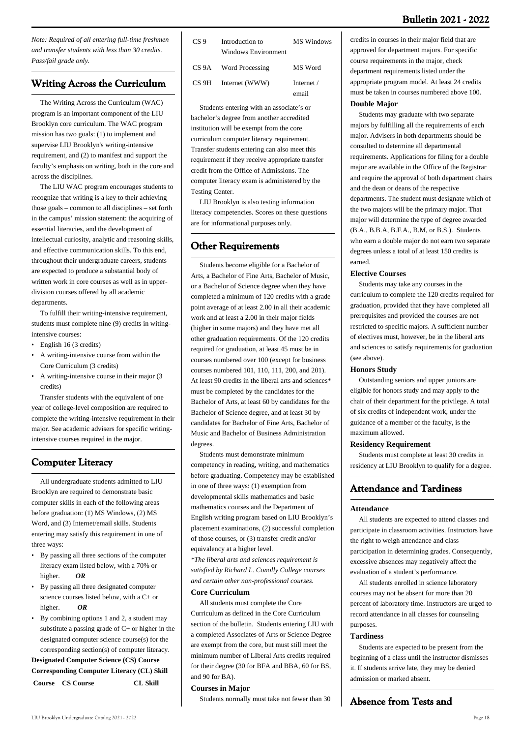*Note: Required of all entering full-time freshmen and transfer students with less than 30 credits. Pass/fail grade only.*

## Writing Across the Curriculum

The Writing Across the Curriculum (WAC) program is an important component of the LIU Brooklyn core curriculum. The WAC program mission has two goals: (1) to implement and supervise LIU Brooklyn's writing-intensive requirement, and (2) to manifest and support the faculty's emphasis on writing, both in the core and across the disciplines.

The LIU WAC program encourages students to recognize that writing is a key to their achieving those goals – common to all disciplines – set forth in the campus' mission statement: the acquiring of essential literacies, and the development of intellectual curiosity, analytic and reasoning skills, and effective communication skills. To this end, throughout their undergraduate careers, students are expected to produce a substantial body of written work in core courses as well as in upper-division courses offered by all academic departments.

To fulfill their writing-intensive requirement, students must complete nine (9) credits in witing-intensive courses:

- English 16 (3 credits)
- A writing-intensive course from within the Core Curriculum (3 credits)
- A writing-intensive course in their major (3 credits)

Transfer students with the equivalent of one year of college-level composition are required to complete the writing-intensive requirement in their major. See academic advisers for specific writing-intensive courses required in the major.

## Computer Literacy

All undergraduate students admitted to LIU Brooklyn are required to demonstrate basic computer skills in each of the following areas before graduation: (1) MS Windows, (2) MS Word, and (3) Internet/email skills. Students entering may satisfy this requirement in one of three ways:

- By passing all three sections of the computer literacy exam listed below, with a 70% or higher. ***OR***
- By passing all three designated computer science courses listed below, with a C+ or higher. ***OR***
- By combining options 1 and 2, a student may substitute a passing grade of C+ or higher in the designated computer science course(s) for the corresponding section(s) of computer literacy.

**Designated Computer Science (CS) Course Corresponding Computer Literacy (CL) Skill**

| Course | CS Course | CL Skill |
|---|---|---|
| CS 9 | Introduction to Windows Environment | MS Windows |
| CS 9A | Word Processing | MS Word |
| CS 9H | Internet (WWW) | Internet / email |

Students entering with an associate's or bachelor's degree from another accredited institution will be exempt from the core curriculum computer literacy requirement. Transfer students entering can also meet this requirement if they receive appropriate transfer credit from the Office of Admissions. The computer literacy exam is administered by the Testing Center.

LIU Brooklyn is also testing information literacy competencies. Scores on these questions are for informational purposes only.

## Other Requirements

Students become eligible for a Bachelor of Arts, a Bachelor of Fine Arts, Bachelor of Music, or a Bachelor of Science degree when they have completed a minimum of 120 credits with a grade point average of at least 2.00 in all their academic work and at least a 2.00 in their major fields (higher in some majors) and they have met all other graduation requirements. Of the 120 credits required for graduation, at least 45 must be in courses numbered over 100 (except for business courses numbered 101, 110, 111, 200, and 201). At least 90 credits in the liberal arts and sciences* must be completed by the candidates for the Bachelor of Arts, at least 60 by candidates for the Bachelor of Science degree, and at least 30 by candidates for Bachelor of Fine Arts, Bachelor of Music and Bachelor of Business Administration degrees.

Students must demonstrate minimum competency in reading, writing, and mathematics before graduating. Competency may be established in one of three ways: (1) exemption from developmental skills mathematics and basic mathematics courses and the Department of English writing program based on LIU Brooklyn's placement examinations, (2) successful completion of those courses, or (3) transfer credit and/or equivalency at a higher level.

*\*The liberal arts and sciences requirement is satisfied by Richard L. Conolly College courses and certain other non-professional courses.*

### Core Curriculum

All students must complete the Core Curriculum as defined in the Core Curriculum section of the bulletin. Students entering LIU with a completed Associates of Arts or Science Degree are exempt from the core, but must still meet the minimum number of LIberal Arts credits required for their degree (30 for BFA and BBA, 60 for BS, and 90 for BA).

### Courses in Major

Students normally must take not fewer than 30 credits in courses in their major field that are approved for department majors. For specific course requirements in the major, check department requirements listed under the appropriate program model. At least 24 credits must be taken in courses numbered above 100.

### Double Major

Students may graduate with two separate majors by fulfilling all the requirements of each major. Advisers in both departments should be consulted to determine all departmental requirements. Applications for filing for a double major are available in the Office of the Registrar and require the approval of both department chairs and the dean or deans of the respective departments. The student must designate which of the two majors will be the primary major. That major will determine the type of degree awarded (B.A., B.B.A, B.F.A., B.M, or B.S.). Students who earn a double major do not earn two separate degrees unless a total of at least 150 credits is earned.

### Elective Courses

Students may take any courses in the curriculum to complete the 120 credits required for graduation, provided that they have completed all prerequisites and provided the courses are not restricted to specific majors. A sufficient number of electives must, however, be in the liberal arts and sciences to satisfy requirements for graduation (see above).

### Honors Study

Outstanding seniors and upper juniors are eligible for honors study and may apply to the chair of their department for the privilege. A total of six credits of independent work, under the guidance of a member of the faculty, is the maximum allowed.

### Residency Requirement

Students must complete at least 30 credits in residency at LIU Brooklyn to qualify for a degree.

## Attendance and Tardiness

### Attendance

All students are expected to attend classes and participate in classroom activities. Instructors have the right to weigh attendance and class participation in determining grades. Consequently, excessive absences may negatively affect the evaluation of a student's performance.

All students enrolled in science laboratory courses may not be absent for more than 20 percent of laboratory time. Instructors are urged to record attendance in all classes for counseling purposes.

### Tardiness

Students are expected to be present from the beginning of a class until the instructor dismisses it. If students arrive late, they may be denied admission or marked absent.

## Absence from Tests and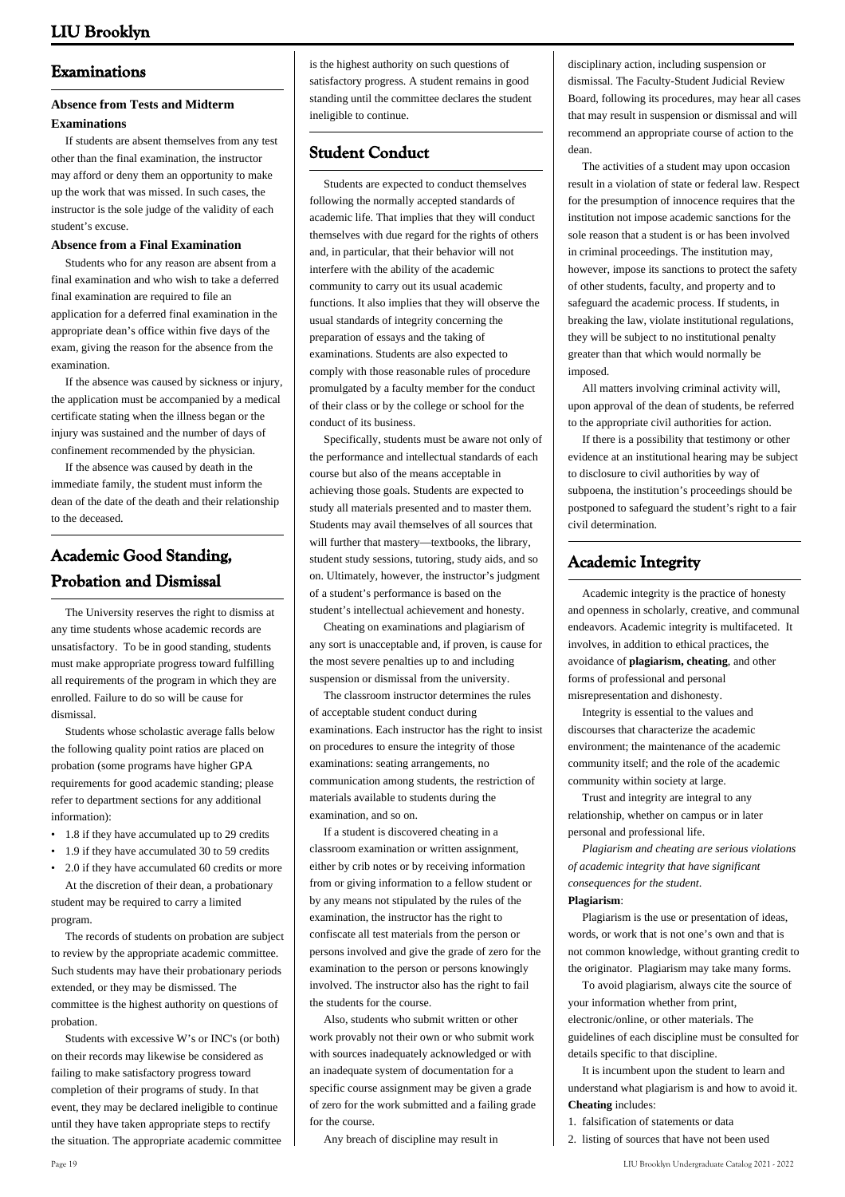## Examinations

### Absence from Tests and Midterm Examinations

If students are absent themselves from any test other than the final examination, the instructor may afford or deny them an opportunity to make up the work that was missed. In such cases, the instructor is the sole judge of the validity of each student's excuse.

### Absence from a Final Examination

Students who for any reason are absent from a final examination and who wish to take a deferred final examination are required to file an application for a deferred final examination in the appropriate dean's office within five days of the exam, giving the reason for the absence from the examination.

If the absence was caused by sickness or injury, the application must be accompanied by a medical certificate stating when the illness began or the injury was sustained and the number of days of confinement recommended by the physician.

If the absence was caused by death in the immediate family, the student must inform the dean of the date of the death and their relationship to the deceased.

## Academic Good Standing, Probation and Dismissal

The University reserves the right to dismiss at any time students whose academic records are unsatisfactory. To be in good standing, students must make appropriate progress toward fulfilling all requirements of the program in which they are enrolled. Failure to do so will be cause for dismissal.

Students whose scholastic average falls below the following quality point ratios are placed on probation (some programs have higher GPA requirements for good academic standing; please refer to department sections for any additional information):

- 1.8 if they have accumulated up to 29 credits
- 1.9 if they have accumulated 30 to 59 credits
- 2.0 if they have accumulated 60 credits or more

At the discretion of their dean, a probationary student may be required to carry a limited program.

The records of students on probation are subject to review by the appropriate academic committee. Such students may have their probationary periods extended, or they may be dismissed. The committee is the highest authority on questions of probation.

Students with excessive W's or INC's (or both) on their records may likewise be considered as failing to make satisfactory progress toward completion of their programs of study. In that event, they may be declared ineligible to continue until they have taken appropriate steps to rectify the situation. The appropriate academic committee is the highest authority on such questions of satisfactory progress. A student remains in good standing until the committee declares the student ineligible to continue.

## Student Conduct

Students are expected to conduct themselves following the normally accepted standards of academic life. That implies that they will conduct themselves with due regard for the rights of others and, in particular, that their behavior will not interfere with the ability of the academic community to carry out its usual academic functions. It also implies that they will observe the usual standards of integrity concerning the preparation of essays and the taking of examinations. Students are also expected to comply with those reasonable rules of procedure promulgated by a faculty member for the conduct of their class or by the college or school for the conduct of its business.

Specifically, students must be aware not only of the performance and intellectual standards of each course but also of the means acceptable in achieving those goals. Students are expected to study all materials presented and to master them. Students may avail themselves of all sources that will further that mastery—textbooks, the library, student study sessions, tutoring, study aids, and so on. Ultimately, however, the instructor's judgment of a student's performance is based on the student's intellectual achievement and honesty.

Cheating on examinations and plagiarism of any sort is unacceptable and, if proven, is cause for the most severe penalties up to and including suspension or dismissal from the university.

The classroom instructor determines the rules of acceptable student conduct during examinations. Each instructor has the right to insist on procedures to ensure the integrity of those examinations: seating arrangements, no communication among students, the restriction of materials available to students during the examination, and so on.

If a student is discovered cheating in a classroom examination or written assignment, either by crib notes or by receiving information from or giving information to a fellow student or by any means not stipulated by the rules of the examination, the instructor has the right to confiscate all test materials from the person or persons involved and give the grade of zero for the examination to the person or persons knowingly involved. The instructor also has the right to fail the students for the course.

Also, students who submit written or other work provably not their own or who submit work with sources inadequately acknowledged or with an inadequate system of documentation for a specific course assignment may be given a grade of zero for the work submitted and a failing grade for the course.

Any breach of discipline may result in disciplinary action, including suspension or dismissal. The Faculty-Student Judicial Review Board, following its procedures, may hear all cases that may result in suspension or dismissal and will recommend an appropriate course of action to the dean.

The activities of a student may upon occasion result in a violation of state or federal law. Respect for the presumption of innocence requires that the institution not impose academic sanctions for the sole reason that a student is or has been involved in criminal proceedings. The institution may, however, impose its sanctions to protect the safety of other students, faculty, and property and to safeguard the academic process. If students, in breaking the law, violate institutional regulations, they will be subject to no institutional penalty greater than that which would normally be imposed.

All matters involving criminal activity will, upon approval of the dean of students, be referred to the appropriate civil authorities for action.

If there is a possibility that testimony or other evidence at an institutional hearing may be subject to disclosure to civil authorities by way of subpoena, the institution's proceedings should be postponed to safeguard the student's right to a fair civil determination.

## Academic Integrity

Academic integrity is the practice of honesty and openness in scholarly, creative, and communal endeavors. Academic integrity is multifaceted. It involves, in addition to ethical practices, the avoidance of **plagiarism, cheating**, and other forms of professional and personal misrepresentation and dishonesty.

Integrity is essential to the values and discourses that characterize the academic environment; the maintenance of the academic community itself; and the role of the academic community within society at large.

Trust and integrity are integral to any relationship, whether on campus or in later personal and professional life.

*Plagiarism and cheating are serious violations of academic integrity that have significant consequences for the student.*

**Plagiarism**:

Plagiarism is the use or presentation of ideas, words, or work that is not one's own and that is not common knowledge, without granting credit to the originator. Plagiarism may take many forms.

To avoid plagiarism, always cite the source of your information whether from print, electronic/online, or other materials. The guidelines of each discipline must be consulted for details specific to that discipline.

It is incumbent upon the student to learn and understand what plagiarism is and how to avoid it.

**Cheating** includes:

1. falsification of statements or data
2. listing of sources that have not been used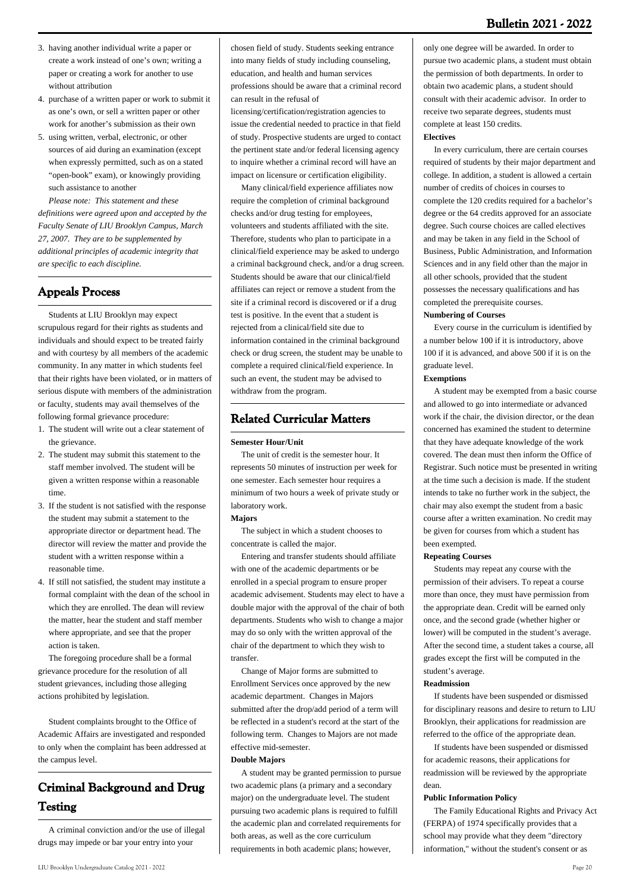3. having another individual write a paper or create a work instead of one's own; writing a paper or creating a work for another to use without attribution
4. purchase of a written paper or work to submit it as one's own, or sell a written paper or other work for another's submission as their own
5. using written, verbal, electronic, or other sources of aid during an examination (except when expressly permitted, such as on a stated "open-book" exam), or knowingly providing such assistance to another

*Please note: This statement and these definitions were agreed upon and accepted by the Faculty Senate of LIU Brooklyn Campus, March 27, 2007. They are to be supplemented by additional principles of academic integrity that are specific to each discipline.*

## Appeals Process

Students at LIU Brooklyn may expect scrupulous regard for their rights as students and individuals and should expect to be treated fairly and with courtesy by all members of the academic community. In any matter in which students feel that their rights have been violated, or in matters of serious dispute with members of the administration or faculty, students may avail themselves of the following formal grievance procedure:

1. The student will write out a clear statement of the grievance.
2. The student may submit this statement to the staff member involved. The student will be given a written response within a reasonable time.
3. If the student is not satisfied with the response the student may submit a statement to the appropriate director or department head. The director will review the matter and provide the student with a written response within a reasonable time.
4. If still not satisfied, the student may institute a formal complaint with the dean of the school in which they are enrolled. The dean will review the matter, hear the student and staff member where appropriate, and see that the proper action is taken.

The foregoing procedure shall be a formal grievance procedure for the resolution of all student grievances, including those alleging actions prohibited by legislation.

Student complaints brought to the Office of Academic Affairs are investigated and responded to only when the complaint has been addressed at the campus level.

## Criminal Background and Drug Testing

A criminal conviction and/or the use of illegal drugs may impede or bar your entry into your chosen field of study. Students seeking entrance into many fields of study including counseling, education, and health and human services professions should be aware that a criminal record can result in the refusal of licensing/certification/registration agencies to issue the credential needed to practice in that field of study. Prospective students are urged to contact the pertinent state and/or federal licensing agency to inquire whether a criminal record will have an impact on licensure or certification eligibility.

Many clinical/field experience affiliates now require the completion of criminal background checks and/or drug testing for employees, volunteers and students affiliated with the site. Therefore, students who plan to participate in a clinical/field experience may be asked to undergo a criminal background check, and/or a drug screen. Students should be aware that our clinical/field affiliates can reject or remove a student from the site if a criminal record is discovered or if a drug test is positive. In the event that a student is rejected from a clinical/field site due to information contained in the criminal background check or drug screen, the student may be unable to complete a required clinical/field experience. In such an event, the student may be advised to withdraw from the program.

## Related Curricular Matters

**Semester Hour/Unit**

The unit of credit is the semester hour. It represents 50 minutes of instruction per week for one semester. Each semester hour requires a minimum of two hours a week of private study or laboratory work.

**Majors**

The subject in which a student chooses to concentrate is called the major.

Entering and transfer students should affiliate with one of the academic departments or be enrolled in a special program to ensure proper academic advisement. Students may elect to have a double major with the approval of the chair of both departments. Students who wish to change a major may do so only with the written approval of the chair of the department to which they wish to transfer.

Change of Major forms are submitted to Enrollment Services once approved by the new academic department. Changes in Majors submitted after the drop/add period of a term will be reflected in a student's record at the start of the following term. Changes to Majors are not made effective mid-semester.

**Double Majors**

A student may be granted permission to pursue two academic plans (a primary and a secondary major) on the undergraduate level. The student pursuing two academic plans is required to fulfill the academic plan and correlated requirements for both areas, as well as the core curriculum requirements in both academic plans; however, only one degree will be awarded. In order to pursue two academic plans, a student must obtain the permission of both departments. In order to obtain two academic plans, a student should consult with their academic advisor. In order to receive two separate degrees, students must complete at least 150 credits.

**Electives**

In every curriculum, there are certain courses required of students by their major department and college. In addition, a student is allowed a certain number of credits of choices in courses to complete the 120 credits required for a bachelor's degree or the 64 credits approved for an associate degree. Such course choices are called electives and may be taken in any field in the School of Business, Public Administration, and Information Sciences and in any field other than the major in all other schools, provided that the student possesses the necessary qualifications and has completed the prerequisite courses.

**Numbering of Courses**

Every course in the curriculum is identified by a number below 100 if it is introductory, above 100 if it is advanced, and above 500 if it is on the graduate level.

**Exemptions**

A student may be exempted from a basic course and allowed to go into intermediate or advanced work if the chair, the division director, or the dean concerned has examined the student to determine that they have adequate knowledge of the work covered. The dean must then inform the Office of Registrar. Such notice must be presented in writing at the time such a decision is made. If the student intends to take no further work in the subject, the chair may also exempt the student from a basic course after a written examination. No credit may be given for courses from which a student has been exempted.

**Repeating Courses**

Students may repeat any course with the permission of their advisers. To repeat a course more than once, they must have permission from the appropriate dean. Credit will be earned only once, and the second grade (whether higher or lower) will be computed in the student's average. After the second time, a student takes a course, all grades except the first will be computed in the student's average.

**Readmission**

If students have been suspended or dismissed for disciplinary reasons and desire to return to LIU Brooklyn, their applications for readmission are referred to the office of the appropriate dean.

If students have been suspended or dismissed for academic reasons, their applications for readmission will be reviewed by the appropriate dean.

**Public Information Policy**

The Family Educational Rights and Privacy Act (FERPA) of 1974 specifically provides that a school may provide what they deem "directory information," without the student's consent or as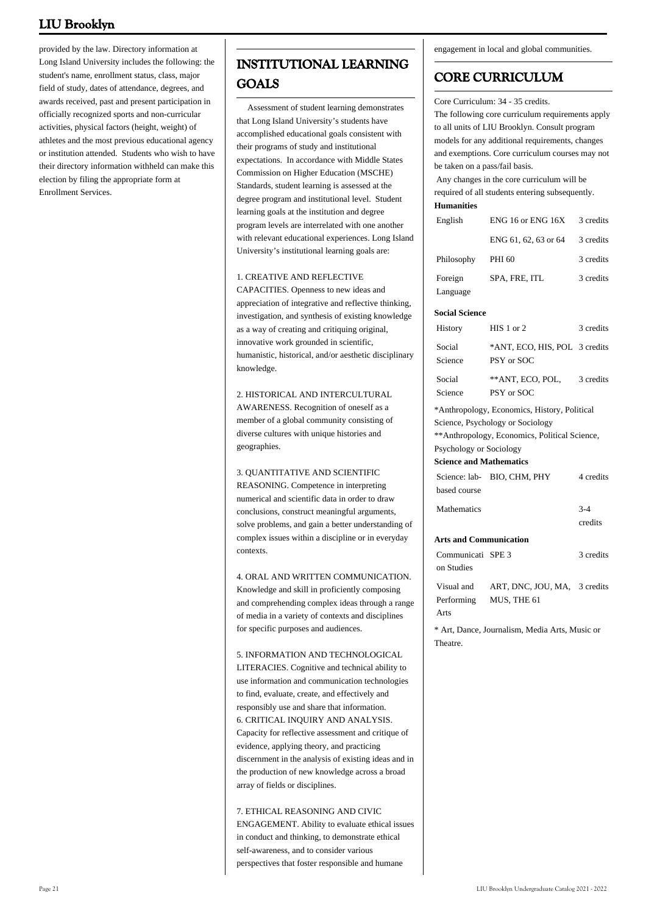provided by the law. Directory information at Long Island University includes the following: the student's name, enrollment status, class, major field of study, dates of attendance, degrees, and awards received, past and present participation in officially recognized sports and non-curricular activities, physical factors (height, weight) of athletes and the most previous educational agency or institution attended. Students who wish to have their directory information withheld can make this election by filing the appropriate form at Enrollment Services.

## INSTITUTIONAL LEARNING GOALS

Assessment of student learning demonstrates that Long Island University's students have accomplished educational goals consistent with their programs of study and institutional expectations. In accordance with Middle States Commission on Higher Education (MSCHE) Standards, student learning is assessed at the degree program and institutional level. Student learning goals at the institution and degree program levels are interrelated with one another with relevant educational experiences. Long Island University's institutional learning goals are:

1. CREATIVE AND REFLECTIVE CAPACITIES. Openness to new ideas and appreciation of integrative and reflective thinking, investigation, and synthesis of existing knowledge as a way of creating and critiquing original, innovative work grounded in scientific, humanistic, historical, and/or aesthetic disciplinary knowledge.

2. HISTORICAL AND INTERCULTURAL AWARENESS. Recognition of oneself as a member of a global community consisting of diverse cultures with unique histories and geographies.

3. QUANTITATIVE AND SCIENTIFIC REASONING. Competence in interpreting numerical and scientific data in order to draw conclusions, construct meaningful arguments, solve problems, and gain a better understanding of complex issues within a discipline or in everyday contexts.

4. ORAL AND WRITTEN COMMUNICATION. Knowledge and skill in proficiently composing and comprehending complex ideas through a range of media in a variety of contexts and disciplines for specific purposes and audiences.

5. INFORMATION AND TECHNOLOGICAL LITERACIES. Cognitive and technical ability to use information and communication technologies to find, evaluate, create, and effectively and responsibly use and share that information.

6. CRITICAL INQUIRY AND ANALYSIS. Capacity for reflective assessment and critique of evidence, applying theory, and practicing discernment in the analysis of existing ideas and in the production of new knowledge across a broad array of fields or disciplines.

7. ETHICAL REASONING AND CIVIC ENGAGEMENT. Ability to evaluate ethical issues in conduct and thinking, to demonstrate ethical self-awareness, and to consider various perspectives that foster responsible and humane engagement in local and global communities.

## CORE CURRICULUM

Core Curriculum: 34 - 35 credits.

The following core curriculum requirements apply to all units of LIU Brooklyn. Consult program models for any additional requirements, changes and exemptions. Core curriculum courses may not be taken on a pass/fail basis.

Any changes in the core curriculum will be required of all students entering subsequently.

**Humanities**

| | | |
|---|---|---|
| English | ENG 16 or ENG 16X | 3 credits |
| | ENG 61, 62, 63 or 64 | 3 credits |
| Philosophy | PHI 60 | 3 credits |
| Foreign Language | SPA, FRE, ITL | 3 credits |

**Social Science**

| | | |
|---|---|---|
| History | HIS 1 or 2 | 3 credits |
| Social Science | *ANT, ECO, HIS, POL PSY or SOC | 3 credits |
| Social Science | **ANT, ECO, POL, PSY or SOC | 3 credits |

*Anthropology, Economics, History, Political Science, Psychology or Sociology

**Anthropology, Economics, Political Science, Psychology or Sociology

**Science and Mathematics**

| | | |
|---|---|---|
| Science: lab-based course | BIO, CHM, PHY | 4 credits |
| Mathematics | | 3-4 credits |

**Arts and Communication**

| | | |
|---|---|---|
| Communication Studies | SPE 3 | 3 credits |
| Visual and Performing Arts | ART, DNC, JOU, MA, MUS, THE 61 | 3 credits |

* Art, Dance, Journalism, Media Arts, Music or Theatre.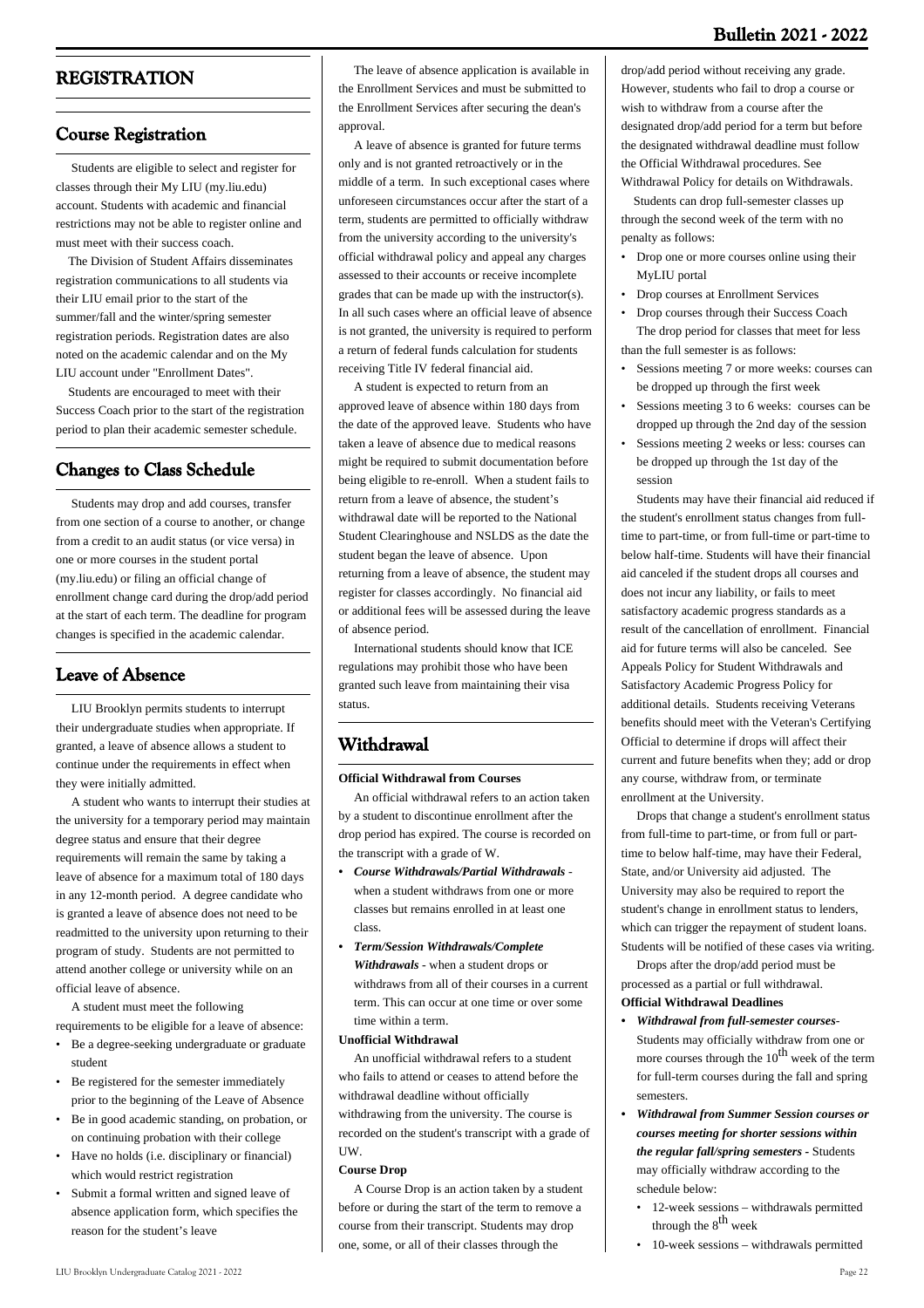# REGISTRATION

## Course Registration

Students are eligible to select and register for classes through their My LIU (my.liu.edu) account. Students with academic and financial restrictions may not be able to register online and must meet with their success coach.

The Division of Student Affairs disseminates registration communications to all students via their LIU email prior to the start of the summer/fall and the winter/spring semester registration periods. Registration dates are also noted on the academic calendar and on the My LIU account under "Enrollment Dates".

Students are encouraged to meet with their Success Coach prior to the start of the registration period to plan their academic semester schedule.

## Changes to Class Schedule

Students may drop and add courses, transfer from one section of a course to another, or change from a credit to an audit status (or vice versa) in one or more courses in the student portal (my.liu.edu) or filing an official change of enrollment change card during the drop/add period at the start of each term. The deadline for program changes is specified in the academic calendar.

## Leave of Absence

LIU Brooklyn permits students to interrupt their undergraduate studies when appropriate. If granted, a leave of absence allows a student to continue under the requirements in effect when they were initially admitted.

A student who wants to interrupt their studies at the university for a temporary period may maintain degree status and ensure that their degree requirements will remain the same by taking a leave of absence for a maximum total of 180 days in any 12-month period. A degree candidate who is granted a leave of absence does not need to be readmitted to the university upon returning to their program of study. Students are not permitted to attend another college or university while on an official leave of absence.

A student must meet the following requirements to be eligible for a leave of absence:

- Be a degree-seeking undergraduate or graduate student
- Be registered for the semester immediately prior to the beginning of the Leave of Absence
- Be in good academic standing, on probation, or on continuing probation with their college
- Have no holds (i.e. disciplinary or financial) which would restrict registration
- Submit a formal written and signed leave of absence application form, which specifies the reason for the student's leave

The leave of absence application is available in the Enrollment Services and must be submitted to the Enrollment Services after securing the dean's approval.

A leave of absence is granted for future terms only and is not granted retroactively or in the middle of a term. In such exceptional cases where unforeseen circumstances occur after the start of a term, students are permitted to officially withdraw from the university according to the university's official withdrawal policy and appeal any charges assessed to their accounts or receive incomplete grades that can be made up with the instructor(s). In all such cases where an official leave of absence is not granted, the university is required to perform a return of federal funds calculation for students receiving Title IV federal financial aid.

A student is expected to return from an approved leave of absence within 180 days from the date of the approved leave. Students who have taken a leave of absence due to medical reasons might be required to submit documentation before being eligible to re-enroll. When a student fails to return from a leave of absence, the student's withdrawal date will be reported to the National Student Clearinghouse and NSLDS as the date the student began the leave of absence. Upon returning from a leave of absence, the student may register for classes accordingly. No financial aid or additional fees will be assessed during the leave of absence period.

International students should know that ICE regulations may prohibit those who have been granted such leave from maintaining their visa status.

## Withdrawal

**Official Withdrawal from Courses**

An official withdrawal refers to an action taken by a student to discontinue enrollment after the drop period has expired. The course is recorded on the transcript with a grade of W.

- ***Course Withdrawals/Partial Withdrawals*** - when a student withdraws from one or more classes but remains enrolled in at least one class.
- ***Term/Session Withdrawals/Complete Withdrawals*** - when a student drops or withdraws from all of their courses in a current term. This can occur at one time or over some time within a term.

**Unofficial Withdrawal**

An unofficial withdrawal refers to a student who fails to attend or ceases to attend before the withdrawal deadline without officially withdrawing from the university. The course is recorded on the student's transcript with a grade of UW.

**Course Drop**

A Course Drop is an action taken by a student before or during the start of the term to remove a course from their transcript. Students may drop one, some, or all of their classes through the drop/add period without receiving any grade. However, students who fail to drop a course or wish to withdraw from a course after the designated drop/add period for a term but before the designated withdrawal deadline must follow the Official Withdrawal procedures. See Withdrawal Policy for details on Withdrawals.

Students can drop full-semester classes up through the second week of the term with no penalty as follows:

- Drop one or more courses online using their MyLIU portal
- Drop courses at Enrollment Services
- Drop courses through their Success Coach

The drop period for classes that meet for less than the full semester is as follows:

- Sessions meeting 7 or more weeks: courses can be dropped up through the first week
- Sessions meeting 3 to 6 weeks: courses can be dropped up through the 2nd day of the session
- Sessions meeting 2 weeks or less: courses can be dropped up through the 1st day of the session

Students may have their financial aid reduced if the student's enrollment status changes from full-time to part-time, or from full-time or part-time to below half-time. Students will have their financial aid canceled if the student drops all courses and does not incur any liability, or fails to meet satisfactory academic progress standards as a result of the cancellation of enrollment. Financial aid for future terms will also be canceled. See Appeals Policy for Student Withdrawals and Satisfactory Academic Progress Policy for additional details. Students receiving Veterans benefits should meet with the Veteran's Certifying Official to determine if drops will affect their current and future benefits when they; add or drop any course, withdraw from, or terminate enrollment at the University.

Drops that change a student's enrollment status from full-time to part-time, or from full or part-time to below half-time, may have their Federal, State, and/or University aid adjusted. The University may also be required to report the student's change in enrollment status to lenders, which can trigger the repayment of student loans. Students will be notified of these cases via writing.

Drops after the drop/add period must be processed as a partial or full withdrawal.

**Official Withdrawal Deadlines**

- ***Withdrawal from full-semester courses***- Students may officially withdraw from one or more courses through the 10th week of the term for full-term courses during the fall and spring semesters.
- ***Withdrawal from Summer Session courses or courses meeting for shorter sessions within the regular fall/spring semesters*** - Students may officially withdraw according to the schedule below:
  - 12-week sessions – withdrawals permitted through the 8th week
  - 10-week sessions – withdrawals permitted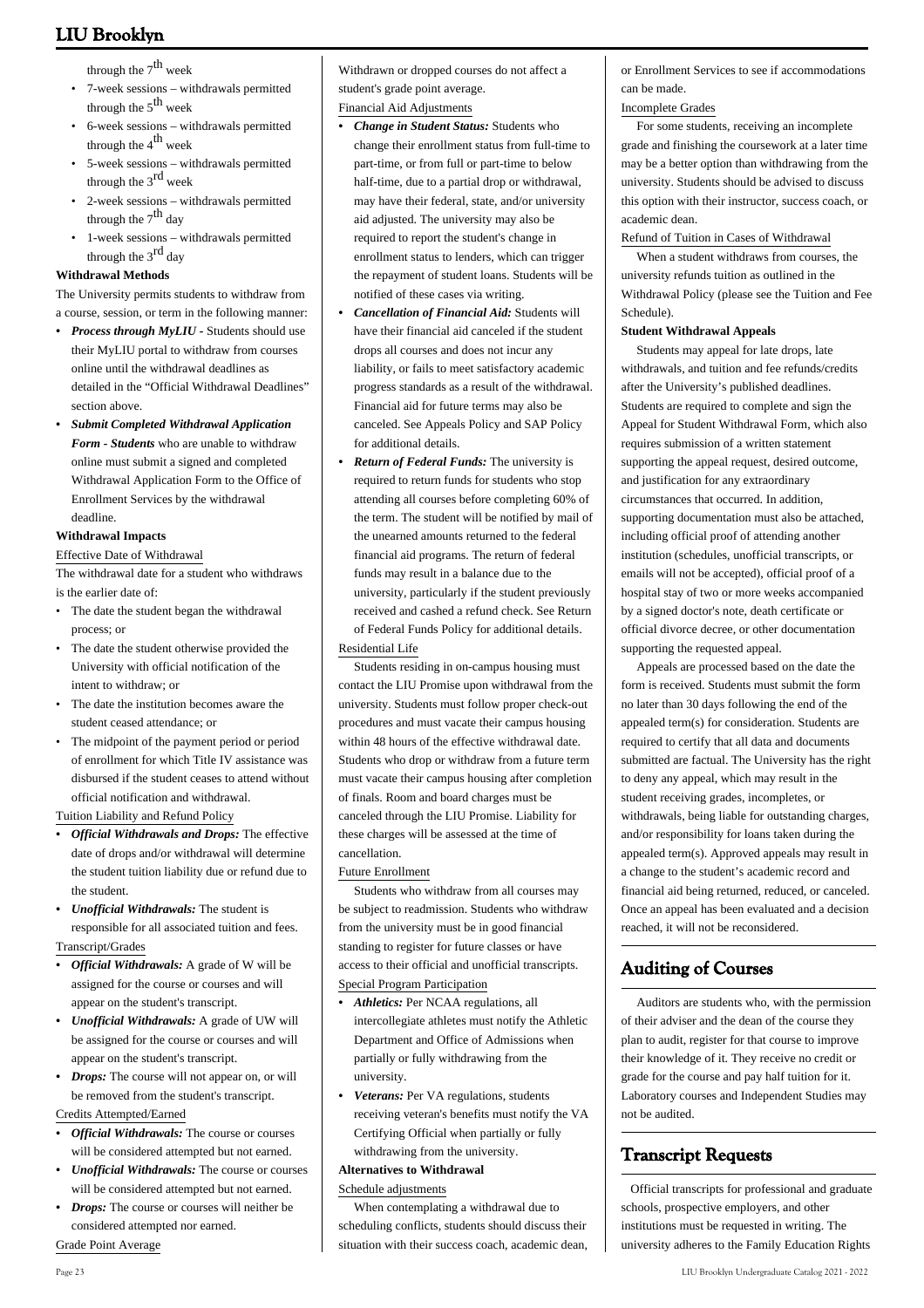through the 7th week

- 7-week sessions – withdrawals permitted through the 5th week
- 6-week sessions – withdrawals permitted through the 4th week
- 5-week sessions – withdrawals permitted through the 3rd week
- 2-week sessions – withdrawals permitted through the 7th day
- 1-week sessions – withdrawals permitted through the 3rd day

**Withdrawal Methods**

The University permits students to withdraw from a course, session, or term in the following manner:

- ***Process through MyLIU -*** Students should use their MyLIU portal to withdraw from courses online until the withdrawal deadlines as detailed in the "Official Withdrawal Deadlines" section above.
- ***Submit Completed Withdrawal Application Form - Students*** who are unable to withdraw online must submit a signed and completed Withdrawal Application Form to the Office of Enrollment Services by the withdrawal deadline.

**Withdrawal Impacts**

Effective Date of Withdrawal

The withdrawal date for a student who withdraws is the earlier date of:

- The date the student began the withdrawal process; or
- The date the student otherwise provided the University with official notification of the intent to withdraw; or
- The date the institution becomes aware the student ceased attendance; or
- The midpoint of the payment period or period of enrollment for which Title IV assistance was disbursed if the student ceases to attend without official notification and withdrawal.

Tuition Liability and Refund Policy

- ***Official Withdrawals and Drops:*** The effective date of drops and/or withdrawal will determine the student tuition liability due or refund due to the student.
- ***Unofficial Withdrawals:*** The student is responsible for all associated tuition and fees.

Transcript/Grades

- ***Official Withdrawals:*** A grade of W will be assigned for the course or courses and will appear on the student's transcript.
- ***Unofficial Withdrawals:*** A grade of UW will be assigned for the course or courses and will appear on the student's transcript.
- ***Drops:*** The course will not appear on, or will be removed from the student's transcript.

Credits Attempted/Earned

- ***Official Withdrawals:*** The course or courses will be considered attempted but not earned.
- ***Unofficial Withdrawals:*** The course or courses will be considered attempted but not earned.
- ***Drops:*** The course or courses will neither be considered attempted nor earned.

Grade Point Average

Withdrawn or dropped courses do not affect a student's grade point average.

Financial Aid Adjustments

- ***Change in Student Status:*** Students who change their enrollment status from full-time to part-time, or from full or part-time to below half-time, due to a partial drop or withdrawal, may have their federal, state, and/or university aid adjusted. The university may also be required to report the student's change in enrollment status to lenders, which can trigger the repayment of student loans. Students will be notified of these cases via writing.
- ***Cancellation of Financial Aid:*** Students will have their financial aid canceled if the student drops all courses and does not incur any liability, or fails to meet satisfactory academic progress standards as a result of the withdrawal. Financial aid for future terms may also be canceled. See Appeals Policy and SAP Policy for additional details.
- ***Return of Federal Funds:*** The university is required to return funds for students who stop attending all courses before completing 60% of the term. The student will be notified by mail of the unearned amounts returned to the federal financial aid programs. The return of federal funds may result in a balance due to the university, particularly if the student previously received and cashed a refund check. See Return of Federal Funds Policy for additional details.

Residential Life

Students residing in on-campus housing must contact the LIU Promise upon withdrawal from the university. Students must follow proper check-out procedures and must vacate their campus housing within 48 hours of the effective withdrawal date. Students who drop or withdraw from a future term must vacate their campus housing after completion of finals. Room and board charges must be canceled through the LIU Promise. Liability for these charges will be assessed at the time of cancellation.

Future Enrollment

Students who withdraw from all courses may be subject to readmission. Students who withdraw from the university must be in good financial standing to register for future classes or have access to their official and unofficial transcripts.

Special Program Participation

- ***Athletics:*** Per NCAA regulations, all intercollegiate athletes must notify the Athletic Department and Office of Admissions when partially or fully withdrawing from the university.
- ***Veterans:*** Per VA regulations, students receiving veteran's benefits must notify the VA Certifying Official when partially or fully withdrawing from the university.

**Alternatives to Withdrawal**

Schedule adjustments

When contemplating a withdrawal due to scheduling conflicts, students should discuss their situation with their success coach, academic dean, or Enrollment Services to see if accommodations can be made.

Incomplete Grades

For some students, receiving an incomplete grade and finishing the coursework at a later time may be a better option than withdrawing from the university. Students should be advised to discuss this option with their instructor, success coach, or academic dean.

Refund of Tuition in Cases of Withdrawal

When a student withdraws from courses, the university refunds tuition as outlined in the Withdrawal Policy (please see the Tuition and Fee Schedule).

**Student Withdrawal Appeals**

Students may appeal for late drops, late withdrawals, and tuition and fee refunds/credits after the University's published deadlines. Students are required to complete and sign the Appeal for Student Withdrawal Form, which also requires submission of a written statement supporting the appeal request, desired outcome, and justification for any extraordinary circumstances that occurred. In addition, supporting documentation must also be attached, including official proof of attending another institution (schedules, unofficial transcripts, or emails will not be accepted), official proof of a hospital stay of two or more weeks accompanied by a signed doctor's note, death certificate or official divorce decree, or other documentation supporting the requested appeal.

Appeals are processed based on the date the form is received. Students must submit the form no later than 30 days following the end of the appealed term(s) for consideration. Students are required to certify that all data and documents submitted are factual. The University has the right to deny any appeal, which may result in the student receiving grades, incompletes, or withdrawals, being liable for outstanding charges, and/or responsibility for loans taken during the appealed term(s). Approved appeals may result in a change to the student's academic record and financial aid being returned, reduced, or canceled. Once an appeal has been evaluated and a decision reached, it will not be reconsidered.

## Auditing of Courses

Auditors are students who, with the permission of their adviser and the dean of the course they plan to audit, register for that course to improve their knowledge of it. They receive no credit or grade for the course and pay half tuition for it. Laboratory courses and Independent Studies may not be audited.

## Transcript Requests

Official transcripts for professional and graduate schools, prospective employers, and other institutions must be requested in writing. The university adheres to the Family Education Rights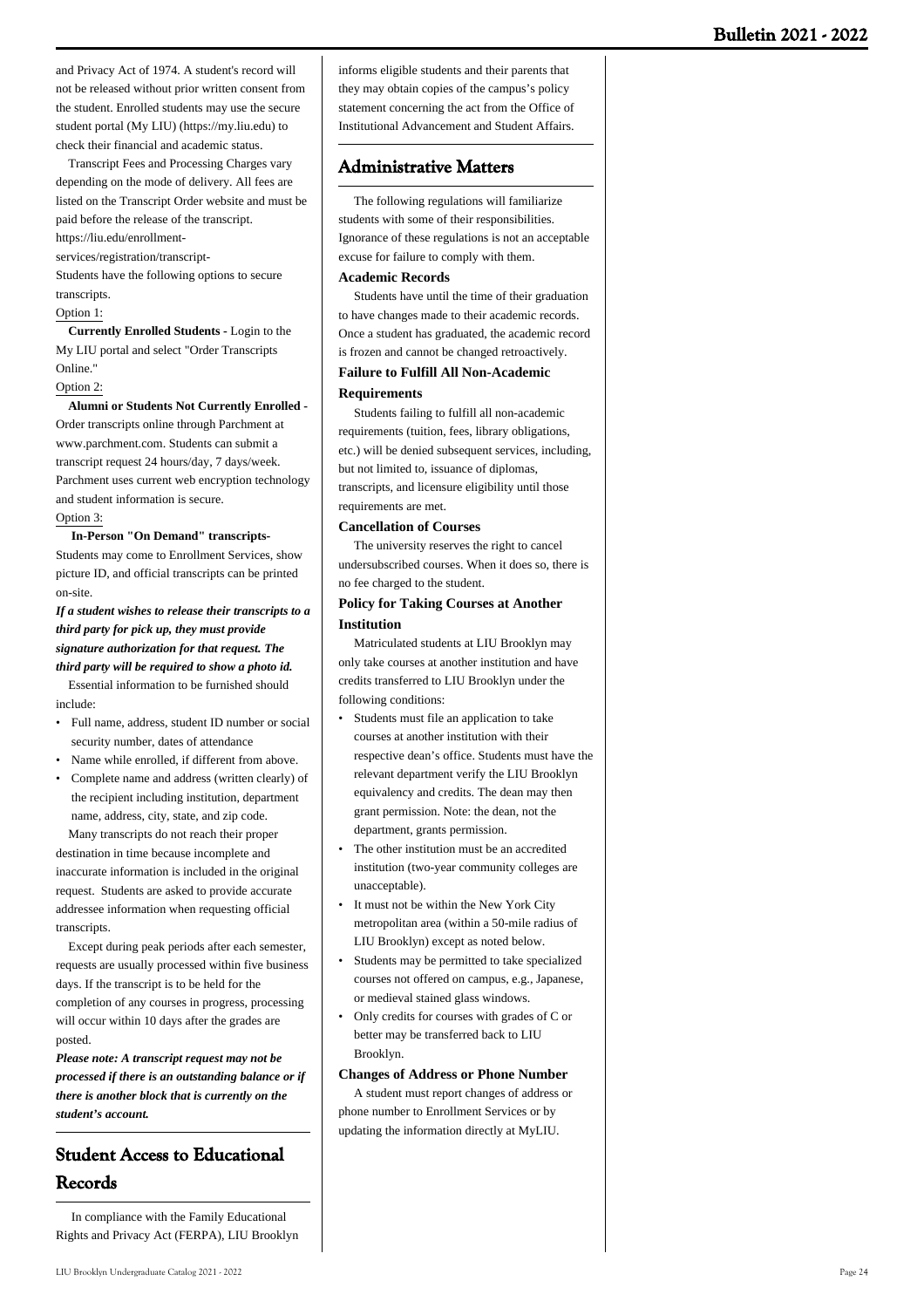and Privacy Act of 1974. A student's record will not be released without prior written consent from the student. Enrolled students may use the secure student portal (My LIU) (https://my.liu.edu) to check their financial and academic status.

Transcript Fees and Processing Charges vary depending on the mode of delivery. All fees are listed on the Transcript Order website and must be paid before the release of the transcript. https://liu.edu/enrollment-services/registration/transcript-

Students have the following options to secure transcripts.

Option 1:

**Currently Enrolled Students -** Login to the My LIU portal and select "Order Transcripts Online."

Option 2:

**Alumni or Students Not Currently Enrolled -** Order transcripts online through Parchment at www.parchment.com. Students can submit a transcript request 24 hours/day, 7 days/week. Parchment uses current web encryption technology and student information is secure.

Option 3:

**In-Person "On Demand" transcripts-** Students may come to Enrollment Services, show picture ID, and official transcripts can be printed on-site.

***If a student wishes to release their transcripts to a third party for pick up, they must provide signature authorization for that request. The third party will be required to show a photo id.***

Essential information to be furnished should include:

- Full name, address, student ID number or social security number, dates of attendance
- Name while enrolled, if different from above.
- Complete name and address (written clearly) of the recipient including institution, department name, address, city, state, and zip code.

Many transcripts do not reach their proper destination in time because incomplete and inaccurate information is included in the original request. Students are asked to provide accurate addressee information when requesting official transcripts.

Except during peak periods after each semester, requests are usually processed within five business days. If the transcript is to be held for the completion of any courses in progress, processing will occur within 10 days after the grades are posted.

***Please note: A transcript request may not be processed if there is an outstanding balance or if there is another block that is currently on the student's account.***

## Student Access to Educational Records

In compliance with the Family Educational Rights and Privacy Act (FERPA), LIU Brooklyn informs eligible students and their parents that they may obtain copies of the campus's policy statement concerning the act from the Office of Institutional Advancement and Student Affairs.

## Administrative Matters

The following regulations will familiarize students with some of their responsibilities. Ignorance of these regulations is not an acceptable excuse for failure to comply with them.

### Academic Records

Students have until the time of their graduation to have changes made to their academic records. Once a student has graduated, the academic record is frozen and cannot be changed retroactively.

### Failure to Fulfill All Non-Academic Requirements

Students failing to fulfill all non-academic requirements (tuition, fees, library obligations, etc.) will be denied subsequent services, including, but not limited to, issuance of diplomas, transcripts, and licensure eligibility until those requirements are met.

### Cancellation of Courses

The university reserves the right to cancel undersubscribed courses. When it does so, there is no fee charged to the student.

### Policy for Taking Courses at Another Institution

Matriculated students at LIU Brooklyn may only take courses at another institution and have credits transferred to LIU Brooklyn under the following conditions:

- Students must file an application to take courses at another institution with their respective dean's office. Students must have the relevant department verify the LIU Brooklyn equivalency and credits. The dean may then grant permission. Note: the dean, not the department, grants permission.
- The other institution must be an accredited institution (two-year community colleges are unacceptable).
- It must not be within the New York City metropolitan area (within a 50-mile radius of LIU Brooklyn) except as noted below.
- Students may be permitted to take specialized courses not offered on campus, e.g., Japanese, or medieval stained glass windows.
- Only credits for courses with grades of C or better may be transferred back to LIU Brooklyn.

### Changes of Address or Phone Number

A student must report changes of address or phone number to Enrollment Services or by updating the information directly at MyLIU.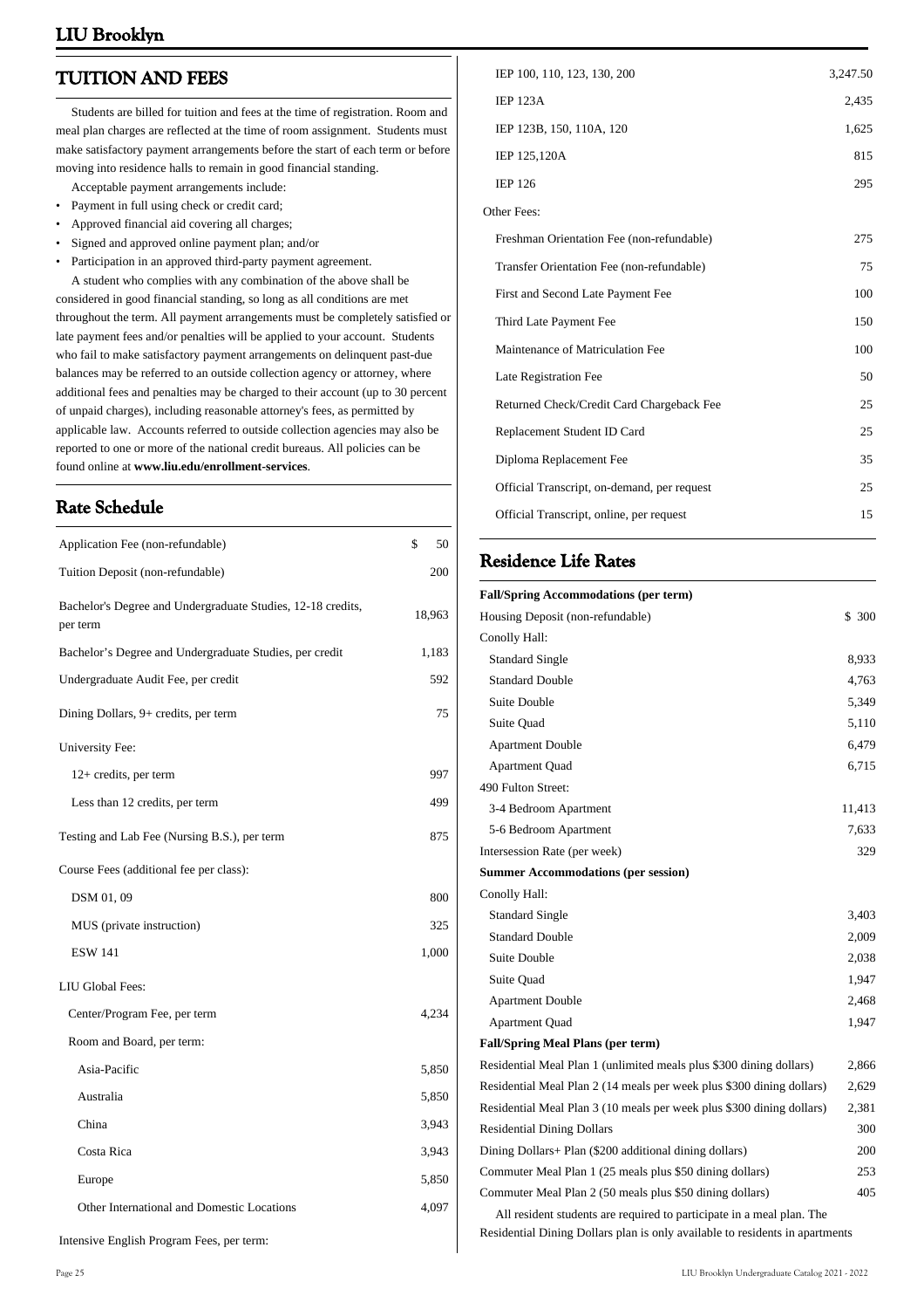## TUITION AND FEES

Students are billed for tuition and fees at the time of registration. Room and meal plan charges are reflected at the time of room assignment. Students must make satisfactory payment arrangements before the start of each term or before moving into residence halls to remain in good financial standing.

Acceptable payment arrangements include:

- Payment in full using check or credit card;
- Approved financial aid covering all charges;
- Signed and approved online payment plan; and/or
- Participation in an approved third-party payment agreement.

A student who complies with any combination of the above shall be considered in good financial standing, so long as all conditions are met throughout the term. All payment arrangements must be completely satisfied or late payment fees and/or penalties will be applied to your account. Students who fail to make satisfactory payment arrangements on delinquent past-due balances may be referred to an outside collection agency or attorney, where additional fees and penalties may be charged to their account (up to 30 percent of unpaid charges), including reasonable attorney's fees, as permitted by applicable law. Accounts referred to outside collection agencies may also be reported to one or more of the national credit bureaus. All policies can be found online at **www.liu.edu/enrollment-services**.

## Rate Schedule

| | |
|---|---|
| Application Fee (non-refundable) | $ 50 |
| Tuition Deposit (non-refundable) | 200 |
| Bachelor's Degree and Undergraduate Studies, 12-18 credits, per term | 18,963 |
| Bachelor's Degree and Undergraduate Studies, per credit | 1,183 |
| Undergraduate Audit Fee, per credit | 592 |
| Dining Dollars, 9+ credits, per term | 75 |
| University Fee: | |
| 12+ credits, per term | 997 |
| Less than 12 credits, per term | 499 |
| Testing and Lab Fee (Nursing B.S.), per term | 875 |
| Course Fees (additional fee per class): | |
| DSM 01, 09 | 800 |
| MUS (private instruction) | 325 |
| ESW 141 | 1,000 |
| LIU Global Fees: | |
| Center/Program Fee, per term | 4,234 |
| Room and Board, per term: | |
| Asia-Pacific | 5,850 |
| Australia | 5,850 |
| China | 3,943 |
| Costa Rica | 3,943 |
| Europe | 5,850 |
| Other International and Domestic Locations | 4,097 |
| Intensive English Program Fees, per term: | |
| IEP 100, 110, 123, 130, 200 | 3,247.50 |
| IEP 123A | 2,435 |
| IEP 123B, 150, 110A, 120 | 1,625 |
| IEP 125,120A | 815 |
| IEP 126 | 295 |
| Other Fees: | |
| Freshman Orientation Fee (non-refundable) | 275 |
| Transfer Orientation Fee (non-refundable) | 75 |
| First and Second Late Payment Fee | 100 |
| Third Late Payment Fee | 150 |
| Maintenance of Matriculation Fee | 100 |
| Late Registration Fee | 50 |
| Returned Check/Credit Card Chargeback Fee | 25 |
| Replacement Student ID Card | 25 |
| Diploma Replacement Fee | 35 |
| Official Transcript, on-demand, per request | 25 |
| Official Transcript, online, per request | 15 |

## Residence Life Rates

| | |
|---|---|
| **Fall/Spring Accommodations (per term)** | |
| Housing Deposit (non-refundable) | $ 300 |
| Conolly Hall: | |
| Standard Single | 8,933 |
| Standard Double | 4,763 |
| Suite Double | 5,349 |
| Suite Quad | 5,110 |
| Apartment Double | 6,479 |
| Apartment Quad | 6,715 |
| 490 Fulton Street: | |
| 3-4 Bedroom Apartment | 11,413 |
| 5-6 Bedroom Apartment | 7,633 |
| Intersession Rate (per week) | 329 |
| **Summer Accommodations (per session)** | |
| Conolly Hall: | |
| Standard Single | 3,403 |
| Standard Double | 2,009 |
| Suite Double | 2,038 |
| Suite Quad | 1,947 |
| Apartment Double | 2,468 |
| Apartment Quad | 1,947 |
| **Fall/Spring Meal Plans (per term)** | |
| Residential Meal Plan 1 (unlimited meals plus $300 dining dollars) | 2,866 |
| Residential Meal Plan 2 (14 meals per week plus $300 dining dollars) | 2,629 |
| Residential Meal Plan 3 (10 meals per week plus $300 dining dollars) | 2,381 |
| Residential Dining Dollars | 300 |
| Dining Dollars+ Plan ($200 additional dining dollars) | 200 |
| Commuter Meal Plan 1 (25 meals plus $50 dining dollars) | 253 |
| Commuter Meal Plan 2 (50 meals plus $50 dining dollars) | 405 |

All resident students are required to participate in a meal plan. The Residential Dining Dollars plan is only available to residents in apartments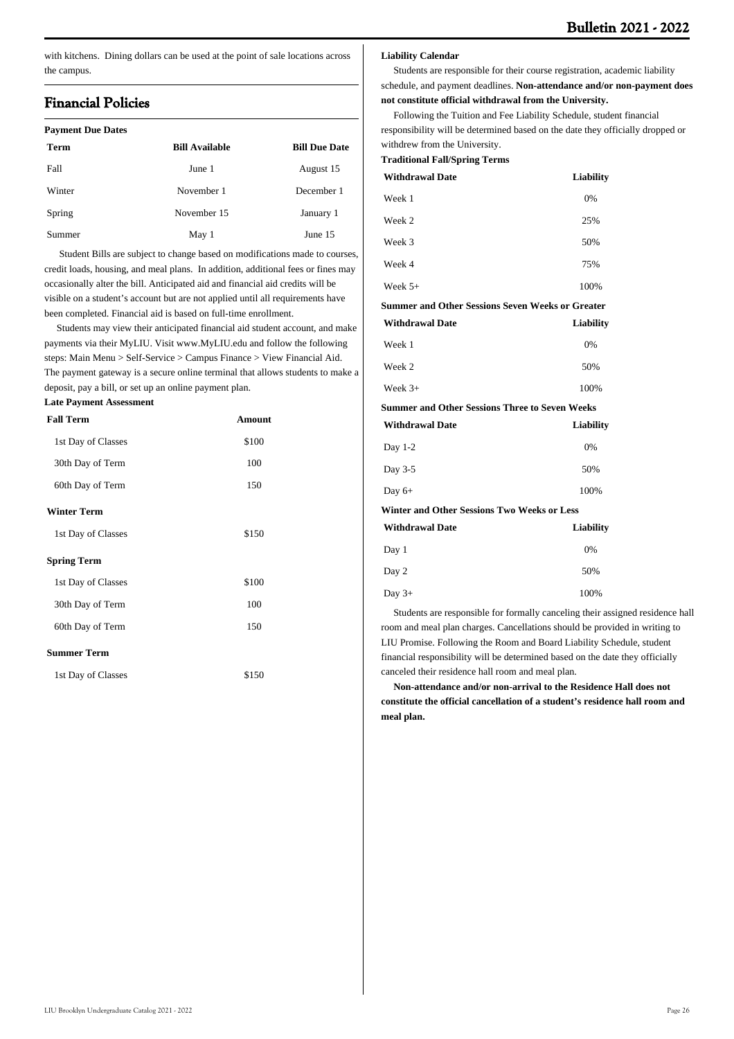with kitchens. Dining dollars can be used at the point of sale locations across the campus.

## Financial Policies

**Payment Due Dates**

| Term | Bill Available | Bill Due Date |
|---|---|---|
| Fall | June 1 | August 15 |
| Winter | November 1 | December 1 |
| Spring | November 15 | January 1 |
| Summer | May 1 | June 15 |

Student Bills are subject to change based on modifications made to courses, credit loads, housing, and meal plans. In addition, additional fees or fines may occasionally alter the bill. Anticipated aid and financial aid credits will be visible on a student's account but are not applied until all requirements have been completed. Financial aid is based on full-time enrollment.

Students may view their anticipated financial aid student account, and make payments via their MyLIU. Visit www.MyLIU.edu and follow the following steps: Main Menu > Self-Service > Campus Finance > View Financial Aid. The payment gateway is a secure online terminal that allows students to make a deposit, pay a bill, or set up an online payment plan.

**Late Payment Assessment**

| Fall Term | Amount |
|---|---|
| 1st Day of Classes | $100 |
| 30th Day of Term | 100 |
| 60th Day of Term | 150 |
| **Winter Term** | |
| 1st Day of Classes | $150 |
| **Spring Term** | |
| 1st Day of Classes | $100 |
| 30th Day of Term | 100 |
| 60th Day of Term | 150 |
| **Summer Term** | |
| 1st Day of Classes | $150 |

**Liability Calendar**

Students are responsible for their course registration, academic liability schedule, and payment deadlines. **Non-attendance and/or non-payment does not constitute official withdrawal from the University.**

Following the Tuition and Fee Liability Schedule, student financial responsibility will be determined based on the date they officially dropped or withdrew from the University.

**Traditional Fall/Spring Terms**

| Withdrawal Date | Liability |
|---|---|
| Week 1 | 0% |
| Week 2 | 25% |
| Week 3 | 50% |
| Week 4 | 75% |
| Week 5+ | 100% |

**Summer and Other Sessions Seven Weeks or Greater**

| Withdrawal Date | Liability |
|---|---|
| Week 1 | 0% |
| Week 2 | 50% |
| Week 3+ | 100% |

**Summer and Other Sessions Three to Seven Weeks**

| Withdrawal Date | Liability |
|---|---|
| Day 1-2 | 0% |
| Day 3-5 | 50% |
| Day 6+ | 100% |

**Winter and Other Sessions Two Weeks or Less**

| Withdrawal Date | Liability |
|---|---|
| Day 1 | 0% |
| Day 2 | 50% |
| Day 3+ | 100% |

Students are responsible for formally canceling their assigned residence hall room and meal plan charges. Cancellations should be provided in writing to LIU Promise. Following the Room and Board Liability Schedule, student financial responsibility will be determined based on the date they officially canceled their residence hall room and meal plan.

**Non-attendance and/or non-arrival to the Residence Hall does not constitute the official cancellation of a student's residence hall room and meal plan.**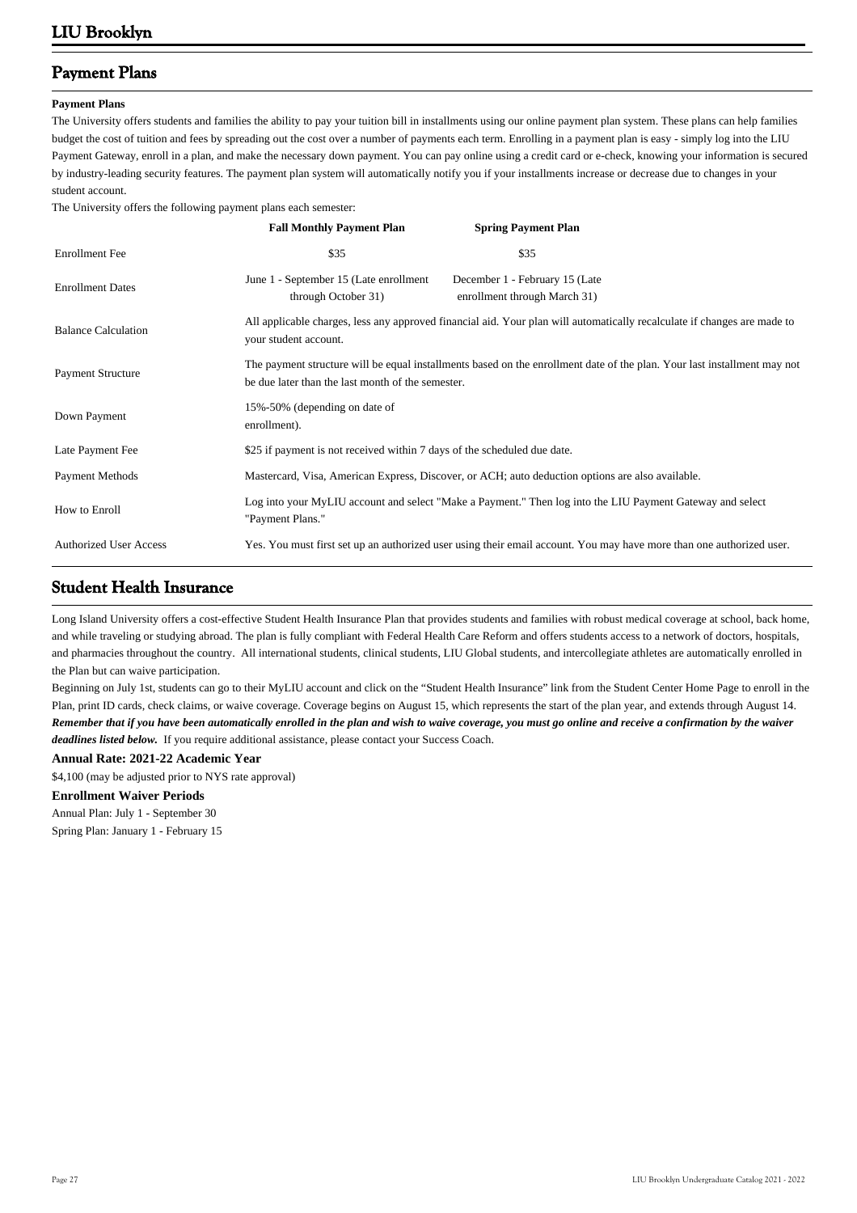## Payment Plans

**Payment Plans**

The University offers students and families the ability to pay your tuition bill in installments using our online payment plan system. These plans can help families budget the cost of tuition and fees by spreading out the cost over a number of payments each term. Enrolling in a payment plan is easy - simply log into the LIU Payment Gateway, enroll in a plan, and make the necessary down payment. You can pay online using a credit card or e-check, knowing your information is secured by industry-leading security features. The payment plan system will automatically notify you if your installments increase or decrease due to changes in your student account.

The University offers the following payment plans each semester:

| | Fall Monthly Payment Plan | Spring Payment Plan |
|---|---|---|
| Enrollment Fee | $35 | $35 |
| Enrollment Dates | June 1 - September 15 (Late enrollment through October 31) | December 1 - February 15 (Late enrollment through March 31) |
| Balance Calculation | All applicable charges, less any approved financial aid. Your plan will automatically recalculate if changes are made to your student account. | |
| Payment Structure | The payment structure will be equal installments based on the enrollment date of the plan. Your last installment may not be due later than the last month of the semester. | |
| Down Payment | 15%-50% (depending on date of enrollment). | |
| Late Payment Fee | $25 if payment is not received within 7 days of the scheduled due date. | |
| Payment Methods | Mastercard, Visa, American Express, Discover, or ACH; auto deduction options are also available. | |
| How to Enroll | Log into your MyLIU account and select "Make a Payment." Then log into the LIU Payment Gateway and select "Payment Plans." | |
| Authorized User Access | Yes. You must first set up an authorized user using their email account. You may have more than one authorized user. | |

## Student Health Insurance

Long Island University offers a cost-effective Student Health Insurance Plan that provides students and families with robust medical coverage at school, back home, and while traveling or studying abroad. The plan is fully compliant with Federal Health Care Reform and offers students access to a network of doctors, hospitals, and pharmacies throughout the country. All international students, clinical students, LIU Global students, and intercollegiate athletes are automatically enrolled in the Plan but can waive participation.

Beginning on July 1st, students can go to their MyLIU account and click on the "Student Health Insurance" link from the Student Center Home Page to enroll in the Plan, print ID cards, check claims, or waive coverage. Coverage begins on August 15, which represents the start of the plan year, and extends through August 14. ***Remember that if you have been automatically enrolled in the plan and wish to waive coverage, you must go online and receive a confirmation by the waiver deadlines listed below.*** If you require additional assistance, please contact your Success Coach.

**Annual Rate: 2021-22 Academic Year**

$4,100 (may be adjusted prior to NYS rate approval)

**Enrollment Waiver Periods**

Annual Plan: July 1 - September 30

Spring Plan: January 1 - February 15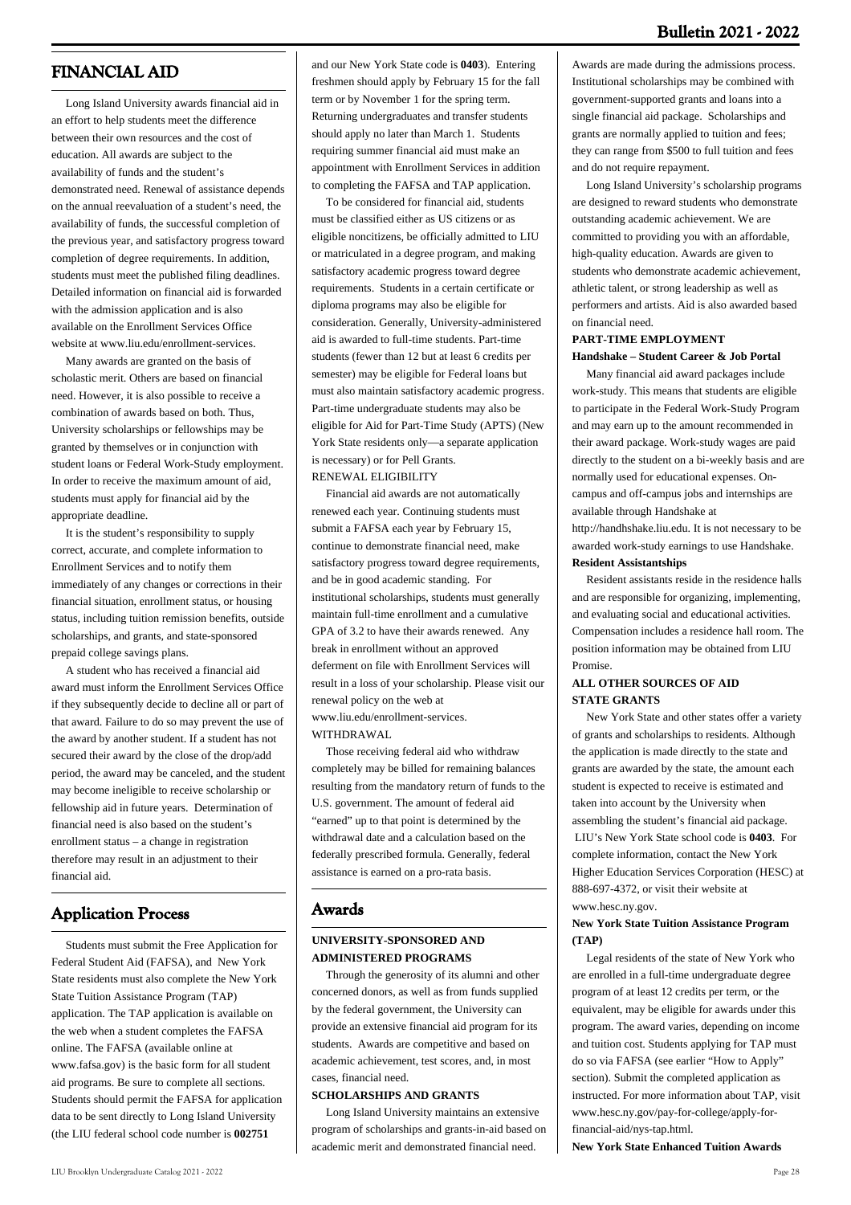## FINANCIAL AID

Long Island University awards financial aid in an effort to help students meet the difference between their own resources and the cost of education. All awards are subject to the availability of funds and the student's demonstrated need. Renewal of assistance depends on the annual reevaluation of a student's need, the availability of funds, the successful completion of the previous year, and satisfactory progress toward completion of degree requirements. In addition, students must meet the published filing deadlines. Detailed information on financial aid is forwarded with the admission application and is also available on the Enrollment Services Office website at www.liu.edu/enrollment-services.

Many awards are granted on the basis of scholastic merit. Others are based on financial need. However, it is also possible to receive a combination of awards based on both. Thus, University scholarships or fellowships may be granted by themselves or in conjunction with student loans or Federal Work-Study employment. In order to receive the maximum amount of aid, students must apply for financial aid by the appropriate deadline.

It is the student's responsibility to supply correct, accurate, and complete information to Enrollment Services and to notify them immediately of any changes or corrections in their financial situation, enrollment status, or housing status, including tuition remission benefits, outside scholarships, and grants, and state-sponsored prepaid college savings plans.

A student who has received a financial aid award must inform the Enrollment Services Office if they subsequently decide to decline all or part of that award. Failure to do so may prevent the use of the award by another student. If a student has not secured their award by the close of the drop/add period, the award may be canceled, and the student may become ineligible to receive scholarship or fellowship aid in future years. Determination of financial need is also based on the student's enrollment status – a change in registration therefore may result in an adjustment to their financial aid.

## Application Process

Students must submit the Free Application for Federal Student Aid (FAFSA), and New York State residents must also complete the New York State Tuition Assistance Program (TAP) application. The TAP application is available on the web when a student completes the FAFSA online. The FAFSA (available online at www.fafsa.gov) is the basic form for all student aid programs. Be sure to complete all sections. Students should permit the FAFSA for application data to be sent directly to Long Island University (the LIU federal school code number is **002751** and our New York State code is **0403**). Entering freshmen should apply by February 15 for the fall term or by November 1 for the spring term. Returning undergraduates and transfer students should apply no later than March 1. Students requiring summer financial aid must make an appointment with Enrollment Services in addition to completing the FAFSA and TAP application.

To be considered for financial aid, students must be classified either as US citizens or as eligible noncitizens, be officially admitted to LIU or matriculated in a degree program, and making satisfactory academic progress toward degree requirements. Students in a certain certificate or diploma programs may also be eligible for consideration. Generally, University-administered aid is awarded to full-time students. Part-time students (fewer than 12 but at least 6 credits per semester) may be eligible for Federal loans but must also maintain satisfactory academic progress. Part-time undergraduate students may also be eligible for Aid for Part-Time Study (APTS) (New York State residents only—a separate application is necessary) or for Pell Grants.

RENEWAL ELIGIBILITY

Financial aid awards are not automatically renewed each year. Continuing students must submit a FAFSA each year by February 15, continue to demonstrate financial need, make satisfactory progress toward degree requirements, and be in good academic standing. For institutional scholarships, students must generally maintain full-time enrollment and a cumulative GPA of 3.2 to have their awards renewed. Any break in enrollment without an approved deferment on file with Enrollment Services will result in a loss of your scholarship. Please visit our renewal policy on the web at www.liu.edu/enrollment-services.

WITHDRAWAL

Those receiving federal aid who withdraw completely may be billed for remaining balances resulting from the mandatory return of funds to the U.S. government. The amount of federal aid "earned" up to that point is determined by the withdrawal date and a calculation based on the federally prescribed formula. Generally, federal assistance is earned on a pro-rata basis.

## Awards

**UNIVERSITY-SPONSORED AND ADMINISTERED PROGRAMS**

Through the generosity of its alumni and other concerned donors, as well as from funds supplied by the federal government, the University can provide an extensive financial aid program for its students. Awards are competitive and based on academic achievement, test scores, and, in most cases, financial need.

**SCHOLARSHIPS AND GRANTS**

Long Island University maintains an extensive program of scholarships and grants-in-aid based on academic merit and demonstrated financial need. Awards are made during the admissions process. Institutional scholarships may be combined with government-supported grants and loans into a single financial aid package. Scholarships and grants are normally applied to tuition and fees; they can range from $500 to full tuition and fees and do not require repayment.

Long Island University's scholarship programs are designed to reward students who demonstrate outstanding academic achievement. We are committed to providing you with an affordable, high-quality education. Awards are given to students who demonstrate academic achievement, athletic talent, or strong leadership as well as performers and artists. Aid is also awarded based on financial need.

**PART-TIME EMPLOYMENT**

**Handshake – Student Career & Job Portal**

Many financial aid award packages include work-study. This means that students are eligible to participate in the Federal Work-Study Program and may earn up to the amount recommended in their award package. Work-study wages are paid directly to the student on a bi-weekly basis and are normally used for educational expenses. On-campus and off-campus jobs and internships are available through Handshake at http://handhshake.liu.edu. It is not necessary to be awarded work-study earnings to use Handshake.

**Resident Assistantships**

Resident assistants reside in the residence halls and are responsible for organizing, implementing, and evaluating social and educational activities. Compensation includes a residence hall room. The position information may be obtained from LIU Promise.

**ALL OTHER SOURCES OF AID**

**STATE GRANTS**

New York State and other states offer a variety of grants and scholarships to residents. Although the application is made directly to the state and grants are awarded by the state, the amount each student is expected to receive is estimated and taken into account by the University when assembling the student's financial aid package. LIU's New York State school code is **0403**. For complete information, contact the New York Higher Education Services Corporation (HESC) at 888-697-4372, or visit their website at www.hesc.ny.gov.

**New York State Tuition Assistance Program (TAP)**

Legal residents of the state of New York who are enrolled in a full-time undergraduate degree program of at least 12 credits per term, or the equivalent, may be eligible for awards under this program. The award varies, depending on income and tuition cost. Students applying for TAP must do so via FAFSA (see earlier "How to Apply" section). Submit the completed application as instructed. For more information about TAP, visit www.hesc.ny.gov/pay-for-college/apply-for-financial-aid/nys-tap.html.

**New York State Enhanced Tuition Awards**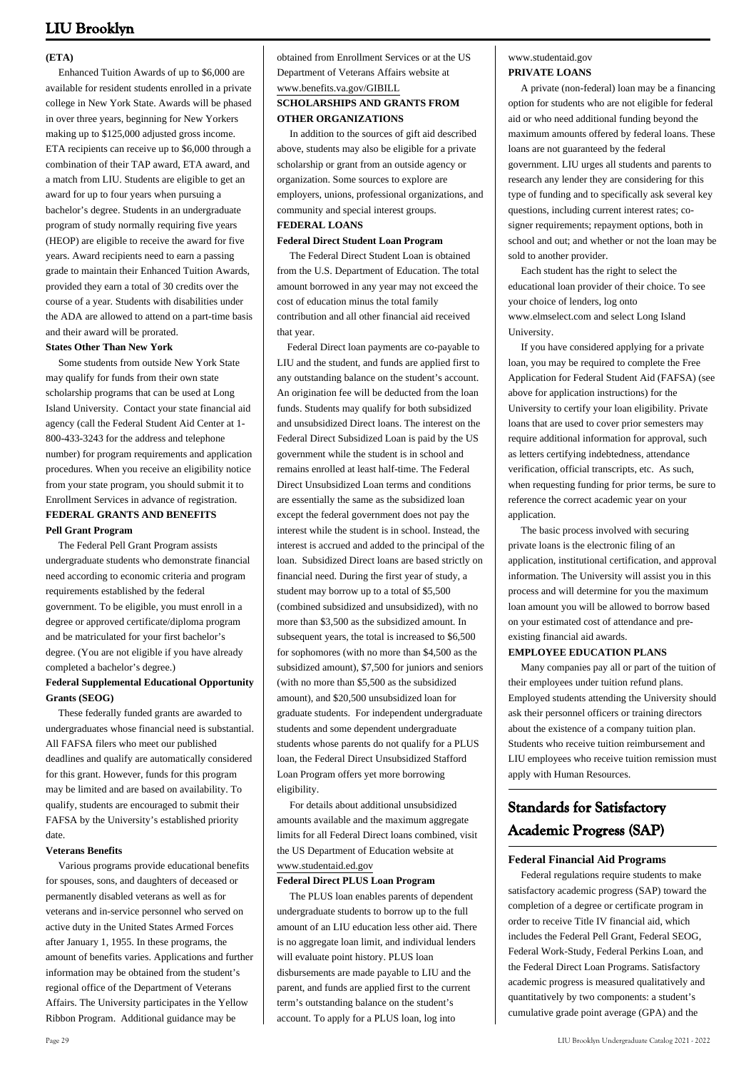**(ETA)**

Enhanced Tuition Awards of up to $6,000 are available for resident students enrolled in a private college in New York State. Awards will be phased in over three years, beginning for New Yorkers making up to $125,000 adjusted gross income. ETA recipients can receive up to $6,000 through a combination of their TAP award, ETA award, and a match from LIU. Students are eligible to get an award for up to four years when pursuing a bachelor's degree. Students in an undergraduate program of study normally requiring five years (HEOP) are eligible to receive the award for five years. Award recipients need to earn a passing grade to maintain their Enhanced Tuition Awards, provided they earn a total of 30 credits over the course of a year. Students with disabilities under the ADA are allowed to attend on a part-time basis and their award will be prorated.

**States Other Than New York**

Some students from outside New York State may qualify for funds from their own state scholarship programs that can be used at Long Island University. Contact your state financial aid agency (call the Federal Student Aid Center at 1-800-433-3243 for the address and telephone number) for program requirements and application procedures. When you receive an eligibility notice from your state program, you should submit it to Enrollment Services in advance of registration.

**FEDERAL GRANTS AND BENEFITS**

**Pell Grant Program**

The Federal Pell Grant Program assists undergraduate students who demonstrate financial need according to economic criteria and program requirements established by the federal government. To be eligible, you must enroll in a degree or approved certificate/diploma program and be matriculated for your first bachelor's degree. (You are not eligible if you have already completed a bachelor's degree.)

**Federal Supplemental Educational Opportunity Grants (SEOG)**

These federally funded grants are awarded to undergraduates whose financial need is substantial. All FAFSA filers who meet our published deadlines and qualify are automatically considered for this grant. However, funds for this program may be limited and are based on availability. To qualify, students are encouraged to submit their FAFSA by the University's established priority date.

**Veterans Benefits**

Various programs provide educational benefits for spouses, sons, and daughters of deceased or permanently disabled veterans as well as for veterans and in-service personnel who served on active duty in the United States Armed Forces after January 1, 1955. In these programs, the amount of benefits varies. Applications and further information may be obtained from the student's regional office of the Department of Veterans Affairs. The University participates in the Yellow Ribbon Program. Additional guidance may be obtained from Enrollment Services or at the US Department of Veterans Affairs website at www.benefits.va.gov/GIBILL

**SCHOLARSHIPS AND GRANTS FROM OTHER ORGANIZATIONS**

In addition to the sources of gift aid described above, students may also be eligible for a private scholarship or grant from an outside agency or organization. Some sources to explore are employers, unions, professional organizations, and community and special interest groups.

**FEDERAL LOANS**

**Federal Direct Student Loan Program**

The Federal Direct Student Loan is obtained from the U.S. Department of Education. The total amount borrowed in any year may not exceed the cost of education minus the total family contribution and all other financial aid received that year.

Federal Direct loan payments are co-payable to LIU and the student, and funds are applied first to any outstanding balance on the student's account. An origination fee will be deducted from the loan funds. Students may qualify for both subsidized and unsubsidized Direct loans. The interest on the Federal Direct Subsidized Loan is paid by the US government while the student is in school and remains enrolled at least half-time. The Federal Direct Unsubsidized Loan terms and conditions are essentially the same as the subsidized loan except the federal government does not pay the interest while the student is in school. Instead, the interest is accrued and added to the principal of the loan. Subsidized Direct loans are based strictly on financial need. During the first year of study, a student may borrow up to a total of $5,500 (combined subsidized and unsubsidized), with no more than $3,500 as the subsidized amount. In subsequent years, the total is increased to $6,500 for sophomores (with no more than $4,500 as the subsidized amount), $7,500 for juniors and seniors (with no more than $5,500 as the subsidized amount), and $20,500 unsubsidized loan for graduate students. For independent undergraduate students and some dependent undergraduate students whose parents do not qualify for a PLUS loan, the Federal Direct Unsubsidized Stafford Loan Program offers yet more borrowing eligibility.

For details about additional unsubsidized amounts available and the maximum aggregate limits for all Federal Direct loans combined, visit the US Department of Education website at www.studentaid.ed.gov

**Federal Direct PLUS Loan Program**

The PLUS loan enables parents of dependent undergraduate students to borrow up to the full amount of an LIU education less other aid. There is no aggregate loan limit, and individual lenders will evaluate point history. PLUS loan disbursements are made payable to LIU and the parent, and funds are applied first to the current term's outstanding balance on the student's account. To apply for a PLUS loan, log into www.studentaid.gov

**PRIVATE LOANS**

A private (non-federal) loan may be a financing option for students who are not eligible for federal aid or who need additional funding beyond the maximum amounts offered by federal loans. These loans are not guaranteed by the federal government. LIU urges all students and parents to research any lender they are considering for this type of funding and to specifically ask several key questions, including current interest rates; co-signer requirements; repayment options, both in school and out; and whether or not the loan may be sold to another provider.

Each student has the right to select the educational loan provider of their choice. To see your choice of lenders, log onto www.elmselect.com and select Long Island University.

If you have considered applying for a private loan, you may be required to complete the Free Application for Federal Student Aid (FAFSA) (see above for application instructions) for the University to certify your loan eligibility. Private loans that are used to cover prior semesters may require additional information for approval, such as letters certifying indebtedness, attendance verification, official transcripts, etc. As such, when requesting funding for prior terms, be sure to reference the correct academic year on your application.

The basic process involved with securing private loans is the electronic filing of an application, institutional certification, and approval information. The University will assist you in this process and will determine for you the maximum loan amount you will be allowed to borrow based on your estimated cost of attendance and pre-existing financial aid awards.

**EMPLOYEE EDUCATION PLANS**

Many companies pay all or part of the tuition of their employees under tuition refund plans. Employed students attending the University should ask their personnel officers or training directors about the existence of a company tuition plan. Students who receive tuition reimbursement and LIU employees who receive tuition remission must apply with Human Resources.

## Standards for Satisfactory Academic Progress (SAP)

**Federal Financial Aid Programs**

Federal regulations require students to make satisfactory academic progress (SAP) toward the completion of a degree or certificate program in order to receive Title IV financial aid, which includes the Federal Pell Grant, Federal SEOG, Federal Work-Study, Federal Perkins Loan, and the Federal Direct Loan Programs. Satisfactory academic progress is measured qualitatively and quantitatively by two components: a student's cumulative grade point average (GPA) and the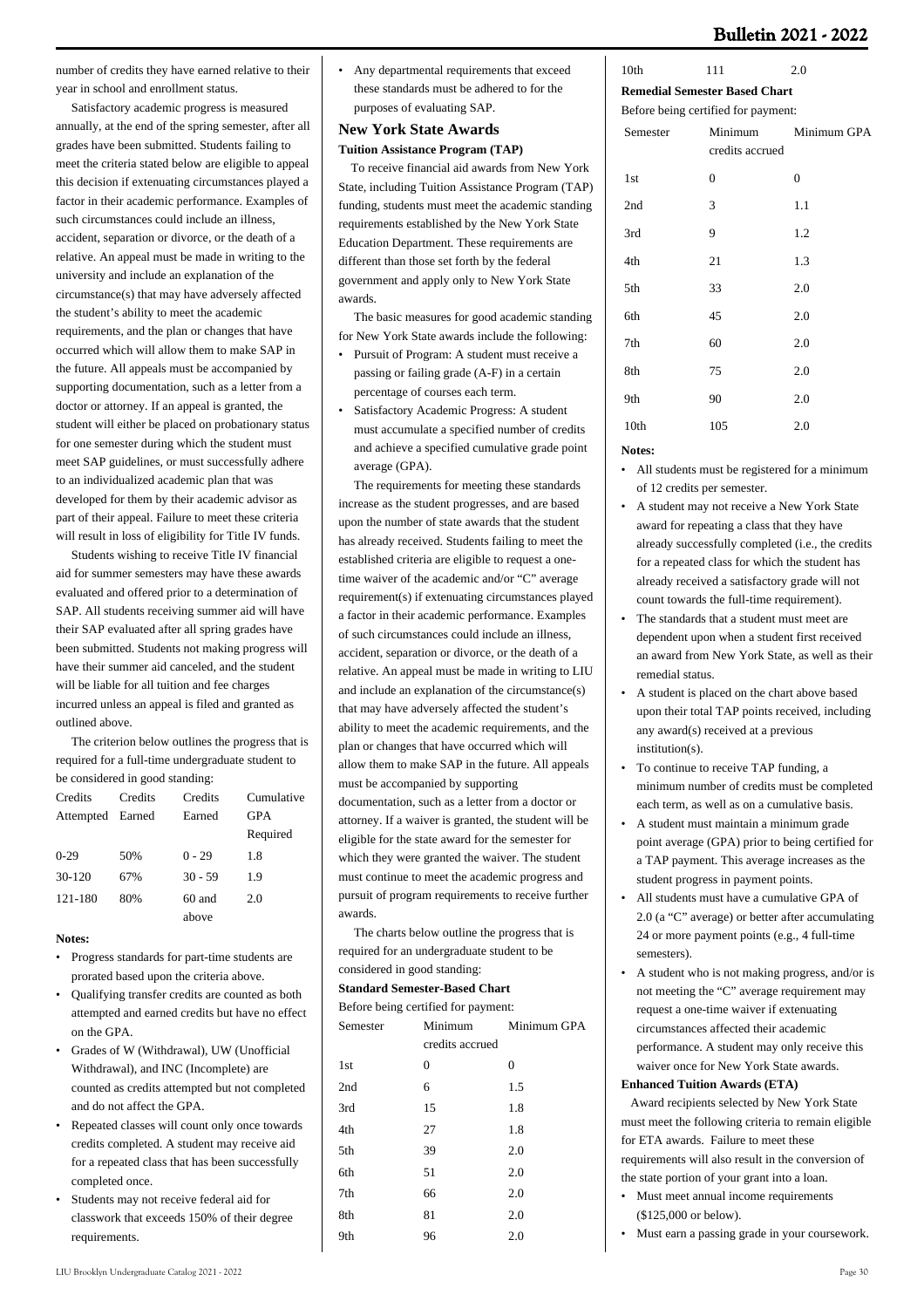number of credits they have earned relative to their year in school and enrollment status.

Satisfactory academic progress is measured annually, at the end of the spring semester, after all grades have been submitted. Students failing to meet the criteria stated below are eligible to appeal this decision if extenuating circumstances played a factor in their academic performance. Examples of such circumstances could include an illness, accident, separation or divorce, or the death of a relative. An appeal must be made in writing to the university and include an explanation of the circumstance(s) that may have adversely affected the student's ability to meet the academic requirements, and the plan or changes that have occurred which will allow them to make SAP in the future. All appeals must be accompanied by supporting documentation, such as a letter from a doctor or attorney. If an appeal is granted, the student will either be placed on probationary status for one semester during which the student must meet SAP guidelines, or must successfully adhere to an individualized academic plan that was developed for them by their academic advisor as part of their appeal. Failure to meet these criteria will result in loss of eligibility for Title IV funds.

Students wishing to receive Title IV financial aid for summer semesters may have these awards evaluated and offered prior to a determination of SAP. All students receiving summer aid will have their SAP evaluated after all spring grades have been submitted. Students not making progress will have their summer aid canceled, and the student will be liable for all tuition and fee charges incurred unless an appeal is filed and granted as outlined above.

The criterion below outlines the progress that is required for a full-time undergraduate student to be considered in good standing:

| Credits Attempted | Credits Earned | Credits Earned | Cumulative GPA Required |
| --- | --- | --- | --- |
| 0-29 | 50% | 0 - 29 | 1.8 |
| 30-120 | 67% | 30 - 59 | 1.9 |
| 121-180 | 80% | 60 and above | 2.0 |

**Notes:**

- Progress standards for part-time students are prorated based upon the criteria above.
- Qualifying transfer credits are counted as both attempted and earned credits but have no effect on the GPA.
- Grades of W (Withdrawal), UW (Unofficial Withdrawal), and INC (Incomplete) are counted as credits attempted but not completed and do not affect the GPA.
- Repeated classes will count only once towards credits completed. A student may receive aid for a repeated class that has been successfully completed once.
- Students may not receive federal aid for classwork that exceeds 150% of their degree requirements.
- Any departmental requirements that exceed these standards must be adhered to for the purposes of evaluating SAP.

## New York State Awards

**Tuition Assistance Program (TAP)**

To receive financial aid awards from New York State, including Tuition Assistance Program (TAP) funding, students must meet the academic standing requirements established by the New York State Education Department. These requirements are different than those set forth by the federal government and apply only to New York State awards.

The basic measures for good academic standing for New York State awards include the following:

- Pursuit of Program: A student must receive a passing or failing grade (A-F) in a certain percentage of courses each term.
- Satisfactory Academic Progress: A student must accumulate a specified number of credits and achieve a specified cumulative grade point average (GPA).

The requirements for meeting these standards increase as the student progresses, and are based upon the number of state awards that the student has already received. Students failing to meet the established criteria are eligible to request a one-time waiver of the academic and/or "C" average requirement(s) if extenuating circumstances played a factor in their academic performance. Examples of such circumstances could include an illness, accident, separation or divorce, or the death of a relative. An appeal must be made in writing to LIU and include an explanation of the circumstance(s) that may have adversely affected the student's ability to meet the academic requirements, and the plan or changes that have occurred which will allow them to make SAP in the future. All appeals must be accompanied by supporting documentation, such as a letter from a doctor or attorney. If a waiver is granted, the student will be eligible for the state award for the semester for which they were granted the waiver. The student must continue to meet the academic progress and pursuit of program requirements to receive further awards.

The charts below outline the progress that is required for an undergraduate student to be considered in good standing:

**Standard Semester-Based Chart**

Before being certified for payment:

| Semester | Minimum credits accrued | Minimum GPA |
| --- | --- | --- |
| 1st | 0 | 0 |
| 2nd | 6 | 1.5 |
| 3rd | 15 | 1.8 |
| 4th | 27 | 1.8 |
| 5th | 39 | 2.0 |
| 6th | 51 | 2.0 |
| 7th | 66 | 2.0 |
| 8th | 81 | 2.0 |
| 9th | 96 | 2.0 |
| 10th | 111 | 2.0 |

**Remedial Semester Based Chart**

Before being certified for payment:

| Semester | Minimum credits accrued | Minimum GPA |
| --- | --- | --- |
| 1st | 0 | 0 |
| 2nd | 3 | 1.1 |
| 3rd | 9 | 1.2 |
| 4th | 21 | 1.3 |
| 5th | 33 | 2.0 |
| 6th | 45 | 2.0 |
| 7th | 60 | 2.0 |
| 8th | 75 | 2.0 |
| 9th | 90 | 2.0 |
| 10th | 105 | 2.0 |

**Notes:**

- All students must be registered for a minimum of 12 credits per semester.
- A student may not receive a New York State award for repeating a class that they have already successfully completed (i.e., the credits for a repeated class for which the student has already received a satisfactory grade will not count towards the full-time requirement).
- The standards that a student must meet are dependent upon when a student first received an award from New York State, as well as their remedial status.
- A student is placed on the chart above based upon their total TAP points received, including any award(s) received at a previous institution(s).
- To continue to receive TAP funding, a minimum number of credits must be completed each term, as well as on a cumulative basis.
- A student must maintain a minimum grade point average (GPA) prior to being certified for a TAP payment. This average increases as the student progress in payment points.
- All students must have a cumulative GPA of 2.0 (a "C" average) or better after accumulating 24 or more payment points (e.g., 4 full-time semesters).
- A student who is not making progress, and/or is not meeting the "C" average requirement may request a one-time waiver if extenuating circumstances affected their academic performance. A student may only receive this waiver once for New York State awards.

**Enhanced Tuition Awards (ETA)**

Award recipients selected by New York State must meet the following criteria to remain eligible for ETA awards. Failure to meet these requirements will also result in the conversion of the state portion of your grant into a loan.

- Must meet annual income requirements ($125,000 or below).
- Must earn a passing grade in your coursework.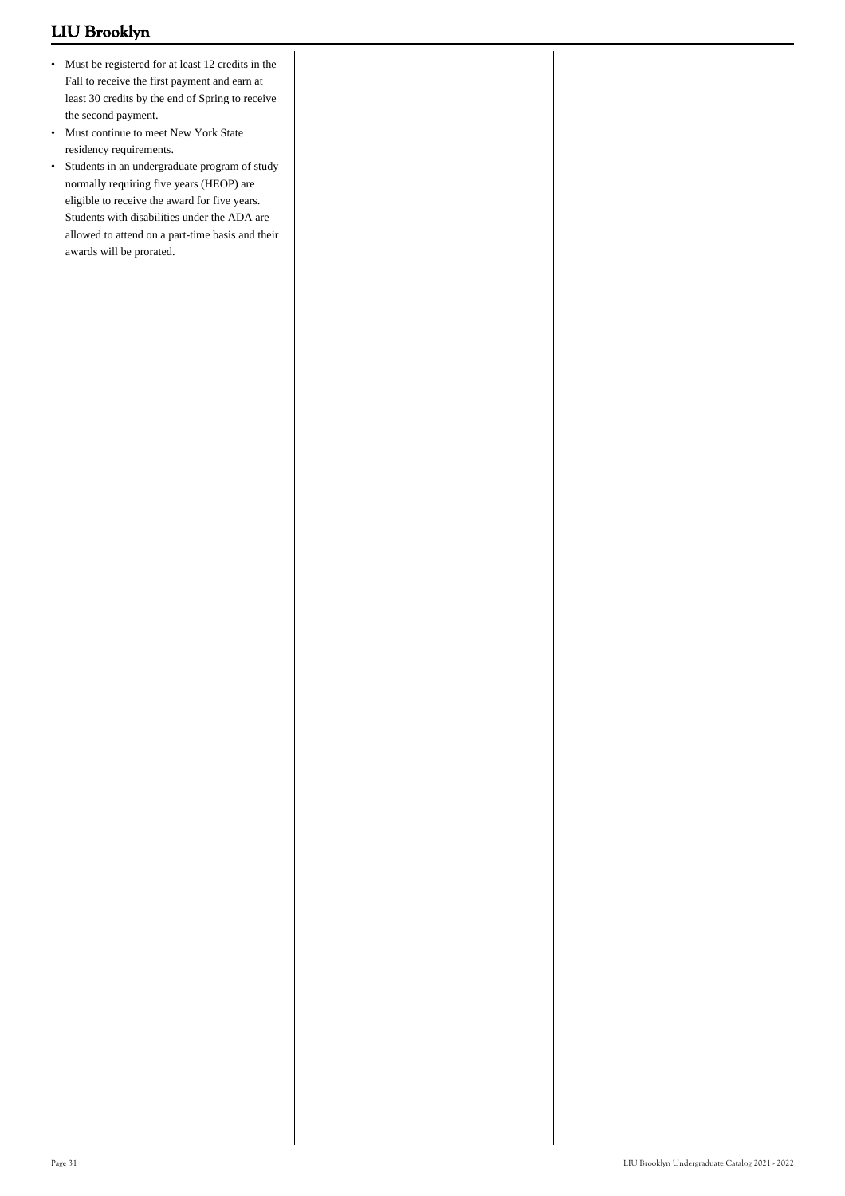- Must be registered for at least 12 credits in the Fall to receive the first payment and earn at least 30 credits by the end of Spring to receive the second payment.
- Must continue to meet New York State residency requirements.
- Students in an undergraduate program of study normally requiring five years (HEOP) are eligible to receive the award for five years. Students with disabilities under the ADA are allowed to attend on a part-time basis and their awards will be prorated.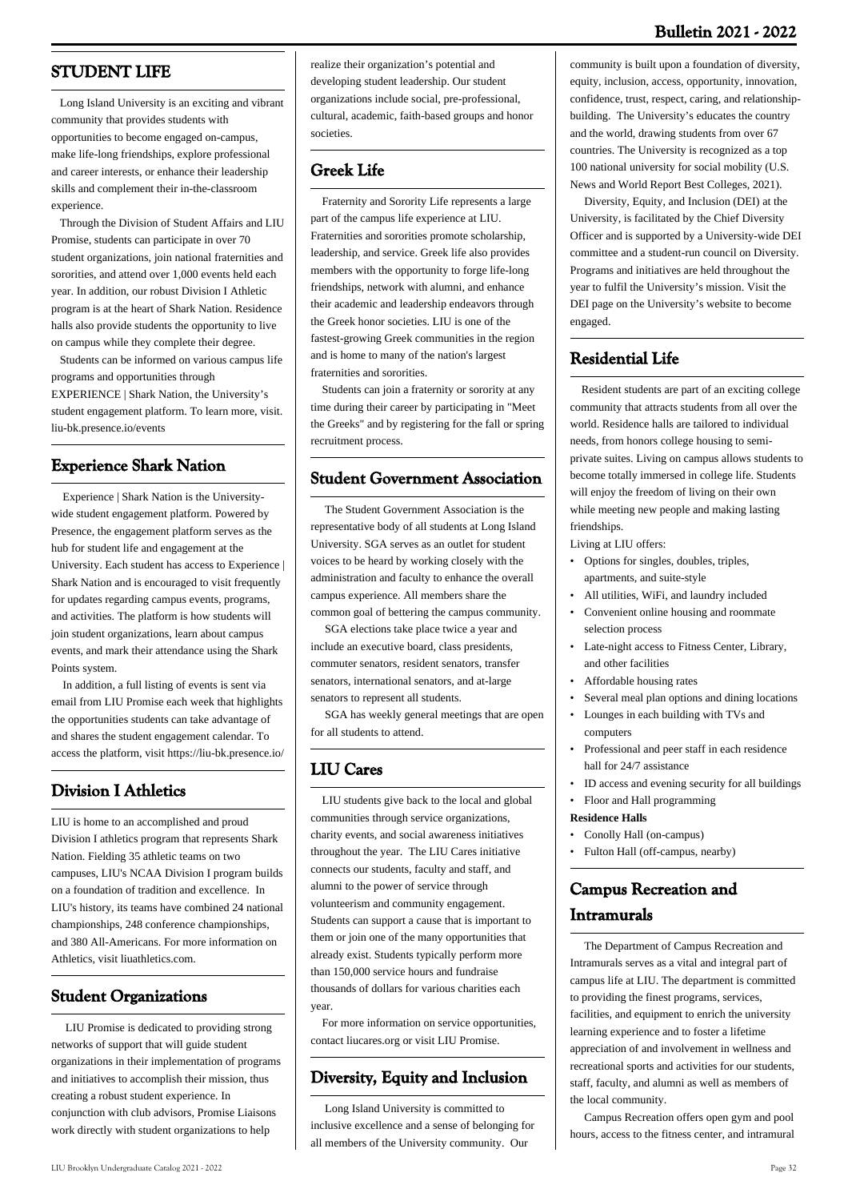## STUDENT LIFE

Long Island University is an exciting and vibrant community that provides students with opportunities to become engaged on-campus, make life-long friendships, explore professional and career interests, or enhance their leadership skills and complement their in-the-classroom experience.

Through the Division of Student Affairs and LIU Promise, students can participate in over 70 student organizations, join national fraternities and sororities, and attend over 1,000 events held each year. In addition, our robust Division I Athletic program is at the heart of Shark Nation. Residence halls also provide students the opportunity to live on campus while they complete their degree.

Students can be informed on various campus life programs and opportunities through EXPERIENCE | Shark Nation, the University's student engagement platform. To learn more, visit. liu-bk.presence.io/events

## Experience Shark Nation

Experience | Shark Nation is the University-wide student engagement platform. Powered by Presence, the engagement platform serves as the hub for student life and engagement at the University. Each student has access to Experience | Shark Nation and is encouraged to visit frequently for updates regarding campus events, programs, and activities. The platform is how students will join student organizations, learn about campus events, and mark their attendance using the Shark Points system.

In addition, a full listing of events is sent via email from LIU Promise each week that highlights the opportunities students can take advantage of and shares the student engagement calendar. To access the platform, visit https://liu-bk.presence.io/

## Division I Athletics

LIU is home to an accomplished and proud Division I athletics program that represents Shark Nation. Fielding 35 athletic teams on two campuses, LIU's NCAA Division I program builds on a foundation of tradition and excellence. In LIU's history, its teams have combined 24 national championships, 248 conference championships, and 380 All-Americans. For more information on Athletics, visit liuathletics.com.

## Student Organizations

LIU Promise is dedicated to providing strong networks of support that will guide student organizations in their implementation of programs and initiatives to accomplish their mission, thus creating a robust student experience. In conjunction with club advisors, Promise Liaisons work directly with student organizations to help realize their organization's potential and developing student leadership. Our student organizations include social, pre-professional, cultural, academic, faith-based groups and honor societies.

## Greek Life

Fraternity and Sorority Life represents a large part of the campus life experience at LIU. Fraternities and sororities promote scholarship, leadership, and service. Greek life also provides members with the opportunity to forge life-long friendships, network with alumni, and enhance their academic and leadership endeavors through the Greek honor societies. LIU is one of the fastest-growing Greek communities in the region and is home to many of the nation's largest fraternities and sororities.

Students can join a fraternity or sorority at any time during their career by participating in "Meet the Greeks" and by registering for the fall or spring recruitment process.

## Student Government Association

The Student Government Association is the representative body of all students at Long Island University. SGA serves as an outlet for student voices to be heard by working closely with the administration and faculty to enhance the overall campus experience. All members share the common goal of bettering the campus community.

SGA elections take place twice a year and include an executive board, class presidents, commuter senators, resident senators, transfer senators, international senators, and at-large senators to represent all students.

SGA has weekly general meetings that are open for all students to attend.

## LIU Cares

LIU students give back to the local and global communities through service organizations, charity events, and social awareness initiatives throughout the year. The LIU Cares initiative connects our students, faculty and staff, and alumni to the power of service through volunteerism and community engagement. Students can support a cause that is important to them or join one of the many opportunities that already exist. Students typically perform more than 150,000 service hours and fundraise thousands of dollars for various charities each year.

For more information on service opportunities, contact liucares.org or visit LIU Promise.

## Diversity, Equity and Inclusion

Long Island University is committed to inclusive excellence and a sense of belonging for all members of the University community. Our community is built upon a foundation of diversity, equity, inclusion, access, opportunity, innovation, confidence, trust, respect, caring, and relationship-building. The University's educates the country and the world, drawing students from over 67 countries. The University is recognized as a top 100 national university for social mobility (U.S. News and World Report Best Colleges, 2021).

Diversity, Equity, and Inclusion (DEI) at the University, is facilitated by the Chief Diversity Officer and is supported by a University-wide DEI committee and a student-run council on Diversity. Programs and initiatives are held throughout the year to fulfil the University's mission. Visit the DEI page on the University's website to become engaged.

## Residential Life

Resident students are part of an exciting college community that attracts students from all over the world. Residence halls are tailored to individual needs, from honors college housing to semi-private suites. Living on campus allows students to become totally immersed in college life. Students will enjoy the freedom of living on their own while meeting new people and making lasting friendships.

Living at LIU offers:

- Options for singles, doubles, triples, apartments, and suite-style
- All utilities, WiFi, and laundry included
- Convenient online housing and roommate selection process
- Late-night access to Fitness Center, Library, and other facilities
- Affordable housing rates
- Several meal plan options and dining locations
- Lounges in each building with TVs and computers
- Professional and peer staff in each residence hall for 24/7 assistance
- ID access and evening security for all buildings
- Floor and Hall programming

**Residence Halls**

- Conolly Hall (on-campus)
- Fulton Hall (off-campus, nearby)

## Campus Recreation and Intramurals

The Department of Campus Recreation and Intramurals serves as a vital and integral part of campus life at LIU. The department is committed to providing the finest programs, services, facilities, and equipment to enrich the university learning experience and to foster a lifetime appreciation of and involvement in wellness and recreational sports and activities for our students, staff, faculty, and alumni as well as members of the local community.

Campus Recreation offers open gym and pool hours, access to the fitness center, and intramural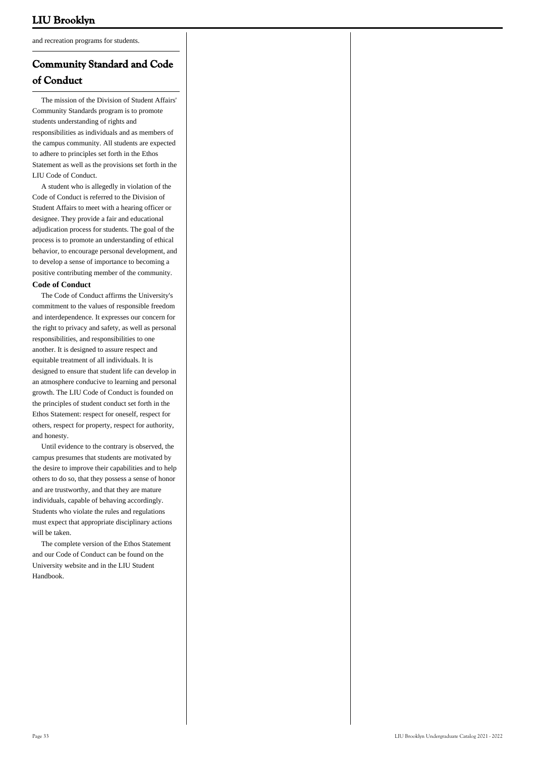and recreation programs for students.

## Community Standard and Code of Conduct

The mission of the Division of Student Affairs' Community Standards program is to promote students understanding of rights and responsibilities as individuals and as members of the campus community. All students are expected to adhere to principles set forth in the Ethos Statement as well as the provisions set forth in the LIU Code of Conduct.

A student who is allegedly in violation of the Code of Conduct is referred to the Division of Student Affairs to meet with a hearing officer or designee. They provide a fair and educational adjudication process for students. The goal of the process is to promote an understanding of ethical behavior, to encourage personal development, and to develop a sense of importance to becoming a positive contributing member of the community.

**Code of Conduct**

The Code of Conduct affirms the University's commitment to the values of responsible freedom and interdependence. It expresses our concern for the right to privacy and safety, as well as personal responsibilities, and responsibilities to one another. It is designed to assure respect and equitable treatment of all individuals. It is designed to ensure that student life can develop in an atmosphere conducive to learning and personal growth. The LIU Code of Conduct is founded on the principles of student conduct set forth in the Ethos Statement: respect for oneself, respect for others, respect for property, respect for authority, and honesty.

Until evidence to the contrary is observed, the campus presumes that students are motivated by the desire to improve their capabilities and to help others to do so, that they possess a sense of honor and are trustworthy, and that they are mature individuals, capable of behaving accordingly. Students who violate the rules and regulations must expect that appropriate disciplinary actions will be taken.

The complete version of the Ethos Statement and our Code of Conduct can be found on the University website and in the LIU Student Handbook.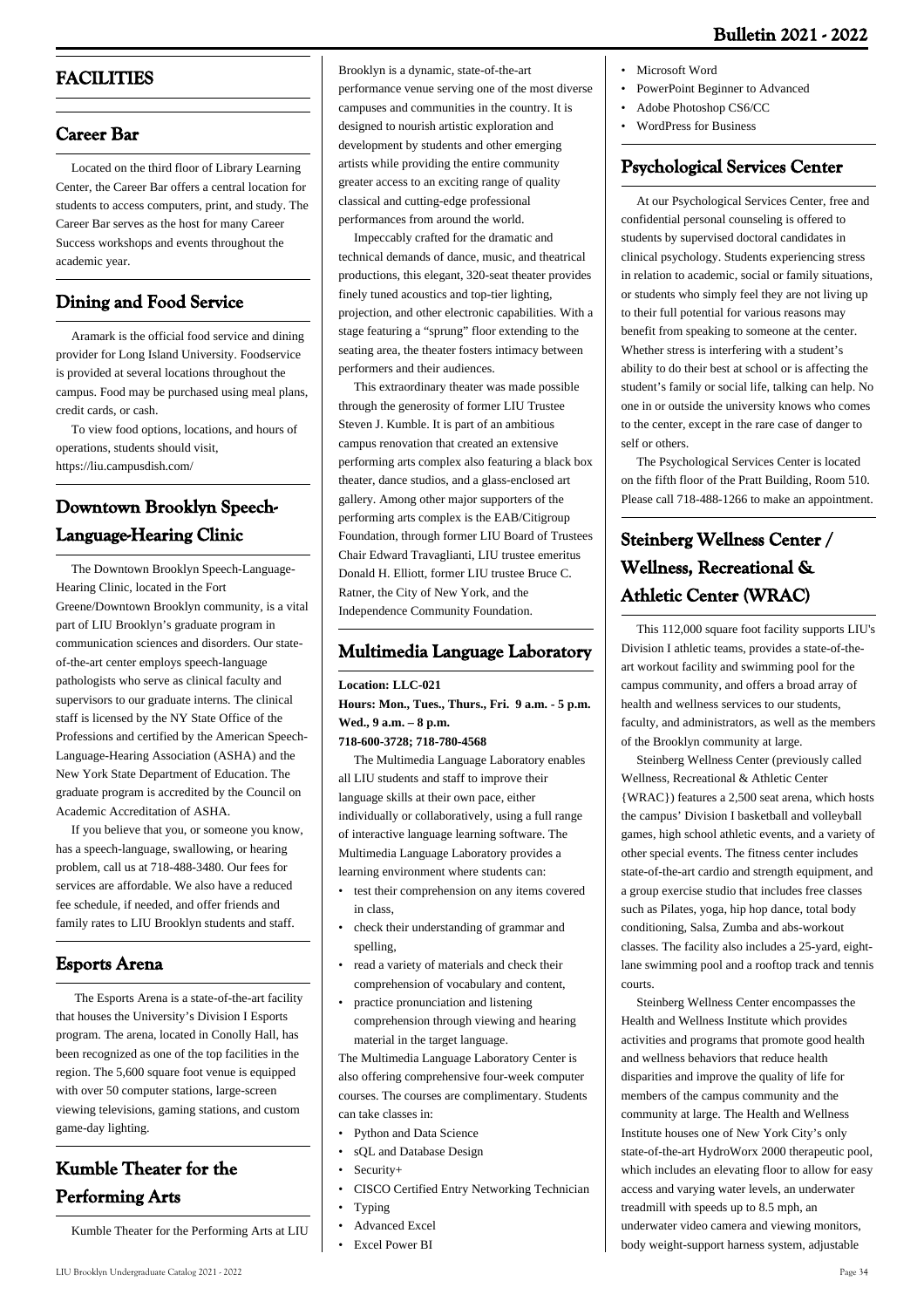# FACILITIES

## Career Bar

Located on the third floor of Library Learning Center, the Career Bar offers a central location for students to access computers, print, and study. The Career Bar serves as the host for many Career Success workshops and events throughout the academic year.

## Dining and Food Service

Aramark is the official food service and dining provider for Long Island University. Foodservice is provided at several locations throughout the campus. Food may be purchased using meal plans, credit cards, or cash.

To view food options, locations, and hours of operations, students should visit, https://liu.campusdish.com/

## Downtown Brooklyn Speech-Language-Hearing Clinic

The Downtown Brooklyn Speech-Language-Hearing Clinic, located in the Fort Greene/Downtown Brooklyn community, is a vital part of LIU Brooklyn's graduate program in communication sciences and disorders. Our state-of-the-art center employs speech-language pathologists who serve as clinical faculty and supervisors to our graduate interns. The clinical staff is licensed by the NY State Office of the Professions and certified by the American Speech-Language-Hearing Association (ASHA) and the New York State Department of Education. The graduate program is accredited by the Council on Academic Accreditation of ASHA.

If you believe that you, or someone you know, has a speech-language, swallowing, or hearing problem, call us at 718-488-3480. Our fees for services are affordable. We also have a reduced fee schedule, if needed, and offer friends and family rates to LIU Brooklyn students and staff.

## Esports Arena

The Esports Arena is a state-of-the-art facility that houses the University's Division I Esports program. The arena, located in Conolly Hall, has been recognized as one of the top facilities in the region. The 5,600 square foot venue is equipped with over 50 computer stations, large-screen viewing televisions, gaming stations, and custom game-day lighting.

## Kumble Theater for the Performing Arts

Kumble Theater for the Performing Arts at LIU Brooklyn is a dynamic, state-of-the-art performance venue serving one of the most diverse campuses and communities in the country. It is designed to nourish artistic exploration and development by students and other emerging artists while providing the entire community greater access to an exciting range of quality classical and cutting-edge professional performances from around the world.

Impeccably crafted for the dramatic and technical demands of dance, music, and theatrical productions, this elegant, 320-seat theater provides finely tuned acoustics and top-tier lighting, projection, and other electronic capabilities. With a stage featuring a "sprung" floor extending to the seating area, the theater fosters intimacy between performers and their audiences.

This extraordinary theater was made possible through the generosity of former LIU Trustee Steven J. Kumble. It is part of an ambitious campus renovation that created an extensive performing arts complex also featuring a black box theater, dance studios, and a glass-enclosed art gallery. Among other major supporters of the performing arts complex is the EAB/Citigroup Foundation, through former LIU Board of Trustees Chair Edward Travaglianti, LIU trustee emeritus Donald H. Elliott, former LIU trustee Bruce C. Ratner, the City of New York, and the Independence Community Foundation.

## Multimedia Language Laboratory

**Location: LLC-021**
**Hours: Mon., Tues., Thurs., Fri. 9 a.m. - 5 p.m. Wed., 9 a.m. – 8 p.m.**
**718-600-3728; 718-780-4568**

The Multimedia Language Laboratory enables all LIU students and staff to improve their language skills at their own pace, either individually or collaboratively, using a full range of interactive language learning software. The Multimedia Language Laboratory provides a learning environment where students can:

- test their comprehension on any items covered in class,
- check their understanding of grammar and spelling,
- read a variety of materials and check their comprehension of vocabulary and content,
- practice pronunciation and listening comprehension through viewing and hearing material in the target language.

The Multimedia Language Laboratory Center is also offering comprehensive four-week computer courses. The courses are complimentary. Students can take classes in:

- Python and Data Science
- sQL and Database Design
- Security+
- CISCO Certified Entry Networking Technician
- Typing
- Advanced Excel
- Excel Power BI
- Microsoft Word
- PowerPoint Beginner to Advanced
- Adobe Photoshop CS6/CC
- WordPress for Business

## Psychological Services Center

At our Psychological Services Center, free and confidential personal counseling is offered to students by supervised doctoral candidates in clinical psychology. Students experiencing stress in relation to academic, social or family situations, or students who simply feel they are not living up to their full potential for various reasons may benefit from speaking to someone at the center. Whether stress is interfering with a student's ability to do their best at school or is affecting the student's family or social life, talking can help. No one in or outside the university knows who comes to the center, except in the rare case of danger to self or others.

The Psychological Services Center is located on the fifth floor of the Pratt Building, Room 510. Please call 718-488-1266 to make an appointment.

## Steinberg Wellness Center / Wellness, Recreational & Athletic Center (WRAC)

This 112,000 square foot facility supports LIU's Division I athletic teams, provides a state-of-the-art workout facility and swimming pool for the campus community, and offers a broad array of health and wellness services to our students, faculty, and administrators, as well as the members of the Brooklyn community at large.

Steinberg Wellness Center (previously called Wellness, Recreational & Athletic Center {WRAC}) features a 2,500 seat arena, which hosts the campus' Division I basketball and volleyball games, high school athletic events, and a variety of other special events. The fitness center includes state-of-the-art cardio and strength equipment, and a group exercise studio that includes free classes such as Pilates, yoga, hip hop dance, total body conditioning, Salsa, Zumba and abs-workout classes. The facility also includes a 25-yard, eight-lane swimming pool and a rooftop track and tennis courts.

Steinberg Wellness Center encompasses the Health and Wellness Institute which provides activities and programs that promote good health and wellness behaviors that reduce health disparities and improve the quality of life for members of the campus community and the community at large. The Health and Wellness Institute houses one of New York City's only state-of-the-art HydroWorx 2000 therapeutic pool, which includes an elevating floor to allow for easy access and varying water levels, an underwater treadmill with speeds up to 8.5 mph, an underwater video camera and viewing monitors, body weight-support harness system, adjustable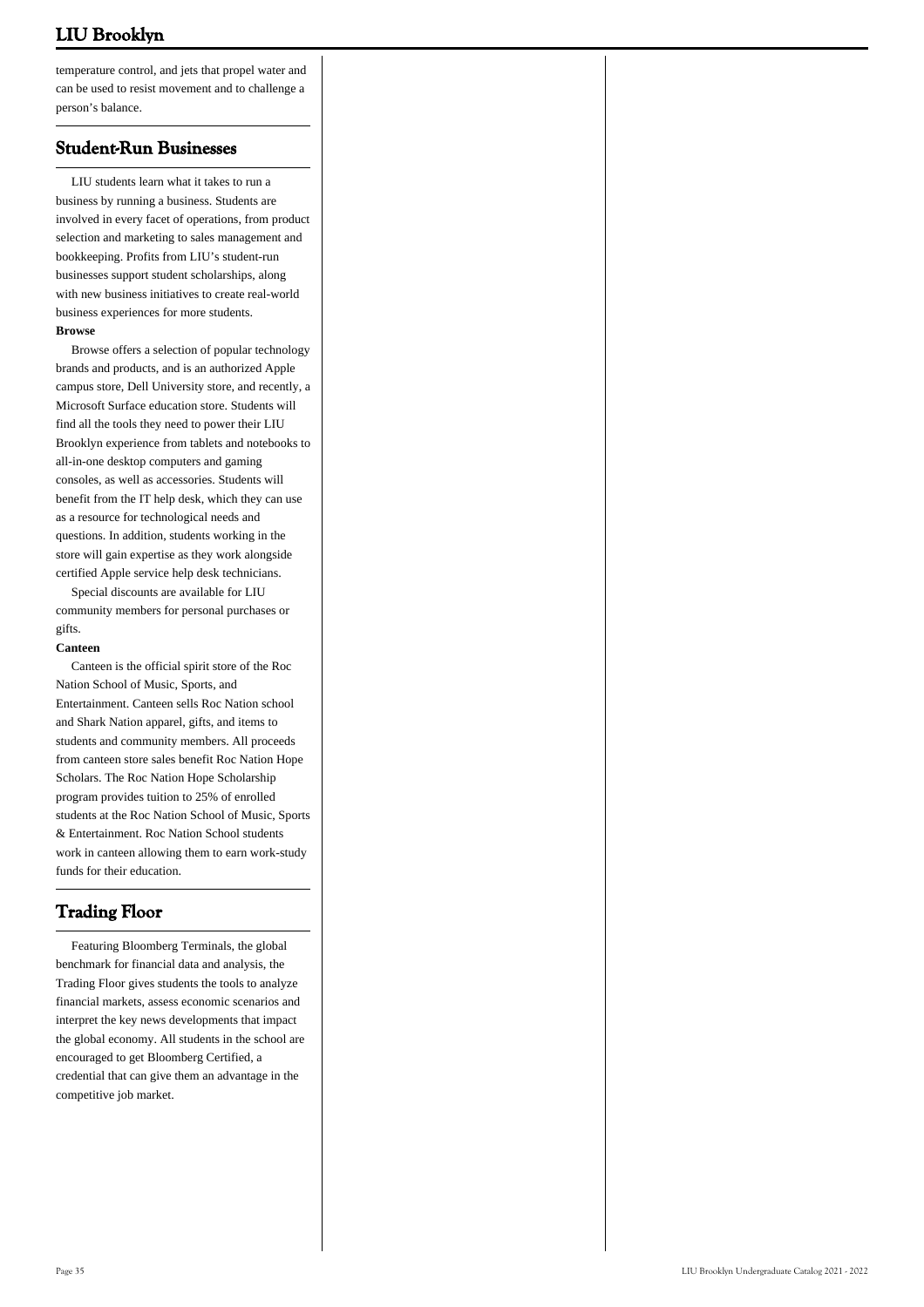temperature control, and jets that propel water and can be used to resist movement and to challenge a person's balance.

## Student-Run Businesses

LIU students learn what it takes to run a business by running a business. Students are involved in every facet of operations, from product selection and marketing to sales management and bookkeeping. Profits from LIU's student-run businesses support student scholarships, along with new business initiatives to create real-world business experiences for more students.

**Browse**

Browse offers a selection of popular technology brands and products, and is an authorized Apple campus store, Dell University store, and recently, a Microsoft Surface education store. Students will find all the tools they need to power their LIU Brooklyn experience from tablets and notebooks to all-in-one desktop computers and gaming consoles, as well as accessories. Students will benefit from the IT help desk, which they can use as a resource for technological needs and questions. In addition, students working in the store will gain expertise as they work alongside certified Apple service help desk technicians.

Special discounts are available for LIU community members for personal purchases or gifts.

**Canteen**

Canteen is the official spirit store of the Roc Nation School of Music, Sports, and Entertainment. Canteen sells Roc Nation school and Shark Nation apparel, gifts, and items to students and community members. All proceeds from canteen store sales benefit Roc Nation Hope Scholars. The Roc Nation Hope Scholarship program provides tuition to 25% of enrolled students at the Roc Nation School of Music, Sports & Entertainment. Roc Nation School students work in canteen allowing them to earn work-study funds for their education.

## Trading Floor

Featuring Bloomberg Terminals, the global benchmark for financial data and analysis, the Trading Floor gives students the tools to analyze financial markets, assess economic scenarios and interpret the key news developments that impact the global economy. All students in the school are encouraged to get Bloomberg Certified, a credential that can give them an advantage in the competitive job market.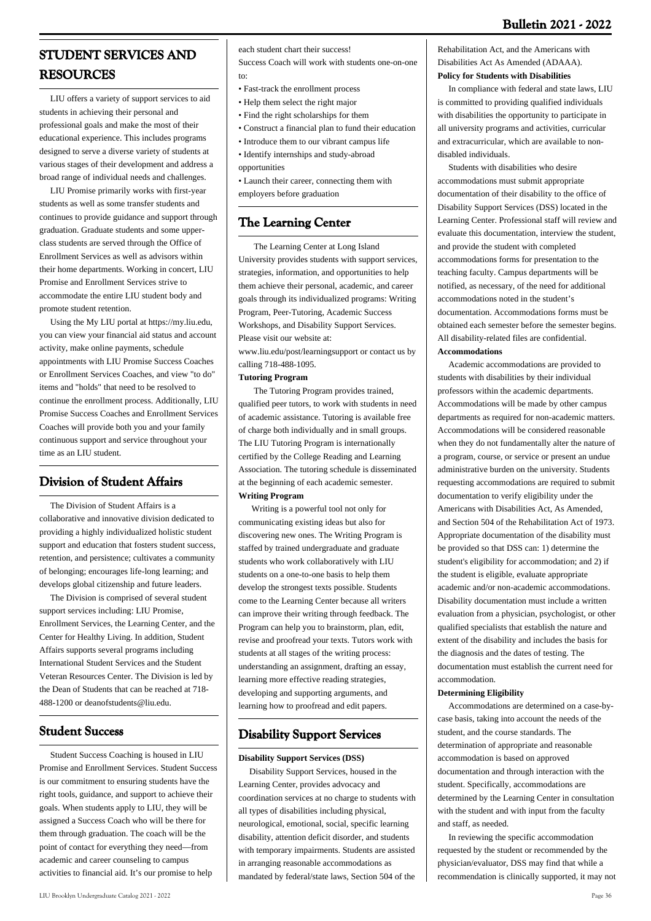## STUDENT SERVICES AND RESOURCES

LIU offers a variety of support services to aid students in achieving their personal and professional goals and make the most of their educational experience. This includes programs designed to serve a diverse variety of students at various stages of their development and address a broad range of individual needs and challenges.

LIU Promise primarily works with first-year students as well as some transfer students and continues to provide guidance and support through graduation. Graduate students and some upper-class students are served through the Office of Enrollment Services as well as advisors within their home departments. Working in concert, LIU Promise and Enrollment Services strive to accommodate the entire LIU student body and promote student retention.

Using the My LIU portal at https://my.liu.edu, you can view your financial aid status and account activity, make online payments, schedule appointments with LIU Promise Success Coaches or Enrollment Services Coaches, and view "to do" items and "holds" that need to be resolved to continue the enrollment process. Additionally, LIU Promise Success Coaches and Enrollment Services Coaches will provide both you and your family continuous support and service throughout your time as an LIU student.

## Division of Student Affairs

The Division of Student Affairs is a collaborative and innovative division dedicated to providing a highly individualized holistic student support and education that fosters student success, retention, and persistence; cultivates a community of belonging; encourages life-long learning; and develops global citizenship and future leaders.

The Division is comprised of several student support services including: LIU Promise, Enrollment Services, the Learning Center, and the Center for Healthy Living. In addition, Student Affairs supports several programs including International Student Services and the Student Veteran Resources Center. The Division is led by the Dean of Students that can be reached at 718-488-1200 or deanofstudents@liu.edu.

## Student Success

Student Success Coaching is housed in LIU Promise and Enrollment Services. Student Success is our commitment to ensuring students have the right tools, guidance, and support to achieve their goals. When students apply to LIU, they will be assigned a Success Coach who will be there for them through graduation. The coach will be the point of contact for everything they need—from academic and career counseling to campus activities to financial aid. It's our promise to help each student chart their success!

Success Coach will work with students one-on-one to:

- Fast-track the enrollment process
- Help them select the right major
- Find the right scholarships for them
- Construct a financial plan to fund their education
- Introduce them to our vibrant campus life
- Identify internships and study-abroad opportunities
- Launch their career, connecting them with employers before graduation

## The Learning Center

The Learning Center at Long Island University provides students with support services, strategies, information, and opportunities to help them achieve their personal, academic, and career goals through its individualized programs: Writing Program, Peer-Tutoring, Academic Success Workshops, and Disability Support Services. Please visit our website at: www.liu.edu/post/learningsupport or contact us by calling 718-488-1095.

**Tutoring Program**

The Tutoring Program provides trained, qualified peer tutors, to work with students in need of academic assistance. Tutoring is available free of charge both individually and in small groups. The LIU Tutoring Program is internationally certified by the College Reading and Learning Association. The tutoring schedule is disseminated at the beginning of each academic semester.

**Writing Program**

Writing is a powerful tool not only for communicating existing ideas but also for discovering new ones. The Writing Program is staffed by trained undergraduate and graduate students who work collaboratively with LIU students on a one-to-one basis to help them develop the strongest texts possible. Students come to the Learning Center because all writers can improve their writing through feedback. The Program can help you to brainstorm, plan, edit, revise and proofread your texts. Tutors work with students at all stages of the writing process: understanding an assignment, drafting an essay, learning more effective reading strategies, developing and supporting arguments, and learning how to proofread and edit papers.

## Disability Support Services

**Disability Support Services (DSS)**

Disability Support Services, housed in the Learning Center, provides advocacy and coordination services at no charge to students with all types of disabilities including physical, neurological, emotional, social, specific learning disability, attention deficit disorder, and students with temporary impairments. Students are assisted in arranging reasonable accommodations as mandated by federal/state laws, Section 504 of the Rehabilitation Act, and the Americans with Disabilities Act As Amended (ADAAA).

**Policy for Students with Disabilities**

In compliance with federal and state laws, LIU is committed to providing qualified individuals with disabilities the opportunity to participate in all university programs and activities, curricular and extracurricular, which are available to non-disabled individuals.

Students with disabilities who desire accommodations must submit appropriate documentation of their disability to the office of Disability Support Services (DSS) located in the Learning Center. Professional staff will review and evaluate this documentation, interview the student, and provide the student with completed accommodations forms for presentation to the teaching faculty. Campus departments will be notified, as necessary, of the need for additional accommodations noted in the student's documentation. Accommodations forms must be obtained each semester before the semester begins. All disability-related files are confidential.

**Accommodations**

Academic accommodations are provided to students with disabilities by their individual professors within the academic departments. Accommodations will be made by other campus departments as required for non-academic matters. Accommodations will be considered reasonable when they do not fundamentally alter the nature of a program, course, or service or present an undue administrative burden on the university. Students requesting accommodations are required to submit documentation to verify eligibility under the Americans with Disabilities Act, As Amended, and Section 504 of the Rehabilitation Act of 1973. Appropriate documentation of the disability must be provided so that DSS can: 1) determine the student's eligibility for accommodation; and 2) if the student is eligible, evaluate appropriate academic and/or non-academic accommodations. Disability documentation must include a written evaluation from a physician, psychologist, or other qualified specialists that establish the nature and extent of the disability and includes the basis for the diagnosis and the dates of testing. The documentation must establish the current need for accommodation.

**Determining Eligibility**

Accommodations are determined on a case-by-case basis, taking into account the needs of the student, and the course standards. The determination of appropriate and reasonable accommodation is based on approved documentation and through interaction with the student. Specifically, accommodations are determined by the Learning Center in consultation with the student and with input from the faculty and staff, as needed.

In reviewing the specific accommodation requested by the student or recommended by the physician/evaluator, DSS may find that while a recommendation is clinically supported, it may not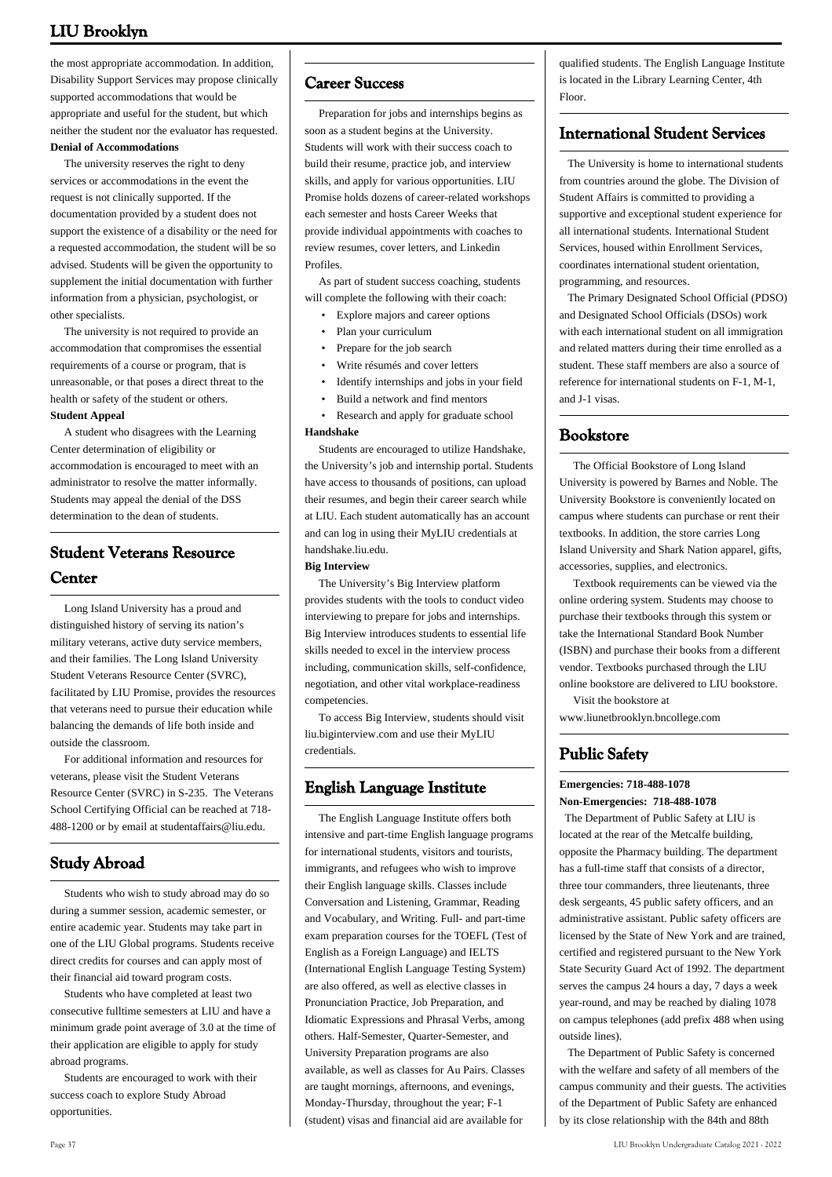the most appropriate accommodation. In addition, Disability Support Services may propose clinically supported accommodations that would be appropriate and useful for the student, but which neither the student nor the evaluator has requested.

**Denial of Accommodations**

The university reserves the right to deny services or accommodations in the event the request is not clinically supported. If the documentation provided by a student does not support the existence of a disability or the need for a requested accommodation, the student will be so advised. Students will be given the opportunity to supplement the initial documentation with further information from a physician, psychologist, or other specialists.

The university is not required to provide an accommodation that compromises the essential requirements of a course or program, that is unreasonable, or that poses a direct threat to the health or safety of the student or others.

**Student Appeal**

A student who disagrees with the Learning Center determination of eligibility or accommodation is encouraged to meet with an administrator to resolve the matter informally. Students may appeal the denial of the DSS determination to the dean of students.

## Student Veterans Resource Center

Long Island University has a proud and distinguished history of serving its nation's military veterans, active duty service members, and their families. The Long Island University Student Veterans Resource Center (SVRC), facilitated by LIU Promise, provides the resources that veterans need to pursue their education while balancing the demands of life both inside and outside the classroom.

For additional information and resources for veterans, please visit the Student Veterans Resource Center (SVRC) in S-235. The Veterans School Certifying Official can be reached at 718-488-1200 or by email at studentaffairs@liu.edu.

## Study Abroad

Students who wish to study abroad may do so during a summer session, academic semester, or entire academic year. Students may take part in one of the LIU Global programs. Students receive direct credits for courses and can apply most of their financial aid toward program costs.

Students who have completed at least two consecutive fulltime semesters at LIU and have a minimum grade point average of 3.0 at the time of their application are eligible to apply for study abroad programs.

Students are encouraged to work with their success coach to explore Study Abroad opportunities.

## Career Success

Preparation for jobs and internships begins as soon as a student begins at the University. Students will work with their success coach to build their resume, practice job, and interview skills, and apply for various opportunities. LIU Promise holds dozens of career-related workshops each semester and hosts Career Weeks that provide individual appointments with coaches to review resumes, cover letters, and Linkedin Profiles.

As part of student success coaching, students will complete the following with their coach:

- Explore majors and career options
- Plan your curriculum
- Prepare for the job search
- Write résumés and cover letters
- Identify internships and jobs in your field
- Build a network and find mentors
- Research and apply for graduate school

**Handshake**

Students are encouraged to utilize Handshake, the University's job and internship portal. Students have access to thousands of positions, can upload their resumes, and begin their career search while at LIU. Each student automatically has an account and can log in using their MyLIU credentials at handshake.liu.edu.

**Big Interview**

The University's Big Interview platform provides students with the tools to conduct video interviewing to prepare for jobs and internships. Big Interview introduces students to essential life skills needed to excel in the interview process including, communication skills, self-confidence, negotiation, and other vital workplace-readiness competencies.

To access Big Interview, students should visit liu.biginterview.com and use their MyLIU credentials.

## English Language Institute

The English Language Institute offers both intensive and part-time English language programs for international students, visitors and tourists, immigrants, and refugees who wish to improve their English language skills. Classes include Conversation and Listening, Grammar, Reading and Vocabulary, and Writing. Full- and part-time exam preparation courses for the TOEFL (Test of English as a Foreign Language) and IELTS (International English Language Testing System) are also offered, as well as elective classes in Pronunciation Practice, Job Preparation, and Idiomatic Expressions and Phrasal Verbs, among others. Half-Semester, Quarter-Semester, and University Preparation programs are also available, as well as classes for Au Pairs. Classes are taught mornings, afternoons, and evenings, Monday-Thursday, throughout the year; F-1 (student) visas and financial aid are available for qualified students. The English Language Institute is located in the Library Learning Center, 4th Floor.

## International Student Services

The University is home to international students from countries around the globe. The Division of Student Affairs is committed to providing a supportive and exceptional student experience for all international students. International Student Services, housed within Enrollment Services, coordinates international student orientation, programming, and resources.

The Primary Designated School Official (PDSO) and Designated School Officials (DSOs) work with each international student on all immigration and related matters during their time enrolled as a student. These staff members are also a source of reference for international students on F-1, M-1, and J-1 visas.

## Bookstore

The Official Bookstore of Long Island University is powered by Barnes and Noble. The University Bookstore is conveniently located on campus where students can purchase or rent their textbooks. In addition, the store carries Long Island University and Shark Nation apparel, gifts, accessories, supplies, and electronics.

Textbook requirements can be viewed via the online ordering system. Students may choose to purchase their textbooks through this system or take the International Standard Book Number (ISBN) and purchase their books from a different vendor. Textbooks purchased through the LIU online bookstore are delivered to LIU bookstore.

Visit the bookstore at www.liunetbrooklyn.bncollege.com

## Public Safety

**Emergencies: 718-488-1078**
**Non-Emergencies: 718-488-1078**

The Department of Public Safety at LIU is located at the rear of the Metcalfe building, opposite the Pharmacy building. The department has a full-time staff that consists of a director, three tour commanders, three lieutenants, three desk sergeants, 45 public safety officers, and an administrative assistant. Public safety officers are licensed by the State of New York and are trained, certified and registered pursuant to the New York State Security Guard Act of 1992. The department serves the campus 24 hours a day, 7 days a week year-round, and may be reached by dialing 1078 on campus telephones (add prefix 488 when using outside lines).

The Department of Public Safety is concerned with the welfare and safety of all members of the campus community and their guests. The activities of the Department of Public Safety are enhanced by its close relationship with the 84th and 88th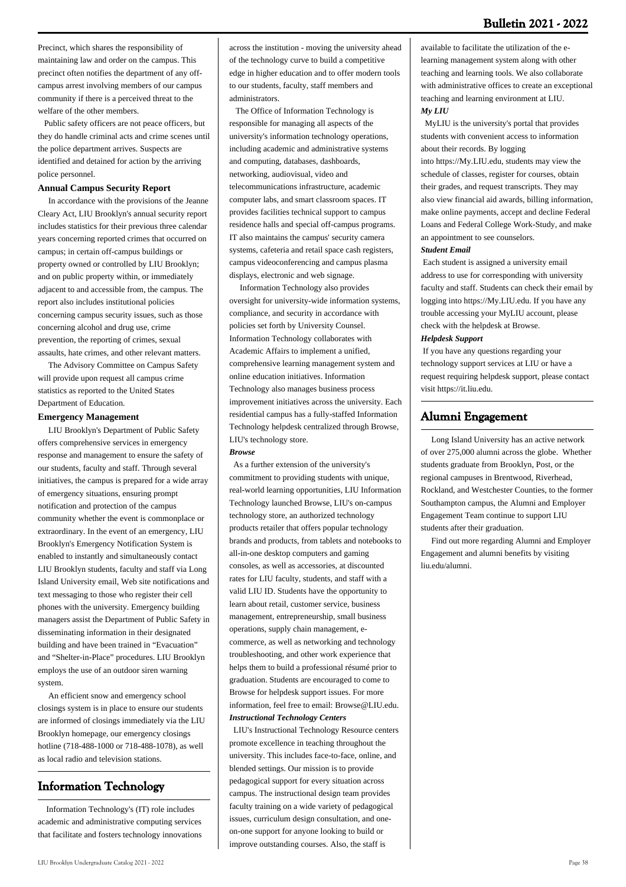Precinct, which shares the responsibility of maintaining law and order on the campus. This precinct often notifies the department of any off-campus arrest involving members of our campus community if there is a perceived threat to the welfare of the other members.

Public safety officers are not peace officers, but they do handle criminal acts and crime scenes until the police department arrives. Suspects are identified and detained for action by the arriving police personnel.

**Annual Campus Security Report**

In accordance with the provisions of the Jeanne Cleary Act, LIU Brooklyn's annual security report includes statistics for their previous three calendar years concerning reported crimes that occurred on campus; in certain off-campus buildings or property owned or controlled by LIU Brooklyn; and on public property within, or immediately adjacent to and accessible from, the campus. The report also includes institutional policies concerning campus security issues, such as those concerning alcohol and drug use, crime prevention, the reporting of crimes, sexual assaults, hate crimes, and other relevant matters.

The Advisory Committee on Campus Safety will provide upon request all campus crime statistics as reported to the United States Department of Education.

**Emergency Management**

LIU Brooklyn's Department of Public Safety offers comprehensive services in emergency response and management to ensure the safety of our students, faculty and staff. Through several initiatives, the campus is prepared for a wide array of emergency situations, ensuring prompt notification and protection of the campus community whether the event is commonplace or extraordinary. In the event of an emergency, LIU Brooklyn's Emergency Notification System is enabled to instantly and simultaneously contact LIU Brooklyn students, faculty and staff via Long Island University email, Web site notifications and text messaging to those who register their cell phones with the university. Emergency building managers assist the Department of Public Safety in disseminating information in their designated building and have been trained in "Evacuation" and "Shelter-in-Place" procedures. LIU Brooklyn employs the use of an outdoor siren warning system.

An efficient snow and emergency school closings system is in place to ensure our students are informed of closings immediately via the LIU Brooklyn homepage, our emergency closings hotline (718-488-1000 or 718-488-1078), as well as local radio and television stations.

## Information Technology

Information Technology's (IT) role includes academic and administrative computing services that facilitate and fosters technology innovations across the institution - moving the university ahead of the technology curve to build a competitive edge in higher education and to offer modern tools to our students, faculty, staff members and administrators.

The Office of Information Technology is responsible for managing all aspects of the university's information technology operations, including academic and administrative systems and computing, databases, dashboards, networking, audiovisual, video and telecommunications infrastructure, academic computer labs, and smart classroom spaces. IT provides facilities technical support to campus residence halls and special off-campus programs. IT also maintains the campus' security camera systems, cafeteria and retail space cash registers, campus videoconferencing and campus plasma displays, electronic and web signage.

Information Technology also provides oversight for university-wide information systems, compliance, and security in accordance with policies set forth by University Counsel. Information Technology collaborates with Academic Affairs to implement a unified, comprehensive learning management system and online education initiatives. Information Technology also manages business process improvement initiatives across the university. Each residential campus has a fully-staffed Information Technology helpdesk centralized through Browse, LIU's technology store.

***Browse***

As a further extension of the university's commitment to providing students with unique, real-world learning opportunities, LIU Information Technology launched Browse, LIU's on-campus technology store, an authorized technology products retailer that offers popular technology brands and products, from tablets and notebooks to all-in-one desktop computers and gaming consoles, as well as accessories, at discounted rates for LIU faculty, students, and staff with a valid LIU ID. Students have the opportunity to learn about retail, customer service, business management, entrepreneurship, small business operations, supply chain management, e-commerce, as well as networking and technology troubleshooting, and other work experience that helps them to build a professional résumé prior to graduation. Students are encouraged to come to Browse for helpdesk support issues. For more information, feel free to email: Browse@LIU.edu.

***Instructional Technology Centers***

LIU's Instructional Technology Resource centers promote excellence in teaching throughout the university. This includes face-to-face, online, and blended settings. Our mission is to provide pedagogical support for every situation across campus. The instructional design team provides faculty training on a wide variety of pedagogical issues, curriculum design consultation, and one-on-one support for anyone looking to build or improve outstanding courses. Also, the staff is available to facilitate the utilization of the e-learning management system along with other teaching and learning tools. We also collaborate with administrative offices to create an exceptional teaching and learning environment at LIU.

***My LIU***

MyLIU is the university's portal that provides students with convenient access to information about their records. By logging into https://My.LIU.edu, students may view the schedule of classes, register for courses, obtain their grades, and request transcripts. They may also view financial aid awards, billing information, make online payments, accept and decline Federal Loans and Federal College Work-Study, and make an appointment to see counselors.

***Student Email***

Each student is assigned a university email address to use for corresponding with university faculty and staff. Students can check their email by logging into https://My.LIU.edu. If you have any trouble accessing your MyLIU account, please check with the helpdesk at Browse.

***Helpdesk Support***

If you have any questions regarding your technology support services at LIU or have a request requiring helpdesk support, please contact visit https://it.liu.edu.

## Alumni Engagement

Long Island University has an active network of over 275,000 alumni across the globe. Whether students graduate from Brooklyn, Post, or the regional campuses in Brentwood, Riverhead, Rockland, and Westchester Counties, to the former Southampton campus, the Alumni and Employer Engagement Team continue to support LIU students after their graduation.

Find out more regarding Alumni and Employer Engagement and alumni benefits by visiting liu.edu/alumni.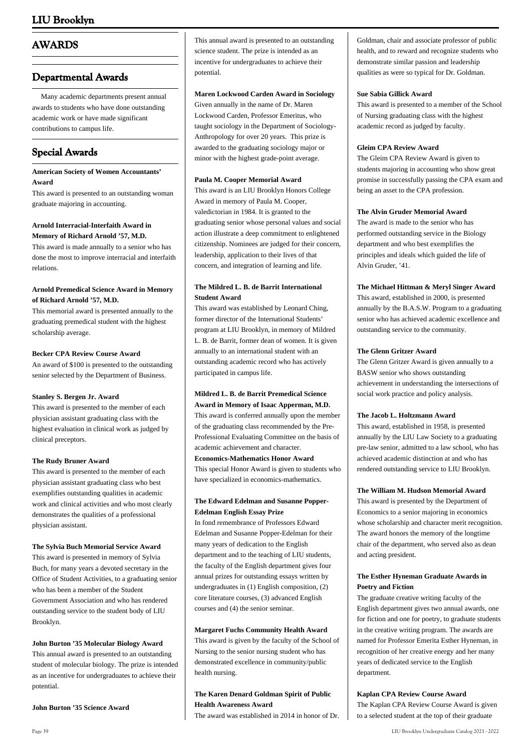# AWARDS

## Departmental Awards

Many academic departments present annual awards to students who have done outstanding academic work or have made significant contributions to campus life.

## Special Awards

**American Society of Women Accountants' Award**
This award is presented to an outstanding woman graduate majoring in accounting.

**Arnold Interracial-Interfaith Award in Memory of Richard Arnold '57, M.D.**
This award is made annually to a senior who has done the most to improve interracial and interfaith relations.

**Arnold Premedical Science Award in Memory of Richard Arnold '57, M.D.**
This memorial award is presented annually to the graduating premedical student with the highest scholarship average.

**Becker CPA Review Course Award**
An award of $100 is presented to the outstanding senior selected by the Department of Business.

**Stanley S. Bergen Jr. Award**
This award is presented to the member of each physician assistant graduating class with the highest evaluation in clinical work as judged by clinical preceptors.

**The Rudy Bruner Award**
This award is presented to the member of each physician assistant graduating class who best exemplifies outstanding qualities in academic work and clinical activities and who most clearly demonstrates the qualities of a professional physician assistant.

**The Sylvia Buch Memorial Service Award**
This award is presented in memory of Sylvia Buch, for many years a devoted secretary in the Office of Student Activities, to a graduating senior who has been a member of the Student Government Association and who has rendered outstanding service to the student body of LIU Brooklyn.

**John Burton '35 Molecular Biology Award**
This annual award is presented to an outstanding student of molecular biology. The prize is intended as an incentive for undergraduates to achieve their potential.

**John Burton '35 Science Award**
This annual award is presented to an outstanding science student. The prize is intended as an incentive for undergraduates to achieve their potential.

**Maren Lockwood Carden Award in Sociology**
Given annually in the name of Dr. Maren Lockwood Carden, Professor Emeritus, who taught sociology in the Department of Sociology-Anthropology for over 20 years. This prize is awarded to the graduating sociology major or minor with the highest grade-point average.

**Paula M. Cooper Memorial Award**
This award is an LIU Brooklyn Honors College Award in memory of Paula M. Cooper, valedictorian in 1984. It is granted to the graduating senior whose personal values and social action illustrate a deep commitment to enlightened citizenship. Nominees are judged for their concern, leadership, application to their lives of that concern, and integration of learning and life.

**The Mildred L. B. de Barrit International Student Award**
This award was established by Leonard Ching, former director of the International Students' program at LIU Brooklyn, in memory of Mildred L. B. de Barrit, former dean of women. It is given annually to an international student with an outstanding academic record who has actively participated in campus life.

**Mildred L. B. de Barrit Premedical Science Award in Memory of Isaac Apperman, M.D.**
This award is conferred annually upon the member of the graduating class recommended by the Pre-Professional Evaluating Committee on the basis of academic achievement and character.

**Economics-Mathematics Honor Award**
This special Honor Award is given to students who have specialized in economics-mathematics.

**The Edward Edelman and Susanne Popper-Edelman English Essay Prize**
In fond remembrance of Professors Edward Edelman and Susanne Popper-Edelman for their many years of dedication to the English department and to the teaching of LIU students, the faculty of the English department gives four annual prizes for outstanding essays written by undergraduates in (1) English composition, (2) core literature courses, (3) advanced English courses and (4) the senior seminar.

**Margaret Fuchs Community Health Award**
This award is given by the faculty of the School of Nursing to the senior nursing student who has demonstrated excellence in community/public health nursing.

**The Karen Denard Goldman Spirit of Public Health Awareness Award**
The award was established in 2014 in honor of Dr. Goldman, chair and associate professor of public health, and to reward and recognize students who demonstrate similar passion and leadership qualities as were so typical for Dr. Goldman.

**Sue Sabia Gillick Award**
This award is presented to a member of the School of Nursing graduating class with the highest academic record as judged by faculty.

**Gleim CPA Review Award**
The Gleim CPA Review Award is given to students majoring in accounting who show great promise in successfully passing the CPA exam and being an asset to the CPA profession.

**The Alvin Gruder Memorial Award**
The award is made to the senior who has performed outstanding service in the Biology department and who best exemplifies the principles and ideals which guided the life of Alvin Gruder, '41.

**The Michael Hittman & Meryl Singer Award**
This award, established in 2000, is presented annually by the B.A.S.W. Program to a graduating senior who has achieved academic excellence and outstanding service to the community.

**The Glenn Gritzer Award**
The Glenn Gritzer Award is given annually to a BASW senior who shows outstanding achievement in understanding the intersections of social work practice and policy analysis.

**The Jacob L. Holtzmann Award**
This award, established in 1958, is presented annually by the LIU Law Society to a graduating pre-law senior, admitted to a law school, who has achieved academic distinction at and who has rendered outstanding service to LIU Brooklyn.

**The William M. Hudson Memorial Award**
This award is presented by the Department of Economics to a senior majoring in economics whose scholarship and character merit recognition. The award honors the memory of the longtime chair of the department, who served also as dean and acting president.

**The Esther Hyneman Graduate Awards in Poetry and Fiction**
The graduate creative writing faculty of the English department gives two annual awards, one for fiction and one for poetry, to graduate students in the creative writing program. The awards are named for Professor Emerita Esther Hyneman, in recognition of her creative energy and her many years of dedicated service to the English department.

**Kaplan CPA Review Course Award**
The Kaplan CPA Review Course Award is given to a selected student at the top of their graduate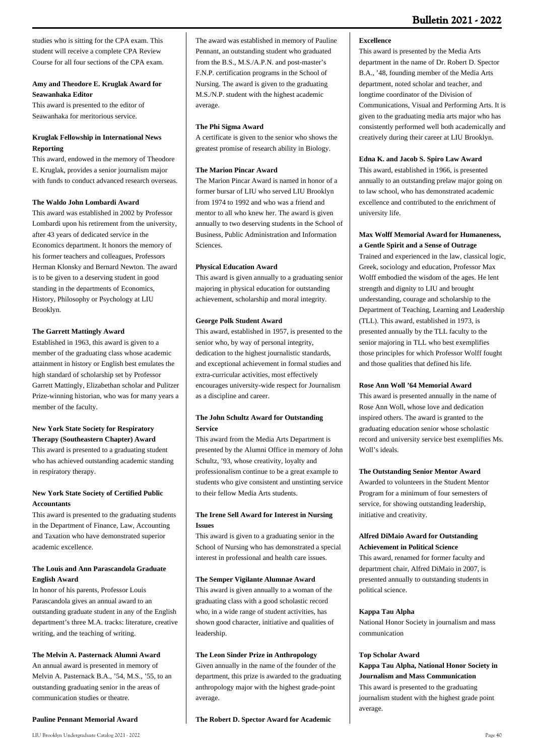studies who is sitting for the CPA exam. This student will receive a complete CPA Review Course for all four sections of the CPA exam.

**Amy and Theodore E. Kruglak Award for Seawanhaka Editor**

This award is presented to the editor of Seawanhaka for meritorious service.

**Kruglak Fellowship in International News Reporting**

This award, endowed in the memory of Theodore E. Kruglak, provides a senior journalism major with funds to conduct advanced research overseas.

**The Waldo John Lombardi Award**

This award was established in 2002 by Professor Lombardi upon his retirement from the university, after 43 years of dedicated service in the Economics department. It honors the memory of his former teachers and colleagues, Professors Herman Klonsky and Bernard Newton. The award is to be given to a deserving student in good standing in the departments of Economics, History, Philosophy or Psychology at LIU Brooklyn.

**The Garrett Mattingly Award**

Established in 1963, this award is given to a member of the graduating class whose academic attainment in history or English best emulates the high standard of scholarship set by Professor Garrett Mattingly, Elizabethan scholar and Pulitzer Prize-winning historian, who was for many years a member of the faculty.

**New York State Society for Respiratory Therapy (Southeastern Chapter) Award**

This award is presented to a graduating student who has achieved outstanding academic standing in respiratory therapy.

**New York State Society of Certified Public Accountants**

This award is presented to the graduating students in the Department of Finance, Law, Accounting and Taxation who have demonstrated superior academic excellence.

**The Louis and Ann Parascandola Graduate English Award**

In honor of his parents, Professor Louis Parascandola gives an annual award to an outstanding graduate student in any of the English department's three M.A. tracks: literature, creative writing, and the teaching of writing.

**The Melvin A. Pasternack Alumni Award**

An annual award is presented in memory of Melvin A. Pasternack B.A., '54, M.S., '55, to an outstanding graduating senior in the areas of communication studies or theatre.

**Pauline Pennant Memorial Award**

The award was established in memory of Pauline Pennant, an outstanding student who graduated from the B.S., M.S./A.P.N. and post-master's F.N.P. certification programs in the School of Nursing. The award is given to the graduating M.S./N.P. student with the highest academic average.

**The Phi Sigma Award**

A certificate is given to the senior who shows the greatest promise of research ability in Biology.

**The Marion Pincar Award**

The Marion Pincar Award is named in honor of a former bursar of LIU who served LIU Brooklyn from 1974 to 1992 and who was a friend and mentor to all who knew her. The award is given annually to two deserving students in the School of Business, Public Administration and Information Sciences.

**Physical Education Award**

This award is given annually to a graduating senior majoring in physical education for outstanding achievement, scholarship and moral integrity.

**George Polk Student Award**

This award, established in 1957, is presented to the senior who, by way of personal integrity, dedication to the highest journalistic standards, and exceptional achievement in formal studies and extra-curricular activities, most effectively encourages university-wide respect for Journalism as a discipline and career.

**The John Schultz Award for Outstanding Service**

This award from the Media Arts Department is presented by the Alumni Office in memory of John Schultz, '93, whose creativity, loyalty and professionalism continue to be a great example to students who give consistent and unstinting service to their fellow Media Arts students.

**The Irene Sell Award for Interest in Nursing Issues**

This award is given to a graduating senior in the School of Nursing who has demonstrated a special interest in professional and health care issues.

**The Semper Vigilante Alumnae Award**

This award is given annually to a woman of the graduating class with a good scholastic record who, in a wide range of student activities, has shown good character, initiative and qualities of leadership.

**The Leon Sinder Prize in Anthropology**

Given annually in the name of the founder of the department, this prize is awarded to the graduating anthropology major with the highest grade-point average.

**The Robert D. Spector Award for Academic Excellence**

This award is presented by the Media Arts department in the name of Dr. Robert D. Spector B.A., '48, founding member of the Media Arts department, noted scholar and teacher, and longtime coordinator of the Division of Communications, Visual and Performing Arts. It is given to the graduating media arts major who has consistently performed well both academically and creatively during their career at LIU Brooklyn.

**Edna K. and Jacob S. Spiro Law Award**

This award, established in 1966, is presented annually to an outstanding prelaw major going on to law school, who has demonstrated academic excellence and contributed to the enrichment of university life.

**Max Wolff Memorial Award for Humaneness, a Gentle Spirit and a Sense of Outrage**

Trained and experienced in the law, classical logic, Greek, sociology and education, Professor Max Wolff embodied the wisdom of the ages. He lent strength and dignity to LIU and brought understanding, courage and scholarship to the Department of Teaching, Learning and Leadership (TLL). This award, established in 1973, is presented annually by the TLL faculty to the senior majoring in TLL who best exemplifies those principles for which Professor Wolff fought and those qualities that defined his life.

**Rose Ann Woll '64 Memorial Award**

This award is presented annually in the name of Rose Ann Woll, whose love and dedication inspired others. The award is granted to the graduating education senior whose scholastic record and university service best exemplifies Ms. Woll's ideals.

**The Outstanding Senior Mentor Award**

Awarded to volunteers in the Student Mentor Program for a minimum of four semesters of service, for showing outstanding leadership, initiative and creativity.

**Alfred DiMaio Award for Outstanding Achievement in Political Science**

This award, renamed for former faculty and department chair, Alfred DiMaio in 2007, is presented annually to outstanding students in political science.

**Kappa Tau Alpha**

National Honor Society in journalism and mass communication

**Top Scholar Award**

**Kappa Tau Alpha, National Honor Society in Journalism and Mass Communication**

This award is presented to the graduating journalism student with the highest grade point average.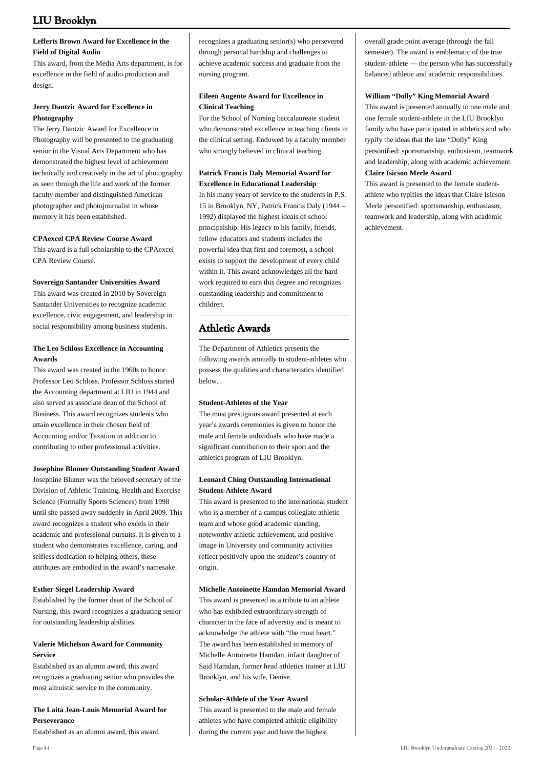**Lefferts Brown Award for Excellence in the Field of Digital Audio**

This award, from the Media Arts department, is for excellence in the field of audio production and design.

**Jerry Dantzic Award for Excellence in Photography**

The Jerry Dantzic Award for Excellence in Photography will be presented to the graduating senior in the Visual Arts Department who has demonstrated the highest level of achievement technically and creatively in the art of photography as seen through the life and work of the former faculty member and distinguished American photographer and photojournalist in whose memory it has been established.

**CPAexcel CPA Review Course Award**

This award is a full scholarship to the CPAexcel CPA Review Course.

**Sovereign Santander Universities Award**

This award was created in 2010 by Sovereign Santander Universities to recognize academic excellence, civic engagement, and leadership in social responsibility among business students.

**The Leo Schloss Excellence in Accounting Awards**

This award was created in the 1960s to honor Professor Leo Schloss. Professor Schloss started the Accounting department at LIU in 1944 and also served as associate dean of the School of Business. This award recognizes students who attain excellence in their chosen field of Accounting and/or Taxation in addition to contributing to other professional activities.

**Josephine Blumer Outstanding Student Award**

Josephine Blumer was the beloved secretary of the Division of Athletic Training, Health and Exercise Science (Formally Sports Sciences) from 1998 until she passed away suddenly in April 2009. This award recognizes a student who excels in their academic and professional pursuits. It is given to a student who demonstrates excellence, caring, and selfless dedication to helping others, these attributes are embodied in the award's namesake.

**Esther Siegel Leadership Award**

Established by the former dean of the School of Nursing, this award recognizes a graduating senior for outstanding leadership abilities.

**Valerie Michelson Award for Community Service**

Established as an alumni award, this award recognizes a graduating senior who provides the most altruistic service to the community.

**The Laita Jean-Louis Memorial Award for Perseverance**

Established as an alumni award, this award recognizes a graduating senior(s) who persevered through personal hardship and challenges to achieve academic success and graduate from the nursing program.

**Eileen Augente Award for Excellence in Clinical Teaching**

For the School of Nursing baccalaureate student who demonstrated excellence in teaching clients in the clinical setting. Endowed by a faculty member who strongly believed in clinical teaching.

**Patrick Francis Daly Memorial Award for Excellence in Educational Leadership**

In his many years of service to the students in P.S. 15 in Brooklyn, NY, Patrick Francis Daly (1944 – 1992) displayed the highest ideals of school principalship. His legacy to his family, friends, fellow educators and students includes the powerful idea that first and foremost, a school exists to support the development of every child within it. This award acknowledges all the hard work required to earn this degree and recognizes outstanding leadership and commitment to children.

## Athletic Awards

The Department of Athletics presents the following awards annually to student-athletes who possess the qualities and characteristics identified below.

**Student-Athletes of the Year**

The most prestigious award presented at each year's awards ceremonies is given to honor the male and female individuals who have made a significant contribution to their sport and the athletics program of LIU Brooklyn.

**Leonard Ching Outstanding International Student-Athlete Award**

This award is presented to the international student who is a member of a campus collegiate athletic team and whose good academic standing, noteworthy athletic achievement, and positive image in University and community activities reflect positively upon the student's country of origin.

**Michelle Antoinette Hamdan Memorial Award**

This award is presented as a tribute to an athlete who has exhibited extraordinary strength of character in the face of adversity and is meant to acknowledge the athlete with "the most heart." The award has been established in memory of Michelle Antoinette Hamdan, infant daughter of Said Hamdan, former head athletics trainer at LIU Brooklyn, and his wife, Denise.

**Scholar-Athlete of the Year Award**

This award is presented to the male and female athletes who have completed athletic eligibility during the current year and have the highest overall grade point average (through the fall semester). The award is emblematic of the true student-athlete — the person who has successfully balanced athletic and academic responsibilities.

**William "Dolly" King Memorial Award**

This award is presented annually to one male and one female student-athlete in the LIU Brooklyn family who have participated in athletics and who typify the ideas that the late "Dolly" King personified: sportsmanship, enthusiasm, teamwork and leadership, along with academic achievement.

**Claire Isicson Merle Award**

This award is presented to the female student-athlete who typifies the ideas that Claire Isicson Merle personified: sportsmanship, enthusiasm, teamwork and leadership, along with academic achievement.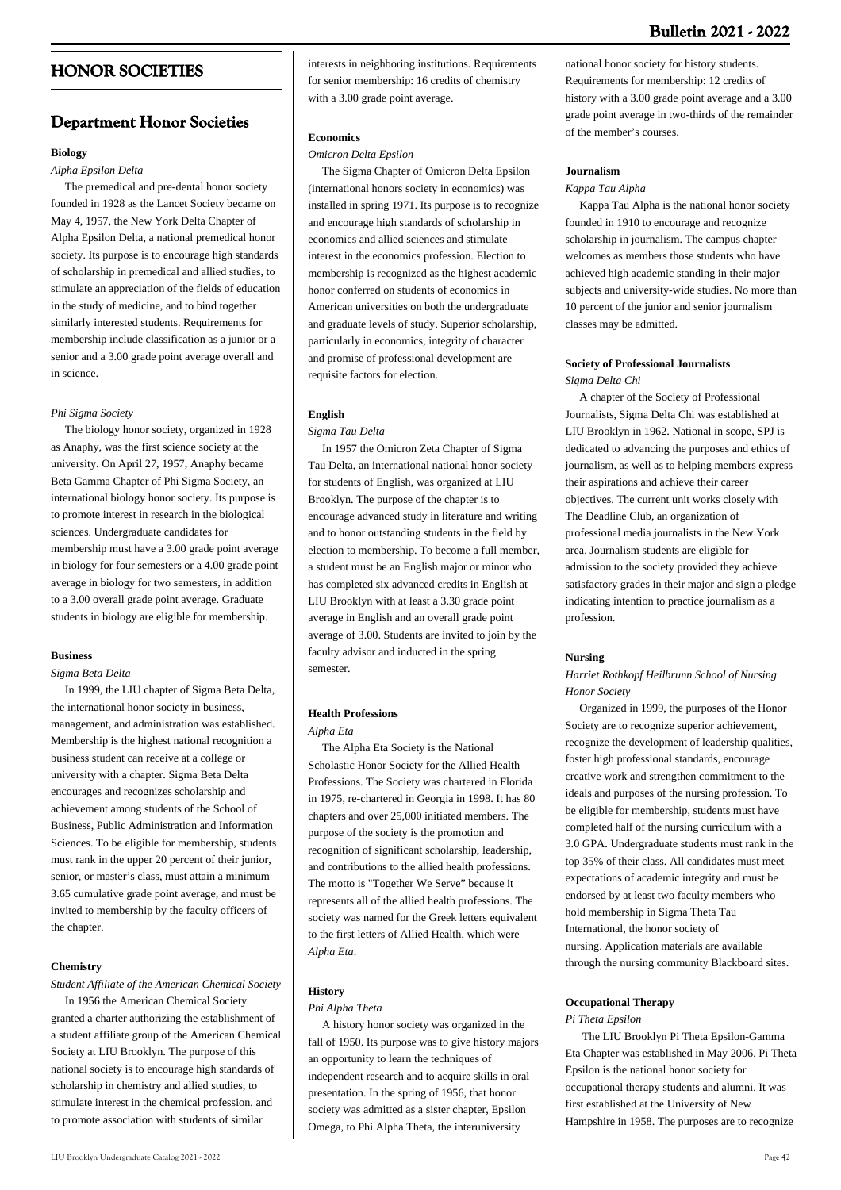# HONOR SOCIETIES

## Department Honor Societies

### Biology

*Alpha Epsilon Delta*

The premedical and pre-dental honor society founded in 1928 as the Lancet Society became on May 4, 1957, the New York Delta Chapter of Alpha Epsilon Delta, a national premedical honor society. Its purpose is to encourage high standards of scholarship in premedical and allied studies, to stimulate an appreciation of the fields of education in the study of medicine, and to bind together similarly interested students. Requirements for membership include classification as a junior or a senior and a 3.00 grade point average overall and in science.

*Phi Sigma Society*

The biology honor society, organized in 1928 as Anaphy, was the first science society at the university. On April 27, 1957, Anaphy became Beta Gamma Chapter of Phi Sigma Society, an international biology honor society. Its purpose is to promote interest in research in the biological sciences. Undergraduate candidates for membership must have a 3.00 grade point average in biology for four semesters or a 4.00 grade point average in biology for two semesters, in addition to a 3.00 overall grade point average. Graduate students in biology are eligible for membership.

### Business

*Sigma Beta Delta*

In 1999, the LIU chapter of Sigma Beta Delta, the international honor society in business, management, and administration was established. Membership is the highest national recognition a business student can receive at a college or university with a chapter. Sigma Beta Delta encourages and recognizes scholarship and achievement among students of the School of Business, Public Administration and Information Sciences. To be eligible for membership, students must rank in the upper 20 percent of their junior, senior, or master's class, must attain a minimum 3.65 cumulative grade point average, and must be invited to membership by the faculty officers of the chapter.

### Chemistry

*Student Affiliate of the American Chemical Society*

In 1956 the American Chemical Society granted a charter authorizing the establishment of a student affiliate group of the American Chemical Society at LIU Brooklyn. The purpose of this national society is to encourage high standards of scholarship in chemistry and allied studies, to stimulate interest in the chemical profession, and to promote association with students of similar interests in neighboring institutions. Requirements for senior membership: 16 credits of chemistry with a 3.00 grade point average.

### Economics

*Omicron Delta Epsilon*

The Sigma Chapter of Omicron Delta Epsilon (international honors society in economics) was installed in spring 1971. Its purpose is to recognize and encourage high standards of scholarship in economics and allied sciences and stimulate interest in the economics profession. Election to membership is recognized as the highest academic honor conferred on students of economics in American universities on both the undergraduate and graduate levels of study. Superior scholarship, particularly in economics, integrity of character and promise of professional development are requisite factors for election.

### English

*Sigma Tau Delta*

In 1957 the Omicron Zeta Chapter of Sigma Tau Delta, an international national honor society for students of English, was organized at LIU Brooklyn. The purpose of the chapter is to encourage advanced study in literature and writing and to honor outstanding students in the field by election to membership. To become a full member, a student must be an English major or minor who has completed six advanced credits in English at LIU Brooklyn with at least a 3.30 grade point average in English and an overall grade point average of 3.00. Students are invited to join by the faculty advisor and inducted in the spring semester.

### Health Professions

*Alpha Eta*

The Alpha Eta Society is the National Scholastic Honor Society for the Allied Health Professions. The Society was chartered in Florida in 1975, re-chartered in Georgia in 1998. It has 80 chapters and over 25,000 initiated members. The purpose of the society is the promotion and recognition of significant scholarship, leadership, and contributions to the allied health professions. The motto is "Together We Serve" because it represents all of the allied health professions. The society was named for the Greek letters equivalent to the first letters of Allied Health, which were *Alpha Eta*.

### History

*Phi Alpha Theta*

A history honor society was organized in the fall of 1950. Its purpose was to give history majors an opportunity to learn the techniques of independent research and to acquire skills in oral presentation. In the spring of 1956, that honor society was admitted as a sister chapter, Epsilon Omega, to Phi Alpha Theta, the interuniversity national honor society for history students. Requirements for membership: 12 credits of history with a 3.00 grade point average and a 3.00 grade point average in two-thirds of the remainder of the member's courses.

### Journalism

*Kappa Tau Alpha*

Kappa Tau Alpha is the national honor society founded in 1910 to encourage and recognize scholarship in journalism. The campus chapter welcomes as members those students who have achieved high academic standing in their major subjects and university-wide studies. No more than 10 percent of the junior and senior journalism classes may be admitted.

### Society of Professional Journalists

*Sigma Delta Chi*

A chapter of the Society of Professional Journalists, Sigma Delta Chi was established at LIU Brooklyn in 1962. National in scope, SPJ is dedicated to advancing the purposes and ethics of journalism, as well as to helping members express their aspirations and achieve their career objectives. The current unit works closely with The Deadline Club, an organization of professional media journalists in the New York area. Journalism students are eligible for admission to the society provided they achieve satisfactory grades in their major and sign a pledge indicating intention to practice journalism as a profession.

### Nursing

*Harriet Rothkopf Heilbrunn School of Nursing Honor Society*

Organized in 1999, the purposes of the Honor Society are to recognize superior achievement, recognize the development of leadership qualities, foster high professional standards, encourage creative work and strengthen commitment to the ideals and purposes of the nursing profession. To be eligible for membership, students must have completed half of the nursing curriculum with a 3.0 GPA. Undergraduate students must rank in the top 35% of their class. All candidates must meet expectations of academic integrity and must be endorsed by at least two faculty members who hold membership in Sigma Theta Tau International, the honor society of nursing. Application materials are available through the nursing community Blackboard sites.

### Occupational Therapy

*Pi Theta Epsilon*

The LIU Brooklyn Pi Theta Epsilon-Gamma Eta Chapter was established in May 2006. Pi Theta Epsilon is the national honor society for occupational therapy students and alumni. It was first established at the University of New Hampshire in 1958. The purposes are to recognize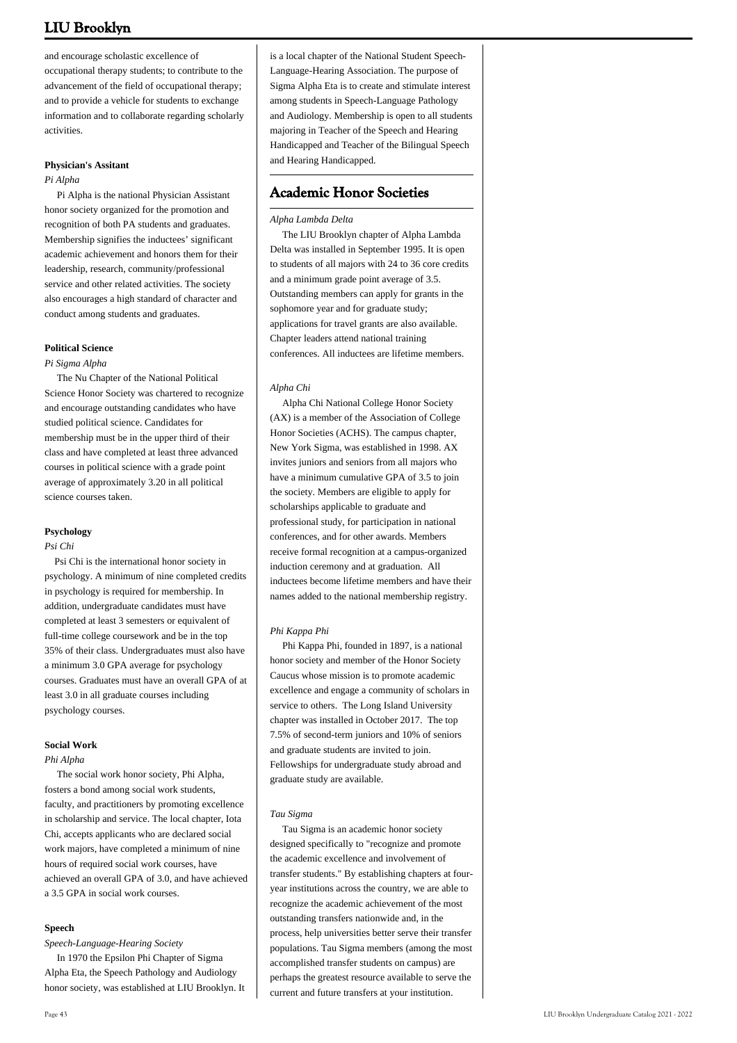and encourage scholastic excellence of occupational therapy students; to contribute to the advancement of the field of occupational therapy; and to provide a vehicle for students to exchange information and to collaborate regarding scholarly activities.

**Physician's Assitant**

*Pi Alpha*

Pi Alpha is the national Physician Assistant honor society organized for the promotion and recognition of both PA students and graduates. Membership signifies the inductees' significant academic achievement and honors them for their leadership, research, community/professional service and other related activities. The society also encourages a high standard of character and conduct among students and graduates.

**Political Science**

*Pi Sigma Alpha*

The Nu Chapter of the National Political Science Honor Society was chartered to recognize and encourage outstanding candidates who have studied political science. Candidates for membership must be in the upper third of their class and have completed at least three advanced courses in political science with a grade point average of approximately 3.20 in all political science courses taken.

**Psychology**

*Psi Chi*

Psi Chi is the international honor society in psychology. A minimum of nine completed credits in psychology is required for membership. In addition, undergraduate candidates must have completed at least 3 semesters or equivalent of full-time college coursework and be in the top 35% of their class. Undergraduates must also have a minimum 3.0 GPA average for psychology courses. Graduates must have an overall GPA of at least 3.0 in all graduate courses including psychology courses.

**Social Work**

*Phi Alpha*

The social work honor society, Phi Alpha, fosters a bond among social work students, faculty, and practitioners by promoting excellence in scholarship and service. The local chapter, Iota Chi, accepts applicants who are declared social work majors, have completed a minimum of nine hours of required social work courses, have achieved an overall GPA of 3.0, and have achieved a 3.5 GPA in social work courses.

**Speech**

*Speech-Language-Hearing Society*

In 1970 the Epsilon Phi Chapter of Sigma Alpha Eta, the Speech Pathology and Audiology honor society, was established at LIU Brooklyn. It is a local chapter of the National Student Speech-Language-Hearing Association. The purpose of Sigma Alpha Eta is to create and stimulate interest among students in Speech-Language Pathology and Audiology. Membership is open to all students majoring in Teacher of the Speech and Hearing Handicapped and Teacher of the Bilingual Speech and Hearing Handicapped.

## Academic Honor Societies

*Alpha Lambda Delta*

The LIU Brooklyn chapter of Alpha Lambda Delta was installed in September 1995. It is open to students of all majors with 24 to 36 core credits and a minimum grade point average of 3.5. Outstanding members can apply for grants in the sophomore year and for graduate study; applications for travel grants are also available. Chapter leaders attend national training conferences. All inductees are lifetime members.

*Alpha Chi*

Alpha Chi National College Honor Society (AX) is a member of the Association of College Honor Societies (ACHS). The campus chapter, New York Sigma, was established in 1998. AX invites juniors and seniors from all majors who have a minimum cumulative GPA of 3.5 to join the society. Members are eligible to apply for scholarships applicable to graduate and professional study, for participation in national conferences, and for other awards. Members receive formal recognition at a campus-organized induction ceremony and at graduation. All inductees become lifetime members and have their names added to the national membership registry.

*Phi Kappa Phi*

Phi Kappa Phi, founded in 1897, is a national honor society and member of the Honor Society Caucus whose mission is to promote academic excellence and engage a community of scholars in service to others. The Long Island University chapter was installed in October 2017. The top 7.5% of second-term juniors and 10% of seniors and graduate students are invited to join. Fellowships for undergraduate study abroad and graduate study are available.

*Tau Sigma*

Tau Sigma is an academic honor society designed specifically to "recognize and promote the academic excellence and involvement of transfer students." By establishing chapters at four-year institutions across the country, we are able to recognize the academic achievement of the most outstanding transfers nationwide and, in the process, help universities better serve their transfer populations. Tau Sigma members (among the most accomplished transfer students on campus) are perhaps the greatest resource available to serve the current and future transfers at your institution.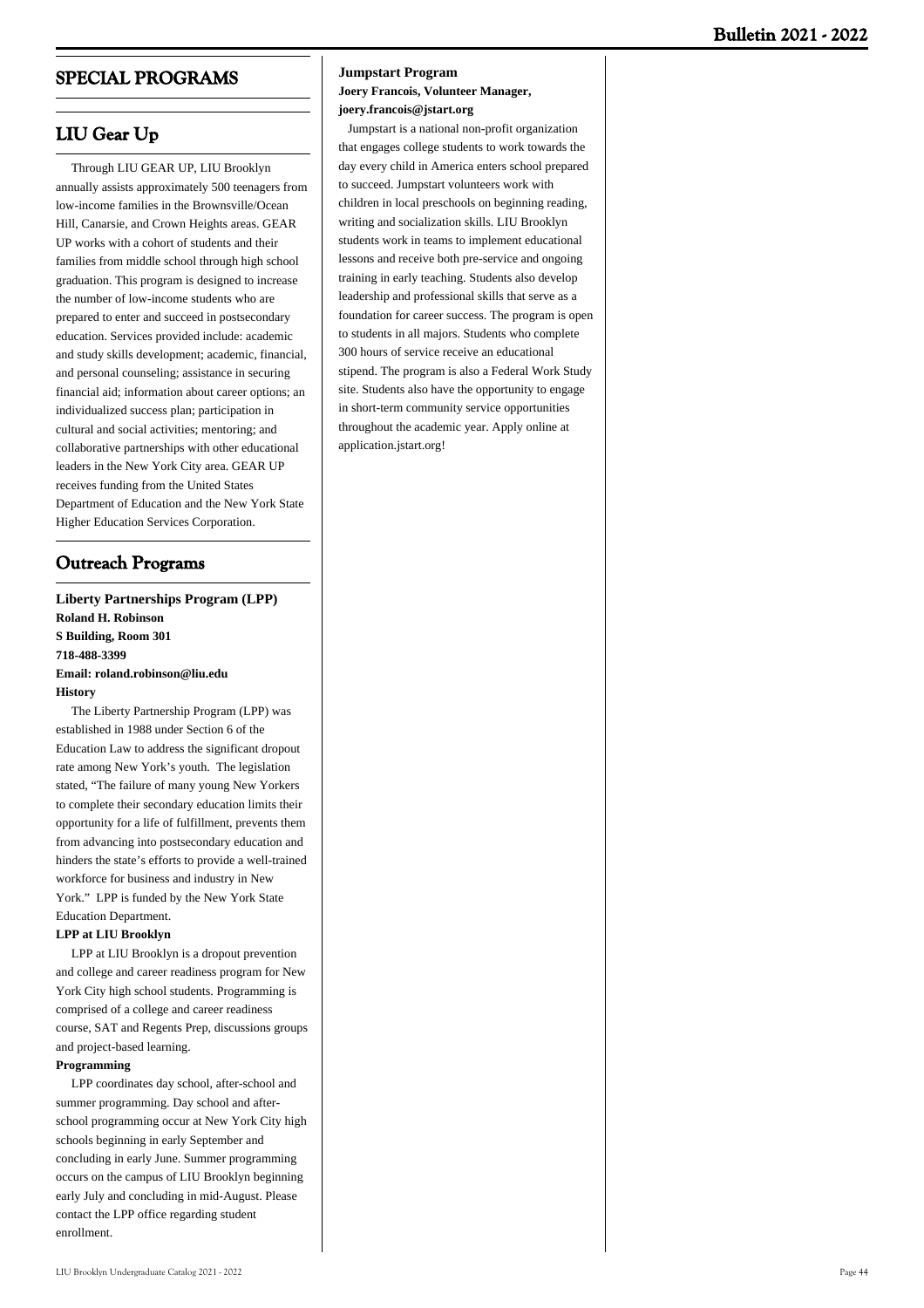# SPECIAL PROGRAMS

## LIU Gear Up

Through LIU GEAR UP, LIU Brooklyn annually assists approximately 500 teenagers from low-income families in the Brownsville/Ocean Hill, Canarsie, and Crown Heights areas. GEAR UP works with a cohort of students and their families from middle school through high school graduation. This program is designed to increase the number of low-income students who are prepared to enter and succeed in postsecondary education. Services provided include: academic and study skills development; academic, financial, and personal counseling; assistance in securing financial aid; information about career options; an individualized success plan; participation in cultural and social activities; mentoring; and collaborative partnerships with other educational leaders in the New York City area. GEAR UP receives funding from the United States Department of Education and the New York State Higher Education Services Corporation.

## Outreach Programs

**Liberty Partnerships Program (LPP)**
**Roland H. Robinson**
**S Building, Room 301**
**718-488-3399**
**Email: roland.robinson@liu.edu**

**History**

The Liberty Partnership Program (LPP) was established in 1988 under Section 6 of the Education Law to address the significant dropout rate among New York's youth. The legislation stated, "The failure of many young New Yorkers to complete their secondary education limits their opportunity for a life of fulfillment, prevents them from advancing into postsecondary education and hinders the state's efforts to provide a well-trained workforce for business and industry in New York." LPP is funded by the New York State Education Department.

**LPP at LIU Brooklyn**

LPP at LIU Brooklyn is a dropout prevention and college and career readiness program for New York City high school students. Programming is comprised of a college and career readiness course, SAT and Regents Prep, discussions groups and project-based learning.

**Programming**

LPP coordinates day school, after-school and summer programming. Day school and after-school programming occur at New York City high schools beginning in early September and concluding in early June. Summer programming occurs on the campus of LIU Brooklyn beginning early July and concluding in mid-August. Please contact the LPP office regarding student enrollment.

**Jumpstart Program**
**Joery Francois, Volunteer Manager, joery.francois@jstart.org**

Jumpstart is a national non-profit organization that engages college students to work towards the day every child in America enters school prepared to succeed. Jumpstart volunteers work with children in local preschools on beginning reading, writing and socialization skills. LIU Brooklyn students work in teams to implement educational lessons and receive both pre-service and ongoing training in early teaching. Students also develop leadership and professional skills that serve as a foundation for career success. The program is open to students in all majors. Students who complete 300 hours of service receive an educational stipend. The program is also a Federal Work Study site. Students also have the opportunity to engage in short-term community service opportunities throughout the academic year. Apply online at application.jstart.org!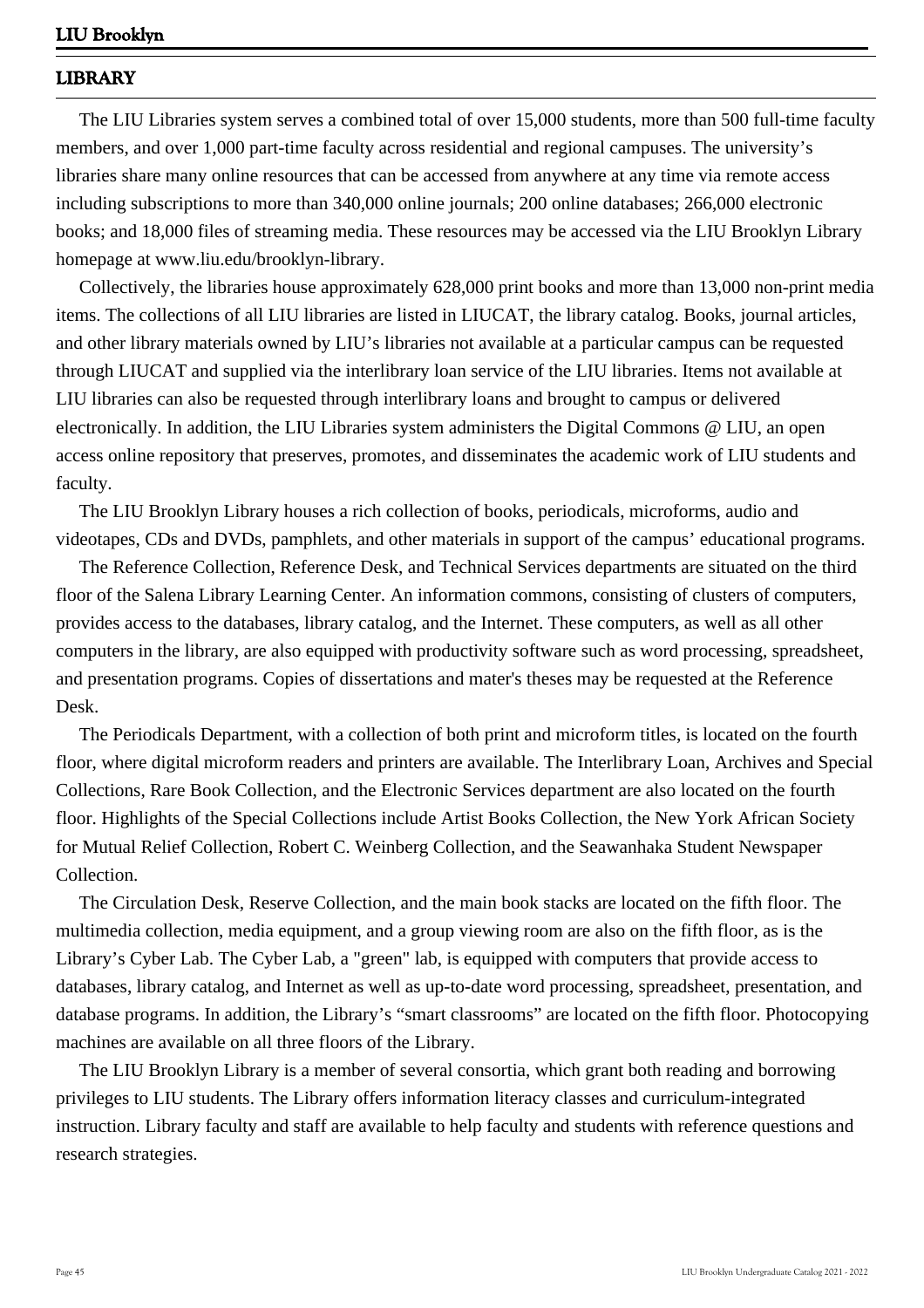## LIBRARY

The LIU Libraries system serves a combined total of over 15,000 students, more than 500 full-time faculty members, and over 1,000 part-time faculty across residential and regional campuses. The university's libraries share many online resources that can be accessed from anywhere at any time via remote access including subscriptions to more than 340,000 online journals; 200 online databases; 266,000 electronic books; and 18,000 files of streaming media. These resources may be accessed via the LIU Brooklyn Library homepage at www.liu.edu/brooklyn-library.

Collectively, the libraries house approximately 628,000 print books and more than 13,000 non-print media items. The collections of all LIU libraries are listed in LIUCAT, the library catalog. Books, journal articles, and other library materials owned by LIU's libraries not available at a particular campus can be requested through LIUCAT and supplied via the interlibrary loan service of the LIU libraries. Items not available at LIU libraries can also be requested through interlibrary loans and brought to campus or delivered electronically. In addition, the LIU Libraries system administers the Digital Commons @ LIU, an open access online repository that preserves, promotes, and disseminates the academic work of LIU students and faculty.

The LIU Brooklyn Library houses a rich collection of books, periodicals, microforms, audio and videotapes, CDs and DVDs, pamphlets, and other materials in support of the campus' educational programs.

The Reference Collection, Reference Desk, and Technical Services departments are situated on the third floor of the Salena Library Learning Center. An information commons, consisting of clusters of computers, provides access to the databases, library catalog, and the Internet. These computers, as well as all other computers in the library, are also equipped with productivity software such as word processing, spreadsheet, and presentation programs. Copies of dissertations and mater's theses may be requested at the Reference Desk.

The Periodicals Department, with a collection of both print and microform titles, is located on the fourth floor, where digital microform readers and printers are available. The Interlibrary Loan, Archives and Special Collections, Rare Book Collection, and the Electronic Services department are also located on the fourth floor. Highlights of the Special Collections include Artist Books Collection, the New York African Society for Mutual Relief Collection, Robert C. Weinberg Collection, and the Seawanhaka Student Newspaper Collection.

The Circulation Desk, Reserve Collection, and the main book stacks are located on the fifth floor. The multimedia collection, media equipment, and a group viewing room are also on the fifth floor, as is the Library's Cyber Lab. The Cyber Lab, a "green" lab, is equipped with computers that provide access to databases, library catalog, and Internet as well as up-to-date word processing, spreadsheet, presentation, and database programs. In addition, the Library's "smart classrooms" are located on the fifth floor. Photocopying machines are available on all three floors of the Library.

The LIU Brooklyn Library is a member of several consortia, which grant both reading and borrowing privileges to LIU students. The Library offers information literacy classes and curriculum-integrated instruction. Library faculty and staff are available to help faculty and students with reference questions and research strategies.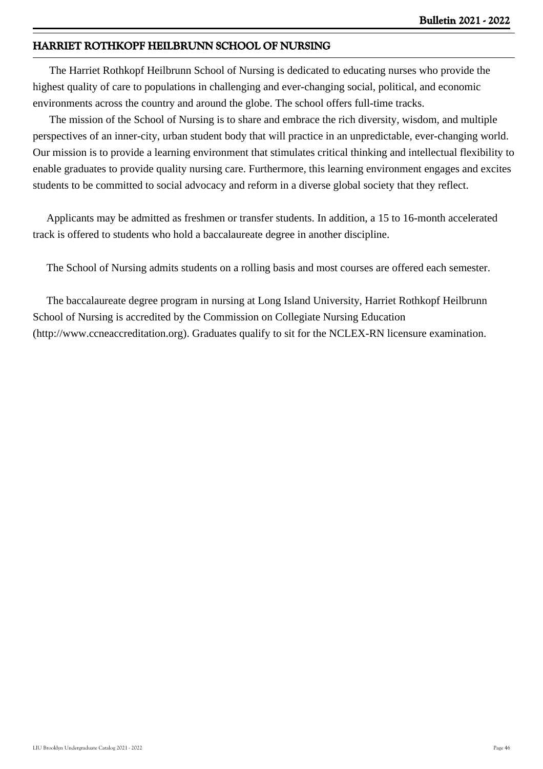## HARRIET ROTHKOPF HEILBRUNN SCHOOL OF NURSING

The Harriet Rothkopf Heilbrunn School of Nursing is dedicated to educating nurses who provide the highest quality of care to populations in challenging and ever-changing social, political, and economic environments across the country and around the globe. The school offers full-time tracks.

The mission of the School of Nursing is to share and embrace the rich diversity, wisdom, and multiple perspectives of an inner-city, urban student body that will practice in an unpredictable, ever-changing world. Our mission is to provide a learning environment that stimulates critical thinking and intellectual flexibility to enable graduates to provide quality nursing care. Furthermore, this learning environment engages and excites students to be committed to social advocacy and reform in a diverse global society that they reflect.

Applicants may be admitted as freshmen or transfer students. In addition, a 15 to 16-month accelerated track is offered to students who hold a baccalaureate degree in another discipline.

The School of Nursing admits students on a rolling basis and most courses are offered each semester.

The baccalaureate degree program in nursing at Long Island University, Harriet Rothkopf Heilbrunn School of Nursing is accredited by the Commission on Collegiate Nursing Education (http://www.ccneaccreditation.org). Graduates qualify to sit for the NCLEX-RN licensure examination.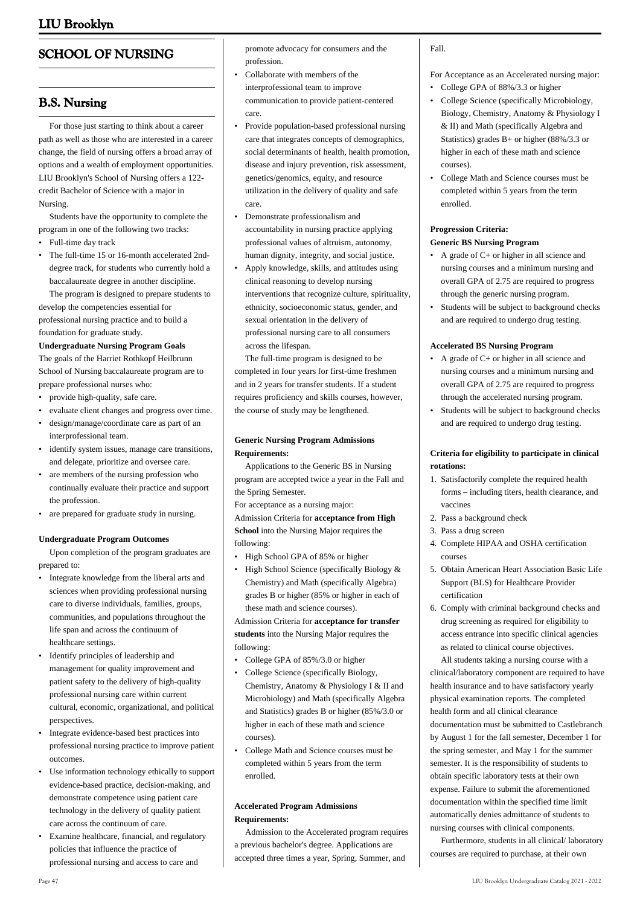# SCHOOL OF NURSING

## B.S. Nursing

For those just starting to think about a career path as well as those who are interested in a career change, the field of nursing offers a broad array of options and a wealth of employment opportunities. LIU Brooklyn's School of Nursing offers a 122-credit Bachelor of Science with a major in Nursing.

Students have the opportunity to complete the program in one of the following two tracks:

- Full-time day track
- The full-time 15 or 16-month accelerated 2nd-degree track, for students who currently hold a baccalaureate degree in another discipline.

The program is designed to prepare students to develop the competencies essential for professional nursing practice and to build a foundation for graduate study.

**Undergraduate Nursing Program Goals**

The goals of the Harriet Rothkopf Heilbrunn School of Nursing baccalaureate program are to prepare professional nurses who:

- provide high-quality, safe care.
- evaluate client changes and progress over time.
- design/manage/coordinate care as part of an interprofessional team.
- identify system issues, manage care transitions, and delegate, prioritize and oversee care.
- are members of the nursing profession who continually evaluate their practice and support the profession.
- are prepared for graduate study in nursing.

**Undergraduate Program Outcomes**

Upon completion of the program graduates are prepared to:

- Integrate knowledge from the liberal arts and sciences when providing professional nursing care to diverse individuals, families, groups, communities, and populations throughout the life span and across the continuum of healthcare settings.
- Identify principles of leadership and management for quality improvement and patient safety to the delivery of high-quality professional nursing care within current cultural, economic, organizational, and political perspectives.
- Integrate evidence-based best practices into professional nursing practice to improve patient outcomes.
- Use information technology ethically to support evidence-based practice, decision-making, and demonstrate competence using patient care technology in the delivery of quality patient care across the continuum of care.
- Examine healthcare, financial, and regulatory policies that influence the practice of professional nursing and access to care and promote advocacy for consumers and the profession.
- Collaborate with members of the interprofessional team to improve communication to provide patient-centered care.
- Provide population-based professional nursing care that integrates concepts of demographics, social determinants of health, health promotion, disease and injury prevention, risk assessment, genetics/genomics, equity, and resource utilization in the delivery of quality and safe care.
- Demonstrate professionalism and accountability in nursing practice applying professional values of altruism, autonomy, human dignity, integrity, and social justice.
- Apply knowledge, skills, and attitudes using clinical reasoning to develop nursing interventions that recognize culture, spirituality, ethnicity, socioeconomic status, gender, and sexual orientation in the delivery of professional nursing care to all consumers across the lifespan.

The full-time program is designed to be completed in four years for first-time freshmen and in 2 years for transfer students. If a student requires proficiency and skills courses, however, the course of study may be lengthened.

**Generic Nursing Program Admissions Requirements:**

Applications to the Generic BS in Nursing program are accepted twice a year in the Fall and the Spring Semester.

For acceptance as a nursing major:

Admission Criteria for **acceptance from High School** into the Nursing Major requires the following:

- High School GPA of 85% or higher
- High School Science (specifically Biology & Chemistry) and Math (specifically Algebra) grades B or higher (85% or higher in each of these math and science courses).

Admission Criteria for **acceptance for transfer students** into the Nursing Major requires the following:

- College GPA of 85%/3.0 or higher
- College Science (specifically Biology, Chemistry, Anatomy & Physiology I & II and Microbiology) and Math (specifically Algebra and Statistics) grades B or higher (85%/3.0 or higher in each of these math and science courses).
- College Math and Science courses must be completed within 5 years from the term enrolled.

**Accelerated Program Admissions Requirements:**

Admission to the Accelerated program requires a previous bachelor's degree. Applications are accepted three times a year, Spring, Summer, and Fall.

For Acceptance as an Accelerated nursing major:

- College GPA of 88%/3.3 or higher
- College Science (specifically Microbiology, Biology, Chemistry, Anatomy & Physiology I & II) and Math (specifically Algebra and Statistics) grades B+ or higher (88%/3.3 or higher in each of these math and science courses).
- College Math and Science courses must be completed within 5 years from the term enrolled.

**Progression Criteria:**

**Generic BS Nursing Program**

- A grade of C+ or higher in all science and nursing courses and a minimum nursing and overall GPA of 2.75 are required to progress through the generic nursing program.
- Students will be subject to background checks and are required to undergo drug testing.

**Accelerated BS Nursing Program**

- A grade of C+ or higher in all science and nursing courses and a minimum nursing and overall GPA of 2.75 are required to progress through the accelerated nursing program.
- Students will be subject to background checks and are required to undergo drug testing.

**Criteria for eligibility to participate in clinical rotations:**

1. Satisfactorily complete the required health forms – including titers, health clearance, and vaccines
2. Pass a background check
3. Pass a drug screen
4. Complete HIPAA and OSHA certification courses
5. Obtain American Heart Association Basic Life Support (BLS) for Healthcare Provider certification
6. Comply with criminal background checks and drug screening as required for eligibility to access entrance into specific clinical agencies as related to clinical course objectives.

All students taking a nursing course with a clinical/laboratory component are required to have health insurance and to have satisfactory yearly physical examination reports. The completed health form and all clinical clearance documentation must be submitted to Castlebranch by August 1 for the fall semester, December 1 for the spring semester, and May 1 for the summer semester. It is the responsibility of students to obtain specific laboratory tests at their own expense. Failure to submit the aforementioned documentation within the specified time limit automatically denies admittance of students to nursing courses with clinical components.

Furthermore, students in all clinical/ laboratory courses are required to purchase, at their own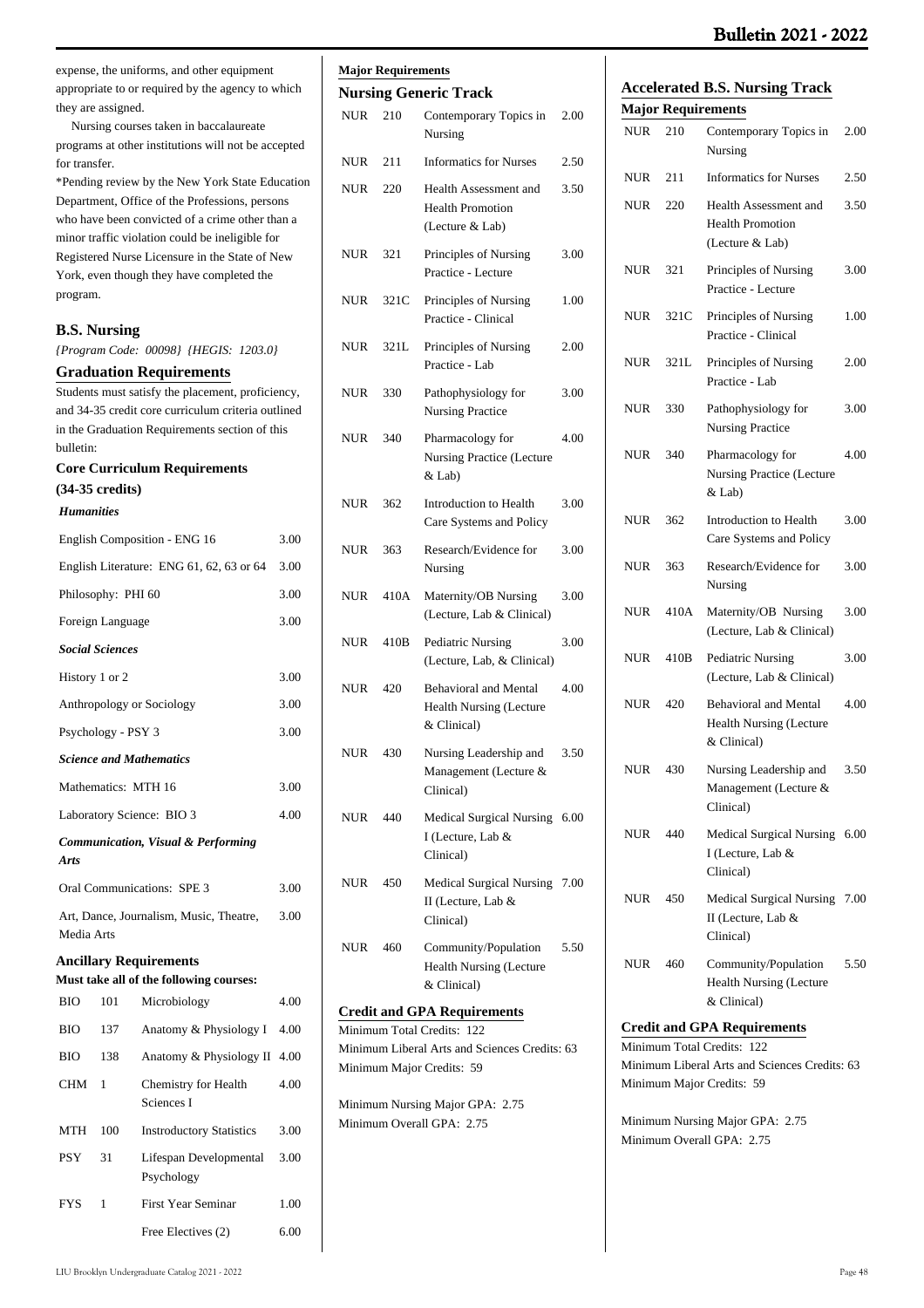expense, the uniforms, and other equipment appropriate to or required by the agency to which they are assigned.

Nursing courses taken in baccalaureate programs at other institutions will not be accepted for transfer.

*Pending review by the New York State Education Department, Office of the Professions, persons who have been convicted of a crime other than a minor traffic violation could be ineligible for Registered Nurse Licensure in the State of New York, even though they have completed the program.

## B.S. Nursing

*{Program Code: 00098} {HEGIS: 1203.0}*

### Graduation Requirements

Students must satisfy the placement, proficiency, and 34-35 credit core curriculum criteria outlined in the Graduation Requirements section of this bulletin:

**Core Curriculum Requirements (34-35 credits)**

***Humanities***

| | |
|---|---|
| English Composition - ENG 16 | 3.00 |
| English Literature: ENG 61, 62, 63 or 64 | 3.00 |
| Philosophy: PHI 60 | 3.00 |
| Foreign Language | 3.00 |

***Social Sciences***

| | |
|---|---|
| History 1 or 2 | 3.00 |
| Anthropology or Sociology | 3.00 |
| Psychology - PSY 3 | 3.00 |

***Science and Mathematics***

| | |
|---|---|
| Mathematics: MTH 16 | 3.00 |
| Laboratory Science: BIO 3 | 4.00 |

***Communication, Visual & Performing Arts***

| | |
|---|---|
| Oral Communications: SPE 3 | 3.00 |
| Art, Dance, Journalism, Music, Theatre, Media Arts | 3.00 |

### Ancillary Requirements

**Must take all of the following courses:**

| | | | |
|---|---|---|---|
| BIO | 101 | Microbiology | 4.00 |
| BIO | 137 | Anatomy & Physiology I | 4.00 |
| BIO | 138 | Anatomy & Physiology II | 4.00 |
| CHM | 1 | Chemistry for Health Sciences I | 4.00 |
| MTH | 100 | Introductory Statistics | 3.00 |
| PSY | 31 | Lifespan Developmental Psychology | 3.00 |
| FYS | 1 | First Year Seminar | 1.00 |
| | | Free Electives (2) | 6.00 |

**Major Requirements**

### Nursing Generic Track

| | | | |
|---|---|---|---|
| NUR | 210 | Contemporary Topics in Nursing | 2.00 |
| NUR | 211 | Informatics for Nurses | 2.50 |
| NUR | 220 | Health Assessment and Health Promotion (Lecture & Lab) | 3.50 |
| NUR | 321 | Principles of Nursing Practice - Lecture | 3.00 |
| NUR | 321C | Principles of Nursing Practice - Clinical | 1.00 |
| NUR | 321L | Principles of Nursing Practice - Lab | 2.00 |
| NUR | 330 | Pathophysiology for Nursing Practice | 3.00 |
| NUR | 340 | Pharmacology for Nursing Practice (Lecture & Lab) | 4.00 |
| NUR | 362 | Introduction to Health Care Systems and Policy | 3.00 |
| NUR | 363 | Research/Evidence for Nursing | 3.00 |
| NUR | 410A | Maternity/OB Nursing (Lecture, Lab & Clinical) | 3.00 |
| NUR | 410B | Pediatric Nursing (Lecture, Lab, & Clinical) | 3.00 |
| NUR | 420 | Behavioral and Mental Health Nursing (Lecture & Clinical) | 4.00 |
| NUR | 430 | Nursing Leadership and Management (Lecture & Clinical) | 3.50 |
| NUR | 440 | Medical Surgical Nursing I (Lecture, Lab & Clinical) | 6.00 |
| NUR | 450 | Medical Surgical Nursing II (Lecture, Lab & Clinical) | 7.00 |
| NUR | 460 | Community/Population Health Nursing (Lecture & Clinical) | 5.50 |

### Credit and GPA Requirements

Minimum Total Credits: 122
Minimum Liberal Arts and Sciences Credits: 63
Minimum Major Credits: 59

Minimum Nursing Major GPA: 2.75
Minimum Overall GPA: 2.75

## Accelerated B.S. Nursing Track

### Major Requirements

| | | | |
|---|---|---|---|
| NUR | 210 | Contemporary Topics in Nursing | 2.00 |
| NUR | 211 | Informatics for Nurses | 2.50 |
| NUR | 220 | Health Assessment and Health Promotion (Lecture & Lab) | 3.50 |
| NUR | 321 | Principles of Nursing Practice - Lecture | 3.00 |
| NUR | 321C | Principles of Nursing Practice - Clinical | 1.00 |
| NUR | 321L | Principles of Nursing Practice - Lab | 2.00 |
| NUR | 330 | Pathophysiology for Nursing Practice | 3.00 |
| NUR | 340 | Pharmacology for Nursing Practice (Lecture & Lab) | 4.00 |
| NUR | 362 | Introduction to Health Care Systems and Policy | 3.00 |
| NUR | 363 | Research/Evidence for Nursing | 3.00 |
| NUR | 410A | Maternity/OB Nursing (Lecture, Lab & Clinical) | 3.00 |
| NUR | 410B | Pediatric Nursing (Lecture, Lab & Clinical) | 3.00 |
| NUR | 420 | Behavioral and Mental Health Nursing (Lecture & Clinical) | 4.00 |
| NUR | 430 | Nursing Leadership and Management (Lecture & Clinical) | 3.50 |
| NUR | 440 | Medical Surgical Nursing I (Lecture, Lab & Clinical) | 6.00 |
| NUR | 450 | Medical Surgical Nursing II (Lecture, Lab & Clinical) | 7.00 |
| NUR | 460 | Community/Population Health Nursing (Lecture & Clinical) | 5.50 |

### Credit and GPA Requirements

Minimum Total Credits: 122
Minimum Liberal Arts and Sciences Credits: 63
Minimum Major Credits: 59

Minimum Nursing Major GPA: 2.75
Minimum Overall GPA: 2.75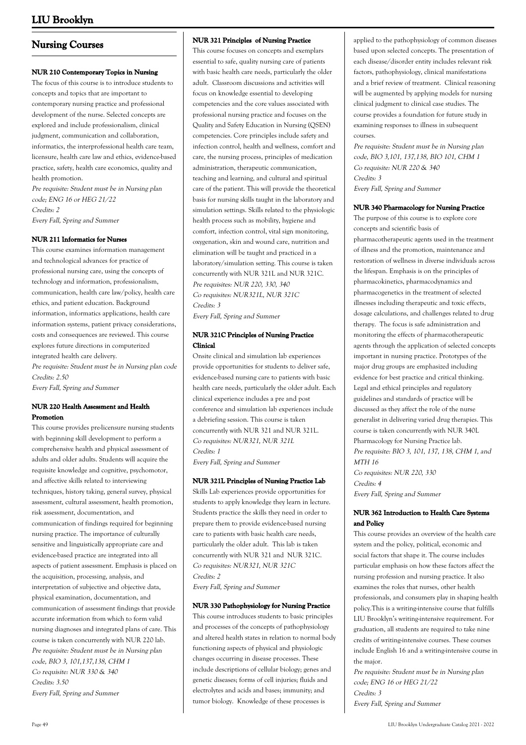# Nursing Courses

### NUR 210 Contemporary Topics in Nursing

The focus of this course is to introduce students to concepts and topics that are important to contemporary nursing practice and professional development of the nurse. Selected concepts are explored and include professionalism, clinical judgment, communication and collaboration, informatics, the interprofessional health care team, licensure, health care law and ethics, evidence-based practice, safety, health care economics, quality and health promotion.

*Pre requisite: Student must be in Nursing plan code; ENG 16 or HEG 21/22*
*Credits: 2*
*Every Fall, Spring and Summer*

### NUR 211 Informatics for Nurses

This course examines information management and technological advances for practice of professional nursing care, using the concepts of technology and information, professionalism, communication, health care law/policy, health care ethics, and patient education. Background information, informatics applications, health care information systems, patient privacy considerations, costs and consequences are reviewed. This course explores future directions in computerized integrated health care delivery.

*Pre requisite: Student must be in Nursing plan code*
*Credits: 2.50*
*Every Fall, Spring and Summer*

### NUR 220 Health Assessment and Health Promotion

This course provides pre-licensure nursing students with beginning skill development to perform a comprehensive health and physical assessment of adults and older adults. Students will acquire the requisite knowledge and cognitive, psychomotor, and affective skills related to interviewing techniques, history taking, general survey, physical assessment, cultural assessment, health promotion, risk assessment, documentation, and communication of findings required for beginning nursing practice. The importance of culturally sensitive and linguistically appropriate care and evidence-based practice are integrated into all aspects of patient assessment. Emphasis is placed on the acquisition, processing, analysis, and interpretation of subjective and objective data, physical examination, documentation, and communication of assessment findings that provide accurate information from which to form valid nursing diagnoses and integrated plans of care. This course is taken concurrently with NUR 220 lab.

*Pre requisite: Student must be in Nursing plan code, BIO 3, 101,137,138, CHM 1*
*Co requisite: NUR 330 & 340*
*Credits: 3.50*
*Every Fall, Spring and Summer*

### NUR 321 Principles of Nursing Practice

This course focuses on concepts and exemplars essential to safe, quality nursing care of patients with basic health care needs, particularly the older adult. Classroom discussions and activities will focus on knowledge essential to developing competencies and the core values associated with professional nursing practice and focuses on the Quality and Safety Education in Nursing (QSEN) competencies. Core principles include safety and infection control, health and wellness, comfort and care, the nursing process, principles of medication administration, therapeutic communication, teaching and learning, and cultural and spiritual care of the patient. This will provide the theoretical basis for nursing skills taught in the laboratory and simulation settings. Skills related to the physiologic health process such as mobility, hygiene and comfort, infection control, vital sign monitoring, oxygenation, skin and wound care, nutrition and elimination will be taught and practiced in a laboratory/simulation setting. This course is taken concurrently with NUR 321L and NUR 321C.

*Pre requisites: NUR 220, 330, 340*
*Co requisites: NUR321L, NUR 321C*
*Credits: 3*
*Every Fall, Spring and Summer*

### NUR 321C Principles of Nursing Practice Clinical

Onsite clinical and simulation lab experiences provide opportunities for students to deliver safe, evidence-based nursing care to patients with basic health care needs, particularly the older adult. Each clinical experience includes a pre and post conference and simulation lab experiences include a debriefing session. This course is taken concurrently with NUR 321 and NUR 321L.

*Co requisites: NUR321, NUR 321L*
*Credits: 1*
*Every Fall, Spring and Summer*

### NUR 321L Principles of Nursing Practice Lab

Skills Lab experiences provide opportunities for students to apply knowledge they learn in lecture. Students practice the skills they need in order to prepare them to provide evidence-based nursing care to patients with basic health care needs, particularly the older adult. This lab is taken concurrently with NUR 321 and NUR 321C.

*Co requisites: NUR321, NUR 321C*
*Credits: 2*
*Every Fall, Spring and Summer*

### NUR 330 Pathophysiology for Nursing Practice

This course introduces students to basic principles and processes of the concepts of pathophysiology and altered health states in relation to normal body functioning aspects of physical and physiologic changes occurring in disease processes. These include descriptions of cellular biology; genes and genetic diseases; forms of cell injuries; fluids and electrolytes and acids and bases; immunity; and tumor biology. Knowledge of these processes is applied to the pathophysiology of common diseases based upon selected concepts. The presentation of each disease/disorder entity includes relevant risk factors, pathophysiology, clinical manifestations and a brief review of treatment. Clinical reasoning will be augmented by applying models for nursing clinical judgment to clinical case studies. The course provides a foundation for future study in examining responses to illness in subsequent courses.

*Pre requisite: Student must be in Nursing plan code, BIO 3,101, 137,138, BIO 101, CHM 1*
*Co requisite: NUR 220 & 340*
*Credits: 3*
*Every Fall, Spring and Summer*

### NUR 340 Pharmacology for Nursing Practice

The purpose of this course is to explore core concepts and scientific basis of pharmacotherapeutic agents used in the treatment of illness and the promotion, maintenance and restoration of wellness in diverse individuals across the lifespan. Emphasis is on the principles of pharmacokinetics, pharmacodynamics and pharmacogenetics in the treatment of selected illnesses including therapeutic and toxic effects, dosage calculations, and challenges related to drug therapy. The focus is safe administration and monitoring the effects of pharmacotherapeutic agents through the application of selected concepts important in nursing practice. Prototypes of the major drug groups are emphasized including evidence for best practice and critical thinking. Legal and ethical principles and regulatory guidelines and standards of practice will be discussed as they affect the role of the nurse generalist in delivering varied drug therapies. This course is taken concurrently with NUR 340L Pharmacology for Nursing Practice lab.

*Pre requisite: BIO 3, 101, 137, 138, CHM 1, and MTH 16*
*Co requisites: NUR 220, 330*
*Credits: 4*
*Every Fall, Spring and Summer*

### NUR 362 Introduction to Health Care Systems and Policy

This course provides an overview of the health care system and the policy, political, economic and social factors that shape it. The course includes particular emphasis on how these factors affect the nursing profession and nursing practice. It also examines the roles that nurses, other health professionals, and consumers play in shaping health policy.This is a writing-intensive course that fulfills LIU Brooklyn's writing-intensive requirement. For graduation, all students are required to take nine credits of writing-intensive courses. These courses include English 16 and a writing-intensive course in the major.

*Pre requisite: Student must be in Nursing plan code; ENG 16 or HEG 21/22*
*Credits: 3*
*Every Fall, Spring and Summer*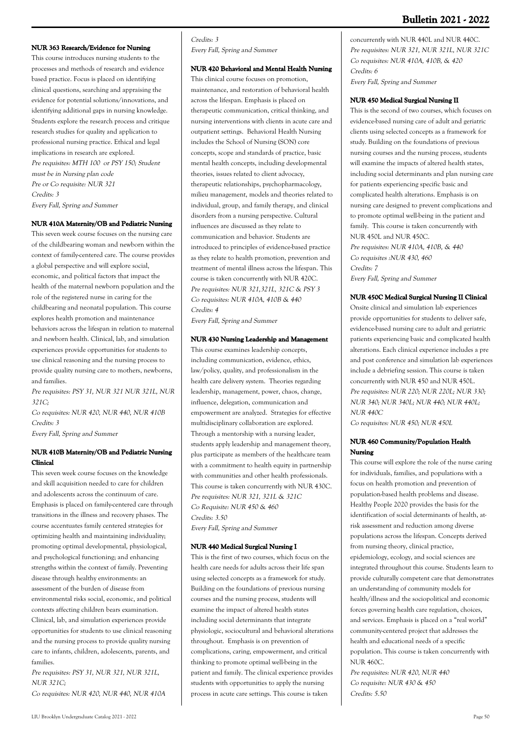#### NUR 363 Research/Evidence for Nursing

This course introduces nursing students to the processes and methods of research and evidence based practice. Focus is placed on identifying clinical questions, searching and appraising the evidence for potential solutions/innovations, and identifying additional gaps in nursing knowledge. Students explore the research process and critique research studies for quality and application to professional nursing practice. Ethical and legal implications in research are explored.

*Pre requisites: MTH 100 or PSY 150; Student must be in Nursing plan code*
*Pre or Co requisite: NUR 321*
*Credits: 3*
*Every Fall, Spring and Summer*

#### NUR 410A Maternity/OB and Pediatric Nursing

This seven week course focuses on the nursing care of the childbearing woman and newborn within the context of family-centered care. The course provides a global perspective and will explore social, economic, and political factors that impact the health of the maternal newborn population and the role of the registered nurse in caring for the childbearing and neonatal population. This course explores health promotion and maintenance behaviors across the lifespan in relation to maternal and newborn health. Clinical, lab, and simulation experiences provide opportunities for students to use clinical reasoning and the nursing process to provide quality nursing care to mothers, newborns, and families.

*Pre requisites: PSY 31, NUR 321 NUR 321L, NUR 321C;*
*Co requisites: NUR 420, NUR 440, NUR 410B*
*Credits: 3*
*Every Fall, Spring and Summer*

#### NUR 410B Maternity/OB and Pediatric Nursing Clinical

This seven week course focuses on the knowledge and skill acquisition needed to care for children and adolescents across the continuum of care. Emphasis is placed on family-centered care through transitions in the illness and recovery phases. The course accentuates family centered strategies for optimizing health and maintaining individuality; promoting optimal developmental, physiological, and psychological functioning; and enhancing strengths within the context of family. Preventing disease through healthy environments: an assessment of the burden of disease from environmental risks social, economic, and political contexts affecting children bears examination. Clinical, lab, and simulation experiences provide opportunities for students to use clinical reasoning and the nursing process to provide quality nursing care to infants, children, adolescents, parents, and families.

*Pre requisites: PSY 31, NUR 321, NUR 321L, NUR 321C;*
*Co requisites: NUR 420, NUR 440, NUR 410A*
*Credits: 3*
*Every Fall, Spring and Summer*

#### NUR 420 Behavioral and Mental Health Nursing

This clinical course focuses on promotion, maintenance, and restoration of behavioral health across the lifespan. Emphasis is placed on therapeutic communication, critical thinking, and nursing interventions with clients in acute care and outpatient settings. Behavioral Health Nursing includes the School of Nursing (SON) core concepts, scope and standards of practice, basic mental health concepts, including developmental theories, issues related to client advocacy, therapeutic relationships, psychopharmacology, milieu management, models and theories related to individual, group, and family therapy, and clinical disorders from a nursing perspective. Cultural influences are discussed as they relate to communication and behavior. Students are introduced to principles of evidence-based practice as they relate to health promotion, prevention and treatment of mental illness across the lifespan. This course is taken concurrently with NUR 420C.

*Pre requisites: NUR 321,321L, 321C & PSY 3*
*Co requisites: NUR 410A, 410B & 440*
*Credits: 4*
*Every Fall, Spring and Summer*

#### NUR 430 Nursing Leadership and Management

This course examines leadership concepts, including communication, evidence, ethics, law/policy, quality, and professionalism in the health care delivery system. Theories regarding leadership, management, power, chaos, change, influence, delegation, communication and empowerment are analyzed. Strategies for effective multidisciplinary collaboration are explored. Through a mentorship with a nursing leader, students apply leadership and management theory, plus participate as members of the healthcare team with a commitment to health equity in partnership with communities and other health professionals. This course is taken concurrently with NUR 430C.

*Pre requisites: NUR 321, 321L & 321C*
*Co Requisite: NUR 450 & 460*
*Credits: 3.50*
*Every Fall, Spring and Summer*

#### NUR 440 Medical Surgical Nursing I

This is the first of two courses, which focus on the health care needs for adults across their life span using selected concepts as a framework for study. Building on the foundations of previous nursing courses and the nursing process, students will examine the impact of altered health states including social determinants that integrate physiologic, sociocultural and behavioral alterations throughout. Emphasis is on prevention of complications, caring, empowerment, and critical thinking to promote optimal well-being in the patient and family. The clinical experience provides students with opportunities to apply the nursing process in acute care settings. This course is taken concurrently with NUR 440L and NUR 440C.

*Pre requisites: NUR 321, NUR 321L, NUR 321C*
*Co requisites: NUR 410A, 410B, & 420*
*Credits: 6*
*Every Fall, Spring and Summer*

#### NUR 450 Medical Surgical Nursing II

This is the second of two courses, which focuses on evidence-based nursing care of adult and geriatric clients using selected concepts as a framework for study. Building on the foundations of previous nursing courses and the nursing process, students will examine the impacts of altered health states, including social determinants and plan nursing care for patients experiencing specific basic and complicated health alterations. Emphasis is on nursing care designed to prevent complications and to promote optimal well-being in the patient and family. This course is taken concurrently with NUR 450L and NUR 450C.

*Pre requisites: NUR 410A, 410B, & 440*
*Co requisites :NUR 430, 460*
*Credits: 7*
*Every Fall, Spring and Summer*

#### NUR 450C Medical Surgical Nursing II Clinical

Onsite clinical and simulation lab experiences provide opportunities for students to deliver safe, evidence-based nursing care to adult and geriatric patients experiencing basic and complicated health alterations. Each clinical experience includes a pre and post conference and simulation lab experiences include a debriefing session. This course is taken concurrently with NUR 450 and NUR 450L.

*Pre requisites: NUR 220; NUR 220L; NUR 330; NUR 340; NUR 340L; NUR 440; NUR 440L; NUR 440C*
*Co requisites: NUR 450; NUR 450L*

#### NUR 460 Community/Population Health Nursing

This course will explore the role of the nurse caring for individuals, families, and populations with a focus on health promotion and prevention of population-based health problems and disease. Healthy People 2020 provides the basis for the identification of social determinants of health, at-risk assessment and reduction among diverse populations across the lifespan. Concepts derived from nursing theory, clinical practice, epidemiology, ecology, and social sciences are integrated throughout this course. Students learn to provide culturally competent care that demonstrates an understanding of community models for health/illness and the sociopolitical and economic forces governing health care regulation, choices, and services. Emphasis is placed on a "real world" community-centered project that addresses the health and educational needs of a specific population. This course is taken concurrently with NUR 460C.

*Pre requisites: NUR 420, NUR 440*
*Co requisite: NUR 430 & 450*
*Credits: 5.50*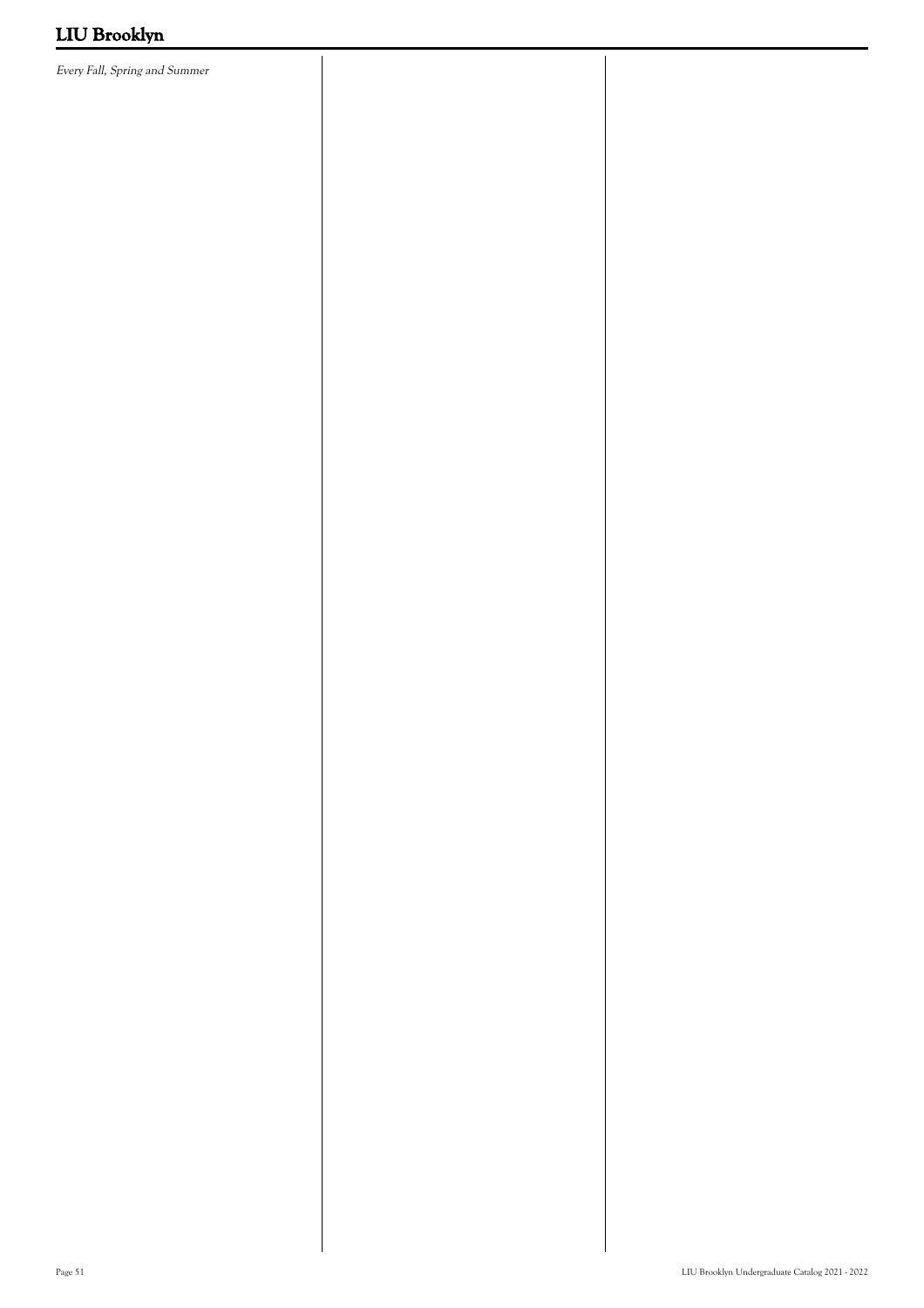*Every Fall, Spring and Summer*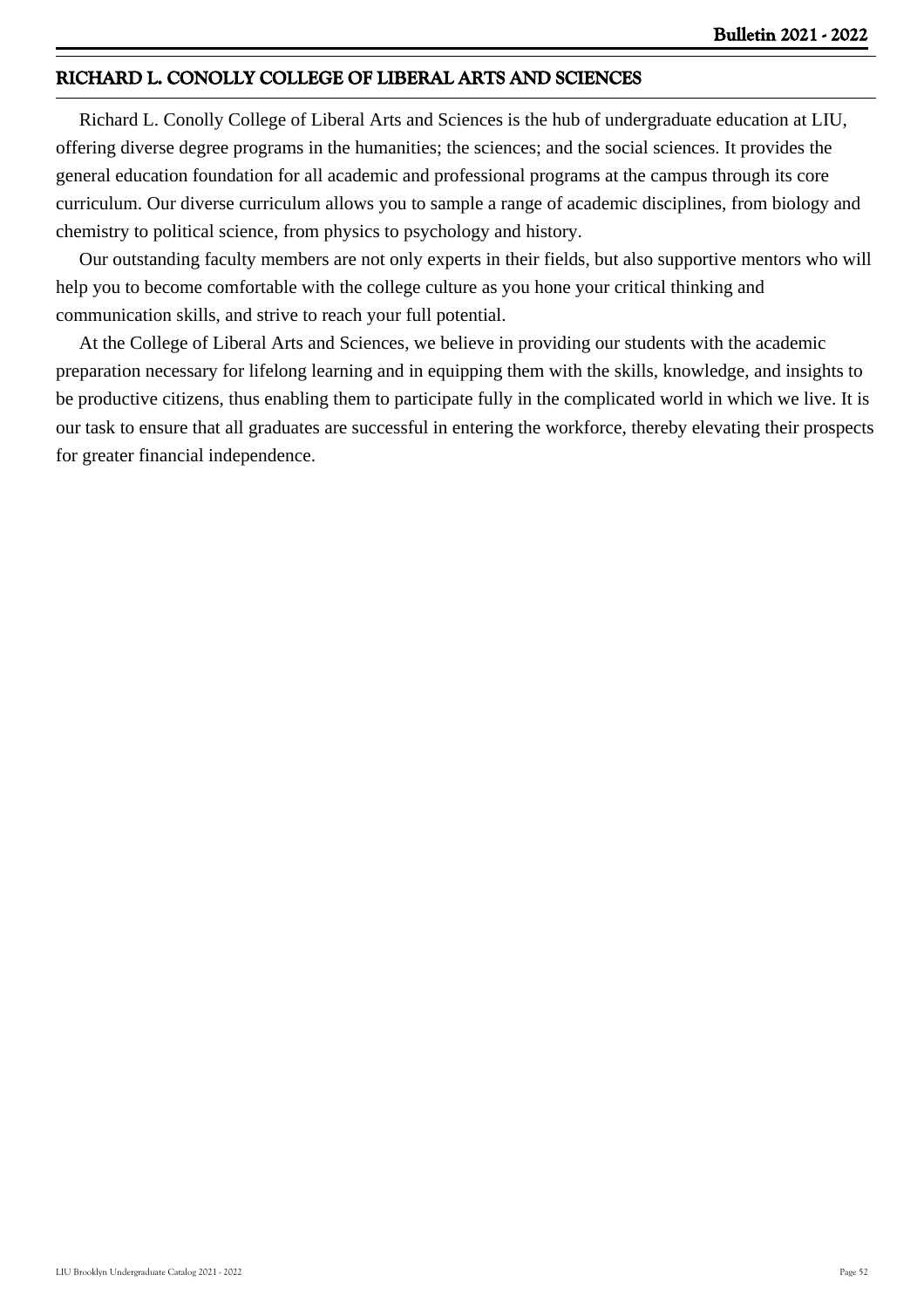## RICHARD L. CONOLLY COLLEGE OF LIBERAL ARTS AND SCIENCES

Richard L. Conolly College of Liberal Arts and Sciences is the hub of undergraduate education at LIU, offering diverse degree programs in the humanities; the sciences; and the social sciences. It provides the general education foundation for all academic and professional programs at the campus through its core curriculum. Our diverse curriculum allows you to sample a range of academic disciplines, from biology and chemistry to political science, from physics to psychology and history.

Our outstanding faculty members are not only experts in their fields, but also supportive mentors who will help you to become comfortable with the college culture as you hone your critical thinking and communication skills, and strive to reach your full potential.

At the College of Liberal Arts and Sciences, we believe in providing our students with the academic preparation necessary for lifelong learning and in equipping them with the skills, knowledge, and insights to be productive citizens, thus enabling them to participate fully in the complicated world in which we live. It is our task to ensure that all graduates are successful in entering the workforce, thereby elevating their prospects for greater financial independence.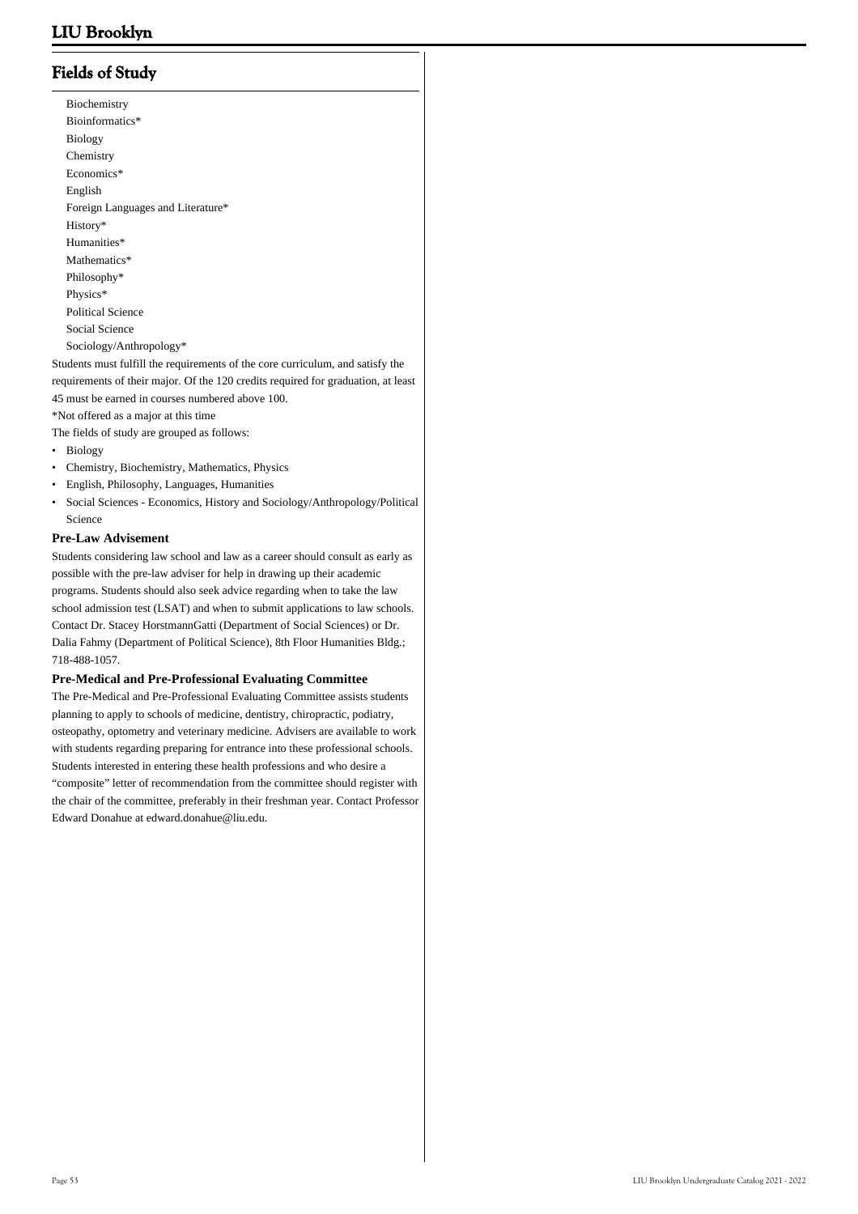## Fields of Study

Biochemistry
Bioinformatics*
Biology
Chemistry
Economics*
English
Foreign Languages and Literature*
History*
Humanities*
Mathematics*
Philosophy*
Physics*
Political Science
Social Science
Sociology/Anthropology*

Students must fulfill the requirements of the core curriculum, and satisfy the requirements of their major. Of the 120 credits required for graduation, at least 45 must be earned in courses numbered above 100.

*Not offered as a major at this time

The fields of study are grouped as follows:

- Biology
- Chemistry, Biochemistry, Mathematics, Physics
- English, Philosophy, Languages, Humanities
- Social Sciences - Economics, History and Sociology/Anthropology/Political Science

### Pre-Law Advisement

Students considering law school and law as a career should consult as early as possible with the pre-law adviser for help in drawing up their academic programs. Students should also seek advice regarding when to take the law school admission test (LSAT) and when to submit applications to law schools. Contact Dr. Stacey HorstmannGatti (Department of Social Sciences) or Dr. Dalia Fahmy (Department of Political Science), 8th Floor Humanities Bldg.; 718-488-1057.

### Pre-Medical and Pre-Professional Evaluating Committee

The Pre-Medical and Pre-Professional Evaluating Committee assists students planning to apply to schools of medicine, dentistry, chiropractic, podiatry, osteopathy, optometry and veterinary medicine. Advisers are available to work with students regarding preparing for entrance into these professional schools. Students interested in entering these health professions and who desire a "composite" letter of recommendation from the committee should register with the chair of the committee, preferably in their freshman year. Contact Professor Edward Donahue at edward.donahue@liu.edu.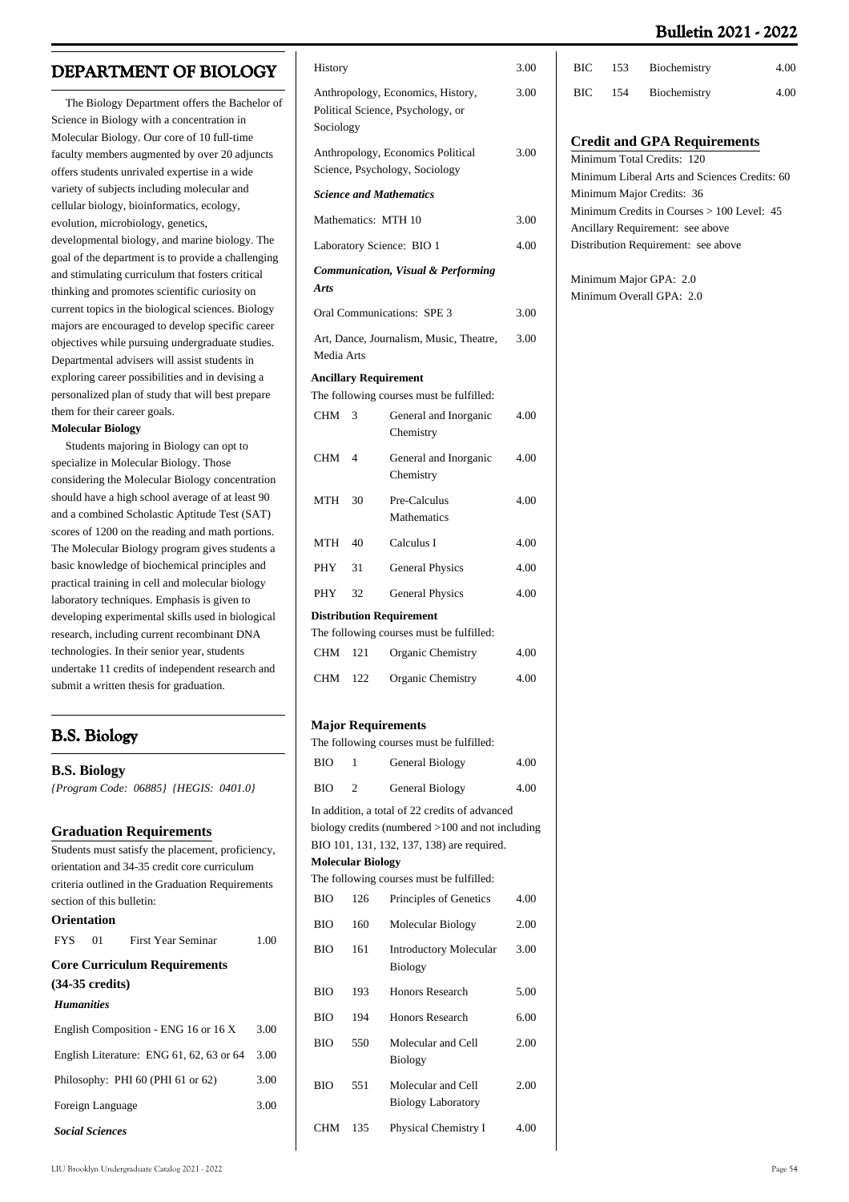## DEPARTMENT OF BIOLOGY

The Biology Department offers the Bachelor of Science in Biology with a concentration in Molecular Biology. Our core of 10 full-time faculty members augmented by over 20 adjuncts offers students unrivaled expertise in a wide variety of subjects including molecular and cellular biology, bioinformatics, ecology, evolution, microbiology, genetics, developmental biology, and marine biology. The goal of the department is to provide a challenging and stimulating curriculum that fosters critical thinking and promotes scientific curiosity on current topics in the biological sciences. Biology majors are encouraged to develop specific career objectives while pursuing undergraduate studies. Departmental advisers will assist students in exploring career possibilities and in devising a personalized plan of study that will best prepare them for their career goals.

**Molecular Biology**

Students majoring in Biology can opt to specialize in Molecular Biology. Those considering the Molecular Biology concentration should have a high school average of at least 90 and a combined Scholastic Aptitude Test (SAT) scores of 1200 on the reading and math portions. The Molecular Biology program gives students a basic knowledge of biochemical principles and practical training in cell and molecular biology laboratory techniques. Emphasis is given to developing experimental skills used in biological research, including current recombinant DNA technologies. In their senior year, students undertake 11 credits of independent research and submit a written thesis for graduation.

## B.S. Biology

### B.S. Biology

*{Program Code: 06885} {HEGIS: 0401.0}*

### Graduation Requirements

Students must satisfy the placement, proficiency, orientation and 34-35 credit core curriculum criteria outlined in the Graduation Requirements section of this bulletin:

**Orientation**

| | | | |
|---|---|---|---|
| FYS | 01 | First Year Seminar | 1.00 |

**Core Curriculum Requirements (34-35 credits)**

***Humanities***

| | |
|---|---|
| English Composition - ENG 16 or 16 X | 3.00 |
| English Literature: ENG 61, 62, 63 or 64 | 3.00 |
| Philosophy: PHI 60 (PHI 61 or 62) | 3.00 |
| Foreign Language | 3.00 |

***Social Sciences***

| | |
|---|---|
| History | 3.00 |
| Anthropology, Economics, History, Political Science, Psychology, or Sociology | 3.00 |
| Anthropology, Economics Political Science, Psychology, Sociology | 3.00 |

***Science and Mathematics***

| | |
|---|---|
| Mathematics: MTH 10 | 3.00 |
| Laboratory Science: BIO 1 | 4.00 |

***Communication, Visual & Performing Arts***

| | |
|---|---|
| Oral Communications: SPE 3 | 3.00 |
| Art, Dance, Journalism, Music, Theatre, Media Arts | 3.00 |

**Ancillary Requirement**

The following courses must be fulfilled:

| | | | |
|---|---|---|---|
| CHM | 3 | General and Inorganic Chemistry | 4.00 |
| CHM | 4 | General and Inorganic Chemistry | 4.00 |
| MTH | 30 | Pre-Calculus Mathematics | 4.00 |
| MTH | 40 | Calculus I | 4.00 |
| PHY | 31 | General Physics | 4.00 |
| PHY | 32 | General Physics | 4.00 |

**Distribution Requirement**

The following courses must be fulfilled:

| | | | |
|---|---|---|---|
| CHM | 121 | Organic Chemistry | 4.00 |
| CHM | 122 | Organic Chemistry | 4.00 |

**Major Requirements**

The following courses must be fulfilled:

| | | | |
|---|---|---|---|
| BIO | 1 | General Biology | 4.00 |
| BIO | 2 | General Biology | 4.00 |

In addition, a total of 22 credits of advanced biology credits (numbered >100 and not including BIO 101, 131, 132, 137, 138) are required.

**Molecular Biology**

The following courses must be fulfilled:

| | | | |
|---|---|---|---|
| BIO | 126 | Principles of Genetics | 4.00 |
| BIO | 160 | Molecular Biology | 2.00 |
| BIO | 161 | Introductory Molecular Biology | 3.00 |
| BIO | 193 | Honors Research | 5.00 |
| BIO | 194 | Honors Research | 6.00 |
| BIO | 550 | Molecular and Cell Biology | 2.00 |
| BIO | 551 | Molecular and Cell Biology Laboratory | 2.00 |
| CHM | 135 | Physical Chemistry I | 4.00 |
| BIC | 153 | Biochemistry | 4.00 |
| BIC | 154 | Biochemistry | 4.00 |

### Credit and GPA Requirements

Minimum Total Credits: 120
Minimum Liberal Arts and Sciences Credits: 60
Minimum Major Credits: 36
Minimum Credits in Courses > 100 Level: 45
Ancillary Requirement: see above
Distribution Requirement: see above

Minimum Major GPA: 2.0
Minimum Overall GPA: 2.0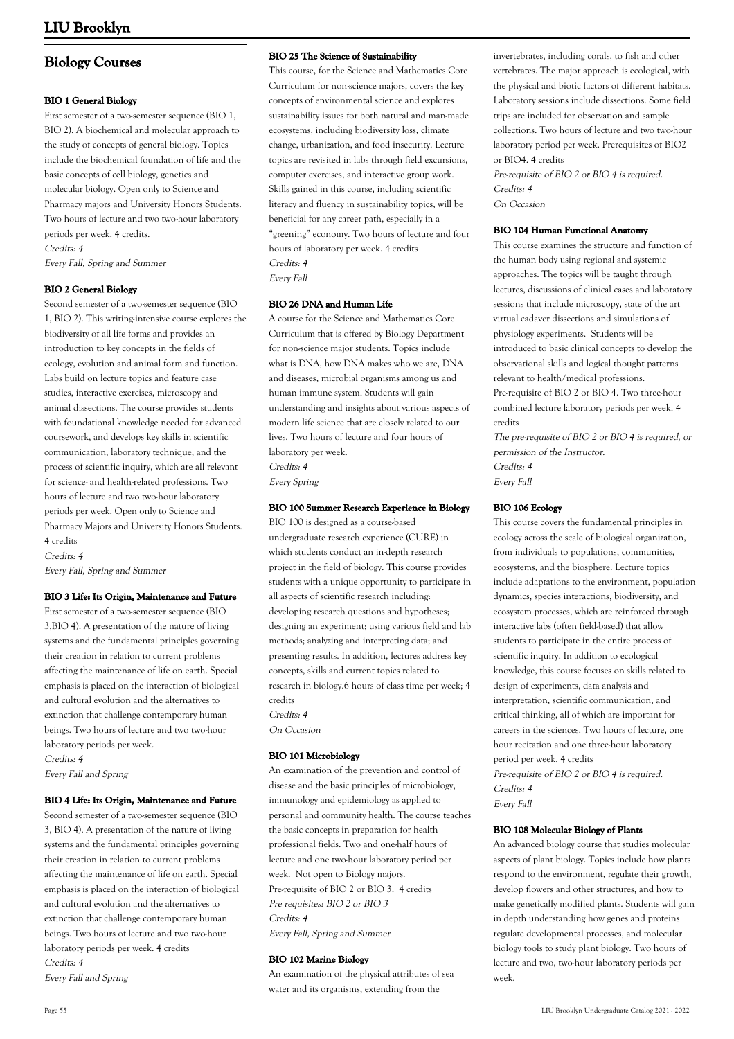## Biology Courses

### BIO 1 General Biology

First semester of a two-semester sequence (BIO 1, BIO 2). A biochemical and molecular approach to the study of concepts of general biology. Topics include the biochemical foundation of life and the basic concepts of cell biology, genetics and molecular biology. Open only to Science and Pharmacy majors and University Honors Students. Two hours of lecture and two two-hour laboratory periods per week. 4 credits.

*Credits: 4*
*Every Fall, Spring and Summer*

### BIO 2 General Biology

Second semester of a two-semester sequence (BIO 1, BIO 2). This writing-intensive course explores the biodiversity of all life forms and provides an introduction to key concepts in the fields of ecology, evolution and animal form and function. Labs build on lecture topics and feature case studies, interactive exercises, microscopy and animal dissections. The course provides students with foundational knowledge needed for advanced coursework, and develops key skills in scientific communication, laboratory technique, and the process of scientific inquiry, which are all relevant for science- and health-related professions. Two hours of lecture and two two-hour laboratory periods per week. Open only to Science and Pharmacy Majors and University Honors Students. 4 credits

*Credits: 4*
*Every Fall, Spring and Summer*

### BIO 3 Life: Its Origin, Maintenance and Future

First semester of a two-semester sequence (BIO 3,BIO 4). A presentation of the nature of living systems and the fundamental principles governing their creation in relation to current problems affecting the maintenance of life on earth. Special emphasis is placed on the interaction of biological and cultural evolution and the alternatives to extinction that challenge contemporary human beings. Two hours of lecture and two two-hour laboratory periods per week.

*Credits: 4*
*Every Fall and Spring*

### BIO 4 Life: Its Origin, Maintenance and Future

Second semester of a two-semester sequence (BIO 3, BIO 4). A presentation of the nature of living systems and the fundamental principles governing their creation in relation to current problems affecting the maintenance of life on earth. Special emphasis is placed on the interaction of biological and cultural evolution and the alternatives to extinction that challenge contemporary human beings. Two hours of lecture and two two-hour laboratory periods per week. 4 credits

*Credits: 4*
*Every Fall and Spring*

### BIO 25 The Science of Sustainability

This course, for the Science and Mathematics Core Curriculum for non-science majors, covers the key concepts of environmental science and explores sustainability issues for both natural and man-made ecosystems, including biodiversity loss, climate change, urbanization, and food insecurity. Lecture topics are revisited in labs through field excursions, computer exercises, and interactive group work. Skills gained in this course, including scientific literacy and fluency in sustainability topics, will be beneficial for any career path, especially in a "greening" economy. Two hours of lecture and four hours of laboratory per week. 4 credits

*Credits: 4*
*Every Fall*

### BIO 26 DNA and Human Life

A course for the Science and Mathematics Core Curriculum that is offered by Biology Department for non-science major students. Topics include what is DNA, how DNA makes who we are, DNA and diseases, microbial organisms among us and human immune system. Students will gain understanding and insights about various aspects of modern life science that are closely related to our lives. Two hours of lecture and four hours of laboratory per week.

*Credits: 4*
*Every Spring*

### BIO 100 Summer Research Experience in Biology

BIO 100 is designed as a course-based undergraduate research experience (CURE) in which students conduct an in-depth research project in the field of biology. This course provides students with a unique opportunity to participate in all aspects of scientific research including: developing research questions and hypotheses; designing an experiment; using various field and lab methods; analyzing and interpreting data; and presenting results. In addition, lectures address key concepts, skills and current topics related to research in biology.6 hours of class time per week; 4 credits

*Credits: 4*
*On Occasion*

### BIO 101 Microbiology

An examination of the prevention and control of disease and the basic principles of microbiology, immunology and epidemiology as applied to personal and community health. The course teaches the basic concepts in preparation for health professional fields. Two and one-half hours of lecture and one two-hour laboratory period per week. Not open to Biology majors.
Pre-requisite of BIO 2 or BIO 3. 4 credits

*Pre requisites: BIO 2 or BIO 3*
*Credits: 4*
*Every Fall, Spring and Summer*

### BIO 102 Marine Biology

An examination of the physical attributes of sea water and its organisms, extending from the invertebrates, including corals, to fish and other vertebrates. The major approach is ecological, with the physical and biotic factors of different habitats. Laboratory sessions include dissections. Some field trips are included for observation and sample collections. Two hours of lecture and two two-hour laboratory period per week. Prerequisites of BIO2 or BIO4. 4 credits

*Pre-requisite of BIO 2 or BIO 4 is required.*
*Credits: 4*
*On Occasion*

### BIO 104 Human Functional Anatomy

This course examines the structure and function of the human body using regional and systemic approaches. The topics will be taught through lectures, discussions of clinical cases and laboratory sessions that include microscopy, state of the art virtual cadaver dissections and simulations of physiology experiments. Students will be introduced to basic clinical concepts to develop the observational skills and logical thought patterns relevant to health/medical professions.
Pre-requisite of BIO 2 or BIO 4. Two three-hour combined lecture laboratory periods per week. 4 credits

*The pre-requisite of BIO 2 or BIO 4 is required, or permission of the Instructor.*
*Credits: 4*
*Every Fall*

### BIO 106 Ecology

This course covers the fundamental principles in ecology across the scale of biological organization, from individuals to populations, communities, ecosystems, and the biosphere. Lecture topics include adaptations to the environment, population dynamics, species interactions, biodiversity, and ecosystem processes, which are reinforced through interactive labs (often field-based) that allow students to participate in the entire process of scientific inquiry. In addition to ecological knowledge, this course focuses on skills related to design of experiments, data analysis and interpretation, scientific communication, and critical thinking, all of which are important for careers in the sciences. Two hours of lecture, one hour recitation and one three-hour laboratory period per week. 4 credits

*Pre-requisite of BIO 2 or BIO 4 is required.*
*Credits: 4*
*Every Fall*

### BIO 108 Molecular Biology of Plants

An advanced biology course that studies molecular aspects of plant biology. Topics include how plants respond to the environment, regulate their growth, develop flowers and other structures, and how to make genetically modified plants. Students will gain in depth understanding how genes and proteins regulate developmental processes, and molecular biology tools to study plant biology. Two hours of lecture and two, two-hour laboratory periods per week.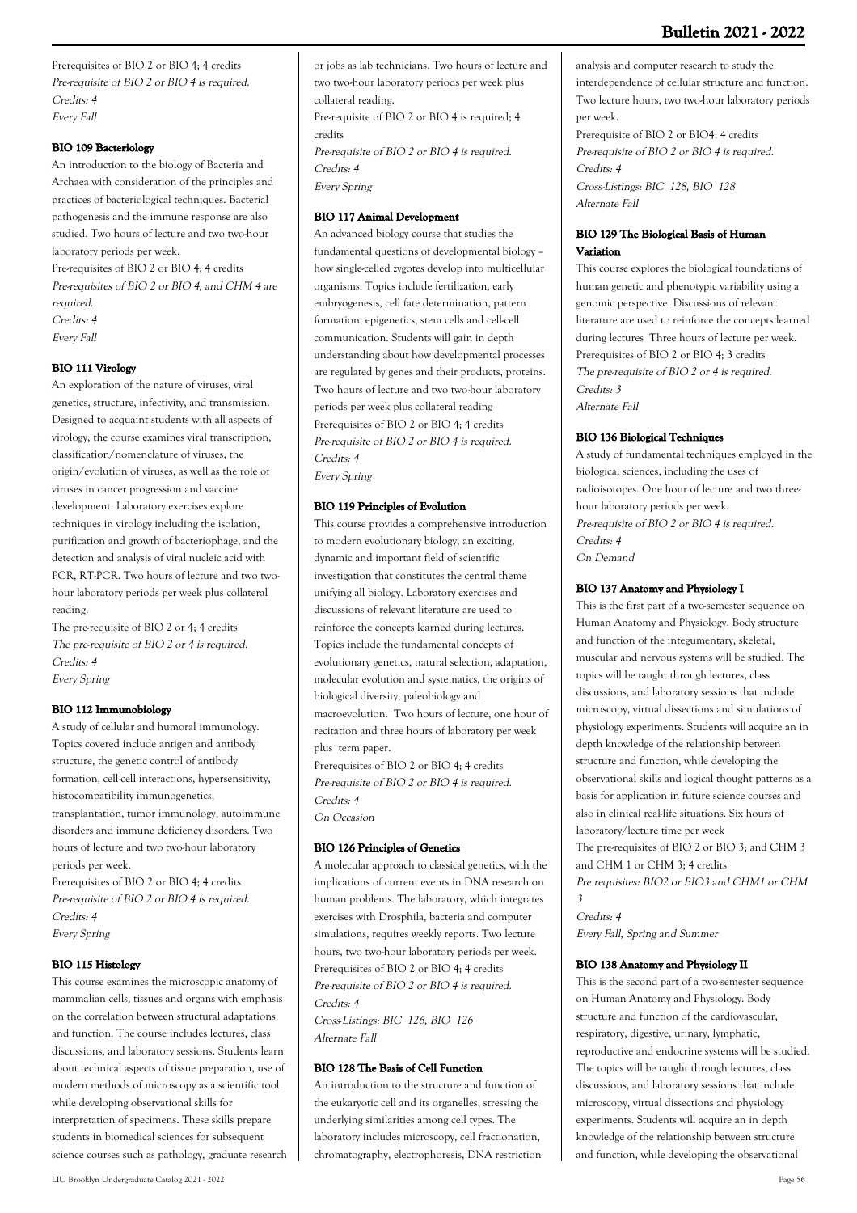Prerequisites of BIO 2 or BIO 4; 4 credits
*Pre-requisite of BIO 2 or BIO 4 is required.*
*Credits: 4*
*Every Fall*

### BIO 109 Bacteriology

An introduction to the biology of Bacteria and Archaea with consideration of the principles and practices of bacteriological techniques. Bacterial pathogenesis and the immune response are also studied. Two hours of lecture and two two-hour laboratory periods per week.
Pre-requisites of BIO 2 or BIO 4; 4 credits
*Pre-requisites of BIO 2 or BIO 4, and CHM 4 are required.*
*Credits: 4*
*Every Fall*

### BIO 111 Virology

An exploration of the nature of viruses, viral genetics, structure, infectivity, and transmission. Designed to acquaint students with all aspects of virology, the course examines viral transcription, classification/nomenclature of viruses, the origin/evolution of viruses, as well as the role of viruses in cancer progression and vaccine development. Laboratory exercises explore techniques in virology including the isolation, purification and growth of bacteriophage, and the detection and analysis of viral nucleic acid with PCR, RT-PCR. Two hours of lecture and two two-hour laboratory periods per week plus collateral reading.
The pre-requisite of BIO 2 or 4; 4 credits
*The pre-requisite of BIO 2 or 4 is required.*
*Credits: 4*
*Every Spring*

### BIO 112 Immunobiology

A study of cellular and humoral immunology. Topics covered include antigen and antibody structure, the genetic control of antibody formation, cell-cell interactions, hypersensitivity, histocompatibility immunogenetics, transplantation, tumor immunology, autoimmune disorders and immune deficiency disorders. Two hours of lecture and two two-hour laboratory periods per week.
Prerequisites of BIO 2 or BIO 4; 4 credits
*Pre-requisite of BIO 2 or BIO 4 is required.*
*Credits: 4*
*Every Spring*

### BIO 115 Histology

This course examines the microscopic anatomy of mammalian cells, tissues and organs with emphasis on the correlation between structural adaptations and function. The course includes lectures, class discussions, and laboratory sessions. Students learn about technical aspects of tissue preparation, use of modern methods of microscopy as a scientific tool while developing observational skills for interpretation of specimens. These skills prepare students in biomedical sciences for subsequent science courses such as pathology, graduate research or jobs as lab technicians. Two hours of lecture and two two-hour laboratory periods per week plus collateral reading.
Pre-requisite of BIO 2 or BIO 4 is required; 4 credits
*Pre-requisite of BIO 2 or BIO 4 is required.*
*Credits: 4*
*Every Spring*

### BIO 117 Animal Development

An advanced biology course that studies the fundamental questions of developmental biology – how single-celled zygotes develop into multicellular organisms. Topics include fertilization, early embryogenesis, cell fate determination, pattern formation, epigenetics, stem cells and cell-cell communication. Students will gain in depth understanding about how developmental processes are regulated by genes and their products, proteins. Two hours of lecture and two two-hour laboratory periods per week plus collateral reading
Prerequisites of BIO 2 or BIO 4; 4 credits
*Pre-requisite of BIO 2 or BIO 4 is required.*
*Credits: 4*
*Every Spring*

### BIO 119 Principles of Evolution

This course provides a comprehensive introduction to modern evolutionary biology, an exciting, dynamic and important field of scientific investigation that constitutes the central theme unifying all biology. Laboratory exercises and discussions of relevant literature are used to reinforce the concepts learned during lectures. Topics include the fundamental concepts of evolutionary genetics, natural selection, adaptation, molecular evolution and systematics, the origins of biological diversity, paleobiology and macroevolution. Two hours of lecture, one hour of recitation and three hours of laboratory per week plus term paper.
Prerequisites of BIO 2 or BIO 4; 4 credits
*Pre-requisite of BIO 2 or BIO 4 is required.*
*Credits: 4*
*On Occasion*

### BIO 126 Principles of Genetics

A molecular approach to classical genetics, with the implications of current events in DNA research on human problems. The laboratory, which integrates exercises with Drosphila, bacteria and computer simulations, requires weekly reports. Two lecture hours, two two-hour laboratory periods per week.
Prerequisites of BIO 2 or BIO 4; 4 credits
*Pre-requisite of BIO 2 or BIO 4 is required.*
*Credits: 4*
*Cross-Listings: BIC 126, BIO 126*
*Alternate Fall*

### BIO 128 The Basis of Cell Function

An introduction to the structure and function of the eukaryotic cell and its organelles, stressing the underlying similarities among cell types. The laboratory includes microscopy, cell fractionation, chromatography, electrophoresis, DNA restriction analysis and computer research to study the interdependence of cellular structure and function. Two lecture hours, two two-hour laboratory periods per week.
Prerequisite of BIO 2 or BIO4; 4 credits
*Pre-requisite of BIO 2 or BIO 4 is required.*
*Credits: 4*
*Cross-Listings: BIC 128, BIO 128*
*Alternate Fall*

### BIO 129 The Biological Basis of Human Variation

This course explores the biological foundations of human genetic and phenotypic variability using a genomic perspective. Discussions of relevant literature are used to reinforce the concepts learned during lectures Three hours of lecture per week.
Prerequisites of BIO 2 or BIO 4; 3 credits
*The pre-requisite of BIO 2 or 4 is required.*
*Credits: 3*
*Alternate Fall*

### BIO 136 Biological Techniques

A study of fundamental techniques employed in the biological sciences, including the uses of radioisotopes. One hour of lecture and two three-hour laboratory periods per week.
*Pre-requisite of BIO 2 or BIO 4 is required.*
*Credits: 4*
*On Demand*

### BIO 137 Anatomy and Physiology I

This is the first part of a two-semester sequence on Human Anatomy and Physiology. Body structure and function of the integumentary, skeletal, muscular and nervous systems will be studied. The topics will be taught through lectures, class discussions, and laboratory sessions that include microscopy, virtual dissections and simulations of physiology experiments. Students will acquire an in depth knowledge of the relationship between structure and function, while developing the observational skills and logical thought patterns as a basis for application in future science courses and also in clinical real-life situations. Six hours of laboratory/lecture time per week
The pre-requisites of BIO 2 or BIO 3; and CHM 3 and CHM 1 or CHM 3; 4 credits
*Pre requisites: BIO2 or BIO3 and CHM1 or CHM 3*
*Credits: 4*
*Every Fall, Spring and Summer*

### BIO 138 Anatomy and Physiology II

This is the second part of a two-semester sequence on Human Anatomy and Physiology. Body structure and function of the cardiovascular, respiratory, digestive, urinary, lymphatic, reproductive and endocrine systems will be studied. The topics will be taught through lectures, class discussions, and laboratory sessions that include microscopy, virtual dissections and physiology experiments. Students will acquire an in depth knowledge of the relationship between structure and function, while developing the observational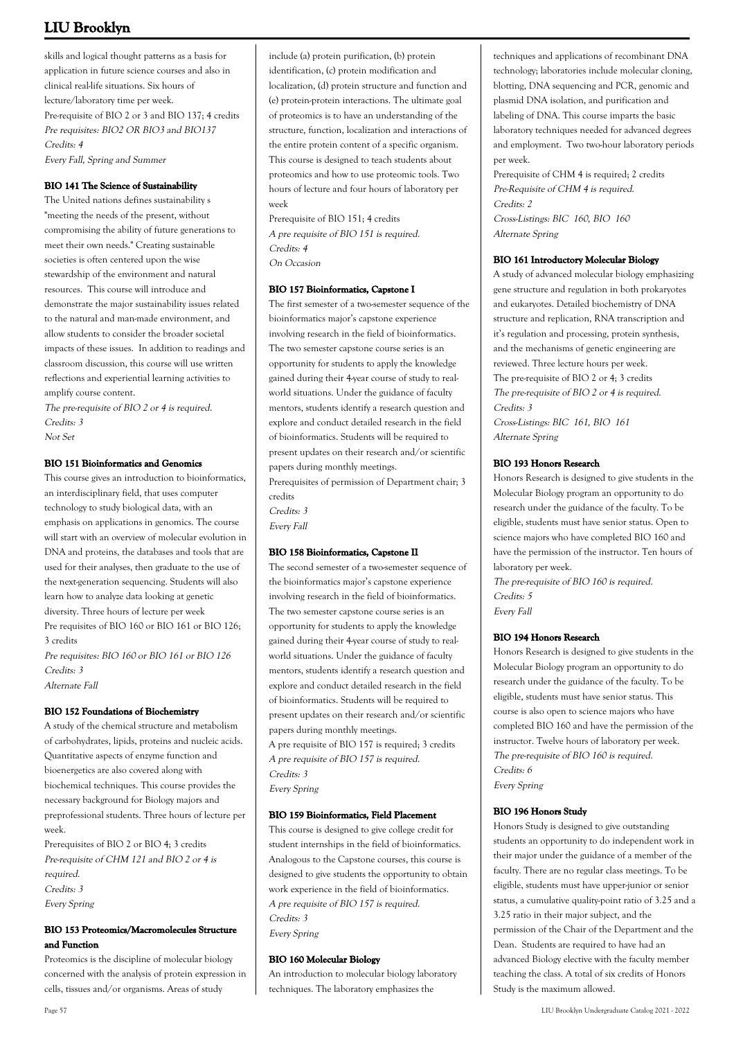skills and logical thought patterns as a basis for application in future science courses and also in clinical real-life situations. Six hours of lecture/laboratory time per week.
Pre-requisite of BIO 2 or 3 and BIO 137; 4 credits
*Pre requisites: BIO2 OR BIO3 and BIO137*
*Credits: 4*
*Every Fall, Spring and Summer*

#### BIO 141 The Science of Sustainability

The United nations defines sustainability s "meeting the needs of the present, without compromising the ability of future generations to meet their own needs." Creating sustainable societies is often centered upon the wise stewardship of the environment and natural resources. This course will introduce and demonstrate the major sustainability issues related to the natural and man-made environment, and allow students to consider the broader societal impacts of these issues. In addition to readings and classroom discussion, this course will use written reflections and experiential learning activities to amplify course content.
*The pre-requisite of BIO 2 or 4 is required.*
*Credits: 3*
*Not Set*

#### BIO 151 Bioinformatics and Genomics

This course gives an introduction to bioinformatics, an interdisciplinary field, that uses computer technology to study biological data, with an emphasis on applications in genomics. The course will start with an overview of molecular evolution in DNA and proteins, the databases and tools that are used for their analyses, then graduate to the use of the next-generation sequencing. Students will also learn how to analyze data looking at genetic diversity. Three hours of lecture per week
Pre requisites of BIO 160 or BIO 161 or BIO 126; 3 credits
*Pre requisites: BIO 160 or BIO 161 or BIO 126*
*Credits: 3*
*Alternate Fall*

#### BIO 152 Foundations of Biochemistry

A study of the chemical structure and metabolism of carbohydrates, lipids, proteins and nucleic acids. Quantitative aspects of enzyme function and bioenergetics are also covered along with biochemical techniques. This course provides the necessary background for Biology majors and preprofessional students. Three hours of lecture per week.
Prerequisites of BIO 2 or BIO 4; 3 credits
*Pre-requisite of CHM 121 and BIO 2 or 4 is required.*
*Credits: 3*
*Every Spring*

#### BIO 153 Proteomics/Macromolecules Structure and Function

Proteomics is the discipline of molecular biology concerned with the analysis of protein expression in cells, tissues and/or organisms. Areas of study include (a) protein purification, (b) protein identification, (c) protein modification and localization, (d) protein structure and function and (e) protein-protein interactions. The ultimate goal of proteomics is to have an understanding of the structure, function, localization and interactions of the entire protein content of a specific organism. This course is designed to teach students about proteomics and how to use proteomic tools. Two hours of lecture and four hours of laboratory per week
Prerequisite of BIO 151; 4 credits
*A pre requisite of BIO 151 is required.*
*Credits: 4*
*On Occasion*

#### BIO 157 Bioinformatics, Capstone I

The first semester of a two-semester sequence of the bioinformatics major's capstone experience involving research in the field of bioinformatics. The two semester capstone course series is an opportunity for students to apply the knowledge gained during their 4-year course of study to real-world situations. Under the guidance of faculty mentors, students identify a research question and explore and conduct detailed research in the field of bioinformatics. Students will be required to present updates on their research and/or scientific papers during monthly meetings.
Prerequisites of permission of Department chair; 3 credits
*Credits: 3*
*Every Fall*

#### BIO 158 Bioinformatics, Capstone II

The second semester of a two-semester sequence of the bioinformatics major's capstone experience involving research in the field of bioinformatics. The two semester capstone course series is an opportunity for students to apply the knowledge gained during their 4-year course of study to real-world situations. Under the guidance of faculty mentors, students identify a research question and explore and conduct detailed research in the field of bioinformatics. Students will be required to present updates on their research and/or scientific papers during monthly meetings.
A pre requisite of BIO 157 is required; 3 credits
*A pre requisite of BIO 157 is required.*
*Credits: 3*
*Every Spring*

#### BIO 159 Bioinformatics, Field Placement

This course is designed to give college credit for student internships in the field of bioinformatics. Analogous to the Capstone courses, this course is designed to give students the opportunity to obtain work experience in the field of bioinformatics.
*A pre requisite of BIO 157 is required.*
*Credits: 3*
*Every Spring*

#### BIO 160 Molecular Biology

An introduction to molecular biology laboratory techniques. The laboratory emphasizes the techniques and applications of recombinant DNA technology; laboratories include molecular cloning, blotting, DNA sequencing and PCR, genomic and plasmid DNA isolation, and purification and labeling of DNA. This course imparts the basic laboratory techniques needed for advanced degrees and employment. Two two-hour laboratory periods per week.
Prerequisite of CHM 4 is required; 2 credits
*Pre-Requisite of CHM 4 is required.*
*Credits: 2*
*Cross-Listings: BIC 160, BIO 160*
*Alternate Spring*

#### BIO 161 Introductory Molecular Biology

A study of advanced molecular biology emphasizing gene structure and regulation in both prokaryotes and eukaryotes. Detailed biochemistry of DNA structure and replication, RNA transcription and it's regulation and processing, protein synthesis, and the mechanisms of genetic engineering are reviewed. Three lecture hours per week.
The pre-requisite of BIO 2 or 4; 3 credits
*The pre-requisite of BIO 2 or 4 is required.*
*Credits: 3*
*Cross-Listings: BIC 161, BIO 161*
*Alternate Spring*

#### BIO 193 Honors Research

Honors Research is designed to give students in the Molecular Biology program an opportunity to do research under the guidance of the faculty. To be eligible, students must have senior status. Open to science majors who have completed BIO 160 and have the permission of the instructor. Ten hours of laboratory per week.
*The pre-requisite of BIO 160 is required.*
*Credits: 5*
*Every Fall*

#### BIO 194 Honors Research

Honors Research is designed to give students in the Molecular Biology program an opportunity to do research under the guidance of the faculty. To be eligible, students must have senior status. This course is also open to science majors who have completed BIO 160 and have the permission of the instructor. Twelve hours of laboratory per week.
*The pre-requisite of BIO 160 is required.*
*Credits: 6*
*Every Spring*

#### BIO 196 Honors Study

Honors Study is designed to give outstanding students an opportunity to do independent work in their major under the guidance of a member of the faculty. There are no regular class meetings. To be eligible, students must have upper-junior or senior status, a cumulative quality-point ratio of 3.25 and a 3.25 ratio in their major subject, and the permission of the Chair of the Department and the Dean. Students are required to have had an advanced Biology elective with the faculty member teaching the class. A total of six credits of Honors Study is the maximum allowed.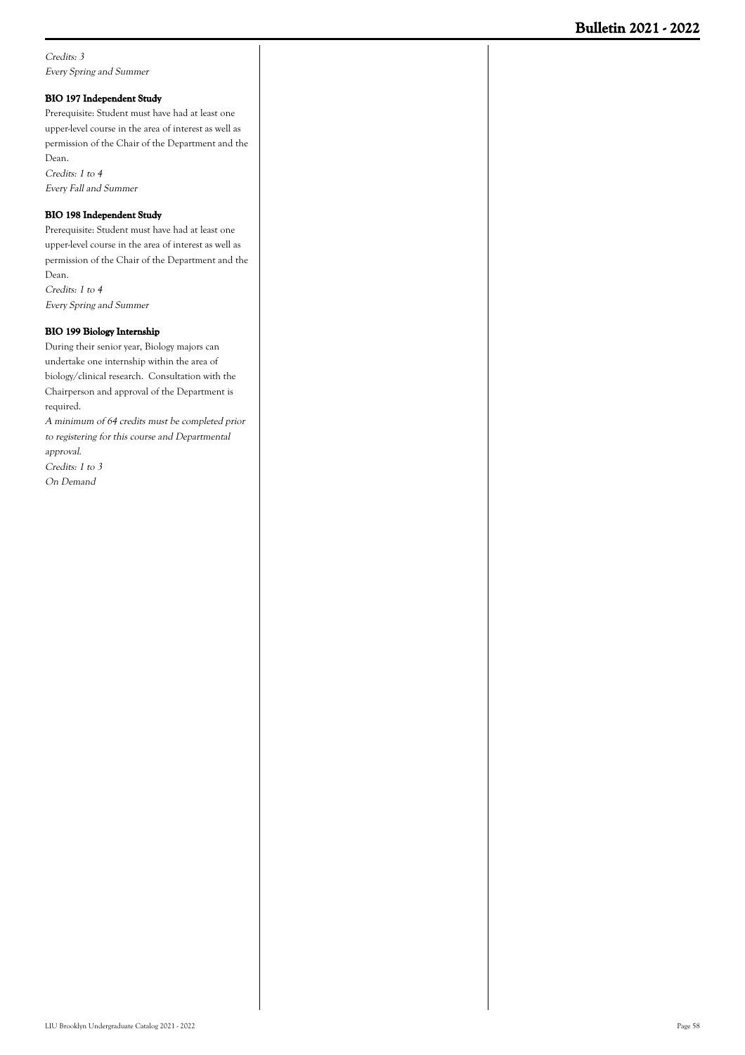*Credits: 3*
*Every Spring and Summer*

**BIO 197 Independent Study**

Prerequisite: Student must have had at least one upper-level course in the area of interest as well as permission of the Chair of the Department and the Dean.
*Credits: 1 to 4*
*Every Fall and Summer*

**BIO 198 Independent Study**

Prerequisite: Student must have had at least one upper-level course in the area of interest as well as permission of the Chair of the Department and the Dean.
*Credits: 1 to 4*
*Every Spring and Summer*

**BIO 199 Biology Internship**

During their senior year, Biology majors can undertake one internship within the area of biology/clinical research. Consultation with the Chairperson and approval of the Department is required.
*A minimum of 64 credits must be completed prior to registering for this course and Departmental approval.*
*Credits: 1 to 3*
*On Demand*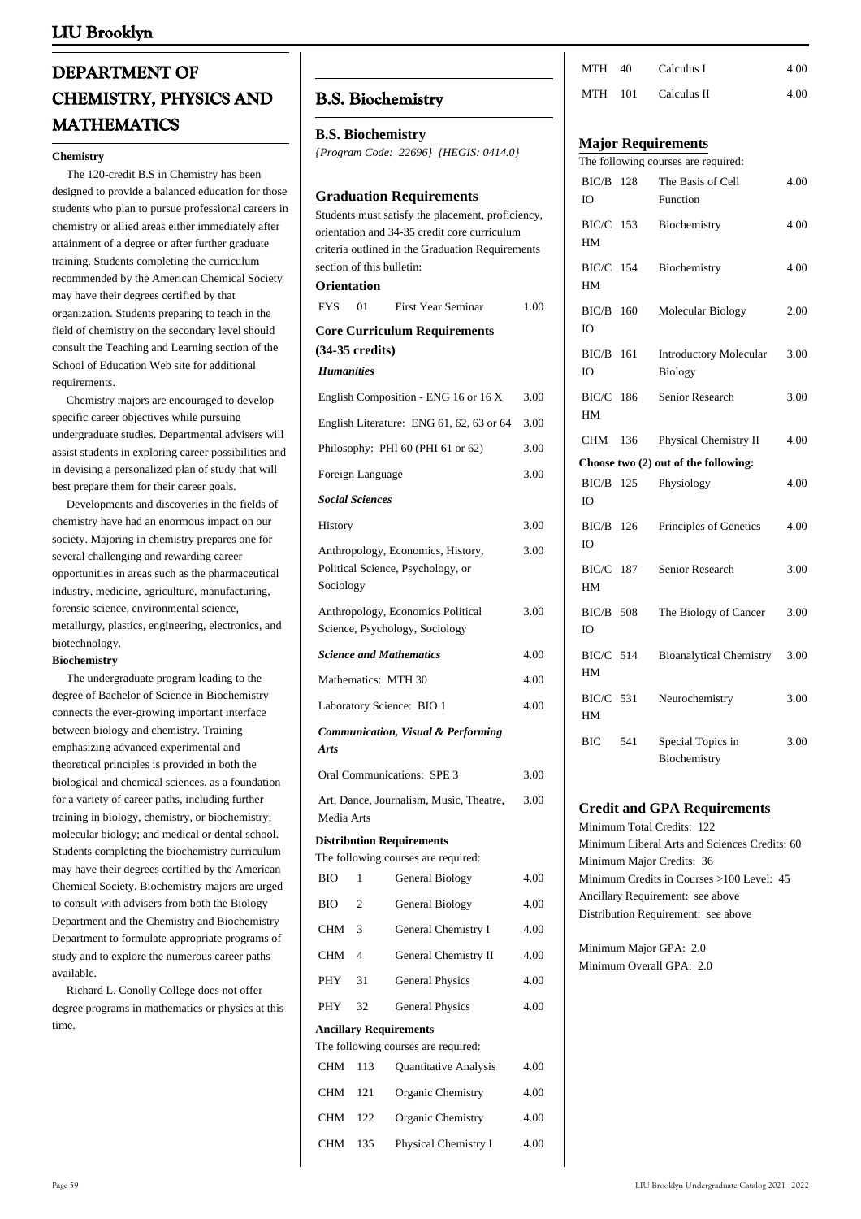# DEPARTMENT OF CHEMISTRY, PHYSICS AND MATHEMATICS

**Chemistry**

The 120-credit B.S in Chemistry has been designed to provide a balanced education for those students who plan to pursue professional careers in chemistry or allied areas either immediately after attainment of a degree or after further graduate training. Students completing the curriculum recommended by the American Chemical Society may have their degrees certified by that organization. Students preparing to teach in the field of chemistry on the secondary level should consult the Teaching and Learning section of the School of Education Web site for additional requirements.

Chemistry majors are encouraged to develop specific career objectives while pursuing undergraduate studies. Departmental advisers will assist students in exploring career possibilities and in devising a personalized plan of study that will best prepare them for their career goals.

Developments and discoveries in the fields of chemistry have had an enormous impact on our society. Majoring in chemistry prepares one for several challenging and rewarding career opportunities in areas such as the pharmaceutical industry, medicine, agriculture, manufacturing, forensic science, environmental science, metallurgy, plastics, engineering, electronics, and biotechnology.

**Biochemistry**

The undergraduate program leading to the degree of Bachelor of Science in Biochemistry connects the ever-growing important interface between biology and chemistry. Training emphasizing advanced experimental and theoretical principles is provided in both the biological and chemical sciences, as a foundation for a variety of career paths, including further training in biology, chemistry, or biochemistry; molecular biology; and medical or dental school. Students completing the biochemistry curriculum may have their degrees certified by the American Chemical Society. Biochemistry majors are urged to consult with advisers from both the Biology Department and the Chemistry and Biochemistry Department to formulate appropriate programs of study and to explore the numerous career paths available.

Richard L. Conolly College does not offer degree programs in mathematics or physics at this time.

## B.S. Biochemistry

**B.S. Biochemistry**

*{Program Code: 22696} {HEGIS: 0414.0}*

### Graduation Requirements

Students must satisfy the placement, proficiency, orientation and 34-35 credit core curriculum criteria outlined in the Graduation Requirements section of this bulletin:

**Orientation**

| | | | |
|---|---|---|---|
| FYS | 01 | First Year Seminar | 1.00 |

**Core Curriculum Requirements (34-35 credits)**

***Humanities***

| | |
|---|---|
| English Composition - ENG 16 or 16 X | 3.00 |
| English Literature: ENG 61, 62, 63 or 64 | 3.00 |
| Philosophy: PHI 60 (PHI 61 or 62) | 3.00 |
| Foreign Language | 3.00 |

***Social Sciences***

| | |
|---|---|
| History | 3.00 |
| Anthropology, Economics, History, Political Science, Psychology, or Sociology | 3.00 |
| Anthropology, Economics Political Science, Psychology, Sociology | 3.00 |

***Science and Mathematics*** 4.00

| | |
|---|---|
| Mathematics: MTH 30 | 4.00 |
| Laboratory Science: BIO 1 | 4.00 |

***Communication, Visual & Performing Arts***

| | |
|---|---|
| Oral Communications: SPE 3 | 3.00 |
| Art, Dance, Journalism, Music, Theatre, Media Arts | 3.00 |

**Distribution Requirements**

The following courses are required:

| | | | |
|---|---|---|---|
| BIO | 1 | General Biology | 4.00 |
| BIO | 2 | General Biology | 4.00 |
| CHM | 3 | General Chemistry I | 4.00 |
| CHM | 4 | General Chemistry II | 4.00 |
| PHY | 31 | General Physics | 4.00 |
| PHY | 32 | General Physics | 4.00 |

**Ancillary Requirements**

The following courses are required:

| | | | |
|---|---|---|---|
| CHM | 113 | Quantitative Analysis | 4.00 |
| CHM | 121 | Organic Chemistry | 4.00 |
| CHM | 122 | Organic Chemistry | 4.00 |
| CHM | 135 | Physical Chemistry I | 4.00 |
| MTH | 40 | Calculus I | 4.00 |
| MTH | 101 | Calculus II | 4.00 |

### Major Requirements

The following courses are required:

| | | | |
|---|---|---|---|
| BIC/BIO | 128 | The Basis of Cell Function | 4.00 |
| BIC/CHM | 153 | Biochemistry | 4.00 |
| BIC/CHM | 154 | Biochemistry | 4.00 |
| BIC/BIO | 160 | Molecular Biology | 2.00 |
| BIC/BIO | 161 | Introductory Molecular Biology | 3.00 |
| BIC/CHM | 186 | Senior Research | 3.00 |
| CHM | 136 | Physical Chemistry II | 4.00 |

**Choose two (2) out of the following:**

| | | | |
|---|---|---|---|
| BIC/BIO | 125 | Physiology | 4.00 |
| BIC/BIO | 126 | Principles of Genetics | 4.00 |
| BIC/CHM | 187 | Senior Research | 3.00 |
| BIC/BIO | 508 | The Biology of Cancer | 3.00 |
| BIC/CHM | 514 | Bioanalytical Chemistry | 3.00 |
| BIC/CHM | 531 | Neurochemistry | 3.00 |
| BIC | 541 | Special Topics in Biochemistry | 3.00 |

### Credit and GPA Requirements

Minimum Total Credits: 122
Minimum Liberal Arts and Sciences Credits: 60
Minimum Major Credits: 36
Minimum Credits in Courses >100 Level: 45
Ancillary Requirement: see above
Distribution Requirement: see above

Minimum Major GPA: 2.0
Minimum Overall GPA: 2.0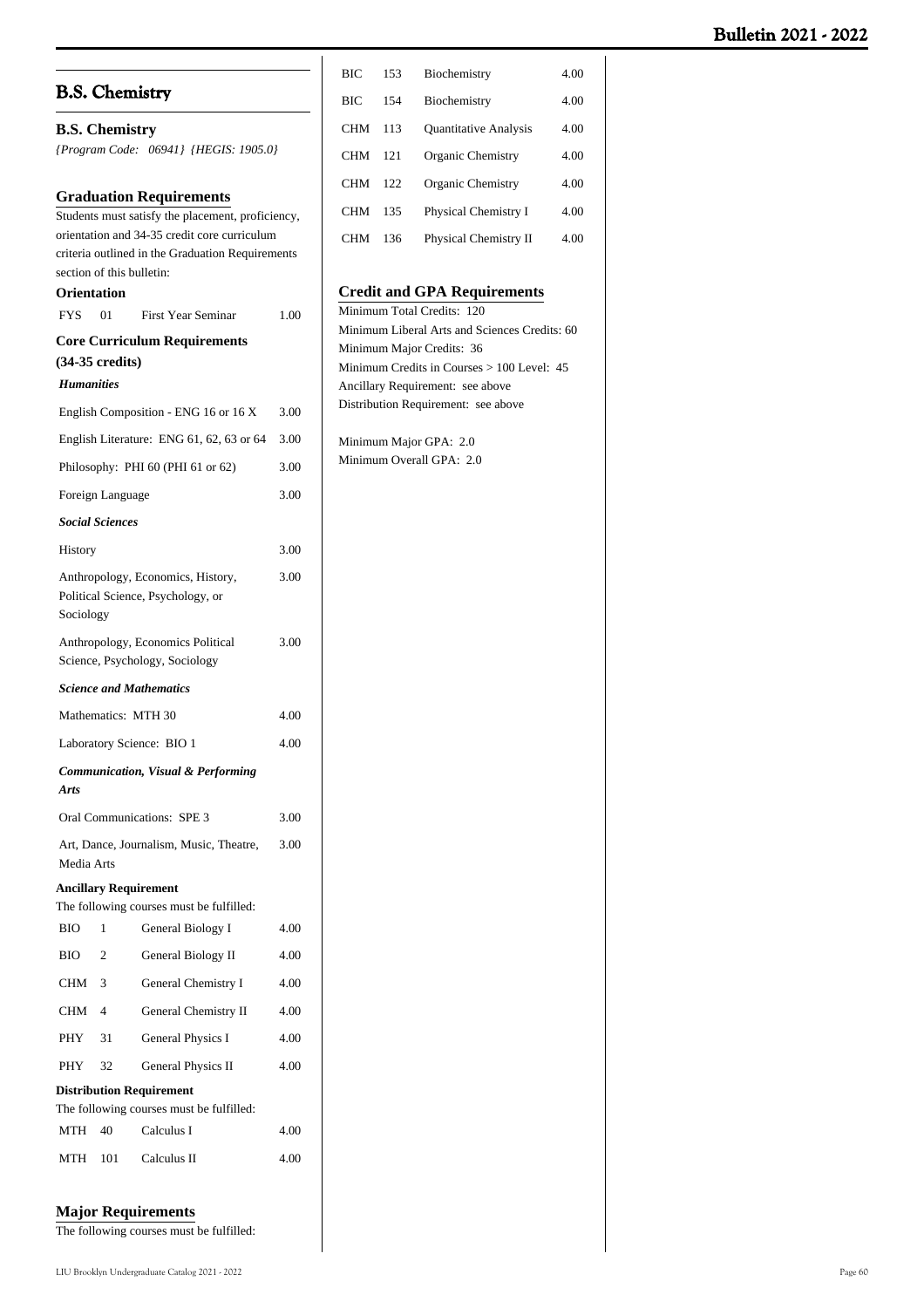## B.S. Chemistry

### B.S. Chemistry

*{Program Code: 06941} {HEGIS: 1905.0}*

### Graduation Requirements

Students must satisfy the placement, proficiency, orientation and 34-35 credit core curriculum criteria outlined in the Graduation Requirements section of this bulletin:

**Orientation**

| | | | |
|---|---|---|---|
| FYS | 01 | First Year Seminar | 1.00 |

**Core Curriculum Requirements (34-35 credits)**

***Humanities***

| | |
|---|---|
| English Composition - ENG 16 or 16 X | 3.00 |
| English Literature: ENG 61, 62, 63 or 64 | 3.00 |
| Philosophy: PHI 60 (PHI 61 or 62) | 3.00 |
| Foreign Language | 3.00 |

***Social Sciences***

| | |
|---|---|
| History | 3.00 |
| Anthropology, Economics, History, Political Science, Psychology, or Sociology | 3.00 |
| Anthropology, Economics Political Science, Psychology, Sociology | 3.00 |

***Science and Mathematics***

| | |
|---|---|
| Mathematics: MTH 30 | 4.00 |
| Laboratory Science: BIO 1 | 4.00 |

***Communication, Visual & Performing Arts***

| | |
|---|---|
| Oral Communications: SPE 3 | 3.00 |
| Art, Dance, Journalism, Music, Theatre, Media Arts | 3.00 |

**Ancillary Requirement**

The following courses must be fulfilled:

| | | | |
|---|---|---|---|
| BIO | 1 | General Biology I | 4.00 |
| BIO | 2 | General Biology II | 4.00 |
| CHM | 3 | General Chemistry I | 4.00 |
| CHM | 4 | General Chemistry II | 4.00 |
| PHY | 31 | General Physics I | 4.00 |
| PHY | 32 | General Physics II | 4.00 |

**Distribution Requirement**

The following courses must be fulfilled:

| | | | |
|---|---|---|---|
| MTH | 40 | Calculus I | 4.00 |
| MTH | 101 | Calculus II | 4.00 |

### Major Requirements

The following courses must be fulfilled:

| | | | |
|---|---|---|---|
| BIC | 153 | Biochemistry | 4.00 |
| BIC | 154 | Biochemistry | 4.00 |
| CHM | 113 | Quantitative Analysis | 4.00 |
| CHM | 121 | Organic Chemistry | 4.00 |
| CHM | 122 | Organic Chemistry | 4.00 |
| CHM | 135 | Physical Chemistry I | 4.00 |
| CHM | 136 | Physical Chemistry II | 4.00 |

### Credit and GPA Requirements

Minimum Total Credits: 120
Minimum Liberal Arts and Sciences Credits: 60
Minimum Major Credits: 36
Minimum Credits in Courses > 100 Level: 45
Ancillary Requirement: see above
Distribution Requirement: see above

Minimum Major GPA: 2.0
Minimum Overall GPA: 2.0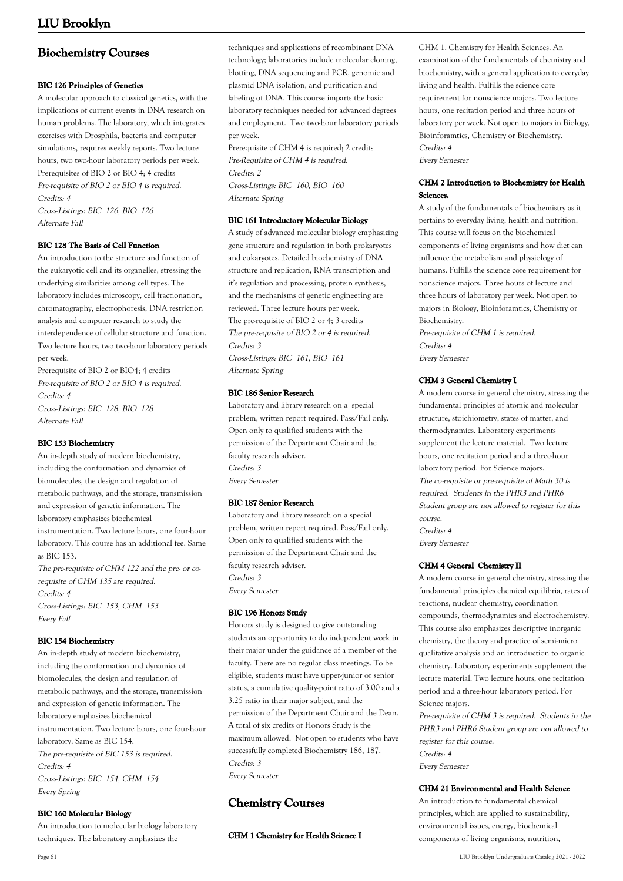## Biochemistry Courses

### BIC 126 Principles of Genetics

A molecular approach to classical genetics, with the implications of current events in DNA research on human problems. The laboratory, which integrates exercises with Drosphila, bacteria and computer simulations, requires weekly reports. Two lecture hours, two two-hour laboratory periods per week. Prerequisites of BIO 2 or BIO 4; 4 credits

*Pre-Requisite of BIO 2 or BIO 4 is required.*
*Credits: 4*
*Cross-Listings: BIC 126, BIO 126*
*Alternate Fall*

### BIC 128 The Basis of Cell Function

An introduction to the structure and function of the eukaryotic cell and its organelles, stressing the underlying similarities among cell types. The laboratory includes microscopy, cell fractionation, chromatography, electrophoresis, DNA restriction analysis and computer research to study the interdependence of cellular structure and function. Two lecture hours, two two-hour laboratory periods per week.

Prerequisite of BIO 2 or BIO4; 4 credits

*Pre-Requisite of BIO 2 or BIO 4 is required.*
*Credits: 4*
*Cross-Listings: BIC 128, BIO 128*
*Alternate Fall*

### BIC 153 Biochemistry

An in-depth study of modern biochemistry, including the conformation and dynamics of biomolecules, the design and regulation of metabolic pathways, and the storage, transmission and expression of genetic information. The laboratory emphasizes biochemical instrumentation. Two lecture hours, one four-hour laboratory. This course has an additional fee. Same as BIC 153.

*The pre-requisite of CHM 122 and the pre- or co-requisite of CHM 135 are required.*
*Credits: 4*
*Cross-Listings: BIC 153, CHM 153*
*Every Fall*

### BIC 154 Biochemistry

An in-depth study of modern biochemistry, including the conformation and dynamics of biomolecules, the design and regulation of metabolic pathways, and the storage, transmission and expression of genetic information. The laboratory emphasizes biochemical instrumentation. Two lecture hours, one four-hour laboratory. Same as BIC 154.

*The pre-requisite of BIC 153 is required.*
*Credits: 4*
*Cross-Listings: BIC 154, CHM 154*
*Every Spring*

### BIC 160 Molecular Biology

An introduction to molecular biology laboratory techniques. The laboratory emphasizes the techniques and applications of recombinant DNA technology; laboratories include molecular cloning, blotting, DNA sequencing and PCR, genomic and plasmid DNA isolation, and purification and labeling of DNA. This course imparts the basic laboratory techniques needed for advanced degrees and employment. Two two-hour laboratory periods per week.

Prerequisite of CHM 4 is required; 2 credits

*Pre-Requisite of CHM 4 is required.*
*Credits: 2*
*Cross-Listings: BIC 160, BIO 160*
*Alternate Spring*

### BIC 161 Introductory Molecular Biology

A study of advanced molecular biology emphasizing gene structure and regulation in both prokaryotes and eukaryotes. Detailed biochemistry of DNA structure and replication, RNA transcription and it's regulation and processing, protein synthesis, and the mechanisms of genetic engineering are reviewed. Three lecture hours per week.

The pre-requisite of BIO 2 or 4; 3 credits

*The pre-requisite of BIO 2 or 4 is required.*
*Credits: 3*
*Cross-Listings: BIC 161, BIO 161*
*Alternate Spring*

### BIC 186 Senior Research

Laboratory and library research on a special problem, written report required. Pass/Fail only. Open only to qualified students with the permission of the Department Chair and the faculty research adviser.

*Credits: 3*
*Every Semester*

### BIC 187 Senior Research

Laboratory and library research on a special problem, written report required. Pass/Fail only. Open only to qualified students with the permission of the Department Chair and the faculty research adviser.

*Credits: 3*
*Every Semester*

### BIC 196 Honors Study

Honors study is designed to give outstanding students an opportunity to do independent work in their major under the guidance of a member of the faculty. There are no regular class meetings. To be eligible, students must have upper-junior or senior status, a cumulative quality-point ratio of 3.00 and a 3.25 ratio in their major subject, and the permission of the Department Chair and the Dean. A total of six credits of Honors Study is the maximum allowed. Not open to students who have successfully completed Biochemistry 186, 187.

*Credits: 3*
*Every Semester*

## Chemistry Courses

### CHM 1 Chemistry for Health Science I

CHM 1. Chemistry for Health Sciences. An examination of the fundamentals of chemistry and biochemistry, with a general application to everyday living and health. Fulfills the science core requirement for nonscience majors. Two lecture hours, one recitation period and three hours of laboratory per week. Not open to majors in Biology, Bioinforamtics, Chemistry or Biochemistry.

*Credits: 4*
*Every Semester*

### CHM 2 Introduction to Biochemistry for Health Sciences.

A study of the fundamentals of biochemistry as it pertains to everyday living, health and nutrition. This course will focus on the biochemical components of living organisms and how diet can influence the metabolism and physiology of humans. Fulfills the science core requirement for nonscience majors. Three hours of lecture and three hours of laboratory per week. Not open to majors in Biology, Bioinforamtics, Chemistry or Biochemistry.

*Pre-requisite of CHM 1 is required.*
*Credits: 4*
*Every Semester*

### CHM 3 General Chemistry I

A modern course in general chemistry, stressing the fundamental principles of atomic and molecular structure, stoichiometry, states of matter, and thermodynamics. Laboratory experiments supplement the lecture material. Two lecture hours, one recitation period and a three-hour laboratory period. For Science majors.

*The co-requisite or pre-requisite of Math 30 is required. Students in the PHR3 and PHR6 Student group are not allowed to register for this course.*
*Credits: 4*
*Every Semester*

### CHM 4 General Chemistry II

A modern course in general chemistry, stressing the fundamental principles chemical equilibria, rates of reactions, nuclear chemistry, coordination compounds, thermodynamics and electrochemistry. This course also emphasizes descriptive inorganic chemistry, the theory and practice of semi-micro qualitative analysis and an introduction to organic chemistry. Laboratory experiments supplement the lecture material. Two lecture hours, one recitation period and a three-hour laboratory period. For Science majors.

*Pre-requisite of CHM 3 is required. Students in the PHR3 and PHR6 Student group are not allowed to register for this course.*
*Credits: 4*
*Every Semester*

### CHM 21 Environmental and Health Science

An introduction to fundamental chemical principles, which are applied to sustainability, environmental issues, energy, biochemical components of living organisms, nutrition,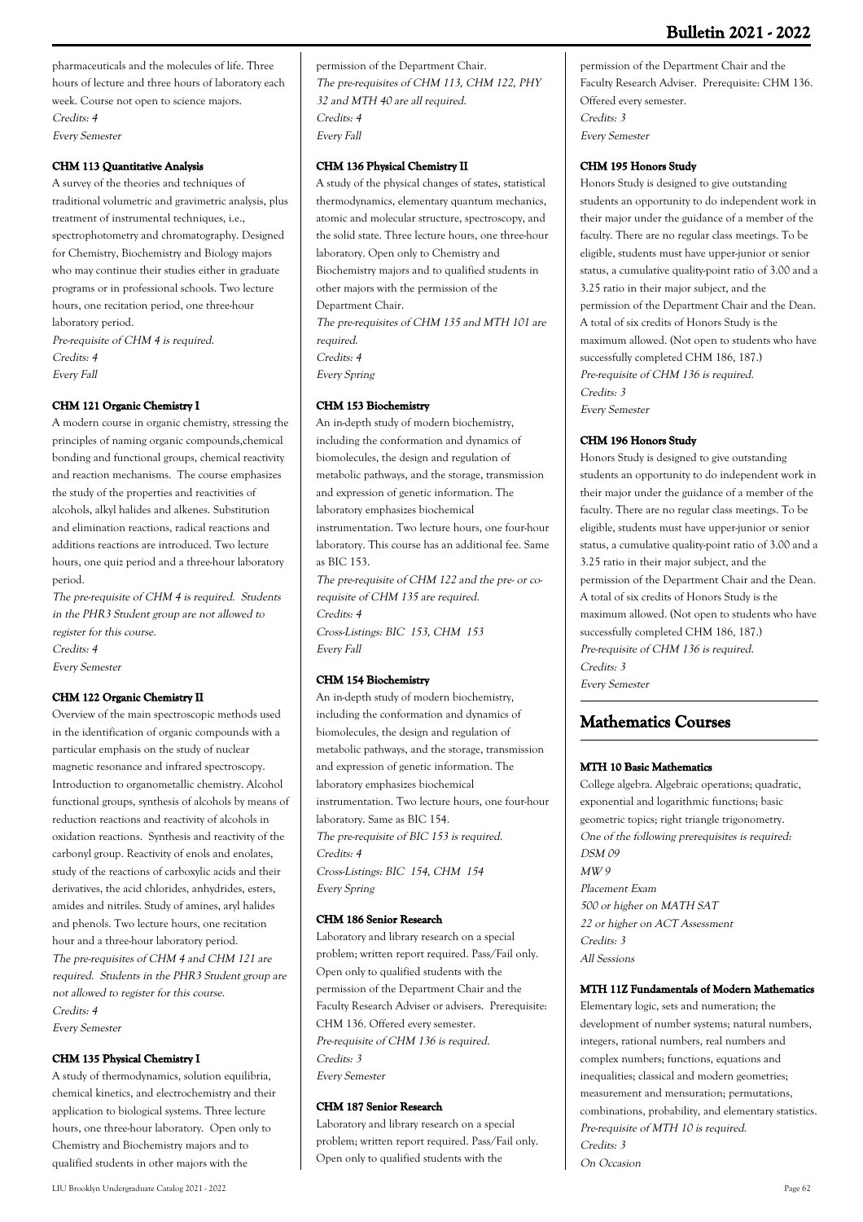pharmaceuticals and the molecules of life. Three hours of lecture and three hours of laboratory each week. Course not open to science majors.
*Credits: 4*
*Every Semester*

#### CHM 113 Quantitative Analysis

A survey of the theories and techniques of traditional volumetric and gravimetric analysis, plus treatment of instrumental techniques, i.e., spectrophotometry and chromatography. Designed for Chemistry, Biochemistry and Biology majors who may continue their studies either in graduate programs or in professional schools. Two lecture hours, one recitation period, one three-hour laboratory period.
*Pre-requisite of CHM 4 is required.*
*Credits: 4*
*Every Fall*

#### CHM 121 Organic Chemistry I

A modern course in organic chemistry, stressing the principles of naming organic compounds,chemical bonding and functional groups, chemical reactivity and reaction mechanisms. The course emphasizes the study of the properties and reactivities of alcohols, alkyl halides and alkenes. Substitution and elimination reactions, radical reactions and additions reactions are introduced. Two lecture hours, one quiz period and a three-hour laboratory period.
*The pre-requisite of CHM 4 is required. Students in the PHR3 Student group are not allowed to register for this course.*
*Credits: 4*
*Every Semester*

#### CHM 122 Organic Chemistry II

Overview of the main spectroscopic methods used in the identification of organic compounds with a particular emphasis on the study of nuclear magnetic resonance and infrared spectroscopy. Introduction to organometallic chemistry. Alcohol functional groups, synthesis of alcohols by means of reduction reactions and reactivity of alcohols in oxidation reactions. Synthesis and reactivity of the carbonyl group. Reactivity of enols and enolates, study of the reactions of carboxylic acids and their derivatives, the acid chlorides, anhydrides, esters, amides and nitriles. Study of amines, aryl halides and phenols. Two lecture hours, one recitation hour and a three-hour laboratory period.
*The pre-requisites of CHM 4 and CHM 121 are required. Students in the PHR3 Student group are not allowed to register for this course.*
*Credits: 4*
*Every Semester*

#### CHM 135 Physical Chemistry I

A study of thermodynamics, solution equilibria, chemical kinetics, and electrochemistry and their application to biological systems. Three lecture hours, one three-hour laboratory. Open only to Chemistry and Biochemistry majors and to qualified students in other majors with the permission of the Department Chair.
*The pre-requisites of CHM 113, CHM 122, PHY 32 and MTH 40 are all required.*
*Credits: 4*
*Every Fall*

#### CHM 136 Physical Chemistry II

A study of the physical changes of states, statistical thermodynamics, elementary quantum mechanics, atomic and molecular structure, spectroscopy, and the solid state. Three lecture hours, one three-hour laboratory. Open only to Chemistry and Biochemistry majors and to qualified students in other majors with the permission of the Department Chair.
*The pre-requisites of CHM 135 and MTH 101 are required.*
*Credits: 4*
*Every Spring*

#### CHM 153 Biochemistry

An in-depth study of modern biochemistry, including the conformation and dynamics of biomolecules, the design and regulation of metabolic pathways, and the storage, transmission and expression of genetic information. The laboratory emphasizes biochemical instrumentation. Two lecture hours, one four-hour laboratory. This course has an additional fee. Same as BIC 153.
*The pre-requisite of CHM 122 and the pre- or co-requisite of CHM 135 are required.*
*Credits: 4*
*Cross-Listings: BIC 153, CHM 153*
*Every Fall*

#### CHM 154 Biochemistry

An in-depth study of modern biochemistry, including the conformation and dynamics of biomolecules, the design and regulation of metabolic pathways, and the storage, transmission and expression of genetic information. The laboratory emphasizes biochemical instrumentation. Two lecture hours, one four-hour laboratory. Same as BIC 154.
*The pre-requisite of BIC 153 is required.*
*Credits: 4*
*Cross-Listings: BIC 154, CHM 154*
*Every Spring*

#### CHM 186 Senior Research

Laboratory and library research on a special problem; written report required. Pass/Fail only. Open only to qualified students with the permission of the Department Chair and the Faculty Research Adviser or advisers. Prerequisite: CHM 136. Offered every semester.
*Pre-requisite of CHM 136 is required.*
*Credits: 3*
*Every Semester*

#### CHM 187 Senior Research

Laboratory and library research on a special problem; written report required. Pass/Fail only. Open only to qualified students with the permission of the Department Chair and the Faculty Research Adviser. Prerequisite: CHM 136. Offered every semester.
*Credits: 3*
*Every Semester*

#### CHM 195 Honors Study

Honors Study is designed to give outstanding students an opportunity to do independent work in their major under the guidance of a member of the faculty. There are no regular class meetings. To be eligible, students must have upper-junior or senior status, a cumulative quality-point ratio of 3.00 and a 3.25 ratio in their major subject, and the permission of the Department Chair and the Dean. A total of six credits of Honors Study is the maximum allowed. (Not open to students who have successfully completed CHM 186, 187.)
*Pre-requisite of CHM 136 is required.*
*Credits: 3*
*Every Semester*

#### CHM 196 Honors Study

Honors Study is designed to give outstanding students an opportunity to do independent work in their major under the guidance of a member of the faculty. There are no regular class meetings. To be eligible, students must have upper-junior or senior status, a cumulative quality-point ratio of 3.00 and a 3.25 ratio in their major subject, and the permission of the Department Chair and the Dean. A total of six credits of Honors Study is the maximum allowed. (Not open to students who have successfully completed CHM 186, 187.)
*Pre-requisite of CHM 136 is required.*
*Credits: 3*
*Every Semester*

## Mathematics Courses

#### MTH 10 Basic Mathematics

College algebra. Algebraic operations; quadratic, exponential and logarithmic functions; basic geometric topics; right triangle trigonometry.
*One of the following prerequisites is required:*
*DSM 09*
*MW 9*
*Placement Exam*
*500 or higher on MATH SAT*
*22 or higher on ACT Assessment*
*Credits: 3*
*All Sessions*

#### MTH 11Z Fundamentals of Modern Mathematics

Elementary logic, sets and numeration; the development of number systems; natural numbers, integers, rational numbers, real numbers and complex numbers; functions, equations and inequalities; classical and modern geometries; measurement and mensuration; permutations, combinations, probability, and elementary statistics.
*Pre-requisite of MTH 10 is required.*
*Credits: 3*
*On Occasion*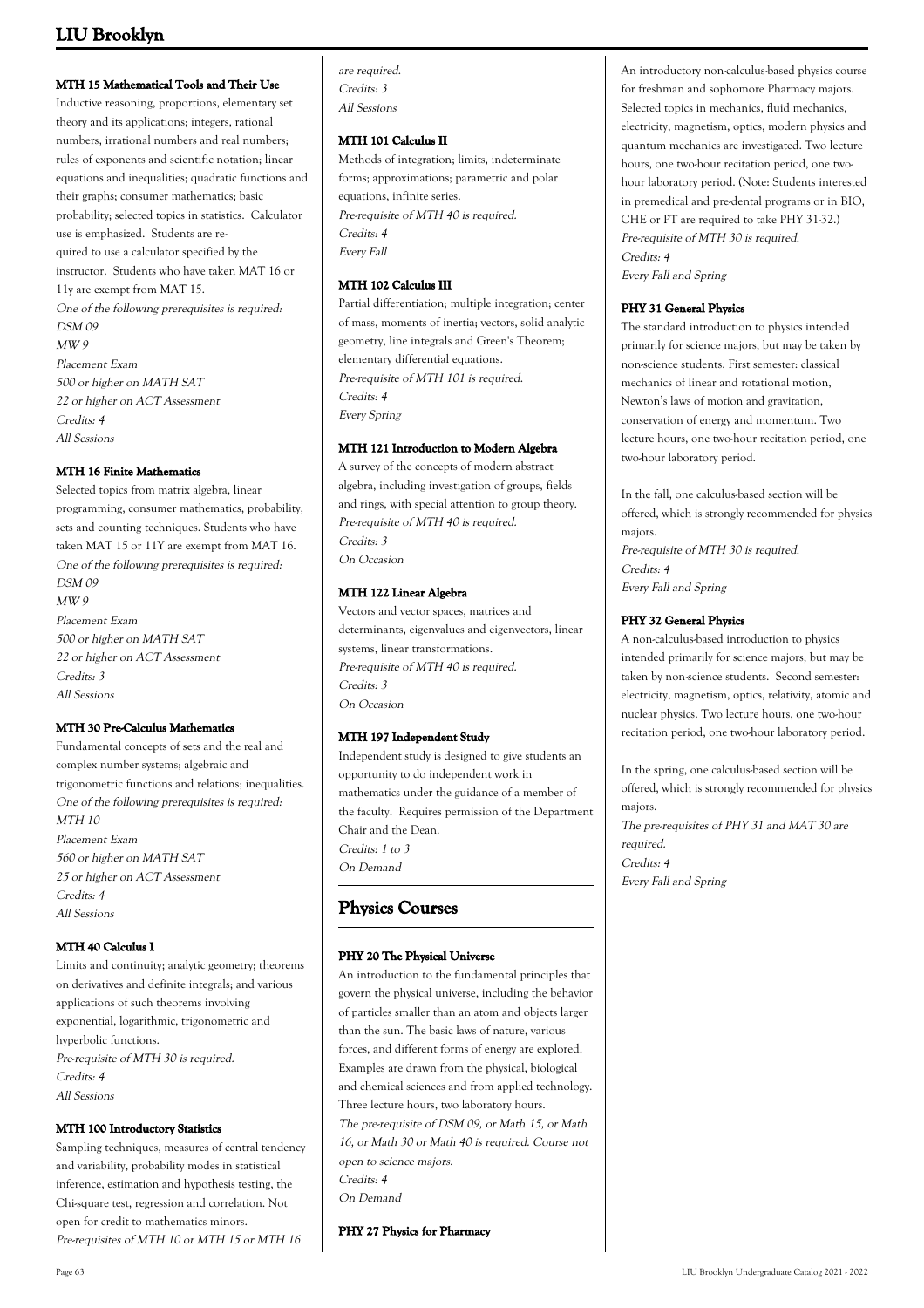#### MTH 15 Mathematical Tools and Their Use

Inductive reasoning, proportions, elementary set theory and its applications; integers, rational numbers, irrational numbers and real numbers; rules of exponents and scientific notation; linear equations and inequalities; quadratic functions and their graphs; consumer mathematics; basic probability; selected topics in statistics. Calculator use is emphasized. Students are required to use a calculator specified by the instructor. Students who have taken MAT 16 or 11y are exempt from MAT 15.

*One of the following prerequisites is required:*
*DSM 09*
*MW 9*
*Placement Exam*
*500 or higher on MATH SAT*
*22 or higher on ACT Assessment*
*Credits: 4*
*All Sessions*

#### MTH 16 Finite Mathematics

Selected topics from matrix algebra, linear programming, consumer mathematics, probability, sets and counting techniques. Students who have taken MAT 15 or 11Y are exempt from MAT 16.

*One of the following prerequisites is required:*
*DSM 09*
*MW 9*
*Placement Exam*
*500 or higher on MATH SAT*
*22 or higher on ACT Assessment*
*Credits: 3*
*All Sessions*

#### MTH 30 Pre-Calculus Mathematics

Fundamental concepts of sets and the real and complex number systems; algebraic and trigonometric functions and relations; inequalities.

*One of the following prerequisites is required:*
*MTH 10*
*Placement Exam*
*560 or higher on MATH SAT*
*25 or higher on ACT Assessment*
*Credits: 4*
*All Sessions*

#### MTH 40 Calculus I

Limits and continuity; analytic geometry; theorems on derivatives and definite integrals; and various applications of such theorems involving exponential, logarithmic, trigonometric and hyperbolic functions.

*Pre-requisite of MTH 30 is required.*
*Credits: 4*
*All Sessions*

#### MTH 100 Introductory Statistics

Sampling techniques, measures of central tendency and variability, probability modes in statistical inference, estimation and hypothesis testing, the Chi-square test, regression and correlation. Not open for credit to mathematics minors.

*Pre-requisites of MTH 10 or MTH 15 or MTH 16 are required.*
*Credits: 3*
*All Sessions*

#### MTH 101 Calculus II

Methods of integration; limits, indeterminate forms; approximations; parametric and polar equations, infinite series.

*Pre-requisite of MTH 40 is required.*
*Credits: 4*
*Every Fall*

#### MTH 102 Calculus III

Partial differentiation; multiple integration; center of mass, moments of inertia; vectors, solid analytic geometry, line integrals and Green's Theorem; elementary differential equations.

*Pre-requisite of MTH 101 is required.*
*Credits: 4*
*Every Spring*

#### MTH 121 Introduction to Modern Algebra

A survey of the concepts of modern abstract algebra, including investigation of groups, fields and rings, with special attention to group theory.

*Pre-requisite of MTH 40 is required.*
*Credits: 3*
*On Occasion*

#### MTH 122 Linear Algebra

Vectors and vector spaces, matrices and determinants, eigenvalues and eigenvectors, linear systems, linear transformations.

*Pre-requisite of MTH 40 is required.*
*Credits: 3*
*On Occasion*

#### MTH 197 Independent Study

Independent study is designed to give students an opportunity to do independent work in mathematics under the guidance of a member of the faculty. Requires permission of the Department Chair and the Dean.

*Credits: 1 to 3*
*On Demand*

## Physics Courses

#### PHY 20 The Physical Universe

An introduction to the fundamental principles that govern the physical universe, including the behavior of particles smaller than an atom and objects larger than the sun. The basic laws of nature, various forces, and different forms of energy are explored. Examples are drawn from the physical, biological and chemical sciences and from applied technology. Three lecture hours, two laboratory hours.

*The pre-requisite of DSM 09, or Math 15, or Math 16, or Math 30 or Math 40 is required. Course not open to science majors.*
*Credits: 4*
*On Demand*

#### PHY 27 Physics for Pharmacy

An introductory non-calculus-based physics course for freshman and sophomore Pharmacy majors. Selected topics in mechanics, fluid mechanics, electricity, magnetism, optics, modern physics and quantum mechanics are investigated. Two lecture hours, one two-hour recitation period, one two-hour laboratory period. (Note: Students interested in premedical and pre-dental programs or in BIO, CHE or PT are required to take PHY 31-32.)

*Pre-requisite of MTH 30 is required.*
*Credits: 4*
*Every Fall and Spring*

#### PHY 31 General Physics

The standard introduction to physics intended primarily for science majors, but may be taken by non-science students. First semester: classical mechanics of linear and rotational motion, Newton's laws of motion and gravitation, conservation of energy and momentum. Two lecture hours, one two-hour recitation period, one two-hour laboratory period.

In the fall, one calculus-based section will be offered, which is strongly recommended for physics majors.

*Pre-requisite of MTH 30 is required.*
*Credits: 4*
*Every Fall and Spring*

#### PHY 32 General Physics

A non-calculus-based introduction to physics intended primarily for science majors, but may be taken by non-science students. Second semester: electricity, magnetism, optics, relativity, atomic and nuclear physics. Two lecture hours, one two-hour recitation period, one two-hour laboratory period.

In the spring, one calculus-based section will be offered, which is strongly recommended for physics majors.

*The pre-requisites of PHY 31 and MAT 30 are required.*
*Credits: 4*
*Every Fall and Spring*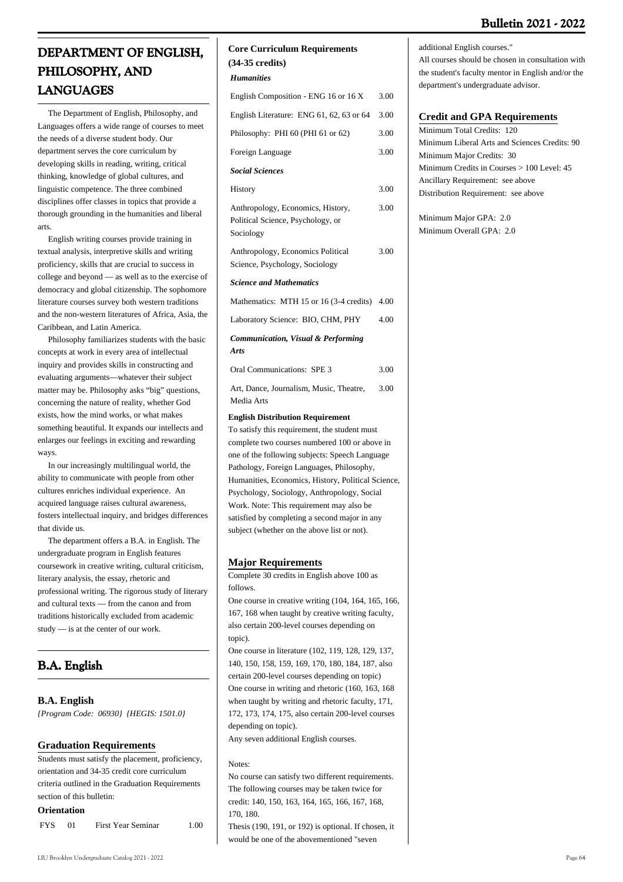# DEPARTMENT OF ENGLISH, PHILOSOPHY, AND LANGUAGES

The Department of English, Philosophy, and Languages offers a wide range of courses to meet the needs of a diverse student body. Our department serves the core curriculum by developing skills in reading, writing, critical thinking, knowledge of global cultures, and linguistic competence. The three combined disciplines offer classes in topics that provide a thorough grounding in the humanities and liberal arts.

English writing courses provide training in textual analysis, interpretive skills and writing proficiency, skills that are crucial to success in college and beyond — as well as to the exercise of democracy and global citizenship. The sophomore literature courses survey both western traditions and the non-western literatures of Africa, Asia, the Caribbean, and Latin America.

Philosophy familiarizes students with the basic concepts at work in every area of intellectual inquiry and provides skills in constructing and evaluating arguments—whatever their subject matter may be. Philosophy asks "big" questions, concerning the nature of reality, whether God exists, how the mind works, or what makes something beautiful. It expands our intellects and enlarges our feelings in exciting and rewarding ways.

In our increasingly multilingual world, the ability to communicate with people from other cultures enriches individual experience. An acquired language raises cultural awareness, fosters intellectual inquiry, and bridges differences that divide us.

The department offers a B.A. in English. The undergraduate program in English features coursework in creative writing, cultural criticism, literary analysis, the essay, rhetoric and professional writing. The rigorous study of literary and cultural texts — from the canon and from traditions historically excluded from academic study — is at the center of our work.

## B.A. English

### B.A. English

*{Program Code: 06930} {HEGIS: 1501.0}*

### Graduation Requirements

Students must satisfy the placement, proficiency, orientation and 34-35 credit core curriculum criteria outlined in the Graduation Requirements section of this bulletin:

**Orientation**

| | | | |
|---|---|---|---|
| FYS | 01 | First Year Seminar | 1.00 |

**Core Curriculum Requirements (34-35 credits)**

| | |
|---|---|
| ***Humanities*** | |
| English Composition - ENG 16 or 16 X | 3.00 |
| English Literature: ENG 61, 62, 63 or 64 | 3.00 |
| Philosophy: PHI 60 (PHI 61 or 62) | 3.00 |
| Foreign Language | 3.00 |
| ***Social Sciences*** | |
| History | 3.00 |
| Anthropology, Economics, History, Political Science, Psychology, or Sociology | 3.00 |
| Anthropology, Economics Political Science, Psychology, Sociology | 3.00 |
| ***Science and Mathematics*** | |
| Mathematics: MTH 15 or 16 (3-4 credits) | 4.00 |
| Laboratory Science: BIO, CHM, PHY | 4.00 |
| ***Communication, Visual & Performing Arts*** | |
| Oral Communications: SPE 3 | 3.00 |
| Art, Dance, Journalism, Music, Theatre, Media Arts | 3.00 |

**English Distribution Requirement**

To satisfy this requirement, the student must complete two courses numbered 100 or above in one of the following subjects: Speech Language Pathology, Foreign Languages, Philosophy, Humanities, Economics, History, Political Science, Psychology, Sociology, Anthropology, Social Work. Note: This requirement may also be satisfied by completing a second major in any subject (whether on the above list or not).

### Major Requirements

Complete 30 credits in English above 100 as follows.

One course in creative writing (104, 164, 165, 166, 167, 168 when taught by creative writing faculty, also certain 200-level courses depending on topic).

One course in literature (102, 119, 128, 129, 137, 140, 150, 158, 159, 169, 170, 180, 184, 187, also certain 200-level courses depending on topic)

One course in writing and rhetoric (160, 163, 168 when taught by writing and rhetoric faculty, 171, 172, 173, 174, 175, also certain 200-level courses depending on topic).

Any seven additional English courses.

Notes:

No course can satisfy two different requirements. The following courses may be taken twice for credit: 140, 150, 163, 164, 165, 166, 167, 168, 170, 180.

Thesis (190, 191, or 192) is optional. If chosen, it would be one of the abovementioned "seven additional English courses."

All courses should be chosen in consultation with the student's faculty mentor in English and/or the department's undergraduate advisor.

### Credit and GPA Requirements

Minimum Total Credits: 120
Minimum Liberal Arts and Sciences Credits: 90
Minimum Major Credits: 30
Minimum Credits in Courses > 100 Level: 45
Ancillary Requirement: see above
Distribution Requirement: see above

Minimum Major GPA: 2.0
Minimum Overall GPA: 2.0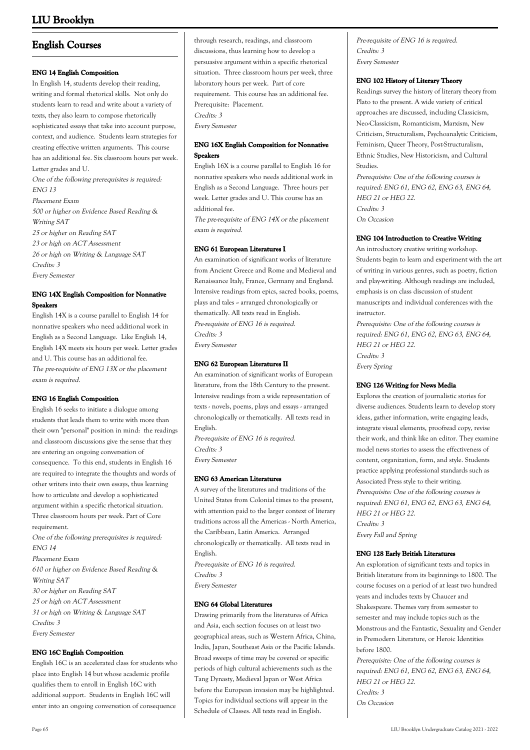## English Courses

### ENG 14 English Composition

In English 14, students develop their reading, writing and formal rhetorical skills. Not only do students learn to read and write about a variety of texts, they also learn to compose rhetorically sophisticated essays that take into account purpose, context, and audience. Students learn strategies for creating effective written arguments. This course has an additional fee. Six classroom hours per week. Letter grades and U.

*One of the following prerequisites is required:*
*ENG 13*
*Placement Exam*
*500 or higher on Evidence Based Reading & Writing SAT*
*25 or higher on Reading SAT*
*23 or high on ACT Assessment*
*26 or high on Writing & Language SAT*
*Credits: 3*
*Every Semester*

### ENG 14X English Composition for Nonnative Speakers

English 14X is a course parallel to English 14 for nonnative speakers who need additional work in English as a Second Language. Like English 14, English 14X meets six hours per week. Letter grades and U. This course has an additional fee.

*The pre-requisite of ENG 13X or the placement exam is required.*

### ENG 16 English Composition

English 16 seeks to initiate a dialogue among students that leads them to write with more than their own "personal" position in mind: the readings and classroom discussions give the sense that they are entering an ongoing conversation of consequence. To this end, students in English 16 are required to integrate the thoughts and words of other writers into their own essays, thus learning how to articulate and develop a sophisticated argument within a specific rhetorical situation. Three classroom hours per week. Part of Core requirement.

*One of the following prerequisites is required:*
*ENG 14*
*Placement Exam*
*610 or higher on Evidence Based Reading & Writing SAT*
*30 or higher on Reading SAT*
*25 or high on ACT Assessment*
*31 or high on Writing & Language SAT*
*Credits: 3*
*Every Semester*

### ENG 16C English Composition

English 16C is an accelerated class for students who place into English 14 but whose academic profile qualifies them to enroll in English 16C with additional support. Students in English 16C will enter into an ongoing conversation of consequence through research, readings, and classroom discussions, thus learning how to develop a persuasive argument within a specific rhetorical situation. Three classroom hours per week, three laboratory hours per week. Part of core requirement. This course has an additional fee. Prerequisite: Placement.

*Credits: 3*
*Every Semester*

### ENG 16X English Composition for Nonnative Speakers

English 16X is a course parallel to English 16 for nonnative speakers who needs additional work in English as a Second Language. Three hours per week. Letter grades and U. This course has an additional fee.

*The pre-requisite of ENG 14X or the placement exam is required.*

### ENG 61 European Literatures I

An examination of significant works of literature from Ancient Greece and Rome and Medieval and Renaissance Italy, France, Germany and England. Intensive readings from epics, sacred books, poems, plays and tales ~ arranged chronologically or thematically. All texts read in English.

*Pre-requisite of ENG 16 is required.*
*Credits: 3*
*Every Semester*

### ENG 62 European Literatures II

An examination of significant works of European literature, from the 18th Century to the present. Intensive readings from a wide representation of texts - novels, poems, plays and essays - arranged chronologically or thematically. All texts read in English.

*Pre-requisite of ENG 16 is required.*
*Credits: 3*
*Every Semester*

### ENG 63 American Literatures

A survey of the literatures and traditions of the United States from Colonial times to the present, with attention paid to the larger context of literary traditions across all the Americas - North America, the Caribbean, Latin America. Arranged chronologically or thematically. All texts read in English.

*Pre-requisite of ENG 16 is required.*
*Credits: 3*
*Every Semester*

### ENG 64 Global Literatures

Drawing primarily from the literatures of Africa and Asia, each section focuses on at least two geographical areas, such as Western Africa, China, India, Japan, Southeast Asia or the Pacific Islands. Broad sweeps of time may be covered or specific periods of high cultural achievements such as the Tang Dynasty, Medieval Japan or West Africa before the European invasion may be highlighted. Topics for individual sections will appear in the Schedule of Classes. All texts read in English.

*Pre-requisite of ENG 16 is required.*
*Credits: 3*
*Every Semester*

### ENG 102 History of Literary Theory

Readings survey the history of literary theory from Plato to the present. A wide variety of critical approaches are discussed, including Classicism, Neo-Classicism, Romanticism, Marxism, New Criticism, Structuralism, Psychoanalytic Criticism, Feminism, Queer Theory, Post-Structuralism, Ethnic Studies, New Historicism, and Cultural Studies.

*Prerequisite: One of the following courses is required: ENG 61, ENG 62, ENG 63, ENG 64, HEG 21 or HEG 22.*
*Credits: 3*
*On Occasion*

### ENG 104 Introduction to Creative Writing

An introductory creative writing workshop. Students begin to learn and experiment with the art of writing in various genres, such as poetry, fiction and play-writing. Although readings are included, emphasis is on class discussion of student manuscripts and individual conferences with the instructor.

*Prerequisite: One of the following courses is required: ENG 61, ENG 62, ENG 63, ENG 64, HEG 21 or HEG 22.*
*Credits: 3*
*Every Spring*

### ENG 126 Writing for News Media

Explores the creation of journalistic stories for diverse audiences. Students learn to develop story ideas, gather information, write engaging leads, integrate visual elements, proofread copy, revise their work, and think like an editor. They examine model news stories to assess the effectiveness of content, organization, form, and style. Students practice applying professional standards such as Associated Press style to their writing.

*Prerequisite: One of the following courses is required: ENG 61, ENG 62, ENG 63, ENG 64, HEG 21 or HEG 22.*
*Credits: 3*
*Every Fall and Spring*

### ENG 128 Early British Literatures

An exploration of significant texts and topics in British literature from its beginnings to 1800. The course focuses on a period of at least two hundred years and includes texts by Chaucer and Shakespeare. Themes vary from semester to semester and may include topics such as the Monstrous and the Fantastic, Sexuality and Gender in Premodern Literature, or Heroic Identities before 1800.

*Prerequisite: One of the following courses is required: ENG 61, ENG 62, ENG 63, ENG 64, HEG 21 or HEG 22.*
*Credits: 3*
*On Occasion*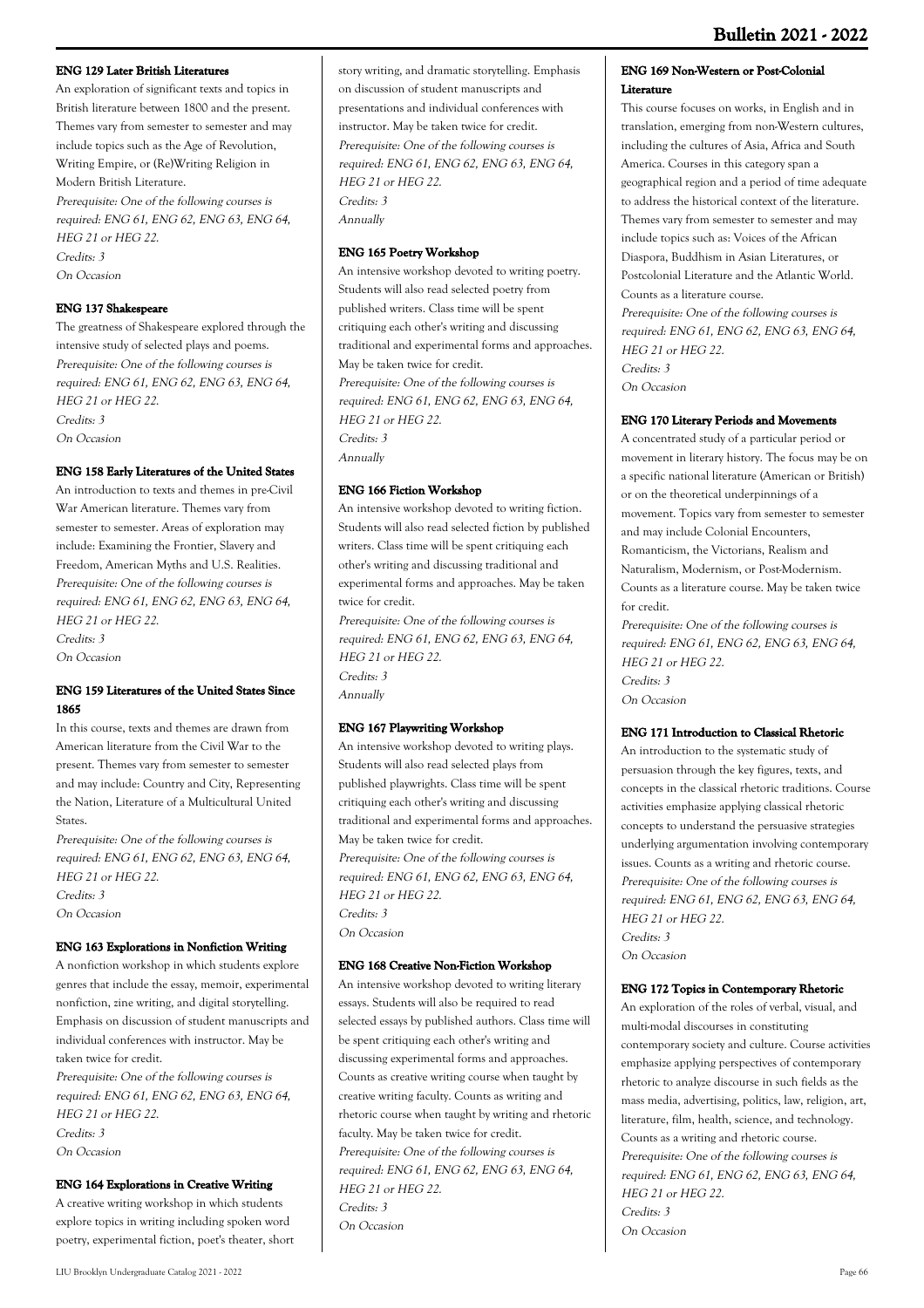### ENG 129 Later British Literatures

An exploration of significant texts and topics in British literature between 1800 and the present. Themes vary from semester to semester and may include topics such as the Age of Revolution, Writing Empire, or (Re)Writing Religion in Modern British Literature.

*Prerequisite: One of the following courses is required: ENG 61, ENG 62, ENG 63, ENG 64, HEG 21 or HEG 22.*
*Credits: 3*
*On Occasion*

### ENG 137 Shakespeare

The greatness of Shakespeare explored through the intensive study of selected plays and poems.

*Prerequisite: One of the following courses is required: ENG 61, ENG 62, ENG 63, ENG 64, HEG 21 or HEG 22.*
*Credits: 3*
*On Occasion*

### ENG 158 Early Literatures of the United States

An introduction to texts and themes in pre-Civil War American literature. Themes vary from semester to semester. Areas of exploration may include: Examining the Frontier, Slavery and Freedom, American Myths and U.S. Realities.

*Prerequisite: One of the following courses is required: ENG 61, ENG 62, ENG 63, ENG 64, HEG 21 or HEG 22.*
*Credits: 3*
*On Occasion*

### ENG 159 Literatures of the United States Since 1865

In this course, texts and themes are drawn from American literature from the Civil War to the present. Themes vary from semester to semester and may include: Country and City, Representing the Nation, Literature of a Multicultural United States.

*Prerequisite: One of the following courses is required: ENG 61, ENG 62, ENG 63, ENG 64, HEG 21 or HEG 22.*
*Credits: 3*
*On Occasion*

### ENG 163 Explorations in Nonfiction Writing

A nonfiction workshop in which students explore genres that include the essay, memoir, experimental nonfiction, zine writing, and digital storytelling. Emphasis on discussion of student manuscripts and individual conferences with instructor. May be taken twice for credit.

*Prerequisite: One of the following courses is required: ENG 61, ENG 62, ENG 63, ENG 64, HEG 21 or HEG 22.*
*Credits: 3*
*On Occasion*

### ENG 164 Explorations in Creative Writing

A creative writing workshop in which students explore topics in writing including spoken word poetry, experimental fiction, poet's theater, short story writing, and dramatic storytelling. Emphasis on discussion of student manuscripts and presentations and individual conferences with instructor. May be taken twice for credit.

*Prerequisite: One of the following courses is required: ENG 61, ENG 62, ENG 63, ENG 64, HEG 21 or HEG 22.*
*Credits: 3*
*Annually*

### ENG 165 Poetry Workshop

An intensive workshop devoted to writing poetry. Students will also read selected poetry from published writers. Class time will be spent critiquing each other's writing and discussing traditional and experimental forms and approaches. May be taken twice for credit.

*Prerequisite: One of the following courses is required: ENG 61, ENG 62, ENG 63, ENG 64, HEG 21 or HEG 22.*
*Credits: 3*
*Annually*

### ENG 166 Fiction Workshop

An intensive workshop devoted to writing fiction. Students will also read selected fiction by published writers. Class time will be spent critiquing each other's writing and discussing traditional and experimental forms and approaches. May be taken twice for credit.

*Prerequisite: One of the following courses is required: ENG 61, ENG 62, ENG 63, ENG 64, HEG 21 or HEG 22.*
*Credits: 3*
*Annually*

### ENG 167 Playwriting Workshop

An intensive workshop devoted to writing plays. Students will also read selected plays from published playwrights. Class time will be spent critiquing each other's writing and discussing traditional and experimental forms and approaches. May be taken twice for credit.

*Prerequisite: One of the following courses is required: ENG 61, ENG 62, ENG 63, ENG 64, HEG 21 or HEG 22.*
*Credits: 3*
*On Occasion*

### ENG 168 Creative Non-Fiction Workshop

An intensive workshop devoted to writing literary essays. Students will also be required to read selected essays by published authors. Class time will be spent critiquing each other's writing and discussing experimental forms and approaches. Counts as creative writing course when taught by creative writing faculty. Counts as writing and rhetoric course when taught by writing and rhetoric faculty. May be taken twice for credit.

*Prerequisite: One of the following courses is required: ENG 61, ENG 62, ENG 63, ENG 64, HEG 21 or HEG 22.*
*Credits: 3*
*On Occasion*

### ENG 169 Non-Western or Post-Colonial Literature

This course focuses on works, in English and in translation, emerging from non-Western cultures, including the cultures of Asia, Africa and South America. Courses in this category span a geographical region and a period of time adequate to address the historical context of the literature. Themes vary from semester to semester and may include topics such as: Voices of the African Diaspora, Buddhism in Asian Literatures, or Postcolonial Literature and the Atlantic World. Counts as a literature course.

*Prerequisite: One of the following courses is required: ENG 61, ENG 62, ENG 63, ENG 64, HEG 21 or HEG 22.*
*Credits: 3*
*On Occasion*

### ENG 170 Literary Periods and Movements

A concentrated study of a particular period or movement in literary history. The focus may be on a specific national literature (American or British) or on the theoretical underpinnings of a movement. Topics vary from semester to semester and may include Colonial Encounters, Romanticism, the Victorians, Realism and Naturalism, Modernism, or Post-Modernism. Counts as a literature course. May be taken twice for credit.

*Prerequisite: One of the following courses is required: ENG 61, ENG 62, ENG 63, ENG 64, HEG 21 or HEG 22.*
*Credits: 3*
*On Occasion*

### ENG 171 Introduction to Classical Rhetoric

An introduction to the systematic study of persuasion through the key figures, texts, and concepts in the classical rhetoric traditions. Course activities emphasize applying classical rhetoric concepts to understand the persuasive strategies underlying argumentation involving contemporary issues. Counts as a writing and rhetoric course.

*Prerequisite: One of the following courses is required: ENG 61, ENG 62, ENG 63, ENG 64, HEG 21 or HEG 22.*
*Credits: 3*
*On Occasion*

### ENG 172 Topics in Contemporary Rhetoric

An exploration of the roles of verbal, visual, and multi-modal discourses in constituting contemporary society and culture. Course activities emphasize applying perspectives of contemporary rhetoric to analyze discourse in such fields as the mass media, advertising, politics, law, religion, art, literature, film, health, science, and technology. Counts as a writing and rhetoric course.

*Prerequisite: One of the following courses is required: ENG 61, ENG 62, ENG 63, ENG 64, HEG 21 or HEG 22.*
*Credits: 3*
*On Occasion*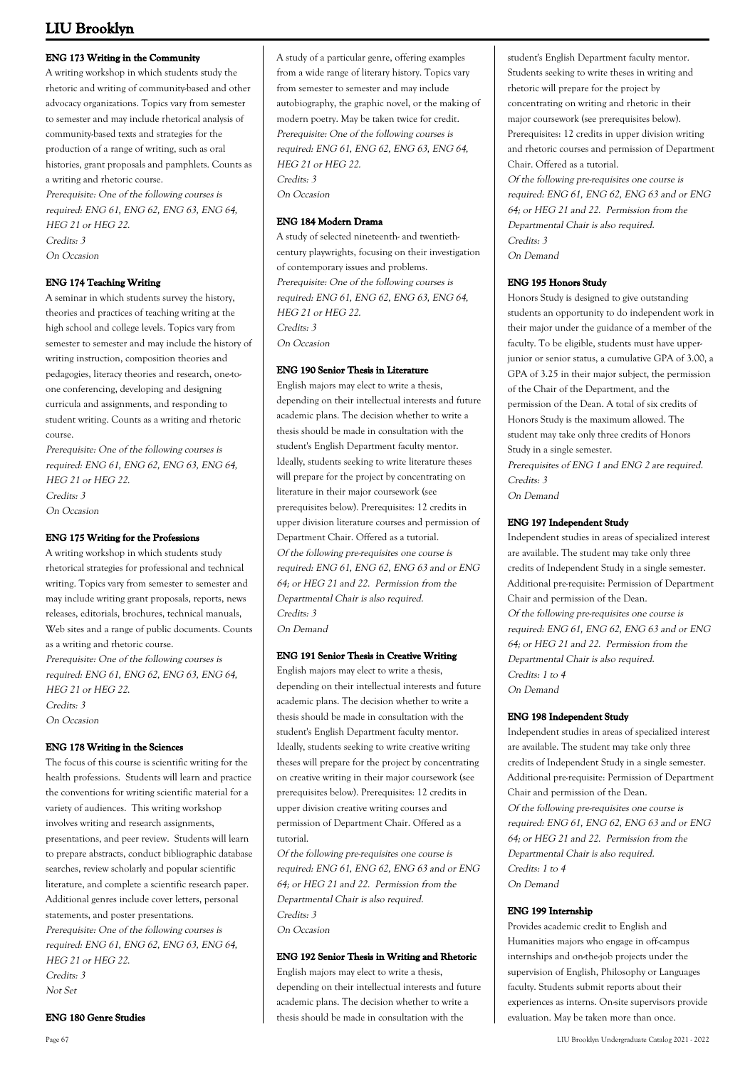#### ENG 173 Writing in the Community

A writing workshop in which students study the rhetoric and writing of community-based and other advocacy organizations. Topics vary from semester to semester and may include rhetorical analysis of community-based texts and strategies for the production of a range of writing, such as oral histories, grant proposals and pamphlets. Counts as a writing and rhetoric course.

*Prerequisite: One of the following courses is required: ENG 61, ENG 62, ENG 63, ENG 64, HEG 21 or HEG 22.*
*Credits: 3*
*On Occasion*

#### ENG 174 Teaching Writing

A seminar in which students survey the history, theories and practices of teaching writing at the high school and college levels. Topics vary from semester to semester and may include the history of writing instruction, composition theories and pedagogies, literacy theories and research, one-to-one conferencing, developing and designing curricula and assignments, and responding to student writing. Counts as a writing and rhetoric course.

*Prerequisite: One of the following courses is required: ENG 61, ENG 62, ENG 63, ENG 64, HEG 21 or HEG 22.*
*Credits: 3*
*On Occasion*

#### ENG 175 Writing for the Professions

A writing workshop in which students study rhetorical strategies for professional and technical writing. Topics vary from semester to semester and may include writing grant proposals, reports, news releases, editorials, brochures, technical manuals, Web sites and a range of public documents. Counts as a writing and rhetoric course.

*Prerequisite: One of the following courses is required: ENG 61, ENG 62, ENG 63, ENG 64, HEG 21 or HEG 22.*
*Credits: 3*
*On Occasion*

#### ENG 178 Writing in the Sciences

The focus of this course is scientific writing for the health professions. Students will learn and practice the conventions for writing scientific material for a variety of audiences. This writing workshop involves writing and research assignments, presentations, and peer review. Students will learn to prepare abstracts, conduct bibliographic database searches, review scholarly and popular scientific literature, and complete a scientific research paper. Additional genres include cover letters, personal statements, and poster presentations.

*Prerequisite: One of the following courses is required: ENG 61, ENG 62, ENG 63, ENG 64, HEG 21 or HEG 22.*
*Credits: 3*
*Not Set*

#### ENG 180 Genre Studies

A study of a particular genre, offering examples from a wide range of literary history. Topics vary from semester to semester and may include autobiography, the graphic novel, or the making of modern poetry. May be taken twice for credit.

*Prerequisite: One of the following courses is required: ENG 61, ENG 62, ENG 63, ENG 64, HEG 21 or HEG 22.*
*Credits: 3*
*On Occasion*

#### ENG 184 Modern Drama

A study of selected nineteenth- and twentieth-century playwrights, focusing on their investigation of contemporary issues and problems.

*Prerequisite: One of the following courses is required: ENG 61, ENG 62, ENG 63, ENG 64, HEG 21 or HEG 22.*
*Credits: 3*
*On Occasion*

#### ENG 190 Senior Thesis in Literature

English majors may elect to write a thesis, depending on their intellectual interests and future academic plans. The decision whether to write a thesis should be made in consultation with the student's English Department faculty mentor. Ideally, students seeking to write literature theses will prepare for the project by concentrating on literature in their major coursework (see prerequisites below). Prerequisites: 12 credits in upper division literature courses and permission of Department Chair. Offered as a tutorial.

*Of the following pre-requisites one course is required: ENG 61, ENG 62, ENG 63 and or ENG 64; or HEG 21 and 22. Permission from the Departmental Chair is also required.*
*Credits: 3*
*On Demand*

#### ENG 191 Senior Thesis in Creative Writing

English majors may elect to write a thesis, depending on their intellectual interests and future academic plans. The decision whether to write a thesis should be made in consultation with the student's English Department faculty mentor. Ideally, students seeking to write creative writing theses will prepare for the project by concentrating on creative writing in their major coursework (see prerequisites below). Prerequisites: 12 credits in upper division creative writing courses and permission of Department Chair. Offered as a tutorial.

*Of the following pre-requisites one course is required: ENG 61, ENG 62, ENG 63 and or ENG 64; or HEG 21 and 22. Permission from the Departmental Chair is also required.*
*Credits: 3*
*On Occasion*

#### ENG 192 Senior Thesis in Writing and Rhetoric

English majors may elect to write a thesis, depending on their intellectual interests and future academic plans. The decision whether to write a thesis should be made in consultation with the student's English Department faculty mentor. Students seeking to write theses in writing and rhetoric will prepare for the project by concentrating on writing and rhetoric in their major coursework (see prerequisites below). Prerequisites: 12 credits in upper division writing and rhetoric courses and permission of Department Chair. Offered as a tutorial.

*Of the following pre-requisites one course is required: ENG 61, ENG 62, ENG 63 and or ENG 64; or HEG 21 and 22. Permission from the Departmental Chair is also required.*
*Credits: 3*
*On Demand*

#### ENG 195 Honors Study

Honors Study is designed to give outstanding students an opportunity to do independent work in their major under the guidance of a member of the faculty. To be eligible, students must have upper-junior or senior status, a cumulative GPA of 3.00, a GPA of 3.25 in their major subject, the permission of the Chair of the Department, and the permission of the Dean. A total of six credits of Honors Study is the maximum allowed. The student may take only three credits of Honors Study in a single semester.

*Prerequisites of ENG 1 and ENG 2 are required.*
*Credits: 3*
*On Demand*

#### ENG 197 Independent Study

Independent studies in areas of specialized interest are available. The student may take only three credits of Independent Study in a single semester. Additional pre-requisite: Permission of Department Chair and permission of the Dean.

*Of the following pre-requisites one course is required: ENG 61, ENG 62, ENG 63 and or ENG 64; or HEG 21 and 22. Permission from the Departmental Chair is also required.*
*Credits: 1 to 4*
*On Demand*

#### ENG 198 Independent Study

Independent studies in areas of specialized interest are available. The student may take only three credits of Independent Study in a single semester. Additional pre-requisite: Permission of Department Chair and permission of the Dean.

*Of the following pre-requisites one course is required: ENG 61, ENG 62, ENG 63 and or ENG 64; or HEG 21 and 22. Permission from the Departmental Chair is also required.*
*Credits: 1 to 4*
*On Demand*

#### ENG 199 Internship

Provides academic credit to English and Humanities majors who engage in off-campus internships and on-the-job projects under the supervision of English, Philosophy or Languages faculty. Students submit reports about their experiences as interns. On-site supervisors provide evaluation. May be taken more than once.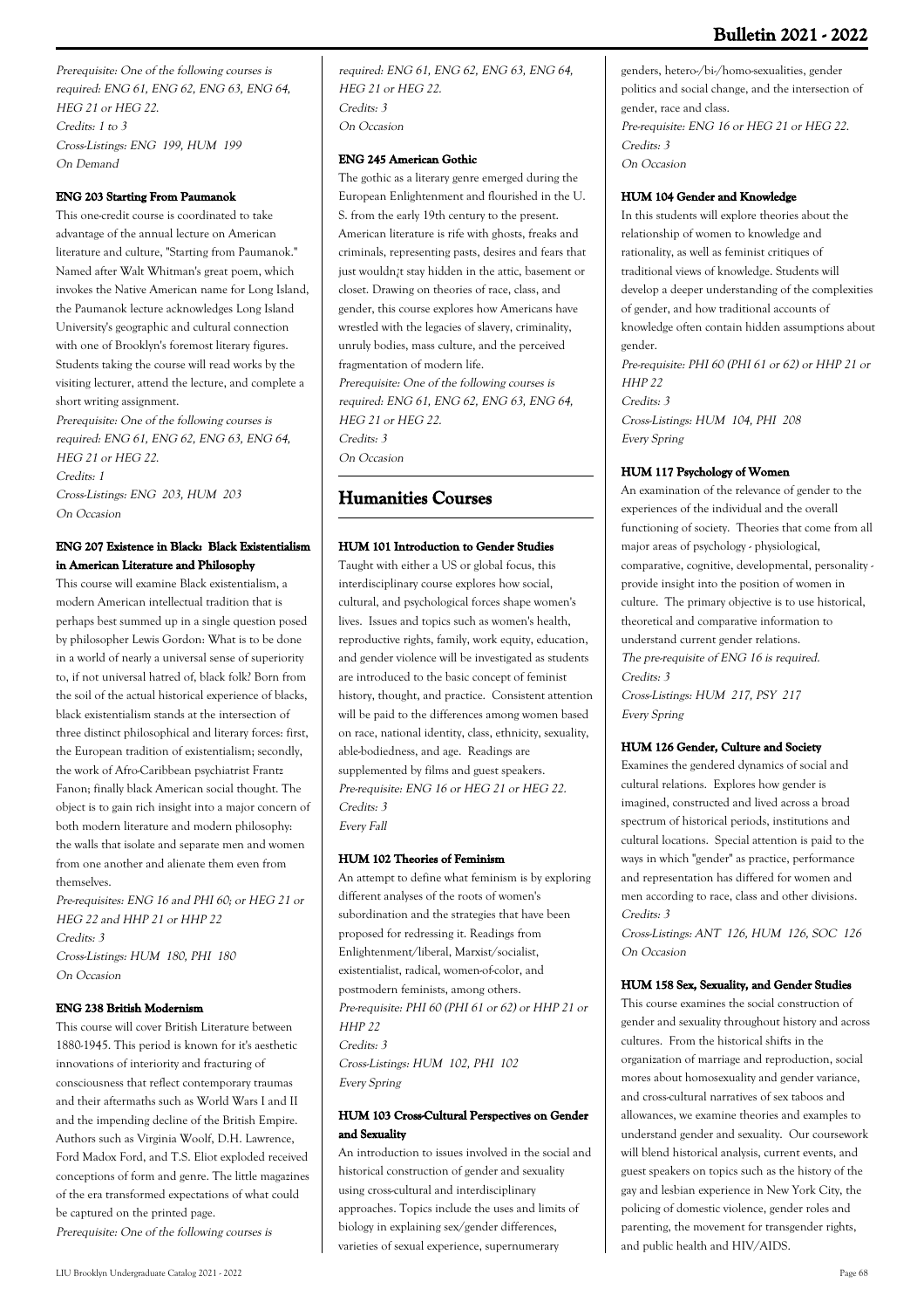*Prerequisite: One of the following courses is required: ENG 61, ENG 62, ENG 63, ENG 64, HEG 21 or HEG 22.*
*Credits: 1 to 3*
*Cross-Listings: ENG 199, HUM 199*
*On Demand*

#### ENG 203 Starting From Paumanok

This one-credit course is coordinated to take advantage of the annual lecture on American literature and culture, "Starting from Paumanok." Named after Walt Whitman's great poem, which invokes the Native American name for Long Island, the Paumanok lecture acknowledges Long Island University's geographic and cultural connection with one of Brooklyn's foremost literary figures. Students taking the course will read works by the visiting lecturer, attend the lecture, and complete a short writing assignment.
*Prerequisite: One of the following courses is required: ENG 61, ENG 62, ENG 63, ENG 64, HEG 21 or HEG 22.*
*Credits: 1*
*Cross-Listings: ENG 203, HUM 203*
*On Occasion*

#### ENG 207 Existence in Black: Black Existentialism in American Literature and Philosophy

This course will examine Black existentialism, a modern American intellectual tradition that is perhaps best summed up in a single question posed by philosopher Lewis Gordon: What is to be done in a world of nearly a universal sense of superiority to, if not universal hatred of, black folk? Born from the soil of the actual historical experience of blacks, black existentialism stands at the intersection of three distinct philosophical and literary forces: first, the European tradition of existentialism; secondly, the work of Afro-Caribbean psychiatrist Frantz Fanon; finally black American social thought. The object is to gain rich insight into a major concern of both modern literature and modern philosophy: the walls that isolate and separate men and women from one another and alienate them even from themselves.
*Pre-requisites: ENG 16 and PHI 60; or HEG 21 or HEG 22 and HHP 21 or HHP 22*
*Credits: 3*
*Cross-Listings: HUM 180, PHI 180*
*On Occasion*

#### ENG 238 British Modernism

This course will cover British Literature between 1880-1945. This period is known for it's aesthetic innovations of interiority and fracturing of consciousness that reflect contemporary traumas and their aftermaths such as World Wars I and II and the impending decline of the British Empire. Authors such as Virginia Woolf, D.H. Lawrence, Ford Madox Ford, and T.S. Eliot exploded received conceptions of form and genre. The little magazines of the era transformed expectations of what could be captured on the printed page.
*Prerequisite: One of the following courses is required: ENG 61, ENG 62, ENG 63, ENG 64, HEG 21 or HEG 22.*
*Credits: 3*
*On Occasion*

#### ENG 245 American Gothic

The gothic as a literary genre emerged during the European Enlightenment and flourished in the U. S. from the early 19th century to the present. American literature is rife with ghosts, freaks and criminals, representing pasts, desires and fears that just wouldn¡t stay hidden in the attic, basement or closet. Drawing on theories of race, class, and gender, this course explores how Americans have wrestled with the legacies of slavery, criminality, unruly bodies, mass culture, and the perceived fragmentation of modern life.
*Prerequisite: One of the following courses is required: ENG 61, ENG 62, ENG 63, ENG 64, HEG 21 or HEG 22.*
*Credits: 3*
*On Occasion*

## Humanities Courses

#### HUM 101 Introduction to Gender Studies

Taught with either a US or global focus, this interdisciplinary course explores how social, cultural, and psychological forces shape women's lives. Issues and topics such as women's health, reproductive rights, family, work equity, education, and gender violence will be investigated as students are introduced to the basic concept of feminist history, thought, and practice. Consistent attention will be paid to the differences among women based on race, national identity, class, ethnicity, sexuality, able-bodiedness, and age. Readings are supplemented by films and guest speakers.
*Pre-requisite: ENG 16 or HEG 21 or HEG 22.*
*Credits: 3*
*Every Fall*

#### HUM 102 Theories of Feminism

An attempt to define what feminism is by exploring different analyses of the roots of women's subordination and the strategies that have been proposed for redressing it. Readings from Enlightenment/liberal, Marxist/socialist, existentialist, radical, women-of-color, and postmodern feminists, among others.
*Pre-requisite: PHI 60 (PHI 61 or 62) or HHP 21 or HHP 22*
*Credits: 3*
*Cross-Listings: HUM 102, PHI 102*
*Every Spring*

#### HUM 103 Cross-Cultural Perspectives on Gender and Sexuality

An introduction to issues involved in the social and historical construction of gender and sexuality using cross-cultural and interdisciplinary approaches. Topics include the uses and limits of biology in explaining sex/gender differences, varieties of sexual experience, supernumerary genders, hetero-/bi-/homo-sexualities, gender politics and social change, and the intersection of gender, race and class.
*Pre-requisite: ENG 16 or HEG 21 or HEG 22.*
*Credits: 3*
*On Occasion*

#### HUM 104 Gender and Knowledge

In this students will explore theories about the relationship of women to knowledge and rationality, as well as feminist critiques of traditional views of knowledge. Students will develop a deeper understanding of the complexities of gender, and how traditional accounts of knowledge often contain hidden assumptions about gender.
*Pre-requisite: PHI 60 (PHI 61 or 62) or HHP 21 or HHP 22*
*Credits: 3*
*Cross-Listings: HUM 104, PHI 208*
*Every Spring*

#### HUM 117 Psychology of Women

An examination of the relevance of gender to the experiences of the individual and the overall functioning of society. Theories that come from all major areas of psychology - physiological, comparative, cognitive, developmental, personality - provide insight into the position of women in culture. The primary objective is to use historical, theoretical and comparative information to understand current gender relations.
*The pre-requisite of ENG 16 is required.*
*Credits: 3*
*Cross-Listings: HUM 217, PSY 217*
*Every Spring*

#### HUM 126 Gender, Culture and Society

Examines the gendered dynamics of social and cultural relations. Explores how gender is imagined, constructed and lived across a broad spectrum of historical periods, institutions and cultural locations. Special attention is paid to the ways in which "gender" as practice, performance and representation has differed for women and men according to race, class and other divisions.
*Credits: 3*
*Cross-Listings: ANT 126, HUM 126, SOC 126*
*On Occasion*

#### HUM 158 Sex, Sexuality, and Gender Studies

This course examines the social construction of gender and sexuality throughout history and across cultures. From the historical shifts in the organization of marriage and reproduction, social mores about homosexuality and gender variance, and cross-cultural narratives of sex taboos and allowances, we examine theories and examples to understand gender and sexuality. Our coursework will blend historical analysis, current events, and guest speakers on topics such as the history of the gay and lesbian experience in New York City, the policing of domestic violence, gender roles and parenting, the movement for transgender rights, and public health and HIV/AIDS.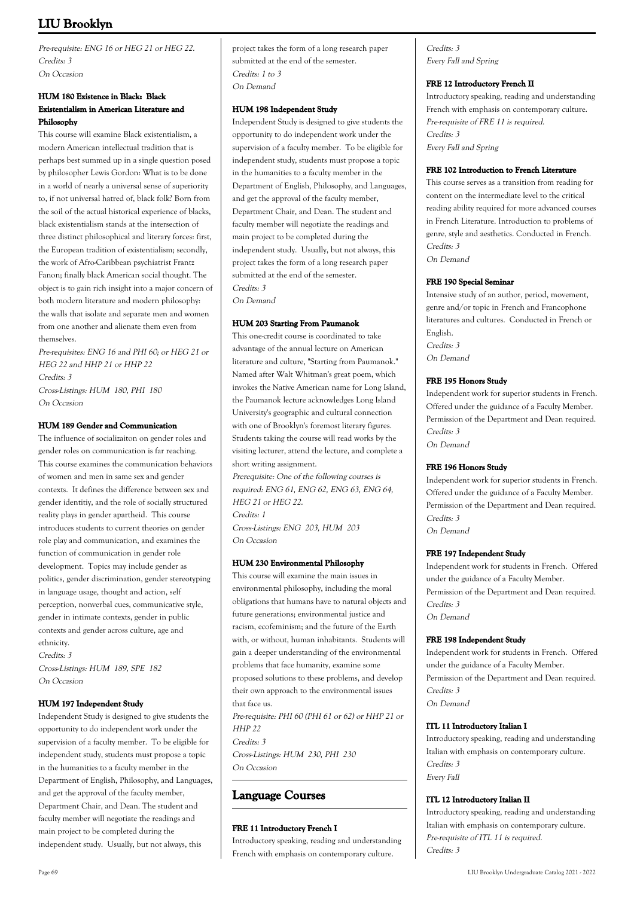*Pre-requisite: ENG 16 or HEG 21 or HEG 22.*
*Credits: 3*
*On Occasion*

#### HUM 180 Existence in Black: Black Existentialism in American Literature and Philosophy

This course will examine Black existentialism, a modern American intellectual tradition that is perhaps best summed up in a single question posed by philosopher Lewis Gordon: What is to be done in a world of nearly a universal sense of superiority to, if not universal hatred of, black folk? Born from the soil of the actual historical experience of blacks, black existentialism stands at the intersection of three distinct philosophical and literary forces: first, the European tradition of existentialism; secondly, the work of Afro-Caribbean psychiatrist Frantz Fanon; finally black American social thought. The object is to gain rich insight into a major concern of both modern literature and modern philosophy: the walls that isolate and separate men and women from one another and alienate them even from themselves.
*Pre-requisites: ENG 16 and PHI 60; or HEG 21 or HEG 22 and HHP 21 or HHP 22*
*Credits: 3*
*Cross-Listings: HUM 180, PHI 180*
*On Occasion*

#### HUM 189 Gender and Communication

The influence of socializaiton on gender roles and gender roles on communication is far reaching. This course examines the communication behaviors of women and men in same sex and gender contexts. It defines the difference between sex and gender identitiy, and the role of socially structured reality plays in gender apartheid. This course introduces students to current theories on gender role play and communication, and examines the function of communication in gender role development. Topics may include gender as politics, gender discrimination, gender stereotyping in language usage, thought and action, self perception, nonverbal cues, communicative style, gender in intimate contexts, gender in public contexts and gender across culture, age and ethnicity.
*Credits: 3*
*Cross-Listings: HUM 189, SPE 182*
*On Occasion*

#### HUM 197 Independent Study

Independent Study is designed to give students the opportunity to do independent work under the supervision of a faculty member. To be eligible for independent study, students must propose a topic in the humanities to a faculty member in the Department of English, Philosophy, and Languages, and get the approval of the faculty member, Department Chair, and Dean. The student and faculty member will negotiate the readings and main project to be completed during the independent study. Usually, but not always, this project takes the form of a long research paper submitted at the end of the semester.
*Credits: 1 to 3*
*On Demand*

#### HUM 198 Independent Study

Independent Study is designed to give students the opportunity to do independent work under the supervision of a faculty member. To be eligible for independent study, students must propose a topic in the humanities to a faculty member in the Department of English, Philosophy, and Languages, and get the approval of the faculty member, Department Chair, and Dean. The student and faculty member will negotiate the readings and main project to be completed during the independent study. Usually, but not always, this project takes the form of a long research paper submitted at the end of the semester.
*Credits: 3*
*On Demand*

#### HUM 203 Starting From Paumanok

This one-credit course is coordinated to take advantage of the annual lecture on American literature and culture, "Starting from Paumanok." Named after Walt Whitman's great poem, which invokes the Native American name for Long Island, the Paumanok lecture acknowledges Long Island University's geographic and cultural connection with one of Brooklyn's foremost literary figures. Students taking the course will read works by the visiting lecturer, attend the lecture, and complete a short writing assignment.
*Prerequisite: One of the following courses is required: ENG 61, ENG 62, ENG 63, ENG 64, HEG 21 or HEG 22.*
*Credits: 1*
*Cross-Listings: ENG 203, HUM 203*
*On Occasion*

#### HUM 230 Environmental Philosophy

This course will examine the main issues in environmental philosophy, including the moral obligations that humans have to natural objects and future generations; environmental justice and racism, ecofeminism; and the future of the Earth with, or without, human inhabitants. Students will gain a deeper understanding of the environmental problems that face humanity, examine some proposed solutions to these problems, and develop their own approach to the environmental issues that face us.
*Pre-requisite: PHI 60 (PHI 61 or 62) or HHP 21 or HHP 22*
*Credits: 3*
*Cross-Listings: HUM 230, PHI 230*
*On Occasion*

## Language Courses

#### FRE 11 Introductory French I

Introductory speaking, reading and understanding French with emphasis on contemporary culture.
*Credits: 3*
*Every Fall and Spring*

#### FRE 12 Introductory French II

Introductory speaking, reading and understanding French with emphasis on contemporary culture.
*Pre-requisite of FRE 11 is required.*
*Credits: 3*
*Every Fall and Spring*

#### FRE 102 Introduction to French Literature

This course serves as a transition from reading for content on the intermediate level to the critical reading ability required for more advanced courses in French Literature. Introduction to problems of genre, style and aesthetics. Conducted in French.
*Credits: 3*
*On Demand*

#### FRE 190 Special Seminar

Intensive study of an author, period, movement, genre and/or topic in French and Francophone literatures and cultures. Conducted in French or English.
*Credits: 3*
*On Demand*

#### FRE 195 Honors Study

Independent work for superior students in French. Offered under the guidance of a Faculty Member. Permission of the Department and Dean required.
*Credits: 3*
*On Demand*

#### FRE 196 Honors Study

Independent work for superior students in French. Offered under the guidance of a Faculty Member. Permission of the Department and Dean required.
*Credits: 3*
*On Demand*

#### FRE 197 Independent Study

Independent work for students in French. Offered under the guidance of a Faculty Member. Permission of the Department and Dean required.
*Credits: 3*
*On Demand*

#### FRE 198 Independent Study

Independent work for students in French. Offered under the guidance of a Faculty Member. Permission of the Department and Dean required.
*Credits: 3*
*On Demand*

#### ITL 11 Introductory Italian I

Introductory speaking, reading and understanding Italian with emphasis on contemporary culture.
*Credits: 3*
*Every Fall*

#### ITL 12 Introductory Italian II

Introductory speaking, reading and understanding Italian with emphasis on contemporary culture.
*Pre-requisite of ITL 11 is required.*
*Credits: 3*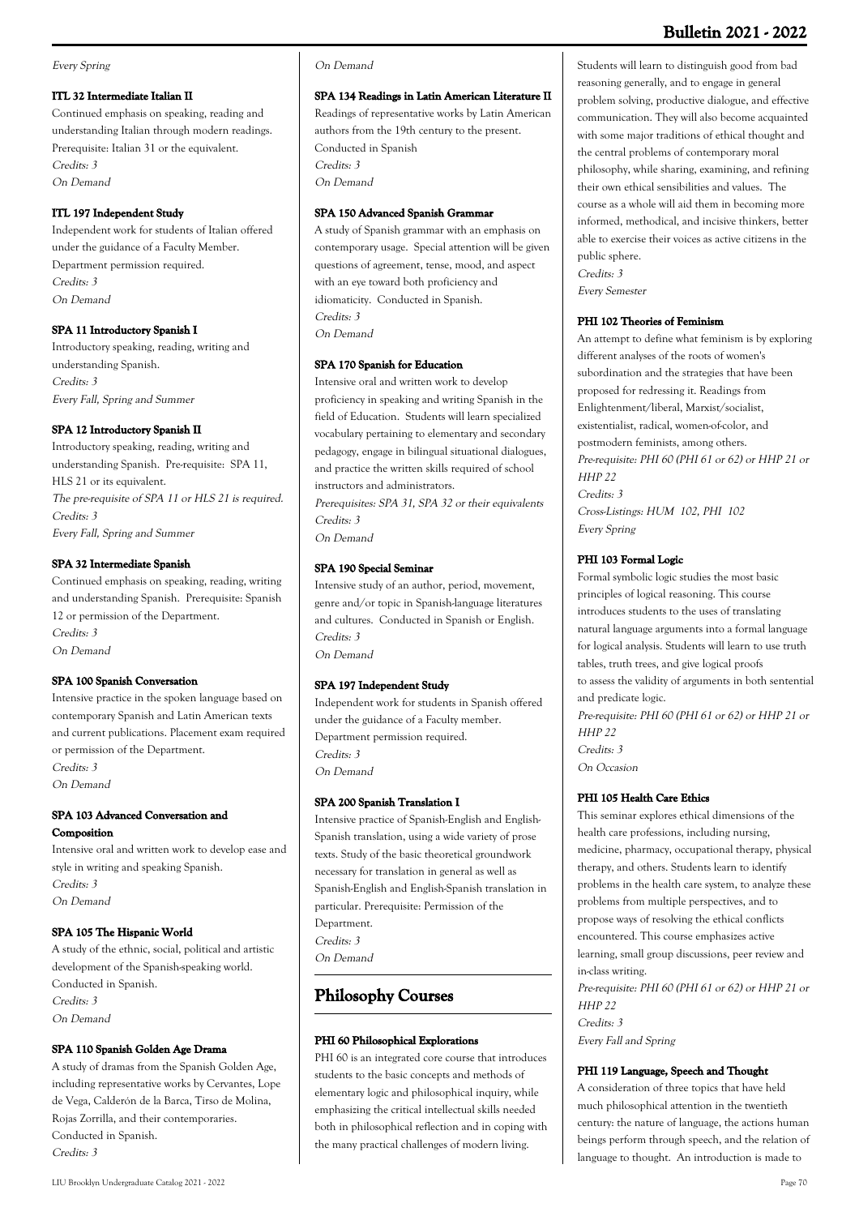*Every Spring*

#### ITL 32 Intermediate Italian II

Continued emphasis on speaking, reading and understanding Italian through modern readings. Prerequisite: Italian 31 or the equivalent.
*Credits: 3*
*On Demand*

#### ITL 197 Independent Study

Independent work for students of Italian offered under the guidance of a Faculty Member. Department permission required.
*Credits: 3*
*On Demand*

#### SPA 11 Introductory Spanish I

Introductory speaking, reading, writing and understanding Spanish.
*Credits: 3*
*Every Fall, Spring and Summer*

#### SPA 12 Introductory Spanish II

Introductory speaking, reading, writing and understanding Spanish. Pre-requisite: SPA 11, HLS 21 or its equivalent.
*The pre-requisite of SPA 11 or HLS 21 is required.*
*Credits: 3*
*Every Fall, Spring and Summer*

#### SPA 32 Intermediate Spanish

Continued emphasis on speaking, reading, writing and understanding Spanish. Prerequisite: Spanish 12 or permission of the Department.
*Credits: 3*
*On Demand*

#### SPA 100 Spanish Conversation

Intensive practice in the spoken language based on contemporary Spanish and Latin American texts and current publications. Placement exam required or permission of the Department.
*Credits: 3*
*On Demand*

#### SPA 103 Advanced Conversation and Composition

Intensive oral and written work to develop ease and style in writing and speaking Spanish.
*Credits: 3*
*On Demand*

#### SPA 105 The Hispanic World

A study of the ethnic, social, political and artistic development of the Spanish-speaking world. Conducted in Spanish.
*Credits: 3*
*On Demand*

#### SPA 110 Spanish Golden Age Drama

A study of dramas from the Spanish Golden Age, including representative works by Cervantes, Lope de Vega, Calderón de la Barca, Tirso de Molina, Rojas Zorrilla, and their contemporaries. Conducted in Spanish.
*Credits: 3*
*On Demand*

#### SPA 134 Readings in Latin American Literature II

Readings of representative works by Latin American authors from the 19th century to the present. Conducted in Spanish
*Credits: 3*
*On Demand*

#### SPA 150 Advanced Spanish Grammar

A study of Spanish grammar with an emphasis on contemporary usage. Special attention will be given questions of agreement, tense, mood, and aspect with an eye toward both proficiency and idiomaticity. Conducted in Spanish.
*Credits: 3*
*On Demand*

#### SPA 170 Spanish for Education

Intensive oral and written work to develop proficiency in speaking and writing Spanish in the field of Education. Students will learn specialized vocabulary pertaining to elementary and secondary pedagogy, engage in bilingual situational dialogues, and practice the written skills required of school instructors and administrators.
*Prerequisites: SPA 31, SPA 32 or their equivalents*
*Credits: 3*
*On Demand*

#### SPA 190 Special Seminar

Intensive study of an author, period, movement, genre and/or topic in Spanish-language literatures and cultures. Conducted in Spanish or English.
*Credits: 3*
*On Demand*

#### SPA 197 Independent Study

Independent work for students in Spanish offered under the guidance of a Faculty member. Department permission required.
*Credits: 3*
*On Demand*

#### SPA 200 Spanish Translation I

Intensive practice of Spanish-English and English-Spanish translation, using a wide variety of prose texts. Study of the basic theoretical groundwork necessary for translation in general as well as Spanish-English and English-Spanish translation in particular. Prerequisite: Permission of the Department.
*Credits: 3*
*On Demand*

## Philosophy Courses

#### PHI 60 Philosophical Explorations

PHI 60 is an integrated core course that introduces students to the basic concepts and methods of elementary logic and philosophical inquiry, while emphasizing the critical intellectual skills needed both in philosophical reflection and in coping with the many practical challenges of modern living. Students will learn to distinguish good from bad reasoning generally, and to engage in general problem solving, productive dialogue, and effective communication. They will also become acquainted with some major traditions of ethical thought and the central problems of contemporary moral philosophy, while sharing, examining, and refining their own ethical sensibilities and values. The course as a whole will aid them in becoming more informed, methodical, and incisive thinkers, better able to exercise their voices as active citizens in the public sphere.
*Credits: 3*
*Every Semester*

#### PHI 102 Theories of Feminism

An attempt to define what feminism is by exploring different analyses of the roots of women's subordination and the strategies that have been proposed for redressing it. Readings from Enlightenment/liberal, Marxist/socialist, existentialist, radical, women-of-color, and postmodern feminists, among others.
*Pre-requisite: PHI 60 (PHI 61 or 62) or HHP 21 or HHP 22*
*Credits: 3*
*Cross-Listings: HUM 102, PHI 102*
*Every Spring*

#### PHI 103 Formal Logic

Formal symbolic logic studies the most basic principles of logical reasoning. This course introduces students to the uses of translating natural language arguments into a formal language for logical analysis. Students will learn to use truth tables, truth trees, and give logical proofs to assess the validity of arguments in both sentential and predicate logic.
*Pre-requisite: PHI 60 (PHI 61 or 62) or HHP 21 or HHP 22*
*Credits: 3*
*On Occasion*

#### PHI 105 Health Care Ethics

This seminar explores ethical dimensions of the health care professions, including nursing, medicine, pharmacy, occupational therapy, physical therapy, and others. Students learn to identify problems in the health care system, to analyze these problems from multiple perspectives, and to propose ways of resolving the ethical conflicts encountered. This course emphasizes active learning, small group discussions, peer review and in-class writing.
*Pre-requisite: PHI 60 (PHI 61 or 62) or HHP 21 or HHP 22*
*Credits: 3*
*Every Fall and Spring*

#### PHI 119 Language, Speech and Thought

A consideration of three topics that have held much philosophical attention in the twentieth century: the nature of language, the actions human beings perform through speech, and the relation of language to thought. An introduction is made to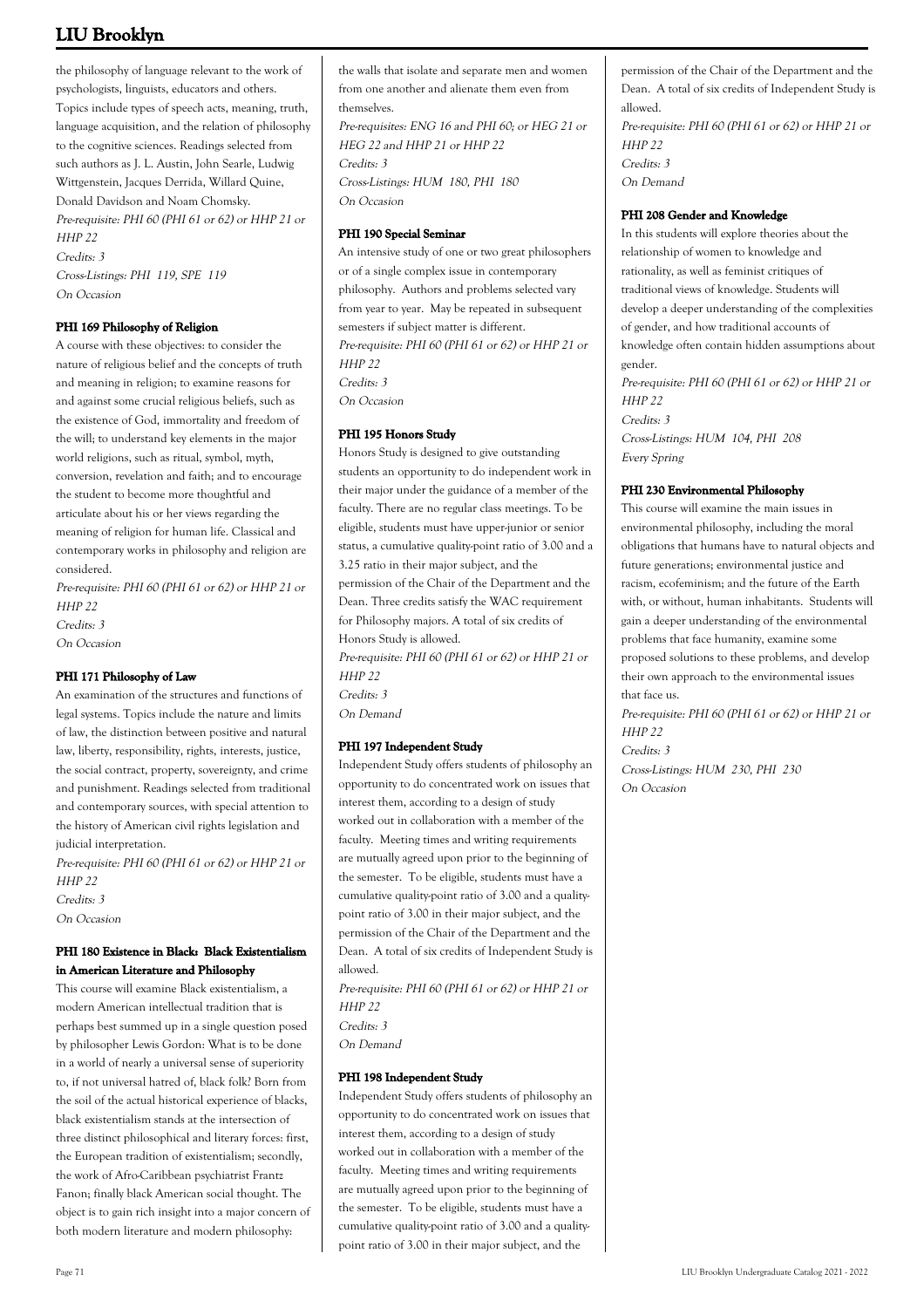the philosophy of language relevant to the work of psychologists, linguists, educators and others. Topics include types of speech acts, meaning, truth, language acquisition, and the relation of philosophy to the cognitive sciences. Readings selected from such authors as J. L. Austin, John Searle, Ludwig Wittgenstein, Jacques Derrida, Willard Quine, Donald Davidson and Noam Chomsky.
*Pre-requisite: PHI 60 (PHI 61 or 62) or HHP 21 or HHP 22*
*Credits: 3*
*Cross-Listings: PHI 119, SPE 119*
*On Occasion*

#### PHI 169 Philosophy of Religion

A course with these objectives: to consider the nature of religious belief and the concepts of truth and meaning in religion; to examine reasons for and against some crucial religious beliefs, such as the existence of God, immortality and freedom of the will; to understand key elements in the major world religions, such as ritual, symbol, myth, conversion, revelation and faith; and to encourage the student to become more thoughtful and articulate about his or her views regarding the meaning of religion for human life. Classical and contemporary works in philosophy and religion are considered.
*Pre-requisite: PHI 60 (PHI 61 or 62) or HHP 21 or HHP 22*
*Credits: 3*
*On Occasion*

#### PHI 171 Philosophy of Law

An examination of the structures and functions of legal systems. Topics include the nature and limits of law, the distinction between positive and natural law, liberty, responsibility, rights, interests, justice, the social contract, property, sovereignty, and crime and punishment. Readings selected from traditional and contemporary sources, with special attention to the history of American civil rights legislation and judicial interpretation.
*Pre-requisite: PHI 60 (PHI 61 or 62) or HHP 21 or HHP 22*
*Credits: 3*
*On Occasion*

#### PHI 180 Existence in Black: Black Existentialism in American Literature and Philosophy

This course will examine Black existentialism, a modern American intellectual tradition that is perhaps best summed up in a single question posed by philosopher Lewis Gordon: What is to be done in a world of nearly a universal sense of superiority to, if not universal hatred of, black folk? Born from the soil of the actual historical experience of blacks, black existentialism stands at the intersection of three distinct philosophical and literary forces: first, the European tradition of existentialism; secondly, the work of Afro-Caribbean psychiatrist Frantz Fanon; finally black American social thought. The object is to gain rich insight into a major concern of both modern literature and modern philosophy: the walls that isolate and separate men and women from one another and alienate them even from themselves.
*Pre-requisites: ENG 16 and PHI 60; or HEG 21 or HEG 22 and HHP 21 or HHP 22*
*Credits: 3*
*Cross-Listings: HUM 180, PHI 180*
*On Occasion*

#### PHI 190 Special Seminar

An intensive study of one or two great philosophers or of a single complex issue in contemporary philosophy. Authors and problems selected vary from year to year. May be repeated in subsequent semesters if subject matter is different.
*Pre-requisite: PHI 60 (PHI 61 or 62) or HHP 21 or HHP 22*
*Credits: 3*
*On Occasion*

#### PHI 195 Honors Study

Honors Study is designed to give outstanding students an opportunity to do independent work in their major under the guidance of a member of the faculty. There are no regular class meetings. To be eligible, students must have upper-junior or senior status, a cumulative quality-point ratio of 3.00 and a 3.25 ratio in their major subject, and the permission of the Chair of the Department and the Dean. Three credits satisfy the WAC requirement for Philosophy majors. A total of six credits of Honors Study is allowed.
*Pre-requisite: PHI 60 (PHI 61 or 62) or HHP 21 or HHP 22*
*Credits: 3*
*On Demand*

#### PHI 197 Independent Study

Independent Study offers students of philosophy an opportunity to do concentrated work on issues that interest them, according to a design of study worked out in collaboration with a member of the faculty. Meeting times and writing requirements are mutually agreed upon prior to the beginning of the semester. To be eligible, students must have a cumulative quality-point ratio of 3.00 and a quality-point ratio of 3.00 in their major subject, and the permission of the Chair of the Department and the Dean. A total of six credits of Independent Study is allowed.
*Pre-requisite: PHI 60 (PHI 61 or 62) or HHP 21 or HHP 22*
*Credits: 3*
*On Demand*

#### PHI 198 Independent Study

Independent Study offers students of philosophy an opportunity to do concentrated work on issues that interest them, according to a design of study worked out in collaboration with a member of the faculty. Meeting times and writing requirements are mutually agreed upon prior to the beginning of the semester. To be eligible, students must have a cumulative quality-point ratio of 3.00 and a quality-point ratio of 3.00 in their major subject, and the permission of the Chair of the Department and the Dean. A total of six credits of Independent Study is allowed.
*Pre-requisite: PHI 60 (PHI 61 or 62) or HHP 21 or HHP 22*
*Credits: 3*
*On Demand*

#### PHI 208 Gender and Knowledge

In this students will explore theories about the relationship of women to knowledge and rationality, as well as feminist critiques of traditional views of knowledge. Students will develop a deeper understanding of the complexities of gender, and how traditional accounts of knowledge often contain hidden assumptions about gender.
*Pre-requisite: PHI 60 (PHI 61 or 62) or HHP 21 or HHP 22*
*Credits: 3*
*Cross-Listings: HUM 104, PHI 208*
*Every Spring*

#### PHI 230 Environmental Philosophy

This course will examine the main issues in environmental philosophy, including the moral obligations that humans have to natural objects and future generations; environmental justice and racism, ecofeminism; and the future of the Earth with, or without, human inhabitants. Students will gain a deeper understanding of the environmental problems that face humanity, examine some proposed solutions to these problems, and develop their own approach to the environmental issues that face us.
*Pre-requisite: PHI 60 (PHI 61 or 62) or HHP 21 or HHP 22*
*Credits: 3*
*Cross-Listings: HUM 230, PHI 230*
*On Occasion*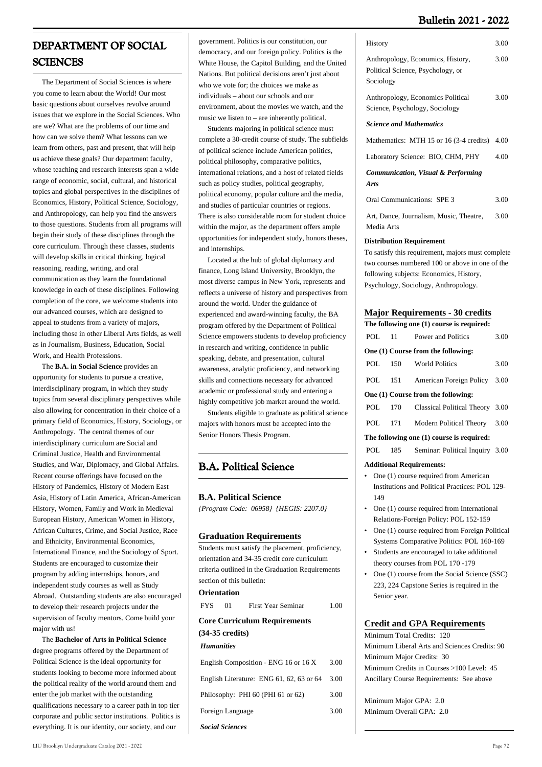# DEPARTMENT OF SOCIAL SCIENCES

The Department of Social Sciences is where you come to learn about the World! Our most basic questions about ourselves revolve around issues that we explore in the Social Sciences. Who are we? What are the problems of our time and how can we solve them? What lessons can we learn from others, past and present, that will help us achieve these goals? Our department faculty, whose teaching and research interests span a wide range of economic, social, cultural, and historical topics and global perspectives in the disciplines of Economics, History, Political Science, Sociology, and Anthropology, can help you find the answers to those questions. Students from all programs will begin their study of these disciplines through the core curriculum. Through these classes, students will develop skills in critical thinking, logical reasoning, reading, writing, and oral communication as they learn the foundational knowledge in each of these disciplines. Following completion of the core, we welcome students into our advanced courses, which are designed to appeal to students from a variety of majors, including those in other Liberal Arts fields, as well as in Journalism, Business, Education, Social Work, and Health Professions.

The **B.A. in Social Science** provides an opportunity for students to pursue a creative, interdisciplinary program, in which they study topics from several disciplinary perspectives while also allowing for concentration in their choice of a primary field of Economics, History, Sociology, or Anthropology. The central themes of our interdisciplinary curriculum are Social and Criminal Justice, Health and Environmental Studies, and War, Diplomacy, and Global Affairs. Recent course offerings have focused on the History of Pandemics, History of Modern East Asia, History of Latin America, African-American History, Women, Family and Work in Medieval European History, American Women in History, African Cultures, Crime, and Social Justice, Race and Ethnicity, Environmental Economics, International Finance, and the Sociology of Sport. Students are encouraged to customize their program by adding internships, honors, and independent study courses as well as Study Abroad. Outstanding students are also encouraged to develop their research projects under the supervision of faculty mentors. Come build your major with us!

The **Bachelor of Arts in Political Science** degree programs offered by the Department of Political Science is the ideal opportunity for students looking to become more informed about the political reality of the world around them and enter the job market with the outstanding qualifications necessary to a career path in top tier corporate and public sector institutions. Politics is everything. It is our identity, our society, and our government. Politics is our constitution, our democracy, and our foreign policy. Politics is the White House, the Capitol Building, and the United Nations. But political decisions aren't just about who we vote for; the choices we make as individuals – about our schools and our environment, about the movies we watch, and the music we listen to – are inherently political.

Students majoring in political science must complete a 30-credit course of study. The subfields of political science include American politics, political philosophy, comparative politics, international relations, and a host of related fields such as policy studies, political geography, political economy, popular culture and the media, and studies of particular countries or regions. There is also considerable room for student choice within the major, as the department offers ample opportunities for independent study, honors theses, and internships.

Located at the hub of global diplomacy and finance, Long Island University, Brooklyn, the most diverse campus in New York, represents and reflects a universe of history and perspectives from around the world. Under the guidance of experienced and award-winning faculty, the BA program offered by the Department of Political Science empowers students to develop proficiency in research and writing, confidence in public speaking, debate, and presentation, cultural awareness, analytic proficiency, and networking skills and connections necessary for advanced academic or professional study and entering a highly competitive job market around the world.

Students eligible to graduate as political science majors with honors must be accepted into the Senior Honors Thesis Program.

## B.A. Political Science

### B.A. Political Science

*{Program Code: 06958} {HEGIS: 2207.0}*

### Graduation Requirements

Students must satisfy the placement, proficiency, orientation and 34-35 credit core curriculum criteria outlined in the Graduation Requirements section of this bulletin:

**Orientation**

| | | | |
|---|---|---|---|
| FYS | 01 | First Year Seminar | 1.00 |

**Core Curriculum Requirements (34-35 credits)**

*Humanities*

| | |
|---|---|
| English Composition - ENG 16 or 16 X | 3.00 |
| English Literature: ENG 61, 62, 63 or 64 | 3.00 |
| Philosophy: PHI 60 (PHI 61 or 62) | 3.00 |
| Foreign Language | 3.00 |

*Social Sciences*

| | |
|---|---|
| History | 3.00 |
| Anthropology, Economics, History, Political Science, Psychology, or Sociology | 3.00 |
| Anthropology, Economics Political Science, Psychology, Sociology | 3.00 |

*Science and Mathematics*

| | |
|---|---|
| Mathematics: MTH 15 or 16 (3-4 credits) | 4.00 |
| Laboratory Science: BIO, CHM, PHY | 4.00 |

*Communication, Visual & Performing Arts*

| | |
|---|---|
| Oral Communications: SPE 3 | 3.00 |
| Art, Dance, Journalism, Music, Theatre, Media Arts | 3.00 |

**Distribution Requirement**

To satisfy this requirement, majors must complete two courses numbered 100 or above in one of the following subjects: Economics, History, Psychology, Sociology, Anthropology.

### Major Requirements - 30 credits

**The following one (1) course is required:**

| | | | |
|---|---|---|---|
| POL | 11 | Power and Politics | 3.00 |

**One (1) Course from the following:**

| | | | |
|---|---|---|---|
| POL | 150 | World Politics | 3.00 |
| POL | 151 | American Foreign Policy | 3.00 |

**One (1) Course from the following:**

| | | | |
|---|---|---|---|
| POL | 170 | Classical Political Theory | 3.00 |
| POL | 171 | Modern Political Theory | 3.00 |

**The following one (1) course is required:**

| | | | |
|---|---|---|---|
| POL | 185 | Seminar: Political Inquiry | 3.00 |

**Additional Requirements:**

- One (1) course required from American Institutions and Political Practices: POL 129-149
- One (1) course required from International Relations-Foreign Policy: POL 152-159
- One (1) course required from Foreign Political Systems Comparative Politics: POL 160-169
- Students are encouraged to take additional theory courses from POL 170 -179
- One (1) course from the Social Science (SSC) 223, 224 Capstone Series is required in the Senior year.

### Credit and GPA Requirements

Minimum Total Credits: 120
Minimum Liberal Arts and Sciences Credits: 90
Minimum Major Credits: 30
Minimum Credits in Courses >100 Level: 45
Ancillary Course Requirements: See above

Minimum Major GPA: 2.0
Minimum Overall GPA: 2.0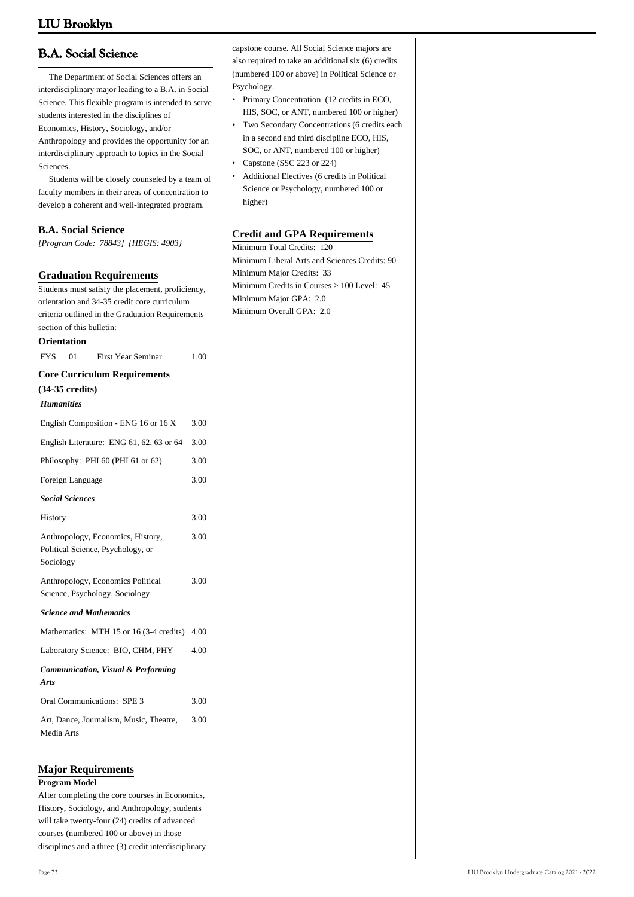## B.A. Social Science

The Department of Social Sciences offers an interdisciplinary major leading to a B.A. in Social Science. This flexible program is intended to serve students interested in the disciplines of Economics, History, Sociology, and/or Anthropology and provides the opportunity for an interdisciplinary approach to topics in the Social Sciences.

Students will be closely counseled by a team of faculty members in their areas of concentration to develop a coherent and well-integrated program.

### B.A. Social Science

*[Program Code: 78843] {HEGIS: 4903}*

### Graduation Requirements

Students must satisfy the placement, proficiency, orientation and 34-35 credit core curriculum criteria outlined in the Graduation Requirements section of this bulletin:

**Orientation**

| | | | |
|---|---|---|---|
| FYS | 01 | First Year Seminar | 1.00 |

**Core Curriculum Requirements (34-35 credits)**

*Humanities*

| | |
|---|---|
| English Composition - ENG 16 or 16 X | 3.00 |
| English Literature: ENG 61, 62, 63 or 64 | 3.00 |
| Philosophy: PHI 60 (PHI 61 or 62) | 3.00 |
| Foreign Language | 3.00 |

*Social Sciences*

| | |
|---|---|
| History | 3.00 |
| Anthropology, Economics, History, Political Science, Psychology, or Sociology | 3.00 |
| Anthropology, Economics Political Science, Psychology, Sociology | 3.00 |

*Science and Mathematics*

| | |
|---|---|
| Mathematics: MTH 15 or 16 (3-4 credits) | 4.00 |
| Laboratory Science: BIO, CHM, PHY | 4.00 |

*Communication, Visual & Performing Arts*

| | |
|---|---|
| Oral Communications: SPE 3 | 3.00 |
| Art, Dance, Journalism, Music, Theatre, Media Arts | 3.00 |

### Major Requirements

**Program Model**

After completing the core courses in Economics, History, Sociology, and Anthropology, students will take twenty-four (24) credits of advanced courses (numbered 100 or above) in those disciplines and a three (3) credit interdisciplinary capstone course. All Social Science majors are also required to take an additional six (6) credits (numbered 100 or above) in Political Science or Psychology.

- Primary Concentration (12 credits in ECO, HIS, SOC, or ANT, numbered 100 or higher)
- Two Secondary Concentrations (6 credits each in a second and third discipline ECO, HIS, SOC, or ANT, numbered 100 or higher)
- Capstone (SSC 223 or 224)
- Additional Electives (6 credits in Political Science or Psychology, numbered 100 or higher)

### Credit and GPA Requirements

Minimum Total Credits: 120
Minimum Liberal Arts and Sciences Credits: 90
Minimum Major Credits: 33
Minimum Credits in Courses > 100 Level: 45
Minimum Major GPA: 2.0
Minimum Overall GPA: 2.0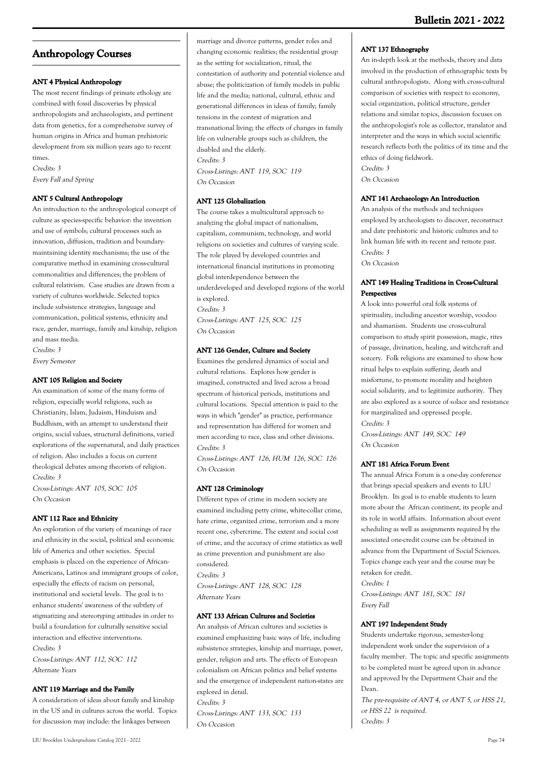## Anthropology Courses

#### ANT 4 Physical Anthropology

The most recent findings of primate ethology are combined with fossil discoveries by physical anthropologists and archaeologists, and pertinent data from genetics, for a comprehensive survey of human origins in Africa and human prehistoric development from six million years ago to recent times.

*Credits: 3*

*Every Fall and Spring*

#### ANT 5 Cultural Anthropology

An introduction to the anthropological concept of culture as species-specific behavior: the invention and use of symbols; cultural processes such as innovation, diffusion, tradition and boundary-maintaining identity mechanisms; the use of the comparative method in examining cross-cultural commonalities and differences; the problem of cultural relativism. Case studies are drawn from a variety of cultures worldwide. Selected topics include subsistence strategies, language and communication, political systems, ethnicity and race, gender, marriage, family and kinship, religion and mass media.

*Credits: 3*

*Every Semester*

#### ANT 105 Religion and Society

An examination of some of the many forms of religion, especially world religions, such as Christianity, Islam, Judaism, Hinduism and Buddhism, with an attempt to understand their origins, social values, structural definitions, varied explorations of the supernatural, and daily practices of religion. Also includes a focus on current theological debates among theorists of religion.

*Credits: 3*

*Cross-Listings: ANT 105, SOC 105*

*On Occasion*

#### ANT 112 Race and Ethnicity

An exploration of the variety of meanings of race and ethnicity in the social, political and economic life of America and other societies. Special emphasis is placed on the experience of African-Americans, Latinos and immigrant groups of color, especially the effects of racism on personal, institutional and societal levels. The goal is to enhance students' awareness of the subtlety of stigmatizing and stereotyping attitudes in order to build a foundation for culturally sensitive social interaction and effective interventions.

*Credits: 3*

*Cross-Listings: ANT 112, SOC 112*

*Alternate Years*

#### ANT 119 Marriage and the Family

A consideration of ideas about family and kinship in the US and in cultures across the world. Topics for discussion may include: the linkages between marriage and divorce patterns, gender roles and changing economic realities; the residential group as the setting for socialization, ritual, the contestation of authority and potential violence and abuse; the politicization of family models in public life and the media; national, cultural, ethnic and generational differences in ideas of family; family tensions in the context of migration and transnational living; the effects of changes in family life on vulnerable groups such as children, the disabled and the elderly.

*Credits: 3*

*Cross-Listings: ANT 119, SOC 119*

*On Occasion*

#### ANT 125 Globalization

The course takes a multicultural approach to analyzing the global impact of nationalism, capitalism, communism, technology, and world religions on societies and cultures of varying scale. The role played by developed countries and international financial institutions in promoting global interdependence between the underdeveloped and developed regions of the world is explored.

*Credits: 3*

*Cross-Listings: ANT 125, SOC 125*

*On Occasion*

#### ANT 126 Gender, Culture and Society

Examines the gendered dynamics of social and cultural relations. Explores how gender is imagined, constructed and lived across a broad spectrum of historical periods, institutions and cultural locations. Special attention is paid to the ways in which "gender" as practice, performance and representation has differed for women and men according to race, class and other divisions.

*Credits: 3*

*Cross-Listings: ANT 126, HUM 126, SOC 126*

*On Occasion*

#### ANT 128 Criminology

Different types of crime in modern society are examined including petty crime, white-collar crime, hate crime, organized crime, terrorism and a more recent one, cybercrime. The extent and social cost of crime, and the accuracy of crime statistics as well as crime prevention and punishment are also considered.

*Credits: 3*

*Cross-Listings: ANT 128, SOC 128*

*Alternate Years*

#### ANT 133 African Cultures and Societies

An analysis of African cultures and societies is examined emphasizing basic ways of life, including subsistence strategies, kinship and marriage, power, gender, religion and arts. The effects of European colonialism on African politics and belief systems and the emergence of independent nation-states are explored in detail.

*Credits: 3*

*Cross-Listings: ANT 133, SOC 133*

*On Occasion*

#### ANT 137 Ethnography

An in-depth look at the methods, theory and data involved in the production of ethnographic texts by cultural anthropologists. Along with cross-cultural comparison of societies with respect to economy, social organization, political structure, gender relations and similar topics, discussion focuses on the anthropologist's role as collector, translator and interpreter and the ways in which social scientific research reflects both the politics of its time and the ethics of doing fieldwork.

*Credits: 3*

*On Occasion*

#### ANT 141 Archaeology: An Introduction

An analysis of the methods and techniques employed by archeologists to discover, reconstruct and date prehistoric and historic cultures and to link human life with its recent and remote past.

*Credits: 3*

*On Occasion*

#### ANT 149 Healing Traditions in Cross-Cultural Perspectives

A look into powerful oral folk systems of spirituality, including ancestor worship, voodoo and shamanism. Students use cross-cultural comparison to study spirit possession, magic, rites of passage, divination, healing, and witchcraft and sorcery. Folk religions are examined to show how ritual helps to explain suffering, death and misfortune, to promote morality and heighten social solidarity, and to legitimize authority. They are also explored as a source of solace and resistance for marginalized and oppressed people.

*Credits: 3*

*Cross-Listings: ANT 149, SOC 149*

*On Occasion*

#### ANT 181 Africa Forum Event

The annual Africa Forum is a one-day conference that brings special speakers and events to LIU Brooklyn. Its goal is to enable students to learn more about the African continent, its people and its role in world affairs. Information about event scheduling as well as assignments required by the associated one-credit course can be obtained in advance from the Department of Social Sciences. Topics change each year and the course may be retaken for credit.

*Credits: 1*

*Cross-Listings: ANT 181, SOC 181*

*Every Fall*

#### ANT 197 Independent Study

Students undertake rigorous, semester-long independent work under the supervision of a faculty member. The topic and specific assignments to be completed must be agreed upon in advance and approved by the Department Chair and the Dean.

*The pre-requisite of ANT 4, or ANT 5, or HSS 21, or HSS 22 is required.*

*Credits: 3*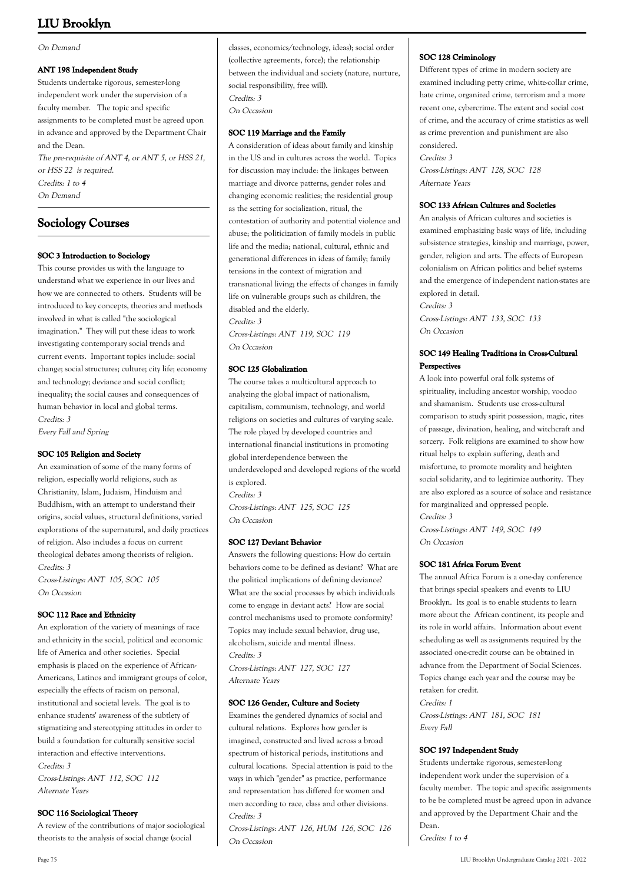*On Demand*

#### ANT 198 Independent Study

Students undertake rigorous, semester-long independent work under the supervision of a faculty member. The topic and specific assignments to be completed must be agreed upon in advance and approved by the Department Chair and the Dean.

*The pre-requisite of ANT 4, or ANT 5, or HSS 21, or HSS 22 is required.*
*Credits: 1 to 4*
*On Demand*

## Sociology Courses

#### SOC 3 Introduction to Sociology

This course provides us with the language to understand what we experience in our lives and how we are connected to others. Students will be introduced to key concepts, theories and methods involved in what is called "the sociological imagination." They will put these ideas to work investigating contemporary social trends and current events. Important topics include: social change; social structures; culture; city life; economy and technology; deviance and social conflict; inequality; the social causes and consequences of human behavior in local and global terms.

*Credits: 3*
*Every Fall and Spring*

#### SOC 105 Religion and Society

An examination of some of the many forms of religion, especially world religions, such as Christianity, Islam, Judaism, Hinduism and Buddhism, with an attempt to understand their origins, social values, structural definitions, varied explorations of the supernatural, and daily practices of religion. Also includes a focus on current theological debates among theorists of religion.

*Credits: 3*
*Cross-Listings: ANT 105, SOC 105*
*On Occasion*

#### SOC 112 Race and Ethnicity

An exploration of the variety of meanings of race and ethnicity in the social, political and economic life of America and other societies. Special emphasis is placed on the experience of African-Americans, Latinos and immigrant groups of color, especially the effects of racism on personal, institutional and societal levels. The goal is to enhance students' awareness of the subtlety of stigmatizing and stereotyping attitudes in order to build a foundation for culturally sensitive social interaction and effective interventions.

*Credits: 3*
*Cross-Listings: ANT 112, SOC 112*
*Alternate Years*

#### SOC 116 Sociological Theory

A review of the contributions of major sociological theorists to the analysis of social change (social classes, economics/technology, ideas); social order (collective agreements, force); the relationship between the individual and society (nature, nurture, social responsibility, free will).

*Credits: 3*
*On Occasion*

#### SOC 119 Marriage and the Family

A consideration of ideas about family and kinship in the US and in cultures across the world. Topics for discussion may include: the linkages between marriage and divorce patterns, gender roles and changing economic realities; the residential group as the setting for socialization, ritual, the contestation of authority and potential violence and abuse; the politicization of family models in public life and the media; national, cultural, ethnic and generational differences in ideas of family; family tensions in the context of migration and transnational living; the effects of changes in family life on vulnerable groups such as children, the disabled and the elderly.

*Credits: 3*
*Cross-Listings: ANT 119, SOC 119*
*On Occasion*

#### SOC 125 Globalization

The course takes a multicultural approach to analyzing the global impact of nationalism, capitalism, communism, technology, and world religions on societies and cultures of varying scale. The role played by developed countries and international financial institutions in promoting global interdependence between the underdeveloped and developed regions of the world is explored.

*Credits: 3*
*Cross-Listings: ANT 125, SOC 125*
*On Occasion*

#### SOC 127 Deviant Behavior

Answers the following questions: How do certain behaviors come to be defined as deviant? What are the political implications of defining deviance? What are the social processes by which individuals come to engage in deviant acts? How are social control mechanisms used to promote conformity? Topics may include sexual behavior, drug use, alcoholism, suicide and mental illness.

*Credits: 3*
*Cross-Listings: ANT 127, SOC 127*
*Alternate Years*

#### SOC 126 Gender, Culture and Society

Examines the gendered dynamics of social and cultural relations. Explores how gender is imagined, constructed and lived across a broad spectrum of historical periods, institutions and cultural locations. Special attention is paid to the ways in which "gender" as practice, performance and representation has differed for women and men according to race, class and other divisions.

*Credits: 3*
*Cross-Listings: ANT 126, HUM 126, SOC 126*
*On Occasion*

#### SOC 128 Criminology

Different types of crime in modern society are examined including petty crime, white-collar crime, hate crime, organized crime, terrorism and a more recent one, cybercrime. The extent and social cost of crime, and the accuracy of crime statistics as well as crime prevention and punishment are also considered.

*Credits: 3*
*Cross-Listings: ANT 128, SOC 128*
*Alternate Years*

#### SOC 133 African Cultures and Societies

An analysis of African cultures and societies is examined emphasizing basic ways of life, including subsistence strategies, kinship and marriage, power, gender, religion and arts. The effects of European colonialism on African politics and belief systems and the emergence of independent nation-states are explored in detail.

*Credits: 3*
*Cross-Listings: ANT 133, SOC 133*
*On Occasion*

#### SOC 149 Healing Traditions in Cross-Cultural Perspectives

A look into powerful oral folk systems of spirituality, including ancestor worship, voodoo and shamanism. Students use cross-cultural comparison to study spirit possession, magic, rites of passage, divination, healing, and witchcraft and sorcery. Folk religions are examined to show how ritual helps to explain suffering, death and misfortune, to promote morality and heighten social solidarity, and to legitimize authority. They are also explored as a source of solace and resistance for marginalized and oppressed people.

*Credits: 3*
*Cross-Listings: ANT 149, SOC 149*
*On Occasion*

#### SOC 181 Africa Forum Event

The annual Africa Forum is a one-day conference that brings special speakers and events to LIU Brooklyn. Its goal is to enable students to learn more about the African continent, its people and its role in world affairs. Information about event scheduling as well as assignments required by the associated one-credit course can be obtained in advance from the Department of Social Sciences. Topics change each year and the course may be retaken for credit.

*Credits: 1*
*Cross-Listings: ANT 181, SOC 181*
*Every Fall*

#### SOC 197 Independent Study

Students undertake rigorous, semester-long independent work under the supervision of a faculty member. The topic and specific assignments to be be completed must be agreed upon in advance and approved by the Department Chair and the Dean.

*Credits: 1 to 4*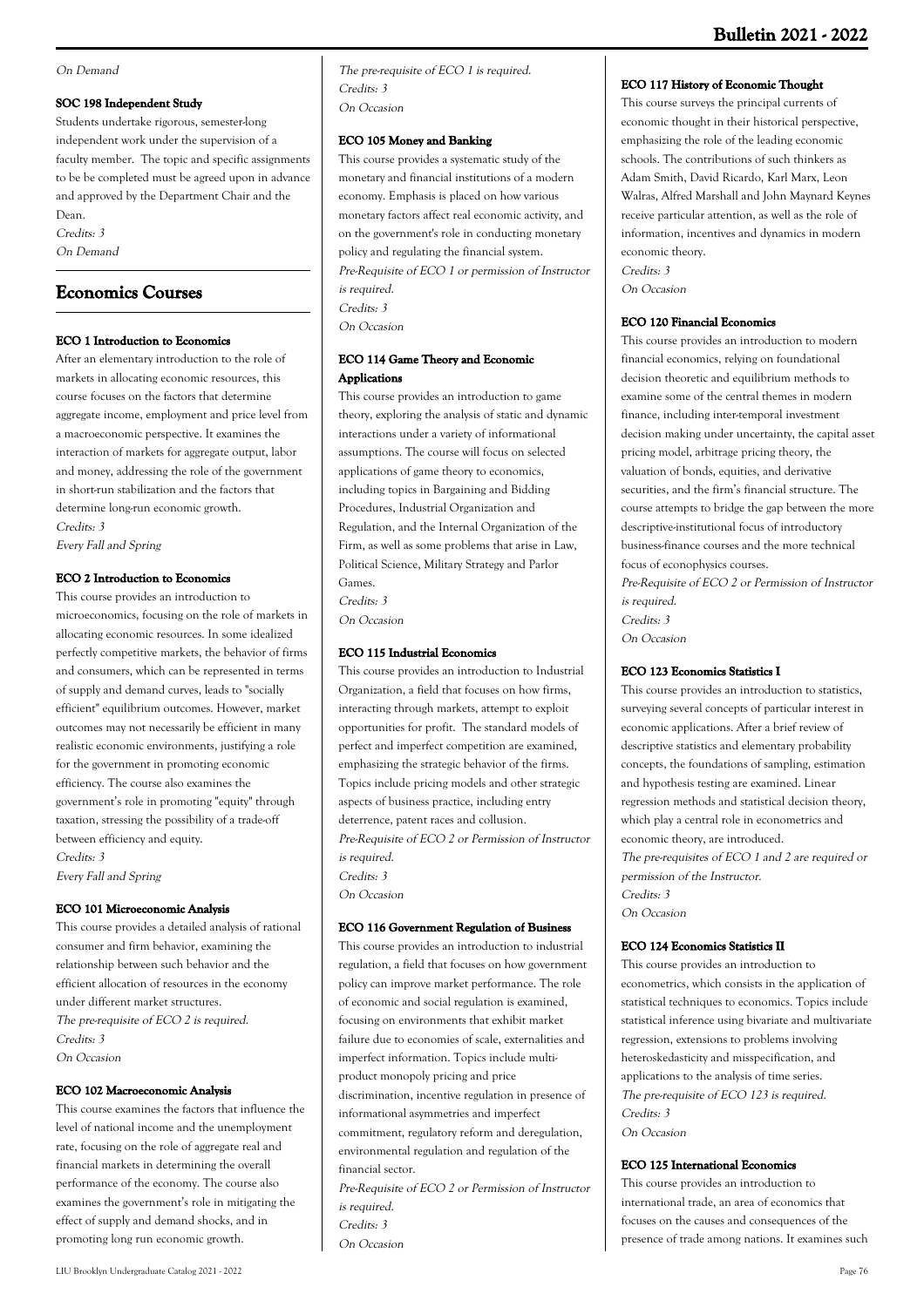*On Demand*

#### SOC 198 Independent Study

Students undertake rigorous, semester-long independent work under the supervision of a faculty member. The topic and specific assignments to be be completed must be agreed upon in advance and approved by the Department Chair and the Dean.

*Credits: 3*

*On Demand*

## Economics Courses

#### ECO 1 Introduction to Economics

After an elementary introduction to the role of markets in allocating economic resources, this course focuses on the factors that determine aggregate income, employment and price level from a macroeconomic perspective. It examines the interaction of markets for aggregate output, labor and money, addressing the role of the government in short-run stabilization and the factors that determine long-run economic growth.

*Credits: 3*

*Every Fall and Spring*

#### ECO 2 Introduction to Economics

This course provides an introduction to microeconomics, focusing on the role of markets in allocating economic resources. In some idealized perfectly competitive markets, the behavior of firms and consumers, which can be represented in terms of supply and demand curves, leads to "socially efficient" equilibrium outcomes. However, market outcomes may not necessarily be efficient in many realistic economic environments, justifying a role for the government in promoting economic efficiency. The course also examines the government's role in promoting "equity" through taxation, stressing the possibility of a trade-off between efficiency and equity.

*Credits: 3*

*Every Fall and Spring*

#### ECO 101 Microeconomic Analysis

This course provides a detailed analysis of rational consumer and firm behavior, examining the relationship between such behavior and the efficient allocation of resources in the economy under different market structures.

*The pre-requisite of ECO 2 is required.*

*Credits: 3*

*On Occasion*

#### ECO 102 Macroeconomic Analysis

This course examines the factors that influence the level of national income and the unemployment rate, focusing on the role of aggregate real and financial markets in determining the overall performance of the economy. The course also examines the government's role in mitigating the effect of supply and demand shocks, and in promoting long run economic growth.

*The pre-requisite of ECO 1 is required.*

*Credits: 3*

*On Occasion*

#### ECO 105 Money and Banking

This course provides a systematic study of the monetary and financial institutions of a modern economy. Emphasis is placed on how various monetary factors affect real economic activity, and on the government's role in conducting monetary policy and regulating the financial system.

*Pre-Requisite of ECO 1 or permission of Instructor is required.*

*Credits: 3*

*On Occasion*

#### ECO 114 Game Theory and Economic Applications

This course provides an introduction to game theory, exploring the analysis of static and dynamic interactions under a variety of informational assumptions. The course will focus on selected applications of game theory to economics, including topics in Bargaining and Bidding Procedures, Industrial Organization and Regulation, and the Internal Organization of the Firm, as well as some problems that arise in Law, Political Science, Military Strategy and Parlor Games.

*Credits: 3*

*On Occasion*

#### ECO 115 Industrial Economics

This course provides an introduction to Industrial Organization, a field that focuses on how firms, interacting through markets, attempt to exploit opportunities for profit. The standard models of perfect and imperfect competition are examined, emphasizing the strategic behavior of the firms. Topics include pricing models and other strategic aspects of business practice, including entry deterrence, patent races and collusion.

*Pre-Requisite of ECO 2 or Permission of Instructor is required.*

*Credits: 3*

*On Occasion*

#### ECO 116 Government Regulation of Business

This course provides an introduction to industrial regulation, a field that focuses on how government policy can improve market performance. The role of economic and social regulation is examined, focusing on environments that exhibit market failure due to economies of scale, externalities and imperfect information. Topics include multi-product monopoly pricing and price discrimination, incentive regulation in presence of informational asymmetries and imperfect commitment, regulatory reform and deregulation, environmental regulation and regulation of the financial sector.

*Pre-Requisite of ECO 2 or Permission of Instructor is required.*

*Credits: 3*

*On Occasion*

#### ECO 117 History of Economic Thought

This course surveys the principal currents of economic thought in their historical perspective, emphasizing the role of the leading economic schools. The contributions of such thinkers as Adam Smith, David Ricardo, Karl Marx, Leon Walras, Alfred Marshall and John Maynard Keynes receive particular attention, as well as the role of information, incentives and dynamics in modern economic theory.

*Credits: 3*

*On Occasion*

#### ECO 120 Financial Economics

This course provides an introduction to modern financial economics, relying on foundational decision theoretic and equilibrium methods to examine some of the central themes in modern finance, including inter-temporal investment decision making under uncertainty, the capital asset pricing model, arbitrage pricing theory, the valuation of bonds, equities, and derivative securities, and the firm's financial structure. The course attempts to bridge the gap between the more descriptive-institutional focus of introductory business-finance courses and the more technical focus of econophysics courses.

*Pre-Requisite of ECO 2 or Permission of Instructor is required.*

*Credits: 3*

*On Occasion*

#### ECO 123 Economics Statistics I

This course provides an introduction to statistics, surveying several concepts of particular interest in economic applications. After a brief review of descriptive statistics and elementary probability concepts, the foundations of sampling, estimation and hypothesis testing are examined. Linear regression methods and statistical decision theory, which play a central role in econometrics and economic theory, are introduced.

*The pre-requisites of ECO 1 and 2 are required or permission of the Instructor.*

*Credits: 3*

*On Occasion*

#### ECO 124 Economics Statistics II

This course provides an introduction to econometrics, which consists in the application of statistical techniques to economics. Topics include statistical inference using bivariate and multivariate regression, extensions to problems involving heteroskedasticity and misspecification, and applications to the analysis of time series.

*The pre-requisite of ECO 123 is required.*

*Credits: 3*

*On Occasion*

#### ECO 125 International Economics

This course provides an introduction to international trade, an area of economics that focuses on the causes and consequences of the presence of trade among nations. It examines such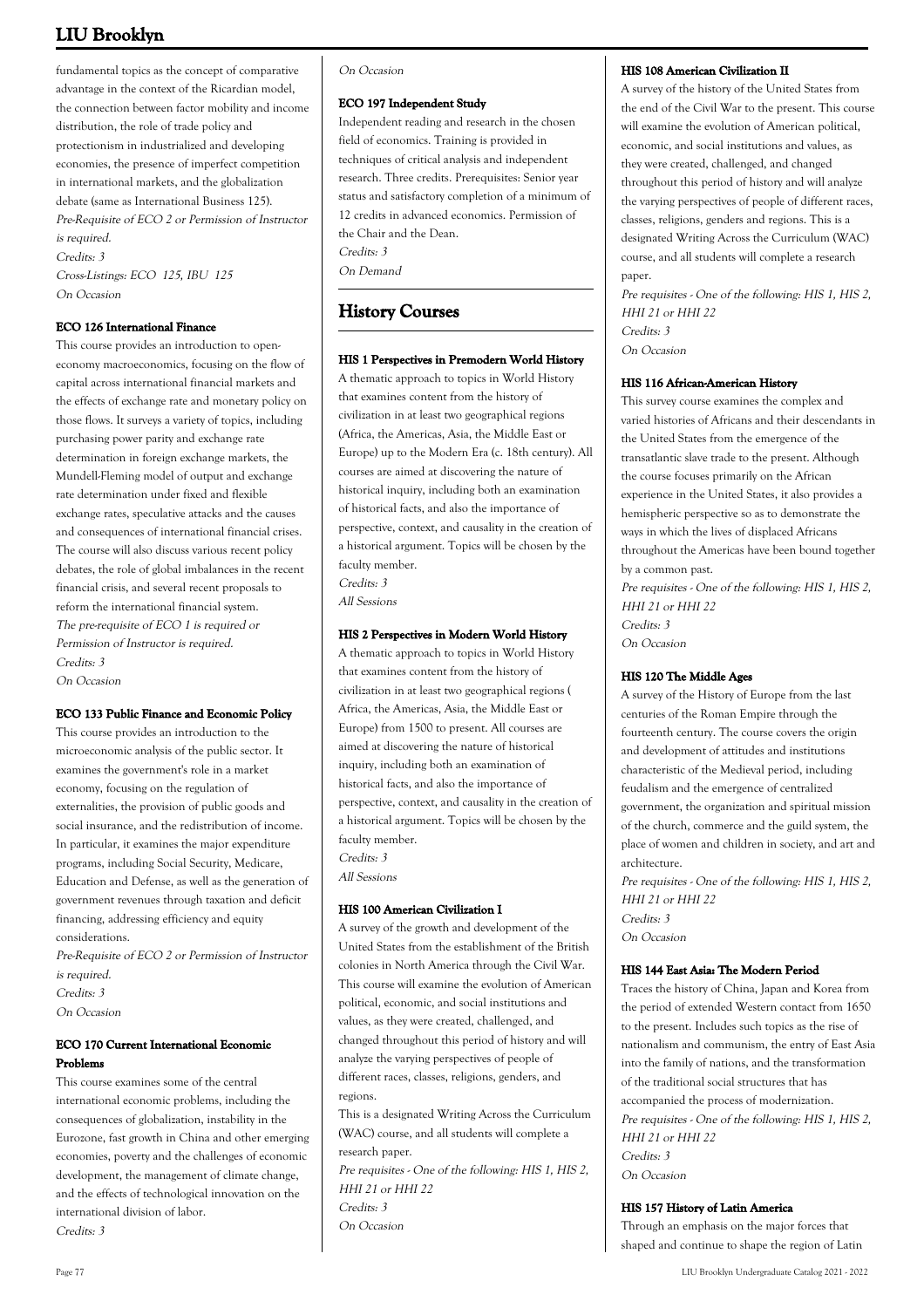fundamental topics as the concept of comparative advantage in the context of the Ricardian model, the connection between factor mobility and income distribution, the role of trade policy and protectionism in industrialized and developing economies, the presence of imperfect competition in international markets, and the globalization debate (same as International Business 125).

*Pre-Requisite of ECO 2 or Permission of Instructor is required.*

*Credits: 3*

*Cross-Listings: ECO 125, IBU 125*

*On Occasion*

#### ECO 126 International Finance

This course provides an introduction to open-economy macroeconomics, focusing on the flow of capital across international financial markets and the effects of exchange rate and monetary policy on those flows. It surveys a variety of topics, including purchasing power parity and exchange rate determination in foreign exchange markets, the Mundell-Fleming model of output and exchange rate determination under fixed and flexible exchange rates, speculative attacks and the causes and consequences of international financial crises. The course will also discuss various recent policy debates, the role of global imbalances in the recent financial crisis, and several recent proposals to reform the international financial system.

*The pre-requisite of ECO 1 is required or Permission of Instructor is required.*

*Credits: 3*

*On Occasion*

#### ECO 133 Public Finance and Economic Policy

This course provides an introduction to the microeconomic analysis of the public sector. It examines the government's role in a market economy, focusing on the regulation of externalities, the provision of public goods and social insurance, and the redistribution of income. In particular, it examines the major expenditure programs, including Social Security, Medicare, Education and Defense, as well as the generation of government revenues through taxation and deficit financing, addressing efficiency and equity considerations.

*Pre-Requisite of ECO 2 or Permission of Instructor is required.*

*Credits: 3*

*On Occasion*

#### ECO 170 Current International Economic Problems

This course examines some of the central international economic problems, including the consequences of globalization, instability in the Eurozone, fast growth in China and other emerging economies, poverty and the challenges of economic development, the management of climate change, and the effects of technological innovation on the international division of labor.

*Credits: 3*

*On Occasion*

#### ECO 197 Independent Study

Independent reading and research in the chosen field of economics. Training is provided in techniques of critical analysis and independent research. Three credits. Prerequisites: Senior year status and satisfactory completion of a minimum of 12 credits in advanced economics. Permission of the Chair and the Dean.

*Credits: 3*

*On Demand*

## History Courses

#### HIS 1 Perspectives in Premodern World History

A thematic approach to topics in World History that examines content from the history of civilization in at least two geographical regions (Africa, the Americas, Asia, the Middle East or Europe) up to the Modern Era (c. 18th century). All courses are aimed at discovering the nature of historical inquiry, including both an examination of historical facts, and also the importance of perspective, context, and causality in the creation of a historical argument. Topics will be chosen by the faculty member.

*Credits: 3*

*All Sessions*

#### HIS 2 Perspectives in Modern World History

A thematic approach to topics in World History that examines content from the history of civilization in at least two geographical regions ( Africa, the Americas, Asia, the Middle East or Europe) from 1500 to present. All courses are aimed at discovering the nature of historical inquiry, including both an examination of historical facts, and also the importance of perspective, context, and causality in the creation of a historical argument. Topics will be chosen by the faculty member.

*Credits: 3*

*All Sessions*

#### HIS 100 American Civilization I

A survey of the growth and development of the United States from the establishment of the British colonies in North America through the Civil War. This course will examine the evolution of American political, economic, and social institutions and values, as they were created, challenged, and changed throughout this period of history and will analyze the varying perspectives of people of different races, classes, religions, genders, and regions.

This is a designated Writing Across the Curriculum (WAC) course, and all students will complete a research paper.

*Pre requisites - One of the following: HIS 1, HIS 2, HHI 21 or HHI 22*

*Credits: 3*

*On Occasion*

#### HIS 108 American Civilization II

A survey of the history of the United States from the end of the Civil War to the present. This course will examine the evolution of American political, economic, and social institutions and values, as they were created, challenged, and changed throughout this period of history and will analyze the varying perspectives of people of different races, classes, religions, genders and regions. This is a designated Writing Across the Curriculum (WAC) course, and all students will complete a research paper.

*Pre requisites - One of the following: HIS 1, HIS 2, HHI 21 or HHI 22*

*Credits: 3*

*On Occasion*

#### HIS 116 African-American History

This survey course examines the complex and varied histories of Africans and their descendants in the United States from the emergence of the transatlantic slave trade to the present. Although the course focuses primarily on the African experience in the United States, it also provides a hemispheric perspective so as to demonstrate the ways in which the lives of displaced Africans throughout the Americas have been bound together by a common past.

*Pre requisites - One of the following: HIS 1, HIS 2, HHI 21 or HHI 22*

*Credits: 3*

*On Occasion*

#### HIS 120 The Middle Ages

A survey of the History of Europe from the last centuries of the Roman Empire through the fourteenth century. The course covers the origin and development of attitudes and institutions characteristic of the Medieval period, including feudalism and the emergence of centralized government, the organization and spiritual mission of the church, commerce and the guild system, the place of women and children in society, and art and architecture.

*Pre requisites - One of the following: HIS 1, HIS 2, HHI 21 or HHI 22*

*Credits: 3*

*On Occasion*

#### HIS 144 East Asia: The Modern Period

Traces the history of China, Japan and Korea from the period of extended Western contact from 1650 to the present. Includes such topics as the rise of nationalism and communism, the entry of East Asia into the family of nations, and the transformation of the traditional social structures that has accompanied the process of modernization.

*Pre requisites - One of the following: HIS 1, HIS 2, HHI 21 or HHI 22*

*Credits: 3*

*On Occasion*

#### HIS 157 History of Latin America

Through an emphasis on the major forces that shaped and continue to shape the region of Latin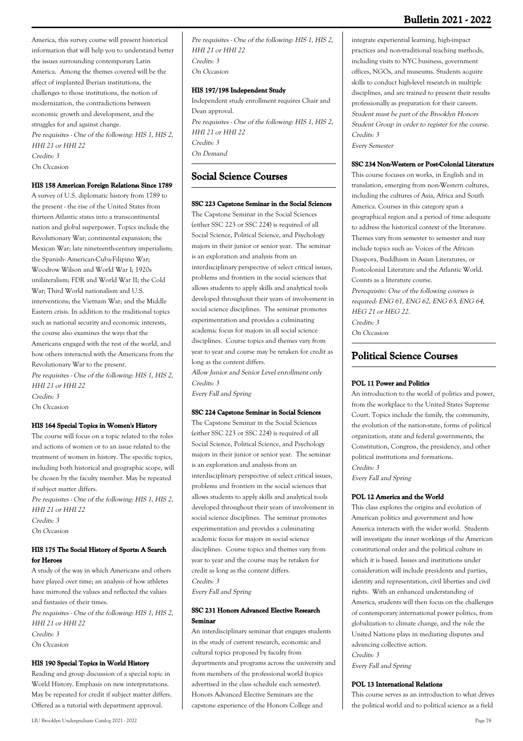America, this survey course will present historical information that will help you to understand better the issues surrounding contemporary Latin America. Among the themes covered will be the affect of implanted Iberian institutions, the challenges to those institutions, the notion of modernization, the contradictions between economic growth and development, and the struggles for and against change.

*Pre requisites - One of the following: HIS 1, HIS 2, HHI 21 or HHI 22*
*Credits: 3*
*On Occasion*

#### HIS 158 American Foreign Relations: Since 1789

A survey of U.S. diplomatic history from 1789 to the present - the rise of the United States from thirteen Atlantic states into a transcontinental nation and global superpower. Topics include the Revolutionary War; continental expansion; the Mexican War; late nineteenth-century imperialism; the Spanish- American-Cuba-Filipino War; Woodrow Wilson and World War I; 1920s unilateralism; FDR and World War II; the Cold War; Third World nationalism and U.S. interventions; the Vietnam War; and the Middle Eastern crisis. In addition to the traditional topics such as national security and economic interests, the course also examines the ways that the Americans engaged with the rest of the world, and how others interacted with the Americans from the Revolutionary War to the present.

*Pre requisites - One of the following: HIS 1, HIS 2, HHI 21 or HHI 22*
*Credits: 3*
*On Occasion*

#### HIS 164 Special Topics in Women's History

The course will focus on a topic related to the roles and actions of women or to an issue related to the treatment of women in history. The specific topics, including both historical and geographic scope, will be chosen by the faculty member. May be repeated if subject matter differs.

*Pre requisites - One of the following: HIS 1, HIS 2, HHI 21 or HHI 22*
*Credits: 3*
*On Occasion*

#### HIS 175 The Social History of Sports: A Search for Heroes

A study of the way in which Americans and others have played over time; an analysis of how athletes have mirrored the values and reflected the values and fantasies of their times.

*Pre requisites - One of the following: HIS 1, HIS 2, HHI 21 or HHI 22*
*Credits: 3*
*On Occasion*

#### HIS 190 Special Topics in World History

Reading and group discussion of a special topic in World History. Emphasis on new interpretations. May be repeated for credit if subject matter differs. Offered as a tutorial with department approval.

*Pre requisites - One of the following: HIS 1, HIS 2, HHI 21 or HHI 22*
*Credits: 3*
*On Occasion*

#### HIS 197/198 Independent Study

Independent study enrollment requires Chair and Dean approval.

*Pre requisites - One of the following: HIS 1, HIS 2, HHI 21 or HHI 22*
*Credits: 3*
*On Demand*

## Social Science Courses

#### SSC 223 Capstone Seminar in the Social Sciences

The Capstone Seminar in the Social Sciences (either SSC 223 or SSC 224) is required of all Social Science, Political Science, and Psychology majors in their junior or senior year. The seminar is an exploration and analysis from an interdisciplinary perspective of select critical issues, problems and frontiers in the social sciences that allows students to apply skills and analytical tools developed throughout their years of involvement in social science disciplines. The seminar promotes experimentation and provides a culminating academic focus for majors in all social science disciplines. Course topics and themes vary from year to year and course may be retaken for credit as long as the content differs.

*Allow Junior and Senior Level enrollment only*
*Credits: 3*
*Every Fall and Spring*

#### SSC 224 Capstone Seminar in Social Sciences

The Capstone Seminar in the Social Sciences (either SSC 223 or SSC 224) is required of all Social Science, Political Science, and Psychology majors in their junior or senior year. The seminar is an exploration and analysis from an interdisciplinary perspective of select critical issues, problems and frontiers in the social sciences that allows students to apply skills and analytical tools developed throughout their years of involvement in social science disciplines. The seminar promotes experimentation and provides a culminating academic focus for majors in social science disciplines. Course topics and themes vary from year to year and the course may be retaken for credit as long as the content differs.

*Credits: 3*
*Every Fall and Spring*

#### SSC 231 Honors Advanced Elective Research Seminar

An interdisciplinary seminar that engages students in the study of current research, economic and cultural topics proposed by faculty from departments and programs across the university and from members of the professional world (topics advertised in the class schedule each semester). Honors Advanced Elective Seminars are the capstone experience of the Honors College and integrate experiential learning, high-impact practices and non-traditional teaching methods, including visits to NYC business, government offices, NGOs, and museums. Students acquire skills to conduct high-level research in multiple disciplines, and are trained to present their results professionally as preparation for their careers.

*Student must be part of the Brooklyn Honors Student Group in order to register for the course.*
*Credits: 3*
*Every Semester*

#### SSC 234 Non-Western or Post-Colonial Literature

This course focuses on works, in English and in translation, emerging from non-Western cultures, including the cultures of Asia, Africa and South America. Courses in this category span a geographical region and a period of time adequate to address the historical context of the literature. Themes vary from semester to semester and may include topics such as: Voices of the African Diaspora, Buddhism in Asian Literatures, or Postcolonial Literature and the Atlantic World. Counts as a literature course.

*Prerequisite: One of the following courses is required: ENG 61, ENG 62, ENG 63, ENG 64, HEG 21 or HEG 22.*
*Credits: 3*
*On Occasion*

## Political Science Courses

#### POL 11 Power and Politics

An introduction to the world of politics and power, from the workplace to the United States Supreme Court. Topics include the family, the community, the evolution of the nation-state, forms of political organization, state and federal governments, the Constitution, Congress, the presidency, and other political institutions and formations.

*Credits: 3*
*Every Fall and Spring*

#### POL 12 America and the World

This class explores the origins and evolution of American politics and government and how America interacts with the wider world. Students will investigate the inner workings of the American constitutional order and the political culture in which it is based. Issues and institutions under consideration will include presidents and parties, identity and representation, civil liberties and civil rights. With an enhanced understanding of America, students will then focus on the challenges of contemporary international power politics, from globalization to climate change, and the role the United Nations plays in mediating disputes and advancing collective action.

*Credits: 3*
*Every Fall and Spring*

#### POL 13 International Relations

This course serves as an introduction to what drives the political world and to political science as a field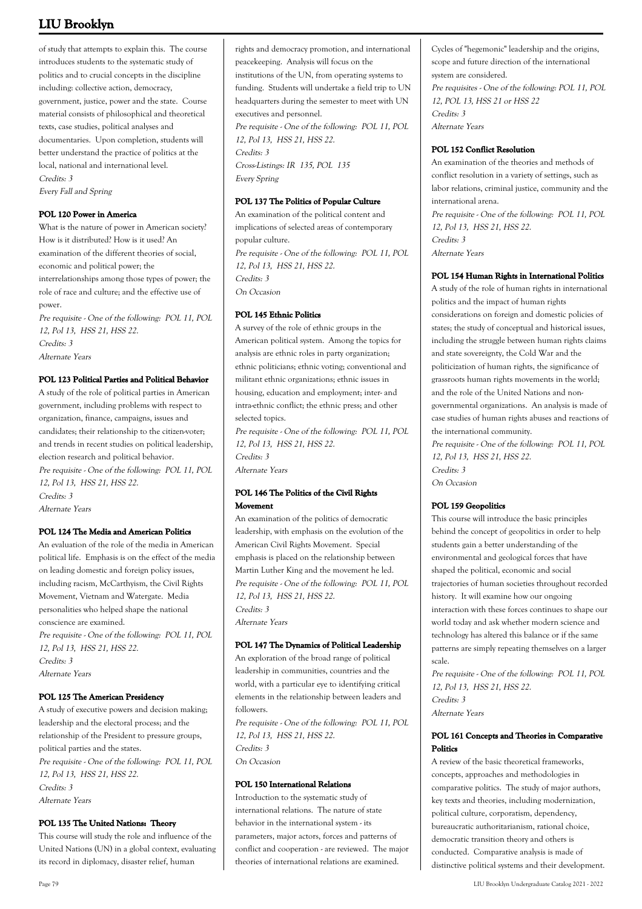of study that attempts to explain this. The course introduces students to the systematic study of politics and to crucial concepts in the discipline including: collective action, democracy, government, justice, power and the state. Course material consists of philosophical and theoretical texts, case studies, political analyses and documentaries. Upon completion, students will better understand the practice of politics at the local, national and international level.
*Credits: 3*
*Every Fall and Spring*

**POL 120 Power in America**

What is the nature of power in American society? How is it distributed? How is it used? An examination of the different theories of social, economic and political power; the interrelationships among those types of power; the role of race and culture; and the effective use of power.
*Pre requisite - One of the following: POL 11, POL 12, Pol 13, HSS 21, HSS 22.*
*Credits: 3*
*Alternate Years*

**POL 123 Political Parties and Political Behavior**

A study of the role of political parties in American government, including problems with respect to organization, finance, campaigns, issues and candidates; their relationship to the citizen-voter; and trends in recent studies on political leadership, election research and political behavior.
*Pre requisite - One of the following: POL 11, POL 12, Pol 13, HSS 21, HSS 22.*
*Credits: 3*
*Alternate Years*

**POL 124 The Media and American Politics**

An evaluation of the role of the media in American political life. Emphasis is on the effect of the media on leading domestic and foreign policy issues, including racism, McCarthyism, the Civil Rights Movement, Vietnam and Watergate. Media personalities who helped shape the national conscience are examined.
*Pre requisite - One of the following: POL 11, POL 12, Pol 13, HSS 21, HSS 22.*
*Credits: 3*
*Alternate Years*

**POL 125 The American Presidency**

A study of executive powers and decision making; leadership and the electoral process; and the relationship of the President to pressure groups, political parties and the states.
*Pre requisite - One of the following: POL 11, POL 12, Pol 13, HSS 21, HSS 22.*
*Credits: 3*
*Alternate Years*

**POL 135 The United Nations: Theory**

This course will study the role and influence of the United Nations (UN) in a global context, evaluating its record in diplomacy, disaster relief, human rights and democracy promotion, and international peacekeeping. Analysis will focus on the institutions of the UN, from operating systems to funding. Students will undertake a field trip to UN headquarters during the semester to meet with UN executives and personnel.
*Pre requisite - One of the following: POL 11, POL 12, Pol 13, HSS 21, HSS 22.*
*Credits: 3*
*Cross-Listings: IR 135, POL 135*
*Every Spring*

**POL 137 The Politics of Popular Culture**

An examination of the political content and implications of selected areas of contemporary popular culture.
*Pre requisite - One of the following: POL 11, POL 12, Pol 13, HSS 21, HSS 22.*
*Credits: 3*
*On Occasion*

**POL 145 Ethnic Politics**

A survey of the role of ethnic groups in the American political system. Among the topics for analysis are ethnic roles in party organization; ethnic politicians; ethnic voting; conventional and militant ethnic organizations; ethnic issues in housing, education and employment; inter- and intra-ethnic conflict; the ethnic press; and other selected topics.
*Pre requisite - One of the following: POL 11, POL 12, Pol 13, HSS 21, HSS 22.*
*Credits: 3*
*Alternate Years*

**POL 146 The Politics of the Civil Rights Movement**

An examination of the politics of democratic leadership, with emphasis on the evolution of the American Civil Rights Movement. Special emphasis is placed on the relationship between Martin Luther King and the movement he led.
*Pre requisite - One of the following: POL 11, POL 12, Pol 13, HSS 21, HSS 22.*
*Credits: 3*
*Alternate Years*

**POL 147 The Dynamics of Political Leadership**

An exploration of the broad range of political leadership in communities, countries and the world, with a particular eye to identifying critical elements in the relationship between leaders and followers.
*Pre requisite - One of the following: POL 11, POL 12, Pol 13, HSS 21, HSS 22.*
*Credits: 3*
*On Occasion*

**POL 150 International Relations**

Introduction to the systematic study of international relations. The nature of state behavior in the international system - its parameters, major actors, forces and patterns of conflict and cooperation - are reviewed. The major theories of international relations are examined. Cycles of "hegemonic" leadership and the origins, scope and future direction of the international system are considered.
*Pre requisites - One of the following: POL 11, POL 12, POL 13, HSS 21 or HSS 22*
*Credits: 3*
*Alternate Years*

**POL 152 Conflict Resolution**

An examination of the theories and methods of conflict resolution in a variety of settings, such as labor relations, criminal justice, community and the international arena.
*Pre requisite - One of the following: POL 11, POL 12, Pol 13, HSS 21, HSS 22.*
*Credits: 3*
*Alternate Years*

**POL 154 Human Rights in International Politics**

A study of the role of human rights in international politics and the impact of human rights considerations on foreign and domestic policies of states; the study of conceptual and historical issues, including the struggle between human rights claims and state sovereignty, the Cold War and the politicization of human rights, the significance of grassroots human rights movements in the world; and the role of the United Nations and non-governmental organizations. An analysis is made of case studies of human rights abuses and reactions of the international community.
*Pre requisite - One of the following: POL 11, POL 12, Pol 13, HSS 21, HSS 22.*
*Credits: 3*
*On Occasion*

**POL 159 Geopolitics**

This course will introduce the basic principles behind the concept of geopolitics in order to help students gain a better understanding of the environmental and geological forces that have shaped the political, economic and social trajectories of human societies throughout recorded history. It will examine how our ongoing interaction with these forces continues to shape our world today and ask whether modern science and technology has altered this balance or if the same patterns are simply repeating themselves on a larger scale.
*Pre requisite - One of the following: POL 11, POL 12, Pol 13, HSS 21, HSS 22.*
*Credits: 3*
*Alternate Years*

**POL 161 Concepts and Theories in Comparative Politics**

A review of the basic theoretical frameworks, concepts, approaches and methodologies in comparative politics. The study of major authors, key texts and theories, including modernization, political culture, corporatism, dependency, bureaucratic authoritarianism, rational choice, democratic transition theory and others is conducted. Comparative analysis is made of distinctive political systems and their development.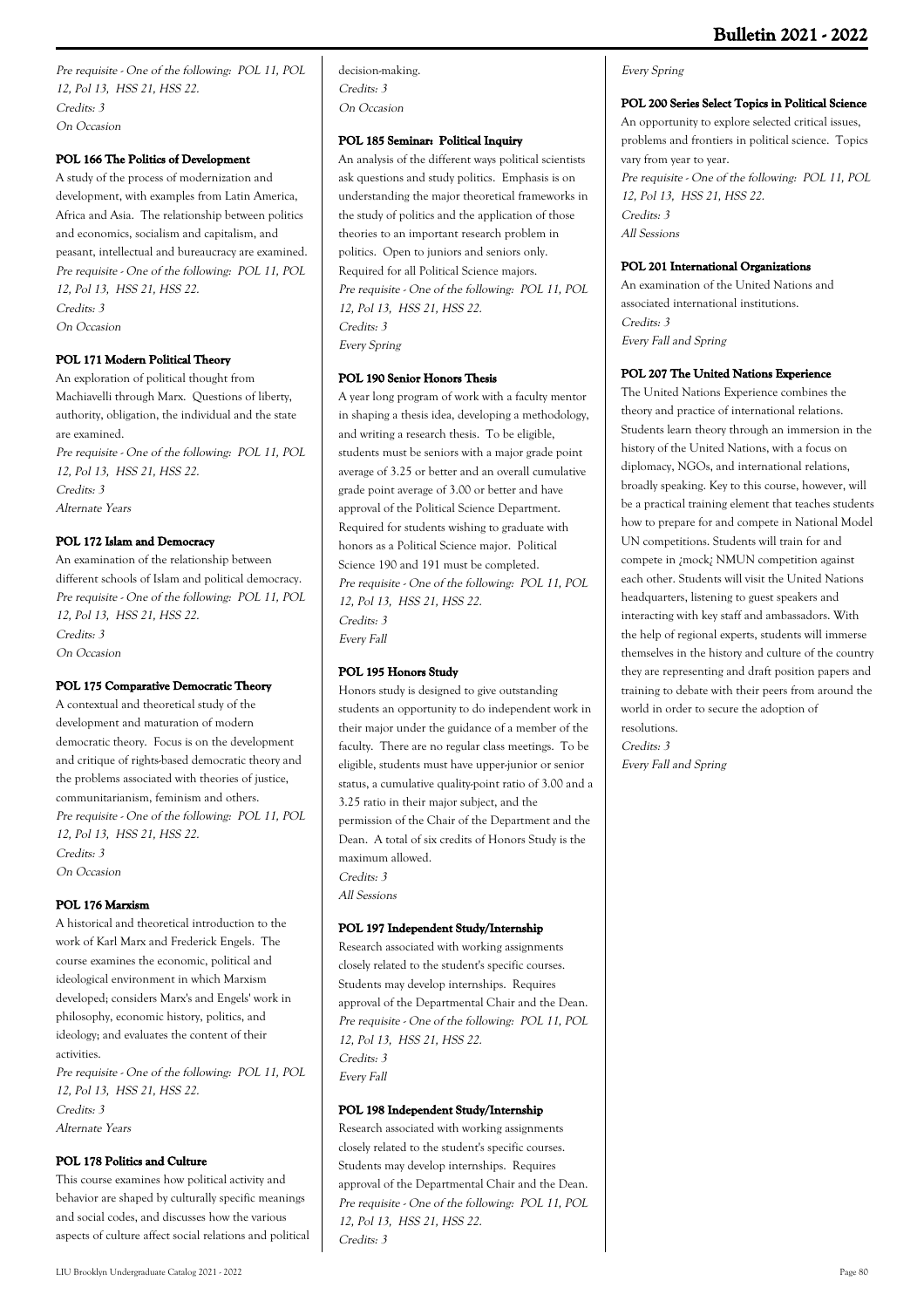Pre requisite - One of the following:  POL 11, POL 12, Pol 13,  HSS 21, HSS 22.
*Credits: 3*
*On Occasion*

### POL 166 The Politics of Development

A study of the process of modernization and development, with examples from Latin America, Africa and Asia.  The relationship between politics and economics, socialism and capitalism, and peasant, intellectual and bureaucracy are examined.
*Pre requisite - One of the following:  POL 11, POL 12, Pol 13,  HSS 21, HSS 22.*
*Credits: 3*
*On Occasion*

### POL 171 Modern Political Theory

An exploration of political thought from Machiavelli through Marx.  Questions of liberty, authority, obligation, the individual and the state are examined.
*Pre requisite - One of the following:  POL 11, POL 12, Pol 13,  HSS 21, HSS 22.*
*Credits: 3*
*Alternate Years*

### POL 172 Islam and Democracy

An examination of the relationship between different schools of Islam and political democracy.
*Pre requisite - One of the following:  POL 11, POL 12, Pol 13,  HSS 21, HSS 22.*
*Credits: 3*
*On Occasion*

### POL 175 Comparative Democratic Theory

A contextual and theoretical study of the development and maturation of modern democratic theory.  Focus is on the development and critique of rights-based democratic theory and the problems associated with theories of justice, communitarianism, feminism and others.
*Pre requisite - One of the following:  POL 11, POL 12, Pol 13,  HSS 21, HSS 22.*
*Credits: 3*
*On Occasion*

### POL 176 Marxism

A historical and theoretical introduction to the work of Karl Marx and Frederick Engels.  The course examines the economic, political and ideological environment in which Marxism developed; considers Marx's and Engels' work in philosophy, economic history, politics, and ideology; and evaluates the content of their activities.
*Pre requisite - One of the following:  POL 11, POL 12, Pol 13,  HSS 21, HSS 22.*
*Credits: 3*
*Alternate Years*

### POL 178 Politics and Culture

This course examines how political activity and behavior are shaped by culturally specific meanings and social codes, and discusses how the various aspects of culture affect social relations and political decision-making.
*Credits: 3*
*On Occasion*

### POL 185 Seminar:  Political Inquiry

An analysis of the different ways political scientists ask questions and study politics.  Emphasis is on understanding the major theoretical frameworks in the study of politics and the application of those theories to an important research problem in politics.  Open to juniors and seniors only.  Required for all Political Science majors.
*Pre requisite - One of the following:  POL 11, POL 12, Pol 13,  HSS 21, HSS 22.*
*Credits: 3*
*Every Spring*

### POL 190 Senior Honors Thesis

A year long program of work with a faculty mentor in shaping a thesis idea, developing a methodology, and writing a research thesis.  To be eligible, students must be seniors with a major grade point average of 3.25 or better and an overall cumulative grade point average of 3.00 or better and have approval of the Political Science Department.  Required for students wishing to graduate with honors as a Political Science major.  Political Science 190 and 191 must be completed.
*Pre requisite - One of the following:  POL 11, POL 12, Pol 13,  HSS 21, HSS 22.*
*Credits: 3*
*Every Fall*

### POL 195 Honors Study

Honors study is designed to give outstanding students an opportunity to do independent work in their major under the guidance of a member of the faculty.  There are no regular class meetings.  To be eligible, students must have upper-junior or senior status, a cumulative quality-point ratio of 3.00 and a 3.25 ratio in their major subject, and the permission of the Chair of the Department and the Dean.  A total of six credits of Honors Study is the maximum allowed.
*Credits: 3*
*All Sessions*

### POL 197 Independent Study/Internship

Research associated with working assignments closely related to the student's specific courses.  Students may develop internships.  Requires approval of the Departmental Chair and the Dean.
*Pre requisite - One of the following:  POL 11, POL 12, Pol 13,  HSS 21, HSS 22.*
*Credits: 3*
*Every Fall*

### POL 198 Independent Study/Internship

Research associated with working assignments closely related to the student's specific courses.  Students may develop internships.  Requires approval of the Departmental Chair and the Dean.
*Pre requisite - One of the following:  POL 11, POL 12, Pol 13,  HSS 21, HSS 22.*
*Credits: 3*
*Every Spring*

### POL 200 Series Select Topics in Political Science

An opportunity to explore selected critical issues, problems and frontiers in political science.  Topics vary from year to year.
*Pre requisite - One of the following:  POL 11, POL 12, Pol 13,  HSS 21, HSS 22.*
*Credits: 3*
*All Sessions*

### POL 201 International Organizations

An examination of the United Nations and associated international institutions.
*Credits: 3*
*Every Fall and Spring*

### POL 207 The United Nations Experience

The United Nations Experience combines the theory and practice of international relations. Students learn theory through an immersion in the history of the United Nations, with a focus on diplomacy, NGOs, and international relations, broadly speaking. Key to this course, however, will be a practical training element that teaches students how to prepare for and compete in National Model UN competitions. Students will train for and compete in ¿mock¿ NMUN competition against each other. Students will visit the United Nations headquarters, listening to guest speakers and interacting with key staff and ambassadors. With the help of regional experts, students will immerse themselves in the history and culture of the country they are representing and draft position papers and training to debate with their peers from around the world in order to secure the adoption of resolutions.
*Credits: 3*
*Every Fall and Spring*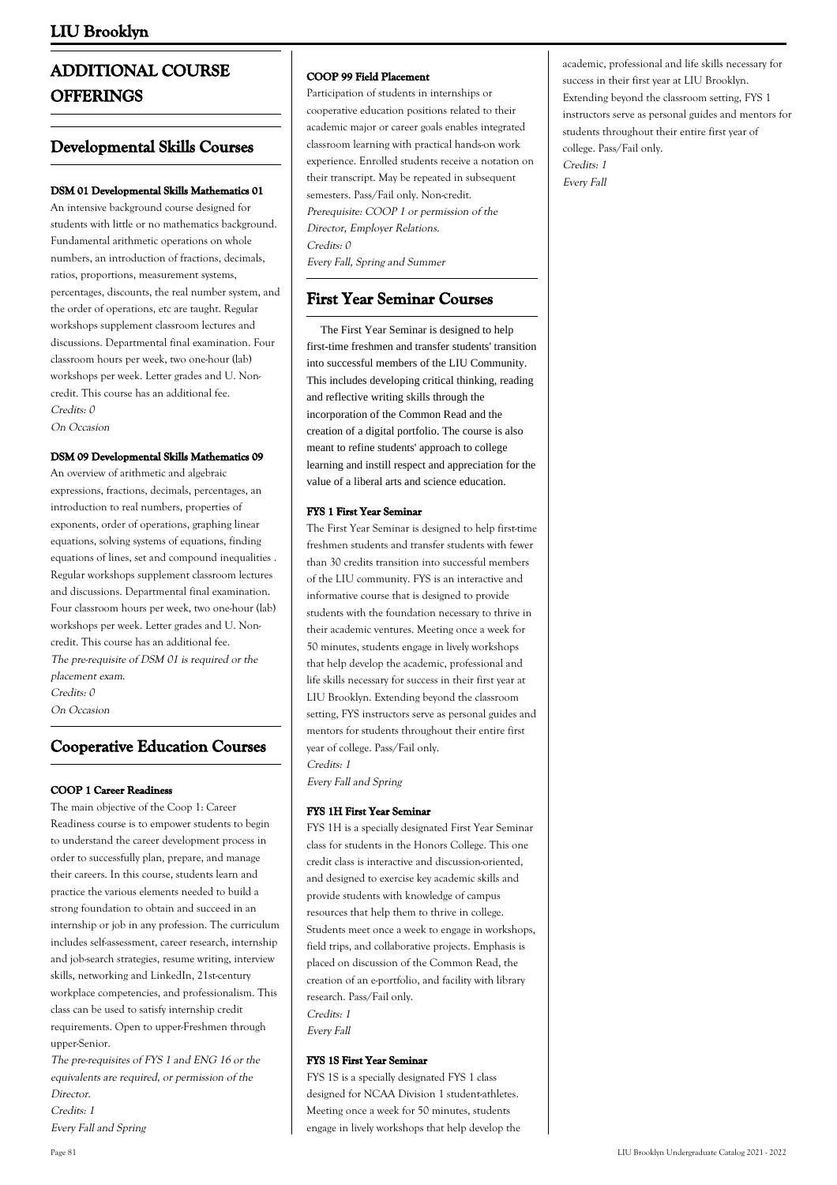# ADDITIONAL COURSE OFFERINGS

## Developmental Skills Courses

#### DSM 01 Developmental Skills Mathematics 01

An intensive background course designed for students with little or no mathematics background. Fundamental arithmetic operations on whole numbers, an introduction of fractions, decimals, ratios, proportions, measurement systems, percentages, discounts, the real number system, and the order of operations, etc are taught. Regular workshops supplement classroom lectures and discussions. Departmental final examination. Four classroom hours per week, two one-hour (lab) workshops per week. Letter grades and U. Non-credit. This course has an additional fee.

*Credits: 0*

*On Occasion*

#### DSM 09 Developmental Skills Mathematics 09

An overview of arithmetic and algebraic expressions, fractions, decimals, percentages, an introduction to real numbers, properties of exponents, order of operations, graphing linear equations, solving systems of equations, finding equations of lines, set and compound inequalities . Regular workshops supplement classroom lectures and discussions. Departmental final examination. Four classroom hours per week, two one-hour (lab) workshops per week. Letter grades and U. Non-credit. This course has an additional fee.

*The pre-requisite of DSM 01 is required or the placement exam.*

*Credits: 0*

*On Occasion*

## Cooperative Education Courses

#### COOP 1 Career Readiness

The main objective of the Coop 1: Career Readiness course is to empower students to begin to understand the career development process in order to successfully plan, prepare, and manage their careers. In this course, students learn and practice the various elements needed to build a strong foundation to obtain and succeed in an internship or job in any profession. The curriculum includes self-assessment, career research, internship and job-search strategies, resume writing, interview skills, networking and LinkedIn, 21st-century workplace competencies, and professionalism. This class can be used to satisfy internship credit requirements. Open to upper-Freshmen through upper-Senior.

*The pre-requisites of FYS 1 and ENG 16 or the equivalents are required, or permission of the Director.*

*Credits: 1*

*Every Fall and Spring*

#### COOP 99 Field Placement

Participation of students in internships or cooperative education positions related to their academic major or career goals enables integrated classroom learning with practical hands-on work experience. Enrolled students receive a notation on their transcript. May be repeated in subsequent semesters. Pass/Fail only. Non-credit.

*Prerequisite: COOP 1 or permission of the Director, Employer Relations.*

*Credits: 0*

*Every Fall, Spring and Summer*

## First Year Seminar Courses

The First Year Seminar is designed to help first-time freshmen and transfer students' transition into successful members of the LIU Community. This includes developing critical thinking, reading and reflective writing skills through the incorporation of the Common Read and the creation of a digital portfolio. The course is also meant to refine students' approach to college learning and instill respect and appreciation for the value of a liberal arts and science education.

#### FYS 1 First Year Seminar

The First Year Seminar is designed to help first-time freshmen students and transfer students with fewer than 30 credits transition into successful members of the LIU community. FYS is an interactive and informative course that is designed to provide students with the foundation necessary to thrive in their academic ventures. Meeting once a week for 50 minutes, students engage in lively workshops that help develop the academic, professional and life skills necessary for success in their first year at LIU Brooklyn. Extending beyond the classroom setting, FYS instructors serve as personal guides and mentors for students throughout their entire first year of college. Pass/Fail only.

*Credits: 1*

*Every Fall and Spring*

#### FYS 1H First Year Seminar

FYS 1H is a specially designated First Year Seminar class for students in the Honors College. This one credit class is interactive and discussion-oriented, and designed to exercise key academic skills and provide students with knowledge of campus resources that help them to thrive in college. Students meet once a week to engage in workshops, field trips, and collaborative projects. Emphasis is placed on discussion of the Common Read, the creation of an e-portfolio, and facility with library research. Pass/Fail only.

*Credits: 1*

*Every Fall*

#### FYS 1S First Year Seminar

FYS 1S is a specially designated FYS 1 class designed for NCAA Division 1 student-athletes. Meeting once a week for 50 minutes, students engage in lively workshops that help develop the academic, professional and life skills necessary for success in their first year at LIU Brooklyn. Extending beyond the classroom setting, FYS 1 instructors serve as personal guides and mentors for students throughout their entire first year of college. Pass/Fail only.

*Credits: 1*

*Every Fall*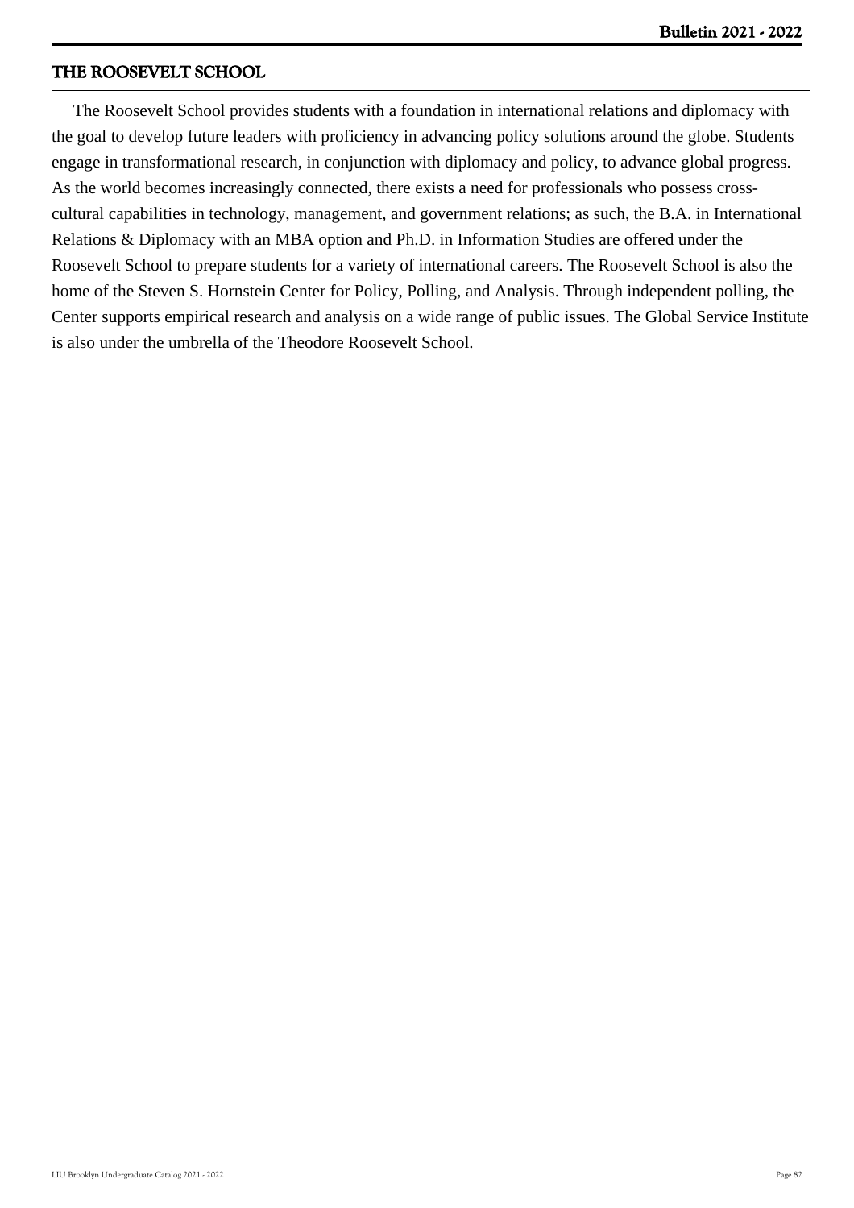## THE ROOSEVELT SCHOOL

The Roosevelt School provides students with a foundation in international relations and diplomacy with the goal to develop future leaders with proficiency in advancing policy solutions around the globe. Students engage in transformational research, in conjunction with diplomacy and policy, to advance global progress. As the world becomes increasingly connected, there exists a need for professionals who possess cross-cultural capabilities in technology, management, and government relations; as such, the B.A. in International Relations & Diplomacy with an MBA option and Ph.D. in Information Studies are offered under the Roosevelt School to prepare students for a variety of international careers. The Roosevelt School is also the home of the Steven S. Hornstein Center for Policy, Polling, and Analysis. Through independent polling, the Center supports empirical research and analysis on a wide range of public issues. The Global Service Institute is also under the umbrella of the Theodore Roosevelt School.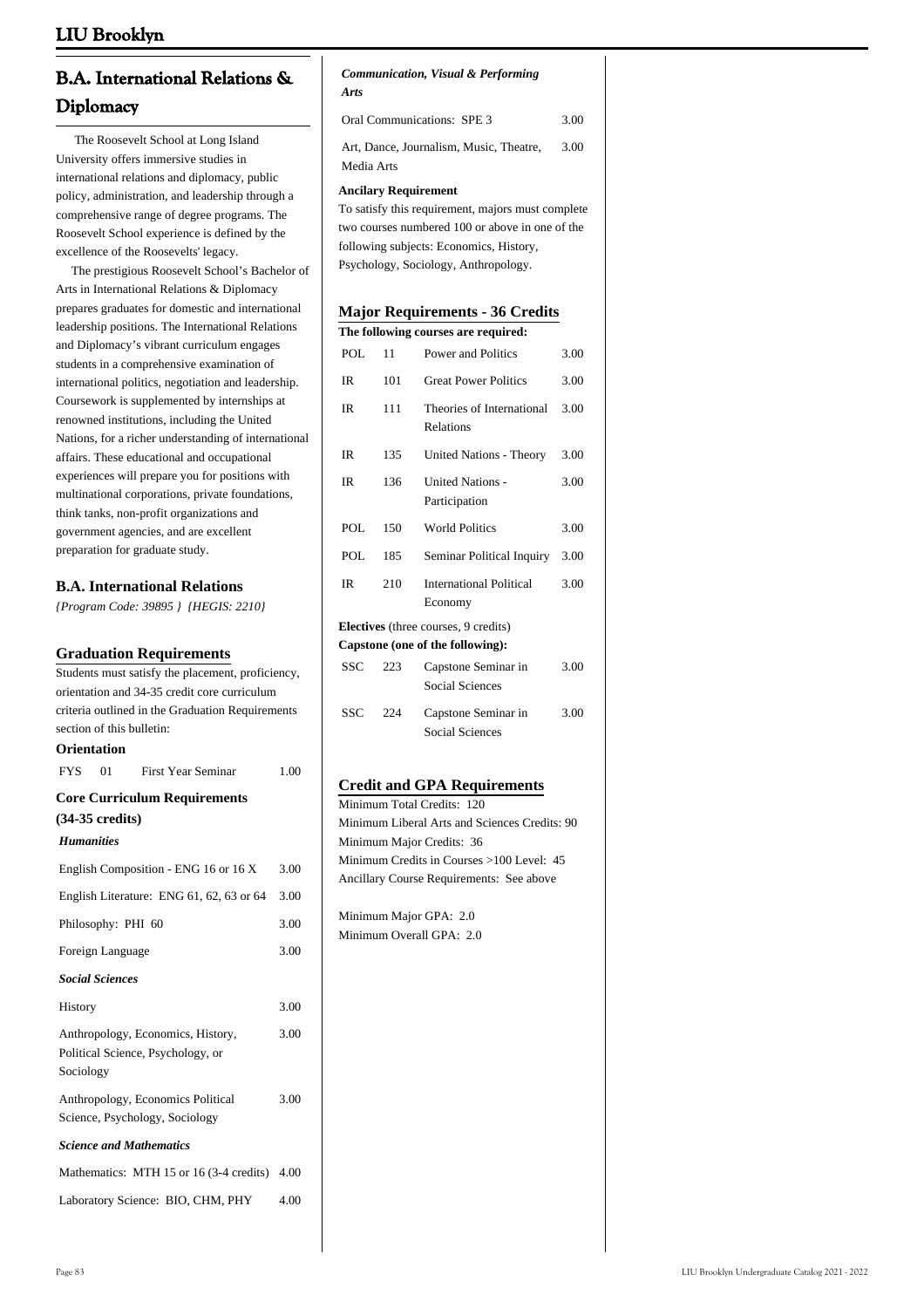## B.A. International Relations & Diplomacy

The Roosevelt School at Long Island University offers immersive studies in international relations and diplomacy, public policy, administration, and leadership through a comprehensive range of degree programs. The Roosevelt School experience is defined by the excellence of the Roosevelts' legacy.

The prestigious Roosevelt School's Bachelor of Arts in International Relations & Diplomacy prepares graduates for domestic and international leadership positions. The International Relations and Diplomacy's vibrant curriculum engages students in a comprehensive examination of international politics, negotiation and leadership. Coursework is supplemented by internships at renowned institutions, including the United Nations, for a richer understanding of international affairs. These educational and occupational experiences will prepare you for positions with multinational corporations, private foundations, think tanks, non-profit organizations and government agencies, and are excellent preparation for graduate study.

### B.A. International Relations

*{Program Code: 39895 } {HEGIS: 2210}*

### Graduation Requirements

Students must satisfy the placement, proficiency, orientation and 34-35 credit core curriculum criteria outlined in the Graduation Requirements section of this bulletin:

**Orientation**

| | | | |
|---|---|---|---|
| FYS | 01 | First Year Seminar | 1.00 |

**Core Curriculum Requirements (34-35 credits)**

***Humanities***

| | |
|---|---|
| English Composition - ENG 16 or 16 X | 3.00 |
| English Literature: ENG 61, 62, 63 or 64 | 3.00 |
| Philosophy: PHI 60 | 3.00 |
| Foreign Language | 3.00 |

***Social Sciences***

| | |
|---|---|
| History | 3.00 |
| Anthropology, Economics, History, Political Science, Psychology, or Sociology | 3.00 |
| Anthropology, Economics Political Science, Psychology, Sociology | 3.00 |

***Science and Mathematics***

| | |
|---|---|
| Mathematics: MTH 15 or 16 (3-4 credits) | 4.00 |
| Laboratory Science: BIO, CHM, PHY | 4.00 |

***Communication, Visual & Performing Arts***

| | |
|---|---|
| Oral Communications: SPE 3 | 3.00 |
| Art, Dance, Journalism, Music, Theatre, Media Arts | 3.00 |

**Ancilary Requirement**

To satisfy this requirement, majors must complete two courses numbered 100 or above in one of the following subjects: Economics, History, Psychology, Sociology, Anthropology.

### Major Requirements - 36 Credits

**The following courses are required:**

| | | | |
|---|---|---|---|
| POL | 11 | Power and Politics | 3.00 |
| IR | 101 | Great Power Politics | 3.00 |
| IR | 111 | Theories of International Relations | 3.00 |
| IR | 135 | United Nations - Theory | 3.00 |
| IR | 136 | United Nations - Participation | 3.00 |
| POL | 150 | World Politics | 3.00 |
| POL | 185 | Seminar Political Inquiry | 3.00 |
| IR | 210 | International Political Economy | 3.00 |

**Electives** (three courses, 9 credits)

**Capstone (one of the following):**

| | | | |
|---|---|---|---|
| SSC | 223 | Capstone Seminar in Social Sciences | 3.00 |
| SSC | 224 | Capstone Seminar in Social Sciences | 3.00 |

### Credit and GPA Requirements

Minimum Total Credits: 120
Minimum Liberal Arts and Sciences Credits: 90
Minimum Major Credits: 36
Minimum Credits in Courses >100 Level: 45
Ancillary Course Requirements: See above

Minimum Major GPA: 2.0
Minimum Overall GPA: 2.0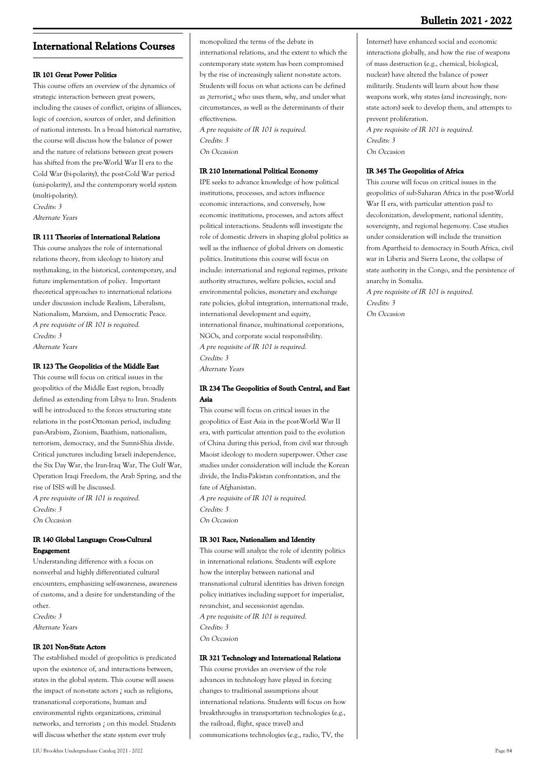## International Relations Courses

### IR 101 Great Power Politics

This course offers an overview of the dynamics of strategic interaction between great powers, including the causes of conflict, origins of alliances, logic of coercion, sources of order, and definition of national interests. In a broad historical narrative, the course will discuss how the balance of power and the nature of relations between great powers has shifted from the pre-World War II era to the Cold War (bi-polarity), the post-Cold War period (uni-polarity), and the contemporary world system (multi-polarity).

*Credits: 3*
*Alternate Years*

### IR 111 Theories of International Relations

This course analyzes the role of international relations theory, from ideology to history and mythmaking, in the historical, contemporary, and future implementation of policy. Important theoretical approaches to international relations under discussion include Realism, Liberalism, Nationalism, Marxism, and Democratic Peace.

*A pre requisite of IR 101 is required.*
*Credits: 3*
*Alternate Years*

### IR 123 The Geopolitics of the Middle East

This course will focus on critical issues in the geopolitics of the Middle East region, broadly defined as extending from Libya to Iran. Students will be introduced to the forces structuring state relations in the post-Ottoman period, including pan-Arabism, Zionism, Baathism, nationalism, terrorism, democracy, and the Sunni-Shia divide. Critical junctures including Israeli independence, the Six Day War, the Iran-Iraq War, The Gulf War, Operation Iraqi Freedom, the Arab Spring, and the rise of ISIS will be discussed.

*A pre requisite of IR 101 is required.*
*Credits: 3*
*On Occasion*

### IR 140 Global Language: Cross-Cultural Engagement

Understanding difference with a focus on nonverbal and highly differentiated cultural encounters, emphasizing self-awareness, awareness of customs, and a desire for understanding of the other.

*Credits: 3*
*Alternate Years*

### IR 201 Non-State Actors

The established model of geopolitics is predicated upon the existence of, and interactions between, states in the global system. This course will assess the impact of non-state actors ¿ such as religions, transnational corporations, human and environmental rights organizations, criminal networks, and terrorists ¿ on this model. Students will discuss whether the state system ever truly monopolized the terms of the debate in international relations, and the extent to which the contemporary state system has been compromised by the rise of increasingly salient non-state actors. Students will focus on what actions can be defined as ¿terrorist,¿ who uses them, why, and under what circumstances, as well as the determinants of their effectiveness.

*A pre requisite of IR 101 is required.*
*Credits: 3*
*On Occasion*

### IR 210 International Political Economy

IPE seeks to advance knowledge of how political institutions, processes, and actors influence economic interactions, and conversely, how economic institutions, processes, and actors affect political interactions. Students will investigate the role of domestic drivers in shaping global politics as well as the influence of global drivers on domestic politics. Institutions this course will focus on include: international and regional regimes, private authority structures, welfare policies, social and environmental policies, monetary and exchange rate policies, global integration, international trade, international development and equity, international finance, multinational corporations, NGOs, and corporate social responsibility.

*A pre requisite of IR 101 is required.*
*Credits: 3*
*Alternate Years*

### IR 234 The Geopolitics of South Central, and East Asia

This course will focus on critical issues in the geopolitics of East Asia in the post-World War II era, with particular attention paid to the evolution of China during this period, from civil war through Maoist ideology to modern superpower. Other case studies under consideration will include the Korean divide, the India-Pakistan confrontation, and the fate of Afghanistan.

*A pre requisite of IR 101 is required.*
*Credits: 3*
*On Occasion*

### IR 301 Race, Nationalism and Identity

This course will analyze the role of identity politics in international relations. Students will explore how the interplay between national and transnational cultural identities has driven foreign policy initiatives including support for imperialist, revanchist, and secessionist agendas.

*A pre requisite of IR 101 is required.*
*Credits: 3*
*On Occasion*

### IR 321 Technology and International Relations

This course provides an overview of the role advances in technology have played in forcing changes to traditional assumptions about international relations. Students will focus on how breakthroughs in transportation technologies (e.g., the railroad, flight, space travel) and communications technologies (e.g., radio, TV, the Internet) have enhanced social and economic interactions globally, and how the rise of weapons of mass destruction (e.g., chemical, biological, nuclear) have altered the balance of power militarily. Students will learn about how these weapons work, why states (and increasingly, non-state actors) seek to develop them, and attempts to prevent proliferation.

*A pre requisite of IR 101 is required.*
*Credits: 3*
*On Occasion*

### IR 345 The Geopolitics of Africa

This course will focus on critical issues in the geopolitics of sub-Saharan Africa in the post-World War II era, with particular attention paid to decolonization, development, national identity, sovereignty, and regional hegemony. Case studies under consideration will include the transition from Apartheid to democracy in South Africa, civil war in Liberia and Sierra Leone, the collapse of state authority in the Congo, and the persistence of anarchy in Somalia.

*A pre requisite of IR 101 is required.*
*Credits: 3*
*On Occasion*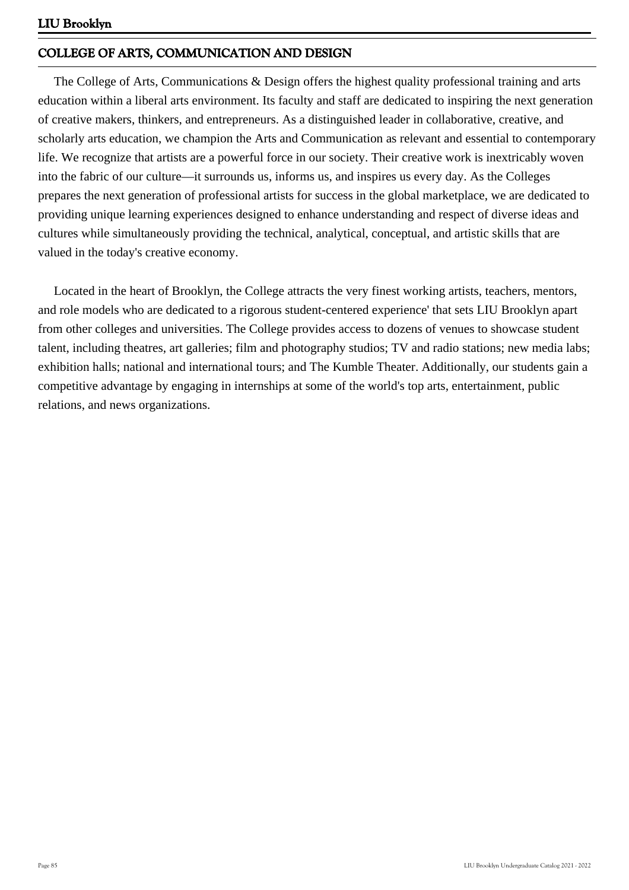## COLLEGE OF ARTS, COMMUNICATION AND DESIGN

The College of Arts, Communications & Design offers the highest quality professional training and arts education within a liberal arts environment. Its faculty and staff are dedicated to inspiring the next generation of creative makers, thinkers, and entrepreneurs. As a distinguished leader in collaborative, creative, and scholarly arts education, we champion the Arts and Communication as relevant and essential to contemporary life. We recognize that artists are a powerful force in our society. Their creative work is inextricably woven into the fabric of our culture—it surrounds us, informs us, and inspires us every day. As the Colleges prepares the next generation of professional artists for success in the global marketplace, we are dedicated to providing unique learning experiences designed to enhance understanding and respect of diverse ideas and cultures while simultaneously providing the technical, analytical, conceptual, and artistic skills that are valued in the today's creative economy.

Located in the heart of Brooklyn, the College attracts the very finest working artists, teachers, mentors, and role models who are dedicated to a rigorous student-centered experience' that sets LIU Brooklyn apart from other colleges and universities. The College provides access to dozens of venues to showcase student talent, including theatres, art galleries; film and photography studios; TV and radio stations; new media labs; exhibition halls; national and international tours; and The Kumble Theater. Additionally, our students gain a competitive advantage by engaging in internships at some of the world's top arts, entertainment, public relations, and news organizations.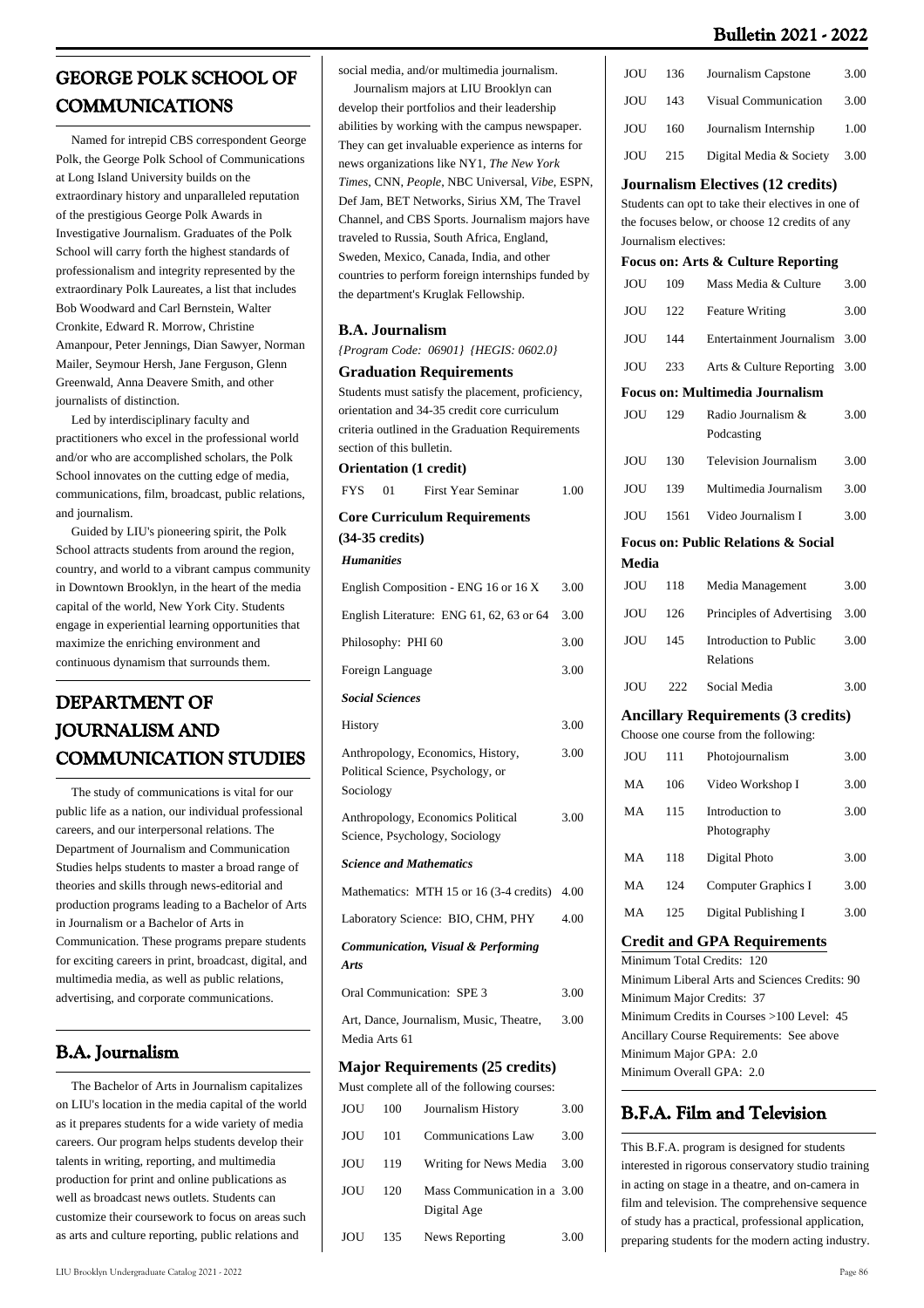## GEORGE POLK SCHOOL OF COMMUNICATIONS

Named for intrepid CBS correspondent George Polk, the George Polk School of Communications at Long Island University builds on the extraordinary history and unparalleled reputation of the prestigious George Polk Awards in Investigative Journalism. Graduates of the Polk School will carry forth the highest standards of professionalism and integrity represented by the extraordinary Polk Laureates, a list that includes Bob Woodward and Carl Bernstein, Walter Cronkite, Edward R. Morrow, Christine Amanpour, Peter Jennings, Dian Sawyer, Norman Mailer, Seymour Hersh, Jane Ferguson, Glenn Greenwald, Anna Deavere Smith, and other journalists of distinction.

Led by interdisciplinary faculty and practitioners who excel in the professional world and/or who are accomplished scholars, the Polk School innovates on the cutting edge of media, communications, film, broadcast, public relations, and journalism.

Guided by LIU's pioneering spirit, the Polk School attracts students from around the region, country, and world to a vibrant campus community in Downtown Brooklyn, in the heart of the media capital of the world, New York City. Students engage in experiential learning opportunities that maximize the enriching environment and continuous dynamism that surrounds them.

## DEPARTMENT OF JOURNALISM AND COMMUNICATION STUDIES

The study of communications is vital for our public life as a nation, our individual professional careers, and our interpersonal relations. The Department of Journalism and Communication Studies helps students to master a broad range of theories and skills through news-editorial and production programs leading to a Bachelor of Arts in Journalism or a Bachelor of Arts in Communication. These programs prepare students for exciting careers in print, broadcast, digital, and multimedia media, as well as public relations, advertising, and corporate communications.

## B.A. Journalism

The Bachelor of Arts in Journalism capitalizes on LIU's location in the media capital of the world as it prepares students for a wide variety of media careers. Our program helps students develop their talents in writing, reporting, and multimedia production for print and online publications as well as broadcast news outlets. Students can customize their coursework to focus on areas such as arts and culture reporting, public relations and social media, and/or multimedia journalism.

Journalism majors at LIU Brooklyn can develop their portfolios and their leadership abilities by working with the campus newspaper. They can get invaluable experience as interns for news organizations like NY1, *The New York Times*, CNN, *People*, NBC Universal, *Vibe*, ESPN, Def Jam, BET Networks, Sirius XM, The Travel Channel, and CBS Sports. Journalism majors have traveled to Russia, South Africa, England, Sweden, Mexico, Canada, India, and other countries to perform foreign internships funded by the department's Kruglak Fellowship.

### B.A. Journalism

*{Program Code: 06901} {HEGIS: 0602.0}*

### Graduation Requirements

Students must satisfy the placement, proficiency, orientation and 34-35 credit core curriculum criteria outlined in the Graduation Requirements section of this bulletin.

**Orientation (1 credit)**

| | | | |
|---|---|---|---|
| FYS | 01 | First Year Seminar | 1.00 |

**Core Curriculum Requirements (34-35 credits)**

***Humanities***

| | |
|---|---|
| English Composition - ENG 16 or 16 X | 3.00 |
| English Literature: ENG 61, 62, 63 or 64 | 3.00 |
| Philosophy: PHI 60 | 3.00 |
| Foreign Language | 3.00 |

***Social Sciences***

| | |
|---|---|
| History | 3.00 |
| Anthropology, Economics, History, Political Science, Psychology, or Sociology | 3.00 |
| Anthropology, Economics Political Science, Psychology, Sociology | 3.00 |

***Science and Mathematics***

| | |
|---|---|
| Mathematics: MTH 15 or 16 (3-4 credits) | 4.00 |
| Laboratory Science: BIO, CHM, PHY | 4.00 |

***Communication, Visual & Performing Arts***

| | |
|---|---|
| Oral Communication: SPE 3 | 3.00 |
| Art, Dance, Journalism, Music, Theatre, Media Arts 61 | 3.00 |

**Major Requirements (25 credits)**

Must complete all of the following courses:

| | | | |
|---|---|---|---|
| JOU | 100 | Journalism History | 3.00 |
| JOU | 101 | Communications Law | 3.00 |
| JOU | 119 | Writing for News Media | 3.00 |
| JOU | 120 | Mass Communication in a Digital Age | 3.00 |
| JOU | 135 | News Reporting | 3.00 |
| JOU | 136 | Journalism Capstone | 3.00 |
| JOU | 143 | Visual Communication | 3.00 |
| JOU | 160 | Journalism Internship | 1.00 |
| JOU | 215 | Digital Media & Society | 3.00 |

**Journalism Electives (12 credits)**

Students can opt to take their electives in one of the focuses below, or choose 12 credits of any Journalism electives:

**Focus on: Arts & Culture Reporting**

| | | | |
|---|---|---|---|
| JOU | 109 | Mass Media & Culture | 3.00 |
| JOU | 122 | Feature Writing | 3.00 |
| JOU | 144 | Entertainment Journalism | 3.00 |
| JOU | 233 | Arts & Culture Reporting | 3.00 |

**Focus on: Multimedia Journalism**

| | | | |
|---|---|---|---|
| JOU | 129 | Radio Journalism & Podcasting | 3.00 |
| JOU | 130 | Television Journalism | 3.00 |
| JOU | 139 | Multimedia Journalism | 3.00 |
| JOU | 1561 | Video Journalism I | 3.00 |

**Focus on: Public Relations & Social Media**

| | | | |
|---|---|---|---|
| JOU | 118 | Media Management | 3.00 |
| JOU | 126 | Principles of Advertising | 3.00 |
| JOU | 145 | Introduction to Public Relations | 3.00 |
| JOU | 222 | Social Media | 3.00 |

**Ancillary Requirements (3 credits)**

Choose one course from the following:

| | | | |
|---|---|---|---|
| JOU | 111 | Photojournalism | 3.00 |
| MA | 106 | Video Workshop I | 3.00 |
| MA | 115 | Introduction to Photography | 3.00 |
| MA | 118 | Digital Photo | 3.00 |
| MA | 124 | Computer Graphics I | 3.00 |
| MA | 125 | Digital Publishing I | 3.00 |

**Credit and GPA Requirements**

Minimum Total Credits: 120
Minimum Liberal Arts and Sciences Credits: 90
Minimum Major Credits: 37
Minimum Credits in Courses >100 Level: 45
Ancillary Course Requirements: See above
Minimum Major GPA: 2.0
Minimum Overall GPA: 2.0

## B.F.A. Film and Television

This B.F.A. program is designed for students interested in rigorous conservatory studio training in acting on stage in a theatre, and on-camera in film and television. The comprehensive sequence of study has a practical, professional application, preparing students for the modern acting industry.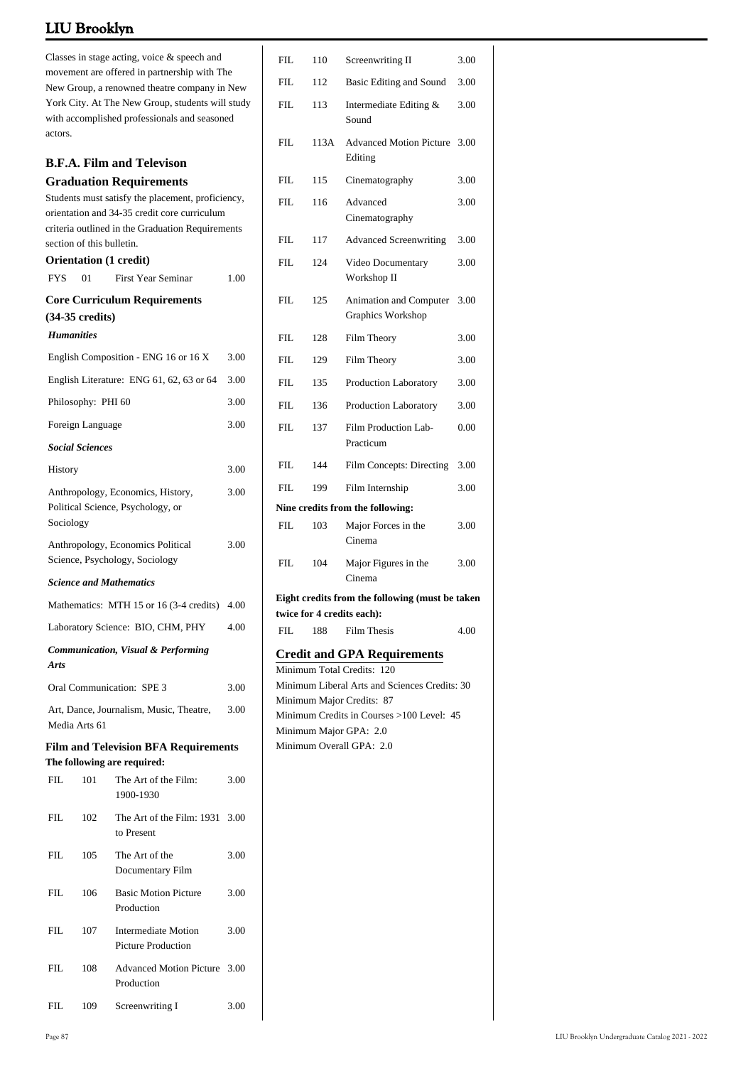Classes in stage acting, voice & speech and movement are offered in partnership with The New Group, a renowned theatre company in New York City. At The New Group, students will study with accomplished professionals and seasoned actors.

## B.F.A. Film and Televison Graduation Requirements

Students must satisfy the placement, proficiency, orientation and 34-35 credit core curriculum criteria outlined in the Graduation Requirements section of this bulletin.

### Orientation (1 credit)

| | | | |
|---|---|---|---|
| FYS | 01 | First Year Seminar | 1.00 |

### Core Curriculum Requirements (34-35 credits)

***Humanities***

| | |
|---|---|
| English Composition - ENG 16 or 16 X | 3.00 |
| English Literature: ENG 61, 62, 63 or 64 | 3.00 |
| Philosophy: PHI 60 | 3.00 |
| Foreign Language | 3.00 |

***Social Sciences***

| | |
|---|---|
| History | 3.00 |
| Anthropology, Economics, History, Political Science, Psychology, or Sociology | 3.00 |
| Anthropology, Economics Political Science, Psychology, Sociology | 3.00 |

***Science and Mathematics***

| | |
|---|---|
| Mathematics: MTH 15 or 16 (3-4 credits) | 4.00 |
| Laboratory Science: BIO, CHM, PHY | 4.00 |

***Communication, Visual & Performing Arts***

| | |
|---|---|
| Oral Communication: SPE 3 | 3.00 |
| Art, Dance, Journalism, Music, Theatre, Media Arts 61 | 3.00 |

### Film and Television BFA Requirements

**The following are required:**

| | | | |
|---|---|---|---|
| FIL | 101 | The Art of the Film: 1900-1930 | 3.00 |
| FIL | 102 | The Art of the Film: 1931 to Present | 3.00 |
| FIL | 105 | The Art of the Documentary Film | 3.00 |
| FIL | 106 | Basic Motion Picture Production | 3.00 |
| FIL | 107 | Intermediate Motion Picture Production | 3.00 |
| FIL | 108 | Advanced Motion Picture Production | 3.00 |
| FIL | 109 | Screenwriting I | 3.00 |
| FIL | 110 | Screenwriting II | 3.00 |
| FIL | 112 | Basic Editing and Sound | 3.00 |
| FIL | 113 | Intermediate Editing & Sound | 3.00 |
| FIL | 113A | Advanced Motion Picture Editing | 3.00 |
| FIL | 115 | Cinematography | 3.00 |
| FIL | 116 | Advanced Cinematography | 3.00 |
| FIL | 117 | Advanced Screenwriting | 3.00 |
| FIL | 124 | Video Documentary Workshop II | 3.00 |
| FIL | 125 | Animation and Computer Graphics Workshop | 3.00 |
| FIL | 128 | Film Theory | 3.00 |
| FIL | 129 | Film Theory | 3.00 |
| FIL | 135 | Production Laboratory | 3.00 |
| FIL | 136 | Production Laboratory | 3.00 |
| FIL | 137 | Film Production Lab-Practicum | 0.00 |
| FIL | 144 | Film Concepts: Directing | 3.00 |
| FIL | 199 | Film Internship | 3.00 |

**Nine credits from the following:**

| | | | |
|---|---|---|---|
| FIL | 103 | Major Forces in the Cinema | 3.00 |
| FIL | 104 | Major Figures in the Cinema | 3.00 |

**Eight credits from the following (must be taken twice for 4 credits each):**

| | | | |
|---|---|---|---|
| FIL | 188 | Film Thesis | 4.00 |

### Credit and GPA Requirements

Minimum Total Credits: 120
Minimum Liberal Arts and Sciences Credits: 30
Minimum Major Credits: 87
Minimum Credits in Courses >100 Level: 45
Minimum Major GPA: 2.0
Minimum Overall GPA: 2.0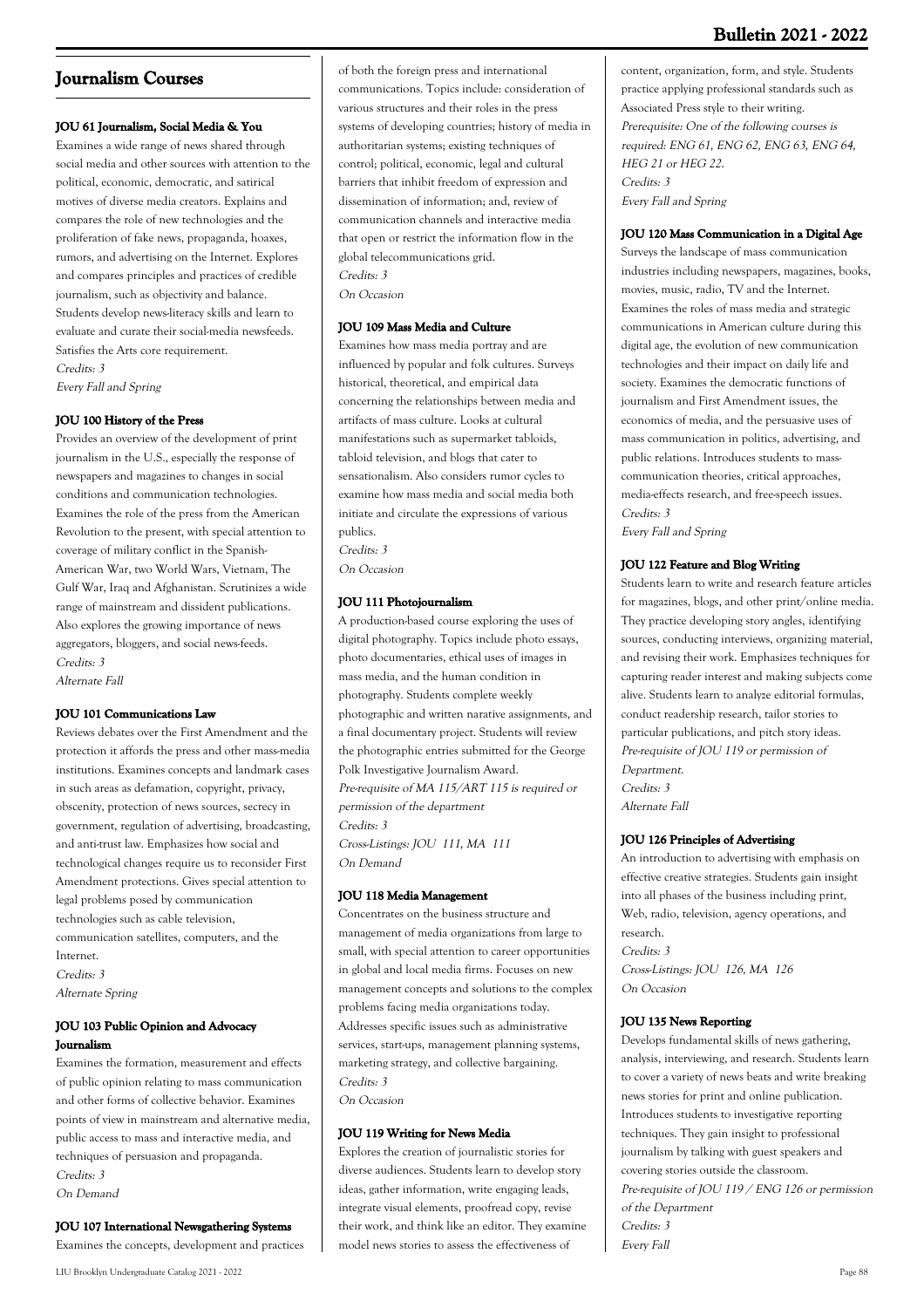## Journalism Courses

#### JOU 61 Journalism, Social Media & You

Examines a wide range of news shared through social media and other sources with attention to the political, economic, democratic, and satirical motives of diverse media creators. Explains and compares the role of new technologies and the proliferation of fake news, propaganda, hoaxes, rumors, and advertising on the Internet. Explores and compares principles and practices of credible journalism, such as objectivity and balance. Students develop news-literacy skills and learn to evaluate and curate their social-media newsfeeds. Satisfies the Arts core requirement.

*Credits: 3*

*Every Fall and Spring*

#### JOU 100 History of the Press

Provides an overview of the development of print journalism in the U.S., especially the response of newspapers and magazines to changes in social conditions and communication technologies. Examines the role of the press from the American Revolution to the present, with special attention to coverage of military conflict in the Spanish-American War, two World Wars, Vietnam, The Gulf War, Iraq and Afghanistan. Scrutinizes a wide range of mainstream and dissident publications. Also explores the growing importance of news aggregators, bloggers, and social news-feeds.

*Credits: 3*

*Alternate Fall*

#### JOU 101 Communications Law

Reviews debates over the First Amendment and the protection it affords the press and other mass-media institutions. Examines concepts and landmark cases in such areas as defamation, copyright, privacy, obscenity, protection of news sources, secrecy in government, regulation of advertising, broadcasting, and anti-trust law. Emphasizes how social and technological changes require us to reconsider First Amendment protections. Gives special attention to legal problems posed by communication technologies such as cable television, communication satellites, computers, and the Internet.

*Credits: 3*

*Alternate Spring*

#### JOU 103 Public Opinion and Advocacy Journalism

Examines the formation, measurement and effects of public opinion relating to mass communication and other forms of collective behavior. Examines points of view in mainstream and alternative media, public access to mass and interactive media, and techniques of persuasion and propaganda.

*Credits: 3*

*On Demand*

#### JOU 107 International Newsgathering Systems

Examines the concepts, development and practices of both the foreign press and international communications. Topics include: consideration of various structures and their roles in the press systems of developing countries; history of media in authoritarian systems; existing techniques of control; political, economic, legal and cultural barriers that inhibit freedom of expression and dissemination of information; and, review of communication channels and interactive media that open or restrict the information flow in the global telecommunications grid.

*Credits: 3*

*On Occasion*

#### JOU 109 Mass Media and Culture

Examines how mass media portray and are influenced by popular and folk cultures. Surveys historical, theoretical, and empirical data concerning the relationships between media and artifacts of mass culture. Looks at cultural manifestations such as supermarket tabloids, tabloid television, and blogs that cater to sensationalism. Also considers rumor cycles to examine how mass media and social media both initiate and circulate the expressions of various publics.

*Credits: 3*

*On Occasion*

#### JOU 111 Photojournalism

A production-based course exploring the uses of digital photography. Topics include photo essays, photo documentaries, ethical uses of images in mass media, and the human condition in photography. Students complete weekly photographic and written narative assignments, and a final documentary project. Students will review the photographic entries submitted for the George Polk Investigative Journalism Award.

*Pre-requisite of MA 115/ART 115 is required or permission of the department*

*Credits: 3*

*Cross-Listings: JOU 111, MA 111*

*On Demand*

#### JOU 118 Media Management

Concentrates on the business structure and management of media organizations from large to small, with special attention to career opportunities in global and local media firms. Focuses on new management concepts and solutions to the complex problems facing media organizations today. Addresses specific issues such as administrative services, start-ups, management planning systems, marketing strategy, and collective bargaining.

*Credits: 3*

*On Occasion*

#### JOU 119 Writing for News Media

Explores the creation of journalistic stories for diverse audiences. Students learn to develop story ideas, gather information, write engaging leads, integrate visual elements, proofread copy, revise their work, and think like an editor. They examine model news stories to assess the effectiveness of content, organization, form, and style. Students practice applying professional standards such as Associated Press style to their writing.

*Prerequisite: One of the following courses is required: ENG 61, ENG 62, ENG 63, ENG 64, HEG 21 or HEG 22.*

*Credits: 3*

*Every Fall and Spring*

#### JOU 120 Mass Communication in a Digital Age

Surveys the landscape of mass communication industries including newspapers, magazines, books, movies, music, radio, TV and the Internet. Examines the roles of mass media and strategic communications in American culture during this digital age, the evolution of new communication technologies and their impact on daily life and society. Examines the democratic functions of journalism and First Amendment issues, the economics of media, and the persuasive uses of mass communication in politics, advertising, and public relations. Introduces students to mass-communication theories, critical approaches, media-effects research, and free-speech issues.

*Credits: 3*

*Every Fall and Spring*

#### JOU 122 Feature and Blog Writing

Students learn to write and research feature articles for magazines, blogs, and other print/online media. They practice developing story angles, identifying sources, conducting interviews, organizing material, and revising their work. Emphasizes techniques for capturing reader interest and making subjects come alive. Students learn to analyze editorial formulas, conduct readership research, tailor stories to particular publications, and pitch story ideas.

*Pre-requisite of JOU 119 or permission of Department.*

*Credits: 3*

*Alternate Fall*

#### JOU 126 Principles of Advertising

An introduction to advertising with emphasis on effective creative strategies. Students gain insight into all phases of the business including print, Web, radio, television, agency operations, and research.

*Credits: 3*

*Cross-Listings: JOU 126, MA 126*

*On Occasion*

#### JOU 135 News Reporting

Develops fundamental skills of news gathering, analysis, interviewing, and research. Students learn to cover a variety of news beats and write breaking news stories for print and online publication. Introduces students to investigative reporting techniques. They gain insight to professional journalism by talking with guest speakers and covering stories outside the classroom.

*Pre-requisite of JOU 119 / ENG 126 or permission of the Department*

*Credits: 3*

*Every Fall*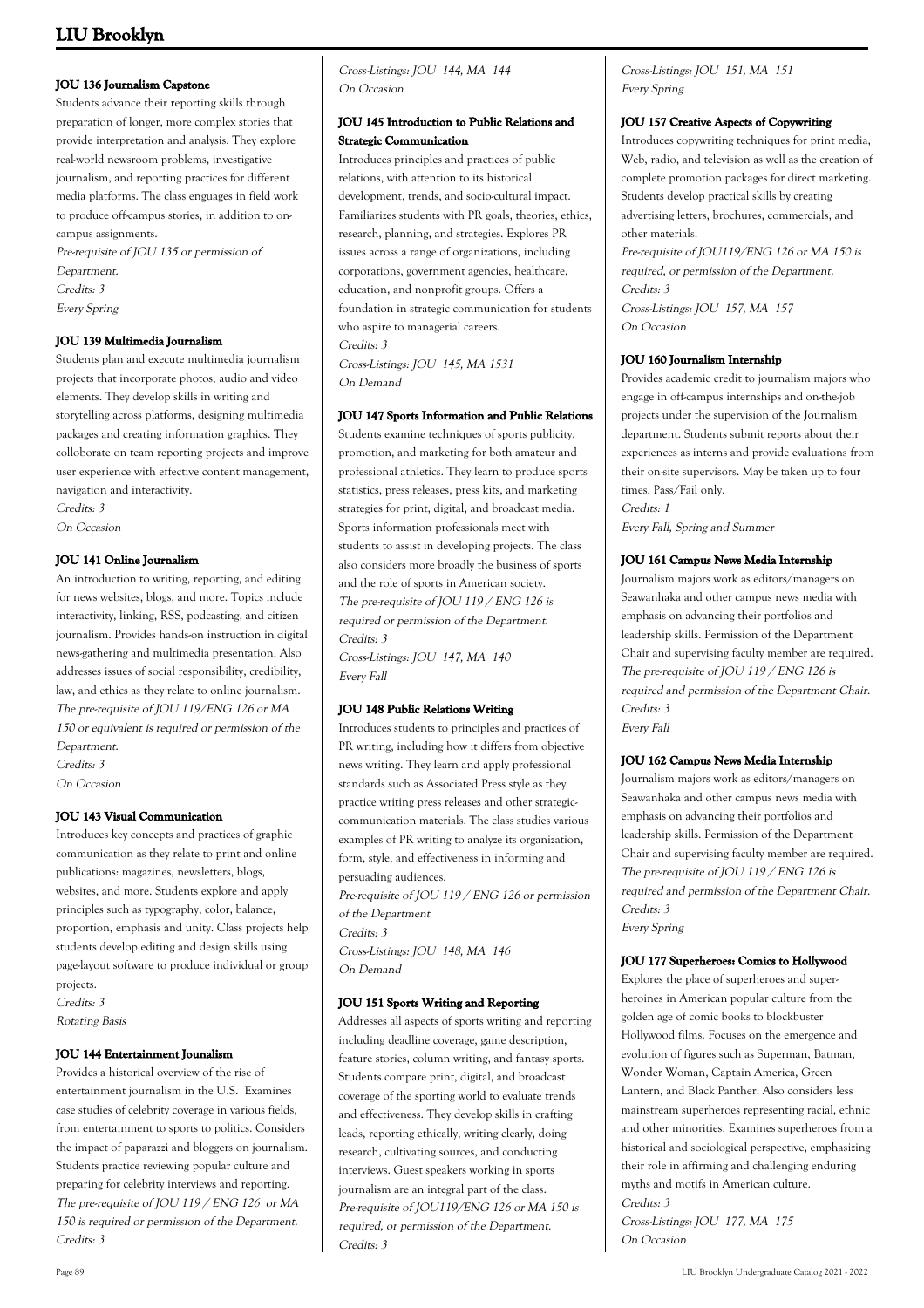#### JOU 136 Journalism Capstone

Students advance their reporting skills through preparation of longer, more complex stories that provide interpretation and analysis. They explore real-world newsroom problems, investigative journalism, and reporting practices for different media platforms. The class enguages in field work to produce off-campus stories, in addition to on-campus assignments.

*Pre-requisite of JOU 135 or permission of Department.*
*Credits: 3*
*Every Spring*

#### JOU 139 Multimedia Journalism

Students plan and execute multimedia journalism projects that incorporate photos, audio and video elements. They develop skills in writing and storytelling across platforms, designing multimedia packages and creating information graphics. They colloborate on team reporting projects and improve user experience with effective content management, navigation and interactivity.

*Credits: 3*
*On Occasion*

#### JOU 141 Online Journalism

An introduction to writing, reporting, and editing for news websites, blogs, and more. Topics include interactivity, linking, RSS, podcasting, and citizen journalism. Provides hands-on instruction in digital news-gathering and multimedia presentation. Also addresses issues of social responsibility, credibility, law, and ethics as they relate to online journalism.

*The pre-requisite of JOU 119/ENG 126 or MA 150 or equivalent is required or permission of the Department.*
*Credits: 3*
*On Occasion*

#### JOU 143 Visual Communication

Introduces key concepts and practices of graphic communication as they relate to print and online publications: magazines, newsletters, blogs, websites, and more. Students explore and apply principles such as typography, color, balance, proportion, emphasis and unity. Class projects help students develop editing and design skills using page-layout software to produce individual or group projects.

*Credits: 3*
*Rotating Basis*

#### JOU 144 Entertainment Jounalism

Provides a historical overview of the rise of entertainment journalism in the U.S. Examines case studies of celebrity coverage in various fields, from entertainment to sports to politics. Considers the impact of paparazzi and bloggers on journalism. Students practice reviewing popular culture and preparing for celebrity interviews and reporting.

*The pre-requisite of JOU 119 / ENG 126 or MA 150 is required or permission of the Department.*
*Credits: 3*
*Cross-Listings: JOU 144, MA 144*
*On Occasion*

#### JOU 145 Introduction to Public Relations and Strategic Communication

Introduces principles and practices of public relations, with attention to its historical development, trends, and socio-cultural impact. Familiarizes students with PR goals, theories, ethics, research, planning, and strategies. Explores PR issues across a range of organizations, including corporations, government agencies, healthcare, education, and nonprofit groups. Offers a foundation in strategic communication for students who aspire to managerial careers.

*Credits: 3*
*Cross-Listings: JOU 145, MA 1531*
*On Demand*

#### JOU 147 Sports Information and Public Relations

Students examine techniques of sports publicity, promotion, and marketing for both amateur and professional athletics. They learn to produce sports statistics, press releases, press kits, and marketing strategies for print, digital, and broadcast media. Sports information professionals meet with students to assist in developing projects. The class also considers more broadly the business of sports and the role of sports in American society.

*The pre-requisite of JOU 119 / ENG 126 is required or permission of the Department.*
*Credits: 3*
*Cross-Listings: JOU 147, MA 140*
*Every Fall*

#### JOU 148 Public Relations Writing

Introduces students to principles and practices of PR writing, including how it differs from objective news writing. They learn and apply professional standards such as Associated Press style as they practice writing press releases and other strategic-communication materials. The class studies various examples of PR writing to analyze its organization, form, style, and effectiveness in informing and persuading audiences.

*Pre-requisite of JOU 119 / ENG 126 or permission of the Department*
*Credits: 3*
*Cross-Listings: JOU 148, MA 146*
*On Demand*

#### JOU 151 Sports Writing and Reporting

Addresses all aspects of sports writing and reporting including deadline coverage, game description, feature stories, column writing, and fantasy sports. Students compare print, digital, and broadcast coverage of the sporting world to evaluate trends and effectiveness. They develop skills in crafting leads, reporting ethically, writing clearly, doing research, cultivating sources, and conducting interviews. Guest speakers working in sports journalism are an integral part of the class.

*Pre-requisite of JOU119/ENG 126 or MA 150 is required, or permission of the Department.*
*Credits: 3*
*Cross-Listings: JOU 151, MA 151*
*Every Spring*

#### JOU 157 Creative Aspects of Copywriting

Introduces copywriting techniques for print media, Web, radio, and television as well as the creation of complete promotion packages for direct marketing. Students develop practical skills by creating advertising letters, brochures, commercials, and other materials.

*Pre-requisite of JOU119/ENG 126 or MA 150 is required, or permission of the Department.*
*Credits: 3*
*Cross-Listings: JOU 157, MA 157*
*On Occasion*

#### JOU 160 Journalism Internship

Provides academic credit to journalism majors who engage in off-campus internships and on-the-job projects under the supervision of the Journalism department. Students submit reports about their experiences as interns and provide evaluations from their on-site supervisors. May be taken up to four times. Pass/Fail only.

*Credits: 1*
*Every Fall, Spring and Summer*

#### JOU 161 Campus News Media Internship

Journalism majors work as editors/managers on Seawanhaka and other campus news media with emphasis on advancing their portfolios and leadership skills. Permission of the Department Chair and supervising faculty member are required.

*The pre-requisite of JOU 119 / ENG 126 is required and permission of the Department Chair.*
*Credits: 3*
*Every Fall*

#### JOU 162 Campus News Media Internship

Journalism majors work as editors/managers on Seawanhaka and other campus news media with emphasis on advancing their portfolios and leadership skills. Permission of the Department Chair and supervising faculty member are required.

*The pre-requisite of JOU 119 / ENG 126 is required and permission of the Department Chair.*
*Credits: 3*
*Every Spring*

#### JOU 177 Superheroes: Comics to Hollywood

Explores the place of superheroes and super-heroines in American popular culture from the golden age of comic books to blockbuster Hollywood films. Focuses on the emergence and evolution of figures such as Superman, Batman, Wonder Woman, Captain America, Green Lantern, and Black Panther. Also considers less mainstream superheroes representing racial, ethnic and other minorities. Examines superheroes from a historical and sociological perspective, emphasizing their role in affirming and challenging enduring myths and motifs in American culture.

*Credits: 3*
*Cross-Listings: JOU 177, MA 175*
*On Occasion*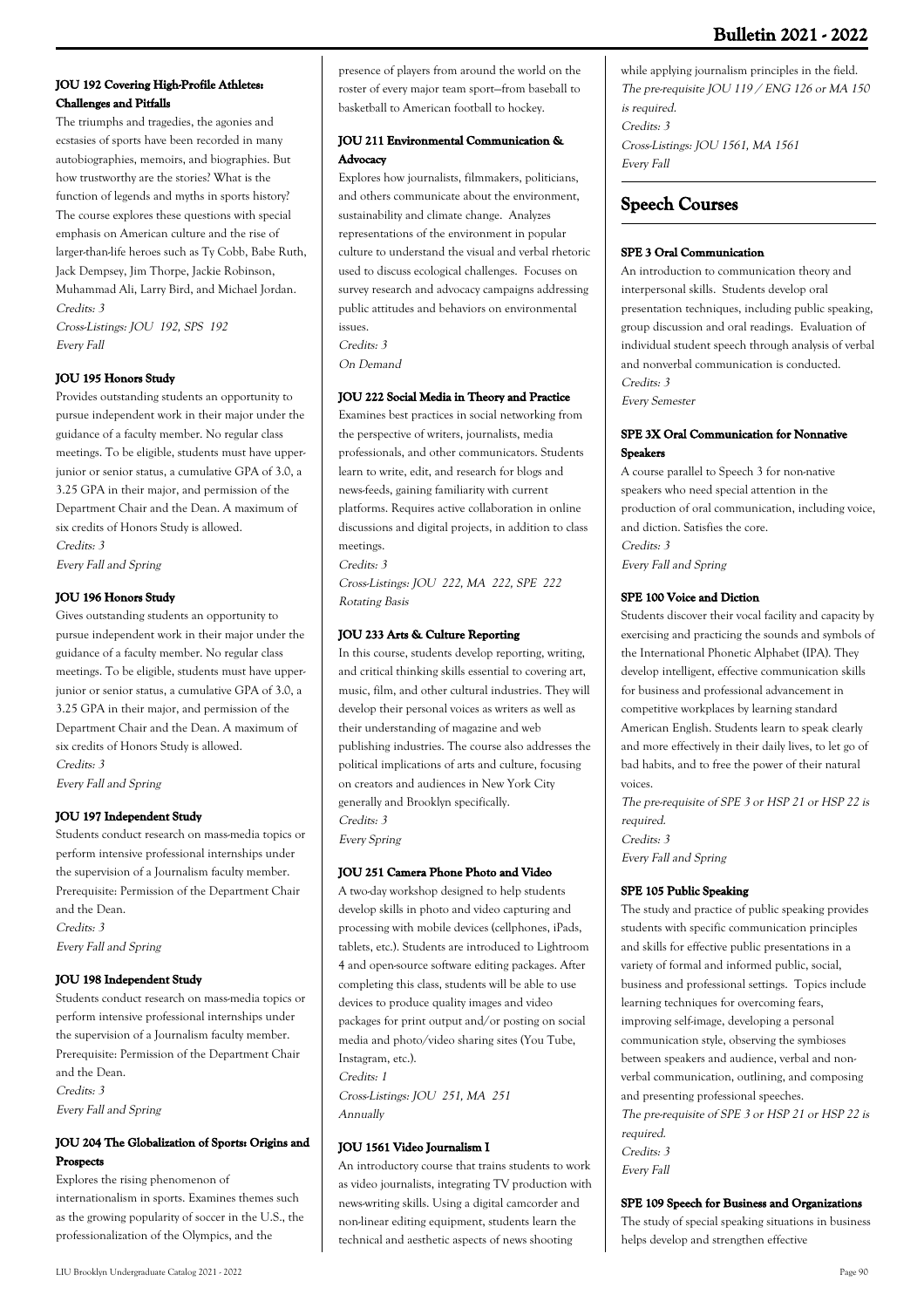#### JOU 192 Covering High-Profile Athletes: Challenges and Pitfalls

The triumphs and tragedies, the agonies and ecstasies of sports have been recorded in many autobiographies, memoirs, and biographies. But how trustworthy are the stories? What is the function of legends and myths in sports history? The course explores these questions with special emphasis on American culture and the rise of larger-than-life heroes such as Ty Cobb, Babe Ruth, Jack Dempsey, Jim Thorpe, Jackie Robinson, Muhammad Ali, Larry Bird, and Michael Jordan.

*Credits: 3*

*Cross-Listings: JOU 192, SPS 192*

*Every Fall*

#### JOU 195 Honors Study

Provides outstanding students an opportunity to pursue independent work in their major under the guidance of a faculty member. No regular class meetings. To be eligible, students must have upper-junior or senior status, a cumulative GPA of 3.0, a 3.25 GPA in their major, and permission of the Department Chair and the Dean. A maximum of six credits of Honors Study is allowed.

*Credits: 3*

*Every Fall and Spring*

#### JOU 196 Honors Study

Gives outstanding students an opportunity to pursue independent work in their major under the guidance of a faculty member. No regular class meetings. To be eligible, students must have upper-junior or senior status, a cumulative GPA of 3.0, a 3.25 GPA in their major, and permission of the Department Chair and the Dean. A maximum of six credits of Honors Study is allowed.

*Credits: 3*

*Every Fall and Spring*

#### JOU 197 Independent Study

Students conduct research on mass-media topics or perform intensive professional internships under the supervision of a Journalism faculty member. Prerequisite: Permission of the Department Chair and the Dean.

*Credits: 3*

*Every Fall and Spring*

#### JOU 198 Independent Study

Students conduct research on mass-media topics or perform intensive professional internships under the supervision of a Journalism faculty member. Prerequisite: Permission of the Department Chair and the Dean.

*Credits: 3*

*Every Fall and Spring*

#### JOU 204 The Globalization of Sports: Origins and Prospects

Explores the rising phenomenon of internationalism in sports. Examines themes such as the growing popularity of soccer in the U.S., the professionalization of the Olympics, and the presence of players from around the world on the roster of every major team sport—from baseball to basketball to American football to hockey.

#### JOU 211 Environmental Communication & Advocacy

Explores how journalists, filmmakers, politicians, and others communicate about the environment, sustainability and climate change. Analyzes representations of the environment in popular culture to understand the visual and verbal rhetoric used to discuss ecological challenges. Focuses on survey research and advocacy campaigns addressing public attitudes and behaviors on environmental issues.

*Credits: 3*

*On Demand*

#### JOU 222 Social Media in Theory and Practice

Examines best practices in social networking from the perspective of writers, journalists, media professionals, and other communicators. Students learn to write, edit, and research for blogs and news-feeds, gaining familiarity with current platforms. Requires active collaboration in online discussions and digital projects, in addition to class meetings.

*Credits: 3*

*Cross-Listings: JOU 222, MA 222, SPE 222*

*Rotating Basis*

#### JOU 233 Arts & Culture Reporting

In this course, students develop reporting, writing, and critical thinking skills essential to covering art, music, film, and other cultural industries. They will develop their personal voices as writers as well as their understanding of magazine and web publishing industries. The course also addresses the political implications of arts and culture, focusing on creators and audiences in New York City generally and Brooklyn specifically.

*Credits: 3*

*Every Spring*

#### JOU 251 Camera Phone Photo and Video

A two-day workshop designed to help students develop skills in photo and video capturing and processing with mobile devices (cellphones, iPads, tablets, etc.). Students are introduced to Lightroom 4 and open-source software editing packages. After completing this class, students will be able to use devices to produce quality images and video packages for print output and/or posting on social media and photo/video sharing sites (You Tube, Instagram, etc.).

*Credits: 1*

*Cross-Listings: JOU 251, MA 251*

*Annually*

#### JOU 1561 Video Journalism I

An introductory course that trains students to work as video journalists, integrating TV production with news-writing skills. Using a digital camcorder and non-linear editing equipment, students learn the technical and aesthetic aspects of news shooting while applying journalism principles in the field.

*The pre-requisite JOU 119 / ENG 126 or MA 150 is required.*

*Credits: 3*

*Cross-Listings: JOU 1561, MA 1561*

*Every Fall*

## Speech Courses

#### SPE 3 Oral Communication

An introduction to communication theory and interpersonal skills. Students develop oral presentation techniques, including public speaking, group discussion and oral readings. Evaluation of individual student speech through analysis of verbal and nonverbal communication is conducted.

*Credits: 3*

*Every Semester*

#### SPE 3X Oral Communication for Nonnative Speakers

A course parallel to Speech 3 for non-native speakers who need special attention in the production of oral communication, including voice, and diction. Satisfies the core.

*Credits: 3*

*Every Fall and Spring*

#### SPE 100 Voice and Diction

Students discover their vocal facility and capacity by exercising and practicing the sounds and symbols of the International Phonetic Alphabet (IPA). They develop intelligent, effective communication skills for business and professional advancement in competitive workplaces by learning standard American English. Students learn to speak clearly and more effectively in their daily lives, to let go of bad habits, and to free the power of their natural voices.

*The pre-requisite of SPE 3 or HSP 21 or HSP 22 is required.*

*Credits: 3*

*Every Fall and Spring*

#### SPE 105 Public Speaking

The study and practice of public speaking provides students with specific communication principles and skills for effective public presentations in a variety of formal and informed public, social, business and professional settings. Topics include learning techniques for overcoming fears, improving self-image, developing a personal communication style, observing the symbioses between speakers and audience, verbal and non-verbal communication, outlining, and composing and presenting professional speeches.

*The pre-requisite of SPE 3 or HSP 21 or HSP 22 is required.*

*Credits: 3*

*Every Fall*

#### SPE 109 Speech for Business and Organizations

The study of special speaking situations in business helps develop and strengthen effective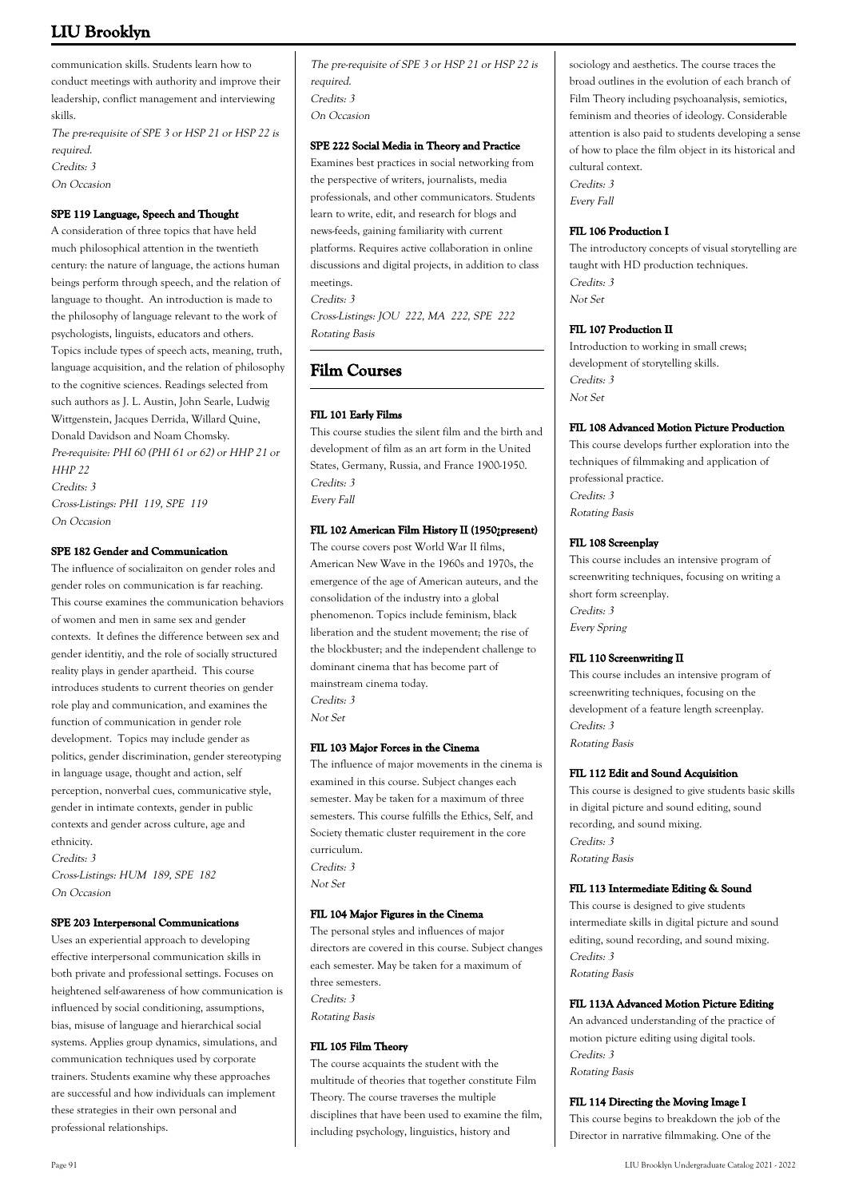communication skills. Students learn how to conduct meetings with authority and improve their leadership, conflict management and interviewing skills.

*The pre-requisite of SPE 3 or HSP 21 or HSP 22 is required.*
*Credits: 3*
*On Occasion*

#### SPE 119 Language, Speech and Thought

A consideration of three topics that have held much philosophical attention in the twentieth century: the nature of language, the actions human beings perform through speech, and the relation of language to thought. An introduction is made to the philosophy of language relevant to the work of psychologists, linguists, educators and others. Topics include types of speech acts, meaning, truth, language acquisition, and the relation of philosophy to the cognitive sciences. Readings selected from such authors as J. L. Austin, John Searle, Ludwig Wittgenstein, Jacques Derrida, Willard Quine, Donald Davidson and Noam Chomsky.

*Pre-requisite: PHI 60 (PHI 61 or 62) or HHP 21 or HHP 22*
*Credits: 3*
*Cross-Listings: PHI 119, SPE 119*
*On Occasion*

#### SPE 182 Gender and Communication

The influence of socializaiton on gender roles and gender roles on communication is far reaching. This course examines the communication behaviors of women and men in same sex and gender contexts. It defines the difference between sex and gender identitiy, and the role of socially structured reality plays in gender apartheid. This course introduces students to current theories on gender role play and communication, and examines the function of communication in gender role development. Topics may include gender as politics, gender discrimination, gender stereotyping in language usage, thought and action, self perception, nonverbal cues, communicative style, gender in intimate contexts, gender in public contexts and gender across culture, age and ethnicity.

*Credits: 3*
*Cross-Listings: HUM 189, SPE 182*
*On Occasion*

#### SPE 203 Interpersonal Communications

Uses an experiential approach to developing effective interpersonal communication skills in both private and professional settings. Focuses on heightened self-awareness of how communication is influenced by social conditioning, assumptions, bias, misuse of language and hierarchical social systems. Applies group dynamics, simulations, and communication techniques used by corporate trainers. Students examine why these approaches are successful and how individuals can implement these strategies in their own personal and professional relationships.

*The pre-requisite of SPE 3 or HSP 21 or HSP 22 is required.*
*Credits: 3*
*On Occasion*

#### SPE 222 Social Media in Theory and Practice

Examines best practices in social networking from the perspective of writers, journalists, media professionals, and other communicators. Students learn to write, edit, and research for blogs and news-feeds, gaining familiarity with current platforms. Requires active collaboration in online discussions and digital projects, in addition to class meetings.

*Credits: 3*
*Cross-Listings: JOU 222, MA 222, SPE 222*
*Rotating Basis*

## Film Courses

#### FIL 101 Early Films

This course studies the silent film and the birth and development of film as an art form in the United States, Germany, Russia, and France 1900-1950.

*Credits: 3*
*Every Fall*

#### FIL 102 American Film History II (1950¿present)

The course covers post World War II films, American New Wave in the 1960s and 1970s, the emergence of the age of American auteurs, and the consolidation of the industry into a global phenomenon. Topics include feminism, black liberation and the student movement; the rise of the blockbuster; and the independent challenge to dominant cinema that has become part of mainstream cinema today.

*Credits: 3*
*Not Set*

#### FIL 103 Major Forces in the Cinema

The influence of major movements in the cinema is examined in this course. Subject changes each semester. May be taken for a maximum of three semesters. This course fulfills the Ethics, Self, and Society thematic cluster requirement in the core curriculum.

*Credits: 3*
*Not Set*

#### FIL 104 Major Figures in the Cinema

The personal styles and influences of major directors are covered in this course. Subject changes each semester. May be taken for a maximum of three semesters.

*Credits: 3*
*Rotating Basis*

#### FIL 105 Film Theory

The course acquaints the student with the multitude of theories that together constitute Film Theory. The course traverses the multiple disciplines that have been used to examine the film, including psychology, linguistics, history and sociology and aesthetics. The course traces the broad outlines in the evolution of each branch of Film Theory including psychoanalysis, semiotics, feminism and theories of ideology. Considerable attention is also paid to students developing a sense of how to place the film object in its historical and cultural context.

*Credits: 3*
*Every Fall*

#### FIL 106 Production I

The introductory concepts of visual storytelling are taught with HD production techniques.

*Credits: 3*
*Not Set*

#### FIL 107 Production II

Introduction to working in small crews; development of storytelling skills.

*Credits: 3*
*Not Set*

#### FIL 108 Advanced Motion Picture Production

This course develops further exploration into the techniques of filmmaking and application of professional practice.

*Credits: 3*
*Rotating Basis*

#### FIL 108 Screenplay

This course includes an intensive program of screenwriting techniques, focusing on writing a short form screenplay.

*Credits: 3*
*Every Spring*

#### FIL 110 Screenwriting II

This course includes an intensive program of screenwriting techniques, focusing on the development of a feature length screenplay.

*Credits: 3*
*Rotating Basis*

#### FIL 112 Edit and Sound Acquisition

This course is designed to give students basic skills in digital picture and sound editing, sound recording, and sound mixing.

*Credits: 3*
*Rotating Basis*

#### FIL 113 Intermediate Editing & Sound

This course is designed to give students intermediate skills in digital picture and sound editing, sound recording, and sound mixing.

*Credits: 3*
*Rotating Basis*

#### FIL 113A Advanced Motion Picture Editing

An advanced understanding of the practice of motion picture editing using digital tools.

*Credits: 3*
*Rotating Basis*

#### FIL 114 Directing the Moving Image I

This course begins to breakdown the job of the Director in narrative filmmaking. One of the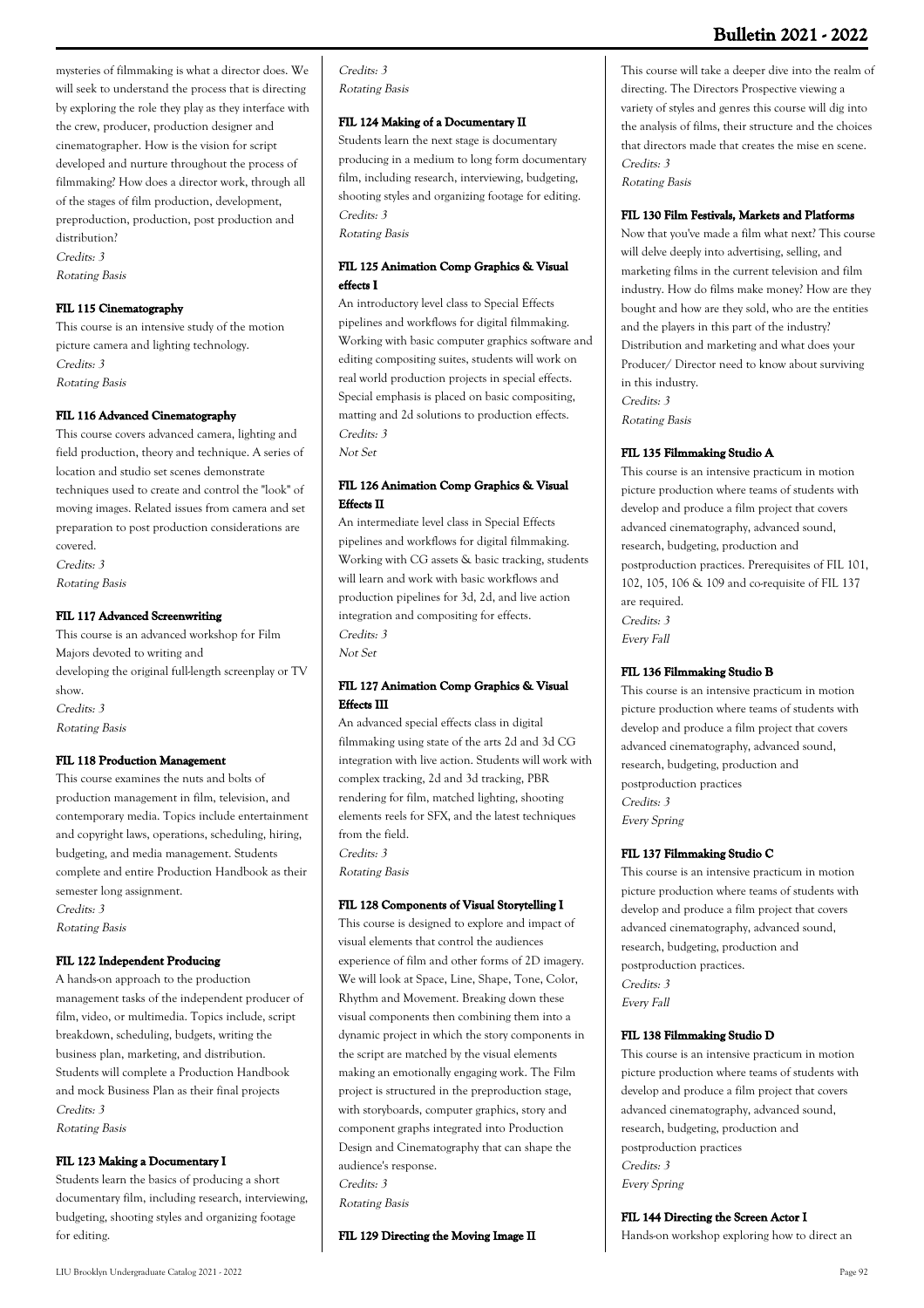mysteries of filmmaking is what a director does. We will seek to understand the process that is directing by exploring the role they play as they interface with the crew, producer, production designer and cinematographer. How is the vision for script developed and nurture throughout the process of filmmaking? How does a director work, through all of the stages of film production, development, preproduction, production, post production and distribution?

*Credits: 3*
*Rotating Basis*

#### FIL 115 Cinematography

This course is an intensive study of the motion picture camera and lighting technology.

*Credits: 3*
*Rotating Basis*

#### FIL 116 Advanced Cinematography

This course covers advanced camera, lighting and field production, theory and technique. A series of location and studio set scenes demonstrate techniques used to create and control the "look" of moving images. Related issues from camera and set preparation to post production considerations are covered.

*Credits: 3*
*Rotating Basis*

#### FIL 117 Advanced Screenwriting

This course is an advanced workshop for Film Majors devoted to writing and developing the original full-length screenplay or TV show.

*Credits: 3*
*Rotating Basis*

#### FIL 118 Production Management

This course examines the nuts and bolts of production management in film, television, and contemporary media. Topics include entertainment and copyright laws, operations, scheduling, hiring, budgeting, and media management. Students complete and entire Production Handbook as their semester long assignment.

*Credits: 3*
*Rotating Basis*

#### FIL 122 Independent Producing

A hands-on approach to the production management tasks of the independent producer of film, video, or multimedia. Topics include, script breakdown, scheduling, budgets, writing the business plan, marketing, and distribution. Students will complete a Production Handbook and mock Business Plan as their final projects

*Credits: 3*
*Rotating Basis*

#### FIL 123 Making a Documentary I

Students learn the basics of producing a short documentary film, including research, interviewing, budgeting, shooting styles and organizing footage for editing.

*Credits: 3*
*Rotating Basis*

#### FIL 124 Making of a Documentary II

Students learn the next stage is documentary producing in a medium to long form documentary film, including research, interviewing, budgeting, shooting styles and organizing footage for editing.

*Credits: 3*
*Rotating Basis*

#### FIL 125 Animation Comp Graphics & Visual effects I

An introductory level class to Special Effects pipelines and workflows for digital filmmaking. Working with basic computer graphics software and editing compositing suites, students will work on real world production projects in special effects. Special emphasis is placed on basic compositing, matting and 2d solutions to production effects.

*Credits: 3*
*Not Set*

#### FIL 126 Animation Comp Graphics & Visual Effects II

An intermediate level class in Special Effects pipelines and workflows for digital filmmaking. Working with CG assets & basic tracking, students will learn and work with basic workflows and production pipelines for 3d, 2d, and live action integration and compositing for effects.

*Credits: 3*
*Not Set*

#### FIL 127 Animation Comp Graphics & Visual Effects III

An advanced special effects class in digital filmmaking using state of the arts 2d and 3d CG integration with live action. Students will work with complex tracking, 2d and 3d tracking, PBR rendering for film, matched lighting, shooting elements reels for SFX, and the latest techniques from the field.

*Credits: 3*
*Rotating Basis*

#### FIL 128 Components of Visual Storytelling I

This course is designed to explore and impact of visual elements that control the audiences experience of film and other forms of 2D imagery. We will look at Space, Line, Shape, Tone, Color, Rhythm and Movement. Breaking down these visual components then combining them into a dynamic project in which the story components in the script are matched by the visual elements making an emotionally engaging work. The Film project is structured in the preproduction stage, with storyboards, computer graphics, story and component graphs integrated into Production Design and Cinematography that can shape the audience's response.

*Credits: 3*
*Rotating Basis*

#### FIL 129 Directing the Moving Image II

This course will take a deeper dive into the realm of directing. The Directors Prospective viewing a variety of styles and genres this course will dig into the analysis of films, their structure and the choices that directors made that creates the mise en scene.

*Credits: 3*
*Rotating Basis*

#### FIL 130 Film Festivals, Markets and Platforms

Now that you've made a film what next? This course will delve deeply into advertising, selling, and marketing films in the current television and film industry. How do films make money? How are they bought and how are they sold, who are the entities and the players in this part of the industry? Distribution and marketing and what does your Producer/ Director need to know about surviving in this industry.

*Credits: 3*
*Rotating Basis*

#### FIL 135 Filmmaking Studio A

This course is an intensive practicum in motion picture production where teams of students with develop and produce a film project that covers advanced cinematography, advanced sound, research, budgeting, production and postproduction practices. Prerequisites of FIL 101, 102, 105, 106 & 109 and co-requisite of FIL 137 are required.

*Credits: 3*
*Every Fall*

#### FIL 136 Filmmaking Studio B

This course is an intensive practicum in motion picture production where teams of students with develop and produce a film project that covers advanced cinematography, advanced sound, research, budgeting, production and postproduction practices

*Credits: 3*
*Every Spring*

#### FIL 137 Filmmaking Studio C

This course is an intensive practicum in motion picture production where teams of students with develop and produce a film project that covers advanced cinematography, advanced sound, research, budgeting, production and postproduction practices.

*Credits: 3*
*Every Fall*

#### FIL 138 Filmmaking Studio D

This course is an intensive practicum in motion picture production where teams of students with develop and produce a film project that covers advanced cinematography, advanced sound, research, budgeting, production and postproduction practices

*Credits: 3*
*Every Spring*

#### FIL 144 Directing the Screen Actor I

Hands-on workshop exploring how to direct an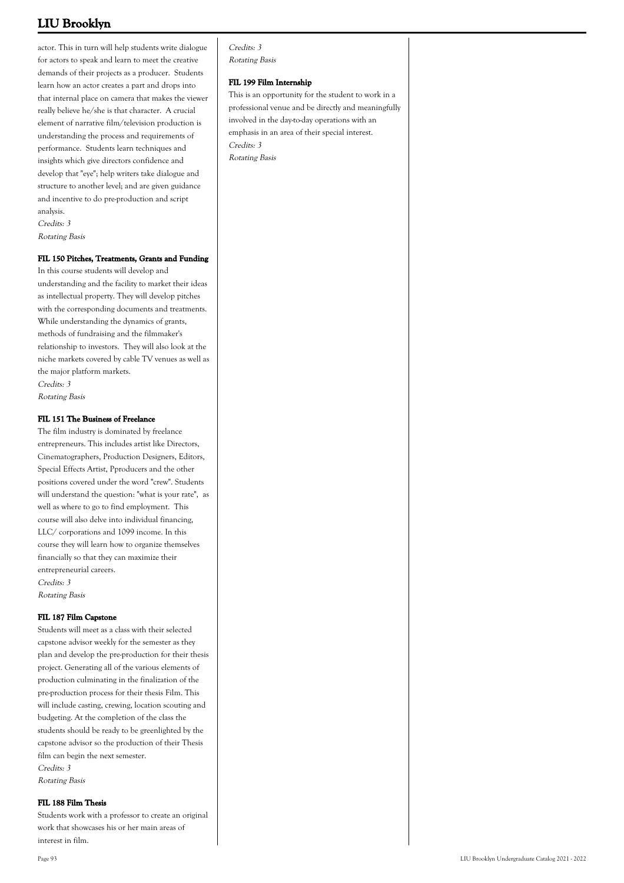actor. This in turn will help students write dialogue for actors to speak and learn to meet the creative demands of their projects as a producer. Students learn how an actor creates a part and drops into that internal place on camera that makes the viewer really believe he/she is that character. A crucial element of narrative film/television production is understanding the process and requirements of performance. Students learn techniques and insights which give directors confidence and develop that "eye"; help writers take dialogue and structure to another level; and are given guidance and incentive to do pre-production and script analysis.

*Credits: 3*

*Rotating Basis*

#### FIL 150 Pitches, Treatments, Grants and Funding

In this course students will develop and understanding and the facility to market their ideas as intellectual property. They will develop pitches with the corresponding documents and treatments. While understanding the dynamics of grants, methods of fundraising and the filmmaker's relationship to investors. They will also look at the niche markets covered by cable TV venues as well as the major platform markets.

*Credits: 3*

*Rotating Basis*

#### FIL 151 The Business of Freelance

The film industry is dominated by freelance entrepreneurs. This includes artist like Directors, Cinematographers, Production Designers, Editors, Special Effects Artist, Pproducers and the other positions covered under the word "crew". Students will understand the question: "what is your rate", as well as where to go to find employment. This course will also delve into individual financing, LLC/ corporations and 1099 income. In this course they will learn how to organize themselves financially so that they can maximize their entrepreneurial careers.

*Credits: 3*

*Rotating Basis*

#### FIL 187 Film Capstone

Students will meet as a class with their selected capstone advisor weekly for the semester as they plan and develop the pre-production for their thesis project. Generating all of the various elements of production culminating in the finalization of the pre-production process for their thesis Film. This will include casting, crewing, location scouting and budgeting. At the completion of the class the students should be ready to be greenlighted by the capstone advisor so the production of their Thesis film can begin the next semester.

*Credits: 3*

*Rotating Basis*

#### FIL 188 Film Thesis

Students work with a professor to create an original work that showcases his or her main areas of interest in film.

*Credits: 3*

*Rotating Basis*

#### FIL 199 Film Internship

This is an opportunity for the student to work in a professional venue and be directly and meaningfully involved in the day-to-day operations with an emphasis in an area of their special interest.

*Credits: 3*

*Rotating Basis*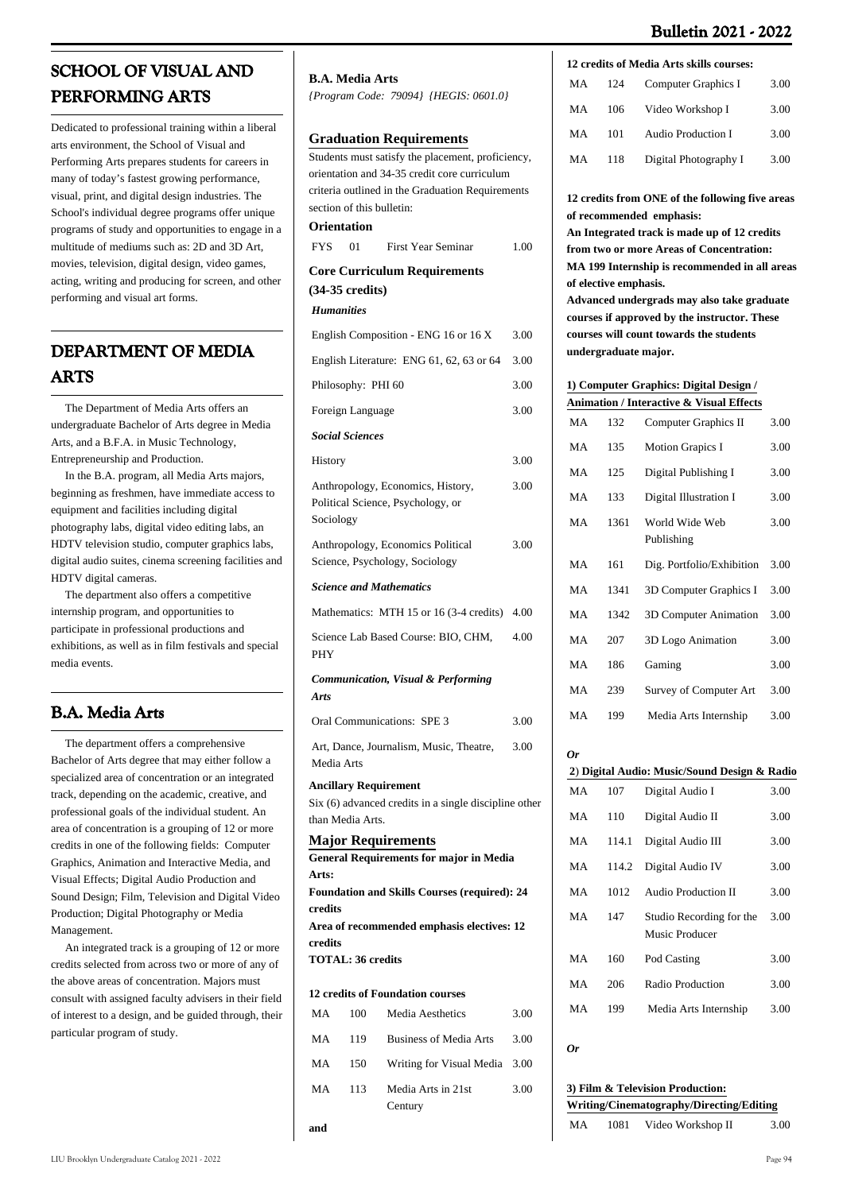# SCHOOL OF VISUAL AND PERFORMING ARTS

Dedicated to professional training within a liberal arts environment, the School of Visual and Performing Arts prepares students for careers in many of today's fastest growing performance, visual, print, and digital design industries. The School's individual degree programs offer unique programs of study and opportunities to engage in a multitude of mediums such as: 2D and 3D Art, movies, television, digital design, video games, acting, writing and producing for screen, and other performing and visual art forms.

# DEPARTMENT OF MEDIA ARTS

The Department of Media Arts offers an undergraduate Bachelor of Arts degree in Media Arts, and a B.F.A. in Music Technology, Entrepreneurship and Production.

In the B.A. program, all Media Arts majors, beginning as freshmen, have immediate access to equipment and facilities including digital photography labs, digital video editing labs, an HDTV television studio, computer graphics labs, digital audio suites, cinema screening facilities and HDTV digital cameras.

The department also offers a competitive internship program, and opportunities to participate in professional productions and exhibitions, as well as in film festivals and special media events.

# B.A. Media Arts

The department offers a comprehensive Bachelor of Arts degree that may either follow a specialized area of concentration or an integrated track, depending on the academic, creative, and professional goals of the individual student. An area of concentration is a grouping of 12 or more credits in one of the following fields: Computer Graphics, Animation and Interactive Media, and Visual Effects; Digital Audio Production and Sound Design; Film, Television and Digital Video Production; Digital Photography or Media Management.

An integrated track is a grouping of 12 or more credits selected from across two or more of any of the above areas of concentration. Majors must consult with assigned faculty advisers in their field of interest to a design, and be guided through, their particular program of study.

**B.A. Media Arts**
*{Program Code: 79094} {HEGIS: 0601.0}*

## Graduation Requirements

Students must satisfy the placement, proficiency, orientation and 34-35 credit core curriculum criteria outlined in the Graduation Requirements section of this bulletin:

**Orientation**

| | | | |
|---|---|---|---|
| FYS | 01 | First Year Seminar | 1.00 |

**Core Curriculum Requirements (34-35 credits)**

***Humanities***

| | |
|---|---|
| English Composition - ENG 16 or 16 X | 3.00 |
| English Literature: ENG 61, 62, 63 or 64 | 3.00 |
| Philosophy: PHI 60 | 3.00 |
| Foreign Language | 3.00 |

***Social Sciences***

| | |
|---|---|
| History | 3.00 |
| Anthropology, Economics, History, Political Science, Psychology, or Sociology | 3.00 |
| Anthropology, Economics Political Science, Psychology, Sociology | 3.00 |

***Science and Mathematics***

| | |
|---|---|
| Mathematics: MTH 15 or 16 (3-4 credits) | 4.00 |
| Science Lab Based Course: BIO, CHM, PHY | 4.00 |

***Communication, Visual & Performing Arts***

| | |
|---|---|
| Oral Communications: SPE 3 | 3.00 |
| Art, Dance, Journalism, Music, Theatre, Media Arts | 3.00 |

**Ancillary Requirement**

Six (6) advanced credits in a single discipline other than Media Arts.

## Major Requirements

**General Requirements for major in Media Arts:**
**Foundation and Skills Courses (required): 24 credits**
**Area of recommended emphasis electives: 12 credits**
**TOTAL: 36 credits**

**12 credits of Foundation courses**

| | | | |
|---|---|---|---|
| MA | 100 | Media Aesthetics | 3.00 |
| MA | 119 | Business of Media Arts | 3.00 |
| MA | 150 | Writing for Visual Media | 3.00 |
| MA | 113 | Media Arts in 21st Century | 3.00 |

**and**

**12 credits of Media Arts skills courses:**

| | | | |
|---|---|---|---|
| MA | 124 | Computer Graphics I | 3.00 |
| MA | 106 | Video Workshop I | 3.00 |
| MA | 101 | Audio Production I | 3.00 |
| MA | 118 | Digital Photography I | 3.00 |

**12 credits from ONE of the following five areas of recommended emphasis:**
**An Integrated track is made up of 12 credits from two or more Areas of Concentration:**
**MA 199 Internship is recommended in all areas of elective emphasis.**
**Advanced undergrads may also take graduate courses if approved by the instructor. These courses will count towards the students undergraduate major.**

**1) Computer Graphics: Digital Design / Animation / Interactive & Visual Effects**

| | | | |
|---|---|---|---|
| MA | 132 | Computer Graphics II | 3.00 |
| MA | 135 | Motion Grapics I | 3.00 |
| MA | 125 | Digital Publishing I | 3.00 |
| MA | 133 | Digital Illustration I | 3.00 |
| MA | 1361 | World Wide Web Publishing | 3.00 |
| MA | 161 | Dig. Portfolio/Exhibition | 3.00 |
| MA | 1341 | 3D Computer Graphics I | 3.00 |
| MA | 1342 | 3D Computer Animation | 3.00 |
| MA | 207 | 3D Logo Animation | 3.00 |
| MA | 186 | Gaming | 3.00 |
| MA | 239 | Survey of Computer Art | 3.00 |
| MA | 199 | Media Arts Internship | 3.00 |

***Or***

**2) Digital Audio: Music/Sound Design & Radio**

| | | | |
|---|---|---|---|
| MA | 107 | Digital Audio I | 3.00 |
| MA | 110 | Digital Audio II | 3.00 |
| MA | 114.1 | Digital Audio III | 3.00 |
| MA | 114.2 | Digital Audio IV | 3.00 |
| MA | 1012 | Audio Production II | 3.00 |
| MA | 147 | Studio Recording for the Music Producer | 3.00 |
| MA | 160 | Pod Casting | 3.00 |
| MA | 206 | Radio Production | 3.00 |
| MA | 199 | Media Arts Internship | 3.00 |

***Or***

**3) Film & Television Production: Writing/Cinematography/Directing/Editing**

| | | | |
|---|---|---|---|
| MA | 1081 | Video Workshop II | 3.00 |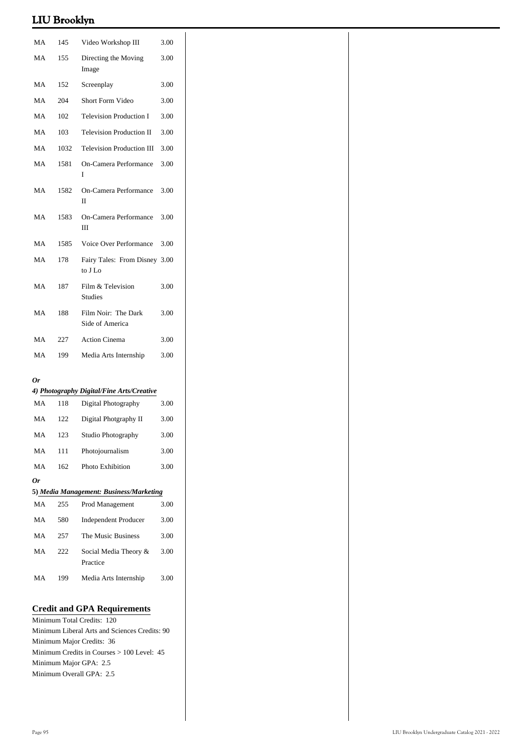| | | | |
|---|---|---|---|
| MA | 145 | Video Workshop III | 3.00 |
| MA | 155 | Directing the Moving Image | 3.00 |
| MA | 152 | Screenplay | 3.00 |
| MA | 204 | Short Form Video | 3.00 |
| MA | 102 | Television Production I | 3.00 |
| MA | 103 | Television Production II | 3.00 |
| MA | 1032 | Television Production III | 3.00 |
| MA | 1581 | On-Camera Performance I | 3.00 |
| MA | 1582 | On-Camera Performance II | 3.00 |
| MA | 1583 | On-Camera Performance III | 3.00 |
| MA | 1585 | Voice Over Performance | 3.00 |
| MA | 178 | Fairy Tales: From Disney to J Lo | 3.00 |
| MA | 187 | Film & Television Studies | 3.00 |
| MA | 188 | Film Noir: The Dark Side of America | 3.00 |
| MA | 227 | Action Cinema | 3.00 |
| MA | 199 | Media Arts Internship | 3.00 |

***Or***

***4) <u>Photography Digital/Fine Arts/Creative</u>***

| | | | |
|---|---|---|---|
| MA | 118 | Digital Photography | 3.00 |
| MA | 122 | Digital Photgraphy II | 3.00 |
| MA | 123 | Studio Photography | 3.00 |
| MA | 111 | Photojournalism | 3.00 |
| MA | 162 | Photo Exhibition | 3.00 |

***Or***

**5) *<u>Media Management: Business/Marketing</u>***

| | | | |
|---|---|---|---|
| MA | 255 | Prod Management | 3.00 |
| MA | 580 | Independent Producer | 3.00 |
| MA | 257 | The Music Business | 3.00 |
| MA | 222 | Social Media Theory & Practice | 3.00 |
| MA | 199 | Media Arts Internship | 3.00 |

## Credit and GPA Requirements

Minimum Total Credits: 120
Minimum Liberal Arts and Sciences Credits: 90
Minimum Major Credits: 36
Minimum Credits in Courses > 100 Level: 45
Minimum Major GPA: 2.5
Minimum Overall GPA: 2.5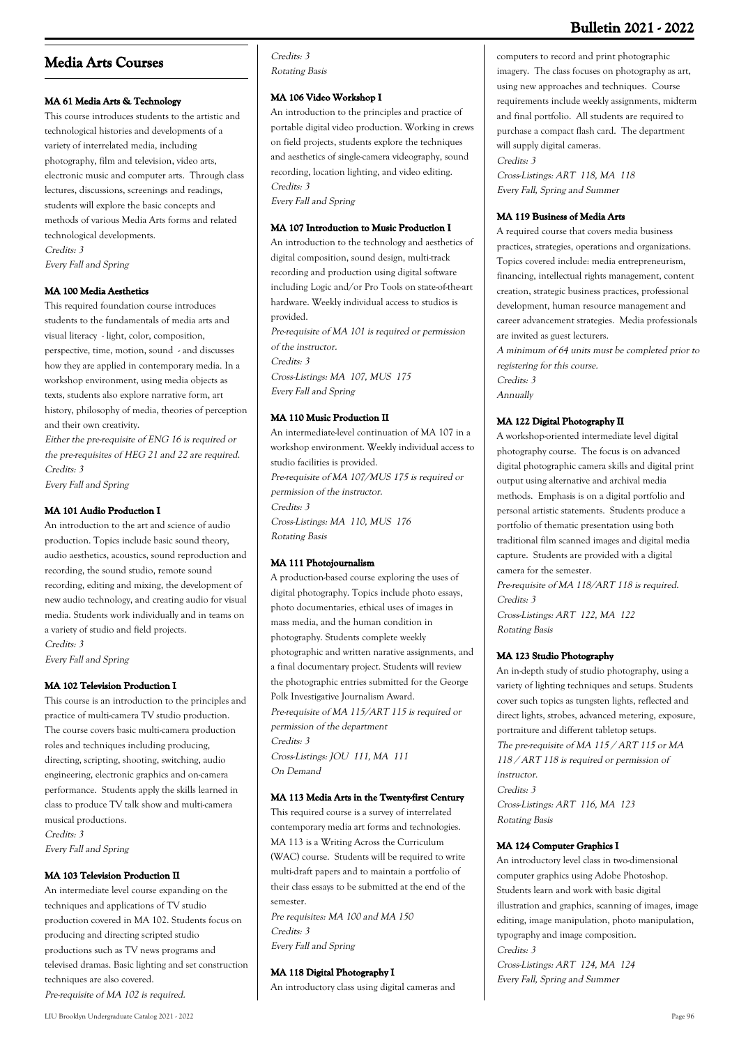# Media Arts Courses

### MA 61 Media Arts & Technology

This course introduces students to the artistic and technological histories and developments of a variety of interrelated media, including photography, film and television, video arts, electronic music and computer arts. Through class lectures, discussions, screenings and readings, students will explore the basic concepts and methods of various Media Arts forms and related technological developments.

*Credits: 3*

*Every Fall and Spring*

### MA 100 Media Aesthetics

This required foundation course introduces students to the fundamentals of media arts and visual literacy - light, color, composition, perspective, time, motion, sound - and discusses how they are applied in contemporary media. In a workshop environment, using media objects as texts, students also explore narrative form, art history, philosophy of media, theories of perception and their own creativity.

*Either the pre-requisite of ENG 16 is required or the pre-requisites of HEG 21 and 22 are required.*

*Credits: 3*

*Every Fall and Spring*

### MA 101 Audio Production I

An introduction to the art and science of audio production. Topics include basic sound theory, audio aesthetics, acoustics, sound reproduction and recording, the sound studio, remote sound recording, editing and mixing, the development of new audio technology, and creating audio for visual media. Students work individually and in teams on a variety of studio and field projects.

*Credits: 3*

*Every Fall and Spring*

### MA 102 Television Production I

This course is an introduction to the principles and practice of multi-camera TV studio production. The course covers basic multi-camera production roles and techniques including producing, directing, scripting, shooting, switching, audio engineering, electronic graphics and on-camera performance. Students apply the skills learned in class to produce TV talk show and multi-camera musical productions.

*Credits: 3*

*Every Fall and Spring*

### MA 103 Television Production II

An intermediate level course expanding on the techniques and applications of TV studio production covered in MA 102. Students focus on producing and directing scripted studio productions such as TV news programs and televised dramas. Basic lighting and set construction techniques are also covered.

*Pre-requisite of MA 102 is required.*

*Credits: 3*

*Rotating Basis*

### MA 106 Video Workshop I

An introduction to the principles and practice of portable digital video production. Working in crews on field projects, students explore the techniques and aesthetics of single-camera videography, sound recording, location lighting, and video editing.

*Credits: 3*

*Every Fall and Spring*

### MA 107 Introduction to Music Production I

An introduction to the technology and aesthetics of digital composition, sound design, multi-track recording and production using digital software including Logic and/or Pro Tools on state-of-the-art hardware. Weekly individual access to studios is provided.

*Pre-requisite of MA 101 is required or permission of the instructor.*

*Credits: 3*

*Cross-Listings: MA 107, MUS 175*

*Every Fall and Spring*

### MA 110 Music Production II

An intermediate-level continuation of MA 107 in a workshop environment. Weekly individual access to studio facilities is provided.

*Pre-requisite of MA 107/MUS 175 is required or permission of the instructor.*

*Credits: 3*

*Cross-Listings: MA 110, MUS 176*

*Rotating Basis*

### MA 111 Photojournalism

A production-based course exploring the uses of digital photography. Topics include photo essays, photo documentaries, ethical uses of images in mass media, and the human condition in photography. Students complete weekly photographic and written narative assignments, and a final documentary project. Students will review the photographic entries submitted for the George Polk Investigative Journalism Award.

*Pre-requisite of MA 115/ART 115 is required or permission of the department*

*Credits: 3*

*Cross-Listings: JOU 111, MA 111*

*On Demand*

### MA 113 Media Arts in the Twenty-first Century

This required course is a survey of interrelated contemporary media art forms and technologies. MA 113 is a Writing Across the Curriculum (WAC) course. Students will be required to write multi-draft papers and to maintain a portfolio of their class essays to be submitted at the end of the semester.

*Pre requisites: MA 100 and MA 150*

*Credits: 3*

*Every Fall and Spring*

### MA 118 Digital Photography I

An introductory class using digital cameras and computers to record and print photographic imagery. The class focuses on photography as art, using new approaches and techniques. Course requirements include weekly assignments, midterm and final portfolio. All students are required to purchase a compact flash card. The department will supply digital cameras.

*Credits: 3*

*Cross-Listings: ART 118, MA 118*

*Every Fall, Spring and Summer*

### MA 119 Business of Media Arts

A required course that covers media business practices, strategies, operations and organizations. Topics covered include: media entrepreneurism, financing, intellectual rights management, content creation, strategic business practices, professional development, human resource management and career advancement strategies. Media professionals are invited as guest lecturers.

*A minimum of 64 units must be completed prior to registering for this course.*

*Credits: 3*

*Annually*

### MA 122 Digital Photography II

A workshop-oriented intermediate level digital photography course. The focus is on advanced digital photographic camera skills and digital print output using alternative and archival media methods. Emphasis is on a digital portfolio and personal artistic statements. Students produce a portfolio of thematic presentation using both traditional film scanned images and digital media capture. Students are provided with a digital camera for the semester.

*Pre-requisite of MA 118/ART 118 is required.*

*Credits: 3*

*Cross-Listings: ART 122, MA 122*

*Rotating Basis*

### MA 123 Studio Photography

An in-depth study of studio photography, using a variety of lighting techniques and setups. Students cover such topics as tungsten lights, reflected and direct lights, strobes, advanced metering, exposure, portraiture and different tabletop setups.

*The pre-requisite of MA 115 / ART 115 or MA 118 / ART 118 is required or permission of instructor.*

*Credits: 3*

*Cross-Listings: ART 116, MA 123*

*Rotating Basis*

### MA 124 Computer Graphics I

An introductory level class in two-dimensional computer graphics using Adobe Photoshop. Students learn and work with basic digital illustration and graphics, scanning of images, image editing, image manipulation, photo manipulation, typography and image composition.

*Credits: 3*

*Cross-Listings: ART 124, MA 124*

*Every Fall, Spring and Summer*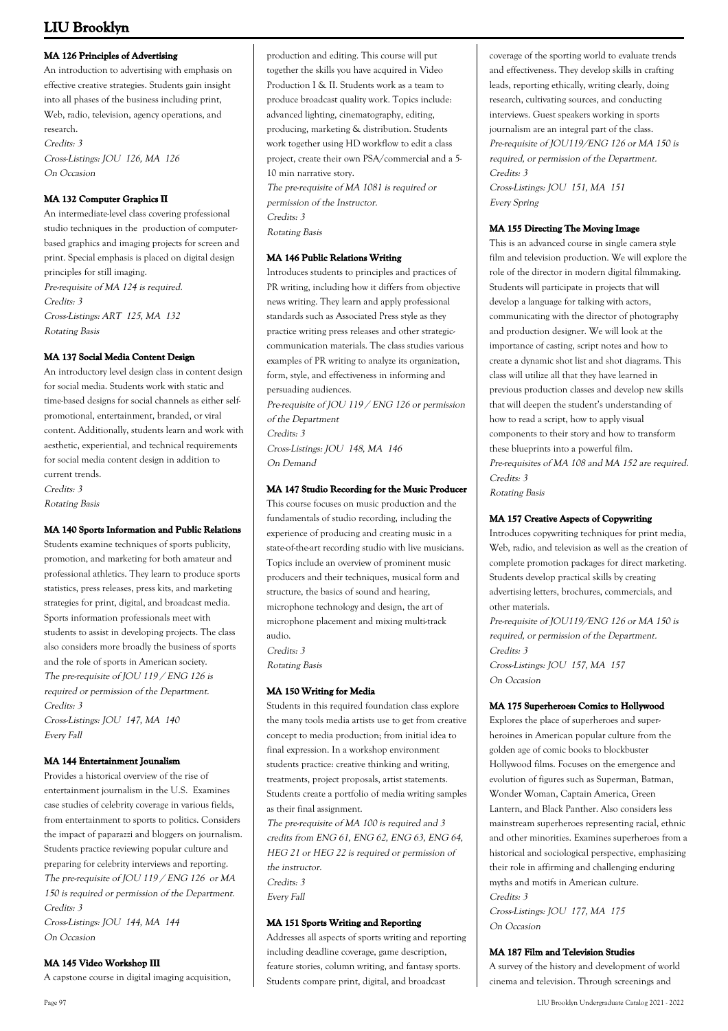### MA 126 Principles of Advertising

An introduction to advertising with emphasis on effective creative strategies. Students gain insight into all phases of the business including print, Web, radio, television, agency operations, and research.

*Credits: 3*
*Cross-Listings: JOU 126, MA 126*
*On Occasion*

### MA 132 Computer Graphics II

An intermediate-level class covering professional studio techniques in the production of computer-based graphics and imaging projects for screen and print. Special emphasis is placed on digital design principles for still imaging.

*Pre-requisite of MA 124 is required.*
*Credits: 3*
*Cross-Listings: ART 125, MA 132*
*Rotating Basis*

### MA 137 Social Media Content Design

An introductory level design class in content design for social media. Students work with static and time-based designs for social channels as either self-promotional, entertainment, branded, or viral content. Additionally, students learn and work with aesthetic, experiential, and technical requirements for social media content design in addition to current trends.

*Credits: 3*
*Rotating Basis*

### MA 140 Sports Information and Public Relations

Students examine techniques of sports publicity, promotion, and marketing for both amateur and professional athletics. They learn to produce sports statistics, press releases, press kits, and marketing strategies for print, digital, and broadcast media. Sports information professionals meet with students to assist in developing projects. The class also considers more broadly the business of sports and the role of sports in American society.

*The pre-requisite of JOU 119 / ENG 126 is required or permission of the Department.*
*Credits: 3*
*Cross-Listings: JOU 147, MA 140*
*Every Fall*

### MA 144 Entertainment Jounalism

Provides a historical overview of the rise of entertainment journalism in the U.S. Examines case studies of celebrity coverage in various fields, from entertainment to sports to politics. Considers the impact of paparazzi and bloggers on journalism. Students practice reviewing popular culture and preparing for celebrity interviews and reporting.

*The pre-requisite of JOU 119 / ENG 126 or MA 150 is required or permission of the Department.*
*Credits: 3*
*Cross-Listings: JOU 144, MA 144*
*On Occasion*

### MA 145 Video Workshop III

A capstone course in digital imaging acquisition, production and editing. This course will put together the skills you have acquired in Video Production I & II. Students work as a team to produce broadcast quality work. Topics include: advanced lighting, cinematography, editing, producing, marketing & distribution. Students work together using HD workflow to edit a class project, create their own PSA/commercial and a 5-10 min narrative story.

*The pre-requisite of MA 1081 is required or permission of the Instructor.*
*Credits: 3*
*Rotating Basis*

### MA 146 Public Relations Writing

Introduces students to principles and practices of PR writing, including how it differs from objective news writing. They learn and apply professional standards such as Associated Press style as they practice writing press releases and other strategic-communication materials. The class studies various examples of PR writing to analyze its organization, form, style, and effectiveness in informing and persuading audiences.

*Pre-requisite of JOU 119 / ENG 126 or permission of the Department*
*Credits: 3*
*Cross-Listings: JOU 148, MA 146*
*On Demand*

### MA 147 Studio Recording for the Music Producer

This course focuses on music production and the fundamentals of studio recording, including the experience of producing and creating music in a state-of-the-art recording studio with live musicians. Topics include an overview of prominent music producers and their techniques, musical form and structure, the basics of sound and hearing, microphone technology and design, the art of microphone placement and mixing multi-track audio.

*Credits: 3*
*Rotating Basis*

### MA 150 Writing for Media

Students in this required foundation class explore the many tools media artists use to get from creative concept to media production; from initial idea to final expression. In a workshop environment students practice: creative thinking and writing, treatments, project proposals, artist statements. Students create a portfolio of media writing samples as their final assignment.

*The pre-requisite of MA 100 is required and 3 credits from ENG 61, ENG 62, ENG 63, ENG 64, HEG 21 or HEG 22 is required or permission of the instructor.*
*Credits: 3*
*Every Fall*

### MA 151 Sports Writing and Reporting

Addresses all aspects of sports writing and reporting including deadline coverage, game description, feature stories, column writing, and fantasy sports. Students compare print, digital, and broadcast coverage of the sporting world to evaluate trends and effectiveness. They develop skills in crafting leads, reporting ethically, writing clearly, doing research, cultivating sources, and conducting interviews. Guest speakers working in sports journalism are an integral part of the class.

*Pre-requisite of JOU119/ENG 126 or MA 150 is required, or permission of the Department.*
*Credits: 3*
*Cross-Listings: JOU 151, MA 151*
*Every Spring*

### MA 155 Directing The Moving Image

This is an advanced course in single camera style film and television production. We will explore the role of the director in modern digital filmmaking. Students will participate in projects that will develop a language for talking with actors, communicating with the director of photography and production designer. We will look at the importance of casting, script notes and how to create a dynamic shot list and shot diagrams. This class will utilize all that they have learned in previous production classes and develop new skills that will deepen the student's understanding of how to read a script, how to apply visual components to their story and how to transform these blueprints into a powerful film.

*Pre-requisites of MA 108 and MA 152 are required.*
*Credits: 3*
*Rotating Basis*

### MA 157 Creative Aspects of Copywriting

Introduces copywriting techniques for print media, Web, radio, and television as well as the creation of complete promotion packages for direct marketing. Students develop practical skills by creating advertising letters, brochures, commercials, and other materials.

*Pre-requisite of JOU119/ENG 126 or MA 150 is required, or permission of the Department.*
*Credits: 3*
*Cross-Listings: JOU 157, MA 157*
*On Occasion*

### MA 175 Superheroes: Comics to Hollywood

Explores the place of superheroes and super-heroines in American popular culture from the golden age of comic books to blockbuster Hollywood films. Focuses on the emergence and evolution of figures such as Superman, Batman, Wonder Woman, Captain America, Green Lantern, and Black Panther. Also considers less mainstream superheroes representing racial, ethnic and other minorities. Examines superheroes from a historical and sociological perspective, emphasizing their role in affirming and challenging enduring myths and motifs in American culture.

*Credits: 3*
*Cross-Listings: JOU 177, MA 175*
*On Occasion*

### MA 187 Film and Television Studies

A survey of the history and development of world cinema and television. Through screenings and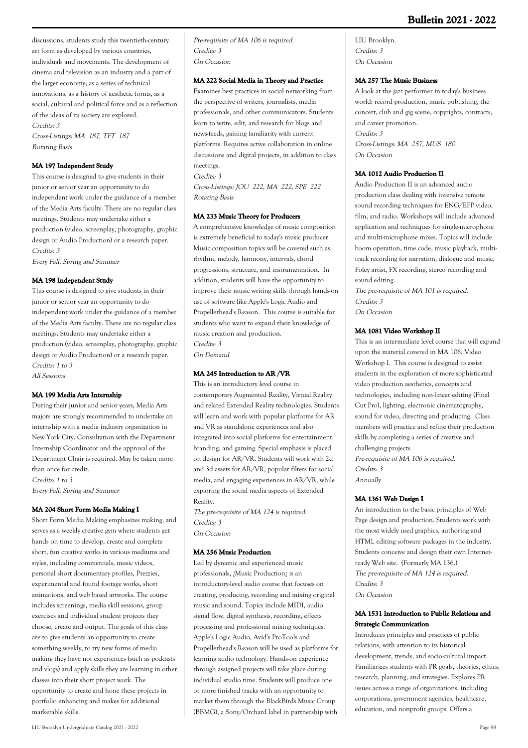discussions, students study this twentieth-century art form as developed by various countries, individuals and movements. The development of cinema and television as an industry and a part of the larger economy; as a series of technical innovations, as a history of aesthetic forms, as a social, cultural and political force and as a reflection of the ideas of its society are explored.
*Credits: 3*
*Cross-Listings: MA 187, TFT 187*
*Rotating Basis*

#### MA 197 Independent Study

This course is designed to give students in their junior or senior year an opportunity to do independent work under the guidance of a member of the Media Arts faculty. There are no regular class meetings. Students may undertake either a production (video, screenplay, photography, graphic design or Audio Production) or a research paper.
*Credits: 3*
*Every Fall, Spring and Summer*

#### MA 198 Independent Study

This course is designed to give students in their junior or senior year an opportunity to do independent work under the guidance of a member of the Media Arts faculty. There are no regular class meetings. Students may undertake either a production (video, screenplay, photography, graphic design or Audio Production) or a research paper.
*Credits: 1 to 3*
*All Sessions*

#### MA 199 Media Arts Internship

During their junior and senior years, Media Arts majors are strongly recommended to undertake an internship with a media industry organization in New York City. Consultation with the Department Internship Coordinator and the approval of the Department Chair is required. May be taken more than once for credit.
*Credits: 1 to 3*
*Every Fall, Spring and Summer*

#### MA 204 Short Form Media Making I

Short Form Media Making emphasizes making, and serves as a weekly creative gym where students get hands on time to develop, create and complete short, fun creative works in various mediums and styles, including commercials, music videos, personal short documentary profiles, Prezzies, experimental and found footage works, short animations, and web based artworks. The course includes screenings, media skill sessions, group exercises and individual student projects they choose, create and output. The goals of this class are to give students an opportunity to create something weekly, to try new forms of media making they have not experiences (such as podcasts and vlogs) and apply skills they are learning in other classes into their short project work. The opportunity to create and hone these projects in portfolio enhancing and makes for additional marketable skills.
*Pre-requisite of MA 106 is required.*
*Credits: 3*
*On Occasion*

#### MA 222 Social Media in Theory and Practice

Examines best practices in social networking from the perspective of writers, journalists, media professionals, and other communicators. Students learn to write, edit, and research for blogs and news-feeds, gaining familiarity with current platforms. Requires active collaboration in online discussions and digital projects, in addition to class meetings.
*Credits: 3*
*Cross-Listings: JOU 222, MA 222, SPE 222*
*Rotating Basis*

#### MA 233 Music Theory for Producers

A comprehensive knowledge of music composition is extremely beneficial to today's music producer. Music composition topics will be covered such as rhythm, melody, harmony, intervals, chord progressions, structure, and instrumentation. In addition, students will have the opportunity to improve their music writing skills through hands-on use of software like Apple's Logic Audio and Propellerhead's Reason. This course is suitable for students who want to expand their knowledge of music creation and production.
*Credits: 3*
*On Demand*

#### MA 245 Introduction to AR /VR

This is an introductory level course in contemporary Augmented Reality, Virtual Reality and related Extended Reality technologies. Students will learn and work with popular platforms for AR and VR as standalone experiences and also integrated into social platforms for entertainment, branding, and gaming. Special emphasis is placed on design for AR/VR. Students will work with 2d and 3d assets for AR/VR, popular filters for social media, and engaging experiences in AR/VR, while exploring the social media aspects of Extended Reality.
*The pre-requisite of MA 124 is required.*
*Credits: 3*
*On Occasion*

#### MA 256 Music Production

Led by dynamic and experienced music professionals, ¿Music Production¿ is an introductory-level audio course that focuses on creating, producing, recording and mixing original music and sound. Topics include MIDI, audio signal flow, digital synthesis, recording, effects processing and professional mixing techniques. Apple's Logic Audio, Avid's ProTools and Propellerhead's Reason will be used as platforms for learning audio technology. Hands-on experience through assigned projects will take place during individual studio time. Students will produce one or more finished tracks with an opportunity to market them through the BlackBirds Music Group (BBMG), a Sony/Orchard label in partnership with LIU Brooklyn.
*Credits: 3*
*On Occasion*

#### MA 257 The Music Business

A look at the jazz performer in today's business world: record production, music publishing, the concert, club and gig scene, copyrights, contracts, and career promotion.
*Credits: 3*
*Cross-Listings: MA 257, MUS 180*
*On Occasion*

#### MA 1012 Audio Production II

Audio Production II is an advanced audio production class dealing with intensive remote sound recording techniques for ENG/EFP video, film, and radio. Workshops will include advanced application and techniques for single-microphone and multi-microphone mixes. Topics will include boom operation, time code, music playback, multi-track recording for narration, dialogue and music, Foley artist, FX recording, stereo recording and sound editing.
*The pre-requisite of MA 101 is required.*
*Credits: 3*
*On Occasion*

#### MA 1081 Video Workshop II

This is an intermediate level course that will expand upon the material covered in MA 106, Video Workshop I. This course is designed to assist students in the exploration of more sophisticated video production aesthetics, concepts and technologies, including non-linear editing (Final Cut Pro), lighting, electronic cinematography, sound for video, directing and producing. Class members will practice and refine their production skills by completing a series of creative and challenging projects.
*Pre-requisite of MA 106 is required.*
*Credits: 3*
*Annually*

#### MA 1361 Web Design I

An introduction to the basic principles of Web Page design and production. Students work with the most widely used graphics, authoring and HTML editing software packages in the industry. Students conceive and design their own Internet-ready Web site. (Formerly MA 136.)
*The pre-requisite of MA 124 is required.*
*Credits: 3*
*On Occasion*

#### MA 1531 Introduction to Public Relations and Strategic Communication

Introduces principles and practices of public relations, with attention to its historical development, trends, and socio-cultural impact. Familiarizes students with PR goals, theories, ethics, research, planning, and strategies. Explores PR issues across a range of organizations, including corporations, government agencies, healthcare, education, and nonprofit groups. Offers a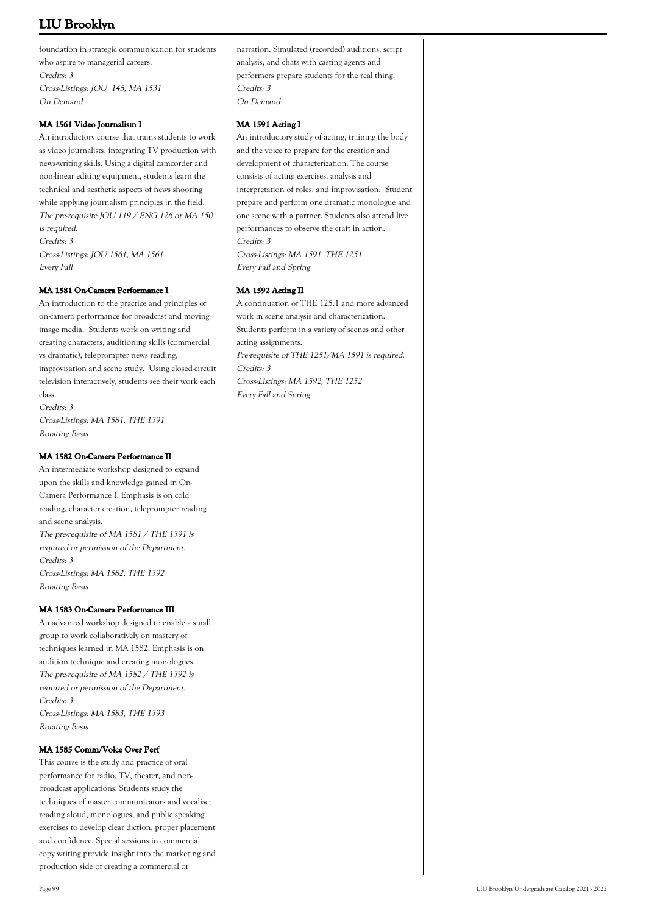foundation in strategic communication for students who aspire to managerial careers.
*Credits: 3*
*Cross-Listings: JOU 145, MA 1531*
*On Demand*

### MA 1561 Video Journalism I

An introductory course that trains students to work as video journalists, integrating TV production with news-writing skills. Using a digital camcorder and non-linear editing equipment, students learn the technical and aesthetic aspects of news shooting while applying journalism principles in the field.
*The pre-requisite JOU 119 / ENG 126 or MA 150 is required.*
*Credits: 3*
*Cross-Listings: JOU 1561, MA 1561*
*Every Fall*

### MA 1581 On-Camera Performance I

An introduction to the practice and principles of on-camera performance for broadcast and moving image media. Students work on writing and creating characters, auditioning skills (commercial vs dramatic), teleprompter news reading, improvisation and scene study. Using closed-circuit television interactively, students see their work each class.
*Credits: 3*
*Cross-Listings: MA 1581, THE 1391*
*Rotating Basis*

### MA 1582 On-Camera Performance II

An intermediate workshop designed to expand upon the skills and knowledge gained in On-Camera Performance I. Emphasis is on cold reading, character creation, teleprompter reading and scene analysis.
*The pre-requisite of MA 1581 / THE 1391 is required or permission of the Department.*
*Credits: 3*
*Cross-Listings: MA 1582, THE 1392*
*Rotating Basis*

### MA 1583 On-Camera Performance III

An advanced workshop designed to enable a small group to work collaboratively on mastery of techniques learned in MA 1582. Emphasis is on audition technique and creating monologues.
*The pre-requisite of MA 1582 / THE 1392 is required or permission of the Department.*
*Credits: 3*
*Cross-Listings: MA 1583, THE 1393*
*Rotating Basis*

### MA 1585 Comm/Voice Over Perf

This course is the study and practice of oral performance for radio, TV, theater, and non-broadcast applications. Students study the techniques of master communicators and vocalise; reading aloud, monologues, and public speaking exercises to develop clear diction, proper placement and confidence. Special sessions in commercial copy writing provide insight into the marketing and production side of creating a commercial or narration. Simulated (recorded) auditions, script analysis, and chats with casting agents and performers prepare students for the real thing.
*Credits: 3*
*On Demand*

### MA 1591 Acting I

An introductory study of acting, training the body and the voice to prepare for the creation and development of characterization. The course consists of acting exercises, analysis and interpretation of roles, and improvisation. Student prepare and perform one dramatic monologue and one scene with a partner. Students also attend live performances to observe the craft in action.
*Credits: 3*
*Cross-Listings: MA 1591, THE 1251*
*Every Fall and Spring*

### MA 1592 Acting II

A continuation of THE 125.1 and more advanced work in scene analysis and characterization. Students perform in a variety of scenes and other acting assignments.
*Pre-requisite of THE 1251/MA 1591 is required.*
*Credits: 3*
*Cross-Listings: MA 1592, THE 1252*
*Every Fall and Spring*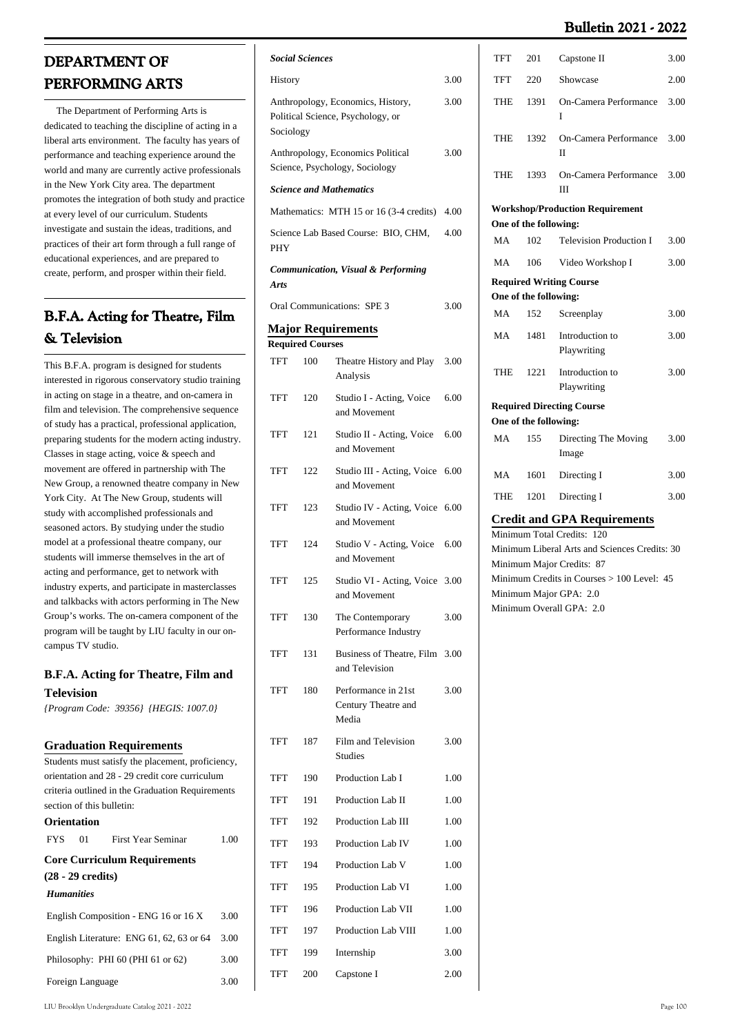# DEPARTMENT OF PERFORMING ARTS

The Department of Performing Arts is dedicated to teaching the discipline of acting in a liberal arts environment. The faculty has years of performance and teaching experience around the world and many are currently active professionals in the New York City area. The department promotes the integration of both study and practice at every level of our curriculum. Students investigate and sustain the ideas, traditions, and practices of their art form through a full range of educational experiences, and are prepared to create, perform, and prosper within their field.

# B.F.A. Acting for Theatre, Film & Television

This B.F.A. program is designed for students interested in rigorous conservatory studio training in acting on stage in a theatre, and on-camera in film and television. The comprehensive sequence of study has a practical, professional application, preparing students for the modern acting industry. Classes in stage acting, voice & speech and movement are offered in partnership with The New Group, a renowned theatre company in New York City. At The New Group, students will study with accomplished professionals and seasoned actors. By studying under the studio model at a professional theatre company, our students will immerse themselves in the art of acting and performance, get to network with industry experts, and participate in masterclasses and talkbacks with actors performing in The New Group's works. The on-camera component of the program will be taught by LIU faculty in our on-campus TV studio.

### B.F.A. Acting for Theatre, Film and Television

*{Program Code: 39356} {HEGIS: 1007.0}*

## Graduation Requirements

Students must satisfy the placement, proficiency, orientation and 28 - 29 credit core curriculum criteria outlined in the Graduation Requirements section of this bulletin:

**Orientation**

| | | | |
|---|---|---|---|
| FYS | 01 | First Year Seminar | 1.00 |

**Core Curriculum Requirements (28 - 29 credits)**

***Humanities***

| | |
|---|---|
| English Composition - ENG 16 or 16 X | 3.00 |
| English Literature: ENG 61, 62, 63 or 64 | 3.00 |
| Philosophy: PHI 60 (PHI 61 or 62) | 3.00 |
| Foreign Language | 3.00 |

***Social Sciences***

| | |
|---|---|
| History | 3.00 |
| Anthropology, Economics, History, Political Science, Psychology, or Sociology | 3.00 |
| Anthropology, Economics Political Science, Psychology, Sociology | 3.00 |

***Science and Mathematics***

| | |
|---|---|
| Mathematics: MTH 15 or 16 (3-4 credits) | 4.00 |
| Science Lab Based Course: BIO, CHM, PHY | 4.00 |

***Communication, Visual & Performing Arts***

| | |
|---|---|
| Oral Communications: SPE 3 | 3.00 |

## Major Requirements

**Required Courses**

| | | | |
|---|---|---|---|
| TFT | 100 | Theatre History and Play Analysis | 3.00 |
| TFT | 120 | Studio I - Acting, Voice and Movement | 6.00 |
| TFT | 121 | Studio II - Acting, Voice and Movement | 6.00 |
| TFT | 122 | Studio III - Acting, Voice and Movement | 6.00 |
| TFT | 123 | Studio IV - Acting, Voice and Movement | 6.00 |
| TFT | 124 | Studio V - Acting, Voice and Movement | 6.00 |
| TFT | 125 | Studio VI - Acting, Voice and Movement | 3.00 |
| TFT | 130 | The Contemporary Performance Industry | 3.00 |
| TFT | 131 | Business of Theatre, Film and Television | 3.00 |
| TFT | 180 | Performance in 21st Century Theatre and Media | 3.00 |
| TFT | 187 | Film and Television Studies | 3.00 |
| TFT | 190 | Production Lab I | 1.00 |
| TFT | 191 | Production Lab II | 1.00 |
| TFT | 192 | Production Lab III | 1.00 |
| TFT | 193 | Production Lab IV | 1.00 |
| TFT | 194 | Production Lab V | 1.00 |
| TFT | 195 | Production Lab VI | 1.00 |
| TFT | 196 | Production Lab VII | 1.00 |
| TFT | 197 | Production Lab VIII | 1.00 |
| TFT | 199 | Internship | 3.00 |
| TFT | 200 | Capstone I | 2.00 |
| TFT | 201 | Capstone II | 3.00 |
| TFT | 220 | Showcase | 2.00 |
| THE | 1391 | On-Camera Performance I | 3.00 |
| THE | 1392 | On-Camera Performance II | 3.00 |
| THE | 1393 | On-Camera Performance III | 3.00 |

**Workshop/Production Requirement**
**One of the following:**

| | | | |
|---|---|---|---|
| MA | 102 | Television Production I | 3.00 |
| MA | 106 | Video Workshop I | 3.00 |

**Required Writing Course**
**One of the following:**

| | | | |
|---|---|---|---|
| MA | 152 | Screenplay | 3.00 |
| MA | 1481 | Introduction to Playwriting | 3.00 |
| THE | 1221 | Introduction to Playwriting | 3.00 |

**Required Directing Course**
**One of the following:**

| | | | |
|---|---|---|---|
| MA | 155 | Directing The Moving Image | 3.00 |
| MA | 1601 | Directing I | 3.00 |
| THE | 1201 | Directing I | 3.00 |

## Credit and GPA Requirements

Minimum Total Credits: 120
Minimum Liberal Arts and Sciences Credits: 30
Minimum Major Credits: 87
Minimum Credits in Courses > 100 Level: 45
Minimum Major GPA: 2.0
Minimum Overall GPA: 2.0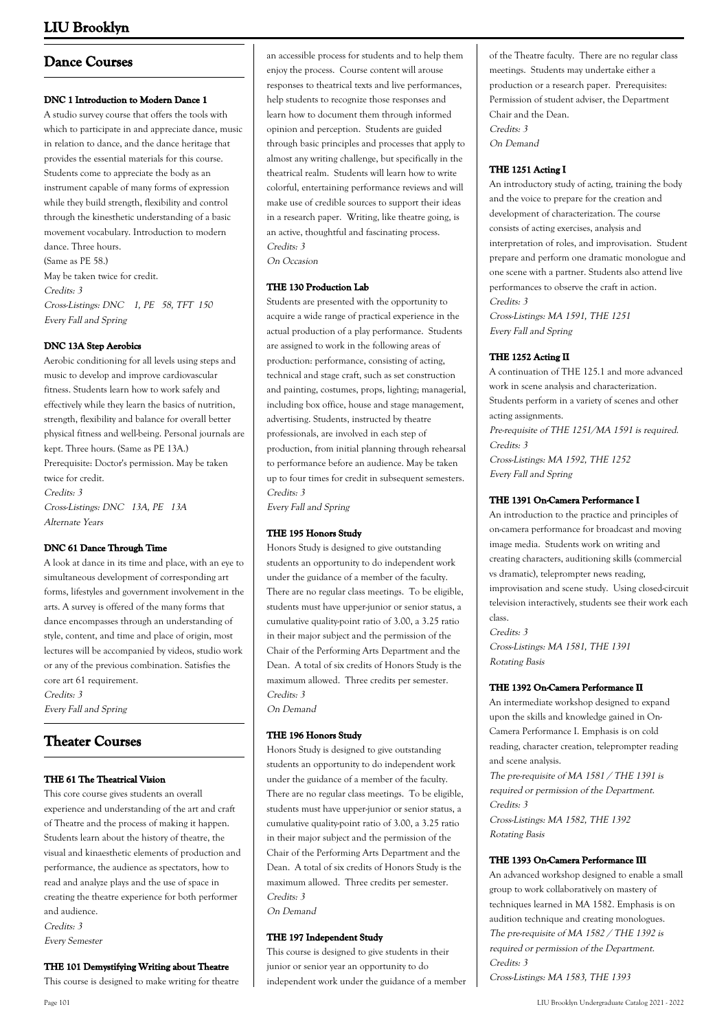## Dance Courses

### DNC 1 Introduction to Modern Dance 1

A studio survey course that offers the tools with which to participate in and appreciate dance, music in relation to dance, and the dance heritage that provides the essential materials for this course. Students come to appreciate the body as an instrument capable of many forms of expression while they build strength, flexibility and control through the kinesthetic understanding of a basic movement vocabulary. Introduction to modern dance. Three hours.
(Same as PE 58.)
May be taken twice for credit.
*Credits: 3*
*Cross-Listings: DNC 1, PE 58, TFT 150*
*Every Fall and Spring*

### DNC 13A Step Aerobics

Aerobic conditioning for all levels using steps and music to develop and improve cardiovascular fitness. Students learn how to work safely and effectively while they learn the basics of nutrition, strength, flexibility and balance for overall better physical fitness and well-being. Personal journals are kept. Three hours. (Same as PE 13A.)
Prerequisite: Doctor's permission. May be taken twice for credit.
*Credits: 3*
*Cross-Listings: DNC 13A, PE 13A*
*Alternate Years*

### DNC 61 Dance Through Time

A look at dance in its time and place, with an eye to simultaneous development of corresponding art forms, lifestyles and government involvement in the arts. A survey is offered of the many forms that dance encompasses through an understanding of style, content, and time and place of origin, most lectures will be accompanied by videos, studio work or any of the previous combination. Satisfies the core art 61 requirement.
*Credits: 3*
*Every Fall and Spring*

## Theater Courses

### THE 61 The Theatrical Vision

This core course gives students an overall experience and understanding of the art and craft of Theatre and the process of making it happen. Students learn about the history of theatre, the visual and kinaesthetic elements of production and performance, the audience as spectators, how to read and analyze plays and the use of space in creating the theatre experience for both performer and audience.
*Credits: 3*
*Every Semester*

### THE 101 Demystifying Writing about Theatre

This course is designed to make writing for theatre an accessible process for students and to help them enjoy the process. Course content will arouse responses to theatrical texts and live performances, help students to recognize those responses and learn how to document them through informed opinion and perception. Students are guided through basic principles and processes that apply to almost any writing challenge, but specifically in the theatrical realm. Students will learn how to write colorful, entertaining performance reviews and will make use of credible sources to support their ideas in a research paper. Writing, like theatre going, is an active, thoughtful and fascinating process.
*Credits: 3*
*On Occasion*

### THE 130 Production Lab

Students are presented with the opportunity to acquire a wide range of practical experience in the actual production of a play performance. Students are assigned to work in the following areas of production: performance, consisting of acting, technical and stage craft, such as set construction and painting, costumes, props, lighting; managerial, including box office, house and stage management, advertising. Students, instructed by theatre professionals, are involved in each step of production, from initial planning through rehearsal to performance before an audience. May be taken up to four times for credit in subsequent semesters.
*Credits: 3*
*Every Fall and Spring*

### THE 195 Honors Study

Honors Study is designed to give outstanding students an opportunity to do independent work under the guidance of a member of the faculty. There are no regular class meetings. To be eligible, students must have upper-junior or senior status, a cumulative quality-point ratio of 3.00, a 3.25 ratio in their major subject and the permission of the Chair of the Performing Arts Department and the Dean. A total of six credits of Honors Study is the maximum allowed. Three credits per semester.
*Credits: 3*
*On Demand*

### THE 196 Honors Study

Honors Study is designed to give outstanding students an opportunity to do independent work under the guidance of a member of the faculty. There are no regular class meetings. To be eligible, students must have upper-junior or senior status, a cumulative quality-point ratio of 3.00, a 3.25 ratio in their major subject and the permission of the Chair of the Performing Arts Department and the Dean. A total of six credits of Honors Study is the maximum allowed. Three credits per semester.
*Credits: 3*
*On Demand*

### THE 197 Independent Study

This course is designed to give students in their junior or senior year an opportunity to do independent work under the guidance of a member of the Theatre faculty. There are no regular class meetings. Students may undertake either a production or a research paper. Prerequisites: Permission of student adviser, the Department Chair and the Dean.
*Credits: 3*
*On Demand*

### THE 1251 Acting I

An introductory study of acting, training the body and the voice to prepare for the creation and development of characterization. The course consists of acting exercises, analysis and interpretation of roles, and improvisation. Student prepare and perform one dramatic monologue and one scene with a partner. Students also attend live performances to observe the craft in action.
*Credits: 3*
*Cross-Listings: MA 1591, THE 1251*
*Every Fall and Spring*

### THE 1252 Acting II

A continuation of THE 125.1 and more advanced work in scene analysis and characterization. Students perform in a variety of scenes and other acting assignments.
*Pre-requisite of THE 1251/MA 1591 is required.*
*Credits: 3*
*Cross-Listings: MA 1592, THE 1252*
*Every Fall and Spring*

### THE 1391 On-Camera Performance I

An introduction to the practice and principles of on-camera performance for broadcast and moving image media. Students work on writing and creating characters, auditioning skills (commercial vs dramatic), teleprompter news reading, improvisation and scene study. Using closed-circuit television interactively, students see their work each class.
*Credits: 3*
*Cross-Listings: MA 1581, THE 1391*
*Rotating Basis*

### THE 1392 On-Camera Performance II

An intermediate workshop designed to expand upon the skills and knowledge gained in On-Camera Performance I. Emphasis is on cold reading, character creation, teleprompter reading and scene analysis.
*The pre-requisite of MA 1581 / THE 1391 is required or permission of the Department.*
*Credits: 3*
*Cross-Listings: MA 1582, THE 1392*
*Rotating Basis*

### THE 1393 On-Camera Performance III

An advanced workshop designed to enable a small group to work collaboratively on mastery of techniques learned in MA 1582. Emphasis is on audition technique and creating monologues.
*The pre-requisite of MA 1582 / THE 1392 is required or permission of the Department.*
*Credits: 3*
*Cross-Listings: MA 1583, THE 1393*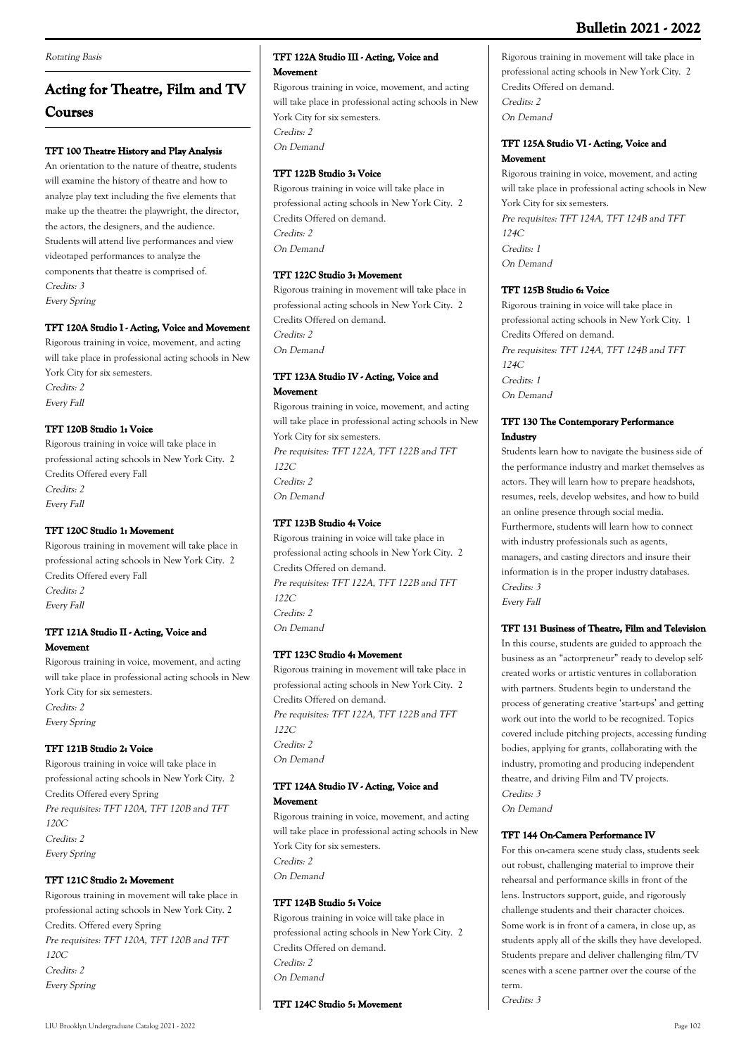Rotating Basis

## Acting for Theatre, Film and TV Courses

### TFT 100 Theatre History and Play Analysis

An orientation to the nature of theatre, students will examine the history of theatre and how to analyze play text including the five elements that make up the theatre: the playwright, the director, the actors, the designers, and the audience. Students will attend live performances and view videotaped performances to analyze the components that theatre is comprised of.
*Credits: 3*
*Every Spring*

### TFT 120A Studio I - Acting, Voice and Movement

Rigorous training in voice, movement, and acting will take place in professional acting schools in New York City for six semesters.
*Credits: 2*
*Every Fall*

### TFT 120B Studio 1: Voice

Rigorous training in voice will take place in professional acting schools in New York City. 2 Credits Offered every Fall
*Credits: 2*
*Every Fall*

### TFT 120C Studio 1: Movement

Rigorous training in movement will take place in professional acting schools in New York City. 2 Credits Offered every Fall
*Credits: 2*
*Every Fall*

### TFT 121A Studio II - Acting, Voice and Movement

Rigorous training in voice, movement, and acting will take place in professional acting schools in New York City for six semesters.
*Credits: 2*
*Every Spring*

### TFT 121B Studio 2: Voice

Rigorous training in voice will take place in professional acting schools in New York City. 2 Credits Offered every Spring
*Pre requisites: TFT 120A, TFT 120B and TFT 120C*
*Credits: 2*
*Every Spring*

### TFT 121C Studio 2: Movement

Rigorous training in movement will take place in professional acting schools in New York City. 2 Credits. Offered every Spring
*Pre requisites: TFT 120A, TFT 120B and TFT 120C*
*Credits: 2*
*Every Spring*

### TFT 122A Studio III - Acting, Voice and Movement

Rigorous training in voice, movement, and acting will take place in professional acting schools in New York City for six semesters.
*Credits: 2*
*On Demand*

### TFT 122B Studio 3: Voice

Rigorous training in voice will take place in professional acting schools in New York City. 2 Credits Offered on demand.
*Credits: 2*
*On Demand*

### TFT 122C Studio 3: Movement

Rigorous training in movement will take place in professional acting schools in New York City. 2 Credits Offered on demand.
*Credits: 2*
*On Demand*

### TFT 123A Studio IV - Acting, Voice and Movement

Rigorous training in voice, movement, and acting will take place in professional acting schools in New York City for six semesters.
*Pre requisites: TFT 122A, TFT 122B and TFT 122C*
*Credits: 2*
*On Demand*

### TFT 123B Studio 4: Voice

Rigorous training in voice will take place in professional acting schools in New York City. 2 Credits Offered on demand.
*Pre requisites: TFT 122A, TFT 122B and TFT 122C*
*Credits: 2*
*On Demand*

### TFT 123C Studio 4: Movement

Rigorous training in movement will take place in professional acting schools in New York City. 2 Credits Offered on demand.
*Pre requisites: TFT 122A, TFT 122B and TFT 122C*
*Credits: 2*
*On Demand*

### TFT 124A Studio IV - Acting, Voice and Movement

Rigorous training in voice, movement, and acting will take place in professional acting schools in New York City for six semesters.
*Credits: 2*
*On Demand*

### TFT 124B Studio 5: Voice

Rigorous training in voice will take place in professional acting schools in New York City. 2 Credits Offered on demand.
*Credits: 2*
*On Demand*

### TFT 124C Studio 5: Movement

Rigorous training in movement will take place in professional acting schools in New York City. 2 Credits Offered on demand.
*Credits: 2*
*On Demand*

### TFT 125A Studio VI - Acting, Voice and Movement

Rigorous training in voice, movement, and acting will take place in professional acting schools in New York City for six semesters.
*Pre requisites: TFT 124A, TFT 124B and TFT 124C*
*Credits: 1*
*On Demand*

### TFT 125B Studio 6: Voice

Rigorous training in voice will take place in professional acting schools in New York City. 1 Credits Offered on demand.
*Pre requisites: TFT 124A, TFT 124B and TFT 124C*
*Credits: 1*
*On Demand*

### TFT 130 The Contemporary Performance Industry

Students learn how to navigate the business side of the performance industry and market themselves as actors. They will learn how to prepare headshots, resumes, reels, develop websites, and how to build an online presence through social media. Furthermore, students will learn how to connect with industry professionals such as agents, managers, and casting directors and insure their information is in the proper industry databases.
*Credits: 3*
*Every Fall*

### TFT 131 Business of Theatre, Film and Television

In this course, students are guided to approach the business as an "actorpreneur" ready to develop self-created works or artistic ventures in collaboration with partners. Students begin to understand the process of generating creative 'start-ups' and getting work out into the world to be recognized. Topics covered include pitching projects, accessing funding bodies, applying for grants, collaborating with the industry, promoting and producing independent theatre, and driving Film and TV projects.
*Credits: 3*
*On Demand*

### TFT 144 On-Camera Performance IV

For this on-camera scene study class, students seek out robust, challenging material to improve their rehearsal and performance skills in front of the lens. Instructors support, guide, and rigorously challenge students and their character choices. Some work is in front of a camera, in close up, as students apply all of the skills they have developed. Students prepare and deliver challenging film/TV scenes with a scene partner over the course of the term.
*Credits: 3*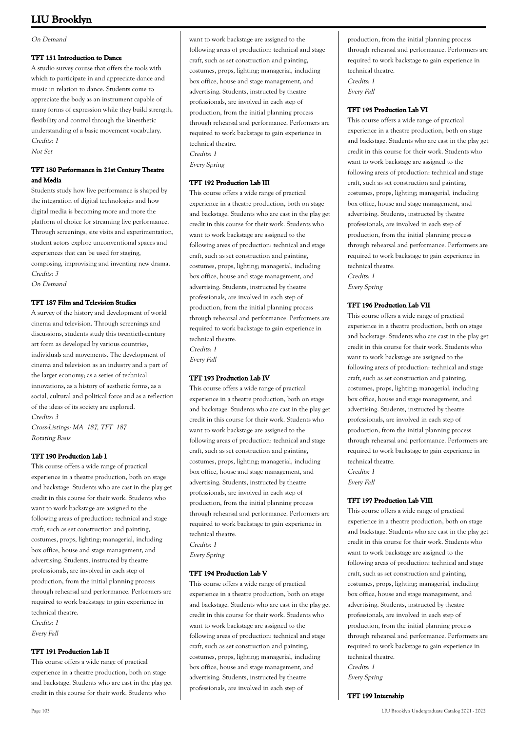On Demand

### TFT 151 Introduction to Dance

A studio survey course that offers the tools with which to participate in and appreciate dance and music in relation to dance. Students come to appreciate the body as an instrument capable of many forms of expression while they build strength, flexibility and control through the kinesthetic understanding of a basic movement vocabulary.

*Credits: 1*
*Not Set*

### TFT 180 Performance in 21st Century Theatre and Media

Students study how live performance is shaped by the integration of digital technologies and how digital media is becoming more and more the platform of choice for streaming live performance. Through screenings, site visits and experimentation, student actors explore unconventional spaces and experiences that can be used for staging, composing, improvising and inventing new drama.

*Credits: 3*
*On Demand*

### TFT 187 Film and Television Studies

A survey of the history and development of world cinema and television. Through screenings and discussions, students study this twentieth-century art form as developed by various countries, individuals and movements. The development of cinema and television as an industry and a part of the larger economy; as a series of technical innovations, as a history of aesthetic forms, as a social, cultural and political force and as a reflection of the ideas of its society are explored.

*Credits: 3*
*Cross-Listings: MA 187, TFT 187*
*Rotating Basis*

### TFT 190 Production Lab I

This course offers a wide range of practical experience in a theatre production, both on stage and backstage. Students who are cast in the play get credit in this course for their work. Students who want to work backstage are assigned to the following areas of production: technical and stage craft, such as set construction and painting, costumes, props, lighting; managerial, including box office, house and stage management, and advertising. Students, instructed by theatre professionals, are involved in each step of production, from the initial planning process through rehearsal and performance. Performers are required to work backstage to gain experience in technical theatre.

*Credits: 1*
*Every Fall*

### TFT 191 Production Lab II

This course offers a wide range of practical experience in a theatre production, both on stage and backstage. Students who are cast in the play get credit in this course for their work. Students who want to work backstage are assigned to the following areas of production: technical and stage craft, such as set construction and painting, costumes, props, lighting; managerial, including box office, house and stage management, and advertising. Students, instructed by theatre professionals, are involved in each step of production, from the initial planning process through rehearsal and performance. Performers are required to work backstage to gain experience in technical theatre.

*Credits: 1*
*Every Spring*

### TFT 192 Production Lab III

This course offers a wide range of practical experience in a theatre production, both on stage and backstage. Students who are cast in the play get credit in this course for their work. Students who want to work backstage are assigned to the following areas of production: technical and stage craft, such as set construction and painting, costumes, props, lighting; managerial, including box office, house and stage management, and advertising. Students, instructed by theatre professionals, are involved in each step of production, from the initial planning process through rehearsal and performance. Performers are required to work backstage to gain experience in technical theatre.

*Credits: 1*
*Every Fall*

### TFT 193 Production Lab IV

This course offers a wide range of practical experience in a theatre production, both on stage and backstage. Students who are cast in the play get credit in this course for their work. Students who want to work backstage are assigned to the following areas of production: technical and stage craft, such as set construction and painting, costumes, props, lighting; managerial, including box office, house and stage management, and advertising. Students, instructed by theatre professionals, are involved in each step of production, from the initial planning process through rehearsal and performance. Performers are required to work backstage to gain experience in technical theatre.

*Credits: 1*
*Every Spring*

### TFT 194 Production Lab V

This course offers a wide range of practical experience in a theatre production, both on stage and backstage. Students who are cast in the play get credit in this course for their work. Students who want to work backstage are assigned to the following areas of production: technical and stage craft, such as set construction and painting, costumes, props, lighting; managerial, including box office, house and stage management, and advertising. Students, instructed by theatre professionals, are involved in each step of production, from the initial planning process through rehearsal and performance. Performers are required to work backstage to gain experience in technical theatre.

*Credits: 1*
*Every Fall*

### TFT 195 Production Lab VI

This course offers a wide range of practical experience in a theatre production, both on stage and backstage. Students who are cast in the play get credit in this course for their work. Students who want to work backstage are assigned to the following areas of production: technical and stage craft, such as set construction and painting, costumes, props, lighting; managerial, including box office, house and stage management, and advertising. Students, instructed by theatre professionals, are involved in each step of production, from the initial planning process through rehearsal and performance. Performers are required to work backstage to gain experience in technical theatre.

*Credits: 1*
*Every Spring*

### TFT 196 Production Lab VII

This course offers a wide range of practical experience in a theatre production, both on stage and backstage. Students who are cast in the play get credit in this course for their work. Students who want to work backstage are assigned to the following areas of production: technical and stage craft, such as set construction and painting, costumes, props, lighting; managerial, including box office, house and stage management, and advertising. Students, instructed by theatre professionals, are involved in each step of production, from the initial planning process through rehearsal and performance. Performers are required to work backstage to gain experience in technical theatre.

*Credits: 1*
*Every Fall*

### TFT 197 Production Lab VIII

This course offers a wide range of practical experience in a theatre production, both on stage and backstage. Students who are cast in the play get credit in this course for their work. Students who want to work backstage are assigned to the following areas of production: technical and stage craft, such as set construction and painting, costumes, props, lighting; managerial, including box office, house and stage management, and advertising. Students, instructed by theatre professionals, are involved in each step of production, from the initial planning process through rehearsal and performance. Performers are required to work backstage to gain experience in technical theatre.

*Credits: 1*
*Every Spring*

### TFT 199 Internship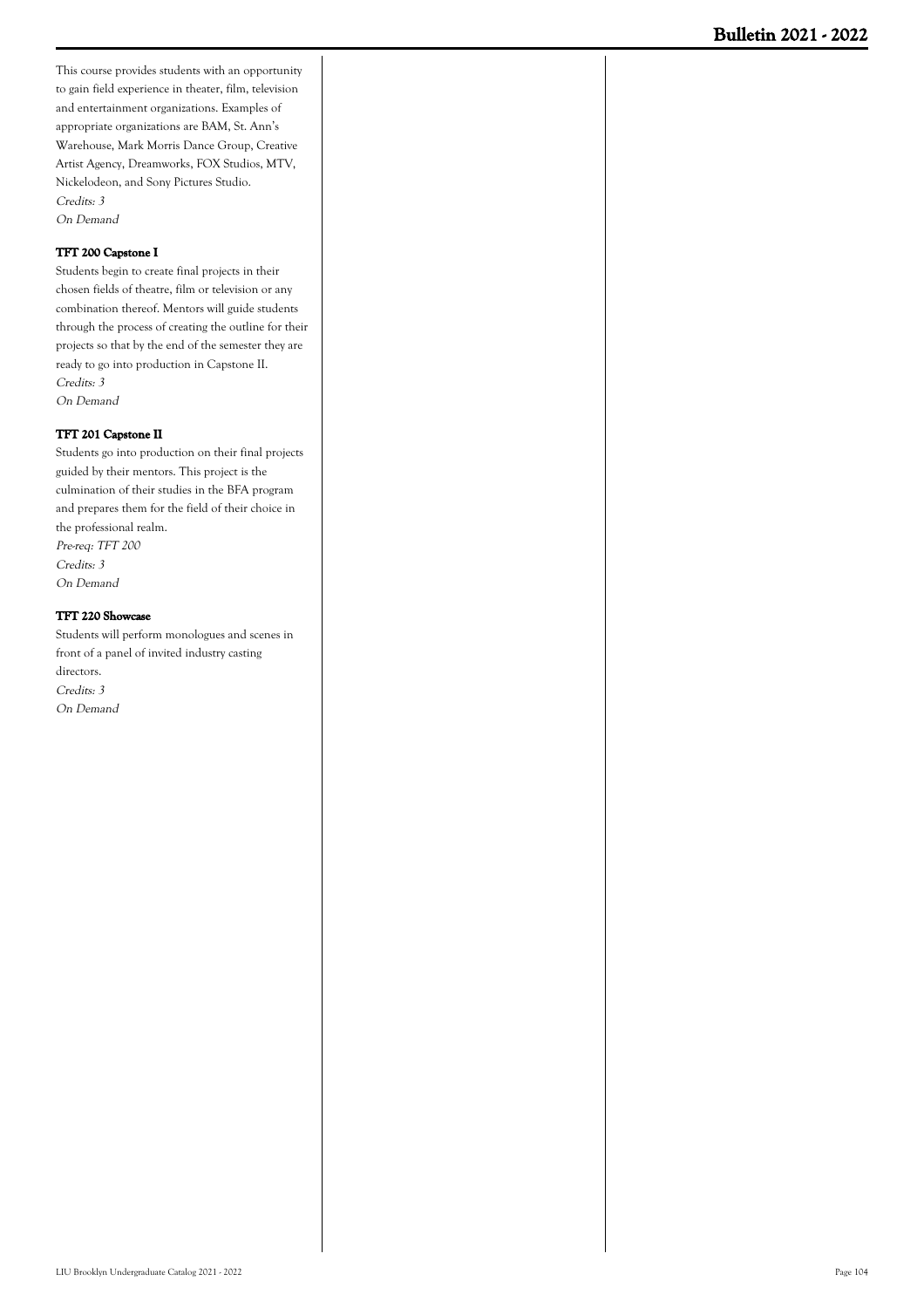This course provides students with an opportunity to gain field experience in theater, film, television and entertainment organizations. Examples of appropriate organizations are BAM, St. Ann's Warehouse, Mark Morris Dance Group, Creative Artist Agency, Dreamworks, FOX Studios, MTV, Nickelodeon, and Sony Pictures Studio.
*Credits: 3*
*On Demand*

#### TFT 200 Capstone I

Students begin to create final projects in their chosen fields of theatre, film or television or any combination thereof. Mentors will guide students through the process of creating the outline for their projects so that by the end of the semester they are ready to go into production in Capstone II.
*Credits: 3*
*On Demand*

#### TFT 201 Capstone II

Students go into production on their final projects guided by their mentors. This project is the culmination of their studies in the BFA program and prepares them for the field of their choice in the professional realm.
*Pre-req: TFT 200*
*Credits: 3*
*On Demand*

#### TFT 220 Showcase

Students will perform monologues and scenes in front of a panel of invited industry casting directors.
*Credits: 3*
*On Demand*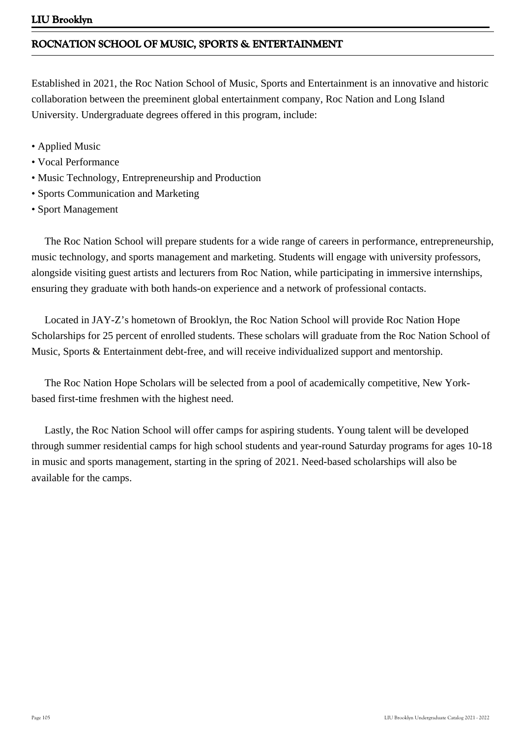## ROCNATION SCHOOL OF MUSIC, SPORTS & ENTERTAINMENT

Established in 2021, the Roc Nation School of Music, Sports and Entertainment is an innovative and historic collaboration between the preeminent global entertainment company, Roc Nation and Long Island University. Undergraduate degrees offered in this program, include:

- Applied Music
- Vocal Performance
- Music Technology, Entrepreneurship and Production
- Sports Communication and Marketing
- Sport Management

The Roc Nation School will prepare students for a wide range of careers in performance, entrepreneurship, music technology, and sports management and marketing. Students will engage with university professors, alongside visiting guest artists and lecturers from Roc Nation, while participating in immersive internships, ensuring they graduate with both hands-on experience and a network of professional contacts.

Located in JAY-Z's hometown of Brooklyn, the Roc Nation School will provide Roc Nation Hope Scholarships for 25 percent of enrolled students. These scholars will graduate from the Roc Nation School of Music, Sports & Entertainment debt-free, and will receive individualized support and mentorship.

The Roc Nation Hope Scholars will be selected from a pool of academically competitive, New York-based first-time freshmen with the highest need.

Lastly, the Roc Nation School will offer camps for aspiring students. Young talent will be developed through summer residential camps for high school students and year-round Saturday programs for ages 10-18 in music and sports management, starting in the spring of 2021. Need-based scholarships will also be available for the camps.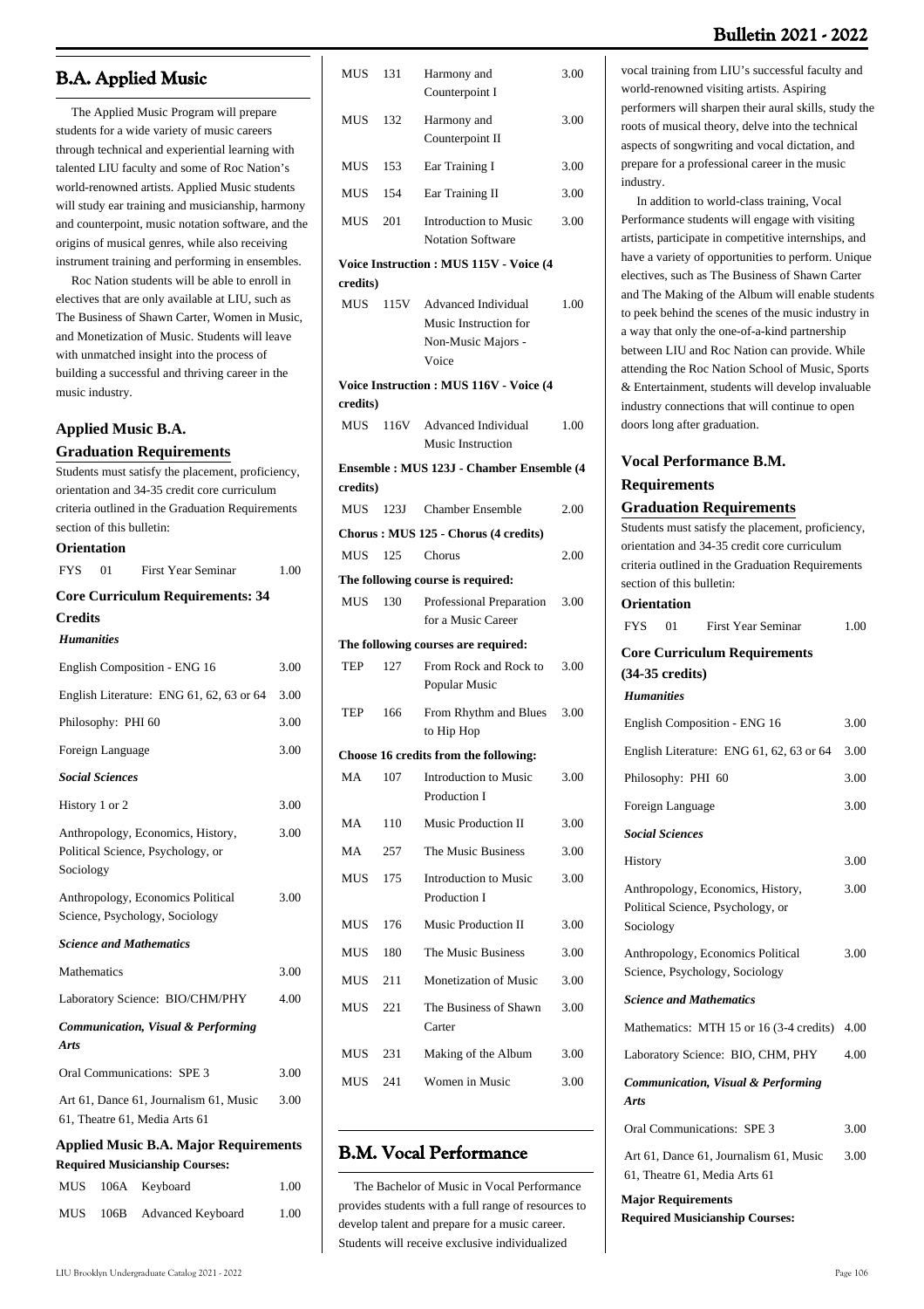## B.A. Applied Music

The Applied Music Program will prepare students for a wide variety of music careers through technical and experiential learning with talented LIU faculty and some of Roc Nation's world-renowned artists. Applied Music students will study ear training and musicianship, harmony and counterpoint, music notation software, and the origins of musical genres, while also receiving instrument training and performing in ensembles.

Roc Nation students will be able to enroll in electives that are only available at LIU, such as The Business of Shawn Carter, Women in Music, and Monetization of Music. Students will leave with unmatched insight into the process of building a successful and thriving career in the music industry.

### Applied Music B.A. Graduation Requirements

Students must satisfy the placement, proficiency, orientation and 34-35 credit core curriculum criteria outlined in the Graduation Requirements section of this bulletin:

**Orientation**

| | | | |
|---|---|---|---|
| FYS | 01 | First Year Seminar | 1.00 |

**Core Curriculum Requirements: 34 Credits**

***Humanities***

| | |
|---|---|
| English Composition - ENG 16 | 3.00 |
| English Literature: ENG 61, 62, 63 or 64 | 3.00 |
| Philosophy: PHI 60 | 3.00 |
| Foreign Language | 3.00 |

***Social Sciences***

| | |
|---|---|
| History 1 or 2 | 3.00 |
| Anthropology, Economics, History, Political Science, Psychology, or Sociology | 3.00 |
| Anthropology, Economics Political Science, Psychology, Sociology | 3.00 |

***Science and Mathematics***

| | |
|---|---|
| Mathematics | 3.00 |
| Laboratory Science: BIO/CHM/PHY | 4.00 |

***Communication, Visual & Performing Arts***

| | |
|---|---|
| Oral Communications: SPE 3 | 3.00 |
| Art 61, Dance 61, Journalism 61, Music 61, Theatre 61, Media Arts 61 | 3.00 |

**Applied Music B.A. Major Requirements**

**Required Musicianship Courses:**

| | | | |
|---|---|---|---|
| MUS | 106A | Keyboard | 1.00 |
| MUS | 106B | Advanced Keyboard | 1.00 |
| MUS | 131 | Harmony and Counterpoint I | 3.00 |
| MUS | 132 | Harmony and Counterpoint II | 3.00 |
| MUS | 153 | Ear Training I | 3.00 |
| MUS | 154 | Ear Training II | 3.00 |
| MUS | 201 | Introduction to Music Notation Software | 3.00 |

**Voice Instruction : MUS 115V - Voice (4 credits)**

| | | | |
|---|---|---|---|
| MUS | 115V | Advanced Individual Music Instruction for Non-Music Majors - Voice | 1.00 |

**Voice Instruction : MUS 116V - Voice (4 credits)**

| | | | |
|---|---|---|---|
| MUS | 116V | Advanced Individual Music Instruction | 1.00 |

**Ensemble : MUS 123J - Chamber Ensemble (4 credits)**

| | | | |
|---|---|---|---|
| MUS | 123J | Chamber Ensemble | 2.00 |

**Chorus : MUS 125 - Chorus (4 credits)**

| | | | |
|---|---|---|---|
| MUS | 125 | Chorus | 2.00 |

**The following course is required:**

| | | | |
|---|---|---|---|
| MUS | 130 | Professional Preparation for a Music Career | 3.00 |

**The following courses are required:**

| | | | |
|---|---|---|---|
| TEP | 127 | From Rock and Rock to Popular Music | 3.00 |
| TEP | 166 | From Rhythm and Blues to Hip Hop | 3.00 |

**Choose 16 credits from the following:**

| | | | |
|---|---|---|---|
| MA | 107 | Introduction to Music Production I | 3.00 |
| MA | 110 | Music Production II | 3.00 |
| MA | 257 | The Music Business | 3.00 |
| MUS | 175 | Introduction to Music Production I | 3.00 |
| MUS | 176 | Music Production II | 3.00 |
| MUS | 180 | The Music Business | 3.00 |
| MUS | 211 | Monetization of Music | 3.00 |
| MUS | 221 | The Business of Shawn Carter | 3.00 |
| MUS | 231 | Making of the Album | 3.00 |
| MUS | 241 | Women in Music | 3.00 |

## B.M. Vocal Performance

The Bachelor of Music in Vocal Performance provides students with a full range of resources to develop talent and prepare for a music career. Students will receive exclusive individualized vocal training from LIU's successful faculty and world-renowned visiting artists. Aspiring performers will sharpen their aural skills, study the roots of musical theory, delve into the technical aspects of songwriting and vocal dictation, and prepare for a professional career in the music industry.

In addition to world-class training, Vocal Performance students will engage with visiting artists, participate in competitive internships, and have a variety of opportunities to perform. Unique electives, such as The Business of Shawn Carter and The Making of the Album will enable students to peek behind the scenes of the music industry in a way that only the one-of-a-kind partnership between LIU and Roc Nation can provide. While attending the Roc Nation School of Music, Sports & Entertainment, students will develop invaluable industry connections that will continue to open doors long after graduation.

### Vocal Performance B.M. Requirements Graduation Requirements

Students must satisfy the placement, proficiency, orientation and 34-35 credit core curriculum criteria outlined in the Graduation Requirements section of this bulletin:

**Orientation**

| | | | |
|---|---|---|---|
| FYS | 01 | First Year Seminar | 1.00 |

**Core Curriculum Requirements (34-35 credits)**

***Humanities***

| | |
|---|---|
| English Composition - ENG 16 | 3.00 |
| English Literature: ENG 61, 62, 63 or 64 | 3.00 |
| Philosophy: PHI 60 | 3.00 |
| Foreign Language | 3.00 |

***Social Sciences***

| | |
|---|---|
| History | 3.00 |
| Anthropology, Economics, History, Political Science, Psychology, or Sociology | 3.00 |
| Anthropology, Economics Political Science, Psychology, Sociology | 3.00 |

***Science and Mathematics***

| | |
|---|---|
| Mathematics: MTH 15 or 16 (3-4 credits) | 4.00 |
| Laboratory Science: BIO, CHM, PHY | 4.00 |

***Communication, Visual & Performing Arts***

| | |
|---|---|
| Oral Communications: SPE 3 | 3.00 |
| Art 61, Dance 61, Journalism 61, Music 61, Theatre 61, Media Arts 61 | 3.00 |

**Major Requirements**

**Required Musicianship Courses:**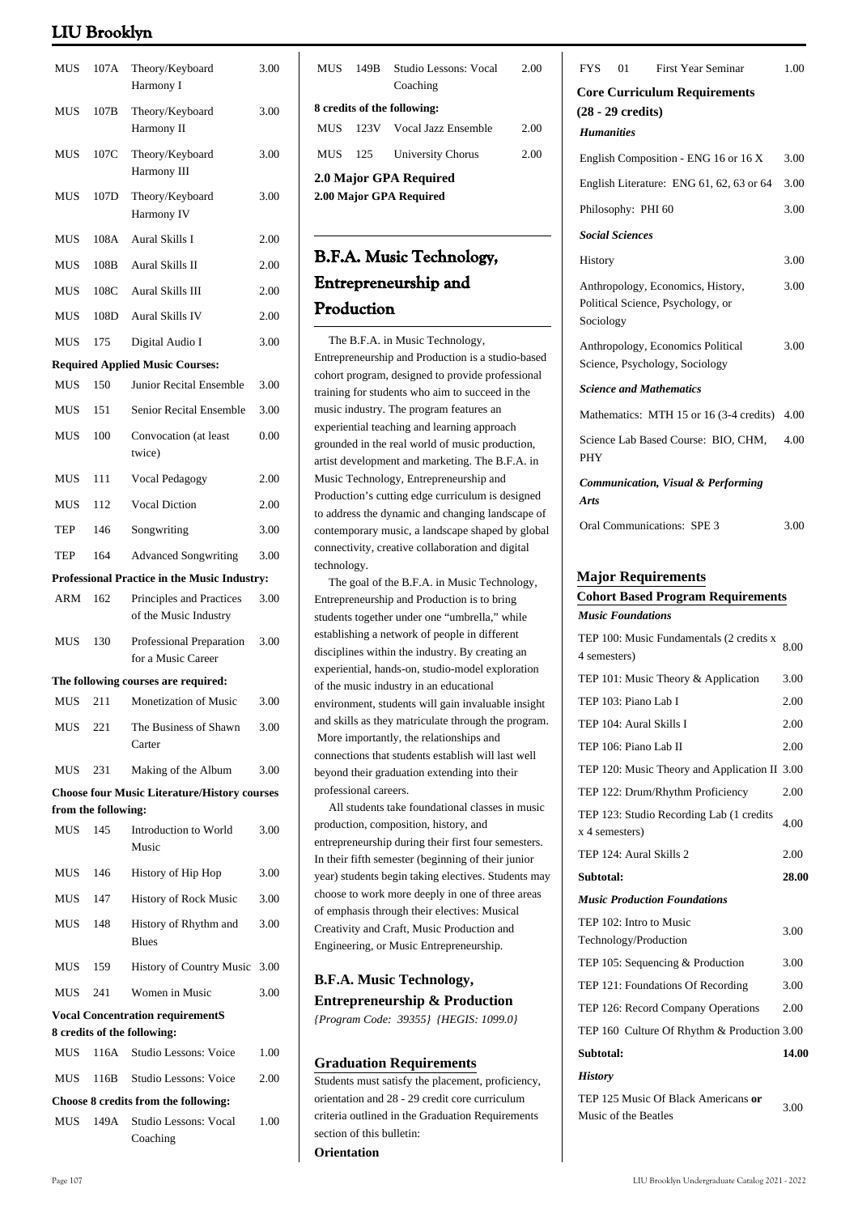| | | | |
|---|---|---|---|
| MUS | 107A | Theory/Keyboard Harmony I | 3.00 |
| MUS | 107B | Theory/Keyboard Harmony II | 3.00 |
| MUS | 107C | Theory/Keyboard Harmony III | 3.00 |
| MUS | 107D | Theory/Keyboard Harmony IV | 3.00 |
| MUS | 108A | Aural Skills I | 2.00 |
| MUS | 108B | Aural Skills II | 2.00 |
| MUS | 108C | Aural Skills III | 2.00 |
| MUS | 108D | Aural Skills IV | 2.00 |
| MUS | 175 | Digital Audio I | 3.00 |

**Required Applied Music Courses:**

| | | | |
|---|---|---|---|
| MUS | 150 | Junior Recital Ensemble | 3.00 |
| MUS | 151 | Senior Recital Ensemble | 3.00 |
| MUS | 100 | Convocation (at least twice) | 0.00 |
| MUS | 111 | Vocal Pedagogy | 2.00 |
| MUS | 112 | Vocal Diction | 2.00 |
| TEP | 146 | Songwriting | 3.00 |
| TEP | 164 | Advanced Songwriting | 3.00 |

**Professional Practice in the Music Industry:**

| | | | |
|---|---|---|---|
| ARM | 162 | Principles and Practices of the Music Industry | 3.00 |
| MUS | 130 | Professional Preparation for a Music Career | 3.00 |

**The following courses are required:**

| | | | |
|---|---|---|---|
| MUS | 211 | Monetization of Music | 3.00 |
| MUS | 221 | The Business of Shawn Carter | 3.00 |
| MUS | 231 | Making of the Album | 3.00 |

**Choose four Music Literature/History courses from the following:**

| | | | |
|---|---|---|---|
| MUS | 145 | Introduction to World Music | 3.00 |
| MUS | 146 | History of Hip Hop | 3.00 |
| MUS | 147 | History of Rock Music | 3.00 |
| MUS | 148 | History of Rhythm and Blues | 3.00 |
| MUS | 159 | History of Country Music | 3.00 |
| MUS | 241 | Women in Music | 3.00 |

**Vocal Concentration requirementS**

**8 credits of the following:**

| | | | |
|---|---|---|---|
| MUS | 116A | Studio Lessons: Voice | 1.00 |
| MUS | 116B | Studio Lessons: Voice | 2.00 |

**Choose 8 credits from the following:**

| | | | |
|---|---|---|---|
| MUS | 149A | Studio Lessons: Vocal Coaching | 1.00 |
| MUS | 149B | Studio Lessons: Vocal Coaching | 2.00 |

**8 credits of the following:**

| | | | |
|---|---|---|---|
| MUS | 123V | Vocal Jazz Ensemble | 2.00 |
| MUS | 125 | University Chorus | 2.00 |

**2.0 Major GPA Required**

**2.00 Major GPA Required**

## B.F.A. Music Technology, Entrepreneurship and Production

The B.F.A. in Music Technology, Entrepreneurship and Production is a studio-based cohort program, designed to provide professional training for students who aim to succeed in the music industry. The program features an experiential teaching and learning approach grounded in the real world of music production, artist development and marketing. The B.F.A. in Music Technology, Entrepreneurship and Production's cutting edge curriculum is designed to address the dynamic and changing landscape of contemporary music, a landscape shaped by global connectivity, creative collaboration and digital technology.

The goal of the B.F.A. in Music Technology, Entrepreneurship and Production is to bring students together under one "umbrella," while establishing a network of people in different disciplines within the industry. By creating an experiential, hands-on, studio-model exploration of the music industry in an educational environment, students will gain invaluable insight and skills as they matriculate through the program. More importantly, the relationships and connections that students establish will last well beyond their graduation extending into their professional careers.

All students take foundational classes in music production, composition, history, and entrepreneurship during their first four semesters. In their fifth semester (beginning of their junior year) students begin taking electives. Students may choose to work more deeply in one of three areas of emphasis through their electives: Musical Creativity and Craft, Music Production and Engineering, or Music Entrepreneurship.

### B.F.A. Music Technology, Entrepreneurship & Production

*{Program Code: 39355} {HEGIS: 1099.0}*

### Graduation Requirements

Students must satisfy the placement, proficiency, orientation and 28 - 29 credit core curriculum criteria outlined in the Graduation Requirements section of this bulletin:

**Orientation**

| | | | |
|---|---|---|---|
| FYS | 01 | First Year Seminar | 1.00 |

**Core Curriculum Requirements (28 - 29 credits)**

***Humanities***

| | |
|---|---|
| English Composition - ENG 16 or 16 X | 3.00 |
| English Literature: ENG 61, 62, 63 or 64 | 3.00 |
| Philosophy: PHI 60 | 3.00 |

***Social Sciences***

| | |
|---|---|
| History | 3.00 |
| Anthropology, Economics, History, Political Science, Psychology, or Sociology | 3.00 |
| Anthropology, Economics Political Science, Psychology, Sociology | 3.00 |

***Science and Mathematics***

| | |
|---|---|
| Mathematics: MTH 15 or 16 (3-4 credits) | 4.00 |
| Science Lab Based Course: BIO, CHM, PHY | 4.00 |

***Communication, Visual & Performing Arts***

| | |
|---|---|
| Oral Communications: SPE 3 | 3.00 |

### Major Requirements

**Cohort Based Program Requirements**

***Music Foundations***

| | |
|---|---|
| TEP 100: Music Fundamentals (2 credits x 4 semesters) | 8.00 |
| TEP 101: Music Theory & Application | 3.00 |
| TEP 103: Piano Lab I | 2.00 |
| TEP 104: Aural Skills I | 2.00 |
| TEP 106: Piano Lab II | 2.00 |
| TEP 120: Music Theory and Application II | 3.00 |
| TEP 122: Drum/Rhythm Proficiency | 2.00 |
| TEP 123: Studio Recording Lab (1 credits x 4 semesters) | 4.00 |
| TEP 124: Aural Skills 2 | 2.00 |
| **Subtotal:** | **28.00** |

***Music Production Foundations***

| | |
|---|---|
| TEP 102: Intro to Music Technology/Production | 3.00 |
| TEP 105: Sequencing & Production | 3.00 |
| TEP 121: Foundations Of Recording | 3.00 |
| TEP 126: Record Company Operations | 2.00 |
| TEP 160 Culture Of Rhythm & Production | 3.00 |
| **Subtotal:** | **14.00** |

***History***

| | |
|---|---|
| TEP 125 Music Of Black Americans **or** Music of the Beatles | 3.00 |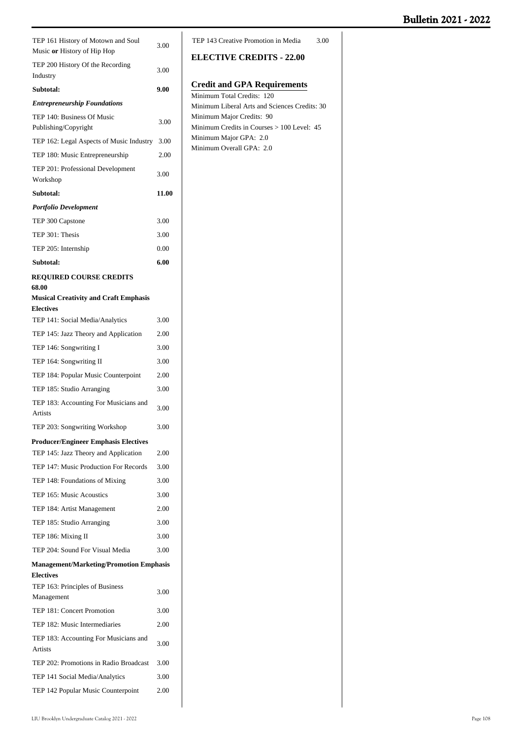| | |
|---|---|
| TEP 161 History of Motown and Soul Music **or** History of Hip Hop | 3.00 |
| TEP 200 History Of the Recording Industry | 3.00 |
| **Subtotal:** | **9.00** |
| ***Entrepreneurship Foundations*** | |
| TEP 140: Business Of Music Publishing/Copyright | 3.00 |
| TEP 162: Legal Aspects of Music Industry | 3.00 |
| TEP 180: Music Entrepreneurship | 2.00 |
| TEP 201: Professional Development Workshop | 3.00 |
| **Subtotal:** | **11.00** |
| ***Portfolio Development*** | |
| TEP 300 Capstone | 3.00 |
| TEP 301: Thesis | 3.00 |
| TEP 205: Internship | 0.00 |
| **Subtotal:** | **6.00** |

**REQUIRED COURSE CREDITS 68.00**

**Musical Creativity and Craft Emphasis Electives**

| | |
|---|---|
| TEP 141: Social Media/Analytics | 3.00 |
| TEP 145: Jazz Theory and Application | 2.00 |
| TEP 146: Songwriting I | 3.00 |
| TEP 164: Songwriting II | 3.00 |
| TEP 184: Popular Music Counterpoint | 2.00 |
| TEP 185: Studio Arranging | 3.00 |
| TEP 183: Accounting For Musicians and Artists | 3.00 |
| TEP 203: Songwriting Workshop | 3.00 |

**Producer/Engineer Emphasis Electives**

| | |
|---|---|
| TEP 145: Jazz Theory and Application | 2.00 |
| TEP 147: Music Production For Records | 3.00 |
| TEP 148: Foundations of Mixing | 3.00 |
| TEP 165: Music Acoustics | 3.00 |
| TEP 184: Artist Management | 2.00 |
| TEP 185: Studio Arranging | 3.00 |
| TEP 186: Mixing II | 3.00 |
| TEP 204: Sound For Visual Media | 3.00 |

**Management/Marketing/Promotion Emphasis Electives**

| | |
|---|---|
| TEP 163: Principles of Business Management | 3.00 |
| TEP 181: Concert Promotion | 3.00 |
| TEP 182: Music Intermediaries | 2.00 |
| TEP 183: Accounting For Musicians and Artists | 3.00 |
| TEP 202: Promotions in Radio Broadcast | 3.00 |
| TEP 141 Social Media/Analytics | 3.00 |
| TEP 142 Popular Music Counterpoint | 2.00 |
| TEP 143 Creative Promotion in Media | 3.00 |

**ELECTIVE CREDITS - 22.00**

## Credit and GPA Requirements

Minimum Total Credits: 120
Minimum Liberal Arts and Sciences Credits: 30
Minimum Major Credits: 90
Minimum Credits in Courses > 100 Level: 45
Minimum Major GPA: 2.0
Minimum Overall GPA: 2.0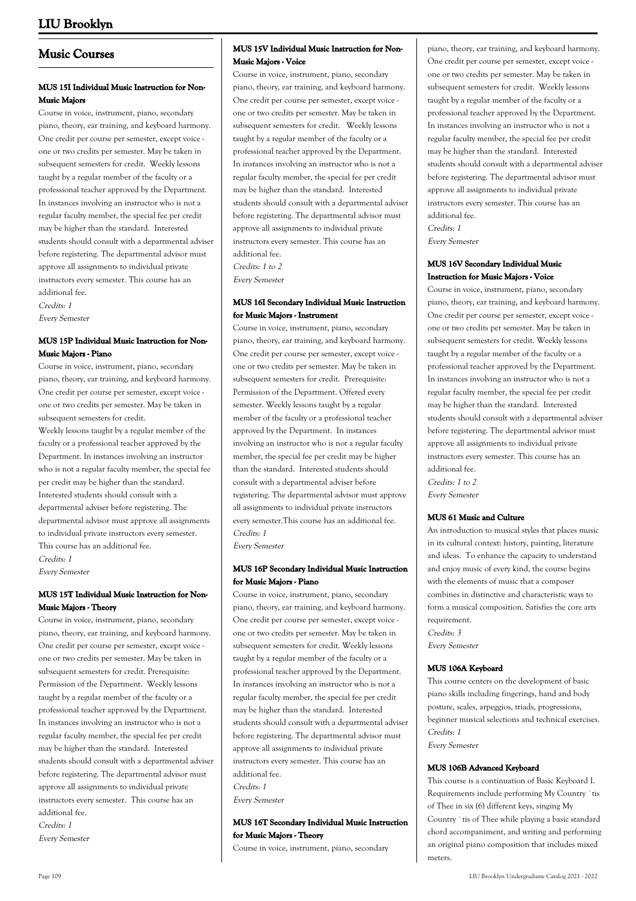## Music Courses

#### MUS 15I Individual Music Instruction for Non-Music Majors

Course in voice, instrument, piano, secondary piano, theory, ear training, and keyboard harmony. One credit per course per semester, except voice - one or two credits per semester. May be taken in subsequent semesters for credit. Weekly lessons taught by a regular member of the faculty or a professional teacher approved by the Department. In instances involving an instructor who is not a regular faculty member, the special fee per credit may be higher than the standard. Interested students should consult with a departmental adviser before registering. The departmental advisor must approve all assignments to individual private instructors every semester. This course has an additional fee.

*Credits: 1*
*Every Semester*

#### MUS 15P Individual Music Instruction for Non-Music Majors - Piano

Course in voice, instrument, piano, secondary piano, theory, ear training, and keyboard harmony. One credit per course per semester, except voice - one or two credits per semester. May be taken in subsequent semesters for credit.
Weekly lessons taught by a regular member of the faculty or a professional teacher approved by the Department. In instances involving an instructor who is not a regular faculty member, the special fee per credit may be higher than the standard. Interested students should consult with a departmental adviser before registering. The departmental advisor must approve all assignments to individual private instructors every semester. This course has an additional fee.

*Credits: 1*
*Every Semester*

#### MUS 15T Individual Music Instruction for Non-Music Majors - Theory

Course in voice, instrument, piano, secondary piano, theory, ear training, and keyboard harmony. One credit per course per semester, except voice - one or two credits per semester. May be taken in subsequent semesters for credit. Prerequisite: Permission of the Department. Weekly lessons taught by a regular member of the faculty or a professional teacher approved by the Department. In instances involving an instructor who is not a regular faculty member, the special fee per credit may be higher than the standard. Interested students should consult with a departmental adviser before registering. The departmental advisor must approve all assignments to individual private instructors every semester. This course has an additional fee.

*Credits: 1*
*Every Semester*

#### MUS 15V Individual Music Instruction for Non-Music Majors - Voice

Course in voice, instrument, piano, secondary piano, theory, ear training, and keyboard harmony. One credit per course per semester, except voice - one or two credits per semester. May be taken in subsequent semesters for credit. Weekly lessons taught by a regular member of the faculty or a professional teacher approved by the Department. In instances involving an instructor who is not a regular faculty member, the special fee per credit may be higher than the standard. Interested students should consult with a departmental adviser before registering. The departmental advisor must approve all assignments to individual private instructors every semester. This course has an additional fee.

*Credits: 1 to 2*
*Every Semester*

#### MUS 16I Secondary Individual Music Instruction for Music Majors - Instrument

Course in voice, instrument, piano, secondary piano, theory, ear training, and keyboard harmony. One credit per course per semester, except voice - one or two credits per semester. May be taken in subsequent semesters for credit. Prerequisite: Permission of the Department. Offered every semester. Weekly lessons taught by a regular member of the faculty or a professional teacher approved by the Department. In instances involving an instructor who is not a regular faculty member, the special fee per credit may be higher than the standard. Interested students should consult with a departmental adviser before registering. The departmental advisor must approve all assignments to individual private instructors every semester.This course has an additional fee.

*Credits: 1*
*Every Semester*

#### MUS 16P Secondary Individual Music Instruction for Music Majors - Piano

Course in voice, instrument, piano, secondary piano, theory, ear training, and keyboard harmony. One credit per course per semester, except voice - one or two credits per semester. May be taken in subsequent semesters for credit. Weekly lessons taught by a regular member of the faculty or a professional teacher approved by the Department. In instances involving an instructor who is not a regular faculty member, the special fee per credit may be higher than the standard. Interested students should consult with a departmental adviser before registering. The departmental advisor must approve all assignments to individual private instructors every semester. This course has an additional fee.

*Credits: 1*
*Every Semester*

#### MUS 16T Secondary Individual Music Instruction for Music Majors - Theory

Course in voice, instrument, piano, secondary piano, theory, ear training, and keyboard harmony. One credit per course per semester, except voice - one or two credits per semester. May be taken in subsequent semesters for credit. Weekly lessons taught by a regular member of the faculty or a professional teacher approved by the Department. In instances involving an instructor who is not a regular faculty member, the special fee per credit may be higher than the standard. Interested students should consult with a departmental adviser before registering. The departmental advisor must approve all assignments to individual private instructors every semester. This course has an additional fee.

*Credits: 1*
*Every Semester*

#### MUS 16V Secondary Individual Music Instruction for Music Majors - Voice

Course in voice, instrument, piano, secondary piano, theory, ear training, and keyboard harmony. One credit per course per semester, except voice - one or two credits per semester. May be taken in subsequent semesters for credit. Weekly lessons taught by a regular member of the faculty or a professional teacher approved by the Department. In instances involving an instructor who is not a regular faculty member, the special fee per credit may be higher than the standard. Interested students should consult with a departmental adviser before registering. The departmental advisor must approve all assignments to individual private instructors every semester. This course has an additional fee.

*Credits: 1 to 2*
*Every Semester*

#### MUS 61 Music and Culture

An introduction to musical styles that places music in its cultural context: history, painting, literature and ideas. To enhance the capacity to understand and enjoy music of every kind, the course begins with the elements of music that a composer combines in distinctive and characteristic ways to form a musical composition. Satisfies the core arts requirement.

*Credits: 3*
*Every Semester*

#### MUS 106A Keyboard

This course centers on the development of basic piano skills including fingerings, hand and body posture, scales, arpeggios, triads, progressions, beginner musical selections and technical exercises.

*Credits: 1*
*Every Semester*

#### MUS 106B Advanced Keyboard

This course is a continuation of Basic Keyboard I. Requirements include performing My Country `tis of Thee in six (6) different keys, singing My Country `tis of Thee while playing a basic standard chord accompaniment, and writing and performing an original piano composition that includes mixed meters.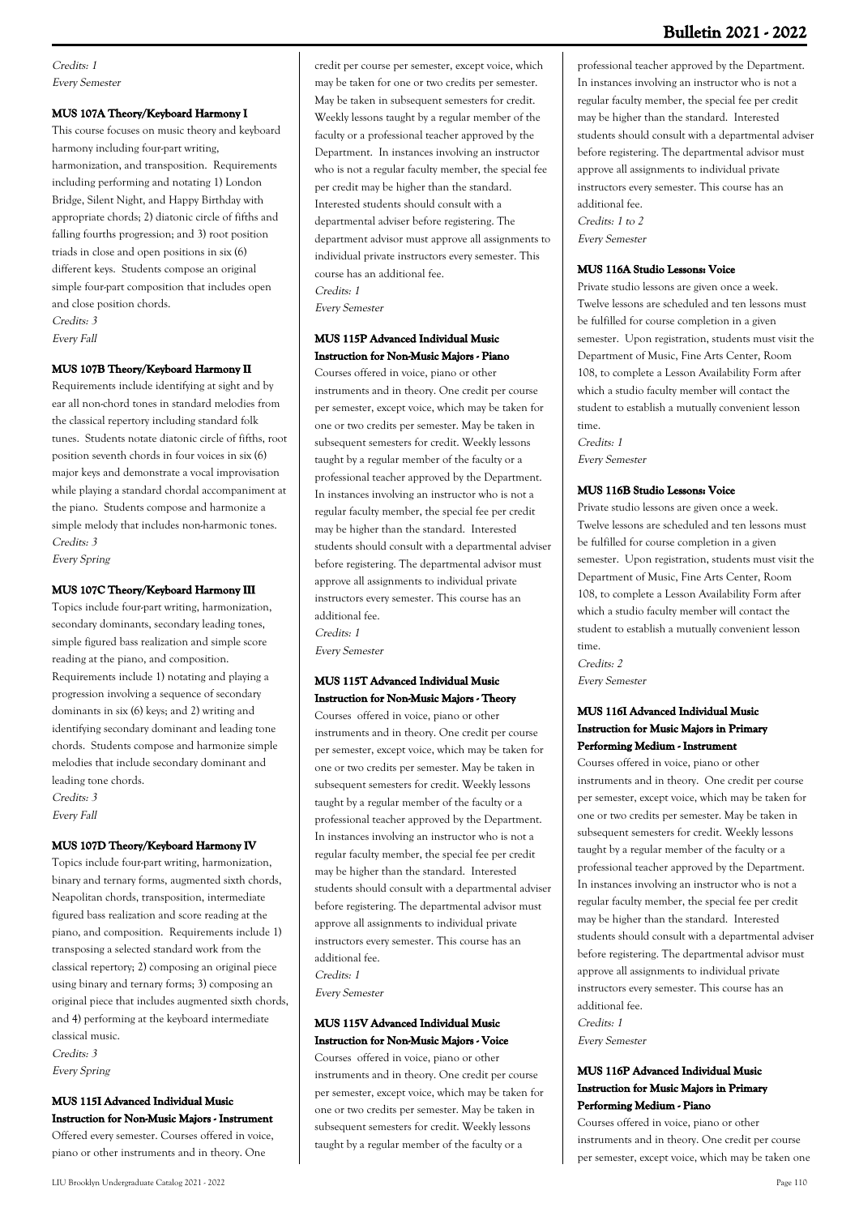*Credits: 1*
*Every Semester*

### MUS 107A Theory/Keyboard Harmony I

This course focuses on music theory and keyboard harmony including four-part writing, harmonization, and transposition. Requirements including performing and notating 1) London Bridge, Silent Night, and Happy Birthday with appropriate chords; 2) diatonic circle of fifths and falling fourths progression; and 3) root position triads in close and open positions in six (6) different keys. Students compose an original simple four-part composition that includes open and close position chords.
*Credits: 3*
*Every Fall*

### MUS 107B Theory/Keyboard Harmony II

Requirements include identifying at sight and by ear all non-chord tones in standard melodies from the classical repertory including standard folk tunes. Students notate diatonic circle of fifths, root position seventh chords in four voices in six (6) major keys and demonstrate a vocal improvisation while playing a standard chordal accompaniment at the piano. Students compose and harmonize a simple melody that includes non-harmonic tones.
*Credits: 3*
*Every Spring*

### MUS 107C Theory/Keyboard Harmony III

Topics include four-part writing, harmonization, secondary dominants, secondary leading tones, simple figured bass realization and simple score reading at the piano, and composition. Requirements include 1) notating and playing a progression involving a sequence of secondary dominants in six (6) keys; and 2) writing and identifying secondary dominant and leading tone chords. Students compose and harmonize simple melodies that include secondary dominant and leading tone chords.
*Credits: 3*
*Every Fall*

### MUS 107D Theory/Keyboard Harmony IV

Topics include four-part writing, harmonization, binary and ternary forms, augmented sixth chords, Neapolitan chords, transposition, intermediate figured bass realization and score reading at the piano, and composition. Requirements include 1) transposing a selected standard work from the classical repertory; 2) composing an original piece using binary and ternary forms; 3) composing an original piece that includes augmented sixth chords, and 4) performing at the keyboard intermediate classical music.
*Credits: 3*
*Every Spring*

### MUS 115I Advanced Individual Music Instruction for Non-Music Majors - Instrument

Offered every semester. Courses offered in voice, piano or other instruments and in theory. One credit per course per semester, except voice, which may be taken for one or two credits per semester. May be taken in subsequent semesters for credit. Weekly lessons taught by a regular member of the faculty or a professional teacher approved by the Department. In instances involving an instructor who is not a regular faculty member, the special fee per credit may be higher than the standard. Interested students should consult with a departmental adviser before registering. The department advisor must approve all assignments to individual private instructors every semester. This course has an additional fee.
*Credits: 1*
*Every Semester*

### MUS 115P Advanced Individual Music Instruction for Non-Music Majors - Piano

Courses offered in voice, piano or other instruments and in theory. One credit per course per semester, except voice, which may be taken for one or two credits per semester. May be taken in subsequent semesters for credit. Weekly lessons taught by a regular member of the faculty or a professional teacher approved by the Department. In instances involving an instructor who is not a regular faculty member, the special fee per credit may be higher than the standard. Interested students should consult with a departmental adviser before registering. The departmental advisor must approve all assignments to individual private instructors every semester. This course has an additional fee.
*Credits: 1*
*Every Semester*

### MUS 115T Advanced Individual Music Instruction for Non-Music Majors - Theory

Courses offered in voice, piano or other instruments and in theory. One credit per course per semester, except voice, which may be taken for one or two credits per semester. May be taken in subsequent semesters for credit. Weekly lessons taught by a regular member of the faculty or a professional teacher approved by the Department. In instances involving an instructor who is not a regular faculty member, the special fee per credit may be higher than the standard. Interested students should consult with a departmental adviser before registering. The departmental advisor must approve all assignments to individual private instructors every semester. This course has an additional fee.
*Credits: 1*
*Every Semester*

### MUS 115V Advanced Individual Music Instruction for Non-Music Majors - Voice

Courses offered in voice, piano or other instruments and in theory. One credit per course per semester, except voice, which may be taken for one or two credits per semester. May be taken in subsequent semesters for credit. Weekly lessons taught by a regular member of the faculty or a professional teacher approved by the Department. In instances involving an instructor who is not a regular faculty member, the special fee per credit may be higher than the standard. Interested students should consult with a departmental adviser before registering. The departmental advisor must approve all assignments to individual private instructors every semester. This course has an additional fee.
*Credits: 1 to 2*
*Every Semester*

### MUS 116A Studio Lessons: Voice

Private studio lessons are given once a week. Twelve lessons are scheduled and ten lessons must be fulfilled for course completion in a given semester. Upon registration, students must visit the Department of Music, Fine Arts Center, Room 108, to complete a Lesson Availability Form after which a studio faculty member will contact the student to establish a mutually convenient lesson time.
*Credits: 1*
*Every Semester*

### MUS 116B Studio Lessons: Voice

Private studio lessons are given once a week. Twelve lessons are scheduled and ten lessons must be fulfilled for course completion in a given semester. Upon registration, students must visit the Department of Music, Fine Arts Center, Room 108, to complete a Lesson Availability Form after which a studio faculty member will contact the student to establish a mutually convenient lesson time.
*Credits: 2*
*Every Semester*

### MUS 116I Advanced Individual Music Instruction for Music Majors in Primary Performing Medium - Instrument

Courses offered in voice, piano or other instruments and in theory. One credit per course per semester, except voice, which may be taken for one or two credits per semester. May be taken in subsequent semesters for credit. Weekly lessons taught by a regular member of the faculty or a professional teacher approved by the Department. In instances involving an instructor who is not a regular faculty member, the special fee per credit may be higher than the standard. Interested students should consult with a departmental adviser before registering. The departmental advisor must approve all assignments to individual private instructors every semester. This course has an additional fee.
*Credits: 1*
*Every Semester*

### MUS 116P Advanced Individual Music Instruction for Music Majors in Primary Performing Medium - Piano

Courses offered in voice, piano or other instruments and in theory. One credit per course per semester, except voice, which may be taken one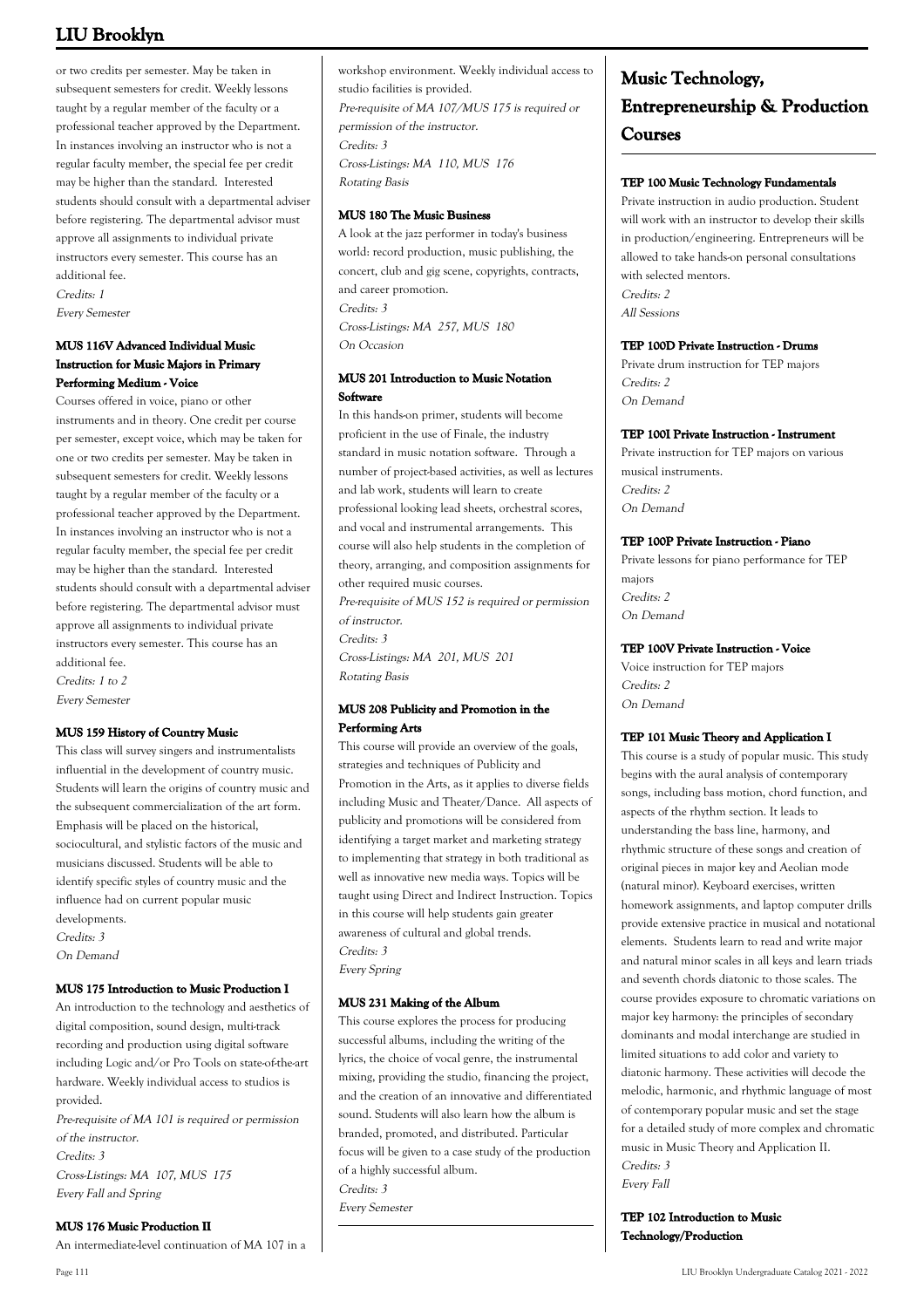or two credits per semester. May be taken in subsequent semesters for credit. Weekly lessons taught by a regular member of the faculty or a professional teacher approved by the Department. In instances involving an instructor who is not a regular faculty member, the special fee per credit may be higher than the standard. Interested students should consult with a departmental adviser before registering. The departmental advisor must approve all assignments to individual private instructors every semester. This course has an additional fee.

*Credits: 1*

*Every Semester*

#### MUS 116V Advanced Individual Music Instruction for Music Majors in Primary Performing Medium - Voice

Courses offered in voice, piano or other instruments and in theory. One credit per course per semester, except voice, which may be taken for one or two credits per semester. May be taken in subsequent semesters for credit. Weekly lessons taught by a regular member of the faculty or a professional teacher approved by the Department. In instances involving an instructor who is not a regular faculty member, the special fee per credit may be higher than the standard. Interested students should consult with a departmental adviser before registering. The departmental advisor must approve all assignments to individual private instructors every semester. This course has an additional fee.

*Credits: 1 to 2*

*Every Semester*

#### MUS 159 History of Country Music

This class will survey singers and instrumentalists influential in the development of country music. Students will learn the origins of country music and the subsequent commercialization of the art form. Emphasis will be placed on the historical, sociocultural, and stylistic factors of the music and musicians discussed. Students will be able to identify specific styles of country music and the influence had on current popular music developments.

*Credits: 3*

*On Demand*

#### MUS 175 Introduction to Music Production I

An introduction to the technology and aesthetics of digital composition, sound design, multi-track recording and production using digital software including Logic and/or Pro Tools on state-of-the-art hardware. Weekly individual access to studios is provided.

*Pre-requisite of MA 101 is required or permission of the instructor.*

*Credits: 3*

*Cross-Listings: MA 107, MUS 175*

*Every Fall and Spring*

#### MUS 176 Music Production II

An intermediate-level continuation of MA 107 in a workshop environment. Weekly individual access to studio facilities is provided.

*Pre-requisite of MA 107/MUS 175 is required or permission of the instructor.*

*Credits: 3*

*Cross-Listings: MA 110, MUS 176*

*Rotating Basis*

#### MUS 180 The Music Business

A look at the jazz performer in today's business world: record production, music publishing, the concert, club and gig scene, copyrights, contracts, and career promotion.

*Credits: 3*

*Cross-Listings: MA 257, MUS 180*

*On Occasion*

#### MUS 201 Introduction to Music Notation Software

In this hands-on primer, students will become proficient in the use of Finale, the industry standard in music notation software. Through a number of project-based activities, as well as lectures and lab work, students will learn to create professional looking lead sheets, orchestral scores, and vocal and instrumental arrangements. This course will also help students in the completion of theory, arranging, and composition assignments for other required music courses.

*Pre-requisite of MUS 152 is required or permission of instructor.*

*Credits: 3*

*Cross-Listings: MA 201, MUS 201*

*Rotating Basis*

#### MUS 208 Publicity and Promotion in the Performing Arts

This course will provide an overview of the goals, strategies and techniques of Publicity and Promotion in the Arts, as it applies to diverse fields including Music and Theater/Dance. All aspects of publicity and promotions will be considered from identifying a target market and marketing strategy to implementing that strategy in both traditional as well as innovative new media ways. Topics will be taught using Direct and Indirect Instruction. Topics in this course will help students gain greater awareness of cultural and global trends.

*Credits: 3*

*Every Spring*

#### MUS 231 Making of the Album

This course explores the process for producing successful albums, including the writing of the lyrics, the choice of vocal genre, the instrumental mixing, providing the studio, financing the project, and the creation of an innovative and differentiated sound. Students will also learn how the album is branded, promoted, and distributed. Particular focus will be given to a case study of the production of a highly successful album.

*Credits: 3*

*Every Semester*

## Music Technology, Entrepreneurship & Production Courses

#### TEP 100 Music Technology Fundamentals

Private instruction in audio production. Student will work with an instructor to develop their skills in production/engineering. Entrepreneurs will be allowed to take hands-on personal consultations with selected mentors.

*Credits: 2*

*All Sessions*

#### TEP 100D Private Instruction - Drums

Private drum instruction for TEP majors

*Credits: 2*

*On Demand*

#### TEP 100I Private Instruction - Instrument

Private instruction for TEP majors on various musical instruments.

*Credits: 2*

*On Demand*

#### TEP 100P Private Instruction - Piano

Private lessons for piano performance for TEP majors

*Credits: 2*

*On Demand*

#### TEP 100V Private Instruction - Voice

Voice instruction for TEP majors

*Credits: 2*

*On Demand*

#### TEP 101 Music Theory and Application I

This course is a study of popular music. This study begins with the aural analysis of contemporary songs, including bass motion, chord function, and aspects of the rhythm section. It leads to understanding the bass line, harmony, and rhythmic structure of these songs and creation of original pieces in major key and Aeolian mode (natural minor). Keyboard exercises, written homework assignments, and laptop computer drills provide extensive practice in musical and notational elements. Students learn to read and write major and natural minor scales in all keys and learn triads and seventh chords diatonic to those scales. The course provides exposure to chromatic variations on major key harmony: the principles of secondary dominants and modal interchange are studied in limited situations to add color and variety to diatonic harmony. These activities will decode the melodic, harmonic, and rhythmic language of most of contemporary popular music and set the stage for a detailed study of more complex and chromatic music in Music Theory and Application II.

*Credits: 3*

*Every Fall*

#### TEP 102 Introduction to Music Technology/Production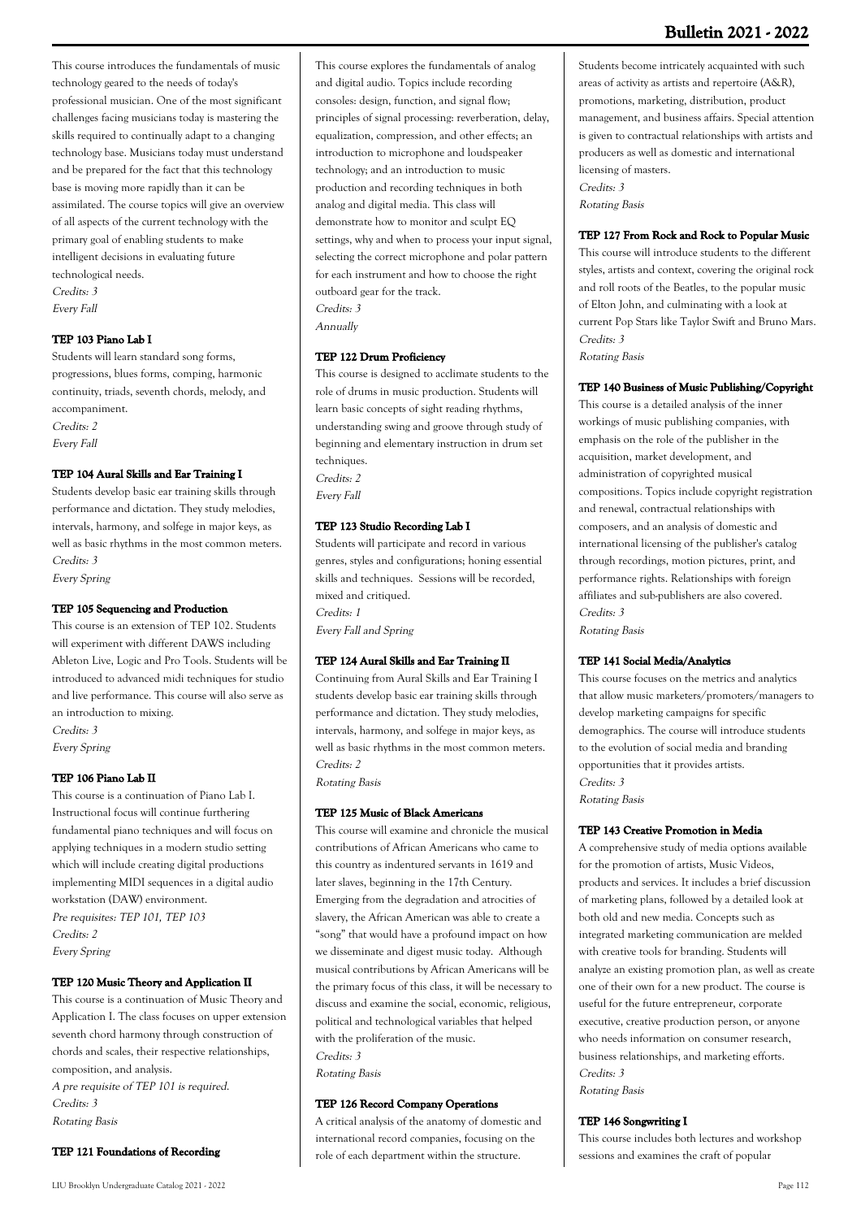This course introduces the fundamentals of music technology geared to the needs of today's professional musician. One of the most significant challenges facing musicians today is mastering the skills required to continually adapt to a changing technology base. Musicians today must understand and be prepared for the fact that this technology base is moving more rapidly than it can be assimilated. The course topics will give an overview of all aspects of the current technology with the primary goal of enabling students to make intelligent decisions in evaluating future technological needs.

*Credits: 3*
*Every Fall*

#### TEP 103 Piano Lab I

Students will learn standard song forms, progressions, blues forms, comping, harmonic continuity, triads, seventh chords, melody, and accompaniment.

*Credits: 2*
*Every Fall*

#### TEP 104 Aural Skills and Ear Training I

Students develop basic ear training skills through performance and dictation. They study melodies, intervals, harmony, and solfege in major keys, as well as basic rhythms in the most common meters.

*Credits: 3*
*Every Spring*

#### TEP 105 Sequencing and Production

This course is an extension of TEP 102. Students will experiment with different DAWS including Ableton Live, Logic and Pro Tools. Students will be introduced to advanced midi techniques for studio and live performance. This course will also serve as an introduction to mixing.

*Credits: 3*
*Every Spring*

#### TEP 106 Piano Lab II

This course is a continuation of Piano Lab I. Instructional focus will continue furthering fundamental piano techniques and will focus on applying techniques in a modern studio setting which will include creating digital productions implementing MIDI sequences in a digital audio workstation (DAW) environment.

*Pre requisites: TEP 101, TEP 103*
*Credits: 2*
*Every Spring*

#### TEP 120 Music Theory and Application II

This course is a continuation of Music Theory and Application I. The class focuses on upper extension seventh chord harmony through construction of chords and scales, their respective relationships, composition, and analysis.

*A pre requisite of TEP 101 is required.*
*Credits: 3*
*Rotating Basis*

#### TEP 121 Foundations of Recording

This course explores the fundamentals of analog and digital audio. Topics include recording consoles: design, function, and signal flow; principles of signal processing: reverberation, delay, equalization, compression, and other effects; an introduction to microphone and loudspeaker technology; and an introduction to music production and recording techniques in both analog and digital media. This class will demonstrate how to monitor and sculpt EQ settings, why and when to process your input signal, selecting the correct microphone and polar pattern for each instrument and how to choose the right outboard gear for the track.

*Credits: 3*
*Annually*

#### TEP 122 Drum Proficiency

This course is designed to acclimate students to the role of drums in music production. Students will learn basic concepts of sight reading rhythms, understanding swing and groove through study of beginning and elementary instruction in drum set techniques.

*Credits: 2*
*Every Fall*

#### TEP 123 Studio Recording Lab I

Students will participate and record in various genres, styles and configurations; honing essential skills and techniques. Sessions will be recorded, mixed and critiqued.

*Credits: 1*
*Every Fall and Spring*

#### TEP 124 Aural Skills and Ear Training II

Continuing from Aural Skills and Ear Training I students develop basic ear training skills through performance and dictation. They study melodies, intervals, harmony, and solfege in major keys, as well as basic rhythms in the most common meters.

*Credits: 2*
*Rotating Basis*

#### TEP 125 Music of Black Americans

This course will examine and chronicle the musical contributions of African Americans who came to this country as indentured servants in 1619 and later slaves, beginning in the 17th Century. Emerging from the degradation and atrocities of slavery, the African American was able to create a "song" that would have a profound impact on how we disseminate and digest music today. Although musical contributions by African Americans will be the primary focus of this class, it will be necessary to discuss and examine the social, economic, religious, political and technological variables that helped with the proliferation of the music.

*Credits: 3*
*Rotating Basis*

#### TEP 126 Record Company Operations

A critical analysis of the anatomy of domestic and international record companies, focusing on the role of each department within the structure. Students become intricately acquainted with such areas of activity as artists and repertoire (A&R), promotions, marketing, distribution, product management, and business affairs. Special attention is given to contractual relationships with artists and producers as well as domestic and international licensing of masters.

*Credits: 3*
*Rotating Basis*

#### TEP 127 From Rock and Rock to Popular Music

This course will introduce students to the different styles, artists and context, covering the original rock and roll roots of the Beatles, to the popular music of Elton John, and culminating with a look at current Pop Stars like Taylor Swift and Bruno Mars.

*Credits: 3*
*Rotating Basis*

#### TEP 140 Business of Music Publishing/Copyright

This course is a detailed analysis of the inner workings of music publishing companies, with emphasis on the role of the publisher in the acquisition, market development, and administration of copyrighted musical compositions. Topics include copyright registration and renewal, contractual relationships with composers, and an analysis of domestic and international licensing of the publisher's catalog through recordings, motion pictures, print, and performance rights. Relationships with foreign affiliates and sub-publishers are also covered.

*Credits: 3*
*Rotating Basis*

#### TEP 141 Social Media/Analytics

This course focuses on the metrics and analytics that allow music marketers/promoters/managers to develop marketing campaigns for specific demographics. The course will introduce students to the evolution of social media and branding opportunities that it provides artists.

*Credits: 3*
*Rotating Basis*

#### TEP 143 Creative Promotion in Media

A comprehensive study of media options available for the promotion of artists, Music Videos, products and services. It includes a brief discussion of marketing plans, followed by a detailed look at both old and new media. Concepts such as integrated marketing communication are melded with creative tools for branding. Students will analyze an existing promotion plan, as well as create one of their own for a new product. The course is useful for the future entrepreneur, corporate executive, creative production person, or anyone who needs information on consumer research, business relationships, and marketing efforts.

*Credits: 3*
*Rotating Basis*

#### TEP 146 Songwriting I

This course includes both lectures and workshop sessions and examines the craft of popular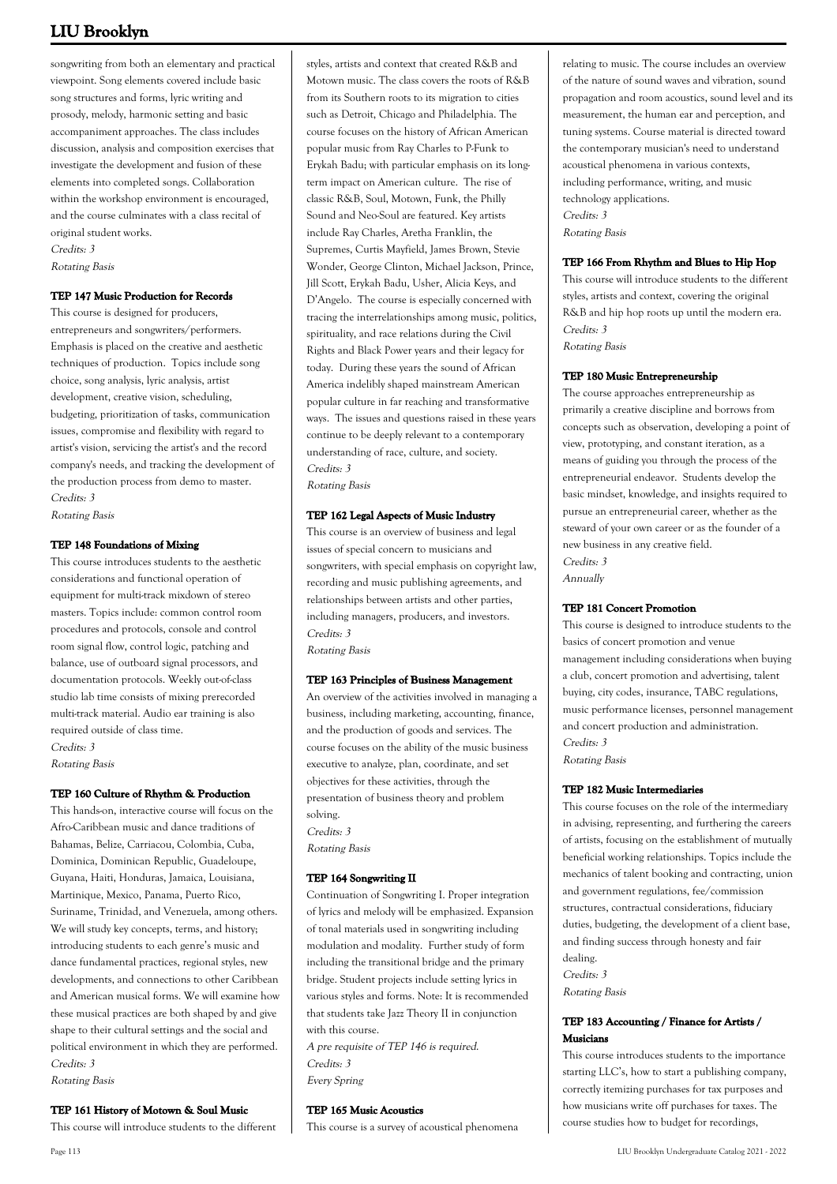songwriting from both an elementary and practical viewpoint. Song elements covered include basic song structures and forms, lyric writing and prosody, melody, harmonic setting and basic accompaniment approaches. The class includes discussion, analysis and composition exercises that investigate the development and fusion of these elements into completed songs. Collaboration within the workshop environment is encouraged, and the course culminates with a class recital of original student works.

*Credits: 3*

*Rotating Basis*

### TEP 147 Music Production for Records

This course is designed for producers, entrepreneurs and songwriters/performers. Emphasis is placed on the creative and aesthetic techniques of production. Topics include song choice, song analysis, lyric analysis, artist development, creative vision, scheduling, budgeting, prioritization of tasks, communication issues, compromise and flexibility with regard to artist's vision, servicing the artist's and the record company's needs, and tracking the development of the production process from demo to master.

*Credits: 3*

*Rotating Basis*

### TEP 148 Foundations of Mixing

This course introduces students to the aesthetic considerations and functional operation of equipment for multi-track mixdown of stereo masters. Topics include: common control room procedures and protocols, console and control room signal flow, control logic, patching and balance, use of outboard signal processors, and documentation protocols. Weekly out-of-class studio lab time consists of mixing prerecorded multi-track material. Audio ear training is also required outside of class time.

*Credits: 3*

*Rotating Basis*

### TEP 160 Culture of Rhythm & Production

This hands-on, interactive course will focus on the Afro-Caribbean music and dance traditions of Bahamas, Belize, Carriacou, Colombia, Cuba, Dominica, Dominican Republic, Guadeloupe, Guyana, Haiti, Honduras, Jamaica, Louisiana, Martinique, Mexico, Panama, Puerto Rico, Suriname, Trinidad, and Venezuela, among others. We will study key concepts, terms, and history; introducing students to each genre's music and dance fundamental practices, regional styles, new developments, and connections to other Caribbean and American musical forms. We will examine how these musical practices are both shaped by and give shape to their cultural settings and the social and political environment in which they are performed.

*Credits: 3*

*Rotating Basis*

### TEP 161 History of Motown & Soul Music

This course will introduce students to the different styles, artists and context that created R&B and Motown music. The class covers the roots of R&B from its Southern roots to its migration to cities such as Detroit, Chicago and Philadelphia. The course focuses on the history of African American popular music from Ray Charles to P-Funk to Erykah Badu; with particular emphasis on its long-term impact on American culture. The rise of classic R&B, Soul, Motown, Funk, the Philly Sound and Neo-Soul are featured. Key artists include Ray Charles, Aretha Franklin, the Supremes, Curtis Mayfield, James Brown, Stevie Wonder, George Clinton, Michael Jackson, Prince, Jill Scott, Erykah Badu, Usher, Alicia Keys, and D'Angelo. The course is especially concerned with tracing the interrelationships among music, politics, spirituality, and race relations during the Civil Rights and Black Power years and their legacy for today. During these years the sound of African America indelibly shaped mainstream American popular culture in far reaching and transformative ways. The issues and questions raised in these years continue to be deeply relevant to a contemporary understanding of race, culture, and society.

*Credits: 3*

*Rotating Basis*

### TEP 162 Legal Aspects of Music Industry

This course is an overview of business and legal issues of special concern to musicians and songwriters, with special emphasis on copyright law, recording and music publishing agreements, and relationships between artists and other parties, including managers, producers, and investors.

*Credits: 3*

*Rotating Basis*

### TEP 163 Principles of Business Management

An overview of the activities involved in managing a business, including marketing, accounting, finance, and the production of goods and services. The course focuses on the ability of the music business executive to analyze, plan, coordinate, and set objectives for these activities, through the presentation of business theory and problem solving.

*Credits: 3*

*Rotating Basis*

### TEP 164 Songwriting II

Continuation of Songwriting I. Proper integration of lyrics and melody will be emphasized. Expansion of tonal materials used in songwriting including modulation and modality. Further study of form including the transitional bridge and the primary bridge. Student projects include setting lyrics in various styles and forms. Note: It is recommended that students take Jazz Theory II in conjunction with this course.

*A pre requisite of TEP 146 is required.*

*Credits: 3*

*Every Spring*

### TEP 165 Music Acoustics

This course is a survey of acoustical phenomena relating to music. The course includes an overview of the nature of sound waves and vibration, sound propagation and room acoustics, sound level and its measurement, the human ear and perception, and tuning systems. Course material is directed toward the contemporary musician's need to understand acoustical phenomena in various contexts, including performance, writing, and music technology applications.

*Credits: 3*

*Rotating Basis*

### TEP 166 From Rhythm and Blues to Hip Hop

This course will introduce students to the different styles, artists and context, covering the original R&B and hip hop roots up until the modern era.

*Credits: 3*

*Rotating Basis*

### TEP 180 Music Entrepreneurship

The course approaches entrepreneurship as primarily a creative discipline and borrows from concepts such as observation, developing a point of view, prototyping, and constant iteration, as a means of guiding you through the process of the entrepreneurial endeavor. Students develop the basic mindset, knowledge, and insights required to pursue an entrepreneurial career, whether as the steward of your own career or as the founder of a new business in any creative field.

*Credits: 3*

*Annually*

### TEP 181 Concert Promotion

This course is designed to introduce students to the basics of concert promotion and venue management including considerations when buying a club, concert promotion and advertising, talent buying, city codes, insurance, TABC regulations, music performance licenses, personnel management and concert production and administration.

*Credits: 3*

*Rotating Basis*

### TEP 182 Music Intermediaries

This course focuses on the role of the intermediary in advising, representing, and furthering the careers of artists, focusing on the establishment of mutually beneficial working relationships. Topics include the mechanics of talent booking and contracting, union and government regulations, fee/commission structures, contractual considerations, fiduciary duties, budgeting, the development of a client base, and finding success through honesty and fair dealing.

*Credits: 3*

*Rotating Basis*

### TEP 183 Accounting / Finance for Artists / Musicians

This course introduces students to the importance starting LLC's, how to start a publishing company, correctly itemizing purchases for tax purposes and how musicians write off purchases for taxes. The course studies how to budget for recordings,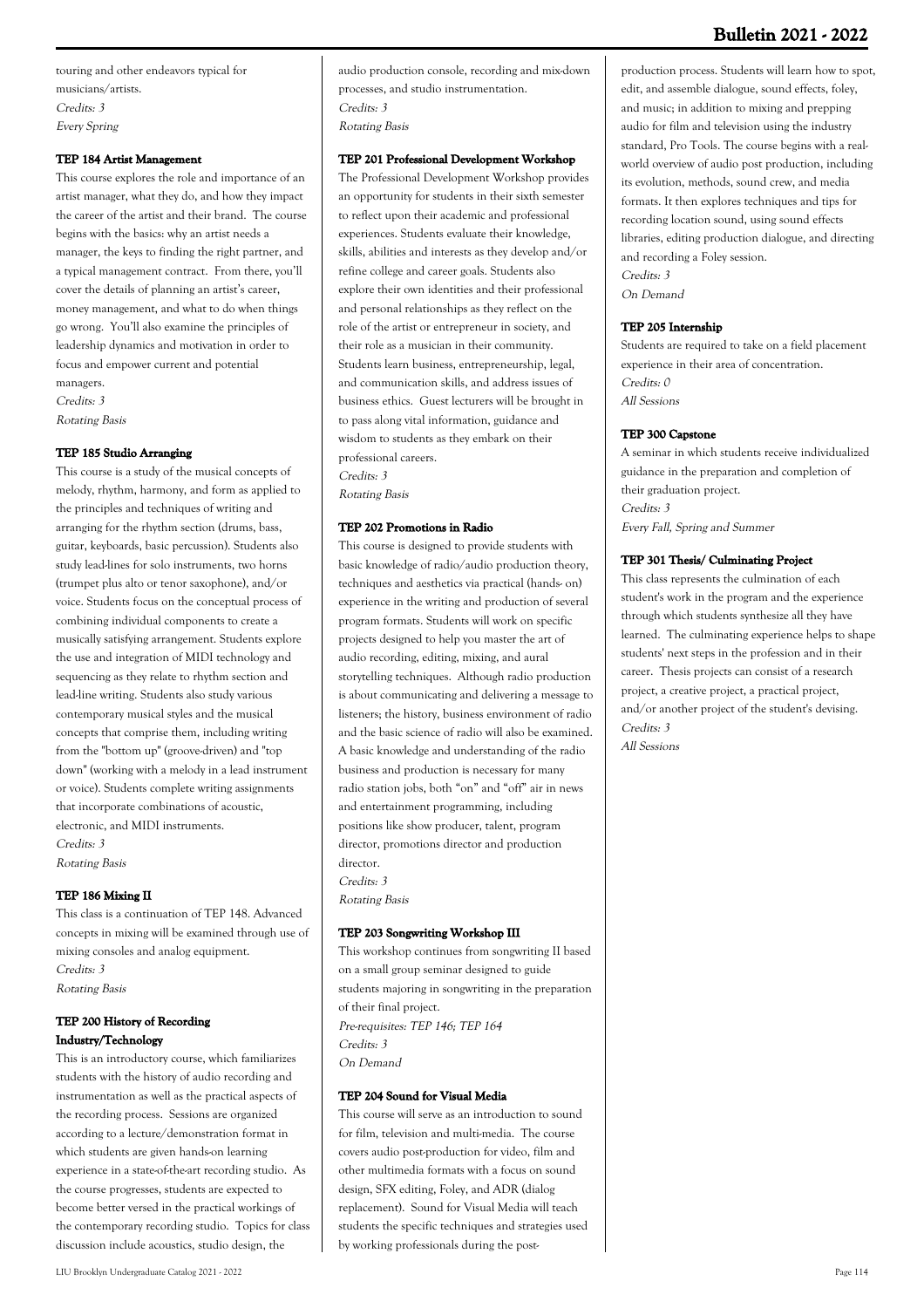touring and other endeavors typical for musicians/artists.
*Credits: 3*
*Every Spring*

#### TEP 184 Artist Management

This course explores the role and importance of an artist manager, what they do, and how they impact the career of the artist and their brand. The course begins with the basics: why an artist needs a manager, the keys to finding the right partner, and a typical management contract. From there, you'll cover the details of planning an artist's career, money management, and what to do when things go wrong. You'll also examine the principles of leadership dynamics and motivation in order to focus and empower current and potential managers.
*Credits: 3*
*Rotating Basis*

#### TEP 185 Studio Arranging

This course is a study of the musical concepts of melody, rhythm, harmony, and form as applied to the principles and techniques of writing and arranging for the rhythm section (drums, bass, guitar, keyboards, basic percussion). Students also study lead-lines for solo instruments, two horns (trumpet plus alto or tenor saxophone), and/or voice. Students focus on the conceptual process of combining individual components to create a musically satisfying arrangement. Students explore the use and integration of MIDI technology and sequencing as they relate to rhythm section and lead-line writing. Students also study various contemporary musical styles and the musical concepts that comprise them, including writing from the "bottom up" (groove-driven) and "top down" (working with a melody in a lead instrument or voice). Students complete writing assignments that incorporate combinations of acoustic, electronic, and MIDI instruments.
*Credits: 3*
*Rotating Basis*

#### TEP 186 Mixing II

This class is a continuation of TEP 148. Advanced concepts in mixing will be examined through use of mixing consoles and analog equipment.
*Credits: 3*
*Rotating Basis*

#### TEP 200 History of Recording Industry/Technology

This is an introductory course, which familiarizes students with the history of audio recording and instrumentation as well as the practical aspects of the recording process. Sessions are organized according to a lecture/demonstration format in which students are given hands-on learning experience in a state-of-the-art recording studio. As the course progresses, students are expected to become better versed in the practical workings of the contemporary recording studio. Topics for class discussion include acoustics, studio design, the audio production console, recording and mix-down processes, and studio instrumentation.
*Credits: 3*
*Rotating Basis*

#### TEP 201 Professional Development Workshop

The Professional Development Workshop provides an opportunity for students in their sixth semester to reflect upon their academic and professional experiences. Students evaluate their knowledge, skills, abilities and interests as they develop and/or refine college and career goals. Students also explore their own identities and their professional and personal relationships as they reflect on the role of the artist or entrepreneur in society, and their role as a musician in their community. Students learn business, entrepreneurship, legal, and communication skills, and address issues of business ethics. Guest lecturers will be brought in to pass along vital information, guidance and wisdom to students as they embark on their professional careers.
*Credits: 3*
*Rotating Basis*

#### TEP 202 Promotions in Radio

This course is designed to provide students with basic knowledge of radio/audio production theory, techniques and aesthetics via practical (hands- on) experience in the writing and production of several program formats. Students will work on specific projects designed to help you master the art of audio recording, editing, mixing, and aural storytelling techniques. Although radio production is about communicating and delivering a message to listeners; the history, business environment of radio and the basic science of radio will also be examined. A basic knowledge and understanding of the radio business and production is necessary for many radio station jobs, both "on" and "off" air in news and entertainment programming, including positions like show producer, talent, program director, promotions director and production director.
*Credits: 3*
*Rotating Basis*

#### TEP 203 Songwriting Workshop III

This workshop continues from songwriting II based on a small group seminar designed to guide students majoring in songwriting in the preparation of their final project.
*Pre-requisites: TEP 146; TEP 164*
*Credits: 3*
*On Demand*

#### TEP 204 Sound for Visual Media

This course will serve as an introduction to sound for film, television and multi-media. The course covers audio post-production for video, film and other multimedia formats with a focus on sound design, SFX editing, Foley, and ADR (dialog replacement). Sound for Visual Media will teach students the specific techniques and strategies used by working professionals during the post-production process. Students will learn how to spot, edit, and assemble dialogue, sound effects, foley, and music; in addition to mixing and prepping audio for film and television using the industry standard, Pro Tools. The course begins with a real-world overview of audio post production, including its evolution, methods, sound crew, and media formats. It then explores techniques and tips for recording location sound, using sound effects libraries, editing production dialogue, and directing and recording a Foley session.
*Credits: 3*
*On Demand*

#### TEP 205 Internship

Students are required to take on a field placement experience in their area of concentration.
*Credits: 0*
*All Sessions*

#### TEP 300 Capstone

A seminar in which students receive individualized guidance in the preparation and completion of their graduation project.
*Credits: 3*
*Every Fall, Spring and Summer*

#### TEP 301 Thesis/ Culminating Project

This class represents the culmination of each student's work in the program and the experience through which students synthesize all they have learned. The culminating experience helps to shape students' next steps in the profession and in their career. Thesis projects can consist of a research project, a creative project, a practical project, and/or another project of the student's devising.
*Credits: 3*
*All Sessions*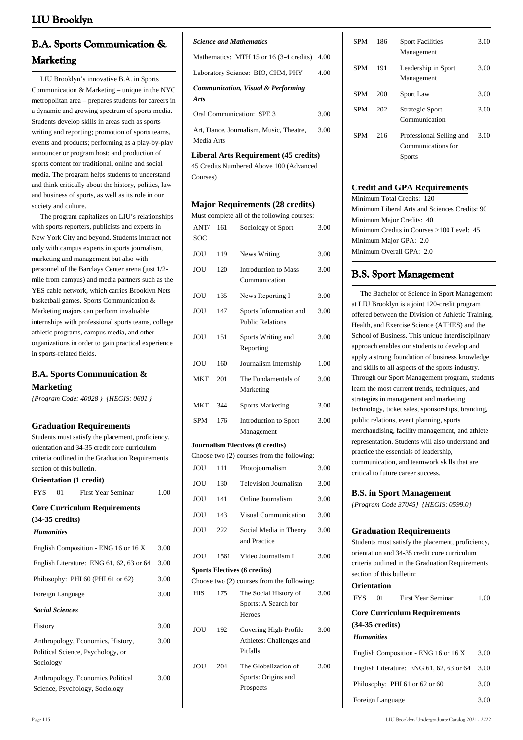## B.A. Sports Communication & Marketing

LIU Brooklyn's innovative B.A. in Sports Communication & Marketing – unique in the NYC metropolitan area – prepares students for careers in a dynamic and growing spectrum of sports media. Students develop skills in areas such as sports writing and reporting; promotion of sports teams, events and products; performing as a play-by-play announcer or program host; and production of sports content for traditional, online and social media. The program helps students to understand and think critically about the history, politics, law and business of sports, as well as its role in our society and culture.

The program capitalizes on LIU's relationships with sports reporters, publicists and experts in New York City and beyond. Students interact not only with campus experts in sports journalism, marketing and management but also with personnel of the Barclays Center arena (just 1/2-mile from campus) and media partners such as the YES cable network, which carries Brooklyn Nets basketball games. Sports Communication & Marketing majors can perform invaluable internships with professional sports teams, college athletic programs, campus media, and other organizations in order to gain practical experience in sports-related fields.

### B.A. Sports Communication & Marketing

*{Program Code: 40028 } {HEGIS: 0601 }*

### Graduation Requirements

Students must satisfy the placement, proficiency, orientation and 34-35 credit core curriculum criteria outlined in the Graduation Requirements section of this bulletin.

**Orientation (1 credit)**

| | | | |
|---|---|---|---|
| FYS | 01 | First Year Seminar | 1.00 |

**Core Curriculum Requirements (34-35 credits)**

***Humanities***

| | |
|---|---|
| English Composition - ENG 16 or 16 X | 3.00 |
| English Literature: ENG 61, 62, 63 or 64 | 3.00 |
| Philosophy: PHI 60 (PHI 61 or 62) | 3.00 |
| Foreign Language | 3.00 |

***Social Sciences***

| | |
|---|---|
| History | 3.00 |
| Anthropology, Economics, History, Political Science, Psychology, or Sociology | 3.00 |
| Anthropology, Economics Political Science, Psychology, Sociology | 3.00 |

***Science and Mathematics***

| | |
|---|---|
| Mathematics: MTH 15 or 16 (3-4 credits) | 4.00 |
| Laboratory Science: BIO, CHM, PHY | 4.00 |

***Communication, Visual & Performing Arts***

| | |
|---|---|
| Oral Communication: SPE 3 | 3.00 |
| Art, Dance, Journalism, Music, Theatre, Media Arts | 3.00 |

**Liberal Arts Requirement (45 credits)**

45 Credits Numbered Above 100 (Advanced Courses)

### Major Requirements (28 credits)

Must complete all of the following courses:

| | | | |
|---|---|---|---|
| ANT/ SOC | 161 | Sociology of Sport | 3.00 |
| JOU | 119 | News Writing | 3.00 |
| JOU | 120 | Introduction to Mass Communication | 3.00 |
| JOU | 135 | News Reporting I | 3.00 |
| JOU | 147 | Sports Information and Public Relations | 3.00 |
| JOU | 151 | Sports Writing and Reporting | 3.00 |
| JOU | 160 | Journalism Internship | 1.00 |
| MKT | 201 | The Fundamentals of Marketing | 3.00 |
| MKT | 344 | Sports Marketing | 3.00 |
| SPM | 176 | Introduction to Sport Management | 3.00 |

**Journalism Electives (6 credits)**

Choose two (2) courses from the following:

| | | | |
|---|---|---|---|
| JOU | 111 | Photojournalism | 3.00 |
| JOU | 130 | Television Journalism | 3.00 |
| JOU | 141 | Online Journalism | 3.00 |
| JOU | 143 | Visual Communication | 3.00 |
| JOU | 222 | Social Media in Theory and Practice | 3.00 |
| JOU | 1561 | Video Journalism I | 3.00 |

**Sports Electives (6 credits)**

Choose two (2) courses from the following:

| | | | |
|---|---|---|---|
| HIS | 175 | The Social History of Sports: A Search for Heroes | 3.00 |
| JOU | 192 | Covering High-Profile Athletes: Challenges and Pitfalls | 3.00 |
| JOU | 204 | The Globalization of Sports: Origins and Prospects | 3.00 |
| SPM | 186 | Sport Facilities Management | 3.00 |
| SPM | 191 | Leadership in Sport Management | 3.00 |
| SPM | 200 | Sport Law | 3.00 |
| SPM | 202 | Strategic Sport Communication | 3.00 |
| SPM | 216 | Professional Selling and Communications for Sports | 3.00 |

### Credit and GPA Requirements

Minimum Total Credits: 120
Minimum Liberal Arts and Sciences Credits: 90
Minimum Major Credits: 40
Minimum Credits in Courses >100 Level: 45
Minimum Major GPA: 2.0
Minimum Overall GPA: 2.0

## B.S. Sport Management

The Bachelor of Science in Sport Management at LIU Brooklyn is a joint 120-credit program offered between the Division of Athletic Training, Health, and Exercise Science (ATHES) and the School of Business. This unique interdisciplinary approach enables our students to develop and apply a strong foundation of business knowledge and skills to all aspects of the sports industry. Through our Sport Management program, students learn the most current trends, techniques, and strategies in management and marketing technology, ticket sales, sponsorships, branding, public relations, event planning, sports merchandising, facility management, and athlete representation. Students will also understand and practice the essentials of leadership, communication, and teamwork skills that are critical to future career success.

### B.S. in Sport Management

*{Program Code 37045} {HEGIS: 0599.0}*

### Graduation Requirements

Students must satisfy the placement, proficiency, orientation and 34-35 credit core curriculum criteria outlined in the Graduation Requirements section of this bulletin:

**Orientation**

| | | | |
|---|---|---|---|
| FYS | 01 | First Year Seminar | 1.00 |

**Core Curriculum Requirements (34-35 credits)**

***Humanities***

| | |
|---|---|
| English Composition - ENG 16 or 16 X | 3.00 |
| English Literature: ENG 61, 62, 63 or 64 | 3.00 |
| Philosophy: PHI 61 or 62 or 60 | 3.00 |
| Foreign Language | 3.00 |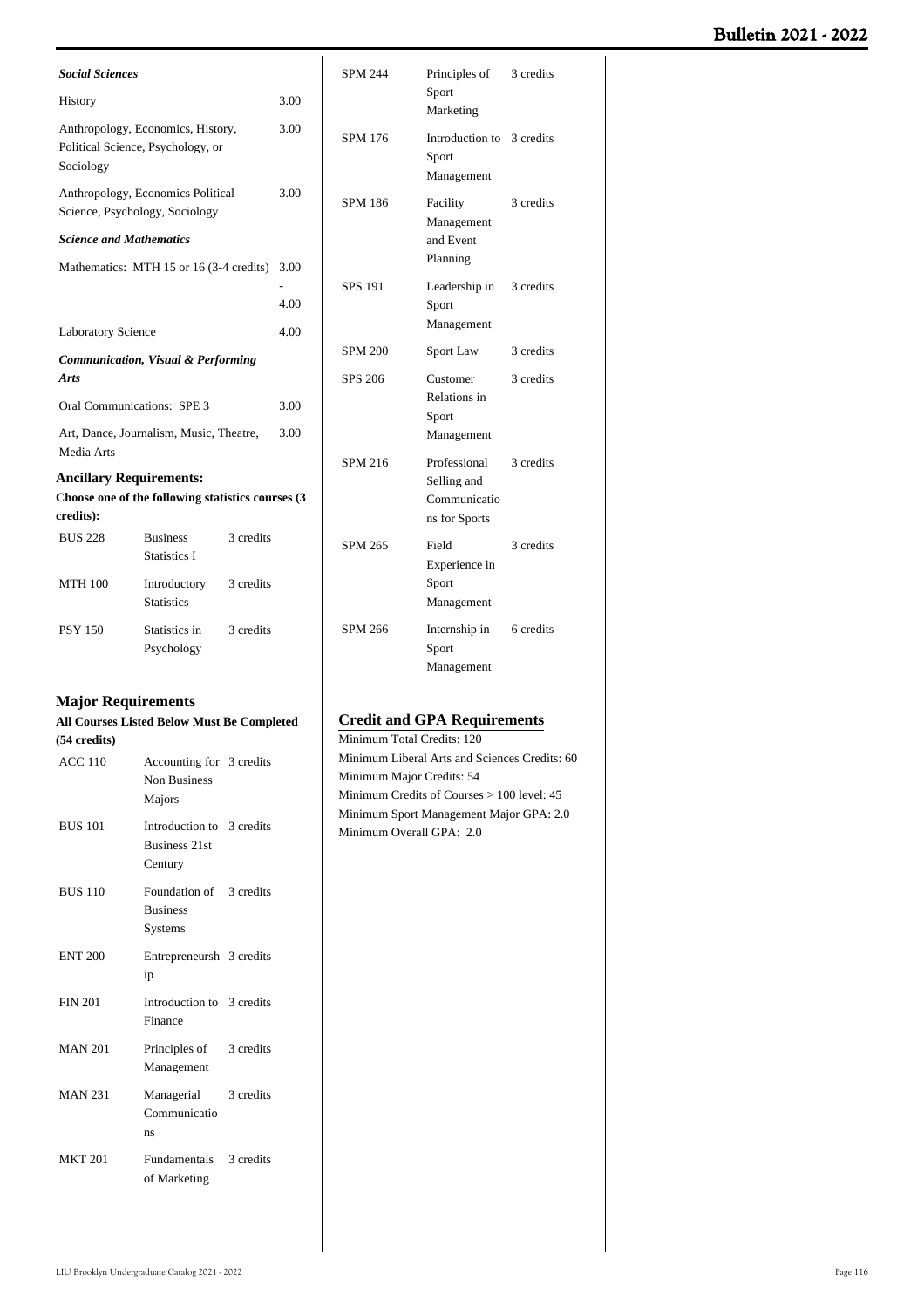***Social Sciences***

| | |
|---|---|
| History | 3.00 |
| Anthropology, Economics, History, Political Science, Psychology, or Sociology | 3.00 |
| Anthropology, Economics Political Science, Psychology, Sociology | 3.00 |

***Science and Mathematics***

| | |
|---|---|
| Mathematics: MTH 15 or 16 (3-4 credits) | 3.00 - 4.00 |
| Laboratory Science | 4.00 |

***Communication, Visual & Performing Arts***

| | |
|---|---|
| Oral Communications: SPE 3 | 3.00 |
| Art, Dance, Journalism, Music, Theatre, Media Arts | 3.00 |

**Ancillary Requirements:**

**Choose one of the following statistics courses (3 credits):**

| | | |
|---|---|---|
| BUS 228 | Business Statistics I | 3 credits |
| MTH 100 | Introductory Statistics | 3 credits |
| PSY 150 | Statistics in Psychology | 3 credits |

## Major Requirements

**All Courses Listed Below Must Be Completed (54 credits)**

| | | |
|---|---|---|
| ACC 110 | Accounting for Non Business Majors | 3 credits |
| BUS 101 | Introduction to Business 21st Century | 3 credits |
| BUS 110 | Foundation of Business Systems | 3 credits |
| ENT 200 | Entrepreneurship | 3 credits |
| FIN 201 | Introduction to Finance | 3 credits |
| MAN 201 | Principles of Management | 3 credits |
| MAN 231 | Managerial Communications | 3 credits |
| MKT 201 | Fundamentals of Marketing | 3 credits |
| SPM 244 | Principles of Sport Marketing | 3 credits |
| SPM 176 | Introduction to Sport Management | 3 credits |
| SPM 186 | Facility Management and Event Planning | 3 credits |
| SPS 191 | Leadership in Sport Management | 3 credits |
| SPM 200 | Sport Law | 3 credits |
| SPS 206 | Customer Relations in Sport Management | 3 credits |
| SPM 216 | Professional Selling and Communications for Sports | 3 credits |
| SPM 265 | Field Experience in Sport Management | 3 credits |
| SPM 266 | Internship in Sport Management | 6 credits |

## Credit and GPA Requirements

Minimum Total Credits: 120
Minimum Liberal Arts and Sciences Credits: 60
Minimum Major Credits: 54
Minimum Credits of Courses > 100 level: 45
Minimum Sport Management Major GPA: 2.0
Minimum Overall GPA: 2.0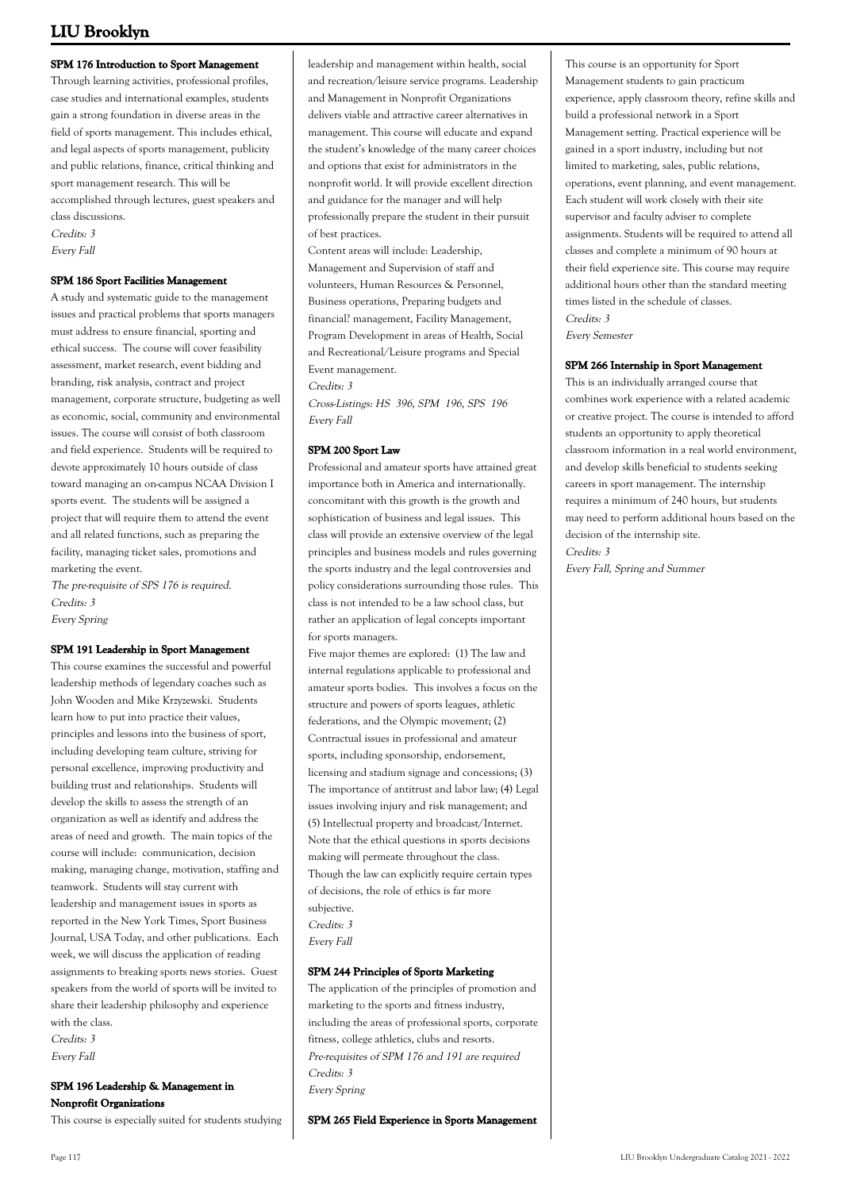#### SPM 176 Introduction to Sport Management

Through learning activities, professional profiles, case studies and international examples, students gain a strong foundation in diverse areas in the field of sports management. This includes ethical, and legal aspects of sports management, publicity and public relations, finance, critical thinking and sport management research. This will be accomplished through lectures, guest speakers and class discussions.

*Credits: 3*

*Every Fall*

#### SPM 186 Sport Facilities Management

A study and systematic guide to the management issues and practical problems that sports managers must address to ensure financial, sporting and ethical success. The course will cover feasibility assessment, market research, event bidding and branding, risk analysis, contract and project management, corporate structure, budgeting as well as economic, social, community and environmental issues. The course will consist of both classroom and field experience. Students will be required to devote approximately 10 hours outside of class toward managing an on-campus NCAA Division I sports event. The students will be assigned a project that will require them to attend the event and all related functions, such as preparing the facility, managing ticket sales, promotions and marketing the event.

*The pre-requisite of SPS 176 is required.*

*Credits: 3*

*Every Spring*

#### SPM 191 Leadership in Sport Management

This course examines the successful and powerful leadership methods of legendary coaches such as John Wooden and Mike Krzyzewski. Students learn how to put into practice their values, principles and lessons into the business of sport, including developing team culture, striving for personal excellence, improving productivity and building trust and relationships. Students will develop the skills to assess the strength of an organization as well as identify and address the areas of need and growth. The main topics of the course will include: communication, decision making, managing change, motivation, staffing and teamwork. Students will stay current with leadership and management issues in sports as reported in the New York Times, Sport Business Journal, USA Today, and other publications. Each week, we will discuss the application of reading assignments to breaking sports news stories. Guest speakers from the world of sports will be invited to share their leadership philosophy and experience with the class.

*Credits: 3*

*Every Fall*

#### SPM 196 Leadership & Management in Nonprofit Organizations

This course is especially suited for students studying leadership and management within health, social and recreation/leisure service programs. Leadership and Management in Nonprofit Organizations delivers viable and attractive career alternatives in management. This course will educate and expand the student's knowledge of the many career choices and options that exist for administrators in the nonprofit world. It will provide excellent direction and guidance for the manager and will help professionally prepare the student in their pursuit of best practices.

Content areas will include: Leadership, Management and Supervision of staff and volunteers, Human Resources & Personnel, Business operations, Preparing budgets and financial? management, Facility Management, Program Development in areas of Health, Social and Recreational/Leisure programs and Special Event management.

*Credits: 3*

*Cross-Listings: HS 396, SPM 196, SPS 196*

*Every Fall*

#### SPM 200 Sport Law

Professional and amateur sports have attained great importance both in America and internationally. concomitant with this growth is the growth and sophistication of business and legal issues. This class will provide an extensive overview of the legal principles and business models and rules governing the sports industry and the legal controversies and policy considerations surrounding those rules. This class is not intended to be a law school class, but rather an application of legal concepts important for sports managers.

Five major themes are explored: (1) The law and internal regulations applicable to professional and amateur sports bodies. This involves a focus on the structure and powers of sports leagues, athletic federations, and the Olympic movement; (2) Contractual issues in professional and amateur sports, including sponsorship, endorsement, licensing and stadium signage and concessions; (3) The importance of antitrust and labor law; (4) Legal issues involving injury and risk management; and (5) Intellectual property and broadcast/Internet. Note that the ethical questions in sports decisions making will permeate throughout the class. Though the law can explicitly require certain types of decisions, the role of ethics is far more subjective.

*Credits: 3*

*Every Fall*

#### SPM 244 Principles of Sports Marketing

The application of the principles of promotion and marketing to the sports and fitness industry, including the areas of professional sports, corporate fitness, college athletics, clubs and resorts.

*Pre-requisites of SPM 176 and 191 are required*

*Credits: 3*

*Every Spring*

#### SPM 265 Field Experience in Sports Management

This course is an opportunity for Sport Management students to gain practicum experience, apply classroom theory, refine skills and build a professional network in a Sport Management setting. Practical experience will be gained in a sport industry, including but not limited to marketing, sales, public relations, operations, event planning, and event management. Each student will work closely with their site supervisor and faculty adviser to complete assignments. Students will be required to attend all classes and complete a minimum of 90 hours at their field experience site. This course may require additional hours other than the standard meeting times listed in the schedule of classes.

*Credits: 3*

*Every Semester*

#### SPM 266 Internship in Sport Management

This is an individually arranged course that combines work experience with a related academic or creative project. The course is intended to afford students an opportunity to apply theoretical classroom information in a real world environment, and develop skills beneficial to students seeking careers in sport management. The internship requires a minimum of 240 hours, but students may need to perform additional hours based on the decision of the internship site.

*Credits: 3*

*Every Fall, Spring and Summer*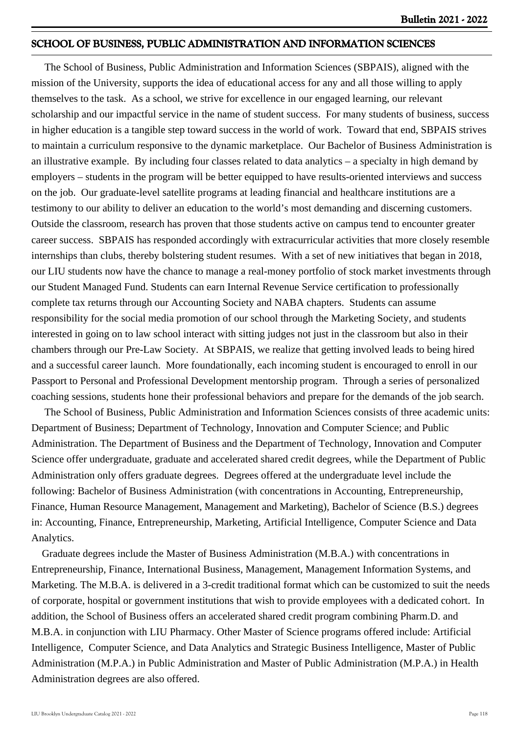## SCHOOL OF BUSINESS, PUBLIC ADMINISTRATION AND INFORMATION SCIENCES

The School of Business, Public Administration and Information Sciences (SBPAIS), aligned with the mission of the University, supports the idea of educational access for any and all those willing to apply themselves to the task. As a school, we strive for excellence in our engaged learning, our relevant scholarship and our impactful service in the name of student success. For many students of business, success in higher education is a tangible step toward success in the world of work. Toward that end, SBPAIS strives to maintain a curriculum responsive to the dynamic marketplace. Our Bachelor of Business Administration is an illustrative example. By including four classes related to data analytics – a specialty in high demand by employers – students in the program will be better equipped to have results-oriented interviews and success on the job. Our graduate-level satellite programs at leading financial and healthcare institutions are a testimony to our ability to deliver an education to the world's most demanding and discerning customers. Outside the classroom, research has proven that those students active on campus tend to encounter greater career success. SBPAIS has responded accordingly with extracurricular activities that more closely resemble internships than clubs, thereby bolstering student resumes. With a set of new initiatives that began in 2018, our LIU students now have the chance to manage a real-money portfolio of stock market investments through our Student Managed Fund. Students can earn Internal Revenue Service certification to professionally complete tax returns through our Accounting Society and NABA chapters. Students can assume responsibility for the social media promotion of our school through the Marketing Society, and students interested in going on to law school interact with sitting judges not just in the classroom but also in their chambers through our Pre-Law Society. At SBPAIS, we realize that getting involved leads to being hired and a successful career launch. More foundationally, each incoming student is encouraged to enroll in our Passport to Personal and Professional Development mentorship program. Through a series of personalized coaching sessions, students hone their professional behaviors and prepare for the demands of the job search.

The School of Business, Public Administration and Information Sciences consists of three academic units: Department of Business; Department of Technology, Innovation and Computer Science; and Public Administration. The Department of Business and the Department of Technology, Innovation and Computer Science offer undergraduate, graduate and accelerated shared credit degrees, while the Department of Public Administration only offers graduate degrees. Degrees offered at the undergraduate level include the following: Bachelor of Business Administration (with concentrations in Accounting, Entrepreneurship, Finance, Human Resource Management, Management and Marketing), Bachelor of Science (B.S.) degrees in: Accounting, Finance, Entrepreneurship, Marketing, Artificial Intelligence, Computer Science and Data Analytics.

Graduate degrees include the Master of Business Administration (M.B.A.) with concentrations in Entrepreneurship, Finance, International Business, Management, Management Information Systems, and Marketing. The M.B.A. is delivered in a 3-credit traditional format which can be customized to suit the needs of corporate, hospital or government institutions that wish to provide employees with a dedicated cohort. In addition, the School of Business offers an accelerated shared credit program combining Pharm.D. and M.B.A. in conjunction with LIU Pharmacy. Other Master of Science programs offered include: Artificial Intelligence, Computer Science, and Data Analytics and Strategic Business Intelligence, Master of Public Administration (M.P.A.) in Public Administration and Master of Public Administration (M.P.A.) in Health Administration degrees are also offered.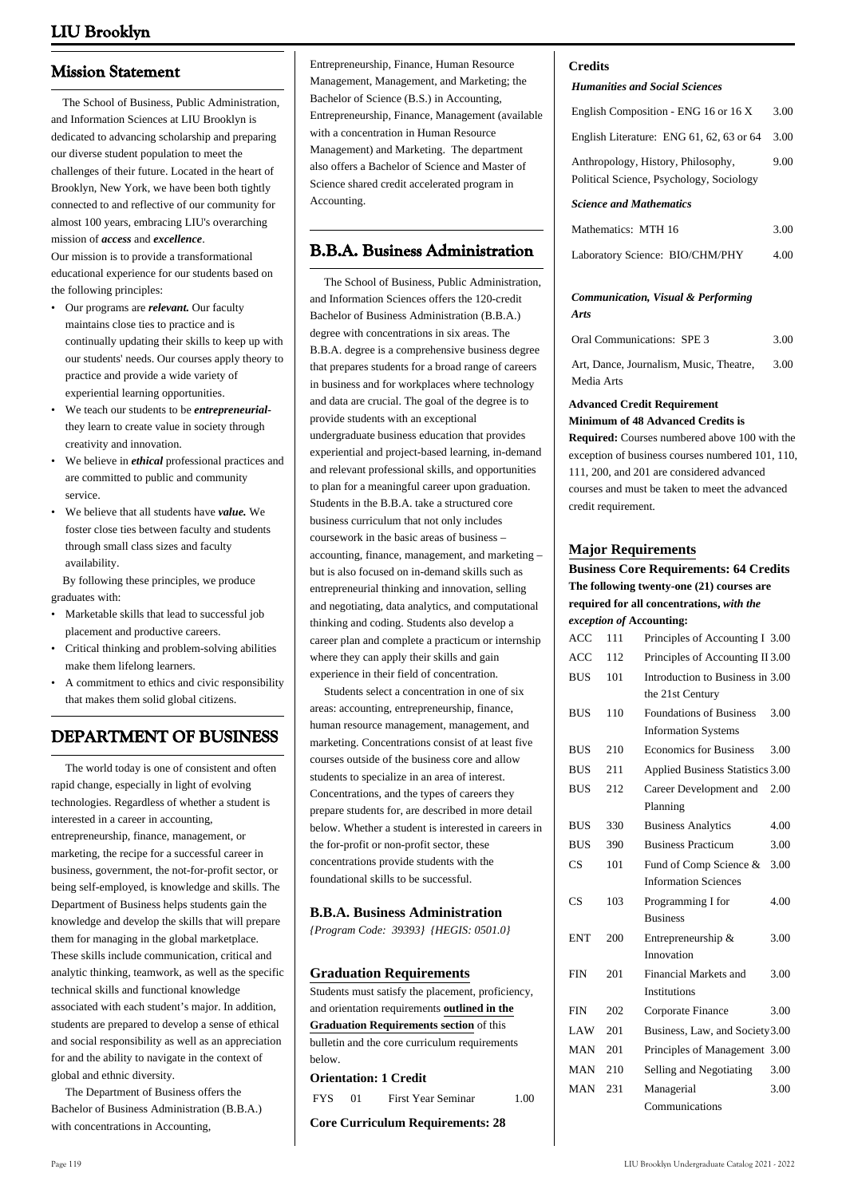## Mission Statement

The School of Business, Public Administration, and Information Sciences at LIU Brooklyn is dedicated to advancing scholarship and preparing our diverse student population to meet the challenges of their future. Located in the heart of Brooklyn, New York, we have been both tightly connected to and reflective of our community for almost 100 years, embracing LIU's overarching mission of ***access*** and ***excellence***.

Our mission is to provide a transformational educational experience for our students based on the following principles:

- Our programs are ***relevant.*** Our faculty maintains close ties to practice and is continually updating their skills to keep up with our students' needs. Our courses apply theory to practice and provide a wide variety of experiential learning opportunities.
- We teach our students to be ***entrepreneurial***- they learn to create value in society through creativity and innovation.
- We believe in ***ethical*** professional practices and are committed to public and community service.
- We believe that all students have ***value.*** We foster close ties between faculty and students through small class sizes and faculty availability.

By following these principles, we produce graduates with:

- Marketable skills that lead to successful job placement and productive careers.
- Critical thinking and problem-solving abilities make them lifelong learners.
- A commitment to ethics and civic responsibility that makes them solid global citizens.

## DEPARTMENT OF BUSINESS

The world today is one of consistent and often rapid change, especially in light of evolving technologies. Regardless of whether a student is interested in a career in accounting, entrepreneurship, finance, management, or marketing, the recipe for a successful career in business, government, the not-for-profit sector, or being self-employed, is knowledge and skills. The Department of Business helps students gain the knowledge and develop the skills that will prepare them for managing in the global marketplace. These skills include communication, critical and analytic thinking, teamwork, as well as the specific technical skills and functional knowledge associated with each student's major. In addition, students are prepared to develop a sense of ethical and social responsibility as well as an appreciation for and the ability to navigate in the context of global and ethnic diversity.

The Department of Business offers the Bachelor of Business Administration (B.B.A.) with concentrations in Accounting, Entrepreneurship, Finance, Human Resource Management, Management, and Marketing; the Bachelor of Science (B.S.) in Accounting, Entrepreneurship, Finance, Management (available with a concentration in Human Resource Management) and Marketing. The department also offers a Bachelor of Science and Master of Science shared credit accelerated program in Accounting.

## B.B.A. Business Administration

The School of Business, Public Administration, and Information Sciences offers the 120-credit Bachelor of Business Administration (B.B.A.) degree with concentrations in six areas. The B.B.A. degree is a comprehensive business degree that prepares students for a broad range of careers in business and for workplaces where technology and data are crucial. The goal of the degree is to provide students with an exceptional undergraduate business education that provides experiential and project-based learning, in-demand and relevant professional skills, and opportunities to plan for a meaningful career upon graduation. Students in the B.B.A. take a structured core business curriculum that not only includes coursework in the basic areas of business – accounting, finance, management, and marketing – but is also focused on in-demand skills such as entrepreneurial thinking and innovation, selling and negotiating, data analytics, and computational thinking and coding. Students also develop a career plan and complete a practicum or internship where they can apply their skills and gain experience in their field of concentration.

Students select a concentration in one of six areas: accounting, entrepreneurship, finance, human resource management, management, and marketing. Concentrations consist of at least five courses outside of the business core and allow students to specialize in an area of interest. Concentrations, and the types of careers they prepare students for, are described in more detail below. Whether a student is interested in careers in the for-profit or non-profit sector, these concentrations provide students with the foundational skills to be successful.

### B.B.A. Business Administration

*{Program Code: 39393} {HEGIS: 0501.0}*

### Graduation Requirements

Students must satisfy the placement, proficiency, and orientation requirements **outlined in the Graduation Requirements section** of this bulletin and the core curriculum requirements below.

**Orientation: 1 Credit**

| | | | |
|---|---|---|---|
| FYS | 01 | First Year Seminar | 1.00 |

**Core Curriculum Requirements: 28 Credits**

***Humanities and Social Sciences***

| | |
|---|---|
| English Composition - ENG 16 or 16 X | 3.00 |
| English Literature: ENG 61, 62, 63 or 64 | 3.00 |
| Anthropology, History, Philosophy, Political Science, Psychology, Sociology | 9.00 |

***Science and Mathematics***

| | |
|---|---|
| Mathematics: MTH 16 | 3.00 |
| Laboratory Science: BIO/CHM/PHY | 4.00 |

***Communication, Visual & Performing Arts***

| | |
|---|---|
| Oral Communications: SPE 3 | 3.00 |
| Art, Dance, Journalism, Music, Theatre, Media Arts | 3.00 |

**Advanced Credit Requirement**

**Minimum of 48 Advanced Credits is Required:** Courses numbered above 100 with the exception of business courses numbered 101, 110, 111, 200, and 201 are considered advanced courses and must be taken to meet the advanced credit requirement.

### Major Requirements

**Business Core Requirements: 64 Credits**

**The following twenty-one (21) courses are required for all concentrations, *with the exception of* Accounting:**

| | | | |
|---|---|---|---|
| ACC | 111 | Principles of Accounting I | 3.00 |
| ACC | 112 | Principles of Accounting II | 3.00 |
| BUS | 101 | Introduction to Business in the 21st Century | 3.00 |
| BUS | 110 | Foundations of Business Information Systems | 3.00 |
| BUS | 210 | Economics for Business | 3.00 |
| BUS | 211 | Applied Business Statistics | 3.00 |
| BUS | 212 | Career Development and Planning | 2.00 |
| BUS | 330 | Business Analytics | 4.00 |
| BUS | 390 | Business Practicum | 3.00 |
| CS | 101 | Fund of Comp Science & Information Sciences | 3.00 |
| CS | 103 | Programming I for Business | 4.00 |
| ENT | 200 | Entrepreneurship & Innovation | 3.00 |
| FIN | 201 | Financial Markets and Institutions | 3.00 |
| FIN | 202 | Corporate Finance | 3.00 |
| LAW | 201 | Business, Law, and Society | 3.00 |
| MAN | 201 | Principles of Management | 3.00 |
| MAN | 210 | Selling and Negotiating | 3.00 |
| MAN | 231 | Managerial Communications | 3.00 |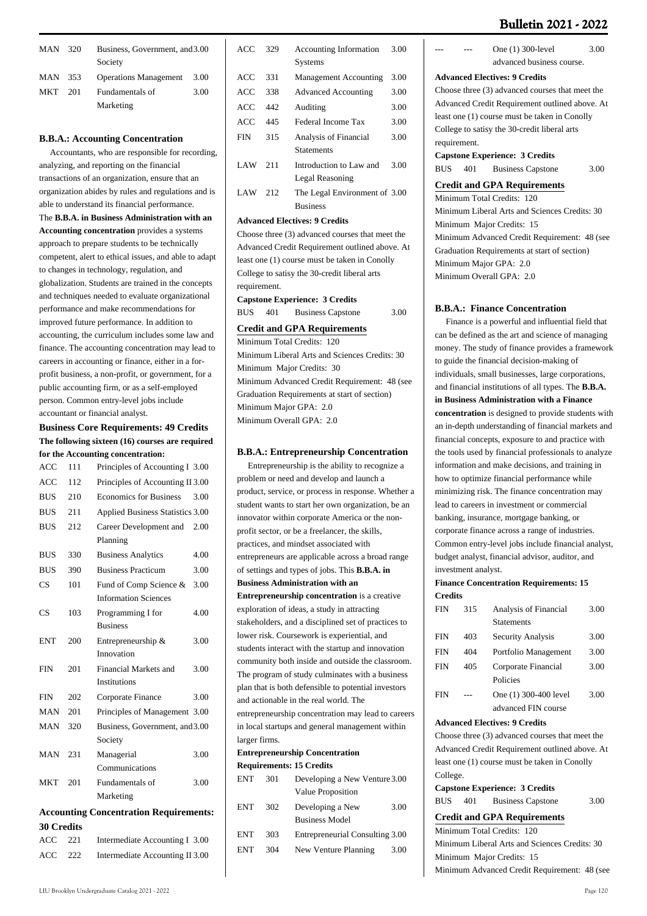| | | | |
|---|---|---|---|
| MAN | 320 | Business, Government, and Society | 3.00 |
| MAN | 353 | Operations Management | 3.00 |
| MKT | 201 | Fundamentals of Marketing | 3.00 |

### B.B.A.: Accounting Concentration

Accountants, who are responsible for recording, analyzing, and reporting on the financial transactions of an organization, ensure that an organization abides by rules and regulations and is able to understand its financial performance. The **B.B.A. in Business Administration with an Accounting concentration** provides a systems approach to prepare students to be technically competent, alert to ethical issues, and able to adapt to changes in technology, regulation, and globalization. Students are trained in the concepts and techniques needed to evaluate organizational performance and make recommendations for improved future performance. In addition to accounting, the curriculum includes some law and finance. The accounting concentration may lead to careers in accounting or finance, either in a for-profit business, a non-profit, or government, for a public accounting firm, or as a self-employed person. Common entry-level jobs include accountant or financial analyst.

**Business Core Requirements: 49 Credits**

**The following sixteen (16) courses are required for the Accounting concentration:**

| | | | |
|---|---|---|---|
| ACC | 111 | Principles of Accounting I | 3.00 |
| ACC | 112 | Principles of Accounting II | 3.00 |
| BUS | 210 | Economics for Business | 3.00 |
| BUS | 211 | Applied Business Statistics | 3.00 |
| BUS | 212 | Career Development and Planning | 2.00 |
| BUS | 330 | Business Analytics | 4.00 |
| BUS | 390 | Business Practicum | 3.00 |
| CS | 101 | Fund of Comp Science & Information Sciences | 3.00 |
| CS | 103 | Programming I for Business | 4.00 |
| ENT | 200 | Entrepreneurship & Innovation | 3.00 |
| FIN | 201 | Financial Markets and Institutions | 3.00 |
| FIN | 202 | Corporate Finance | 3.00 |
| MAN | 201 | Principles of Management | 3.00 |
| MAN | 320 | Business, Government, and Society | 3.00 |
| MAN | 231 | Managerial Communications | 3.00 |
| MKT | 201 | Fundamentals of Marketing | 3.00 |

**Accounting Concentration Requirements: 30 Credits**

| | | | |
|---|---|---|---|
| ACC | 221 | Intermediate Accounting I | 3.00 |
| ACC | 222 | Intermediate Accounting II | 3.00 |
| ACC | 329 | Accounting Information Systems | 3.00 |
| ACC | 331 | Management Accounting | 3.00 |
| ACC | 338 | Advanced Accounting | 3.00 |
| ACC | 442 | Auditing | 3.00 |
| ACC | 445 | Federal Income Tax | 3.00 |
| FIN | 315 | Analysis of Financial Statements | 3.00 |
| LAW | 211 | Introduction to Law and Legal Reasoning | 3.00 |
| LAW | 212 | The Legal Environment of Business | 3.00 |

**Advanced Electives: 9 Credits**

Choose three (3) advanced courses that meet the Advanced Credit Requirement outlined above. At least one (1) course must be taken in Conolly College to satisy the 30-credit liberal arts requirement.

**Capstone Experience: 3 Credits**

| | | | |
|---|---|---|---|
| BUS | 401 | Business Capstone | 3.00 |

#### Credit and GPA Requirements

Minimum Total Credits: 120
Minimum Liberal Arts and Sciences Credits: 30
Minimum Major Credits: 30
Minimum Advanced Credit Requirement: 48 (see Graduation Requirements at start of section)
Minimum Major GPA: 2.0
Minimum Overall GPA: 2.0

### B.B.A.: Entrepreneurship Concentration

Entrepreneurship is the ability to recognize a problem or need and develop and launch a product, service, or process in response. Whether a student wants to start her own organization, be an innovator within corporate America or the non-profit sector, or be a freelancer, the skills, practices, and mindset associated with entrepreneurs are applicable across a broad range of settings and types of jobs. This **B.B.A. in Business Administration with an Entrepreneurship concentration** is a creative exploration of ideas, a study in attracting stakeholders, and a disciplined set of practices to lower risk. Coursework is experiential, and students interact with the startup and innovation community both inside and outside the classroom. The program of study culminates with a business plan that is both defensible to potential investors and actionable in the real world. The entrepreneurship concentration may lead to careers in local startups and general management within larger firms.

**Entrepreneurship Concentration Requirements: 15 Credits**

| | | | |
|---|---|---|---|
| ENT | 301 | Developing a New Venture Value Proposition | 3.00 |
| ENT | 302 | Developing a New Business Model | 3.00 |
| ENT | 303 | Entrepreneurial Consulting | 3.00 |
| ENT | 304 | New Venture Planning | 3.00 |
| --- | --- | One (1) 300-level advanced business course. | 3.00 |

**Advanced Electives: 9 Credits**

Choose three (3) advanced courses that meet the Advanced Credit Requirement outlined above. At least one (1) course must be taken in Conolly College to satisy the 30-credit liberal arts requirement.

**Capstone Experience: 3 Credits**

| | | | |
|---|---|---|---|
| BUS | 401 | Business Capstone | 3.00 |

#### Credit and GPA Requirements

Minimum Total Credits: 120
Minimum Liberal Arts and Sciences Credits: 30
Minimum Major Credits: 15
Minimum Advanced Credit Requirement: 48 (see Graduation Requirements at start of section)
Minimum Major GPA: 2.0
Minimum Overall GPA: 2.0

### B.B.A.: Finance Concentration

Finance is a powerful and influential field that can be defined as the art and science of managing money. The study of finance provides a framework to guide the financial decision-making of individuals, small businesses, large corporations, and financial institutions of all types. The **B.B.A. in Business Administration with a Finance concentration** is designed to provide students with an in-depth understanding of financial markets and financial concepts, exposure to and practice with the tools used by financial professionals to analyze information and make decisions, and training in how to optimize financial performance while minimizing risk. The finance concentration may lead to careers in investment or commercial banking, insurance, mortgage banking, or corporate finance across a range of industries. Common entry-level jobs include financial analyst, budget analyst, financial advisor, auditor, and investment analyst.

**Finance Concentration Requirements: 15 Credits**

| | | | |
|---|---|---|---|
| FIN | 315 | Analysis of Financial Statements | 3.00 |
| FIN | 403 | Security Analysis | 3.00 |
| FIN | 404 | Portfolio Management | 3.00 |
| FIN | 405 | Corporate Financial Policies | 3.00 |
| FIN | --- | One (1) 300-400 level advanced FIN course | 3.00 |

**Advanced Electives: 9 Credits**

Choose three (3) advanced courses that meet the Advanced Credit Requirement outlined above. At least one (1) course must be taken in Conolly College.

**Capstone Experience: 3 Credits**

| | | | |
|---|---|---|---|
| BUS | 401 | Business Capstone | 3.00 |

#### Credit and GPA Requirements

Minimum Total Credits: 120
Minimum Liberal Arts and Sciences Credits: 30
Minimum Major Credits: 15
Minimum Advanced Credit Requirement: 48 (see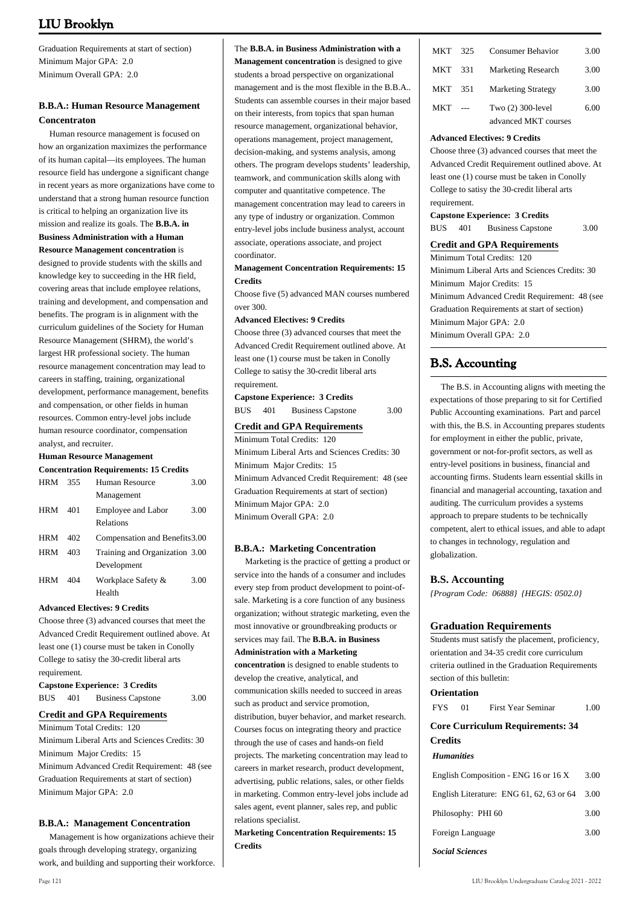Graduation Requirements at start of section)
Minimum Major GPA: 2.0
Minimum Overall GPA: 2.0

### B.B.A.: Human Resource Management Concentraton

Human resource management is focused on how an organization maximizes the performance of its human capital—its employees. The human resource field has undergone a significant change in recent years as more organizations have come to understand that a strong human resource function is critical to helping an organization live its mission and realize its goals. The **B.B.A. in Business Administration with a Human Resource Management concentration** is designed to provide students with the skills and knowledge key to succeeding in the HR field, covering areas that include employee relations, training and development, and compensation and benefits. The program is in alignment with the curriculum guidelines of the Society for Human Resource Management (SHRM), the world's largest HR professional society. The human resource management concentration may lead to careers in staffing, training, organizational development, performance management, benefits and compensation, or other fields in human resources. Common entry-level jobs include human resource coordinator, compensation analyst, and recruiter.

**Human Resource Management Concentration Requirements: 15 Credits**

| | | | |
|---|---|---|---|
| HRM | 355 | Human Resource Management | 3.00 |
| HRM | 401 | Employee and Labor Relations | 3.00 |
| HRM | 402 | Compensation and Benefits | 3.00 |
| HRM | 403 | Training and Organization Development | 3.00 |
| HRM | 404 | Workplace Safety & Health | 3.00 |

**Advanced Electives: 9 Credits**

Choose three (3) advanced courses that meet the Advanced Credit Requirement outlined above. At least one (1) course must be taken in Conolly College to satisy the 30-credit liberal arts requirement.

**Capstone Experience: 3 Credits**

| | | | |
|---|---|---|---|
| BUS | 401 | Business Capstone | 3.00 |

**Credit and GPA Requirements**

Minimum Total Credits: 120
Minimum Liberal Arts and Sciences Credits: 30
Minimum Major Credits: 15
Minimum Advanced Credit Requirement: 48 (see Graduation Requirements at start of section)
Minimum Major GPA: 2.0

### B.B.A.: Management Concentration

Management is how organizations achieve their goals through developing strategy, organizing work, and building and supporting their workforce. The **B.B.A. in Business Administration with a Management concentration** is designed to give students a broad perspective on organizational management and is the most flexible in the B.B.A.. Students can assemble courses in their major based on their interests, from topics that span human resource management, organizational behavior, operations management, project management, decision-making, and systems analysis, among others. The program develops students' leadership, teamwork, and communication skills along with computer and quantitative competence. The management concentration may lead to careers in any type of industry or organization. Common entry-level jobs include business analyst, account associate, operations associate, and project coordinator.

**Management Concentration Requirements: 15 Credits**

Choose five (5) advanced MAN courses numbered over 300.

**Advanced Electives: 9 Credits**

Choose three (3) advanced courses that meet the Advanced Credit Requirement outlined above. At least one (1) course must be taken in Conolly College to satisy the 30-credit liberal arts requirement.

**Capstone Experience: 3 Credits**

| | | | |
|---|---|---|---|
| BUS | 401 | Business Capstone | 3.00 |

**Credit and GPA Requirements**

Minimum Total Credits: 120
Minimum Liberal Arts and Sciences Credits: 30
Minimum Major Credits: 15
Minimum Advanced Credit Requirement: 48 (see Graduation Requirements at start of section)
Minimum Major GPA: 2.0
Minimum Overall GPA: 2.0

### B.B.A.: Marketing Concentration

Marketing is the practice of getting a product or service into the hands of a consumer and includes every step from product development to point-of-sale. Marketing is a core function of any business organization; without strategic marketing, even the most innovative or groundbreaking products or services may fail. The **B.B.A. in Business Administration with a Marketing concentration** is designed to enable students to develop the creative, analytical, and communication skills needed to succeed in areas such as product and service promotion, distribution, buyer behavior, and market research. Courses focus on integrating theory and practice through the use of cases and hands-on field projects. The marketing concentration may lead to careers in market research, product development, advertising, public relations, sales, or other fields in marketing. Common entry-level jobs include ad sales agent, event planner, sales rep, and public relations specialist.

**Marketing Concentration Requirements: 15 Credits**

| | | | |
|---|---|---|---|
| MKT | 325 | Consumer Behavior | 3.00 |
| MKT | 331 | Marketing Research | 3.00 |
| MKT | 351 | Marketing Strategy | 3.00 |
| MKT | --- | Two (2) 300-level advanced MKT courses | 6.00 |

**Advanced Electives: 9 Credits**

Choose three (3) advanced courses that meet the Advanced Credit Requirement outlined above. At least one (1) course must be taken in Conolly College to satisy the 30-credit liberal arts requirement.

**Capstone Experience: 3 Credits**

| | | | |
|---|---|---|---|
| BUS | 401 | Business Capstone | 3.00 |

**Credit and GPA Requirements**

Minimum Total Credits: 120
Minimum Liberal Arts and Sciences Credits: 30
Minimum Major Credits: 15
Minimum Advanced Credit Requirement: 48 (see Graduation Requirements at start of section)
Minimum Major GPA: 2.0
Minimum Overall GPA: 2.0

## B.S. Accounting

The B.S. in Accounting aligns with meeting the expectations of those preparing to sit for Certified Public Accounting examinations. Part and parcel with this, the B.S. in Accounting prepares students for employment in either the public, private, government or not-for-profit sectors, as well as entry-level positions in business, financial and accounting firms. Students learn essential skills in financial and managerial accounting, taxation and auditing. The curriculum provides a systems approach to prepare students to be technically competent, alert to ethical issues, and able to adapt to changes in technology, regulation and globalization.

### B.S. Accounting

*{Program Code: 06888} {HEGIS: 0502.0}*

### Graduation Requirements

Students must satisfy the placement, proficiency, orientation and 34-35 credit core curriculum criteria outlined in the Graduation Requirements section of this bulletin:

**Orientation**

| | | | |
|---|---|---|---|
| FYS | 01 | First Year Seminar | 1.00 |

**Core Curriculum Requirements: 34 Credits**

***Humanities***

| | |
|---|---|
| English Composition - ENG 16 or 16 X | 3.00 |
| English Literature: ENG 61, 62, 63 or 64 | 3.00 |
| Philosophy: PHI 60 | 3.00 |
| Foreign Language | 3.00 |

***Social Sciences***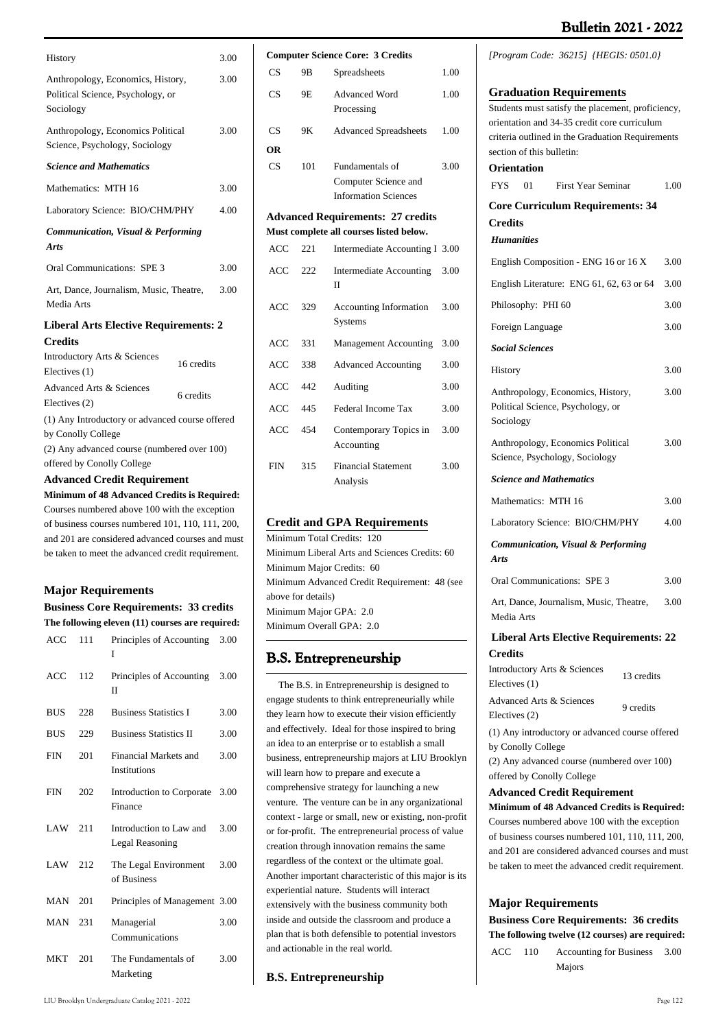| | |
|---|---|
| History | 3.00 |
| Anthropology, Economics, History, Political Science, Psychology, or Sociology | 3.00 |
| Anthropology, Economics Political Science, Psychology, Sociology | 3.00 |
| ***Science and Mathematics*** | |
| Mathematics: MTH 16 | 3.00 |
| Laboratory Science: BIO/CHM/PHY | 4.00 |
| ***Communication, Visual & Performing Arts*** | |
| Oral Communications: SPE 3 | 3.00 |
| Art, Dance, Journalism, Music, Theatre, Media Arts | 3.00 |

### Liberal Arts Elective Requirements: 2 Credits

| | |
|---|---|
| Introductory Arts & Sciences Electives (1) | 16 credits |
| Advanced Arts & Sciences Electives (2) | 6 credits |

(1) Any Introductory or advanced course offered by Conolly College

(2) Any advanced course (numbered over 100) offered by Conolly College

### Advanced Credit Requirement

**Minimum of 48 Advanced Credits is Required:** Courses numbered above 100 with the exception of business courses numbered 101, 110, 111, 200, and 201 are considered advanced courses and must be taken to meet the advanced credit requirement.

## Major Requirements

### Business Core Requirements: 33 credits

**The following eleven (11) courses are required:**

| | | | |
|---|---|---|---|
| ACC | 111 | Principles of Accounting I | 3.00 |
| ACC | 112 | Principles of Accounting II | 3.00 |
| BUS | 228 | Business Statistics I | 3.00 |
| BUS | 229 | Business Statistics II | 3.00 |
| FIN | 201 | Financial Markets and Institutions | 3.00 |
| FIN | 202 | Introduction to Corporate Finance | 3.00 |
| LAW | 211 | Introduction to Law and Legal Reasoning | 3.00 |
| LAW | 212 | The Legal Environment of Business | 3.00 |
| MAN | 201 | Principles of Management | 3.00 |
| MAN | 231 | Managerial Communications | 3.00 |
| MKT | 201 | The Fundamentals of Marketing | 3.00 |

### Computer Science Core: 3 Credits

| | | | |
|---|---|---|---|
| CS | 9B | Spreadsheets | 1.00 |
| CS | 9E | Advanced Word Processing | 1.00 |
| CS | 9K | Advanced Spreadsheets | 1.00 |
| **OR** | | | |
| CS | 101 | Fundamentals of Computer Science and Information Sciences | 3.00 |

### Advanced Requirements: 27 credits

**Must complete all courses listed below.**

| | | | |
|---|---|---|---|
| ACC | 221 | Intermediate Accounting I | 3.00 |
| ACC | 222 | Intermediate Accounting II | 3.00 |
| ACC | 329 | Accounting Information Systems | 3.00 |
| ACC | 331 | Management Accounting | 3.00 |
| ACC | 338 | Advanced Accounting | 3.00 |
| ACC | 442 | Auditing | 3.00 |
| ACC | 445 | Federal Income Tax | 3.00 |
| ACC | 454 | Contemporary Topics in Accounting | 3.00 |
| FIN | 315 | Financial Statement Analysis | 3.00 |

## Credit and GPA Requirements

Minimum Total Credits: 120
Minimum Liberal Arts and Sciences Credits: 60
Minimum Major Credits: 60
Minimum Advanced Credit Requirement: 48 (see above for details)
Minimum Major GPA: 2.0
Minimum Overall GPA: 2.0

# B.S. Entrepreneurship

The B.S. in Entrepreneurship is designed to engage students to think entrepreneurially while they learn how to execute their vision efficiently and effectively. Ideal for those inspired to bring an idea to an enterprise or to establish a small business, entrepreneurship majors at LIU Brooklyn will learn how to prepare and execute a comprehensive strategy for launching a new venture. The venture can be in any organizational context - large or small, new or existing, non-profit or for-profit. The entrepreneurial process of value creation through innovation remains the same regardless of the context or the ultimate goal. Another important characteristic of this major is its experiential nature. Students will interact extensively with the business community both inside and outside the classroom and produce a plan that is both defensible to potential investors and actionable in the real world.

### B.S. Entrepreneurship

*[Program Code: 36215] {HEGIS: 0501.0}*

## Graduation Requirements

Students must satisfy the placement, proficiency, orientation and 34-35 credit core curriculum criteria outlined in the Graduation Requirements section of this bulletin:

### Orientation

| | | | |
|---|---|---|---|
| FYS | 01 | First Year Seminar | 1.00 |

### Core Curriculum Requirements: 34 Credits

| | |
|---|---|
| ***Humanities*** | |
| English Composition - ENG 16 or 16 X | 3.00 |
| English Literature: ENG 61, 62, 63 or 64 | 3.00 |
| Philosophy: PHI 60 | 3.00 |
| Foreign Language | 3.00 |
| ***Social Sciences*** | |
| History | 3.00 |
| Anthropology, Economics, History, Political Science, Psychology, or Sociology | 3.00 |
| Anthropology, Economics Political Science, Psychology, Sociology | 3.00 |
| ***Science and Mathematics*** | |
| Mathematics: MTH 16 | 3.00 |
| Laboratory Science: BIO/CHM/PHY | 4.00 |
| ***Communication, Visual & Performing Arts*** | |
| Oral Communications: SPE 3 | 3.00 |
| Art, Dance, Journalism, Music, Theatre, Media Arts | 3.00 |

### Liberal Arts Elective Requirements: 22 Credits

| | |
|---|---|
| Introductory Arts & Sciences Electives (1) | 13 credits |
| Advanced Arts & Sciences Electives (2) | 9 credits |

(1) Any introductory or advanced course offered by Conolly College

(2) Any advanced course (numbered over 100) offered by Conolly College

### Advanced Credit Requirement

**Minimum of 48 Advanced Credits is Required:** Courses numbered above 100 with the exception of business courses numbered 101, 110, 111, 200, and 201 are considered advanced courses and must be taken to meet the advanced credit requirement.

## Major Requirements

### Business Core Requirements: 36 credits

**The following twelve (12 courses) are required:**

| | | | |
|---|---|---|---|
| ACC | 110 | Accounting for Business Majors | 3.00 |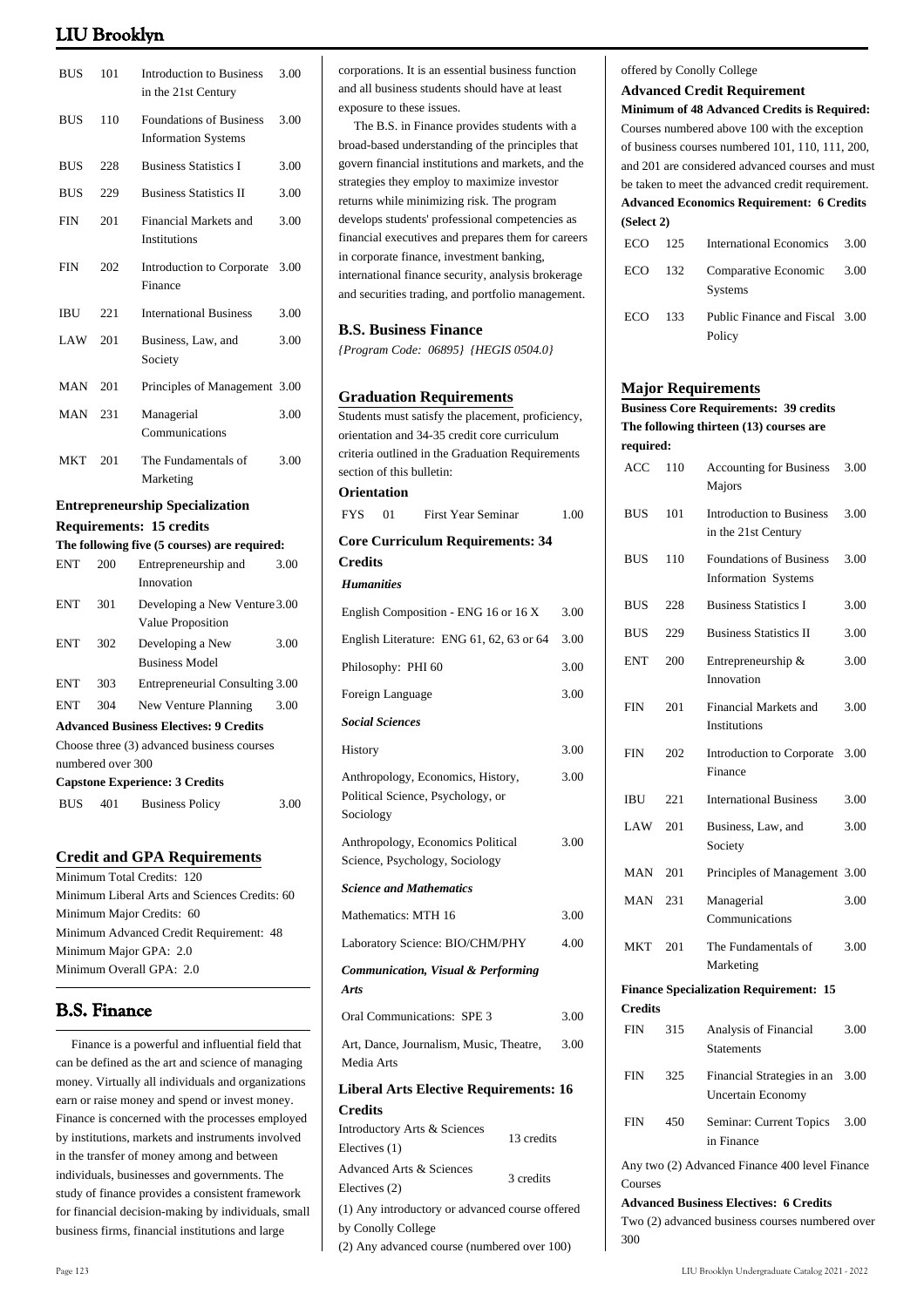| | | | |
|---|---|---|---|
| BUS | 101 | Introduction to Business in the 21st Century | 3.00 |
| BUS | 110 | Foundations of Business Information Systems | 3.00 |
| BUS | 228 | Business Statistics I | 3.00 |
| BUS | 229 | Business Statistics II | 3.00 |
| FIN | 201 | Financial Markets and Institutions | 3.00 |
| FIN | 202 | Introduction to Corporate Finance | 3.00 |
| IBU | 221 | International Business | 3.00 |
| LAW | 201 | Business, Law, and Society | 3.00 |
| MAN | 201 | Principles of Management | 3.00 |
| MAN | 231 | Managerial Communications | 3.00 |
| MKT | 201 | The Fundamentals of Marketing | 3.00 |

**Entrepreneurship Specialization Requirements: 15 credits**

**The following five (5 courses) are required:**

| | | | |
|---|---|---|---|
| ENT | 200 | Entrepreneurship and Innovation | 3.00 |
| ENT | 301 | Developing a New Venture Value Proposition | 3.00 |
| ENT | 302 | Developing a New Business Model | 3.00 |
| ENT | 303 | Entrepreneurial Consulting | 3.00 |
| ENT | 304 | New Venture Planning | 3.00 |

**Advanced Business Electives: 9 Credits**

Choose three (3) advanced business courses numbered over 300

**Capstone Experience: 3 Credits**

| | | | |
|---|---|---|---|
| BUS | 401 | Business Policy | 3.00 |

## Credit and GPA Requirements

Minimum Total Credits: 120
Minimum Liberal Arts and Sciences Credits: 60
Minimum Major Credits: 60
Minimum Advanced Credit Requirement: 48
Minimum Major GPA: 2.0
Minimum Overall GPA: 2.0

# B.S. Finance

Finance is a powerful and influential field that can be defined as the art and science of managing money. Virtually all individuals and organizations earn or raise money and spend or invest money. Finance is concerned with the processes employed by institutions, markets and instruments involved in the transfer of money among and between individuals, businesses and governments. The study of finance provides a consistent framework for financial decision-making by individuals, small business firms, financial institutions and large corporations. It is an essential business function and all business students should have at least exposure to these issues.

The B.S. in Finance provides students with a broad-based understanding of the principles that govern financial institutions and markets, and the strategies they employ to maximize investor returns while minimizing risk. The program develops students' professional competencies as financial executives and prepares them for careers in corporate finance, investment banking, international finance security, analysis brokerage and securities trading, and portfolio management.

## B.S. Business Finance

*{Program Code: 06895} {HEGIS 0504.0}*

## Graduation Requirements

Students must satisfy the placement, proficiency, orientation and 34-35 credit core curriculum criteria outlined in the Graduation Requirements section of this bulletin:

**Orientation**

| | | | |
|---|---|---|---|
| FYS | 01 | First Year Seminar | 1.00 |

**Core Curriculum Requirements: 34 Credits**

| | |
|---|---|
| ***Humanities*** | |
| English Composition - ENG 16 or 16 X | 3.00 |
| English Literature: ENG 61, 62, 63 or 64 | 3.00 |
| Philosophy: PHI 60 | 3.00 |
| Foreign Language | 3.00 |
| ***Social Sciences*** | |
| History | 3.00 |
| Anthropology, Economics, History, Political Science, Psychology, or Sociology | 3.00 |
| Anthropology, Economics Political Science, Psychology, Sociology | 3.00 |
| ***Science and Mathematics*** | |
| Mathematics: MTH 16 | 3.00 |
| Laboratory Science: BIO/CHM/PHY | 4.00 |
| ***Communication, Visual & Performing Arts*** | |
| Oral Communications: SPE 3 | 3.00 |
| Art, Dance, Journalism, Music, Theatre, Media Arts | 3.00 |

**Liberal Arts Elective Requirements: 16 Credits**

| | |
|---|---|
| Introductory Arts & Sciences Electives (1) | 13 credits |
| Advanced Arts & Sciences Electives (2) | 3 credits |

(1) Any introductory or advanced course offered by Conolly College
(2) Any advanced course (numbered over 100) offered by Conolly College

**Advanced Credit Requirement**

**Minimum of 48 Advanced Credits is Required:** Courses numbered above 100 with the exception of business courses numbered 101, 110, 111, 200, and 201 are considered advanced courses and must be taken to meet the advanced credit requirement.

**Advanced Economics Requirement: 6 Credits (Select 2)**

| | | | |
|---|---|---|---|
| ECO | 125 | International Economics | 3.00 |
| ECO | 132 | Comparative Economic Systems | 3.00 |
| ECO | 133 | Public Finance and Fiscal Policy | 3.00 |

## Major Requirements

**Business Core Requirements: 39 credits**

**The following thirteen (13) courses are required:**

| | | | |
|---|---|---|---|
| ACC | 110 | Accounting for Business Majors | 3.00 |
| BUS | 101 | Introduction to Business in the 21st Century | 3.00 |
| BUS | 110 | Foundations of Business Information Systems | 3.00 |
| BUS | 228 | Business Statistics I | 3.00 |
| BUS | 229 | Business Statistics II | 3.00 |
| ENT | 200 | Entrepreneurship & Innovation | 3.00 |
| FIN | 201 | Financial Markets and Institutions | 3.00 |
| FIN | 202 | Introduction to Corporate Finance | 3.00 |
| IBU | 221 | International Business | 3.00 |
| LAW | 201 | Business, Law, and Society | 3.00 |
| MAN | 201 | Principles of Management | 3.00 |
| MAN | 231 | Managerial Communications | 3.00 |
| MKT | 201 | The Fundamentals of Marketing | 3.00 |

**Finance Specialization Requirement: 15 Credits**

| | | | |
|---|---|---|---|
| FIN | 315 | Analysis of Financial Statements | 3.00 |
| FIN | 325 | Financial Strategies in an Uncertain Economy | 3.00 |
| FIN | 450 | Seminar: Current Topics in Finance | 3.00 |

Any two (2) Advanced Finance 400 level Finance Courses

**Advanced Business Electives: 6 Credits**

Two (2) advanced business courses numbered over 300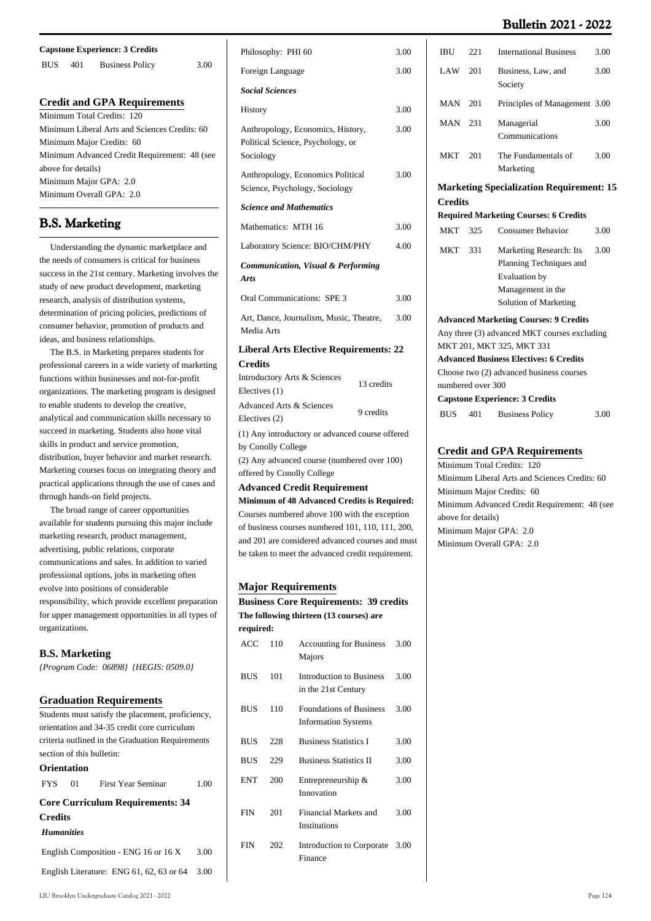**Capstone Experience: 3 Credits**

| | | | |
|---|---|---|---|
| BUS | 401 | Business Policy | 3.00 |

### Credit and GPA Requirements

Minimum Total Credits: 120
Minimum Liberal Arts and Sciences Credits: 60
Minimum Major Credits: 60
Minimum Advanced Credit Requirement: 48 (see above for details)
Minimum Major GPA: 2.0
Minimum Overall GPA: 2.0

## B.S. Marketing

Understanding the dynamic marketplace and the needs of consumers is critical for business success in the 21st century. Marketing involves the study of new product development, marketing research, analysis of distribution systems, determination of pricing policies, predictions of consumer behavior, promotion of products and ideas, and business relationships.

The B.S. in Marketing prepares students for professional careers in a wide variety of marketing functions within businesses and not-for-profit organizations. The marketing program is designed to enable students to develop the creative, analytical and communication skills necessary to succeed in marketing. Students also hone vital skills in product and service promotion, distribution, buyer behavior and market research. Marketing courses focus on integrating theory and practical applications through the use of cases and through hands-on field projects.

The broad range of career opportunities available for students pursuing this major include marketing research, product management, advertising, public relations, corporate communications and sales. In addition to varied professional options, jobs in marketing often evolve into positions of considerable responsibility, which provide excellent preparation for upper management opportunities in all types of organizations.

### B.S. Marketing

*{Program Code: 06898} {HEGIS: 0509.0}*

### Graduation Requirements

Students must satisfy the placement, proficiency, orientation and 34-35 credit core curriculum criteria outlined in the Graduation Requirements section of this bulletin:

**Orientation**

| | | | |
|---|---|---|---|
| FYS | 01 | First Year Seminar | 1.00 |

**Core Curriculum Requirements: 34 Credits**

***Humanities***

| | |
|---|---|
| English Composition - ENG 16 or 16 X | 3.00 |
| English Literature: ENG 61, 62, 63 or 64 | 3.00 |
| Philosophy: PHI 60 | 3.00 |
| Foreign Language | 3.00 |

***Social Sciences***

| | |
|---|---|
| History | 3.00 |
| Anthropology, Economics, History, Political Science, Psychology, or Sociology | 3.00 |
| Anthropology, Economics Political Science, Psychology, Sociology | 3.00 |

***Science and Mathematics***

| | |
|---|---|
| Mathematics: MTH 16 | 3.00 |
| Laboratory Science: BIO/CHM/PHY | 4.00 |

***Communication, Visual & Performing Arts***

| | |
|---|---|
| Oral Communications: SPE 3 | 3.00 |
| Art, Dance, Journalism, Music, Theatre, Media Arts | 3.00 |

**Liberal Arts Elective Requirements: 22 Credits**

| | |
|---|---|
| Introductory Arts & Sciences Electives (1) | 13 credits |
| Advanced Arts & Sciences Electives (2) | 9 credits |

(1) Any introductory or advanced course offered by Conolly College
(2) Any advanced course (numbered over 100) offered by Conolly College

**Advanced Credit Requirement**

**Minimum of 48 Advanced Credits is Required:** Courses numbered above 100 with the exception of business courses numbered 101, 110, 111, 200, and 201 are considered advanced courses and must be taken to meet the advanced credit requirement.

### Major Requirements

**Business Core Requirements: 39 credits**

**The following thirteen (13 courses) are required:**

| | | | |
|---|---|---|---|
| ACC | 110 | Accounting for Business Majors | 3.00 |
| BUS | 101 | Introduction to Business in the 21st Century | 3.00 |
| BUS | 110 | Foundations of Business Information Systems | 3.00 |
| BUS | 228 | Business Statistics I | 3.00 |
| BUS | 229 | Business Statistics II | 3.00 |
| ENT | 200 | Entrepreneurship & Innovation | 3.00 |
| FIN | 201 | Financial Markets and Institutions | 3.00 |
| FIN | 202 | Introduction to Corporate Finance | 3.00 |
| IBU | 221 | International Business | 3.00 |
| LAW | 201 | Business, Law, and Society | 3.00 |
| MAN | 201 | Principles of Management | 3.00 |
| MAN | 231 | Managerial Communications | 3.00 |
| MKT | 201 | The Fundamentals of Marketing | 3.00 |

**Marketing Specialization Requirement: 15 Credits**

**Required Marketing Courses: 6 Credits**

| | | | |
|---|---|---|---|
| MKT | 325 | Consumer Behavior | 3.00 |
| MKT | 331 | Marketing Research: Its Planning Techniques and Evaluation by Management in the Solution of Marketing | 3.00 |

**Advanced Marketing Courses: 9 Credits**

Any three (3) advanced MKT courses excluding MKT 201, MKT 325, MKT 331

**Advanced Business Electives: 6 Credits**

Choose two (2) advanced business courses numbered over 300

**Capstone Experience: 3 Credits**

| | | | |
|---|---|---|---|
| BUS | 401 | Business Policy | 3.00 |

### Credit and GPA Requirements

Minimum Total Credits: 120
Minimum Liberal Arts and Sciences Credits: 60
Minimum Major Credits: 60
Minimum Advanced Credit Requirement: 48 (see above for details)
Minimum Major GPA: 2.0
Minimum Overall GPA: 2.0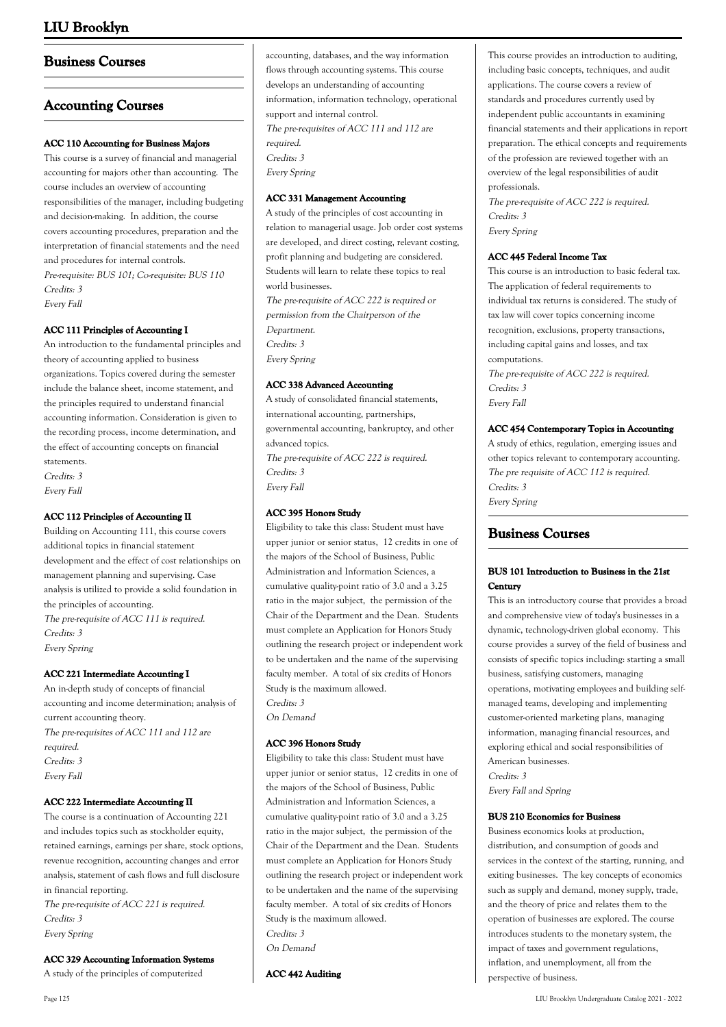## Business Courses

## Accounting Courses

#### ACC 110 Accounting for Business Majors

This course is a survey of financial and managerial accounting for majors other than accounting.  The course includes an overview of accounting responsibilities of the manager, including budgeting and decision-making.  In addition, the course covers accounting procedures, preparation and the interpretation of financial statements and the need and procedures for internal controls.
*Pre-requisite: BUS 101; Co-requisite: BUS 110*
*Credits: 3*
*Every Fall*

#### ACC 111 Principles of Accounting I

An introduction to the fundamental principles and theory of accounting applied to business organizations. Topics covered during the semester include the balance sheet, income statement, and the principles required to understand financial accounting information. Consideration is given to the recording process, income determination, and the effect of accounting concepts on financial statements.
*Credits: 3*
*Every Fall*

#### ACC 112 Principles of Accounting II

Building on Accounting 111, this course covers additional topics in financial statement development and the effect of cost relationships on management planning and supervising. Case analysis is utilized to provide a solid foundation in the principles of accounting.
*The pre-requisite of ACC 111 is required.*
*Credits: 3*
*Every Spring*

#### ACC 221 Intermediate Accounting I

An in-depth study of concepts of financial accounting and income determination; analysis of current accounting theory.
*The pre-requisites of ACC 111 and 112 are required.*
*Credits: 3*
*Every Fall*

#### ACC 222 Intermediate Accounting II

The course is a continuation of Accounting 221 and includes topics such as stockholder equity, retained earnings, earnings per share, stock options, revenue recognition, accounting changes and error analysis, statement of cash flows and full disclosure in financial reporting.
*The pre-requisite of ACC 221 is required.*
*Credits: 3*
*Every Spring*

#### ACC 329 Accounting Information Systems

A study of the principles of computerized accounting, databases, and the way information flows through accounting systems. This course develops an understanding of accounting information, information technology, operational support and internal control.
*The pre-requisites of ACC 111 and 112 are required.*
*Credits: 3*
*Every Spring*

#### ACC 331 Management Accounting

A study of the principles of cost accounting in relation to managerial usage. Job order cost systems are developed, and direct costing, relevant costing, profit planning and budgeting are considered. Students will learn to relate these topics to real world businesses.
*The pre-requisite of ACC 222 is required or permission from the Chairperson of the Department.*
*Credits: 3*
*Every Spring*

#### ACC 338 Advanced Accounting

A study of consolidated financial statements, international accounting, partnerships, governmental accounting, bankruptcy, and other advanced topics.
*The pre-requisite of ACC 222 is required.*
*Credits: 3*
*Every Fall*

#### ACC 395 Honors Study

Eligibility to take this class: Student must have upper junior or senior status,  12 credits in one of the majors of the School of Business, Public Administration and Information Sciences, a cumulative quality-point ratio of 3.0 and a 3.25 ratio in the major subject,  the permission of the Chair of the Department and the Dean.  Students must complete an Application for Honors Study outlining the research project or independent work to be undertaken and the name of the supervising faculty member.  A total of six credits of Honors Study is the maximum allowed.
*Credits: 3*
*On Demand*

#### ACC 396 Honors Study

Eligibility to take this class: Student must have upper junior or senior status,  12 credits in one of the majors of the School of Business, Public Administration and Information Sciences, a cumulative quality-point ratio of 3.0 and a 3.25 ratio in the major subject,  the permission of the Chair of the Department and the Dean.  Students must complete an Application for Honors Study outlining the research project or independent work to be undertaken and the name of the supervising faculty member.  A total of six credits of Honors Study is the maximum allowed.
*Credits: 3*
*On Demand*

#### ACC 442 Auditing

This course provides an introduction to auditing, including basic concepts, techniques, and audit applications. The course covers a review of standards and procedures currently used by independent public accountants in examining financial statements and their applications in report preparation. The ethical concepts and requirements of the profession are reviewed together with an overview of the legal responsibilities of audit professionals.
*The pre-requisite of ACC 222 is required.*
*Credits: 3*
*Every Spring*

#### ACC 445 Federal Income Tax

This course is an introduction to basic federal tax. The application of federal requirements to individual tax returns is considered. The study of tax law will cover topics concerning income recognition, exclusions, property transactions, including capital gains and losses, and tax computations.
*The pre-requisite of ACC 222 is required.*
*Credits: 3*
*Every Fall*

#### ACC 454 Contemporary Topics in Accounting

A study of ethics, regulation, emerging issues and other topics relevant to contemporary accounting.
*The pre requisite of ACC 112 is required.*
*Credits: 3*
*Every Spring*

## Business Courses

#### BUS 101 Introduction to Business in the 21st Century

This is an introductory course that provides a broad and comprehensive view of today's businesses in a dynamic, technology-driven global economy.  This course provides a survey of the field of business and consists of specific topics including: starting a small business, satisfying customers, managing operations, motivating employees and building self-managed teams, developing and implementing customer-oriented marketing plans, managing information, managing financial resources, and exploring ethical and social responsibilities of American businesses.
*Credits: 3*
*Every Fall and Spring*

#### BUS 210 Economics for Business

Business economics looks at production, distribution, and consumption of goods and services in the context of the starting, running, and exiting businesses.  The key concepts of economics such as supply and demand, money supply, trade, and the theory of price and relates them to the operation of businesses are explored. The course introduces students to the monetary system, the impact of taxes and government regulations, inflation, and unemployment, all from the perspective of business.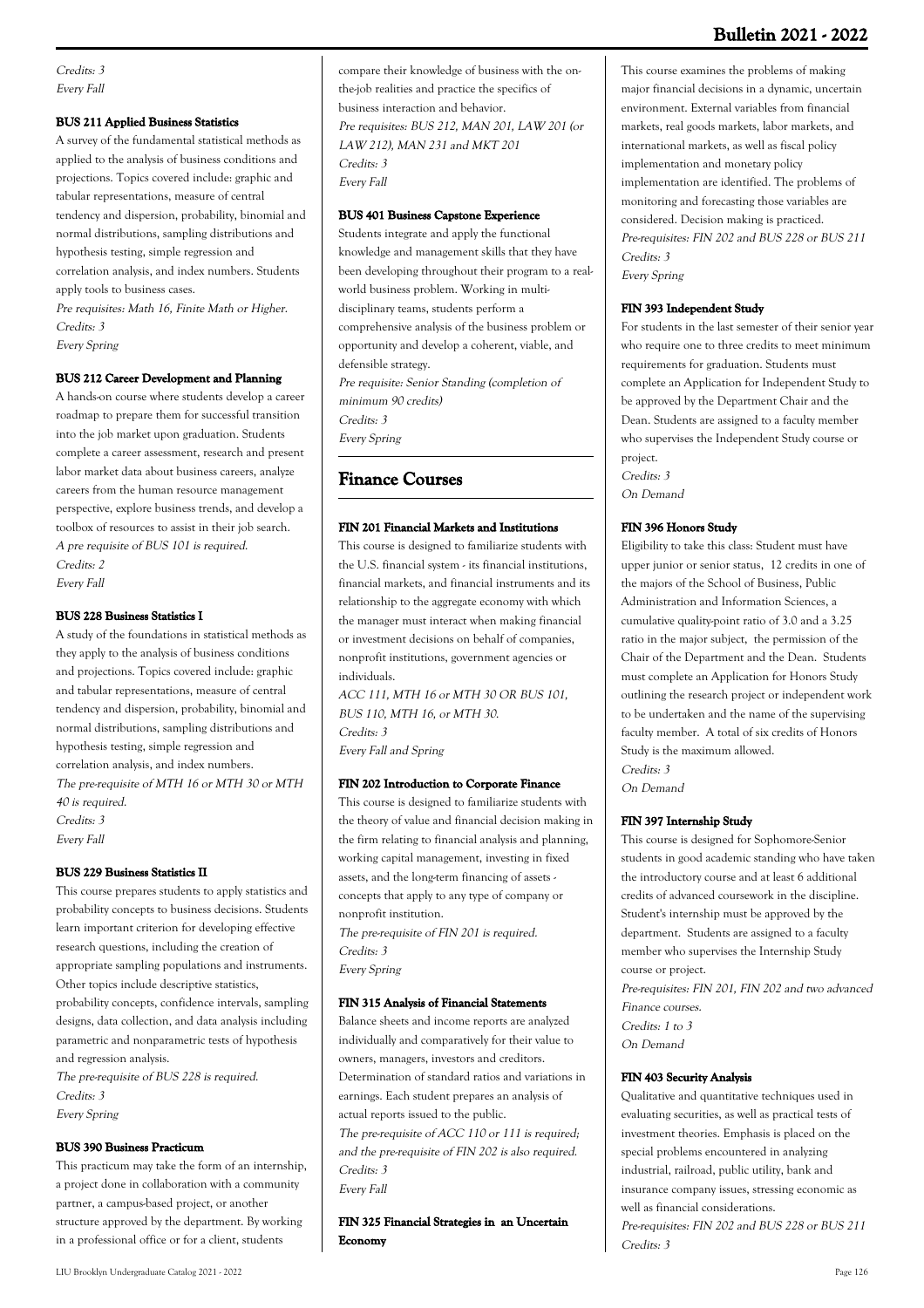*Credits: 3*
*Every Fall*

#### BUS 211 Applied Business Statistics

A survey of the fundamental statistical methods as applied to the analysis of business conditions and projections. Topics covered include: graphic and tabular representations, measure of central tendency and dispersion, probability, binomial and normal distributions, sampling distributions and hypothesis testing, simple regression and correlation analysis, and index numbers. Students apply tools to business cases.
*Pre requisites: Math 16, Finite Math or Higher.*
*Credits: 3*
*Every Spring*

#### BUS 212 Career Development and Planning

A hands-on course where students develop a career roadmap to prepare them for successful transition into the job market upon graduation. Students complete a career assessment, research and present labor market data about business careers, analyze careers from the human resource management perspective, explore business trends, and develop a toolbox of resources to assist in their job search.
*A pre requisite of BUS 101 is required.*
*Credits: 2*
*Every Fall*

#### BUS 228 Business Statistics I

A study of the foundations in statistical methods as they apply to the analysis of business conditions and projections. Topics covered include: graphic and tabular representations, measure of central tendency and dispersion, probability, binomial and normal distributions, sampling distributions and hypothesis testing, simple regression and correlation analysis, and index numbers.
*The pre-requisite of MTH 16 or MTH 30 or MTH 40 is required.*
*Credits: 3*
*Every Fall*

#### BUS 229 Business Statistics II

This course prepares students to apply statistics and probability concepts to business decisions. Students learn important criterion for developing effective research questions, including the creation of appropriate sampling populations and instruments. Other topics include descriptive statistics, probability concepts, confidence intervals, sampling designs, data collection, and data analysis including parametric and nonparametric tests of hypothesis and regression analysis.
*The pre-requisite of BUS 228 is required.*
*Credits: 3*
*Every Spring*

#### BUS 390 Business Practicum

This practicum may take the form of an internship, a project done in collaboration with a community partner, a campus-based project, or another structure approved by the department. By working in a professional office or for a client, students compare their knowledge of business with the on-the-job realities and practice the specifics of business interaction and behavior.
*Pre requisites: BUS 212, MAN 201, LAW 201 (or LAW 212), MAN 231 and MKT 201*
*Credits: 3*
*Every Fall*

#### BUS 401 Business Capstone Experience

Students integrate and apply the functional knowledge and management skills that they have been developing throughout their program to a real-world business problem. Working in multi-disciplinary teams, students perform a comprehensive analysis of the business problem or opportunity and develop a coherent, viable, and defensible strategy.
*Pre requisite: Senior Standing (completion of minimum 90 credits)*
*Credits: 3*
*Every Spring*

## Finance Courses

#### FIN 201 Financial Markets and Institutions

This course is designed to familiarize students with the U.S. financial system - its financial institutions, financial markets, and financial instruments and its relationship to the aggregate economy with which the manager must interact when making financial or investment decisions on behalf of companies, nonprofit institutions, government agencies or individuals.
*ACC 111, MTH 16 or MTH 30 OR BUS 101, BUS 110, MTH 16, or MTH 30.*
*Credits: 3*
*Every Fall and Spring*

#### FIN 202 Introduction to Corporate Finance

This course is designed to familiarize students with the theory of value and financial decision making in the firm relating to financial analysis and planning, working capital management, investing in fixed assets, and the long-term financing of assets - concepts that apply to any type of company or nonprofit institution.
*The pre-requisite of FIN 201 is required.*
*Credits: 3*
*Every Spring*

#### FIN 315 Analysis of Financial Statements

Balance sheets and income reports are analyzed individually and comparatively for their value to owners, managers, investors and creditors. Determination of standard ratios and variations in earnings. Each student prepares an analysis of actual reports issued to the public.
*The pre-requisite of ACC 110 or 111 is required; and the pre-requisite of FIN 202 is also required.*
*Credits: 3*
*Every Fall*

#### FIN 325 Financial Strategies in an Uncertain Economy

This course examines the problems of making major financial decisions in a dynamic, uncertain environment. External variables from financial markets, real goods markets, labor markets, and international markets, as well as fiscal policy implementation and monetary policy implementation are identified. The problems of monitoring and forecasting those variables are considered. Decision making is practiced.
*Pre-requisites: FIN 202 and BUS 228 or BUS 211*
*Credits: 3*
*Every Spring*

#### FIN 393 Independent Study

For students in the last semester of their senior year who require one to three credits to meet minimum requirements for graduation. Students must complete an Application for Independent Study to be approved by the Department Chair and the Dean. Students are assigned to a faculty member who supervises the Independent Study course or project.
*Credits: 3*
*On Demand*

#### FIN 396 Honors Study

Eligibility to take this class: Student must have upper junior or senior status, 12 credits in one of the majors of the School of Business, Public Administration and Information Sciences, a cumulative quality-point ratio of 3.0 and a 3.25 ratio in the major subject, the permission of the Chair of the Department and the Dean. Students must complete an Application for Honors Study outlining the research project or independent work to be undertaken and the name of the supervising faculty member. A total of six credits of Honors Study is the maximum allowed.
*Credits: 3*
*On Demand*

#### FIN 397 Internship Study

This course is designed for Sophomore-Senior students in good academic standing who have taken the introductory course and at least 6 additional credits of advanced coursework in the discipline. Student's internship must be approved by the department. Students are assigned to a faculty member who supervises the Internship Study course or project.
*Pre-requisites: FIN 201, FIN 202 and two advanced Finance courses.*
*Credits: 1 to 3*
*On Demand*

#### FIN 403 Security Analysis

Qualitative and quantitative techniques used in evaluating securities, as well as practical tests of investment theories. Emphasis is placed on the special problems encountered in analyzing industrial, railroad, public utility, bank and insurance company issues, stressing economic as well as financial considerations.
*Pre-requisites: FIN 202 and BUS 228 or BUS 211*
*Credits: 3*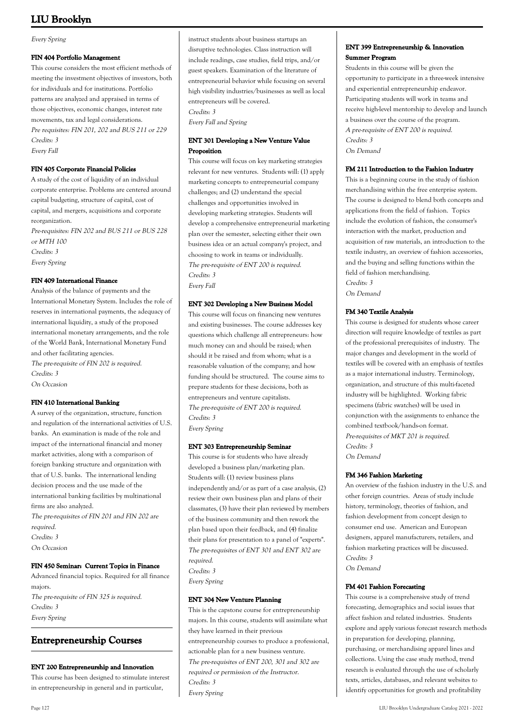*Every Spring*

#### FIN 404 Portfolio Management

This course considers the most efficient methods of meeting the investment objectives of investors, both for individuals and for institutions. Portfolio patterns are analyzed and appraised in terms of those objectives, economic changes, interest rate movements, tax and legal considerations.
*Pre requisites: FIN 201, 202 and BUS 211 or 229*
*Credits: 3*
*Every Fall*

#### FIN 405 Corporate Financial Policies

A study of the cost of liquidity of an individual corporate enterprise. Problems are centered around capital budgeting, structure of capital, cost of capital, and mergers, acquisitions and corporate reorganization.
*Pre-requisites: FIN 202 and BUS 211 or BUS 228 or MTH 100*
*Credits: 3*
*Every Spring*

#### FIN 409 International Finance

Analysis of the balance of payments and the International Monetary System. Includes the role of reserves in international payments, the adequacy of international liquidity, a study of the proposed international monetary arrangements, and the role of the World Bank, International Monetary Fund and other facilitating agencies.
*The pre-requisite of FIN 202 is required.*
*Credits: 3*
*On Occasion*

#### FIN 410 International Banking

A survey of the organization, structure, function and regulation of the international activities of U.S. banks. An examination is made of the role and impact of the international financial and money market activities, along with a comparison of foreign banking structure and organization with that of U.S. banks. The international lending decision process and the use made of the international banking facilities by multinational firms are also analyzed.
*The pre-requisites of FIN 201 and FIN 202 are required.*
*Credits: 3*
*On Occasion*

#### FIN 450 Seminar: Current Topics in Finance

Advanced financial topics. Required for all finance majors.
*The pre-requisite of FIN 325 is required.*
*Credits: 3*
*Every Spring*

## Entrepreneurship Courses

#### ENT 200 Entrepreneurship and Innovation

This course has been designed to stimulate interest in entrepreneurship in general and in particular, instruct students about business startups an disruptive technologies. Class instruction will include readings, case studies, field trips, and/or guest speakers. Examination of the literature of entrepreneurial behavior while focusing on several high visibility industries/businesses as well as local entrepreneurs will be covered.
*Credits: 3*
*Every Fall and Spring*

#### ENT 301 Developing a New Venture Value Proposition

This course will focus on key marketing strategies relevant for new ventures. Students will: (1) apply marketing concepts to entrepreneurial company challenges; and (2) understand the special challenges and opportunities involved in developing marketing strategies. Students will develop a comprehensive entrepreneurial marketing plan over the semester, selecting either their own business idea or an actual company's project, and choosing to work in teams or individually.
*The pre-requisite of ENT 200 is required.*
*Credits: 3*
*Every Fall*

#### ENT 302 Developing a New Business Model

This course will focus on financing new ventures and existing businesses. The course addresses key questions which challenge all entrepreneurs: how much money can and should be raised; when should it be raised and from whom; what is a reasonable valuation of the company; and how funding should be structured. The course aims to prepare students for these decisions, both as entrepreneurs and venture capitalists.
*The pre-requisite of ENT 200 is required.*
*Credits: 3*
*Every Spring*

#### ENT 303 Entrepreneurship Seminar

This course is for students who have already developed a business plan/marketing plan. Students will: (1) review business plans independently and/or as part of a case analysis, (2) review their own business plan and plans of their classmates, (3) have their plan reviewed by members of the business community and then rework the plan based upon their feedback, and (4) finalize their plans for presentation to a panel of "experts".
*The pre-requisites of ENT 301 and ENT 302 are required.*
*Credits: 3*
*Every Spring*

#### ENT 304 New Venture Planning

This is the capstone course for entrepreneurship majors. In this course, students will assimilate what they have learned in their previous entrepreneurship courses to produce a professional, actionable plan for a new business venture.
*The pre-requisites of ENT 200, 301 and 302 are required or permission of the Instructor.*
*Credits: 3*
*Every Spring*

#### ENT 399 Entrepreneurship & Innovation Summer Program

Students in this course will be given the opportunity to participate in a three-week intensive and experiential entrepreneurship endeavor. Participating students will work in teams and receive high-level mentorship to develop and launch a business over the course of the program.
*A pre-requisite of ENT 200 is required.*
*Credits: 3*
*On Demand*

#### FM 211 Introduction to the Fashion Industry

This is a beginning course in the study of fashion merchandising within the free enterprise system. The course is designed to blend both concepts and applications from the field of fashion. Topics include the evolution of fashion, the consumer's interaction with the market, production and acquisition of raw materials, an introduction to the textile industry, an overview of fashion accessories, and the buying and selling functions within the field of fashion merchandising.
*Credits: 3*
*On Demand*

#### FM 340 Textile Analysis

This course is designed for students whose career direction will require knowledge of textiles as part of the professional prerequisites of industry. The major changes and development in the world of textiles will be covered with an emphasis of textiles as a major international industry. Terminology, organization, and structure of this multi-faceted industry will be highlighted. Working fabric specimens (fabric swatches) will be used in conjunction with the assignments to enhance the combined textbook/hands-on format.
*Pre-requisites of MKT 201 is required.*
*Credits: 3*
*On Demand*

#### FM 346 Fashion Marketing

An overview of the fashion industry in the U.S. and other foreign countries. Areas of study include history, terminology, theories of fashion, and fashion development from concept design to consumer end use. American and European designers, apparel manufacturers, retailers, and fashion marketing practices will be discussed.
*Credits: 3*
*On Demand*

#### FM 401 Fashion Forecasting

This course is a comprehensive study of trend forecasting, demographics and social issues that affect fashion and related industries. Students explore and apply various forecast research methods in preparation for developing, planning, purchasing, or merchandising apparel lines and collections. Using the case study method, trend research is evaluated through the use of scholarly texts, articles, databases, and relevant websites to identify opportunities for growth and profitability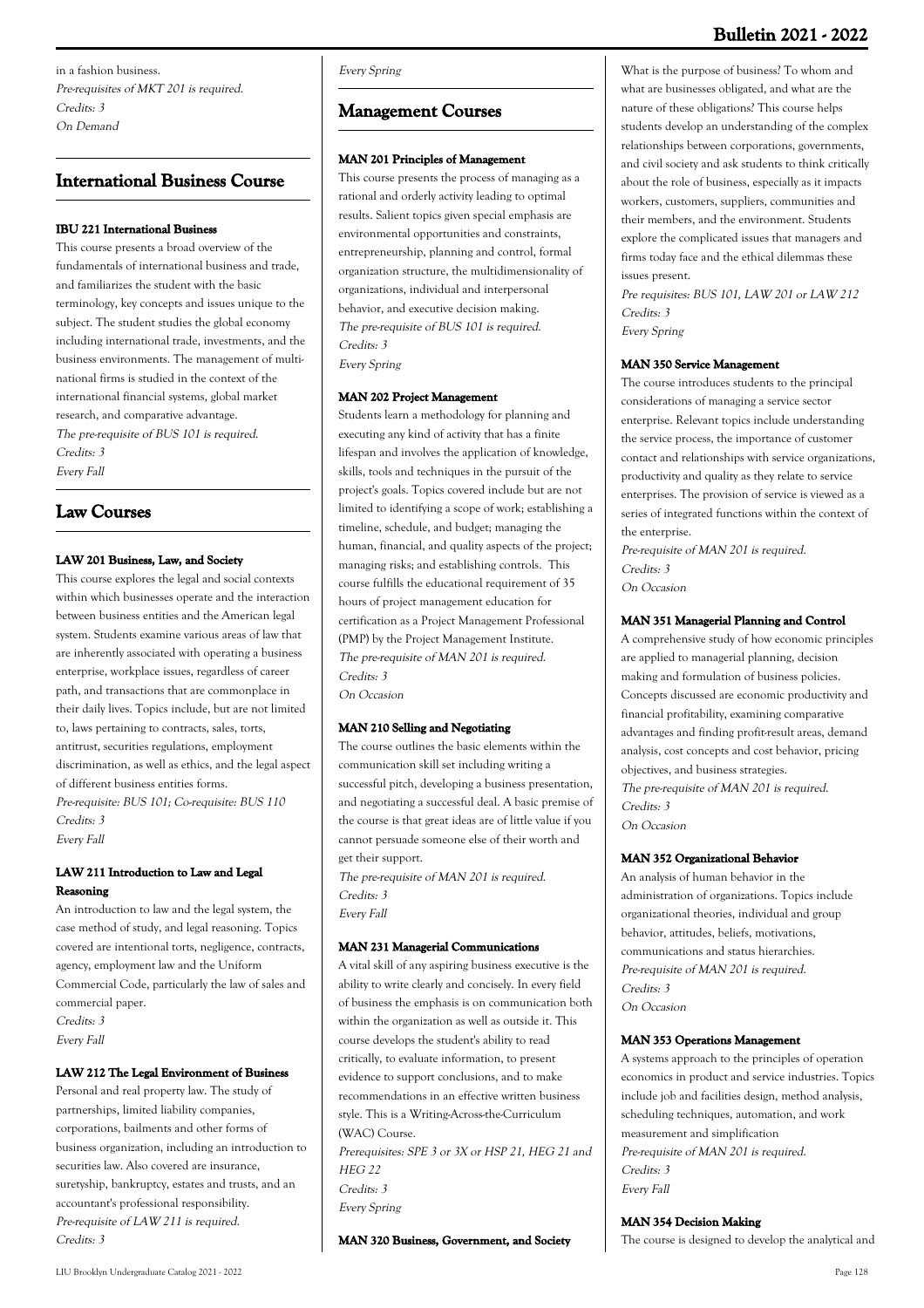in a fashion business.
*Pre-requisites of MKT 201 is required.*
*Credits: 3*
*On Demand*

## International Business Course

#### IBU 221 International Business

This course presents a broad overview of the fundamentals of international business and trade, and familiarizes the student with the basic terminology, key concepts and issues unique to the subject. The student studies the global economy including international trade, investments, and the business environments. The management of multi-national firms is studied in the context of the international financial systems, global market research, and comparative advantage.
*The pre-requisite of BUS 101 is required.*
*Credits: 3*
*Every Fall*

## Law Courses

#### LAW 201 Business, Law, and Society

This course explores the legal and social contexts within which businesses operate and the interaction between business entities and the American legal system. Students examine various areas of law that are inherently associated with operating a business enterprise, workplace issues, regardless of career path, and transactions that are commonplace in their daily lives. Topics include, but are not limited to, laws pertaining to contracts, sales, torts, antitrust, securities regulations, employment discrimination, as well as ethics, and the legal aspect of different business entities forms.
*Pre-requisite: BUS 101; Co-requisite: BUS 110*
*Credits: 3*
*Every Fall*

#### LAW 211 Introduction to Law and Legal Reasoning

An introduction to law and the legal system, the case method of study, and legal reasoning. Topics covered are intentional torts, negligence, contracts, agency, employment law and the Uniform Commercial Code, particularly the law of sales and commercial paper.
*Credits: 3*
*Every Fall*

#### LAW 212 The Legal Environment of Business

Personal and real property law. The study of partnerships, limited liability companies, corporations, bailments and other forms of business organization, including an introduction to securities law. Also covered are insurance, suretyship, bankruptcy, estates and trusts, and an accountant's professional responsibility.
*Pre-requisite of LAW 211 is required.*
*Credits: 3*
*Every Spring*

## Management Courses

#### MAN 201 Principles of Management

This course presents the process of managing as a rational and orderly activity leading to optimal results. Salient topics given special emphasis are environmental opportunities and constraints, entrepreneurship, planning and control, formal organization structure, the multidimensionality of organizations, individual and interpersonal behavior, and executive decision making.
*The pre-requisite of BUS 101 is required.*
*Credits: 3*
*Every Spring*

#### MAN 202 Project Management

Students learn a methodology for planning and executing any kind of activity that has a finite lifespan and involves the application of knowledge, skills, tools and techniques in the pursuit of the project's goals. Topics covered include but are not limited to identifying a scope of work; establishing a timeline, schedule, and budget; managing the human, financial, and quality aspects of the project; managing risks; and establishing controls. This course fulfills the educational requirement of 35 hours of project management education for certification as a Project Management Professional (PMP) by the Project Management Institute.
*The pre-requisite of MAN 201 is required.*
*Credits: 3*
*On Occasion*

#### MAN 210 Selling and Negotiating

The course outlines the basic elements within the communication skill set including writing a successful pitch, developing a business presentation, and negotiating a successful deal. A basic premise of the course is that great ideas are of little value if you cannot persuade someone else of their worth and get their support.
*The pre-requisite of MAN 201 is required.*
*Credits: 3*
*Every Fall*

#### MAN 231 Managerial Communications

A vital skill of any aspiring business executive is the ability to write clearly and concisely. In every field of business the emphasis is on communication both within the organization as well as outside it. This course develops the student's ability to read critically, to evaluate information, to present evidence to support conclusions, and to make recommendations in an effective written business style. This is a Writing-Across-the-Curriculum (WAC) Course.
*Prerequisites: SPE 3 or 3X or HSP 21, HEG 21 and HEG 22*
*Credits: 3*
*Every Spring*

#### MAN 320 Business, Government, and Society

What is the purpose of business? To whom and what are businesses obligated, and what are the nature of these obligations? This course helps students develop an understanding of the complex relationships between corporations, governments, and civil society and ask students to think critically about the role of business, especially as it impacts workers, customers, suppliers, communities and their members, and the environment. Students explore the complicated issues that managers and firms today face and the ethical dilemmas these issues present.
*Pre requisites: BUS 101, LAW 201 or LAW 212*
*Credits: 3*
*Every Spring*

#### MAN 350 Service Management

The course introduces students to the principal considerations of managing a service sector enterprise. Relevant topics include understanding the service process, the importance of customer contact and relationships with service organizations, productivity and quality as they relate to service enterprises. The provision of service is viewed as a series of integrated functions within the context of the enterprise.
*Pre-requisite of MAN 201 is required.*
*Credits: 3*
*On Occasion*

#### MAN 351 Managerial Planning and Control

A comprehensive study of how economic principles are applied to managerial planning, decision making and formulation of business policies. Concepts discussed are economic productivity and financial profitability, examining comparative advantages and finding profit-result areas, demand analysis, cost concepts and cost behavior, pricing objectives, and business strategies.
*The pre-requisite of MAN 201 is required.*
*Credits: 3*
*On Occasion*

#### MAN 352 Organizational Behavior

An analysis of human behavior in the administration of organizations. Topics include organizational theories, individual and group behavior, attitudes, beliefs, motivations, communications and status hierarchies.
*Pre-requisite of MAN 201 is required.*
*Credits: 3*
*On Occasion*

#### MAN 353 Operations Management

A systems approach to the principles of operation economics in product and service industries. Topics include job and facilities design, method analysis, scheduling techniques, automation, and work measurement and simplification
*Pre-requisite of MAN 201 is required.*
*Credits: 3*
*Every Fall*

#### MAN 354 Decision Making

The course is designed to develop the analytical and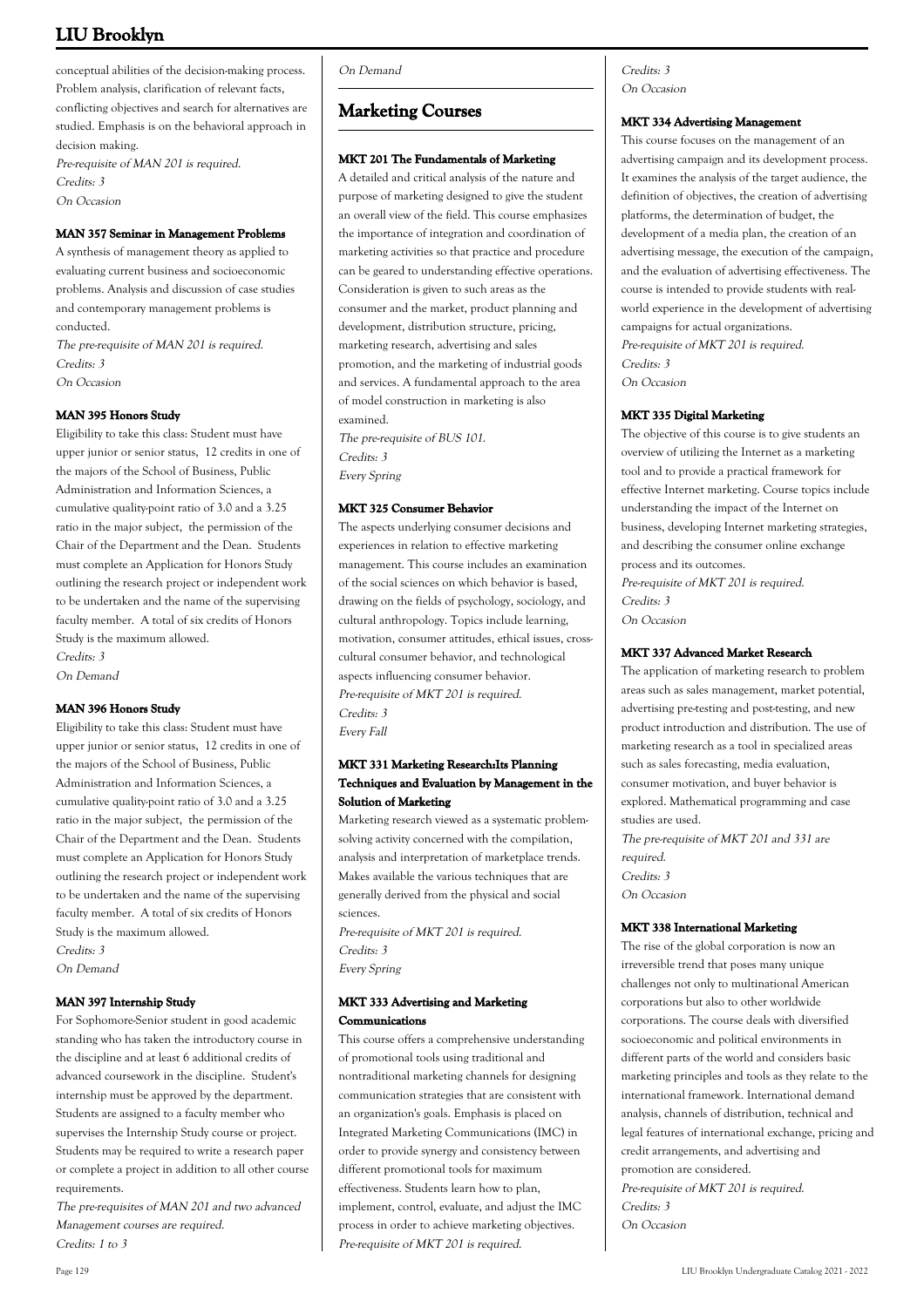conceptual abilities of the decision-making process. Problem analysis, clarification of relevant facts, conflicting objectives and search for alternatives are studied. Emphasis is on the behavioral approach in decision making.

*Pre-requisite of MAN 201 is required.*
*Credits: 3*
*On Occasion*

#### MAN 357 Seminar in Management Problems

A synthesis of management theory as applied to evaluating current business and socioeconomic problems. Analysis and discussion of case studies and contemporary management problems is conducted.

*The pre-requisite of MAN 201 is required.*
*Credits: 3*
*On Occasion*

#### MAN 395 Honors Study

Eligibility to take this class: Student must have upper junior or senior status, 12 credits in one of the majors of the School of Business, Public Administration and Information Sciences, a cumulative quality-point ratio of 3.0 and a 3.25 ratio in the major subject, the permission of the Chair of the Department and the Dean. Students must complete an Application for Honors Study outlining the research project or independent work to be undertaken and the name of the supervising faculty member. A total of six credits of Honors Study is the maximum allowed.

*Credits: 3*
*On Demand*

#### MAN 396 Honors Study

Eligibility to take this class: Student must have upper junior or senior status, 12 credits in one of the majors of the School of Business, Public Administration and Information Sciences, a cumulative quality-point ratio of 3.0 and a 3.25 ratio in the major subject, the permission of the Chair of the Department and the Dean. Students must complete an Application for Honors Study outlining the research project or independent work to be undertaken and the name of the supervising faculty member. A total of six credits of Honors Study is the maximum allowed.

*Credits: 3*
*On Demand*

#### MAN 397 Internship Study

For Sophomore-Senior student in good academic standing who has taken the introductory course in the discipline and at least 6 additional credits of advanced coursework in the discipline. Student's internship must be approved by the department. Students are assigned to a faculty member who supervises the Internship Study course or project. Students may be required to write a research paper or complete a project in addition to all other course requirements.

*The pre-requisites of MAN 201 and two advanced Management courses are required.*
*Credits: 1 to 3*
*On Demand*

## Marketing Courses

#### MKT 201 The Fundamentals of Marketing

A detailed and critical analysis of the nature and purpose of marketing designed to give the student an overall view of the field. This course emphasizes the importance of integration and coordination of marketing activities so that practice and procedure can be geared to understanding effective operations. Consideration is given to such areas as the consumer and the market, product planning and development, distribution structure, pricing, marketing research, advertising and sales promotion, and the marketing of industrial goods and services. A fundamental approach to the area of model construction in marketing is also examined.

*The pre-requisite of BUS 101.*
*Credits: 3*
*Every Spring*

#### MKT 325 Consumer Behavior

The aspects underlying consumer decisions and experiences in relation to effective marketing management. This course includes an examination of the social sciences on which behavior is based, drawing on the fields of psychology, sociology, and cultural anthropology. Topics include learning, motivation, consumer attitudes, ethical issues, cross-cultural consumer behavior, and technological aspects influencing consumer behavior.

*Pre-requisite of MKT 201 is required.*
*Credits: 3*
*Every Fall*

#### MKT 331 Marketing Research:Its Planning Techniques and Evaluation by Management in the Solution of Marketing

Marketing research viewed as a systematic problem-solving activity concerned with the compilation, analysis and interpretation of marketplace trends. Makes available the various techniques that are generally derived from the physical and social sciences.

*Pre-requisite of MKT 201 is required.*
*Credits: 3*
*Every Spring*

#### MKT 333 Advertising and Marketing Communications

This course offers a comprehensive understanding of promotional tools using traditional and nontraditional marketing channels for designing communication strategies that are consistent with an organization's goals. Emphasis is placed on Integrated Marketing Communications (IMC) in order to provide synergy and consistency between different promotional tools for maximum effectiveness. Students learn how to plan, implement, control, evaluate, and adjust the IMC process in order to achieve marketing objectives.

*Pre-requisite of MKT 201 is required.*
*Credits: 3*
*On Occasion*

#### MKT 334 Advertising Management

This course focuses on the management of an advertising campaign and its development process. It examines the analysis of the target audience, the definition of objectives, the creation of advertising platforms, the determination of budget, the development of a media plan, the creation of an advertising message, the execution of the campaign, and the evaluation of advertising effectiveness. The course is intended to provide students with real-world experience in the development of advertising campaigns for actual organizations.

*Pre-requisite of MKT 201 is required.*
*Credits: 3*
*On Occasion*

#### MKT 335 Digital Marketing

The objective of this course is to give students an overview of utilizing the Internet as a marketing tool and to provide a practical framework for effective Internet marketing. Course topics include understanding the impact of the Internet on business, developing Internet marketing strategies, and describing the consumer online exchange process and its outcomes.

*Pre-requisite of MKT 201 is required.*
*Credits: 3*
*On Occasion*

#### MKT 337 Advanced Market Research

The application of marketing research to problem areas such as sales management, market potential, advertising pre-testing and post-testing, and new product introduction and distribution. The use of marketing research as a tool in specialized areas such as sales forecasting, media evaluation, consumer motivation, and buyer behavior is explored. Mathematical programming and case studies are used.

*The pre-requisite of MKT 201 and 331 are required.*
*Credits: 3*
*On Occasion*

#### MKT 338 International Marketing

The rise of the global corporation is now an irreversible trend that poses many unique challenges not only to multinational American corporations but also to other worldwide corporations. The course deals with diversified socioeconomic and political environments in different parts of the world and considers basic marketing principles and tools as they relate to the international framework. International demand analysis, channels of distribution, technical and legal features of international exchange, pricing and credit arrangements, and advertising and promotion are considered.

*Pre-requisite of MKT 201 is required.*
*Credits: 3*
*On Occasion*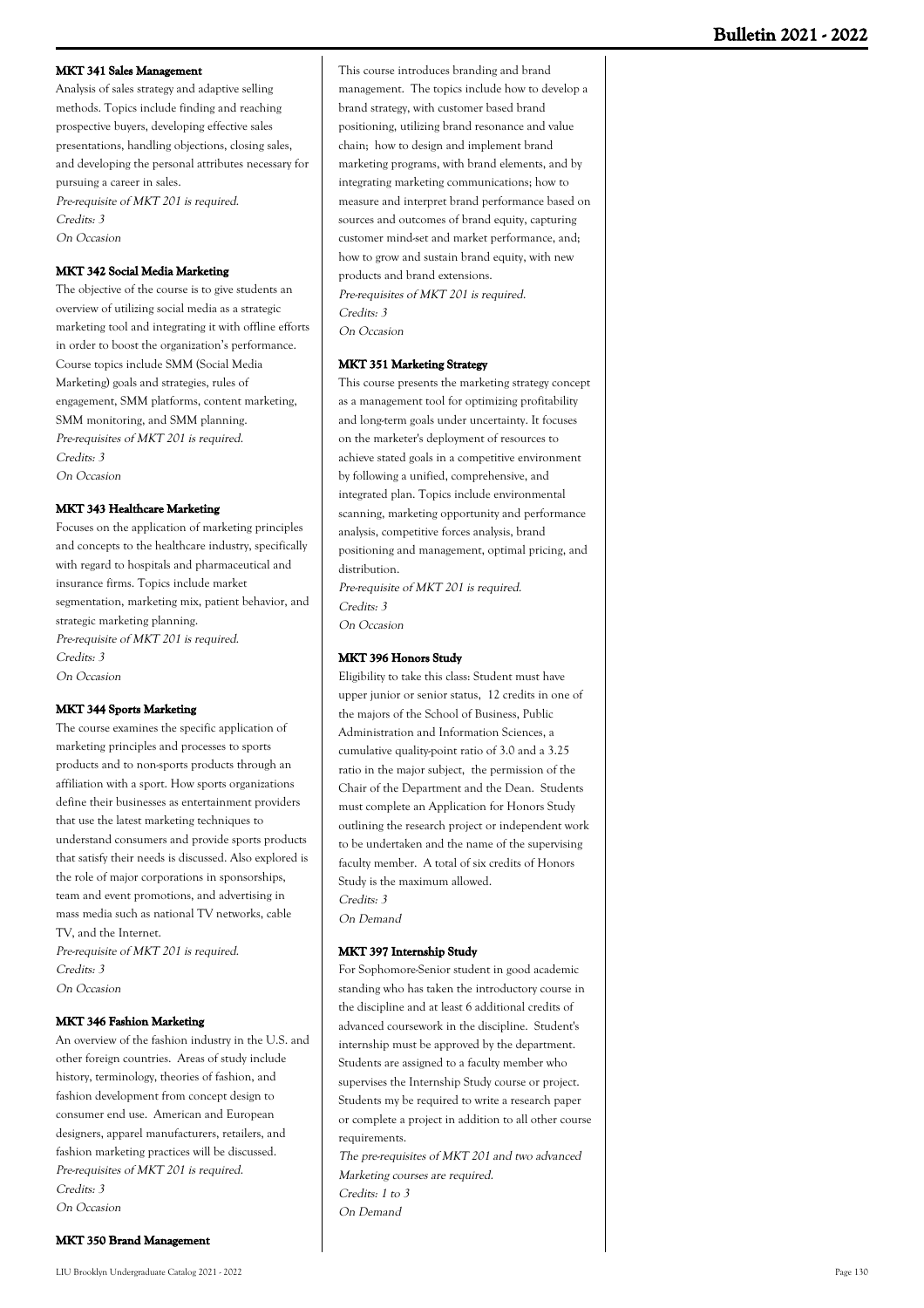#### MKT 341 Sales Management

Analysis of sales strategy and adaptive selling methods. Topics include finding and reaching prospective buyers, developing effective sales presentations, handling objections, closing sales, and developing the personal attributes necessary for pursuing a career in sales.

*Pre-requisite of MKT 201 is required.*
*Credits: 3*
*On Occasion*

#### MKT 342 Social Media Marketing

The objective of the course is to give students an overview of utilizing social media as a strategic marketing tool and integrating it with offline efforts in order to boost the organization's performance. Course topics include SMM (Social Media Marketing) goals and strategies, rules of engagement, SMM platforms, content marketing, SMM monitoring, and SMM planning.

*Pre-requisites of MKT 201 is required.*
*Credits: 3*
*On Occasion*

#### MKT 343 Healthcare Marketing

Focuses on the application of marketing principles and concepts to the healthcare industry, specifically with regard to hospitals and pharmaceutical and insurance firms. Topics include market segmentation, marketing mix, patient behavior, and strategic marketing planning.

*Pre-requisite of MKT 201 is required.*
*Credits: 3*
*On Occasion*

#### MKT 344 Sports Marketing

The course examines the specific application of marketing principles and processes to sports products and to non-sports products through an affiliation with a sport. How sports organizations define their businesses as entertainment providers that use the latest marketing techniques to understand consumers and provide sports products that satisfy their needs is discussed. Also explored is the role of major corporations in sponsorships, team and event promotions, and advertising in mass media such as national TV networks, cable TV, and the Internet.

*Pre-requisite of MKT 201 is required.*
*Credits: 3*
*On Occasion*

#### MKT 346 Fashion Marketing

An overview of the fashion industry in the U.S. and other foreign countries. Areas of study include history, terminology, theories of fashion, and fashion development from concept design to consumer end use. American and European designers, apparel manufacturers, retailers, and fashion marketing practices will be discussed.

*Pre-requisites of MKT 201 is required.*
*Credits: 3*
*On Occasion*

#### MKT 350 Brand Management

This course introduces branding and brand management. The topics include how to develop a brand strategy, with customer based brand positioning, utilizing brand resonance and value chain; how to design and implement brand marketing programs, with brand elements, and by integrating marketing communications; how to measure and interpret brand performance based on sources and outcomes of brand equity, capturing customer mind-set and market performance, and; how to grow and sustain brand equity, with new products and brand extensions.

*Pre-requisites of MKT 201 is required.*
*Credits: 3*
*On Occasion*

#### MKT 351 Marketing Strategy

This course presents the marketing strategy concept as a management tool for optimizing profitability and long-term goals under uncertainty. It focuses on the marketer's deployment of resources to achieve stated goals in a competitive environment by following a unified, comprehensive, and integrated plan. Topics include environmental scanning, marketing opportunity and performance analysis, competitive forces analysis, brand positioning and management, optimal pricing, and distribution.

*Pre-requisite of MKT 201 is required.*
*Credits: 3*
*On Occasion*

#### MKT 396 Honors Study

Eligibility to take this class: Student must have upper junior or senior status, 12 credits in one of the majors of the School of Business, Public Administration and Information Sciences, a cumulative quality-point ratio of 3.0 and a 3.25 ratio in the major subject, the permission of the Chair of the Department and the Dean. Students must complete an Application for Honors Study outlining the research project or independent work to be undertaken and the name of the supervising faculty member. A total of six credits of Honors Study is the maximum allowed.

*Credits: 3*
*On Demand*

#### MKT 397 Internship Study

For Sophomore-Senior student in good academic standing who has taken the introductory course in the discipline and at least 6 additional credits of advanced coursework in the discipline. Student's internship must be approved by the department. Students are assigned to a faculty member who supervises the Internship Study course or project. Students my be required to write a research paper or complete a project in addition to all other course requirements.

*The pre-requisites of MKT 201 and two advanced Marketing courses are required.*
*Credits: 1 to 3*
*On Demand*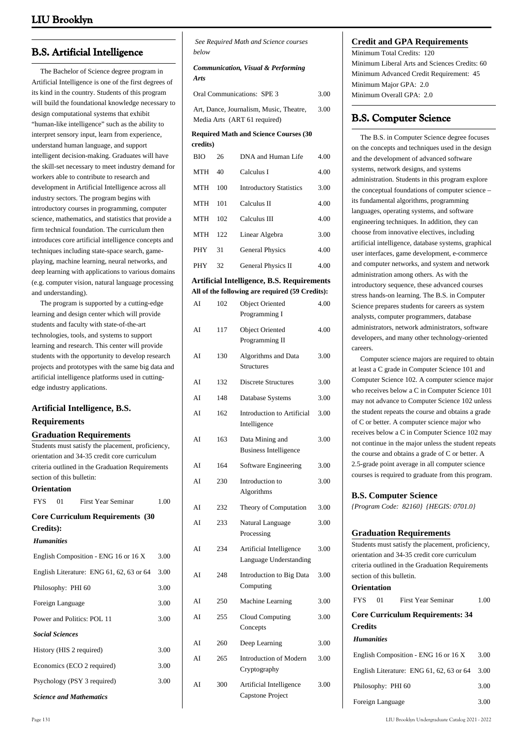# B.S. Artificial Intelligence

The Bachelor of Science degree program in Artificial Intelligence is one of the first degrees of its kind in the country. Students of this program will build the foundational knowledge necessary to design computational systems that exhibit "human-like intelligence" such as the ability to interpret sensory input, learn from experience, understand human language, and support intelligent decision-making. Graduates will have the skill-set necessary to meet industry demand for workers able to contribute to research and development in Artificial Intelligence across all industry sectors. The program begins with introductory courses in programming, computer science, mathematics, and statistics that provide a firm technical foundation. The curriculum then introduces core artificial intelligence concepts and techniques including state-space search, game-playing, machine learning, neural networks, and deep learning with applications to various domains (e.g. computer vision, natural language processing and understanding).

The program is supported by a cutting-edge learning and design center which will provide students and faculty with state-of-the-art technologies, tools, and systems to support learning and research. This center will provide students with the opportunity to develop research projects and prototypes with the same big data and artificial intelligence platforms used in cutting-edge industry applications.

### Artificial Intelligence, B.S. Requirements

### Graduation Requirements

Students must satisfy the placement, proficiency, orientation and 34-35 credit core curriculum criteria outlined in the Graduation Requirements section of this bulletin:

**Orientation**

| | | | |
|---|---|---|---|
| FYS | 01 | First Year Seminar | 1.00 |

**Core Curriculum Requirements (30 Credits):**

*Humanities*

| | |
|---|---|
| English Composition - ENG 16 or 16 X | 3.00 |
| English Literature: ENG 61, 62, 63 or 64 | 3.00 |
| Philosophy: PHI 60 | 3.00 |
| Foreign Language | 3.00 |
| Power and Politics: POL 11 | 3.00 |

*Social Sciences*

| | |
|---|---|
| History (HIS 2 required) | 3.00 |
| Economics (ECO 2 required) | 3.00 |
| Psychology (PSY 3 required) | 3.00 |

*Science and Mathematics*

*See Required Math and Science courses below*

*Communication, Visual & Performing Arts*

| | |
|---|---|
| Oral Communications: SPE 3 | 3.00 |
| Art, Dance, Journalism, Music, Theatre, Media Arts (ART 61 required) | 3.00 |

**Required Math and Science Courses (30 credits)**

| | | | |
|---|---|---|---|
| BIO | 26 | DNA and Human Life | 4.00 |
| MTH | 40 | Calculus I | 4.00 |
| MTH | 100 | Introductory Statistics | 3.00 |
| MTH | 101 | Calculus II | 4.00 |
| MTH | 102 | Calculus III | 4.00 |
| MTH | 122 | Linear Algebra | 3.00 |
| PHY | 31 | General Physics | 4.00 |
| PHY | 32 | General Physics II | 4.00 |

**Artificial Intelligence, B.S. Requirements**

**All of the following are required (59 Credits):**

| | | | |
|---|---|---|---|
| AI | 102 | Object Oriented Programming I | 4.00 |
| AI | 117 | Object Oriented Programming II | 4.00 |
| AI | 130 | Algorithms and Data Structures | 3.00 |
| AI | 132 | Discrete Structures | 3.00 |
| AI | 148 | Database Systems | 3.00 |
| AI | 162 | Introduction to Artificial Intelligence | 3.00 |
| AI | 163 | Data Mining and Business Intelligence | 3.00 |
| AI | 164 | Software Engineering | 3.00 |
| AI | 230 | Introduction to Algorithms | 3.00 |
| AI | 232 | Theory of Computation | 3.00 |
| AI | 233 | Natural Language Processing | 3.00 |
| AI | 234 | Artificial Intelligence Language Understanding | 3.00 |
| AI | 248 | Introduction to Big Data Computing | 3.00 |
| AI | 250 | Machine Learning | 3.00 |
| AI | 255 | Cloud Computing Concepts | 3.00 |
| AI | 260 | Deep Learning | 3.00 |
| AI | 265 | Introduction of Modern Cryptography | 3.00 |
| AI | 300 | Artificial Intelligence Capstone Project | 3.00 |

### Credit and GPA Requirements

Minimum Total Credits: 120
Minimum Liberal Arts and Sciences Credits: 60
Minimum Advanced Credit Requirement: 45
Minimum Major GPA: 2.0
Minimum Overall GPA: 2.0

# B.S. Computer Science

The B.S. in Computer Science degree focuses on the concepts and techniques used in the design and the development of advanced software systems, network designs, and systems administration. Students in this program explore the conceptual foundations of computer science – its fundamental algorithms, programming languages, operating systems, and software engineering techniques. In addition, they can choose from innovative electives, including artificial intelligence, database systems, graphical user interfaces, game development, e-commerce and computer networks, and system and network administration among others. As with the introductory sequence, these advanced courses stress hands-on learning. The B.S. in Computer Science prepares students for careers as system analysts, computer programmers, database administrators, network administrators, software developers, and many other technology-oriented careers.

Computer science majors are required to obtain at least a C grade in Computer Science 101 and Computer Science 102. A computer science major who receives below a C in Computer Science 101 may not advance to Computer Science 102 unless the student repeats the course and obtains a grade of C or better. A computer science major who receives below a C in Computer Science 102 may not continue in the major unless the student repeats the course and obtains a grade of C or better. A 2.5-grade point average in all computer science courses is required to graduate from this program.

### B.S. Computer Science

*{Program Code: 82160} {HEGIS: 0701.0}*

### Graduation Requirements

Students must satisfy the placement, proficiency, orientation and 34-35 credit core curriculum criteria outlined in the Graduation Requirements section of this bulletin.

**Orientation**

| | | | |
|---|---|---|---|
| FYS | 01 | First Year Seminar | 1.00 |

**Core Curriculum Requirements: 34 Credits**

*Humanities*

| | |
|---|---|
| English Composition - ENG 16 or 16 X | 3.00 |
| English Literature: ENG 61, 62, 63 or 64 | 3.00 |
| Philosophy: PHI 60 | 3.00 |
| Foreign Language | 3.00 |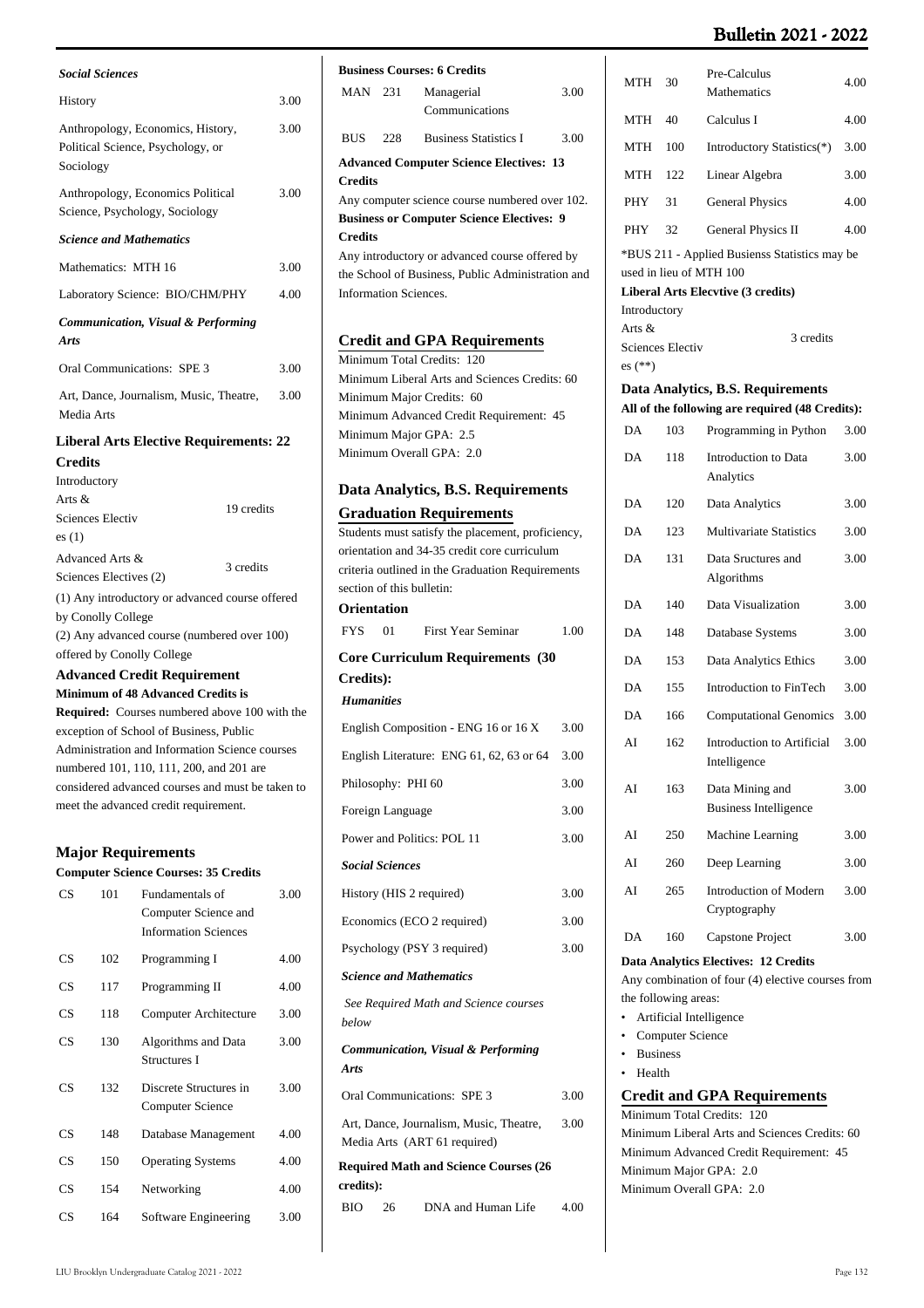*Social Sciences*

| | |
|---|---|
| History | 3.00 |
| Anthropology, Economics, History, Political Science, Psychology, or Sociology | 3.00 |
| Anthropology, Economics Political Science, Psychology, Sociology | 3.00 |

*Science and Mathematics*

| | |
|---|---|
| Mathematics: MTH 16 | 3.00 |
| Laboratory Science: BIO/CHM/PHY | 4.00 |

*Communication, Visual & Performing Arts*

| | |
|---|---|
| Oral Communications: SPE 3 | 3.00 |
| Art, Dance, Journalism, Music, Theatre, Media Arts | 3.00 |

### Liberal Arts Elective Requirements: 22 Credits

| | |
|---|---|
| Introductory Arts & Sciences Electives (1) | 19 credits |
| Advanced Arts & Sciences Electives (2) | 3 credits |

(1) Any introductory or advanced course offered by Conolly College

(2) Any advanced course (numbered over 100) offered by Conolly College

### Advanced Credit Requirement

**Minimum of 48 Advanced Credits is Required:** Courses numbered above 100 with the exception of School of Business, Public Administration and Information Science courses numbered 101, 110, 111, 200, and 201 are considered advanced courses and must be taken to meet the advanced credit requirement.

## Major Requirements

**Computer Science Courses: 35 Credits**

| | | | |
|---|---|---|---|
| CS | 101 | Fundamentals of Computer Science and Information Sciences | 3.00 |
| CS | 102 | Programming I | 4.00 |
| CS | 117 | Programming II | 4.00 |
| CS | 118 | Computer Architecture | 3.00 |
| CS | 130 | Algorithms and Data Structures I | 3.00 |
| CS | 132 | Discrete Structures in Computer Science | 3.00 |
| CS | 148 | Database Management | 4.00 |
| CS | 150 | Operating Systems | 4.00 |
| CS | 154 | Networking | 4.00 |
| CS | 164 | Software Engineering | 3.00 |

**Business Courses: 6 Credits**

| | | | |
|---|---|---|---|
| MAN | 231 | Managerial Communications | 3.00 |
| BUS | 228 | Business Statistics I | 3.00 |

**Advanced Computer Science Electives: 13 Credits**

Any computer science course numbered over 102.

**Business or Computer Science Electives: 9 Credits**

Any introductory or advanced course offered by the School of Business, Public Administration and Information Sciences.

## Credit and GPA Requirements

Minimum Total Credits: 120
Minimum Liberal Arts and Sciences Credits: 60
Minimum Major Credits: 60
Minimum Advanced Credit Requirement: 45
Minimum Major GPA: 2.5
Minimum Overall GPA: 2.0

## Data Analytics, B.S. Requirements

## Graduation Requirements

Students must satisfy the placement, proficiency, orientation and 34-35 credit core curriculum criteria outlined in the Graduation Requirements section of this bulletin:

### Orientation

| | | | |
|---|---|---|---|
| FYS | 01 | First Year Seminar | 1.00 |

### Core Curriculum Requirements (30 Credits):

*Humanities*

| | |
|---|---|
| English Composition - ENG 16 or 16 X | 3.00 |
| English Literature: ENG 61, 62, 63 or 64 | 3.00 |
| Philosophy: PHI 60 | 3.00 |
| Foreign Language | 3.00 |
| Power and Politics: POL 11 | 3.00 |

*Social Sciences*

| | |
|---|---|
| History (HIS 2 required) | 3.00 |
| Economics (ECO 2 required) | 3.00 |
| Psychology (PSY 3 required) | 3.00 |

*Science and Mathematics*

*See Required Math and Science courses below*

*Communication, Visual & Performing Arts*

| | |
|---|---|
| Oral Communications: SPE 3 | 3.00 |
| Art, Dance, Journalism, Music, Theatre, Media Arts (ART 61 required) | 3.00 |

**Required Math and Science Courses (26 credits):**

| | | | |
|---|---|---|---|
| BIO | 26 | DNA and Human Life | 4.00 |
| MTH | 30 | Pre-Calculus Mathematics | 4.00 |
| MTH | 40 | Calculus I | 4.00 |
| MTH | 100 | Introductory Statistics(*) | 3.00 |
| MTH | 122 | Linear Algebra | 3.00 |
| PHY | 31 | General Physics | 4.00 |
| PHY | 32 | General Physics II | 4.00 |

*BUS 211 - Applied Busienss Statistics may be used in lieu of MTH 100

**Liberal Arts Elecvtive (3 credits)**

| | |
|---|---|
| Introductory Arts & Sciences Electives (**) | 3 credits |

### Data Analytics, B.S. Requirements

**All of the following are required (48 Credits):**

| | | | |
|---|---|---|---|
| DA | 103 | Programming in Python | 3.00 |
| DA | 118 | Introduction to Data Analytics | 3.00 |
| DA | 120 | Data Analytics | 3.00 |
| DA | 123 | Multivariate Statistics | 3.00 |
| DA | 131 | Data Sructures and Algorithms | 3.00 |
| DA | 140 | Data Visualization | 3.00 |
| DA | 148 | Database Systems | 3.00 |
| DA | 153 | Data Analytics Ethics | 3.00 |
| DA | 155 | Introduction to FinTech | 3.00 |
| DA | 166 | Computational Genomics | 3.00 |
| AI | 162 | Introduction to Artificial Intelligence | 3.00 |
| AI | 163 | Data Mining and Business Intelligence | 3.00 |
| AI | 250 | Machine Learning | 3.00 |
| AI | 260 | Deep Learning | 3.00 |
| AI | 265 | Introduction of Modern Cryptography | 3.00 |
| DA | 160 | Capstone Project | 3.00 |

**Data Analytics Electives: 12 Credits**

Any combination of four (4) elective courses from the following areas:

- Artificial Intelligence
- Computer Science
- Business
- Health

## Credit and GPA Requirements

Minimum Total Credits: 120
Minimum Liberal Arts and Sciences Credits: 60
Minimum Advanced Credit Requirement: 45
Minimum Major GPA: 2.0
Minimum Overall GPA: 2.0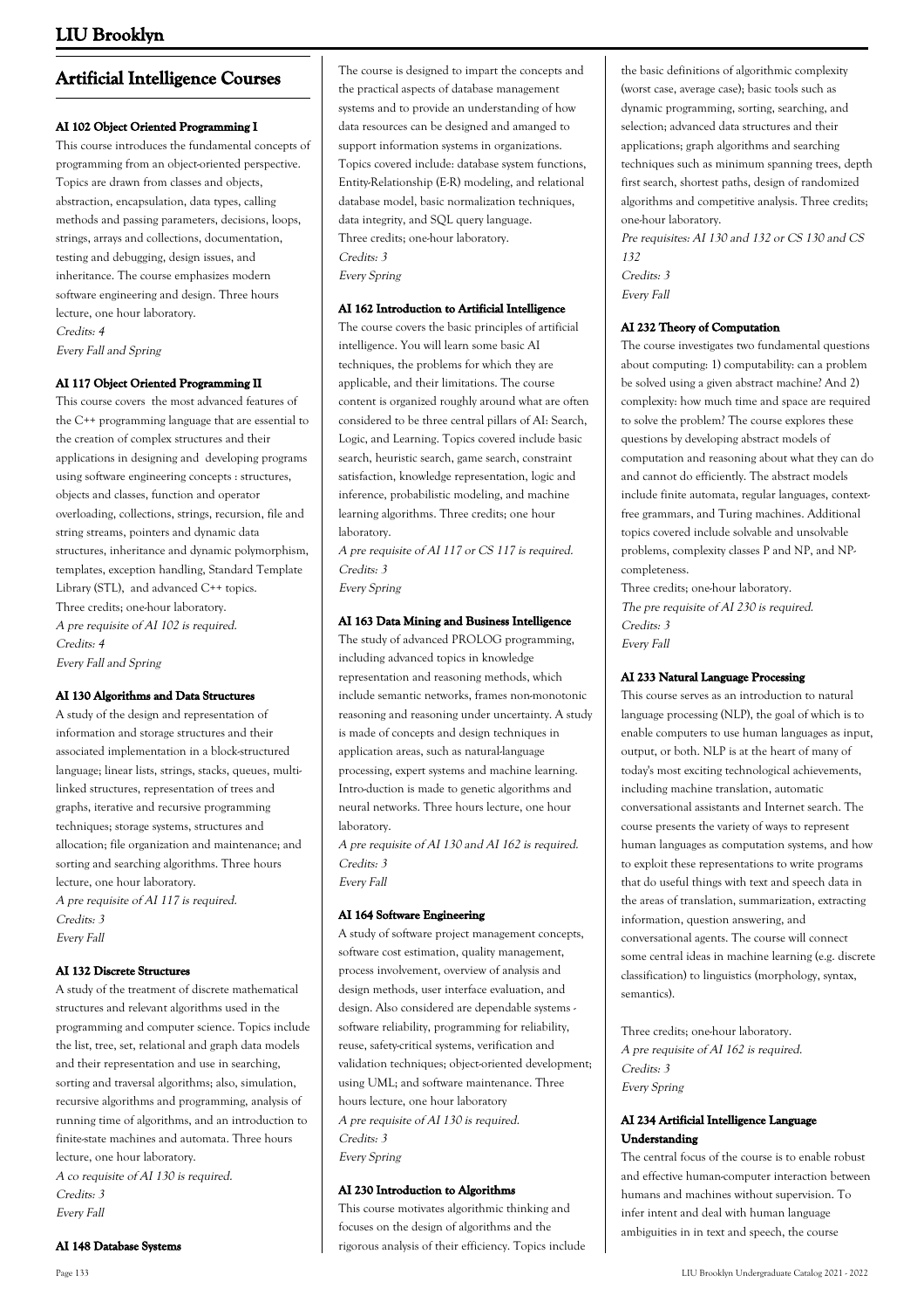## Artificial Intelligence Courses

#### AI 102 Object Oriented Programming I

This course introduces the fundamental concepts of programming from an object-oriented perspective. Topics are drawn from classes and objects, abstraction, encapsulation, data types, calling methods and passing parameters, decisions, loops, strings, arrays and collections, documentation, testing and debugging, design issues, and inheritance. The course emphasizes modern software engineering and design. Three hours lecture, one hour laboratory.

*Credits: 4*

*Every Fall and Spring*

#### AI 117 Object Oriented Programming II

This course covers the most advanced features of the C++ programming language that are essential to the creation of complex structures and their applications in designing and developing programs using software engineering concepts : structures, objects and classes, function and operator overloading, collections, strings, recursion, file and string streams, pointers and dynamic data structures, inheritance and dynamic polymorphism, templates, exception handling, Standard Template Library (STL), and advanced C++ topics.

Three credits; one-hour laboratory.

*A pre requisite of AI 102 is required.*

*Credits: 4*

*Every Fall and Spring*

#### AI 130 Algorithms and Data Structures

A study of the design and representation of information and storage structures and their associated implementation in a block-structured language; linear lists, strings, stacks, queues, multi-linked structures, representation of trees and graphs, iterative and recursive programming techniques; storage systems, structures and allocation; file organization and maintenance; and sorting and searching algorithms. Three hours lecture, one hour laboratory.

*A pre requisite of AI 117 is required.*

*Credits: 3*

*Every Fall*

#### AI 132 Discrete Structures

A study of the treatment of discrete mathematical structures and relevant algorithms used in the programming and computer science. Topics include the list, tree, set, relational and graph data models and their representation and use in searching, sorting and traversal algorithms; also, simulation, recursive algorithms and programming, analysis of running time of algorithms, and an introduction to finite-state machines and automata. Three hours lecture, one hour laboratory.

*A co requisite of AI 130 is required.*

*Credits: 3*

*Every Fall*

#### AI 148 Database Systems

The course is designed to impart the concepts and the practical aspects of database management systems and to provide an understanding of how data resources can be designed and amanged to support information systems in organizations. Topics covered include: database system functions, Entity-Relationship (E-R) modeling, and relational database model, basic normalization techniques, data integrity, and SQL query language.

Three credits; one-hour laboratory.

*Credits: 3*

*Every Spring*

#### AI 162 Introduction to Artificial Intelligence

The course covers the basic principles of artificial intelligence. You will learn some basic AI techniques, the problems for which they are applicable, and their limitations. The course content is organized roughly around what are often considered to be three central pillars of AI: Search, Logic, and Learning. Topics covered include basic search, heuristic search, game search, constraint satisfaction, knowledge representation, logic and inference, probabilistic modeling, and machine learning algorithms. Three credits; one hour laboratory.

*A pre requisite of AI 117 or CS 117 is required.*

*Credits: 3*

*Every Spring*

#### AI 163 Data Mining and Business Intelligence

The study of advanced PROLOG programming, including advanced topics in knowledge representation and reasoning methods, which include semantic networks, frames non-monotonic reasoning and reasoning under uncertainty. A study is made of concepts and design techniques in application areas, such as natural-language processing, expert systems and machine learning. Intro-duction is made to genetic algorithms and neural networks. Three hours lecture, one hour laboratory.

*A pre requisite of AI 130 and AI 162 is required.*

*Credits: 3*

*Every Fall*

#### AI 164 Software Engineering

A study of software project management concepts, software cost estimation, quality management, process involvement, overview of analysis and design methods, user interface evaluation, and design. Also considered are dependable systems - software reliability, programming for reliability, reuse, safety-critical systems, verification and validation techniques; object-oriented development; using UML; and software maintenance. Three hours lecture, one hour laboratory

*A pre requisite of AI 130 is required.*

*Credits: 3*

*Every Spring*

#### AI 230 Introduction to Algorithms

This course motivates algorithmic thinking and focuses on the design of algorithms and the rigorous analysis of their efficiency. Topics include the basic definitions of algorithmic complexity (worst case, average case); basic tools such as dynamic programming, sorting, searching, and selection; advanced data structures and their applications; graph algorithms and searching techniques such as minimum spanning trees, depth first search, shortest paths, design of randomized algorithms and competitive analysis. Three credits; one-hour laboratory.

*Pre requisites: AI 130 and 132 or CS 130 and CS 132*

*Credits: 3*

*Every Fall*

#### AI 232 Theory of Computation

The course investigates two fundamental questions about computing: 1) computability: can a problem be solved using a given abstract machine? And 2) complexity: how much time and space are required to solve the problem? The course explores these questions by developing abstract models of computation and reasoning about what they can do and cannot do efficiently. The abstract models include finite automata, regular languages, context-free grammars, and Turing machines. Additional topics covered include solvable and unsolvable problems, complexity classes P and NP, and NP-completeness.

Three credits; one-hour laboratory.

*The pre requisite of AI 230 is required.*

*Credits: 3*

*Every Fall*

#### AI 233 Natural Language Processing

This course serves as an introduction to natural language processing (NLP), the goal of which is to enable computers to use human languages as input, output, or both. NLP is at the heart of many of today's most exciting technological achievements, including machine translation, automatic conversational assistants and Internet search. The course presents the variety of ways to represent human languages as computation systems, and how to exploit these representations to write programs that do useful things with text and speech data in the areas of translation, summarization, extracting information, question answering, and conversational agents. The course will connect some central ideas in machine learning (e.g. discrete classification) to linguistics (morphology, syntax, semantics).

Three credits; one-hour laboratory.

*A pre requisite of AI 162 is required.*

*Credits: 3*

*Every Spring*

#### AI 234 Artificial Intelligence Language Understanding

The central focus of the course is to enable robust and effective human-computer interaction between humans and machines without supervision. To infer intent and deal with human language ambiguities in in text and speech, the course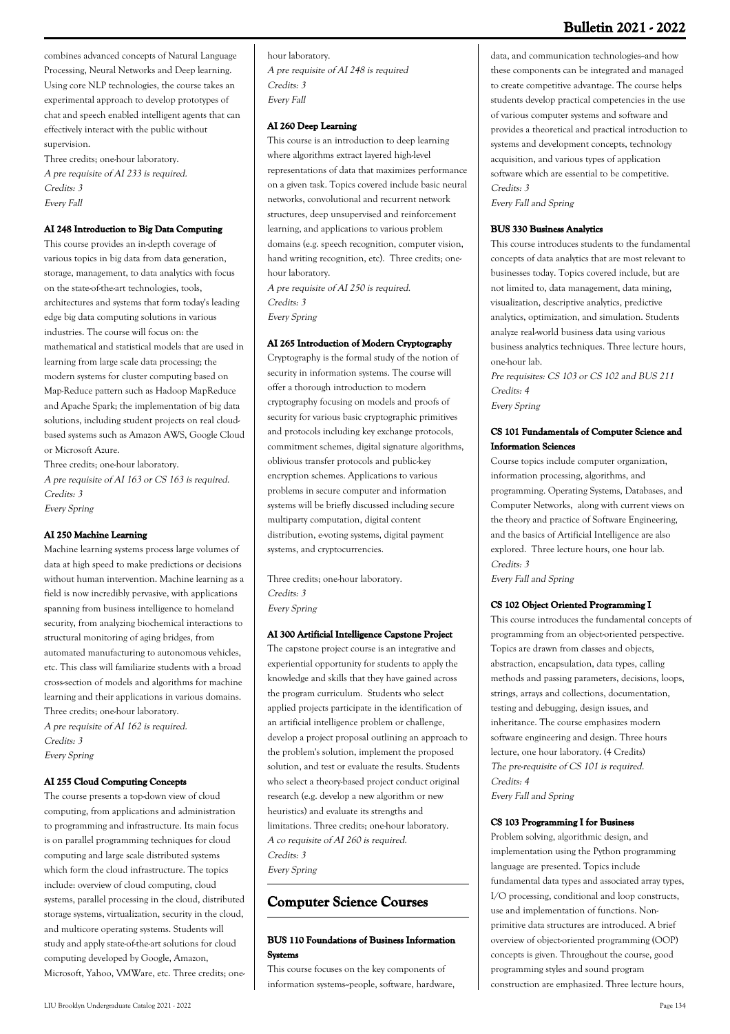combines advanced concepts of Natural Language Processing, Neural Networks and Deep learning. Using core NLP technologies, the course takes an experimental approach to develop prototypes of chat and speech enabled intelligent agents that can effectively interact with the public without supervision.

Three credits; one-hour laboratory.

*A pre requisite of AI 233 is required.*
*Credits: 3*
*Every Fall*

#### AI 248 Introduction to Big Data Computing

This course provides an in-depth coverage of various topics in big data from data generation, storage, management, to data analytics with focus on the state-of-the-art technologies, tools, architectures and systems that form today's leading edge big data computing solutions in various industries. The course will focus on: the mathematical and statistical models that are used in learning from large scale data processing; the modern systems for cluster computing based on Map-Reduce pattern such as Hadoop MapReduce and Apache Spark; the implementation of big data solutions, including student projects on real cloud-based systems such as Amazon AWS, Google Cloud or Microsoft Azure.

Three credits; one-hour laboratory.

*A pre requisite of AI 163 or CS 163 is required.*
*Credits: 3*
*Every Spring*

#### AI 250 Machine Learning

Machine learning systems process large volumes of data at high speed to make predictions or decisions without human intervention. Machine learning as a field is now incredibly pervasive, with applications spanning from business intelligence to homeland security, from analyzing biochemical interactions to structural monitoring of aging bridges, from automated manufacturing to autonomous vehicles, etc. This class will familiarize students with a broad cross-section of models and algorithms for machine learning and their applications in various domains. Three credits; one-hour laboratory.

*A pre requisite of AI 162 is required.*
*Credits: 3*
*Every Spring*

#### AI 255 Cloud Computing Concepts

The course presents a top-down view of cloud computing, from applications and administration to programming and infrastructure. Its main focus is on parallel programming techniques for cloud computing and large scale distributed systems which form the cloud infrastructure. The topics include: overview of cloud computing, cloud systems, parallel processing in the cloud, distributed storage systems, virtualization, security in the cloud, and multicore operating systems. Students will study and apply state-of-the-art solutions for cloud computing developed by Google, Amazon, Microsoft, Yahoo, VMWare, etc. Three credits; one-hour laboratory.

*A pre requisite of AI 248 is required*
*Credits: 3*
*Every Fall*

#### AI 260 Deep Learning

This course is an introduction to deep learning where algorithms extract layered high-level representations of data that maximizes performance on a given task. Topics covered include basic neural networks, convolutional and recurrent network structures, deep unsupervised and reinforcement learning, and applications to various problem domains (e.g. speech recognition, computer vision, hand writing recognition, etc). Three credits; one-hour laboratory.

*A pre requisite of AI 250 is required.*
*Credits: 3*
*Every Spring*

#### AI 265 Introduction of Modern Cryptography

Cryptography is the formal study of the notion of security in information systems. The course will offer a thorough introduction to modern cryptography focusing on models and proofs of security for various basic cryptographic primitives and protocols including key exchange protocols, commitment schemes, digital signature algorithms, oblivious transfer protocols and public-key encryption schemes. Applications to various problems in secure computer and information systems will be briefly discussed including secure multiparty computation, digital content distribution, e-voting systems, digital payment systems, and cryptocurrencies.

Three credits; one-hour laboratory.

*Credits: 3*
*Every Spring*

#### AI 300 Artificial Intelligence Capstone Project

The capstone project course is an integrative and experiential opportunity for students to apply the knowledge and skills that they have gained across the program curriculum. Students who select applied projects participate in the identification of an artificial intelligence problem or challenge, develop a project proposal outlining an approach to the problem's solution, implement the proposed solution, and test or evaluate the results. Students who select a theory-based project conduct original research (e.g. develop a new algorithm or new heuristics) and evaluate its strengths and limitations. Three credits; one-hour laboratory.

*A co requisite of AI 260 is required.*
*Credits: 3*
*Every Spring*

## Computer Science Courses

#### BUS 110 Foundations of Business Information Systems

This course focuses on the key components of information systems--people, software, hardware, data, and communication technologies--and how these components can be integrated and managed to create competitive advantage. The course helps students develop practical competencies in the use of various computer systems and software and provides a theoretical and practical introduction to systems and development concepts, technology acquisition, and various types of application software which are essential to be competitive.

*Credits: 3*
*Every Fall and Spring*

#### BUS 330 Business Analytics

This course introduces students to the fundamental concepts of data analytics that are most relevant to businesses today. Topics covered include, but are not limited to, data management, data mining, visualization, descriptive analytics, predictive analytics, optimization, and simulation. Students analyze real-world business data using various business analytics techniques. Three lecture hours, one-hour lab.

*Pre requisites: CS 103 or CS 102 and BUS 211*
*Credits: 4*
*Every Spring*

#### CS 101 Fundamentals of Computer Science and Information Sciences

Course topics include computer organization, information processing, algorithms, and programming. Operating Systems, Databases, and Computer Networks, along with current views on the theory and practice of Software Engineering, and the basics of Artificial Intelligence are also explored. Three lecture hours, one hour lab.

*Credits: 3*
*Every Fall and Spring*

#### CS 102 Object Oriented Programming I

This course introduces the fundamental concepts of programming from an object-oriented perspective. Topics are drawn from classes and objects, abstraction, encapsulation, data types, calling methods and passing parameters, decisions, loops, strings, arrays and collections, documentation, testing and debugging, design issues, and inheritance. The course emphasizes modern software engineering and design. Three hours lecture, one hour laboratory. (4 Credits)

*The pre-requisite of CS 101 is required.*
*Credits: 4*
*Every Fall and Spring*

#### CS 103 Programming I for Business

Problem solving, algorithmic design, and implementation using the Python programming language are presented. Topics include fundamental data types and associated array types, I/O processing, conditional and loop constructs, use and implementation of functions. Non-primitive data structures are introduced. A brief overview of object-oriented programming (OOP) concepts is given. Throughout the course, good programming styles and sound program construction are emphasized. Three lecture hours,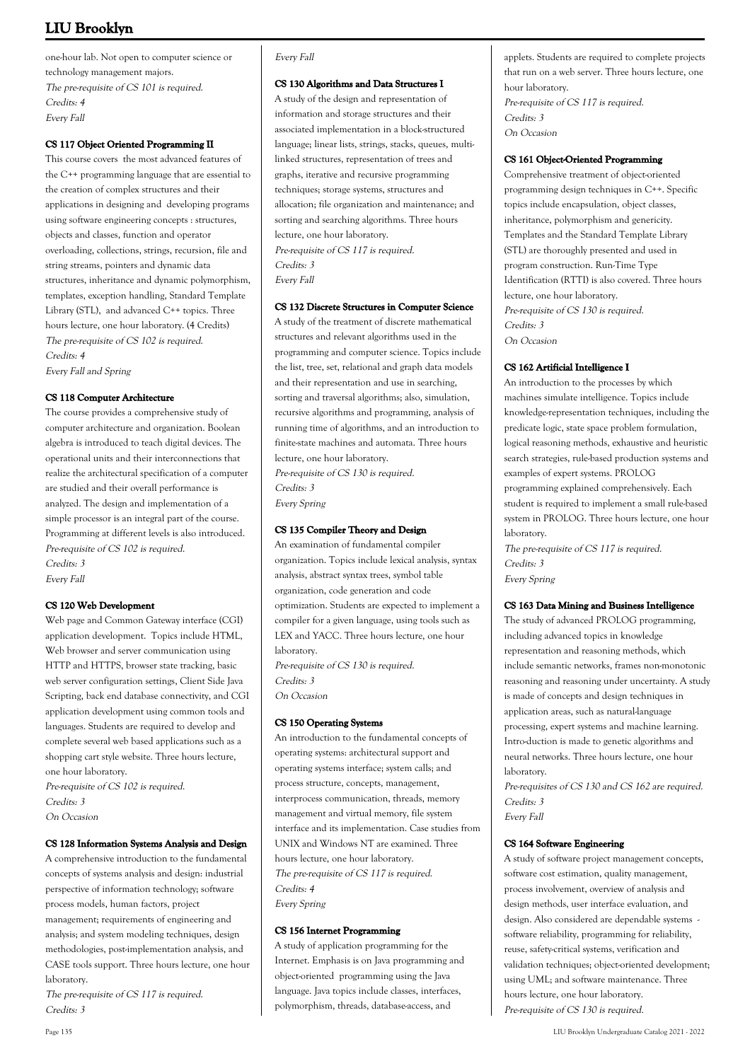one-hour lab. Not open to computer science or technology management majors.
*The pre-requisite of CS 101 is required.*
*Credits: 4*
*Every Fall*

### CS 117 Object Oriented Programming II

This course covers the most advanced features of the C++ programming language that are essential to the creation of complex structures and their applications in designing and developing programs using software engineering concepts : structures, objects and classes, function and operator overloading, collections, strings, recursion, file and string streams, pointers and dynamic data structures, inheritance and dynamic polymorphism, templates, exception handling, Standard Template Library (STL), and advanced C++ topics. Three hours lecture, one hour laboratory. (4 Credits)
*The pre-requisite of CS 102 is required.*
*Credits: 4*
*Every Fall and Spring*

### CS 118 Computer Architecture

The course provides a comprehensive study of computer architecture and organization. Boolean algebra is introduced to teach digital devices. The operational units and their interconnections that realize the architectural specification of a computer are studied and their overall performance is analyzed. The design and implementation of a simple processor is an integral part of the course. Programming at different levels is also introduced.
*Pre-requisite of CS 102 is required.*
*Credits: 3*
*Every Fall*

### CS 120 Web Development

Web page and Common Gateway interface (CGI) application development. Topics include HTML, Web browser and server communication using HTTP and HTTPS, browser state tracking, basic web server configuration settings, Client Side Java Scripting, back end database connectivity, and CGI application development using common tools and languages. Students are required to develop and complete several web based applications such as a shopping cart style website. Three hours lecture, one hour laboratory.
*Pre-requisite of CS 102 is required.*
*Credits: 3*
*On Occasion*

### CS 128 Information Systems Analysis and Design

A comprehensive introduction to the fundamental concepts of systems analysis and design: industrial perspective of information technology; software process models, human factors, project management; requirements of engineering and analysis; and system modeling techniques, design methodologies, post-implementation analysis, and CASE tools support. Three hours lecture, one hour laboratory.
*The pre-requisite of CS 117 is required.*
*Credits: 3*
*Every Fall*

### CS 130 Algorithms and Data Structures I

A study of the design and representation of information and storage structures and their associated implementation in a block-structured language; linear lists, strings, stacks, queues, multi-linked structures, representation of trees and graphs, iterative and recursive programming techniques; storage systems, structures and allocation; file organization and maintenance; and sorting and searching algorithms. Three hours lecture, one hour laboratory.
*Pre-requisite of CS 117 is required.*
*Credits: 3*
*Every Fall*

### CS 132 Discrete Structures in Computer Science

A study of the treatment of discrete mathematical structures and relevant algorithms used in the programming and computer science. Topics include the list, tree, set, relational and graph data models and their representation and use in searching, sorting and traversal algorithms; also, simulation, recursive algorithms and programming, analysis of running time of algorithms, and an introduction to finite-state machines and automata. Three hours lecture, one hour laboratory.
*Pre-requisite of CS 130 is required.*
*Credits: 3*
*Every Spring*

### CS 135 Compiler Theory and Design

An examination of fundamental compiler organization. Topics include lexical analysis, syntax analysis, abstract syntax trees, symbol table organization, code generation and code optimization. Students are expected to implement a compiler for a given language, using tools such as LEX and YACC. Three hours lecture, one hour laboratory.
*Pre-requisite of CS 130 is required.*
*Credits: 3*
*On Occasion*

### CS 150 Operating Systems

An introduction to the fundamental concepts of operating systems: architectural support and operating systems interface; system calls; and process structure, concepts, management, interprocess communication, threads, memory management and virtual memory, file system interface and its implementation. Case studies from UNIX and Windows NT are examined. Three hours lecture, one hour laboratory.
*The pre-requisite of CS 117 is required.*
*Credits: 4*
*Every Spring*

### CS 156 Internet Programming

A study of application programming for the Internet. Emphasis is on Java programming and object-oriented programming using the Java language. Java topics include classes, interfaces, polymorphism, threads, database-access, and applets. Students are required to complete projects that run on a web server. Three hours lecture, one hour laboratory.
*Pre-requisite of CS 117 is required.*
*Credits: 3*
*On Occasion*

### CS 161 Object-Oriented Programming

Comprehensive treatment of object-oriented programming design techniques in C++. Specific topics include encapsulation, object classes, inheritance, polymorphism and genericity. Templates and the Standard Template Library (STL) are thoroughly presented and used in program construction. Run-Time Type Identification (RTTI) is also covered. Three hours lecture, one hour laboratory.
*Pre-requisite of CS 130 is required.*
*Credits: 3*
*On Occasion*

### CS 162 Artificial Intelligence I

An introduction to the processes by which machines simulate intelligence. Topics include knowledge-representation techniques, including the predicate logic, state space problem formulation, logical reasoning methods, exhaustive and heuristic search strategies, rule-based production systems and examples of expert systems. PROLOG programming explained comprehensively. Each student is required to implement a small rule-based system in PROLOG. Three hours lecture, one hour laboratory.
*The pre-requisite of CS 117 is required.*
*Credits: 3*
*Every Spring*

### CS 163 Data Mining and Business Intelligence

The study of advanced PROLOG programming, including advanced topics in knowledge representation and reasoning methods, which include semantic networks, frames non-monotonic reasoning and reasoning under uncertainty. A study is made of concepts and design techniques in application areas, such as natural-language processing, expert systems and machine learning. Intro-duction is made to genetic algorithms and neural networks. Three hours lecture, one hour laboratory.
*Pre-requisites of CS 130 and CS 162 are required.*
*Credits: 3*
*Every Fall*

### CS 164 Software Engineering

A study of software project management concepts, software cost estimation, quality management, process involvement, overview of analysis and design methods, user interface evaluation, and design. Also considered are dependable systems - software reliability, programming for reliability, reuse, safety-critical systems, verification and validation techniques; object-oriented development; using UML; and software maintenance. Three hours lecture, one hour laboratory.
*Pre-requisite of CS 130 is required.*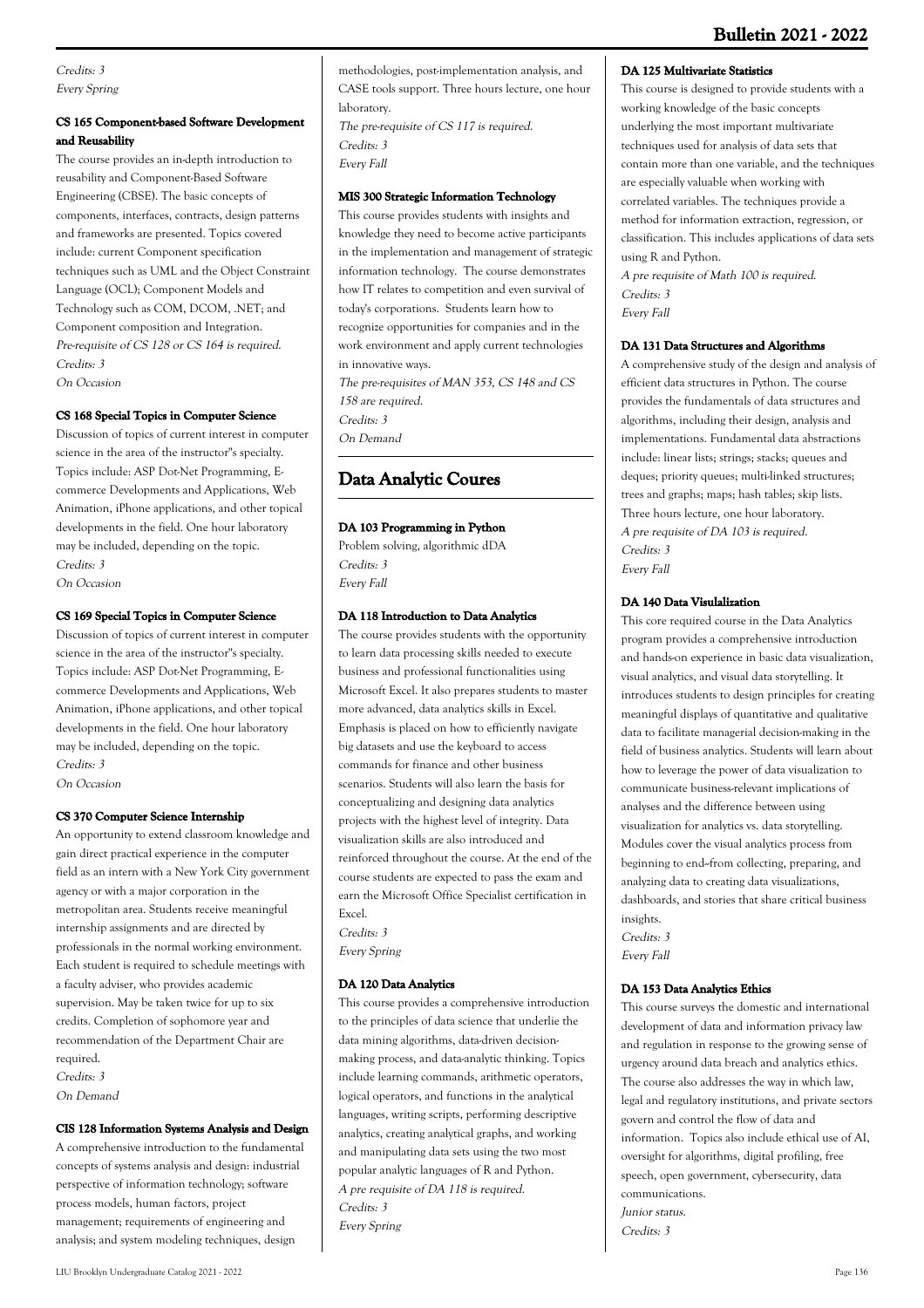Credits: 3
Every Spring

### CS 165 Component-based Software Development and Reusability

The course provides an in-depth introduction to reusability and Component-Based Software Engineering (CBSE). The basic concepts of components, interfaces, contracts, design patterns and frameworks are presented. Topics covered include: current Component specification techniques such as UML and the Object Constraint Language (OCL); Component Models and Technology such as COM, DCOM, .NET; and Component composition and Integration.
*Pre-requisite of CS 128 or CS 164 is required.*
*Credits: 3*
*On Occasion*

### CS 168 Special Topics in Computer Science

Discussion of topics of current interest in computer science in the area of the instructor"s specialty. Topics include: ASP Dot-Net Programming, E-commerce Developments and Applications, Web Animation, iPhone applications, and other topical developments in the field. One hour laboratory may be included, depending on the topic.
*Credits: 3*
*On Occasion*

### CS 169 Special Topics in Computer Science

Discussion of topics of current interest in computer science in the area of the instructor"s specialty. Topics include: ASP Dot-Net Programming, E-commerce Developments and Applications, Web Animation, iPhone applications, and other topical developments in the field. One hour laboratory may be included, depending on the topic.
*Credits: 3*
*On Occasion*

### CS 370 Computer Science Internship

An opportunity to extend classroom knowledge and gain direct practical experience in the computer field as an intern with a New York City government agency or with a major corporation in the metropolitan area. Students receive meaningful internship assignments and are directed by professionals in the normal working environment. Each student is required to schedule meetings with a faculty adviser, who provides academic supervision. May be taken twice for up to six credits. Completion of sophomore year and recommendation of the Department Chair are required.
*Credits: 3*
*On Demand*

### CIS 128 Information Systems Analysis and Design

A comprehensive introduction to the fundamental concepts of systems analysis and design: industrial perspective of information technology; software process models, human factors, project management; requirements of engineering and analysis; and system modeling techniques, design methodologies, post-implementation analysis, and CASE tools support. Three hours lecture, one hour laboratory.
*The pre-requisite of CS 117 is required.*
*Credits: 3*
*Every Fall*

### MIS 300 Strategic Information Technology

This course provides students with insights and knowledge they need to become active participants in the implementation and management of strategic information technology. The course demonstrates how IT relates to competition and even survival of today's corporations. Students learn how to recognize opportunities for companies and in the work environment and apply current technologies in innovative ways.
*The pre-requisites of MAN 353, CS 148 and CS 158 are required.*
*Credits: 3*
*On Demand*

## Data Analytic Coures

### DA 103 Programming in Python

Problem solving, algorithmic dDA
*Credits: 3*
*Every Fall*

### DA 118 Introduction to Data Analytics

The course provides students with the opportunity to learn data processing skills needed to execute business and professional functionalities using Microsoft Excel. It also prepares students to master more advanced, data analytics skills in Excel. Emphasis is placed on how to efficiently navigate big datasets and use the keyboard to access commands for finance and other business scenarios. Students will also learn the basis for conceptualizing and designing data analytics projects with the highest level of integrity. Data visualization skills are also introduced and reinforced throughout the course. At the end of the course students are expected to pass the exam and earn the Microsoft Office Specialist certification in Excel.
*Credits: 3*
*Every Spring*

### DA 120 Data Analytics

This course provides a comprehensive introduction to the principles of data science that underlie the data mining algorithms, data-driven decision-making process, and data-analytic thinking. Topics include learning commands, arithmetic operators, logical operators, and functions in the analytical languages, writing scripts, performing descriptive analytics, creating analytical graphs, and working and manipulating data sets using the two most popular analytic languages of R and Python.
*A pre requisite of DA 118 is required.*
*Credits: 3*
*Every Spring*

### DA 125 Multivariate Statistics

This course is designed to provide students with a working knowledge of the basic concepts underlying the most important multivariate techniques used for analysis of data sets that contain more than one variable, and the techniques are especially valuable when working with correlated variables. The techniques provide a method for information extraction, regression, or classification. This includes applications of data sets using R and Python.
*A pre requisite of Math 100 is required.*
*Credits: 3*
*Every Fall*

### DA 131 Data Structures and Algorithms

A comprehensive study of the design and analysis of efficient data structures in Python. The course provides the fundamentals of data structures and algorithms, including their design, analysis and implementations. Fundamental data abstractions include: linear lists; strings; stacks; queues and deques; priority queues; multi-linked structures; trees and graphs; maps; hash tables; skip lists. Three hours lecture, one hour laboratory.
*A pre requisite of DA 103 is required.*
*Credits: 3*
*Every Fall*

### DA 140 Data Visulalization

This core required course in the Data Analytics program provides a comprehensive introduction and hands-on experience in basic data visualization, visual analytics, and visual data storytelling. It introduces students to design principles for creating meaningful displays of quantitative and qualitative data to facilitate managerial decision-making in the field of business analytics. Students will learn about how to leverage the power of data visualization to communicate business-relevant implications of analyses and the difference between using visualization for analytics vs. data storytelling. Modules cover the visual analytics process from beginning to end--from collecting, preparing, and analyzing data to creating data visualizations, dashboards, and stories that share critical business insights.
*Credits: 3*
*Every Fall*

### DA 153 Data Analytics Ethics

This course surveys the domestic and international development of data and information privacy law and regulation in response to the growing sense of urgency around data breach and analytics ethics. The course also addresses the way in which law, legal and regulatory institutions, and private sectors govern and control the flow of data and information. Topics also include ethical use of AI, oversight for algorithms, digital profiling, free speech, open government, cybersecurity, data communications.
*Junior status.*
*Credits: 3*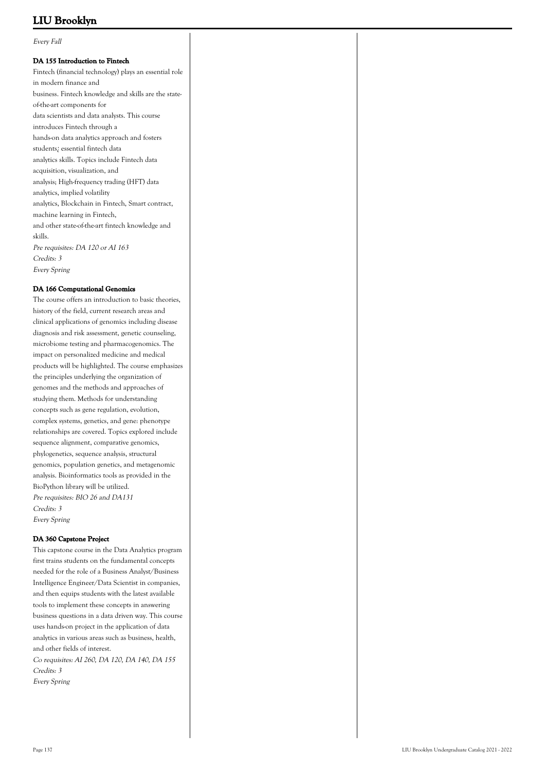*Every Fall*

### DA 155 Introduction to Fintech

Fintech (financial technology) plays an essential role in modern finance and business. Fintech knowledge and skills are the state-of-the-art components for data scientists and data analysts. This course introduces Fintech through a hands-on data analytics approach and fosters students¿ essential fintech data analytics skills. Topics include Fintech data acquisition, visualization, and analysis; High-frequency trading (HFT) data analytics, implied volatility analytics, Blockchain in Fintech, Smart contract, machine learning in Fintech, and other state-of-the-art fintech knowledge and skills.

*Pre requisites: DA 120 or AI 163*
*Credits: 3*
*Every Spring*

### DA 166 Computational Genomics

The course offers an introduction to basic theories, history of the field, current research areas and clinical applications of genomics including disease diagnosis and risk assessment, genetic counseling, microbiome testing and pharmacogenomics. The impact on personalized medicine and medical products will be highlighted. The course emphasizes the principles underlying the organization of genomes and the methods and approaches of studying them. Methods for understanding concepts such as gene regulation, evolution, complex systems, genetics, and gene: phenotype relationships are covered. Topics explored include sequence alignment, comparative genomics, phylogenetics, sequence analysis, structural genomics, population genetics, and metagenomic analysis. Bioinformatics tools as provided in the BioPython library will be utilized.

*Pre requisites: BIO 26 and DA131*
*Credits: 3*
*Every Spring*

### DA 360 Capstone Project

This capstone course in the Data Analytics program first trains students on the fundamental concepts needed for the role of a Business Analyst/Business Intelligence Engineer/Data Scientist in companies, and then equips students with the latest available tools to implement these concepts in answering business questions in a data driven way. This course uses hands-on project in the application of data analytics in various areas such as business, health, and other fields of interest.

*Co requisites: AI 260, DA 120, DA 140, DA 155*
*Credits: 3*
*Every Spring*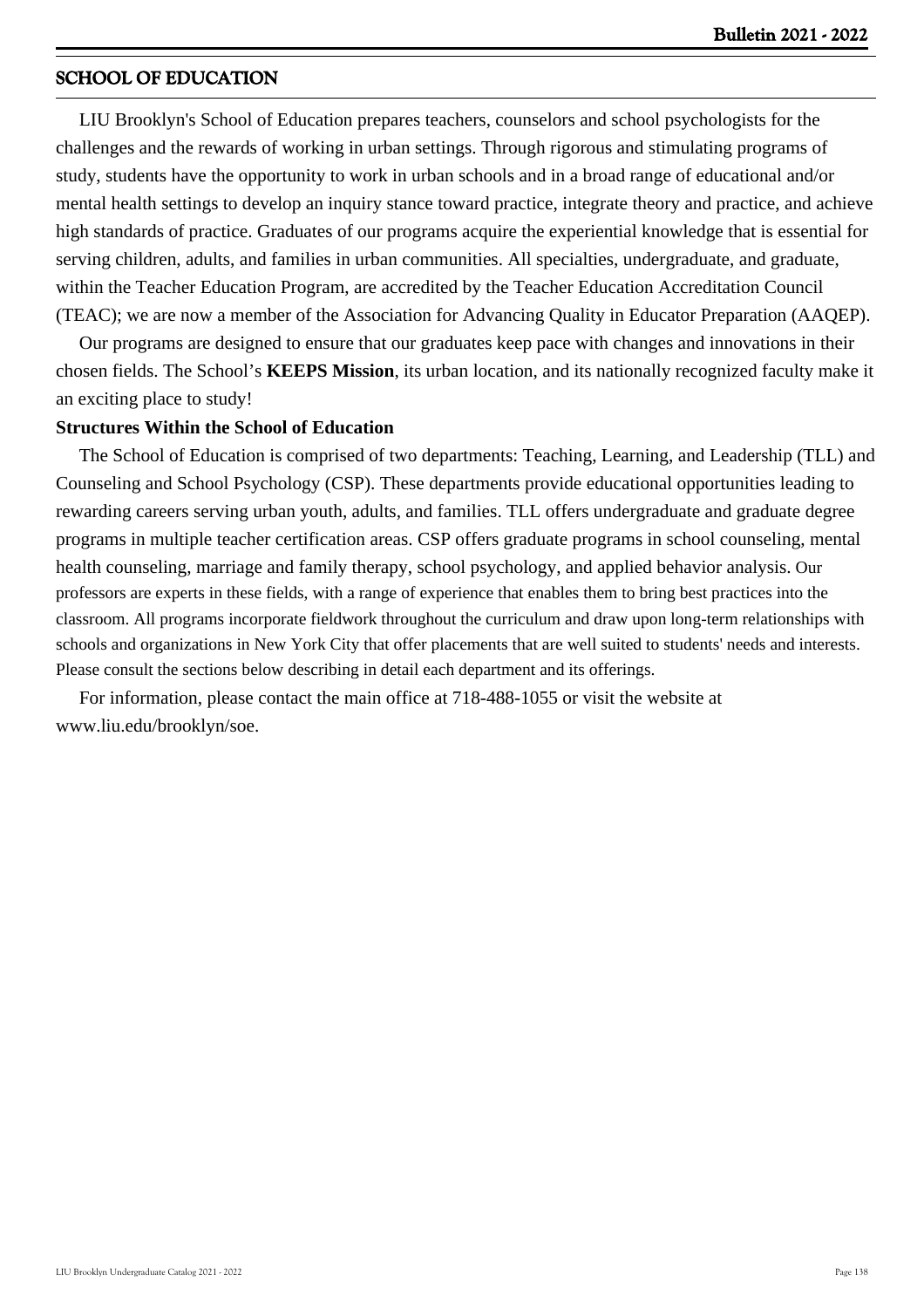## SCHOOL OF EDUCATION

LIU Brooklyn's School of Education prepares teachers, counselors and school psychologists for the challenges and the rewards of working in urban settings. Through rigorous and stimulating programs of study, students have the opportunity to work in urban schools and in a broad range of educational and/or mental health settings to develop an inquiry stance toward practice, integrate theory and practice, and achieve high standards of practice. Graduates of our programs acquire the experiential knowledge that is essential for serving children, adults, and families in urban communities. All specialties, undergraduate, and graduate, within the Teacher Education Program, are accredited by the Teacher Education Accreditation Council (TEAC); we are now a member of the Association for Advancing Quality in Educator Preparation (AAQEP).

Our programs are designed to ensure that our graduates keep pace with changes and innovations in their chosen fields. The School's **KEEPS Mission**, its urban location, and its nationally recognized faculty make it an exciting place to study!

**Structures Within the School of Education**

The School of Education is comprised of two departments: Teaching, Learning, and Leadership (TLL) and Counseling and School Psychology (CSP). These departments provide educational opportunities leading to rewarding careers serving urban youth, adults, and families. TLL offers undergraduate and graduate degree programs in multiple teacher certification areas. CSP offers graduate programs in school counseling, mental health counseling, marriage and family therapy, school psychology, and applied behavior analysis. Our professors are experts in these fields, with a range of experience that enables them to bring best practices into the classroom. All programs incorporate fieldwork throughout the curriculum and draw upon long-term relationships with schools and organizations in New York City that offer placements that are well suited to students' needs and interests. Please consult the sections below describing in detail each department and its offerings.

For information, please contact the main office at 718-488-1055 or visit the website at www.liu.edu/brooklyn/soe.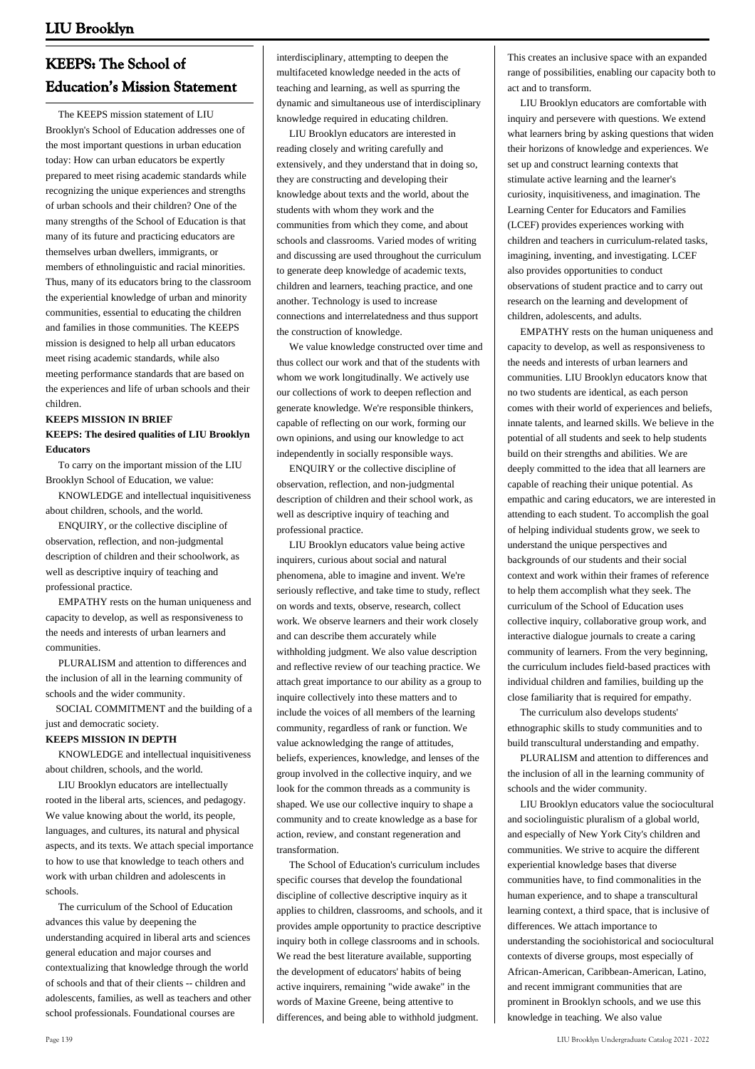## KEEPS: The School of Education's Mission Statement

The KEEPS mission statement of LIU Brooklyn's School of Education addresses one of the most important questions in urban education today: How can urban educators be expertly prepared to meet rising academic standards while recognizing the unique experiences and strengths of urban schools and their children? One of the many strengths of the School of Education is that many of its future and practicing educators are themselves urban dwellers, immigrants, or members of ethnolinguistic and racial minorities. Thus, many of its educators bring to the classroom the experiential knowledge of urban and minority communities, essential to educating the children and families in those communities. The KEEPS mission is designed to help all urban educators meet rising academic standards, while also meeting performance standards that are based on the experiences and life of urban schools and their children.

**KEEPS MISSION IN BRIEF**

**KEEPS: The desired qualities of LIU Brooklyn Educators**

To carry on the important mission of the LIU Brooklyn School of Education, we value:

KNOWLEDGE and intellectual inquisitiveness about children, schools, and the world.

ENQUIRY, or the collective discipline of observation, reflection, and non-judgmental description of children and their schoolwork, as well as descriptive inquiry of teaching and professional practice.

EMPATHY rests on the human uniqueness and capacity to develop, as well as responsiveness to the needs and interests of urban learners and communities.

PLURALISM and attention to differences and the inclusion of all in the learning community of schools and the wider community.

SOCIAL COMMITMENT and the building of a just and democratic society.

**KEEPS MISSION IN DEPTH**

KNOWLEDGE and intellectual inquisitiveness about children, schools, and the world.

LIU Brooklyn educators are intellectually rooted in the liberal arts, sciences, and pedagogy. We value knowing about the world, its people, languages, and cultures, its natural and physical aspects, and its texts. We attach special importance to how to use that knowledge to teach others and work with urban children and adolescents in schools.

The curriculum of the School of Education advances this value by deepening the understanding acquired in liberal arts and sciences general education and major courses and contextualizing that knowledge through the world of schools and that of their clients -- children and adolescents, families, as well as teachers and other school professionals. Foundational courses are interdisciplinary, attempting to deepen the multifaceted knowledge needed in the acts of teaching and learning, as well as spurring the dynamic and simultaneous use of interdisciplinary knowledge required in educating children.

LIU Brooklyn educators are interested in reading closely and writing carefully and extensively, and they understand that in doing so, they are constructing and developing their knowledge about texts and the world, about the students with whom they work and the communities from which they come, and about schools and classrooms. Varied modes of writing and discussing are used throughout the curriculum to generate deep knowledge of academic texts, children and learners, teaching practice, and one another. Technology is used to increase connections and interrelatedness and thus support the construction of knowledge.

We value knowledge constructed over time and thus collect our work and that of the students with whom we work longitudinally. We actively use our collections of work to deepen reflection and generate knowledge. We're responsible thinkers, capable of reflecting on our work, forming our own opinions, and using our knowledge to act independently in socially responsible ways.

ENQUIRY or the collective discipline of observation, reflection, and non-judgmental description of children and their school work, as well as descriptive inquiry of teaching and professional practice.

LIU Brooklyn educators value being active inquirers, curious about social and natural phenomena, able to imagine and invent. We're seriously reflective, and take time to study, reflect on words and texts, observe, research, collect work. We observe learners and their work closely and can describe them accurately while withholding judgment. We also value description and reflective review of our teaching practice. We attach great importance to our ability as a group to inquire collectively into these matters and to include the voices of all members of the learning community, regardless of rank or function. We value acknowledging the range of attitudes, beliefs, experiences, knowledge, and lenses of the group involved in the collective inquiry, and we look for the common threads as a community is shaped. We use our collective inquiry to shape a community and to create knowledge as a base for action, review, and constant regeneration and transformation.

The School of Education's curriculum includes specific courses that develop the foundational discipline of collective descriptive inquiry as it applies to children, classrooms, and schools, and it provides ample opportunity to practice descriptive inquiry both in college classrooms and in schools. We read the best literature available, supporting the development of educators' habits of being active inquirers, remaining "wide awake" in the words of Maxine Greene, being attentive to differences, and being able to withhold judgment. This creates an inclusive space with an expanded range of possibilities, enabling our capacity both to act and to transform.

LIU Brooklyn educators are comfortable with inquiry and persevere with questions. We extend what learners bring by asking questions that widen their horizons of knowledge and experiences. We set up and construct learning contexts that stimulate active learning and the learner's curiosity, inquisitiveness, and imagination. The Learning Center for Educators and Families (LCEF) provides experiences working with children and teachers in curriculum-related tasks, imagining, inventing, and investigating. LCEF also provides opportunities to conduct observations of student practice and to carry out research on the learning and development of children, adolescents, and adults.

EMPATHY rests on the human uniqueness and capacity to develop, as well as responsiveness to the needs and interests of urban learners and communities. LIU Brooklyn educators know that no two students are identical, as each person comes with their world of experiences and beliefs, innate talents, and learned skills. We believe in the potential of all students and seek to help students build on their strengths and abilities. We are deeply committed to the idea that all learners are capable of reaching their unique potential. As empathic and caring educators, we are interested in attending to each student. To accomplish the goal of helping individual students grow, we seek to understand the unique perspectives and backgrounds of our students and their social context and work within their frames of reference to help them accomplish what they seek. The curriculum of the School of Education uses collective inquiry, collaborative group work, and interactive dialogue journals to create a caring community of learners. From the very beginning, the curriculum includes field-based practices with individual children and families, building up the close familiarity that is required for empathy.

The curriculum also develops students' ethnographic skills to study communities and to build transcultural understanding and empathy.

PLURALISM and attention to differences and the inclusion of all in the learning community of schools and the wider community.

LIU Brooklyn educators value the sociocultural and sociolinguistic pluralism of a global world, and especially of New York City's children and communities. We strive to acquire the different experiential knowledge bases that diverse communities have, to find commonalities in the human experience, and to shape a transcultural learning context, a third space, that is inclusive of differences. We attach importance to understanding the sociohistorical and sociocultural contexts of diverse groups, most especially of African-American, Caribbean-American, Latino, and recent immigrant communities that are prominent in Brooklyn schools, and we use this knowledge in teaching. We also value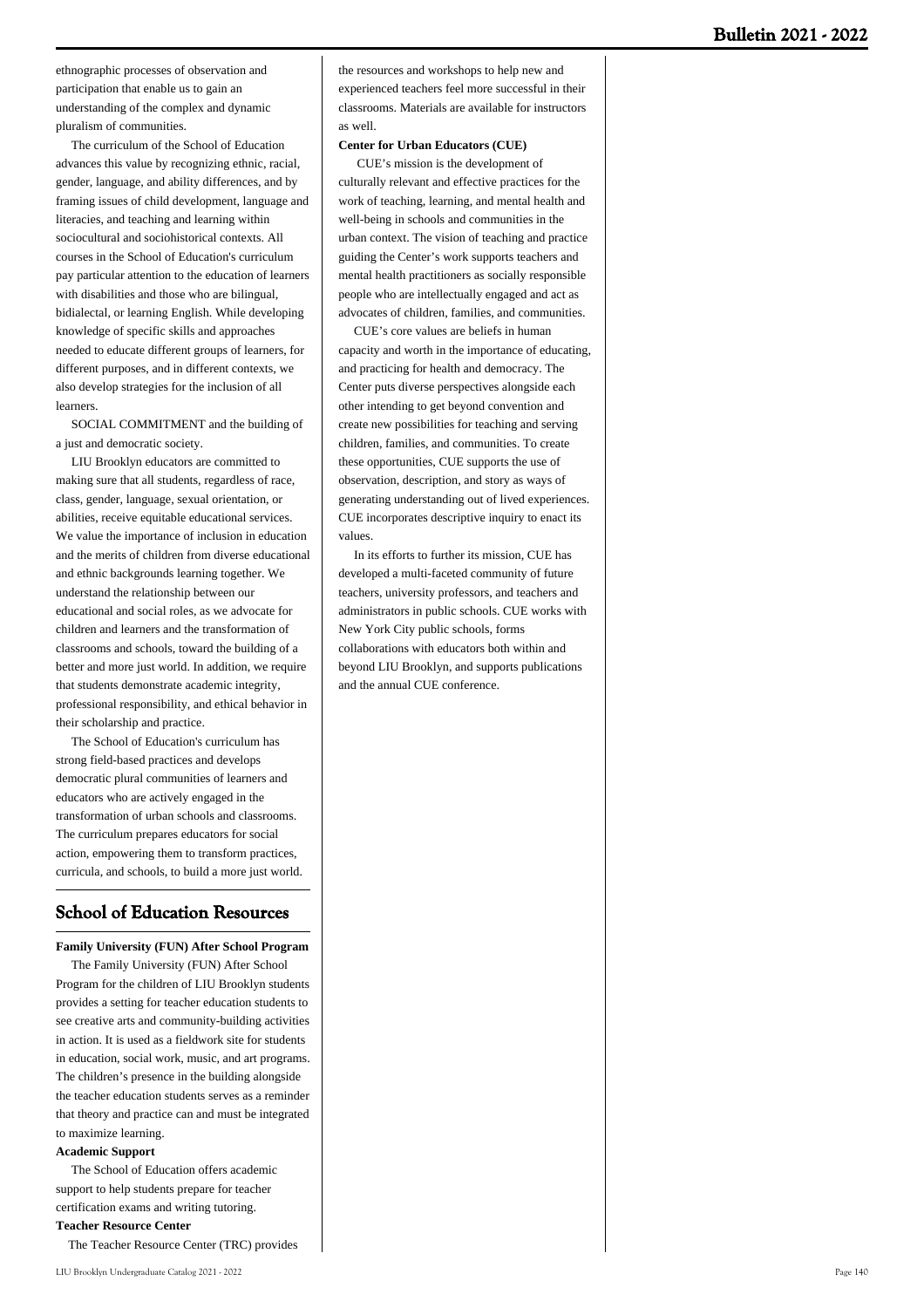ethnographic processes of observation and participation that enable us to gain an understanding of the complex and dynamic pluralism of communities.

The curriculum of the School of Education advances this value by recognizing ethnic, racial, gender, language, and ability differences, and by framing issues of child development, language and literacies, and teaching and learning within sociocultural and sociohistorical contexts. All courses in the School of Education's curriculum pay particular attention to the education of learners with disabilities and those who are bilingual, bidialectal, or learning English. While developing knowledge of specific skills and approaches needed to educate different groups of learners, for different purposes, and in different contexts, we also develop strategies for the inclusion of all learners.

SOCIAL COMMITMENT and the building of a just and democratic society.

LIU Brooklyn educators are committed to making sure that all students, regardless of race, class, gender, language, sexual orientation, or abilities, receive equitable educational services. We value the importance of inclusion in education and the merits of children from diverse educational and ethnic backgrounds learning together. We understand the relationship between our educational and social roles, as we advocate for children and learners and the transformation of classrooms and schools, toward the building of a better and more just world. In addition, we require that students demonstrate academic integrity, professional responsibility, and ethical behavior in their scholarship and practice.

The School of Education's curriculum has strong field-based practices and develops democratic plural communities of learners and educators who are actively engaged in the transformation of urban schools and classrooms. The curriculum prepares educators for social action, empowering them to transform practices, curricula, and schools, to build a more just world.

## School of Education Resources

**Family University (FUN) After School Program**

The Family University (FUN) After School Program for the children of LIU Brooklyn students provides a setting for teacher education students to see creative arts and community-building activities in action. It is used as a fieldwork site for students in education, social work, music, and art programs. The children's presence in the building alongside the teacher education students serves as a reminder that theory and practice can and must be integrated to maximize learning.

**Academic Support**

The School of Education offers academic support to help students prepare for teacher certification exams and writing tutoring.

**Teacher Resource Center**

The Teacher Resource Center (TRC) provides the resources and workshops to help new and experienced teachers feel more successful in their classrooms. Materials are available for instructors as well.

**Center for Urban Educators (CUE)**

CUE's mission is the development of culturally relevant and effective practices for the work of teaching, learning, and mental health and well-being in schools and communities in the urban context. The vision of teaching and practice guiding the Center's work supports teachers and mental health practitioners as socially responsible people who are intellectually engaged and act as advocates of children, families, and communities.

CUE's core values are beliefs in human capacity and worth in the importance of educating, and practicing for health and democracy. The Center puts diverse perspectives alongside each other intending to get beyond convention and create new possibilities for teaching and serving children, families, and communities. To create these opportunities, CUE supports the use of observation, description, and story as ways of generating understanding out of lived experiences. CUE incorporates descriptive inquiry to enact its values.

In its efforts to further its mission, CUE has developed a multi-faceted community of future teachers, university professors, and teachers and administrators in public schools. CUE works with New York City public schools, forms collaborations with educators both within and beyond LIU Brooklyn, and supports publications and the annual CUE conference.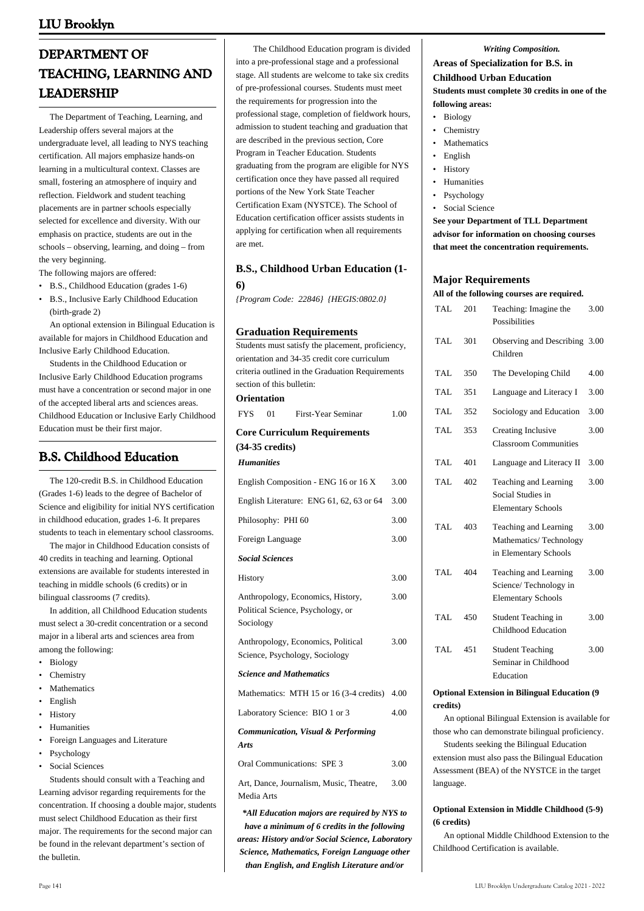# DEPARTMENT OF TEACHING, LEARNING AND LEADERSHIP

The Department of Teaching, Learning, and Leadership offers several majors at the undergraduate level, all leading to NYS teaching certification. All majors emphasize hands-on learning in a multicultural context. Classes are small, fostering an atmosphere of inquiry and reflection. Fieldwork and student teaching placements are in partner schools especially selected for excellence and diversity. With our emphasis on practice, students are out in the schools – observing, learning, and doing – from the very beginning.

The following majors are offered:

- B.S., Childhood Education (grades 1-6)
- B.S., Inclusive Early Childhood Education (birth-grade 2)

An optional extension in Bilingual Education is available for majors in Childhood Education and Inclusive Early Childhood Education.

Students in the Childhood Education or Inclusive Early Childhood Education programs must have a concentration or second major in one of the accepted liberal arts and sciences areas. Childhood Education or Inclusive Early Childhood Education must be their first major.

## B.S. Childhood Education

The 120-credit B.S. in Childhood Education (Grades 1-6) leads to the degree of Bachelor of Science and eligibility for initial NYS certification in childhood education, grades 1-6. It prepares students to teach in elementary school classrooms.

The major in Childhood Education consists of 40 credits in teaching and learning. Optional extensions are available for students interested in teaching in middle schools (6 credits) or in bilingual classrooms (7 credits).

In addition, all Childhood Education students must select a 30-credit concentration or a second major in a liberal arts and sciences area from among the following:

- Biology
- Chemistry
- Mathematics
- English
- History
- Humanities
- Foreign Languages and Literature
- Psychology
- Social Sciences

Students should consult with a Teaching and Learning advisor regarding requirements for the concentration. If choosing a double major, students must select Childhood Education as their first major. The requirements for the second major can be found in the relevant department's section of the bulletin.

The Childhood Education program is divided into a pre-professional stage and a professional stage. All students are welcome to take six credits of pre-professional courses. Students must meet the requirements for progression into the professional stage, completion of fieldwork hours, admission to student teaching and graduation that are described in the previous section, Core Program in Teacher Education. Students graduating from the program are eligible for NYS certification once they have passed all required portions of the New York State Teacher Certification Exam (NYSTCE). The School of Education certification officer assists students in applying for certification when all requirements are met.

### B.S., Childhood Urban Education (1-6)

*{Program Code: 22846} {HEGIS:0802.0}*

### Graduation Requirements

Students must satisfy the placement, proficiency, orientation and 34-35 credit core curriculum criteria outlined in the Graduation Requirements section of this bulletin:

**Orientation**

| | | | |
|---|---|---|---|
| FYS | 01 | First-Year Seminar | 1.00 |

**Core Curriculum Requirements (34-35 credits)**

| Course | Credits |
|---|---|
| ***Humanities*** | |
| English Composition - ENG 16 or 16 X | 3.00 |
| English Literature: ENG 61, 62, 63 or 64 | 3.00 |
| Philosophy: PHI 60 | 3.00 |
| Foreign Language | 3.00 |
| ***Social Sciences*** | |
| History | 3.00 |
| Anthropology, Economics, History, Political Science, Psychology, or Sociology | 3.00 |
| Anthropology, Economics, Political Science, Psychology, Sociology | 3.00 |
| ***Science and Mathematics*** | |
| Mathematics: MTH 15 or 16 (3-4 credits) | 4.00 |
| Laboratory Science: BIO 1 or 3 | 4.00 |
| ***Communication, Visual & Performing Arts*** | |
| Oral Communications: SPE 3 | 3.00 |
| Art, Dance, Journalism, Music, Theatre, Media Arts | 3.00 |

***\*All Education majors are required by NYS to have a minimum of 6 credits in the following areas: History and/or Social Science, Laboratory Science, Mathematics, Foreign Language other than English, and English Literature and/or Writing Composition.***

**Areas of Specialization for B.S. in Childhood Urban Education**

**Students must complete 30 credits in one of the following areas:**

- Biology
- Chemistry
- Mathematics
- English
- History
- Humanities
- Psychology
- Social Science

**See your Department of TLL Department advisor for information on choosing courses that meet the concentration requirements.**

### Major Requirements

**All of the following courses are required.**

| | | | |
|---|---|---|---|
| TAL | 201 | Teaching: Imagine the Possibilities | 3.00 |
| TAL | 301 | Observing and Describing Children | 3.00 |
| TAL | 350 | The Developing Child | 4.00 |
| TAL | 351 | Language and Literacy I | 3.00 |
| TAL | 352 | Sociology and Education | 3.00 |
| TAL | 353 | Creating Inclusive Classroom Communities | 3.00 |
| TAL | 401 | Language and Literacy II | 3.00 |
| TAL | 402 | Teaching and Learning Social Studies in Elementary Schools | 3.00 |
| TAL | 403 | Teaching and Learning Mathematics/ Technology in Elementary Schools | 3.00 |
| TAL | 404 | Teaching and Learning Science/ Technology in Elementary Schools | 3.00 |
| TAL | 450 | Student Teaching in Childhood Education | 3.00 |
| TAL | 451 | Student Teaching Seminar in Childhood Education | 3.00 |

**Optional Extension in Bilingual Education (9 credits)**

An optional Bilingual Extension is available for those who can demonstrate bilingual proficiency.

Students seeking the Bilingual Education extension must also pass the Bilingual Education Assessment (BEA) of the NYSTCE in the target language.

**Optional Extension in Middle Childhood (5-9) (6 credits)**

An optional Middle Childhood Extension to the Childhood Certification is available.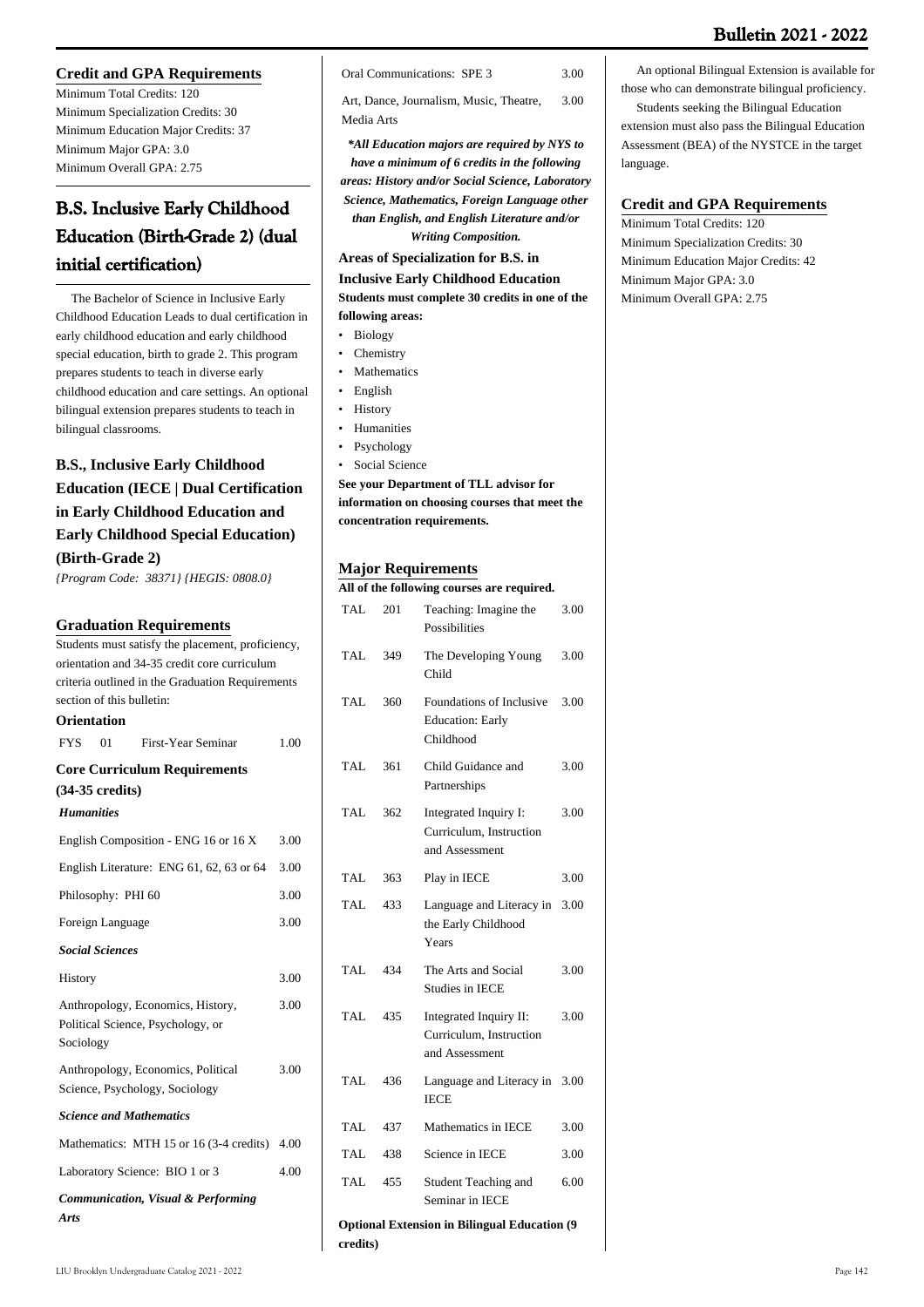## Credit and GPA Requirements

Minimum Total Credits: 120
Minimum Specialization Credits: 30
Minimum Education Major Credits: 37
Minimum Major GPA: 3.0
Minimum Overall GPA: 2.75

# B.S. Inclusive Early Childhood Education (Birth-Grade 2) (dual initial certification)

The Bachelor of Science in Inclusive Early Childhood Education Leads to dual certification in early childhood education and early childhood special education, birth to grade 2. This program prepares students to teach in diverse early childhood education and care settings. An optional bilingual extension prepares students to teach in bilingual classrooms.

## B.S., Inclusive Early Childhood Education (IECE | Dual Certification in Early Childhood Education and Early Childhood Special Education) (Birth-Grade 2)

*{Program Code: 38371} {HEGIS: 0808.0}*

## Graduation Requirements

Students must satisfy the placement, proficiency, orientation and 34-35 credit core curriculum criteria outlined in the Graduation Requirements section of this bulletin:

**Orientation**

| | | | |
|---|---|---|---|
| FYS | 01 | First-Year Seminar | 1.00 |

**Core Curriculum Requirements (34-35 credits)**

***Humanities***

| | |
|---|---|
| English Composition - ENG 16 or 16 X | 3.00 |
| English Literature: ENG 61, 62, 63 or 64 | 3.00 |
| Philosophy: PHI 60 | 3.00 |
| Foreign Language | 3.00 |

***Social Sciences***

| | |
|---|---|
| History | 3.00 |
| Anthropology, Economics, History, Political Science, Psychology, or Sociology | 3.00 |
| Anthropology, Economics, Political Science, Psychology, Sociology | 3.00 |

***Science and Mathematics***

| | |
|---|---|
| Mathematics: MTH 15 or 16 (3-4 credits) | 4.00 |
| Laboratory Science: BIO 1 or 3 | 4.00 |

***Communication, Visual & Performing Arts***

| | |
|---|---|
| Oral Communications: SPE 3 | 3.00 |
| Art, Dance, Journalism, Music, Theatre, Media Arts | 3.00 |

***\*All Education majors are required by NYS to have a minimum of 6 credits in the following areas: History and/or Social Science, Laboratory Science, Mathematics, Foreign Language other than English, and English Literature and/or Writing Composition.***

**Areas of Specialization for B.S. in Inclusive Early Childhood Education**

**Students must complete 30 credits in one of the following areas:**

- Biology
- Chemistry
- Mathematics
- English
- History
- Humanities
- Psychology
- Social Science

**See your Department of TLL advisor for information on choosing courses that meet the concentration requirements.**

## Major Requirements

**All of the following courses are required.**

| | | | |
|---|---|---|---|
| TAL | 201 | Teaching: Imagine the Possibilities | 3.00 |
| TAL | 349 | The Developing Young Child | 3.00 |
| TAL | 360 | Foundations of Inclusive Education: Early Childhood | 3.00 |
| TAL | 361 | Child Guidance and Partnerships | 3.00 |
| TAL | 362 | Integrated Inquiry I: Curriculum, Instruction and Assessment | 3.00 |
| TAL | 363 | Play in IECE | 3.00 |
| TAL | 433 | Language and Literacy in the Early Childhood Years | 3.00 |
| TAL | 434 | The Arts and Social Studies in IECE | 3.00 |
| TAL | 435 | Integrated Inquiry II: Curriculum, Instruction and Assessment | 3.00 |
| TAL | 436 | Language and Literacy in IECE | 3.00 |
| TAL | 437 | Mathematics in IECE | 3.00 |
| TAL | 438 | Science in IECE | 3.00 |
| TAL | 455 | Student Teaching and Seminar in IECE | 6.00 |

**Optional Extension in Bilingual Education (9 credits)**

An optional Bilingual Extension is available for those who can demonstrate bilingual proficiency.

Students seeking the Bilingual Education extension must also pass the Bilingual Education Assessment (BEA) of the NYSTCE in the target language.

## Credit and GPA Requirements

Minimum Total Credits: 120
Minimum Specialization Credits: 30
Minimum Education Major Credits: 42
Minimum Major GPA: 3.0
Minimum Overall GPA: 2.75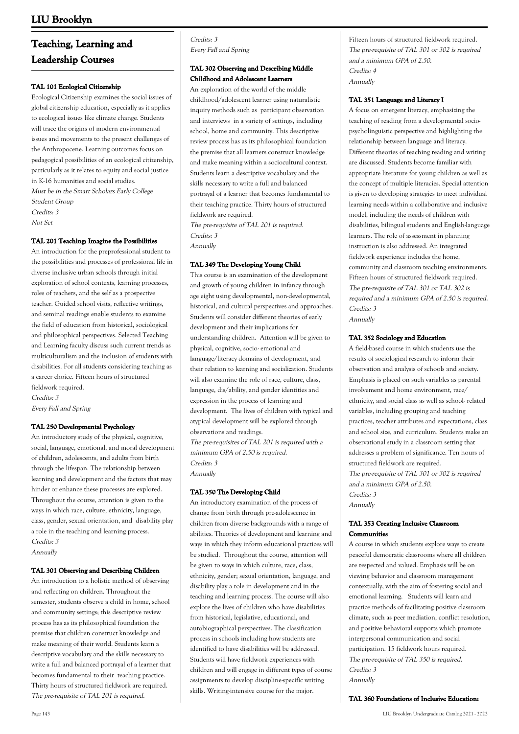# Teaching, Learning and Leadership Courses

### TAL 101 Ecological Citizenship

Ecological Citizenship examines the social issues of global citizenship education, especially as it applies to ecological issues like climate change. Students will trace the origins of modern environmental issues and movements to the present challenges of the Anthropocene. Learning outcomes focus on pedagogical possibilities of an ecological citizenship, particularly as it relates to equity and social justice in K-16 humanities and social studies.
*Must be in the Smart Scholars Early College Student Group*
*Credits: 3*
*Not Set*

### TAL 201 Teaching: Imagine the Possibilities

An introduction for the preprofessional student to the possibilities and processes of professional life in diverse inclusive urban schools through initial exploration of school contexts, learning processes, roles of teachers, and the self as a prospective teacher. Guided school visits, reflective writings, and seminal readings enable students to examine the field of education from historical, sociological and philosophical perspectives. Selected Teaching and Learning faculty discuss such current trends as multiculturalism and the inclusion of students with disabilities. For all students considering teaching as a career choice. Fifteen hours of structured fieldwork required.
*Credits: 3*
*Every Fall and Spring*

### TAL 250 Developmental Psychology

An introductory study of the physical, cognitive, social, language, emotional, and moral development of children, adolescents, and adults from birth through the lifespan. The relationship between learning and development and the factors that may hinder or enhance these processes are explored. Throughout the course, attention is given to the ways in which race, culture, ethnicity, language, class, gender, sexual orientation, and disability play a role in the teaching and learning process.
*Credits: 3*
*Annually*

### TAL 301 Observing and Describing Children

An introduction to a holistic method of observing and reflecting on children. Throughout the semester, students observe a child in home, school and community settings; this descriptive review process has as its philosophical foundation the premise that children construct knowledge and make meaning of their world. Students learn a descriptive vocabulary and the skills necessary to write a full and balanced portrayal of a learner that becomes fundamental to their teaching practice. Thirty hours of structured fieldwork are required.
*The pre-requisite of TAL 201 is required.*
*Credits: 3*
*Every Fall and Spring*

### TAL 302 Observing and Describing Middle Childhood and Adolescent Learners

An exploration of the world of the middle childhood/adolescent learner using naturalistic inquiry methods such as participant observation and interviews in a variety of settings, including school, home and community. This descriptive review process has as its philosophical foundation the premise that all learners construct knowledge and make meaning within a sociocultural context. Students learn a descriptive vocabulary and the skills necessary to write a full and balanced portrayal of a learner that becomes fundamental to their teaching practice. Thirty hours of structured fieldwork are required.
*The pre-requisite of TAL 201 is required.*
*Credits: 3*
*Annually*

### TAL 349 The Developing Young Child

This course is an examination of the development and growth of young children in infancy through age eight using developmental, non-developmental, historical, and cultural perspectives and approaches. Students will consider different theories of early development and their implications for understanding children. Attention will be given to physical, cognitive, socio- emotional and language/literacy domains of development, and their relation to learning and socialization. Students will also examine the role of race, culture, class, language, dis/ability, and gender identities and expression in the process of learning and development. The lives of children with typical and atypical development will be explored through observations and readings.
*The pre-requisites of TAL 201 is required with a minimum GPA of 2.50 is required.*
*Credits: 3*
*Annually*

### TAL 350 The Developing Child

An introductory examination of the process of change from birth through pre-adolescence in children from diverse backgrounds with a range of abilities. Theories of development and learning and ways in which they inform educational practices will be studied. Throughout the course, attention will be given to ways in which culture, race, class, ethnicity, gender; sexual orientation, language, and disability play a role in development and in the teaching and learning process. The course will also explore the lives of children who have disabilities from historical, legislative, educational, and autobiographical perspectives. The classification process in schools including how students are identified to have disabilities will be addressed. Students will have fieldwork experiences with children and will engage in different types of course assignments to develop discipline-specific writing skills. Writing-intensive course for the major. Fifteen hours of structured fieldwork required.
*The pre-requisite of TAL 301 or 302 is required and a minimum GPA of 2.50.*
*Credits: 4*
*Annually*

### TAL 351 Language and Literacy I

A focus on emergent literacy, emphasizing the teaching of reading from a developmental socio-psycholinguistic perspective and highlighting the relationship between language and literacy. Different theories of teaching reading and writing are discussed. Students become familiar with appropriate literature for young children as well as the concept of multiple literacies. Special attention is given to developing strategies to meet individual learning needs within a collaborative and inclusive model, including the needs of children with disabilities, bilingual students and English-language learners. The role of assessment in planning instruction is also addressed. An integrated fieldwork experience includes the home, community and classroom teaching environments. Fifteen hours of structured fieldwork required.
*The pre-requisite of TAL 301 or TAL 302 is required and a minimum GPA of 2.50 is required.*
*Credits: 3*
*Annually*

### TAL 352 Sociology and Education

A field-based course in which students use the results of sociological research to inform their observation and analysis of schools and society. Emphasis is placed on such variables as parental involvement and home environment, race/ ethnicity, and social class as well as school- related variables, including grouping and teaching practices, teacher attributes and expectations, class and school size, and curriculum. Students make an observational study in a classroom setting that addresses a problem of significance. Ten hours of structured fieldwork are required.
*The pre-requisite of TAL 301 or 302 is required and a minimum GPA of 2.50.*
*Credits: 3*
*Annually*

### TAL 353 Creating Inclusive Classroom Communities

A course in which students explore ways to create peaceful democratic classrooms where all children are respected and valued. Emphasis will be on viewing behavior and classroom management contextually, with the aim of fostering social and emotional learning. Students will learn and practice methods of facilitating positive classroom climate, such as peer mediation, conflict resolution, and positive behavioral supports which promote interpersonal communication and social participation. 15 fieldwork hours required.
*The pre-requisite of TAL 350 is required.*
*Credits: 3*
*Annually*

### TAL 360 Foundations of Inclusive Education: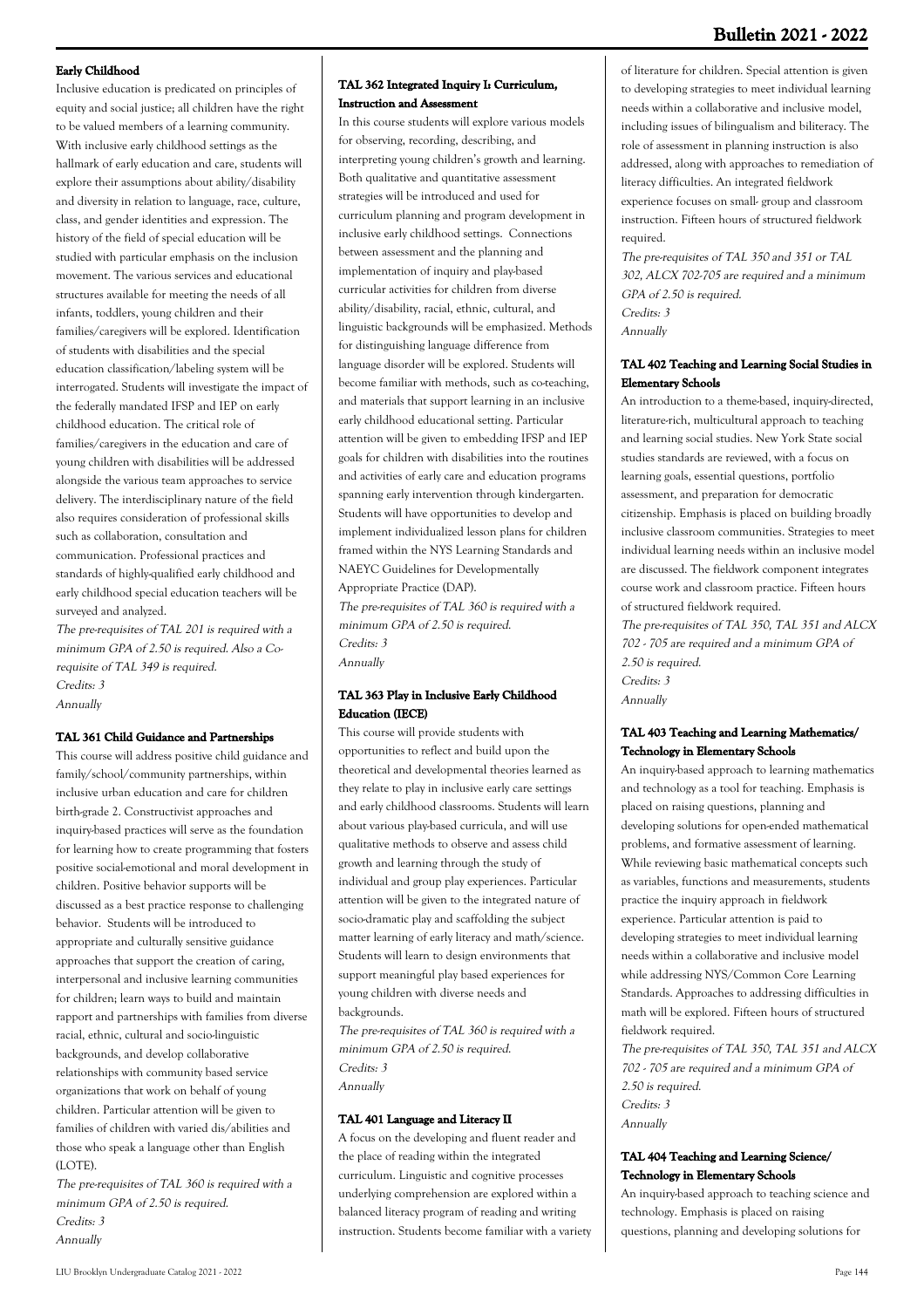#### Early Childhood

Inclusive education is predicated on principles of equity and social justice; all children have the right to be valued members of a learning community. With inclusive early childhood settings as the hallmark of early education and care, students will explore their assumptions about ability/disability and diversity in relation to language, race, culture, class, and gender identities and expression. The history of the field of special education will be studied with particular emphasis on the inclusion movement. The various services and educational structures available for meeting the needs of all infants, toddlers, young children and their families/caregivers will be explored. Identification of students with disabilities and the special education classification/labeling system will be interrogated. Students will investigate the impact of the federally mandated IFSP and IEP on early childhood education. The critical role of families/caregivers in the education and care of young children with disabilities will be addressed alongside the various team approaches to service delivery. The interdisciplinary nature of the field also requires consideration of professional skills such as collaboration, consultation and communication. Professional practices and standards of highly-qualified early childhood and early childhood special education teachers will be surveyed and analyzed.

*The pre-requisites of TAL 201 is required with a minimum GPA of 2.50 is required. Also a Co-requisite of TAL 349 is required.*
*Credits: 3*
*Annually*

#### TAL 361 Child Guidance and Partnerships

This course will address positive child guidance and family/school/community partnerships, within inclusive urban education and care for children birth-grade 2. Constructivist approaches and inquiry-based practices will serve as the foundation for learning how to create programming that fosters positive social-emotional and moral development in children. Positive behavior supports will be discussed as a best practice response to challenging behavior. Students will be introduced to appropriate and culturally sensitive guidance approaches that support the creation of caring, interpersonal and inclusive learning communities for children; learn ways to build and maintain rapport and partnerships with families from diverse racial, ethnic, cultural and socio-linguistic backgrounds, and develop collaborative relationships with community based service organizations that work on behalf of young children. Particular attention will be given to families of children with varied dis/abilities and those who speak a language other than English (LOTE).

*The pre-requisites of TAL 360 is required with a minimum GPA of 2.50 is required.*
*Credits: 3*
*Annually*

#### TAL 362 Integrated Inquiry I: Curriculum, Instruction and Assessment

In this course students will explore various models for observing, recording, describing, and interpreting young children's growth and learning. Both qualitative and quantitative assessment strategies will be introduced and used for curriculum planning and program development in inclusive early childhood settings. Connections between assessment and the planning and implementation of inquiry and play-based curricular activities for children from diverse ability/disability, racial, ethnic, cultural, and linguistic backgrounds will be emphasized. Methods for distinguishing language difference from language disorder will be explored. Students will become familiar with methods, such as co-teaching, and materials that support learning in an inclusive early childhood educational setting. Particular attention will be given to embedding IFSP and IEP goals for children with disabilities into the routines and activities of early care and education programs spanning early intervention through kindergarten. Students will have opportunities to develop and implement individualized lesson plans for children framed within the NYS Learning Standards and NAEYC Guidelines for Developmentally Appropriate Practice (DAP).

*The pre-requisites of TAL 360 is required with a minimum GPA of 2.50 is required.*
*Credits: 3*
*Annually*

#### TAL 363 Play in Inclusive Early Childhood Education (IECE)

This course will provide students with opportunities to reflect and build upon the theoretical and developmental theories learned as they relate to play in inclusive early care settings and early childhood classrooms. Students will learn about various play-based curricula, and will use qualitative methods to observe and assess child growth and learning through the study of individual and group play experiences. Particular attention will be given to the integrated nature of socio-dramatic play and scaffolding the subject matter learning of early literacy and math/science. Students will learn to design environments that support meaningful play based experiences for young children with diverse needs and backgrounds.

*The pre-requisites of TAL 360 is required with a minimum GPA of 2.50 is required.*
*Credits: 3*
*Annually*

#### TAL 401 Language and Literacy II

A focus on the developing and fluent reader and the place of reading within the integrated curriculum. Linguistic and cognitive processes underlying comprehension are explored within a balanced literacy program of reading and writing instruction. Students become familiar with a variety of literature for children. Special attention is given to developing strategies to meet individual learning needs within a collaborative and inclusive model, including issues of bilingualism and biliteracy. The role of assessment in planning instruction is also addressed, along with approaches to remediation of literacy difficulties. An integrated fieldwork experience focuses on small- group and classroom instruction. Fifteen hours of structured fieldwork required.

*The pre-requisites of TAL 350 and 351 or TAL 302, ALCX 702-705 are required and a minimum GPA of 2.50 is required.*
*Credits: 3*
*Annually*

#### TAL 402 Teaching and Learning Social Studies in Elementary Schools

An introduction to a theme-based, inquiry-directed, literature-rich, multicultural approach to teaching and learning social studies. New York State social studies standards are reviewed, with a focus on learning goals, essential questions, portfolio assessment, and preparation for democratic citizenship. Emphasis is placed on building broadly inclusive classroom communities. Strategies to meet individual learning needs within an inclusive model are discussed. The fieldwork component integrates course work and classroom practice. Fifteen hours of structured fieldwork required.

*The pre-requisites of TAL 350, TAL 351 and ALCX 702 - 705 are required and a minimum GPA of 2.50 is required.*
*Credits: 3*
*Annually*

#### TAL 403 Teaching and Learning Mathematics/ Technology in Elementary Schools

An inquiry-based approach to learning mathematics and technology as a tool for teaching. Emphasis is placed on raising questions, planning and developing solutions for open-ended mathematical problems, and formative assessment of learning. While reviewing basic mathematical concepts such as variables, functions and measurements, students practice the inquiry approach in fieldwork experience. Particular attention is paid to developing strategies to meet individual learning needs within a collaborative and inclusive model while addressing NYS/Common Core Learning Standards. Approaches to addressing difficulties in math will be explored. Fifteen hours of structured fieldwork required.

*The pre-requisites of TAL 350, TAL 351 and ALCX 702 - 705 are required and a minimum GPA of 2.50 is required.*
*Credits: 3*
*Annually*

#### TAL 404 Teaching and Learning Science/ Technology in Elementary Schools

An inquiry-based approach to teaching science and technology. Emphasis is placed on raising questions, planning and developing solutions for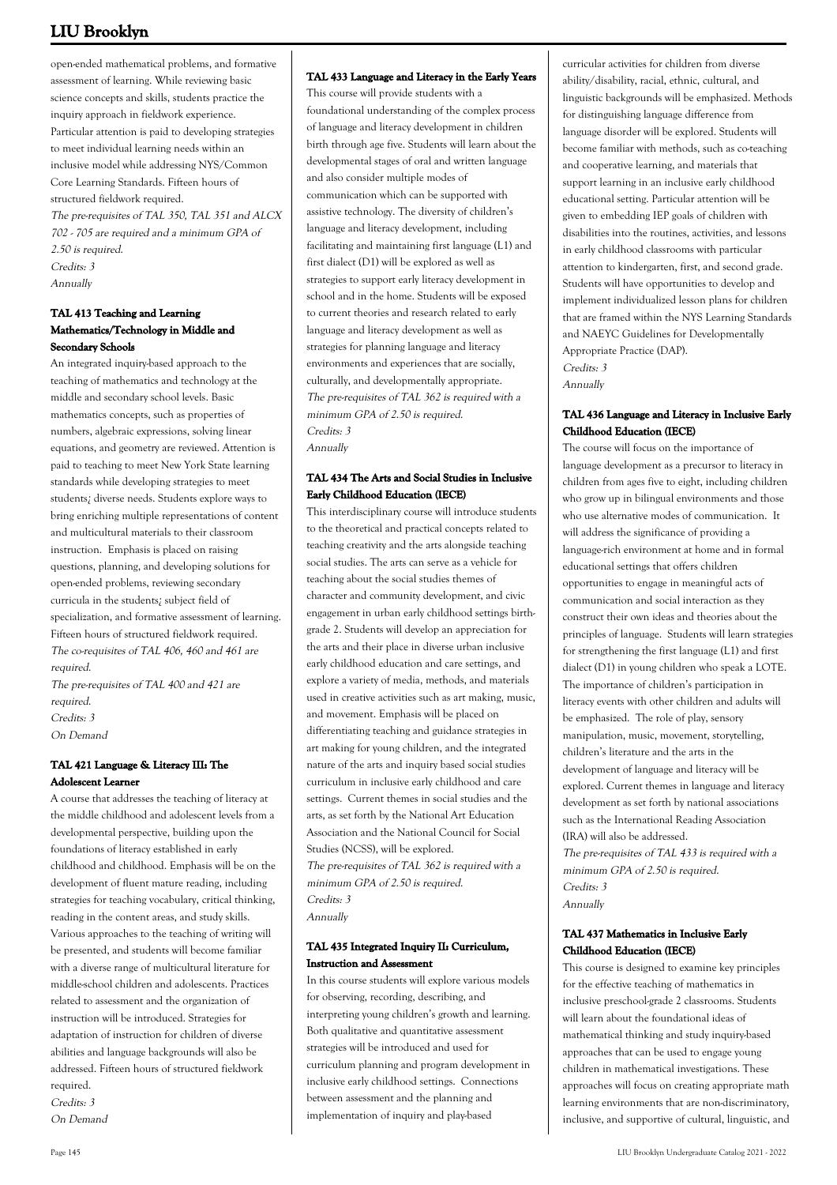open-ended mathematical problems, and formative assessment of learning. While reviewing basic science concepts and skills, students practice the inquiry approach in fieldwork experience. Particular attention is paid to developing strategies to meet individual learning needs within an inclusive model while addressing NYS/Common Core Learning Standards. Fifteen hours of structured fieldwork required.

*The pre-requisites of TAL 350, TAL 351 and ALCX 702 - 705 are required and a minimum GPA of 2.50 is required.*

*Credits: 3*

*Annually*

### TAL 413 Teaching and Learning Mathematics/Technology in Middle and Secondary Schools

An integrated inquiry-based approach to the teaching of mathematics and technology at the middle and secondary school levels. Basic mathematics concepts, such as properties of numbers, algebraic expressions, solving linear equations, and geometry are reviewed. Attention is paid to teaching to meet New York State learning standards while developing strategies to meet students¿ diverse needs. Students explore ways to bring enriching multiple representations of content and multicultural materials to their classroom instruction. Emphasis is placed on raising questions, planning, and developing solutions for open-ended problems, reviewing secondary curricula in the students¿ subject field of specialization, and formative assessment of learning. Fifteen hours of structured fieldwork required.

*The co-requisites of TAL 406, 460 and 461 are required.*

*The pre-requisites of TAL 400 and 421 are required.*

*Credits: 3*

*On Demand*

### TAL 421 Language & Literacy III: The Adolescent Learner

A course that addresses the teaching of literacy at the middle childhood and adolescent levels from a developmental perspective, building upon the foundations of literacy established in early childhood and childhood. Emphasis will be on the development of fluent mature reading, including strategies for teaching vocabulary, critical thinking, reading in the content areas, and study skills. Various approaches to the teaching of writing will be presented, and students will become familiar with a diverse range of multicultural literature for middle-school children and adolescents. Practices related to assessment and the organization of instruction will be introduced. Strategies for adaptation of instruction for children of diverse abilities and language backgrounds will also be addressed. Fifteen hours of structured fieldwork required.

*Credits: 3*

*On Demand*

### TAL 433 Language and Literacy in the Early Years

This course will provide students with a foundational understanding of the complex process of language and literacy development in children birth through age five. Students will learn about the developmental stages of oral and written language and also consider multiple modes of communication which can be supported with assistive technology. The diversity of children's language and literacy development, including facilitating and maintaining first language (L1) and first dialect (D1) will be explored as well as strategies to support early literacy development in school and in the home. Students will be exposed to current theories and research related to early language and literacy development as well as strategies for planning language and literacy environments and experiences that are socially, culturally, and developmentally appropriate.

*The pre-requisites of TAL 362 is required with a minimum GPA of 2.50 is required.*

*Credits: 3*

*Annually*

### TAL 434 The Arts and Social Studies in Inclusive Early Childhood Education (IECE)

This interdisciplinary course will introduce students to the theoretical and practical concepts related to teaching creativity and the arts alongside teaching social studies. The arts can serve as a vehicle for teaching about the social studies themes of character and community development, and civic engagement in urban early childhood settings birth-grade 2. Students will develop an appreciation for the arts and their place in diverse urban inclusive early childhood education and care settings, and explore a variety of media, methods, and materials used in creative activities such as art making, music, and movement. Emphasis will be placed on differentiating teaching and guidance strategies in art making for young children, and the integrated nature of the arts and inquiry based social studies curriculum in inclusive early childhood and care settings. Current themes in social studies and the arts, as set forth by the National Art Education Association and the National Council for Social Studies (NCSS), will be explored.

*The pre-requisites of TAL 362 is required with a minimum GPA of 2.50 is required.*

*Credits: 3*

*Annually*

### TAL 435 Integrated Inquiry II: Curriculum, Instruction and Assessment

In this course students will explore various models for observing, recording, describing, and interpreting young children's growth and learning. Both qualitative and quantitative assessment strategies will be introduced and used for curriculum planning and program development in inclusive early childhood settings. Connections between assessment and the planning and implementation of inquiry and play-based curricular activities for children from diverse ability/disability, racial, ethnic, cultural, and linguistic backgrounds will be emphasized. Methods for distinguishing language difference from language disorder will be explored. Students will become familiar with methods, such as co-teaching and cooperative learning, and materials that support learning in an inclusive early childhood educational setting. Particular attention will be given to embedding IEP goals of children with disabilities into the routines, activities, and lessons in early childhood classrooms with particular attention to kindergarten, first, and second grade. Students will have opportunities to develop and implement individualized lesson plans for children that are framed within the NYS Learning Standards and NAEYC Guidelines for Developmentally Appropriate Practice (DAP).

*Credits: 3*

*Annually*

### TAL 436 Language and Literacy in Inclusive Early Childhood Education (IECE)

The course will focus on the importance of language development as a precursor to literacy in children from ages five to eight, including children who grow up in bilingual environments and those who use alternative modes of communication. It will address the significance of providing a language-rich environment at home and in formal educational settings that offers children opportunities to engage in meaningful acts of communication and social interaction as they construct their own ideas and theories about the principles of language. Students will learn strategies for strengthening the first language (L1) and first dialect (D1) in young children who speak a LOTE. The importance of children's participation in literacy events with other children and adults will be emphasized. The role of play, sensory manipulation, music, movement, storytelling, children's literature and the arts in the development of language and literacy will be explored. Current themes in language and literacy development as set forth by national associations such as the International Reading Association (IRA) will also be addressed.

*The pre-requisites of TAL 433 is required with a minimum GPA of 2.50 is required.*

*Credits: 3*

*Annually*

### TAL 437 Mathematics in Inclusive Early Childhood Education (IECE)

This course is designed to examine key principles for the effective teaching of mathematics in inclusive preschool-grade 2 classrooms. Students will learn about the foundational ideas of mathematical thinking and study inquiry-based approaches that can be used to engage young children in mathematical investigations. These approaches will focus on creating appropriate math learning environments that are non-discriminatory, inclusive, and supportive of cultural, linguistic, and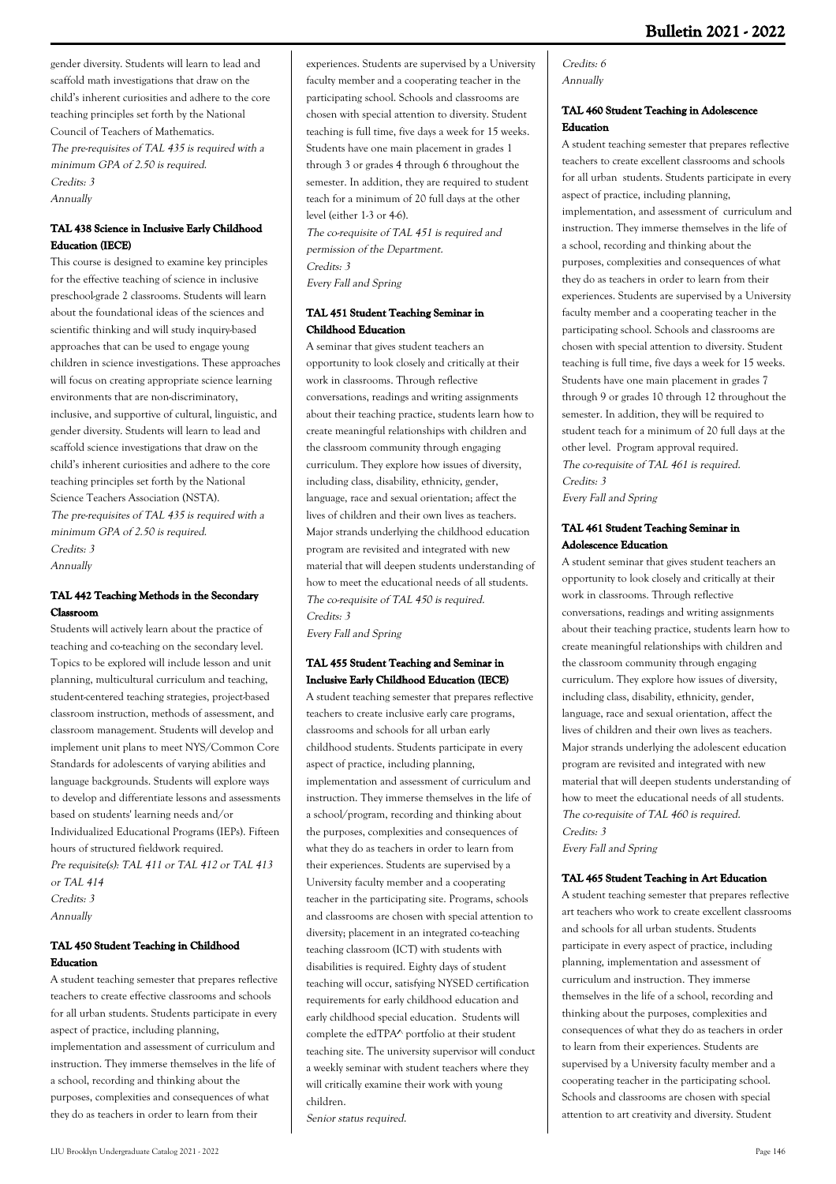gender diversity. Students will learn to lead and scaffold math investigations that draw on the child's inherent curiosities and adhere to the core teaching principles set forth by the National Council of Teachers of Mathematics.
*The pre-requisites of TAL 435 is required with a minimum GPA of 2.50 is required.*
*Credits: 3*
*Annually*

#### TAL 438 Science in Inclusive Early Childhood Education (IECE)

This course is designed to examine key principles for the effective teaching of science in inclusive preschool-grade 2 classrooms. Students will learn about the foundational ideas of the sciences and scientific thinking and will study inquiry-based approaches that can be used to engage young children in science investigations. These approaches will focus on creating appropriate science learning environments that are non-discriminatory, inclusive, and supportive of cultural, linguistic, and gender diversity. Students will learn to lead and scaffold science investigations that draw on the child's inherent curiosities and adhere to the core teaching principles set forth by the National Science Teachers Association (NSTA).
*The pre-requisites of TAL 435 is required with a minimum GPA of 2.50 is required.*
*Credits: 3*
*Annually*

#### TAL 442 Teaching Methods in the Secondary Classroom

Students will actively learn about the practice of teaching and co-teaching on the secondary level. Topics to be explored will include lesson and unit planning, multicultural curriculum and teaching, student-centered teaching strategies, project-based classroom instruction, methods of assessment, and classroom management. Students will develop and implement unit plans to meet NYS/Common Core Standards for adolescents of varying abilities and language backgrounds. Students will explore ways to develop and differentiate lessons and assessments based on students' learning needs and/or Individualized Educational Programs (IEPs). Fifteen hours of structured fieldwork required.
*Pre requisite(s): TAL 411 or TAL 412 or TAL 413 or TAL 414*
*Credits: 3*
*Annually*

#### TAL 450 Student Teaching in Childhood Education

A student teaching semester that prepares reflective teachers to create effective classrooms and schools for all urban students. Students participate in every aspect of practice, including planning, implementation and assessment of curriculum and instruction. They immerse themselves in the life of a school, recording and thinking about the purposes, complexities and consequences of what they do as teachers in order to learn from their experiences. Students are supervised by a University faculty member and a cooperating teacher in the participating school. Schools and classrooms are chosen with special attention to diversity. Student teaching is full time, five days a week for 15 weeks. Students have one main placement in grades 1 through 3 or grades 4 through 6 throughout the semester. In addition, they are required to student teach for a minimum of 20 full days at the other level (either 1-3 or 4-6).
*The co-requisite of TAL 451 is required and permission of the Department.*
*Credits: 3*
*Every Fall and Spring*

#### TAL 451 Student Teaching Seminar in Childhood Education

A seminar that gives student teachers an opportunity to look closely and critically at their work in classrooms. Through reflective conversations, readings and writing assignments about their teaching practice, students learn how to create meaningful relationships with children and the classroom community through engaging curriculum. They explore how issues of diversity, including class, disability, ethnicity, gender, language, race and sexual orientation; affect the lives of children and their own lives as teachers. Major strands underlying the childhood education program are revisited and integrated with new material that will deepen students understanding of how to meet the educational needs of all students.
*The co-requisite of TAL 450 is required.*
*Credits: 3*
*Every Fall and Spring*

#### TAL 455 Student Teaching and Seminar in Inclusive Early Childhood Education (IECE)

A student teaching semester that prepares reflective teachers to create inclusive early care programs, classrooms and schools for all urban early childhood students. Students participate in every aspect of practice, including planning, implementation and assessment of curriculum and instruction. They immerse themselves in the life of a school/program, recording and thinking about the purposes, complexities and consequences of what they do as teachers in order to learn from their experiences. Students are supervised by a University faculty member and a cooperating teacher in the participating site. Programs, schools and classrooms are chosen with special attention to diversity; placement in an integrated co-teaching teaching classroom (ICT) with students with disabilities is required. Eighty days of student teaching will occur, satisfying NYSED certification requirements for early childhood education and early childhood special education. Students will complete the edTPA^ portfolio at their student teaching site. The university supervisor will conduct a weekly seminar with student teachers where they will critically examine their work with young children.
*Senior status required.*
*Credits: 6*
*Annually*

#### TAL 460 Student Teaching in Adolescence Education

A student teaching semester that prepares reflective teachers to create excellent classrooms and schools for all urban students. Students participate in every aspect of practice, including planning, implementation, and assessment of curriculum and instruction. They immerse themselves in the life of a school, recording and thinking about the purposes, complexities and consequences of what they do as teachers in order to learn from their experiences. Students are supervised by a University faculty member and a cooperating teacher in the participating school. Schools and classrooms are chosen with special attention to diversity. Student teaching is full time, five days a week for 15 weeks. Students have one main placement in grades 7 through 9 or grades 10 through 12 throughout the semester. In addition, they will be required to student teach for a minimum of 20 full days at the other level. Program approval required.
*The co-requisite of TAL 461 is required.*
*Credits: 3*
*Every Fall and Spring*

#### TAL 461 Student Teaching Seminar in Adolescence Education

A student seminar that gives student teachers an opportunity to look closely and critically at their work in classrooms. Through reflective conversations, readings and writing assignments about their teaching practice, students learn how to create meaningful relationships with children and the classroom community through engaging curriculum. They explore how issues of diversity, including class, disability, ethnicity, gender, language, race and sexual orientation, affect the lives of children and their own lives as teachers. Major strands underlying the adolescent education program are revisited and integrated with new material that will deepen students understanding of how to meet the educational needs of all students.
*The co-requisite of TAL 460 is required.*
*Credits: 3*
*Every Fall and Spring*

#### TAL 465 Student Teaching in Art Education

A student teaching semester that prepares reflective art teachers who work to create excellent classrooms and schools for all urban students. Students participate in every aspect of practice, including planning, implementation and assessment of curriculum and instruction. They immerse themselves in the life of a school, recording and thinking about the purposes, complexities and consequences of what they do as teachers in order to learn from their experiences. Students are supervised by a University faculty member and a cooperating teacher in the participating school. Schools and classrooms are chosen with special attention to art creativity and diversity. Student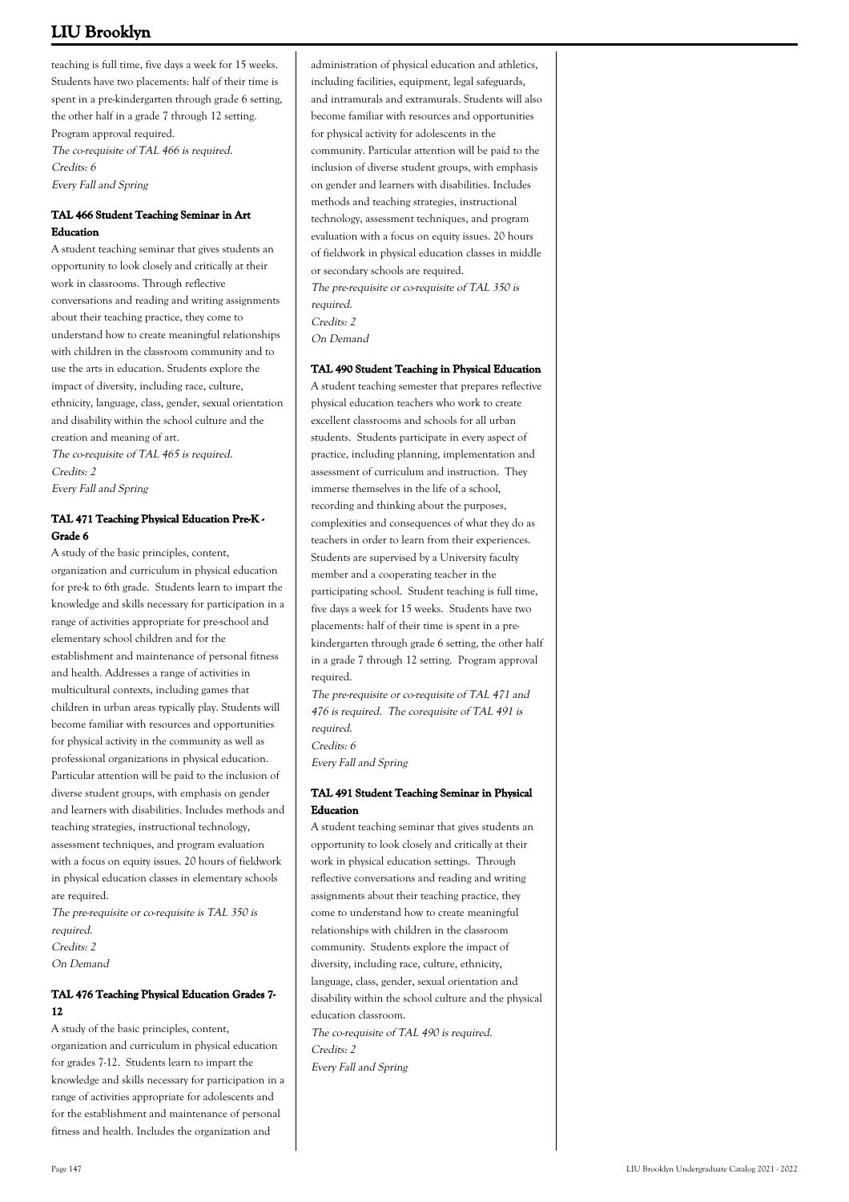teaching is full time, five days a week for 15 weeks. Students have two placements: half of their time is spent in a pre-kindergarten through grade 6 setting, the other half in a grade 7 through 12 setting. Program approval required.

*The co-requisite of TAL 466 is required.*
*Credits: 6*
*Every Fall and Spring*

### TAL 466 Student Teaching Seminar in Art Education

A student teaching seminar that gives students an opportunity to look closely and critically at their work in classrooms. Through reflective conversations and reading and writing assignments about their teaching practice, they come to understand how to create meaningful relationships with children in the classroom community and to use the arts in education. Students explore the impact of diversity, including race, culture, ethnicity, language, class, gender, sexual orientation and disability within the school culture and the creation and meaning of art.

*The co-requisite of TAL 465 is required.*
*Credits: 2*
*Every Fall and Spring*

### TAL 471 Teaching Physical Education Pre-K - Grade 6

A study of the basic principles, content, organization and curriculum in physical education for pre-k to 6th grade. Students learn to impart the knowledge and skills necessary for participation in a range of activities appropriate for pre-school and elementary school children and for the establishment and maintenance of personal fitness and health. Addresses a range of activities in multicultural contexts, including games that children in urban areas typically play. Students will become familiar with resources and opportunities for physical activity in the community as well as professional organizations in physical education. Particular attention will be paid to the inclusion of diverse student groups, with emphasis on gender and learners with disabilities. Includes methods and teaching strategies, instructional technology, assessment techniques, and program evaluation with a focus on equity issues. 20 hours of fieldwork in physical education classes in elementary schools are required.

*The pre-requisite or co-requisite is TAL 350 is required.*
*Credits: 2*
*On Demand*

### TAL 476 Teaching Physical Education Grades 7-12

A study of the basic principles, content, organization and curriculum in physical education for grades 7-12. Students learn to impart the knowledge and skills necessary for participation in a range of activities appropriate for adolescents and for the establishment and maintenance of personal fitness and health. Includes the organization and administration of physical education and athletics, including facilities, equipment, legal safeguards, and intramurals and extramurals. Students will also become familiar with resources and opportunities for physical activity for adolescents in the community. Particular attention will be paid to the inclusion of diverse student groups, with emphasis on gender and learners with disabilities. Includes methods and teaching strategies, instructional technology, assessment techniques, and program evaluation with a focus on equity issues. 20 hours of fieldwork in physical education classes in middle or secondary schools are required.

*The pre-requisite or co-requisite of TAL 350 is required.*
*Credits: 2*
*On Demand*

### TAL 490 Student Teaching in Physical Education

A student teaching semester that prepares reflective physical education teachers who work to create excellent classrooms and schools for all urban students. Students participate in every aspect of practice, including planning, implementation and assessment of curriculum and instruction. They immerse themselves in the life of a school, recording and thinking about the purposes, complexities and consequences of what they do as teachers in order to learn from their experiences. Students are supervised by a University faculty member and a cooperating teacher in the participating school. Student teaching is full time, five days a week for 15 weeks. Students have two placements: half of their time is spent in a pre-kindergarten through grade 6 setting, the other half in a grade 7 through 12 setting. Program approval required.

*The pre-requisite or co-requisite of TAL 471 and 476 is required. The corequisite of TAL 491 is required.*
*Credits: 6*
*Every Fall and Spring*

### TAL 491 Student Teaching Seminar in Physical Education

A student teaching seminar that gives students an opportunity to look closely and critically at their work in physical education settings. Through reflective conversations and reading and writing assignments about their teaching practice, they come to understand how to create meaningful relationships with children in the classroom community. Students explore the impact of diversity, including race, culture, ethnicity, language, class, gender, sexual orientation and disability within the school culture and the physical education classroom.

*The co-requisite of TAL 490 is required.*
*Credits: 2*
*Every Fall and Spring*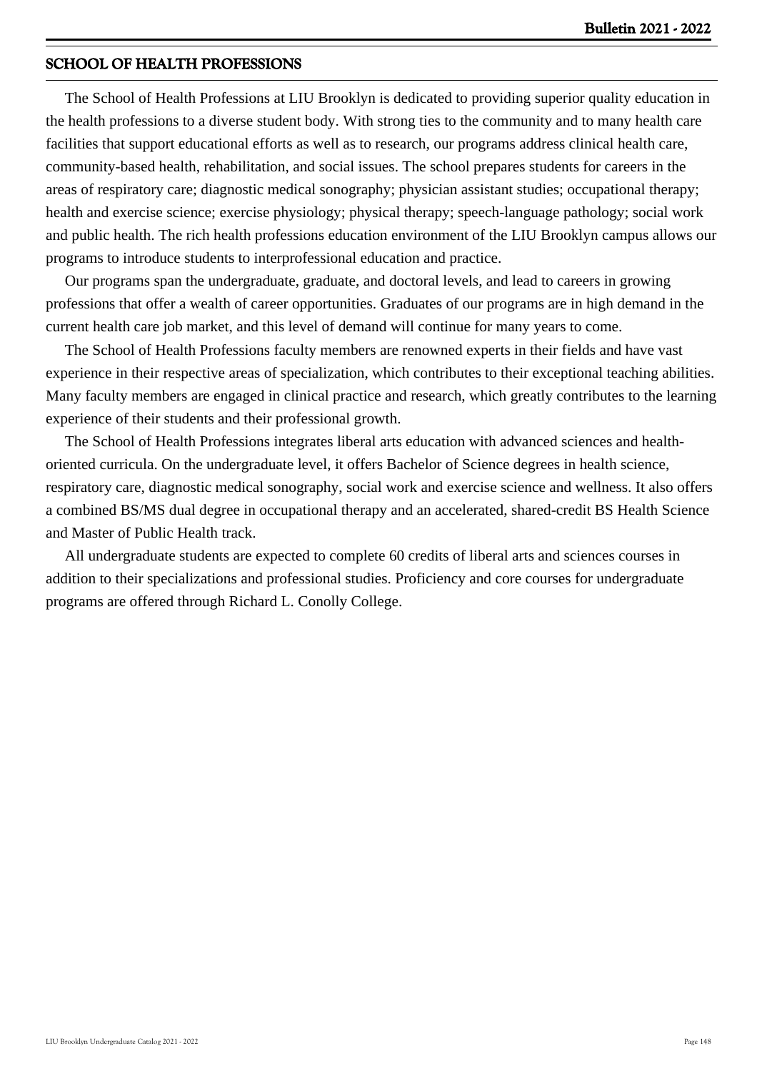## SCHOOL OF HEALTH PROFESSIONS

The School of Health Professions at LIU Brooklyn is dedicated to providing superior quality education in the health professions to a diverse student body. With strong ties to the community and to many health care facilities that support educational efforts as well as to research, our programs address clinical health care, community-based health, rehabilitation, and social issues. The school prepares students for careers in the areas of respiratory care; diagnostic medical sonography; physician assistant studies; occupational therapy; health and exercise science; exercise physiology; physical therapy; speech-language pathology; social work and public health. The rich health professions education environment of the LIU Brooklyn campus allows our programs to introduce students to interprofessional education and practice.

Our programs span the undergraduate, graduate, and doctoral levels, and lead to careers in growing professions that offer a wealth of career opportunities. Graduates of our programs are in high demand in the current health care job market, and this level of demand will continue for many years to come.

The School of Health Professions faculty members are renowned experts in their fields and have vast experience in their respective areas of specialization, which contributes to their exceptional teaching abilities. Many faculty members are engaged in clinical practice and research, which greatly contributes to the learning experience of their students and their professional growth.

The School of Health Professions integrates liberal arts education with advanced sciences and health-oriented curricula. On the undergraduate level, it offers Bachelor of Science degrees in health science, respiratory care, diagnostic medical sonography, social work and exercise science and wellness. It also offers a combined BS/MS dual degree in occupational therapy and an accelerated, shared-credit BS Health Science and Master of Public Health track.

All undergraduate students are expected to complete 60 credits of liberal arts and sciences courses in addition to their specializations and professional studies. Proficiency and core courses for undergraduate programs are offered through Richard L. Conolly College.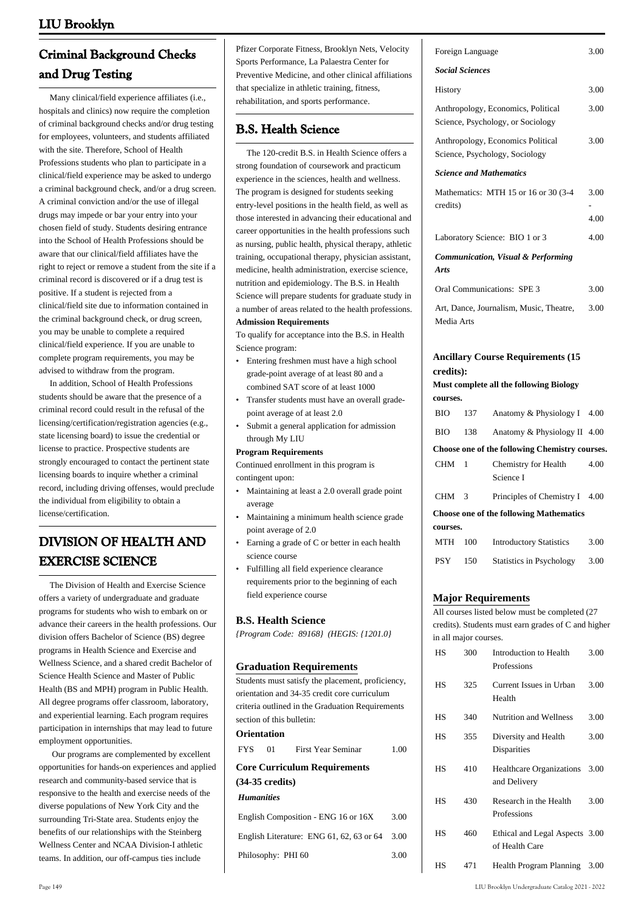## Criminal Background Checks and Drug Testing

Many clinical/field experience affiliates (i.e., hospitals and clinics) now require the completion of criminal background checks and/or drug testing for employees, volunteers, and students affiliated with the site. Therefore, School of Health Professions students who plan to participate in a clinical/field experience may be asked to undergo a criminal background check, and/or a drug screen. A criminal conviction and/or the use of illegal drugs may impede or bar your entry into your chosen field of study. Students desiring entrance into the School of Health Professions should be aware that our clinical/field affiliates have the right to reject or remove a student from the site if a criminal record is discovered or if a drug test is positive. If a student is rejected from a clinical/field site due to information contained in the criminal background check, or drug screen, you may be unable to complete a required clinical/field experience. If you are unable to complete program requirements, you may be advised to withdraw from the program.

In addition, School of Health Professions students should be aware that the presence of a criminal record could result in the refusal of the licensing/certification/registration agencies (e.g., state licensing board) to issue the credential or license to practice. Prospective students are strongly encouraged to contact the pertinent state licensing boards to inquire whether a criminal record, including driving offenses, would preclude the individual from eligibility to obtain a license/certification.

## DIVISION OF HEALTH AND EXERCISE SCIENCE

The Division of Health and Exercise Science offers a variety of undergraduate and graduate programs for students who wish to embark on or advance their careers in the health professions. Our division offers Bachelor of Science (BS) degree programs in Health Science and Exercise and Wellness Science, and a shared credit Bachelor of Science Health Science and Master of Public Health (BS and MPH) program in Public Health. All degree programs offer classroom, laboratory, and experiential learning. Each program requires participation in internships that may lead to future employment opportunities.

Our programs are complemented by excellent opportunities for hands-on experiences and applied research and community-based service that is responsive to the health and exercise needs of the diverse populations of New York City and the surrounding Tri-State area. Students enjoy the benefits of our relationships with the Steinberg Wellness Center and NCAA Division-I athletic teams. In addition, our off-campus ties include Pfizer Corporate Fitness, Brooklyn Nets, Velocity Sports Performance, La Palaestra Center for Preventive Medicine, and other clinical affiliations that specialize in athletic training, fitness, rehabilitation, and sports performance.

## B.S. Health Science

The 120-credit B.S. in Health Science offers a strong foundation of coursework and practicum experience in the sciences, health and wellness. The program is designed for students seeking entry-level positions in the health field, as well as those interested in advancing their educational and career opportunities in the health professions such as nursing, public health, physical therapy, athletic training, occupational therapy, physician assistant, medicine, health administration, exercise science, nutrition and epidemiology. The B.S. in Health Science will prepare students for graduate study in a number of areas related to the health professions.

**Admission Requirements**

To qualify for acceptance into the B.S. in Health Science program:

- Entering freshmen must have a high school grade-point average of at least 80 and a combined SAT score of at least 1000
- Transfer students must have an overall grade-point average of at least 2.0
- Submit a general application for admission through My LIU

**Program Requirements**

Continued enrollment in this program is contingent upon:

- Maintaining at least a 2.0 overall grade point average
- Maintaining a minimum health science grade point average of 2.0
- Earning a grade of C or better in each health science course
- Fulfilling all field experience clearance requirements prior to the beginning of each field experience course

### B.S. Health Science

*{Program Code: 89168} (HEGIS: {1201.0}*

### Graduation Requirements

Students must satisfy the placement, proficiency, orientation and 34-35 credit core curriculum criteria outlined in the Graduation Requirements section of this bulletin:

**Orientation**

| | | | |
|---|---|---|---|
| FYS | 01 | First Year Seminar | 1.00 |

**Core Curriculum Requirements (34-35 credits)**

***Humanities***

| | |
|---|---|
| English Composition - ENG 16 or 16X | 3.00 |
| English Literature: ENG 61, 62, 63 or 64 | 3.00 |
| Philosophy: PHI 60 | 3.00 |
| Foreign Language | 3.00 |

***Social Sciences***

| | |
|---|---|
| History | 3.00 |
| Anthropology, Economics, Political Science, Psychology, or Sociology | 3.00 |
| Anthropology, Economics Political Science, Psychology, Sociology | 3.00 |

***Science and Mathematics***

| | |
|---|---|
| Mathematics: MTH 15 or 16 or 30 (3-4 credits) | 3.00 - 4.00 |
| Laboratory Science: BIO 1 or 3 | 4.00 |

***Communication, Visual & Performing Arts***

| | |
|---|---|
| Oral Communications: SPE 3 | 3.00 |
| Art, Dance, Journalism, Music, Theatre, Media Arts | 3.00 |

**Ancillary Course Requirements (15 credits):**

**Must complete all the following Biology courses.**

| | | | |
|---|---|---|---|
| BIO | 137 | Anatomy & Physiology I | 4.00 |
| BIO | 138 | Anatomy & Physiology II | 4.00 |

**Choose one of the following Chemistry courses.**

| | | | |
|---|---|---|---|
| CHM | 1 | Chemistry for Health Science I | 4.00 |
| CHM | 3 | Principles of Chemistry I | 4.00 |

**Choose one of the following Mathematics courses.**

| | | | |
|---|---|---|---|
| MTH | 100 | Introductory Statistics | 3.00 |
| PSY | 150 | Statistics in Psychology | 3.00 |

### Major Requirements

All courses listed below must be completed (27 credits). Students must earn grades of C and higher in all major courses.

| | | | |
|---|---|---|---|
| HS | 300 | Introduction to Health Professions | 3.00 |
| HS | 325 | Current Issues in Urban Health | 3.00 |
| HS | 340 | Nutrition and Wellness | 3.00 |
| HS | 355 | Diversity and Health Disparities | 3.00 |
| HS | 410 | Healthcare Organizations and Delivery | 3.00 |
| HS | 430 | Research in the Health Professions | 3.00 |
| HS | 460 | Ethical and Legal Aspects of Health Care | 3.00 |
| HS | 471 | Health Program Planning | 3.00 |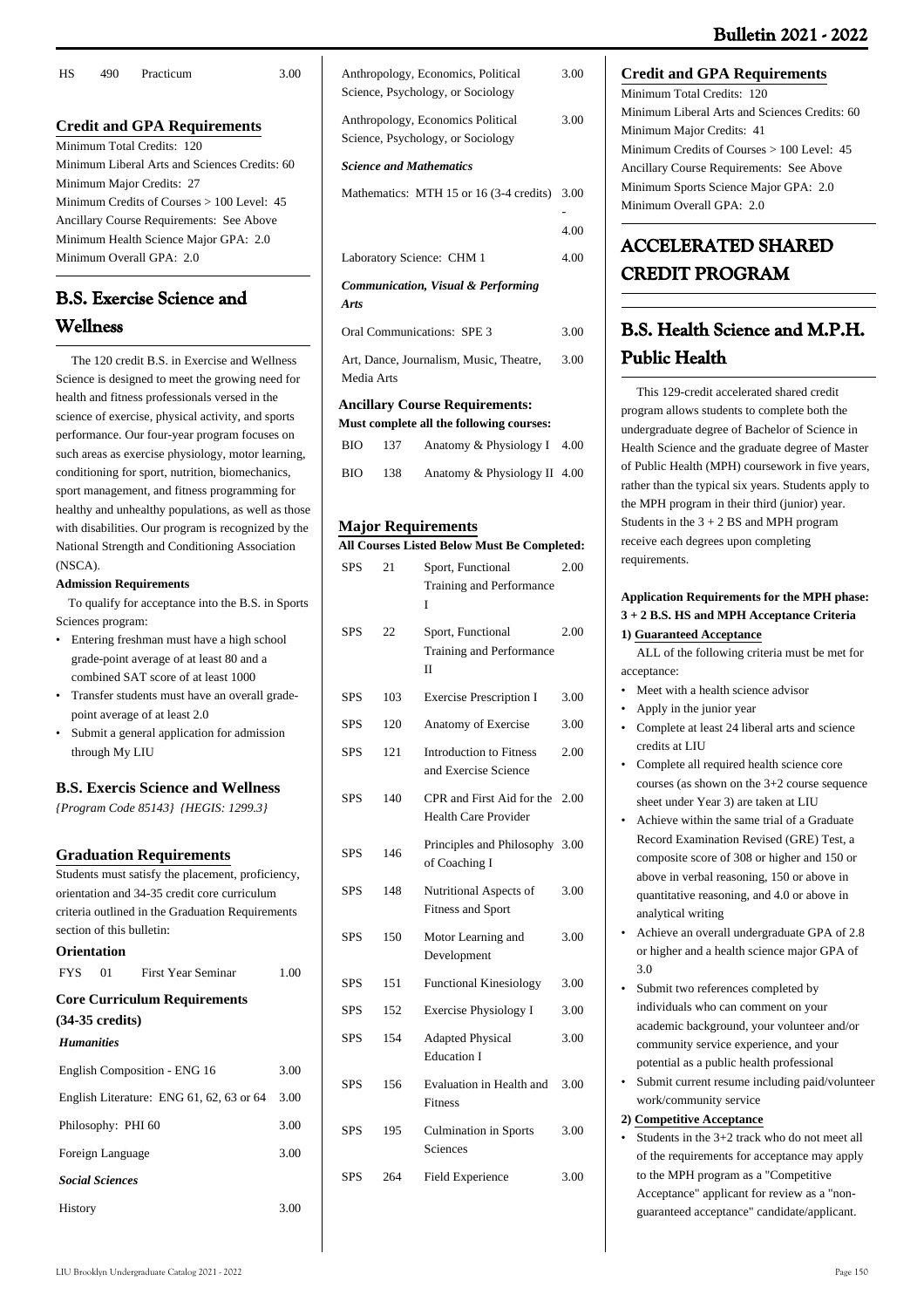| HS | 490 | Practicum | 3.00 |
|---|---|---|---|

### Credit and GPA Requirements

Minimum Total Credits: 120
Minimum Liberal Arts and Sciences Credits: 60
Minimum Major Credits: 27
Minimum Credits of Courses > 100 Level: 45
Ancillary Course Requirements: See Above
Minimum Health Science Major GPA: 2.0
Minimum Overall GPA: 2.0

## B.S. Exercise Science and Wellness

The 120 credit B.S. in Exercise and Wellness Science is designed to meet the growing need for health and fitness professionals versed in the science of exercise, physical activity, and sports performance. Our four-year program focuses on such areas as exercise physiology, motor learning, conditioning for sport, nutrition, biomechanics, sport management, and fitness programming for healthy and unhealthy populations, as well as those with disabilities. Our program is recognized by the National Strength and Conditioning Association (NSCA).

**Admission Requirements**

To qualify for acceptance into the B.S. in Sports Sciences program:

- Entering freshman must have a high school grade-point average of at least 80 and a combined SAT score of at least 1000
- Transfer students must have an overall grade-point average of at least 2.0
- Submit a general application for admission through My LIU

### B.S. Exercis Science and Wellness

*{Program Code 85143} {HEGIS: 1299.3}*

### Graduation Requirements

Students must satisfy the placement, proficiency, orientation and 34-35 credit core curriculum criteria outlined in the Graduation Requirements section of this bulletin:

**Orientation**

| FYS | 01 | First Year Seminar | 1.00 |
|---|---|---|---|

**Core Curriculum Requirements (34-35 credits)**

| | |
|---|---|
| ***Humanities*** | |
| English Composition - ENG 16 | 3.00 |
| English Literature: ENG 61, 62, 63 or 64 | 3.00 |
| Philosophy: PHI 60 | 3.00 |
| Foreign Language | 3.00 |
| ***Social Sciences*** | |
| History | 3.00 |
| Anthropology, Economics, Political Science, Psychology, or Sociology | 3.00 |
| Anthropology, Economics Political Science, Psychology, or Sociology | 3.00 |
| ***Science and Mathematics*** | |
| Mathematics: MTH 15 or 16 (3-4 credits) | 3.00 - 4.00 |
| Laboratory Science: CHM 1 | 4.00 |
| ***Communication, Visual & Performing Arts*** | |
| Oral Communications: SPE 3 | 3.00 |
| Art, Dance, Journalism, Music, Theatre, Media Arts | 3.00 |

**Ancillary Course Requirements:**
**Must complete all the following courses:**

| BIO | 137 | Anatomy & Physiology I | 4.00 |
|---|---|---|---|
| BIO | 138 | Anatomy & Physiology II | 4.00 |

### Major Requirements

**All Courses Listed Below Must Be Completed:**

| | | | |
|---|---|---|---|
| SPS | 21 | Sport, Functional Training and Performance I | 2.00 |
| SPS | 22 | Sport, Functional Training and Performance II | 2.00 |
| SPS | 103 | Exercise Prescription I | 3.00 |
| SPS | 120 | Anatomy of Exercise | 3.00 |
| SPS | 121 | Introduction to Fitness and Exercise Science | 2.00 |
| SPS | 140 | CPR and First Aid for the Health Care Provider | 2.00 |
| SPS | 146 | Principles and Philosophy of Coaching I | 3.00 |
| SPS | 148 | Nutritional Aspects of Fitness and Sport | 3.00 |
| SPS | 150 | Motor Learning and Development | 3.00 |
| SPS | 151 | Functional Kinesiology | 3.00 |
| SPS | 152 | Exercise Physiology I | 3.00 |
| SPS | 154 | Adapted Physical Education I | 3.00 |
| SPS | 156 | Evaluation in Health and Fitness | 3.00 |
| SPS | 195 | Culmination in Sports Sciences | 3.00 |
| SPS | 264 | Field Experience | 3.00 |

### Credit and GPA Requirements

Minimum Total Credits: 120
Minimum Liberal Arts and Sciences Credits: 60
Minimum Major Credits: 41
Minimum Credits of Courses > 100 Level: 45
Ancillary Course Requirements: See Above
Minimum Sports Science Major GPA: 2.0
Minimum Overall GPA: 2.0

# ACCELERATED SHARED CREDIT PROGRAM

## B.S. Health Science and M.P.H. Public Health

This 129-credit accelerated shared credit program allows students to complete both the undergraduate degree of Bachelor of Science in Health Science and the graduate degree of Master of Public Health (MPH) coursework in five years, rather than the typical six years. Students apply to the MPH program in their third (junior) year. Students in the 3 + 2 BS and MPH program receive each degrees upon completing requirements.

**Application Requirements for the MPH phase: 3 + 2 B.S. HS and MPH Acceptance Criteria**

**1) Guaranteed Acceptance**

ALL of the following criteria must be met for acceptance:

- Meet with a health science advisor
- Apply in the junior year
- Complete at least 24 liberal arts and science credits at LIU
- Complete all required health science core courses (as shown on the 3+2 course sequence sheet under Year 3) are taken at LIU
- Achieve within the same trial of a Graduate Record Examination Revised (GRE) Test, a composite score of 308 or higher and 150 or above in verbal reasoning, 150 or above in quantitative reasoning, and 4.0 or above in analytical writing
- Achieve an overall undergraduate GPA of 2.8 or higher and a health science major GPA of 3.0
- Submit two references completed by individuals who can comment on your academic background, your volunteer and/or community service experience, and your potential as a public health professional
- Submit current resume including paid/volunteer work/community service

**2) Competitive Acceptance**

- Students in the 3+2 track who do not meet all of the requirements for acceptance may apply to the MPH program as a "Competitive Acceptance" applicant for review as a "non-guaranteed acceptance" candidate/applicant.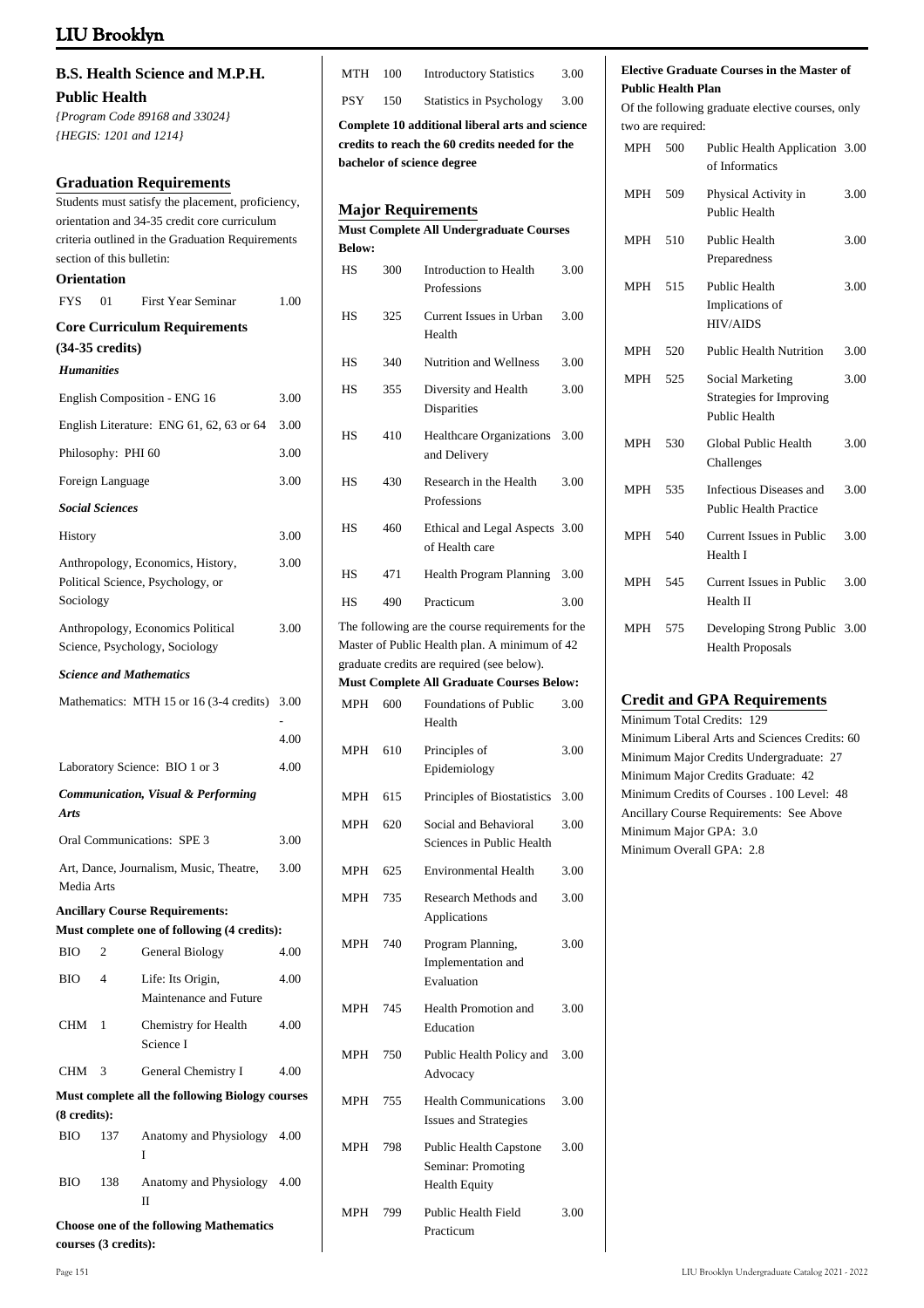## B.S. Health Science and M.P.H. Public Health

*{Program Code 89168 and 33024}*
*{HEGIS: 1201 and 1214}*

### Graduation Requirements

Students must satisfy the placement, proficiency, orientation and 34-35 credit core curriculum criteria outlined in the Graduation Requirements section of this bulletin:

**Orientation**

| | | | |
|---|---|---|---|
| FYS | 01 | First Year Seminar | 1.00 |

**Core Curriculum Requirements (34-35 credits)**

***Humanities***

| | |
|---|---|
| English Composition - ENG 16 | 3.00 |
| English Literature: ENG 61, 62, 63 or 64 | 3.00 |
| Philosophy: PHI 60 | 3.00 |
| Foreign Language | 3.00 |

***Social Sciences***

| | |
|---|---|
| History | 3.00 |
| Anthropology, Economics, History, Political Science, Psychology, or Sociology | 3.00 |
| Anthropology, Economics Political Science, Psychology, Sociology | 3.00 |

***Science and Mathematics***

| | |
|---|---|
| Mathematics: MTH 15 or 16 (3-4 credits) | 3.00 - 4.00 |
| Laboratory Science: BIO 1 or 3 | 4.00 |

***Communication, Visual & Performing Arts***

| | |
|---|---|
| Oral Communications: SPE 3 | 3.00 |
| Art, Dance, Journalism, Music, Theatre, Media Arts | 3.00 |

**Ancillary Course Requirements:**

**Must complete one of following (4 credits):**

| | | | |
|---|---|---|---|
| BIO | 2 | General Biology | 4.00 |
| BIO | 4 | Life: Its Origin, Maintenance and Future | 4.00 |
| CHM | 1 | Chemistry for Health Science I | 4.00 |
| CHM | 3 | General Chemistry I | 4.00 |

**Must complete all the following Biology courses (8 credits):**

| | | | |
|---|---|---|---|
| BIO | 137 | Anatomy and Physiology I | 4.00 |
| BIO | 138 | Anatomy and Physiology II | 4.00 |

**Choose one of the following Mathematics courses (3 credits):**

| | | | |
|---|---|---|---|
| MTH | 100 | Introductory Statistics | 3.00 |
| PSY | 150 | Statistics in Psychology | 3.00 |

**Complete 10 additional liberal arts and science credits to reach the 60 credits needed for the bachelor of science degree**

### Major Requirements

**Must Complete All Undergraduate Courses Below:**

| | | | |
|---|---|---|---|
| HS | 300 | Introduction to Health Professions | 3.00 |
| HS | 325 | Current Issues in Urban Health | 3.00 |
| HS | 340 | Nutrition and Wellness | 3.00 |
| HS | 355 | Diversity and Health Disparities | 3.00 |
| HS | 410 | Healthcare Organizations and Delivery | 3.00 |
| HS | 430 | Research in the Health Professions | 3.00 |
| HS | 460 | Ethical and Legal Aspects of Health care | 3.00 |
| HS | 471 | Health Program Planning | 3.00 |
| HS | 490 | Practicum | 3.00 |

The following are the course requirements for the Master of Public Health plan. A minimum of 42 graduate credits are required (see below).

**Must Complete All Graduate Courses Below:**

| | | | |
|---|---|---|---|
| MPH | 600 | Foundations of Public Health | 3.00 |
| MPH | 610 | Principles of Epidemiology | 3.00 |
| MPH | 615 | Principles of Biostatistics | 3.00 |
| MPH | 620 | Social and Behavioral Sciences in Public Health | 3.00 |
| MPH | 625 | Environmental Health | 3.00 |
| MPH | 735 | Research Methods and Applications | 3.00 |
| MPH | 740 | Program Planning, Implementation and Evaluation | 3.00 |
| MPH | 745 | Health Promotion and Education | 3.00 |
| MPH | 750 | Public Health Policy and Advocacy | 3.00 |
| MPH | 755 | Health Communications Issues and Strategies | 3.00 |
| MPH | 798 | Public Health Capstone Seminar: Promoting Health Equity | 3.00 |
| MPH | 799 | Public Health Field Practicum | 3.00 |

**Elective Graduate Courses in the Master of Public Health Plan**

Of the following graduate elective courses, only two are required:

| | | | |
|---|---|---|---|
| MPH | 500 | Public Health Application of Informatics | 3.00 |
| MPH | 509 | Physical Activity in Public Health | 3.00 |
| MPH | 510 | Public Health Preparedness | 3.00 |
| MPH | 515 | Public Health Implications of HIV/AIDS | 3.00 |
| MPH | 520 | Public Health Nutrition | 3.00 |
| MPH | 525 | Social Marketing Strategies for Improving Public Health | 3.00 |
| MPH | 530 | Global Public Health Challenges | 3.00 |
| MPH | 535 | Infectious Diseases and Public Health Practice | 3.00 |
| MPH | 540 | Current Issues in Public Health I | 3.00 |
| MPH | 545 | Current Issues in Public Health II | 3.00 |
| MPH | 575 | Developing Strong Public Health Proposals | 3.00 |

### Credit and GPA Requirements

Minimum Total Credits: 129
Minimum Liberal Arts and Sciences Credits: 60
Minimum Major Credits Undergraduate: 27
Minimum Major Credits Graduate: 42
Minimum Credits of Courses . 100 Level: 48
Ancillary Course Requirements: See Above
Minimum Major GPA: 3.0
Minimum Overall GPA: 2.8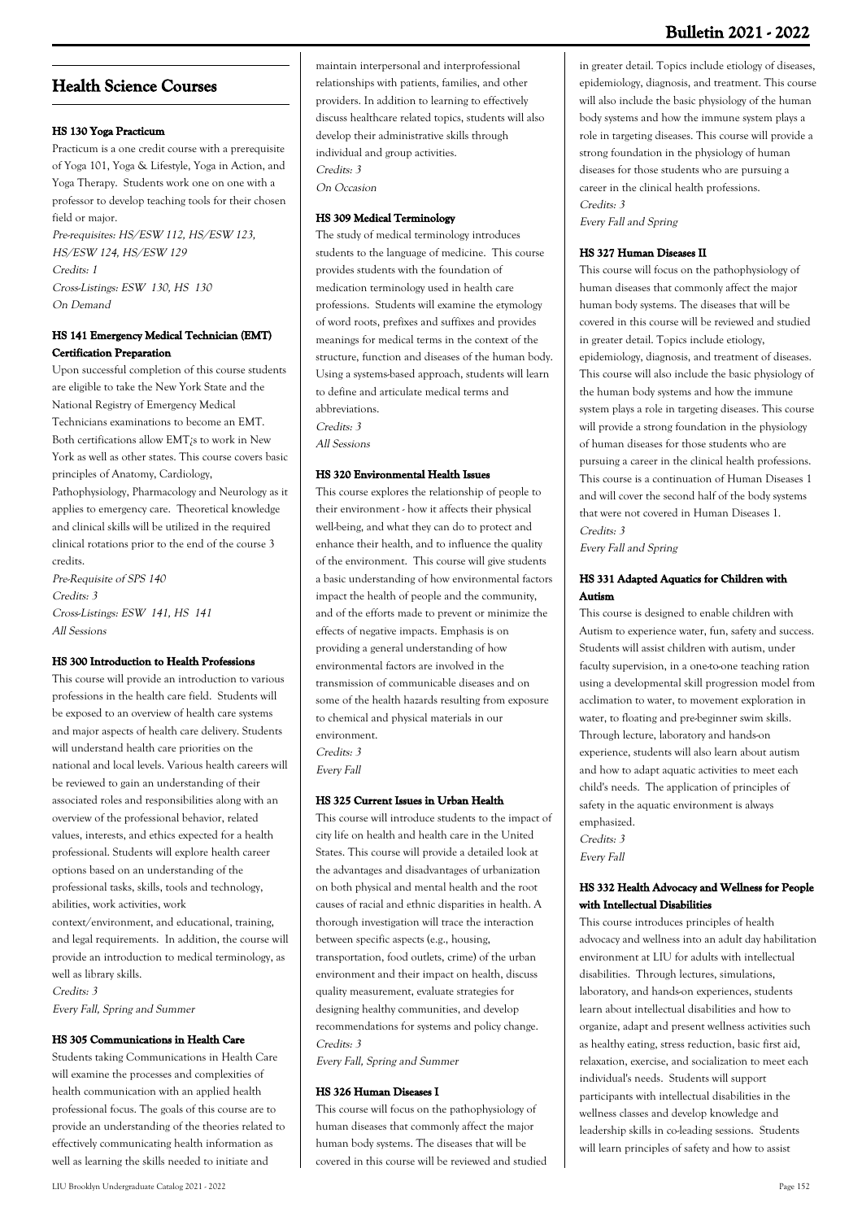## Health Science Courses

### HS 130 Yoga Practicum

Practicum is a one credit course with a prerequisite of Yoga 101, Yoga & Lifestyle, Yoga in Action, and Yoga Therapy. Students work one on one with a professor to develop teaching tools for their chosen field or major.

*Pre-requisites: HS/ESW 112, HS/ESW 123, HS/ESW 124, HS/ESW 129*
*Credits: 1*
*Cross-Listings: ESW 130, HS 130*
*On Demand*

### HS 141 Emergency Medical Technician (EMT) Certification Preparation

Upon successful completion of this course students are eligible to take the New York State and the National Registry of Emergency Medical Technicians examinations to become an EMT. Both certifications allow EMT¿s to work in New York as well as other states. This course covers basic principles of Anatomy, Cardiology, Pathophysiology, Pharmacology and Neurology as it applies to emergency care. Theoretical knowledge and clinical skills will be utilized in the required clinical rotations prior to the end of the course 3 credits.

*Pre-Requisite of SPS 140*
*Credits: 3*
*Cross-Listings: ESW 141, HS 141*
*All Sessions*

### HS 300 Introduction to Health Professions

This course will provide an introduction to various professions in the health care field. Students will be exposed to an overview of health care systems and major aspects of health care delivery. Students will understand health care priorities on the national and local levels. Various health careers will be reviewed to gain an understanding of their associated roles and responsibilities along with an overview of the professional behavior, related values, interests, and ethics expected for a health professional. Students will explore health career options based on an understanding of the professional tasks, skills, tools and technology, abilities, work activities, work context/environment, and educational, training, and legal requirements. In addition, the course will provide an introduction to medical terminology, as well as library skills.

*Credits: 3*
*Every Fall, Spring and Summer*

### HS 305 Communications in Health Care

Students taking Communications in Health Care will examine the processes and complexities of health communication with an applied health professional focus. The goals of this course are to provide an understanding of the theories related to effectively communicating health information as well as learning the skills needed to initiate and maintain interpersonal and interprofessional relationships with patients, families, and other providers. In addition to learning to effectively discuss healthcare related topics, students will also develop their administrative skills through individual and group activities.

*Credits: 3*
*On Occasion*

### HS 309 Medical Terminology

The study of medical terminology introduces students to the language of medicine. This course provides students with the foundation of medication terminology used in health care professions. Students will examine the etymology of word roots, prefixes and suffixes and provides meanings for medical terms in the context of the structure, function and diseases of the human body. Using a systems-based approach, students will learn to define and articulate medical terms and abbreviations.

*Credits: 3*
*All Sessions*

### HS 320 Environmental Health Issues

This course explores the relationship of people to their environment - how it affects their physical well-being, and what they can do to protect and enhance their health, and to influence the quality of the environment. This course will give students a basic understanding of how environmental factors impact the health of people and the community, and of the efforts made to prevent or minimize the effects of negative impacts. Emphasis is on providing a general understanding of how environmental factors are involved in the transmission of communicable diseases and on some of the health hazards resulting from exposure to chemical and physical materials in our environment.

*Credits: 3*
*Every Fall*

### HS 325 Current Issues in Urban Health

This course will introduce students to the impact of city life on health and health care in the United States. This course will provide a detailed look at the advantages and disadvantages of urbanization on both physical and mental health and the root causes of racial and ethnic disparities in health. A thorough investigation will trace the interaction between specific aspects (e.g., housing, transportation, food outlets, crime) of the urban environment and their impact on health, discuss quality measurement, evaluate strategies for designing healthy communities, and develop recommendations for systems and policy change.

*Credits: 3*
*Every Fall, Spring and Summer*

### HS 326 Human Diseases I

This course will focus on the pathophysiology of human diseases that commonly affect the major human body systems. The diseases that will be covered in this course will be reviewed and studied in greater detail. Topics include etiology of diseases, epidemiology, diagnosis, and treatment. This course will also include the basic physiology of the human body systems and how the immune system plays a role in targeting diseases. This course will provide a strong foundation in the physiology of human diseases for those students who are pursuing a career in the clinical health professions.

*Credits: 3*
*Every Fall and Spring*

### HS 327 Human Diseases II

This course will focus on the pathophysiology of human diseases that commonly affect the major human body systems. The diseases that will be covered in this course will be reviewed and studied in greater detail. Topics include etiology, epidemiology, diagnosis, and treatment of diseases. This course will also include the basic physiology of the human body systems and how the immune system plays a role in targeting diseases. This course will provide a strong foundation in the physiology of human diseases for those students who are pursuing a career in the clinical health professions. This course is a continuation of Human Diseases 1 and will cover the second half of the body systems that were not covered in Human Diseases 1.

*Credits: 3*
*Every Fall and Spring*

### HS 331 Adapted Aquatics for Children with Autism

This course is designed to enable children with Autism to experience water, fun, safety and success. Students will assist children with autism, under faculty supervision, in a one-to-one teaching ration using a developmental skill progression model from acclimation to water, to movement exploration in water, to floating and pre-beginner swim skills. Through lecture, laboratory and hands-on experience, students will also learn about autism and how to adapt aquatic activities to meet each child's needs. The application of principles of safety in the aquatic environment is always emphasized.

*Credits: 3*
*Every Fall*

### HS 332 Health Advocacy and Wellness for People with Intellectual Disabilities

This course introduces principles of health advocacy and wellness into an adult day habilitation environment at LIU for adults with intellectual disabilities. Through lectures, simulations, laboratory, and hands-on experiences, students learn about intellectual disabilities and how to organize, adapt and present wellness activities such as healthy eating, stress reduction, basic first aid, relaxation, exercise, and socialization to meet each individual's needs. Students will support participants with intellectual disabilities in the wellness classes and develop knowledge and leadership skills in co-leading sessions. Students will learn principles of safety and how to assist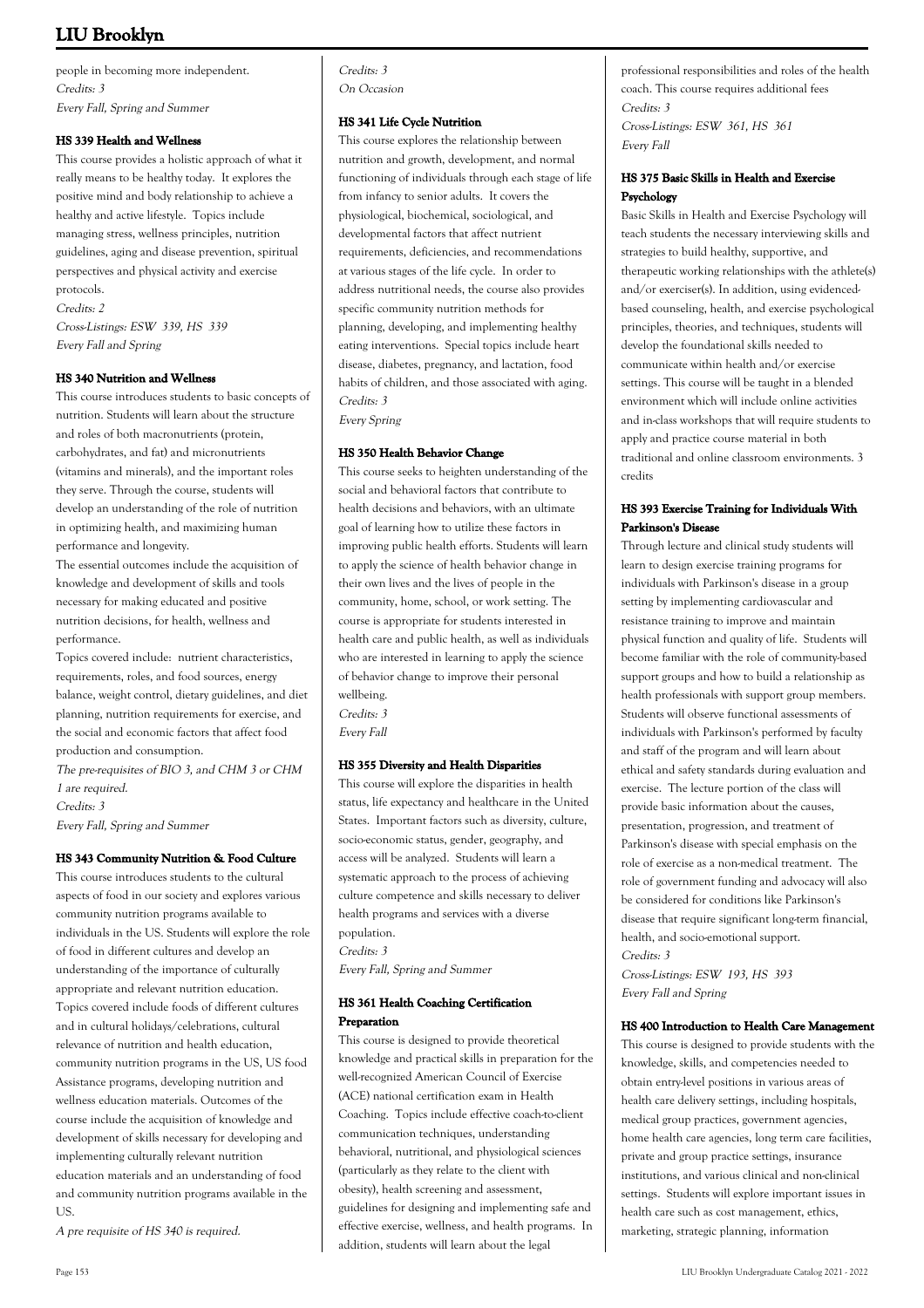people in becoming more independent.
*Credits: 3*
*Every Fall, Spring and Summer*

#### HS 339 Health and Wellness

This course provides a holistic approach of what it really means to be healthy today. It explores the positive mind and body relationship to achieve a healthy and active lifestyle. Topics include managing stress, wellness principles, nutrition guidelines, aging and disease prevention, spiritual perspectives and physical activity and exercise protocols.
*Credits: 2*
*Cross-Listings: ESW 339, HS 339*
*Every Fall and Spring*

#### HS 340 Nutrition and Wellness

This course introduces students to basic concepts of nutrition. Students will learn about the structure and roles of both macronutrients (protein, carbohydrates, and fat) and micronutrients (vitamins and minerals), and the important roles they serve. Through the course, students will develop an understanding of the role of nutrition in optimizing health, and maximizing human performance and longevity.

The essential outcomes include the acquisition of knowledge and development of skills and tools necessary for making educated and positive nutrition decisions, for health, wellness and performance.

Topics covered include: nutrient characteristics, requirements, roles, and food sources, energy balance, weight control, dietary guidelines, and diet planning, nutrition requirements for exercise, and the social and economic factors that affect food production and consumption.

*The pre-requisites of BIO 3, and CHM 3 or CHM 1 are required.*
*Credits: 3*
*Every Fall, Spring and Summer*

#### HS 343 Community Nutrition & Food Culture

This course introduces students to the cultural aspects of food in our society and explores various community nutrition programs available to individuals in the US. Students will explore the role of food in different cultures and develop an understanding of the importance of culturally appropriate and relevant nutrition education. Topics covered include foods of different cultures and in cultural holidays/celebrations, cultural relevance of nutrition and health education, community nutrition programs in the US, US food Assistance programs, developing nutrition and wellness education materials. Outcomes of the course include the acquisition of knowledge and development of skills necessary for developing and implementing culturally relevant nutrition education materials and an understanding of food and community nutrition programs available in the US.

*A pre requisite of HS 340 is required.*
*Credits: 3*
*On Occasion*

#### HS 341 Life Cycle Nutrition

This course explores the relationship between nutrition and growth, development, and normal functioning of individuals through each stage of life from infancy to senior adults. It covers the physiological, biochemical, sociological, and developmental factors that affect nutrient requirements, deficiencies, and recommendations at various stages of the life cycle. In order to address nutritional needs, the course also provides specific community nutrition methods for planning, developing, and implementing healthy eating interventions. Special topics include heart disease, diabetes, pregnancy, and lactation, food habits of children, and those associated with aging.
*Credits: 3*
*Every Spring*

#### HS 350 Health Behavior Change

This course seeks to heighten understanding of the social and behavioral factors that contribute to health decisions and behaviors, with an ultimate goal of learning how to utilize these factors in improving public health efforts. Students will learn to apply the science of health behavior change in their own lives and the lives of people in the community, home, school, or work setting. The course is appropriate for students interested in health care and public health, as well as individuals who are interested in learning to apply the science of behavior change to improve their personal wellbeing.
*Credits: 3*
*Every Fall*

#### HS 355 Diversity and Health Disparities

This course will explore the disparities in health status, life expectancy and healthcare in the United States. Important factors such as diversity, culture, socio-economic status, gender, geography, and access will be analyzed. Students will learn a systematic approach to the process of achieving culture competence and skills necessary to deliver health programs and services with a diverse population.
*Credits: 3*
*Every Fall, Spring and Summer*

#### HS 361 Health Coaching Certification Preparation

This course is designed to provide theoretical knowledge and practical skills in preparation for the well-recognized American Council of Exercise (ACE) national certification exam in Health Coaching. Topics include effective coach-to-client communication techniques, understanding behavioral, nutritional, and physiological sciences (particularly as they relate to the client with obesity), health screening and assessment, guidelines for designing and implementing safe and effective exercise, wellness, and health programs. In addition, students will learn about the legal professional responsibilities and roles of the health coach. This course requires additional fees
*Credits: 3*
*Cross-Listings: ESW 361, HS 361*
*Every Fall*

#### HS 375 Basic Skills in Health and Exercise Psychology

Basic Skills in Health and Exercise Psychology will teach students the necessary interviewing skills and strategies to build healthy, supportive, and therapeutic working relationships with the athlete(s) and/or exerciser(s). In addition, using evidenced-based counseling, health, and exercise psychological principles, theories, and techniques, students will develop the foundational skills needed to communicate within health and/or exercise settings. This course will be taught in a blended environment which will include online activities and in-class workshops that will require students to apply and practice course material in both traditional and online classroom environments. 3 credits

#### HS 393 Exercise Training for Individuals With Parkinson's Disease

Through lecture and clinical study students will learn to design exercise training programs for individuals with Parkinson's disease in a group setting by implementing cardiovascular and resistance training to improve and maintain physical function and quality of life. Students will become familiar with the role of community-based support groups and how to build a relationship as health professionals with support group members. Students will observe functional assessments of individuals with Parkinson's performed by faculty and staff of the program and will learn about ethical and safety standards during evaluation and exercise. The lecture portion of the class will provide basic information about the causes, presentation, progression, and treatment of Parkinson's disease with special emphasis on the role of exercise as a non-medical treatment. The role of government funding and advocacy will also be considered for conditions like Parkinson's disease that require significant long-term financial, health, and socio-emotional support.
*Credits: 3*
*Cross-Listings: ESW 193, HS 393*
*Every Fall and Spring*

#### HS 400 Introduction to Health Care Management

This course is designed to provide students with the knowledge, skills, and competencies needed to obtain entry-level positions in various areas of health care delivery settings, including hospitals, medical group practices, government agencies, home health care agencies, long term care facilities, private and group practice settings, insurance institutions, and various clinical and non-clinical settings. Students will explore important issues in health care such as cost management, ethics, marketing, strategic planning, information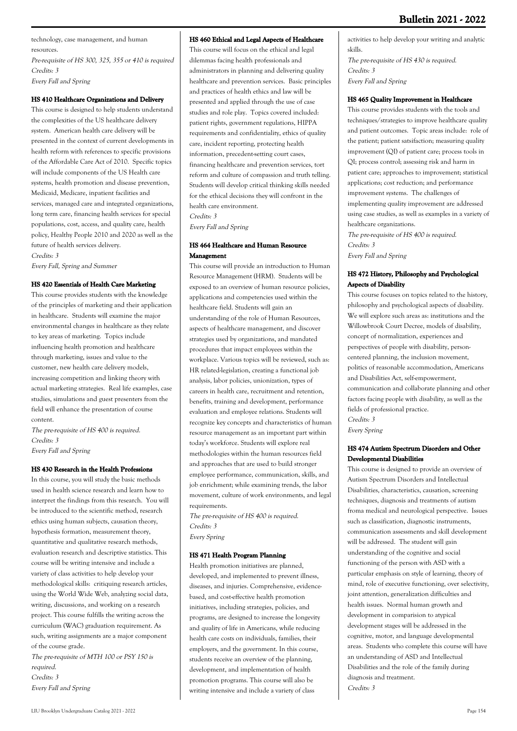technology, case management, and human resources.

*Pre-requisite of HS 300, 325, 355 or 410 is required*
*Credits: 3*
*Every Fall and Spring*

### HS 410 Healthcare Organizations and Delivery

This course is designed to help students understand the complexities of the US healthcare delivery system. American health care delivery will be presented in the context of current developments in health reform with references to specific provisions of the Affordable Care Act of 2010. Specific topics will include components of the US Health care systems, health promotion and disease prevention, Medicaid, Medicare, inpatient facilities and services, managed care and integrated organizations, long term care, financing health services for special populations, cost, access, and quality care, health policy, Healthy People 2010 and 2020 as well as the future of health services delivery.

*Credits: 3*
*Every Fall, Spring and Summer*

### HS 420 Essentials of Health Care Marketing

This course provides students with the knowledge of the principles of marketing and their application in healthcare. Students will examine the major environmental changes in healthcare as they relate to key areas of marketing. Topics include influencing health promotion and healthcare through marketing, issues and value to the customer, new health care delivery models, increasing competition and linking theory with actual marketing strategies. Real life examples, case studies, simulations and guest presenters from the field will enhance the presentation of course content.

*The pre-requisite of HS 400 is required.*
*Credits: 3*
*Every Fall and Spring*

### HS 430 Research in the Health Professions

In this course, you will study the basic methods used in health science research and learn how to interpret the findings from this research. You will be introduced to the scientific method, research ethics using human subjects, causation theory, hypothesis formation, measurement theory, quantitative and qualitative research methods, evaluation research and descriptive statistics. This course will be writing intensive and include a variety of class activities to help develop your methodological skills: critiquing research articles, using the World Wide Web, analyzing social data, writing, discussions, and working on a research project. This course fulfills the writing across the curriculum (WAC) graduation requirement. As such, writing assignments are a major component of the course grade.

*The pre-requisite of MTH 100 or PSY 150 is required.*
*Credits: 3*
*Every Fall and Spring*

### HS 460 Ethical and Legal Aspects of Healthcare

This course will focus on the ethical and legal dilemmas facing health professionals and administrators in planning and delivering quality healthcare and prevention services. Basic principles and practices of health ethics and law will be presented and applied through the use of case studies and role play. Topics covered included: patient rights, government regulations, HIPPA requirements and confidentiality, ethics of quality care, incident reporting, protecting health information, precedent-setting court cases, financing healthcare and prevention services, tort reform and culture of compassion and truth telling. Students will develop critical thinking skills needed for the ethical decisions they will confront in the health care environment.

*Credits: 3*
*Every Fall and Spring*

### HS 464 Healthcare and Human Resource Management

This course will provide an introduction to Human Resource Management (HRM). Students will be exposed to an overview of human resource policies, applications and competencies used within the healthcare field. Students will gain an understanding of the role of Human Resources, aspects of healthcare management, and discover strategies used by organizations, and mandated procedures that impact employees within the workplace. Various topics will be reviewed, such as: HR related-legislation, creating a functional job analysis, labor policies, unionization, types of careers in health care, recruitment and retention, benefits, training and development, performance evaluation and employee relations. Students will recognize key concepts and characteristics of human resource management as an important part within today's workforce. Students will explore real methodologies within the human resources field and approaches that are used to build stronger employee performance, communication, skills, and job enrichment; while examining trends, the labor movement, culture of work environments, and legal requirements.

*The pre-requisite of HS 400 is required.*
*Credits: 3*
*Every Spring*

### HS 471 Health Program Planning

Health promotion initiatives are planned, developed, and implemented to prevent illness, diseases, and injuries. Comprehensive, evidence-based, and cost-effective health promotion initiatives, including strategies, policies, and programs, are designed to increase the longevity and quality of life in Americans, while reducing health care costs on individuals, families, their employers, and the government. In this course, students receive an overview of the planning, development, and implementation of health promotion programs. This course will also be writing intensive and include a variety of class activities to help develop your writing and analytic skills.

*The pre-requisite of HS 430 is required.*
*Credits: 3*
*Every Fall and Spring*

### HS 465 Quality Improvement in Healthcare

This course provides students with the tools and techniques/strategies to improve healthcare quality and patient outcomes. Topic areas include: role of the patient; patient satsifaction; measuring quality improvement (QI) of patient care; process tools in QI; process control; assessing risk and harm in patient care; approaches to improvement; statistical applications; cost reduction; and performance improvement systems. The challenges of implementing quality improvement are addressed using case studies, as well as examples in a variety of healthcare organizations.

*The pre-requisite of HS 400 is required.*
*Credits: 3*
*Every Fall and Spring*

### HS 472 History, Philosophy and Psychological Aspects of Disability

This course focuses on topics related to the history, philosophy and psychological aspects of disability. We will explore such areas as: institutions and the Willowbrook Court Decree, models of disability, concept of normalization, experiences and perspectives of people with disability, person-centered planning, the inclusion movement, politics of reasonable accommodation, Americans and Disabilities Act, self-empowerment, communication and collaborate planning and other factors facing people with disability, as well as the fields of professional practice.

*Credits: 3*
*Every Spring*

### HS 474 Autism Spectrum Disorders and Other Developmental Disabilities

This course is designed to provide an overview of Autism Spectrum Disorders and Intellectual Disabilities, characteristics, causation, screening techniques, diagnosis and treatments of autism froma medical and neurological perspective. Issues such as classification, diagnostic instruments, communication assessments and skill development will be addressed. The student will gain understanding of the cognitive and social functioning of the person with ASD with a particular emphasis on style of learning, theory of mind, role of executive functioning, over selectivity, joint attention, generalization difficulties and health issues. Normal human growth and development in comparision to atypical development stages will be addressed in the cognitive, motor, and language developmental areas. Students who complete this course will have an understanding of ASD and Intellectual Disabilities and the role of the family during diagnosis and treatment.

*Credits: 3*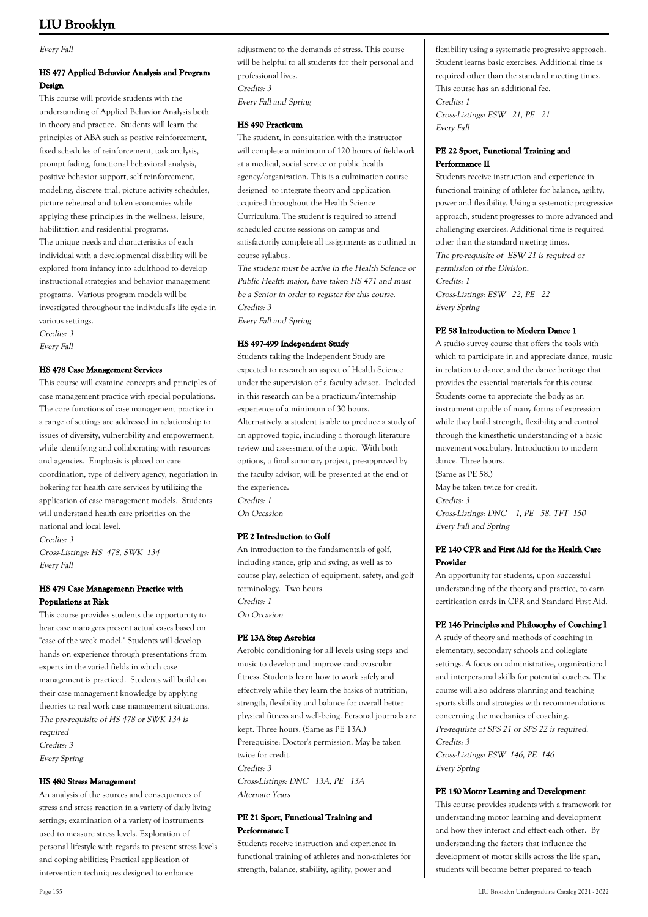*Every Fall*

### HS 477 Applied Behavior Analysis and Program Design

This course will provide students with the understanding of Applied Behavior Analysis both in theory and practice. Students will learn the principles of ABA such as postive reinforcement, fixed schedules of reinforcement, task analysis, prompt fading, functional behavioral analysis, positive behavior support, self reinforcement, modeling, discrete trial, picture activity schedules, picture rehearsal and token economies while applying these principles in the wellness, leisure, habilitation and residential programs.
The unique needs and characteristics of each individual with a developmental disability will be explored from infancy into adulthood to develop instructional strategies and behavior management programs. Various program models will be investigated throughout the individual's life cycle in various settings.

*Credits: 3*
*Every Fall*

### HS 478 Case Management Services

This course will examine concepts and principles of case management practice with special populations. The core functions of case management practice in a range of settings are addressed in relationship to issues of diversity, vulnerability and empowerment, while identifying and collaborating with resources and agencies. Emphasis is placed on care coordination, type of delivery agency, negotiation in bokering for health care services by utilizing the application of case management models. Students will understand health care priorities on the national and local level.

*Credits: 3*
*Cross-Listings: HS 478, SWK 134*
*Every Fall*

### HS 479 Case Management: Practice with Populations at Risk

This course provides students the opportunity to hear case managers present actual cases based on "case of the week model." Students will develop hands on experience through presentations from experts in the varied fields in which case management is practiced. Students will build on their case management knowledge by applying theories to real work case management situations.

*The pre-requisite of HS 478 or SWK 134 is required*
*Credits: 3*
*Every Spring*

### HS 480 Stress Management

An analysis of the sources and consequences of stress and stress reaction in a variety of daily living settings; examination of a variety of instruments used to measure stress levels. Exploration of personal lifestyle with regards to present stress levels and coping abilities; Practical application of intervention techniques designed to enhance adjustment to the demands of stress. This course will be helpful to all students for their personal and professional lives.

*Credits: 3*
*Every Fall and Spring*

### HS 490 Practicum

The student, in consultation with the instructor will complete a minimum of 120 hours of fieldwork at a medical, social service or public health agency/organization. This is a culmination course designed to integrate theory and application acquired throughout the Health Science Curriculum. The student is required to attend scheduled course sessions on campus and satisfactorily complete all assignments as outlined in course syllabus.

*The student must be active in the Health Science or Public Health major, have taken HS 471 and must be a Senior in order to register for this course.*
*Credits: 3*
*Every Fall and Spring*

### HS 497-499 Independent Study

Students taking the Independent Study are expected to research an aspect of Health Science under the supervision of a faculty advisor. Included in this research can be a practicum/internship experience of a minimum of 30 hours. Alternatively, a student is able to produce a study of an approved topic, including a thorough literature review and assessment of the topic. With both options, a final summary project, pre-approved by the faculty advisor, will be presented at the end of the experience.

*Credits: 1*
*On Occasion*

### PE 2 Introduction to Golf

An introduction to the fundamentals of golf, including stance, grip and swing, as well as to course play, selection of equipment, safety, and golf terminology. Two hours.

*Credits: 1*
*On Occasion*

### PE 13A Step Aerobics

Aerobic conditioning for all levels using steps and music to develop and improve cardiovascular fitness. Students learn how to work safely and effectively while they learn the basics of nutrition, strength, flexibility and balance for overall better physical fitness and well-being. Personal journals are kept. Three hours. (Same as PE 13A.)
Prerequisite: Doctor's permission. May be taken twice for credit.

*Credits: 3*
*Cross-Listings: DNC 13A, PE 13A*
*Alternate Years*

### PE 21 Sport, Functional Training and Performance I

Students receive instruction and experience in functional training of athletes and non-athletes for strength, balance, stability, agility, power and flexibility using a systematic progressive approach. Student learns basic exercises. Additional time is required other than the standard meeting times. This course has an additional fee.

*Credits: 1*
*Cross-Listings: ESW 21, PE 21*
*Every Fall*

### PE 22 Sport, Functional Training and Performance II

Students receive instruction and experience in functional training of athletes for balance, agility, power and flexibility. Using a systematic progressive approach, student progresses to more advanced and challenging exercises. Additional time is required other than the standard meeting times.

*The pre-requisite of ESW 21 is required or permission of the Division.*
*Credits: 1*
*Cross-Listings: ESW 22, PE 22*
*Every Spring*

### PE 58 Introduction to Modern Dance 1

A studio survey course that offers the tools with which to participate in and appreciate dance, music in relation to dance, and the dance heritage that provides the essential materials for this course. Students come to appreciate the body as an instrument capable of many forms of expression while they build strength, flexibility and control through the kinesthetic understanding of a basic movement vocabulary. Introduction to modern dance. Three hours.
(Same as PE 58.)
May be taken twice for credit.

*Credits: 3*
*Cross-Listings: DNC 1, PE 58, TFT 150*
*Every Fall and Spring*

### PE 140 CPR and First Aid for the Health Care Provider

An opportunity for students, upon successful understanding of the theory and practice, to earn certification cards in CPR and Standard First Aid.

### PE 146 Principles and Philosophy of Coaching I

A study of theory and methods of coaching in elementary, secondary schools and collegiate settings. A focus on administrative, organizational and interpersonal skills for potential coaches. The course will also address planning and teaching sports skills and strategies with recommendations concerning the mechanics of coaching.

*Pre-requiste of SPS 21 or SPS 22 is required.*
*Credits: 3*
*Cross-Listings: ESW 146, PE 146*
*Every Spring*

### PE 150 Motor Learning and Development

This course provides students with a framework for understanding motor learning and development and how they interact and effect each other. By understanding the factors that influence the development of motor skills across the life span, students will become better prepared to teach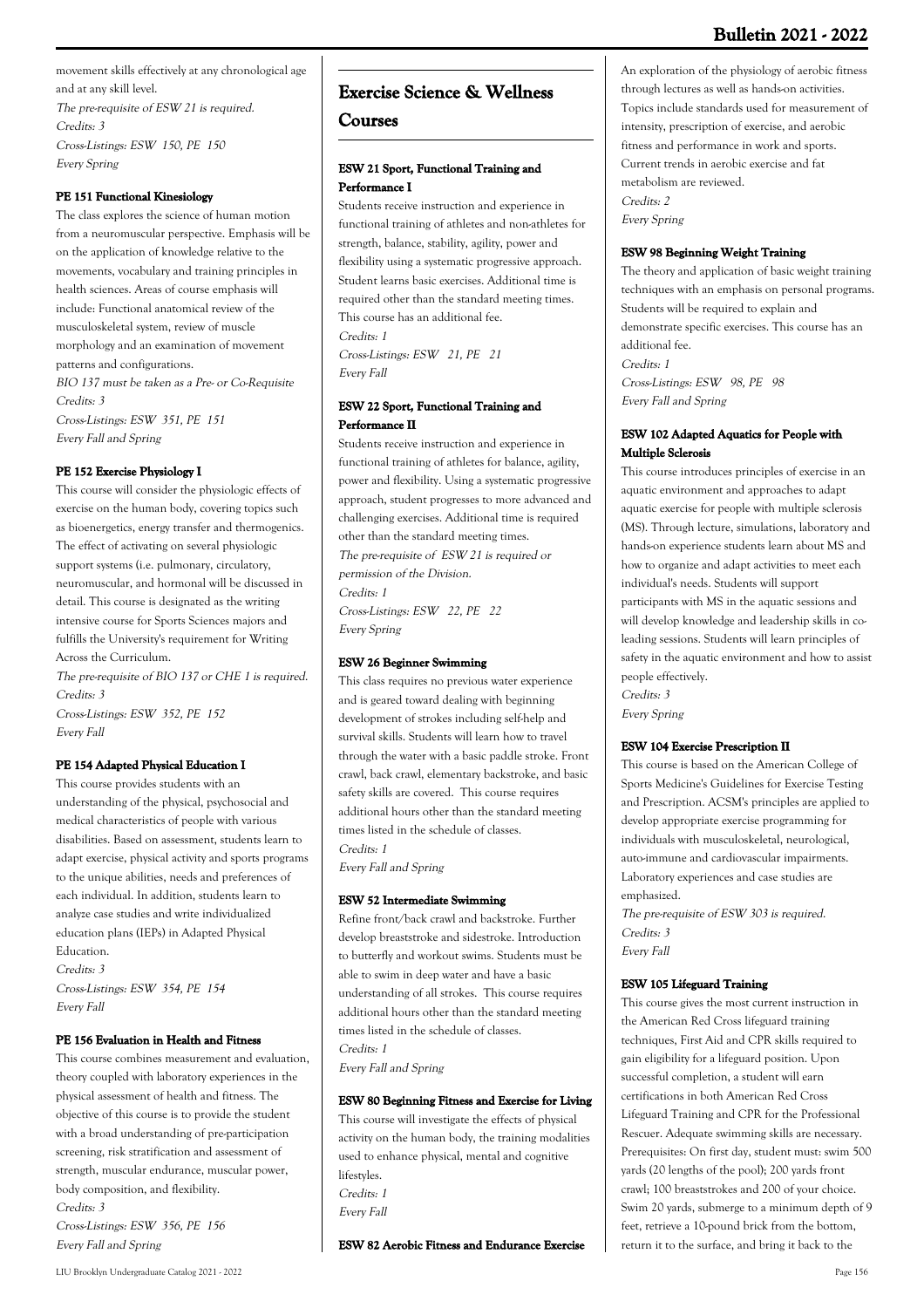movement skills effectively at any chronological age and at any skill level.

*The pre-requisite of ESW 21 is required.*
*Credits: 3*
*Cross-Listings: ESW 150, PE 150*
*Every Spring*

#### PE 151 Functional Kinesiology

The class explores the science of human motion from a neuromuscular perspective. Emphasis will be on the application of knowledge relative to the movements, vocabulary and training principles in health sciences. Areas of course emphasis will include: Functional anatomical review of the musculoskeletal system, review of muscle morphology and an examination of movement patterns and configurations.

*BIO 137 must be taken as a Pre- or Co-Requisite*
*Credits: 3*
*Cross-Listings: ESW 351, PE 151*
*Every Fall and Spring*

#### PE 152 Exercise Physiology I

This course will consider the physiologic effects of exercise on the human body, covering topics such as bioenergetics, energy transfer and thermogenics. The effect of activating on several physiologic support systems (i.e. pulmonary, circulatory, neuromuscular, and hormonal will be discussed in detail. This course is designated as the writing intensive course for Sports Sciences majors and fulfills the University's requirement for Writing Across the Curriculum.

*The pre-requisite of BIO 137 or CHE 1 is required.*
*Credits: 3*
*Cross-Listings: ESW 352, PE 152*
*Every Fall*

#### PE 154 Adapted Physical Education I

This course provides students with an understanding of the physical, psychosocial and medical characteristics of people with various disabilities. Based on assessment, students learn to adapt exercise, physical activity and sports programs to the unique abilities, needs and preferences of each individual. In addition, students learn to analyze case studies and write individualized education plans (IEPs) in Adapted Physical Education.

*Credits: 3*
*Cross-Listings: ESW 354, PE 154*
*Every Fall*

#### PE 156 Evaluation in Health and Fitness

This course combines measurement and evaluation, theory coupled with laboratory experiences in the physical assessment of health and fitness. The objective of this course is to provide the student with a broad understanding of pre-participation screening, risk stratification and assessment of strength, muscular endurance, muscular power, body composition, and flexibility.

*Credits: 3*
*Cross-Listings: ESW 356, PE 156*
*Every Fall and Spring*

## Exercise Science & Wellness Courses

#### ESW 21 Sport, Functional Training and Performance I

Students receive instruction and experience in functional training of athletes and non-athletes for strength, balance, stability, agility, power and flexibility using a systematic progressive approach. Student learns basic exercises. Additional time is required other than the standard meeting times. This course has an additional fee.

*Credits: 1*
*Cross-Listings: ESW 21, PE 21*
*Every Fall*

#### ESW 22 Sport, Functional Training and Performance II

Students receive instruction and experience in functional training of athletes for balance, agility, power and flexibility. Using a systematic progressive approach, student progresses to more advanced and challenging exercises. Additional time is required other than the standard meeting times.

*The pre-requisite of ESW 21 is required or permission of the Division.*
*Credits: 1*
*Cross-Listings: ESW 22, PE 22*
*Every Spring*

#### ESW 26 Beginner Swimming

This class requires no previous water experience and is geared toward dealing with beginning development of strokes including self-help and survival skills. Students will learn how to travel through the water with a basic paddle stroke. Front crawl, back crawl, elementary backstroke, and basic safety skills are covered. This course requires additional hours other than the standard meeting times listed in the schedule of classes.

*Credits: 1*
*Every Fall and Spring*

#### ESW 52 Intermediate Swimming

Refine front/back crawl and backstroke. Further develop breaststroke and sidestroke. Introduction to butterfly and workout swims. Students must be able to swim in deep water and have a basic understanding of all strokes. This course requires additional hours other than the standard meeting times listed in the schedule of classes.

*Credits: 1*
*Every Fall and Spring*

#### ESW 80 Beginning Fitness and Exercise for Living

This course will investigate the effects of physical activity on the human body, the training modalities used to enhance physical, mental and cognitive lifestyles.

*Credits: 1*
*Every Fall*

#### ESW 82 Aerobic Fitness and Endurance Exercise

An exploration of the physiology of aerobic fitness through lectures as well as hands-on activities. Topics include standards used for measurement of intensity, prescription of exercise, and aerobic fitness and performance in work and sports. Current trends in aerobic exercise and fat metabolism are reviewed.

*Credits: 2*
*Every Spring*

#### ESW 98 Beginning Weight Training

The theory and application of basic weight training techniques with an emphasis on personal programs. Students will be required to explain and demonstrate specific exercises. This course has an additional fee.

*Credits: 1*
*Cross-Listings: ESW 98, PE 98*
*Every Fall and Spring*

#### ESW 102 Adapted Aquatics for People with Multiple Sclerosis

This course introduces principles of exercise in an aquatic environment and approaches to adapt aquatic exercise for people with multiple sclerosis (MS). Through lecture, simulations, laboratory and hands-on experience students learn about MS and how to organize and adapt activities to meet each individual's needs. Students will support participants with MS in the aquatic sessions and will develop knowledge and leadership skills in co-leading sessions. Students will learn principles of safety in the aquatic environment and how to assist people effectively.

*Credits: 3*
*Every Spring*

#### ESW 104 Exercise Prescription II

This course is based on the American College of Sports Medicine's Guidelines for Exercise Testing and Prescription. ACSM's principles are applied to develop appropriate exercise programming for individuals with musculoskeletal, neurological, auto-immune and cardiovascular impairments. Laboratory experiences and case studies are emphasized.

*The pre-requisite of ESW 303 is required.*
*Credits: 3*
*Every Fall*

#### ESW 105 Lifeguard Training

This course gives the most current instruction in the American Red Cross lifeguard training techniques, First Aid and CPR skills required to gain eligibility for a lifeguard position. Upon successful completion, a student will earn certifications in both American Red Cross Lifeguard Training and CPR for the Professional Rescuer. Adequate swimming skills are necessary. Prerequisites: On first day, student must: swim 500 yards (20 lengths of the pool); 200 yards front crawl; 100 breaststrokes and 200 of your choice. Swim 20 yards, submerge to a minimum depth of 9 feet, retrieve a 10-pound brick from the bottom, return it to the surface, and bring it back to the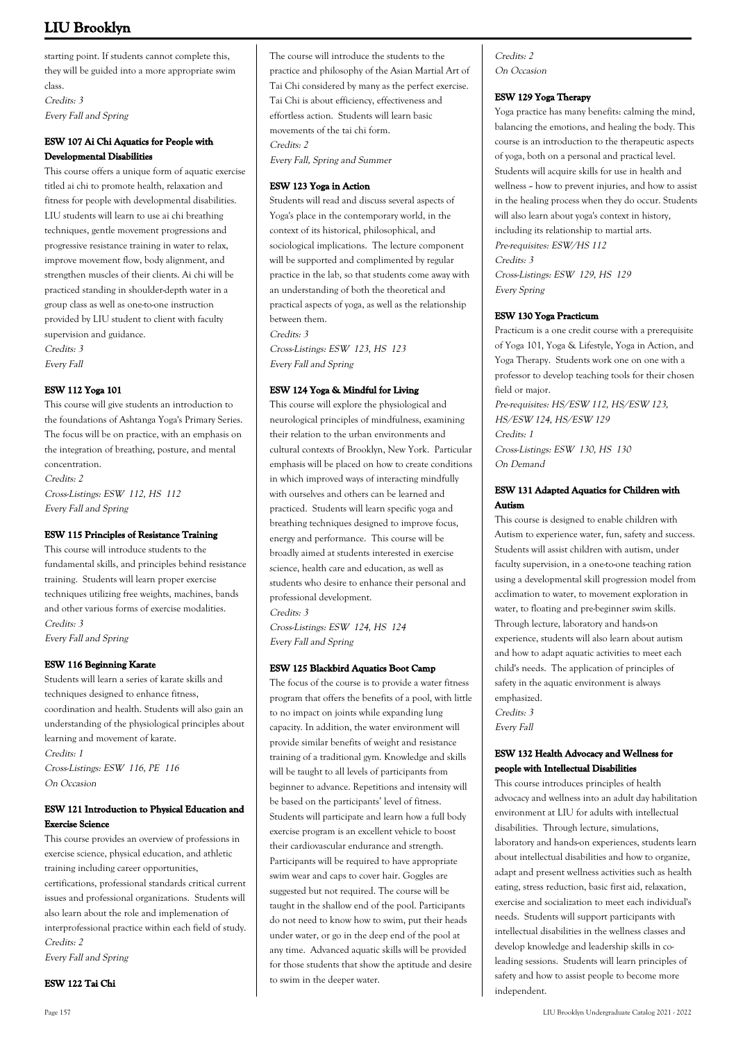starting point. If students cannot complete this, they will be guided into a more appropriate swim class.

*Credits: 3*
*Every Fall and Spring*

### ESW 107 Ai Chi Aquatics for People with Developmental Disabilities

This course offers a unique form of aquatic exercise titled ai chi to promote health, relaxation and fitness for people with developmental disabilities. LIU students will learn to use ai chi breathing techniques, gentle movement progressions and progressive resistance training in water to relax, improve movement flow, body alignment, and strengthen muscles of their clients. Ai chi will be practiced standing in shoulder-depth water in a group class as well as one-to-one instruction provided by LIU student to client with faculty supervision and guidance.

*Credits: 3*
*Every Fall*

### ESW 112 Yoga 101

This course will give students an introduction to the foundations of Ashtanga Yoga's Primary Series. The focus will be on practice, with an emphasis on the integration of breathing, posture, and mental concentration.

*Credits: 2*
*Cross-Listings: ESW 112, HS 112*
*Every Fall and Spring*

### ESW 115 Principles of Resistance Training

This course will introduce students to the fundamental skills, and principles behind resistance training. Students will learn proper exercise techniques utilizing free weights, machines, bands and other various forms of exercise modalities.

*Credits: 3*
*Every Fall and Spring*

### ESW 116 Beginning Karate

Students will learn a series of karate skills and techniques designed to enhance fitness, coordination and health. Students will also gain an understanding of the physiological principles about learning and movement of karate.

*Credits: 1*
*Cross-Listings: ESW 116, PE 116*
*On Occasion*

### ESW 121 Introduction to Physical Education and Exercise Science

This course provides an overview of professions in exercise science, physical education, and athletic training including career opportunities, certifications, professional standards critical current issues and professional organizations. Students will also learn about the role and implemenation of interprofessional practice within each field of study.

*Credits: 2*
*Every Fall and Spring*

### ESW 122 Tai Chi

The course will introduce the students to the practice and philosophy of the Asian Martial Art of Tai Chi considered by many as the perfect exercise. Tai Chi is about efficiency, effectiveness and effortless action. Students will learn basic movements of the tai chi form.

*Credits: 2*
*Every Fall, Spring and Summer*

### ESW 123 Yoga in Action

Students will read and discuss several aspects of Yoga's place in the contemporary world, in the context of its historical, philosophical, and sociological implications. The lecture component will be supported and complimented by regular practice in the lab, so that students come away with an understanding of both the theoretical and practical aspects of yoga, as well as the relationship between them.

*Credits: 3*
*Cross-Listings: ESW 123, HS 123*
*Every Fall and Spring*

### ESW 124 Yoga & Mindful for Living

This course will explore the physiological and neurological principles of mindfulness, examining their relation to the urban environments and cultural contexts of Brooklyn, New York. Particular emphasis will be placed on how to create conditions in which improved ways of interacting mindfully with ourselves and others can be learned and practiced. Students will learn specific yoga and breathing techniques designed to improve focus, energy and performance. This course will be broadly aimed at students interested in exercise science, health care and education, as well as students who desire to enhance their personal and professional development.

*Credits: 3*
*Cross-Listings: ESW 124, HS 124*
*Every Fall and Spring*

### ESW 125 Blackbird Aquatics Boot Camp

The focus of the course is to provide a water fitness program that offers the benefits of a pool, with little to no impact on joints while expanding lung capacity. In addition, the water environment will provide similar benefits of weight and resistance training of a traditional gym. Knowledge and skills will be taught to all levels of participants from beginner to advance. Repetitions and intensity will be based on the participants' level of fitness. Students will participate and learn how a full body exercise program is an excellent vehicle to boost their cardiovascular endurance and strength. Participants will be required to have appropriate swim wear and caps to cover hair. Goggles are suggested but not required. The course will be taught in the shallow end of the pool. Participants do not need to know how to swim, put their heads under water, or go in the deep end of the pool at any time. Advanced aquatic skills will be provided for those students that show the aptitude and desire to swim in the deeper water.

*Credits: 2*
*On Occasion*

### ESW 129 Yoga Therapy

Yoga practice has many benefits: calming the mind, balancing the emotions, and healing the body. This course is an introduction to the therapeutic aspects of yoga, both on a personal and practical level. Students will acquire skills for use in health and wellness – how to prevent injuries, and how to assist in the healing process when they do occur. Students will also learn about yoga's context in history, including its relationship to martial arts.

*Pre-requisites: ESW/HS 112*
*Credits: 3*
*Cross-Listings: ESW 129, HS 129*
*Every Spring*

### ESW 130 Yoga Practicum

Practicum is a one credit course with a prerequisite of Yoga 101, Yoga & Lifestyle, Yoga in Action, and Yoga Therapy. Students work one on one with a professor to develop teaching tools for their chosen field or major.

*Pre-requisites: HS/ESW 112, HS/ESW 123, HS/ESW 124, HS/ESW 129*
*Credits: 1*
*Cross-Listings: ESW 130, HS 130*
*On Demand*

### ESW 131 Adapted Aquatics for Children with Autism

This course is designed to enable children with Autism to experience water, fun, safety and success. Students will assist children with autism, under faculty supervision, in a one-to-one teaching ration using a developmental skill progression model from acclimation to water, to movement exploration in water, to floating and pre-beginner swim skills. Through lecture, laboratory and hands-on experience, students will also learn about autism and how to adapt aquatic activities to meet each child's needs. The application of principles of safety in the aquatic environment is always emphasized.

*Credits: 3*
*Every Fall*

### ESW 132 Health Advocacy and Wellness for people with Intellectual Disabilities

This course introduces principles of health advocacy and wellness into an adult day habilitation environment at LIU for adults with intellectual disabilities. Through lecture, simulations, laboratory and hands-on experiences, students learn about intellectual disabilities and how to organize, adapt and present wellness activities such as health eating, stress reduction, basic first aid, relaxation, exercise and socialization to meet each individual's needs. Students will support participants with intellectual disabilities in the wellness classes and develop knowledge and leadership skills in co-leading sessions. Students will learn principles of safety and how to assist people to become more independent.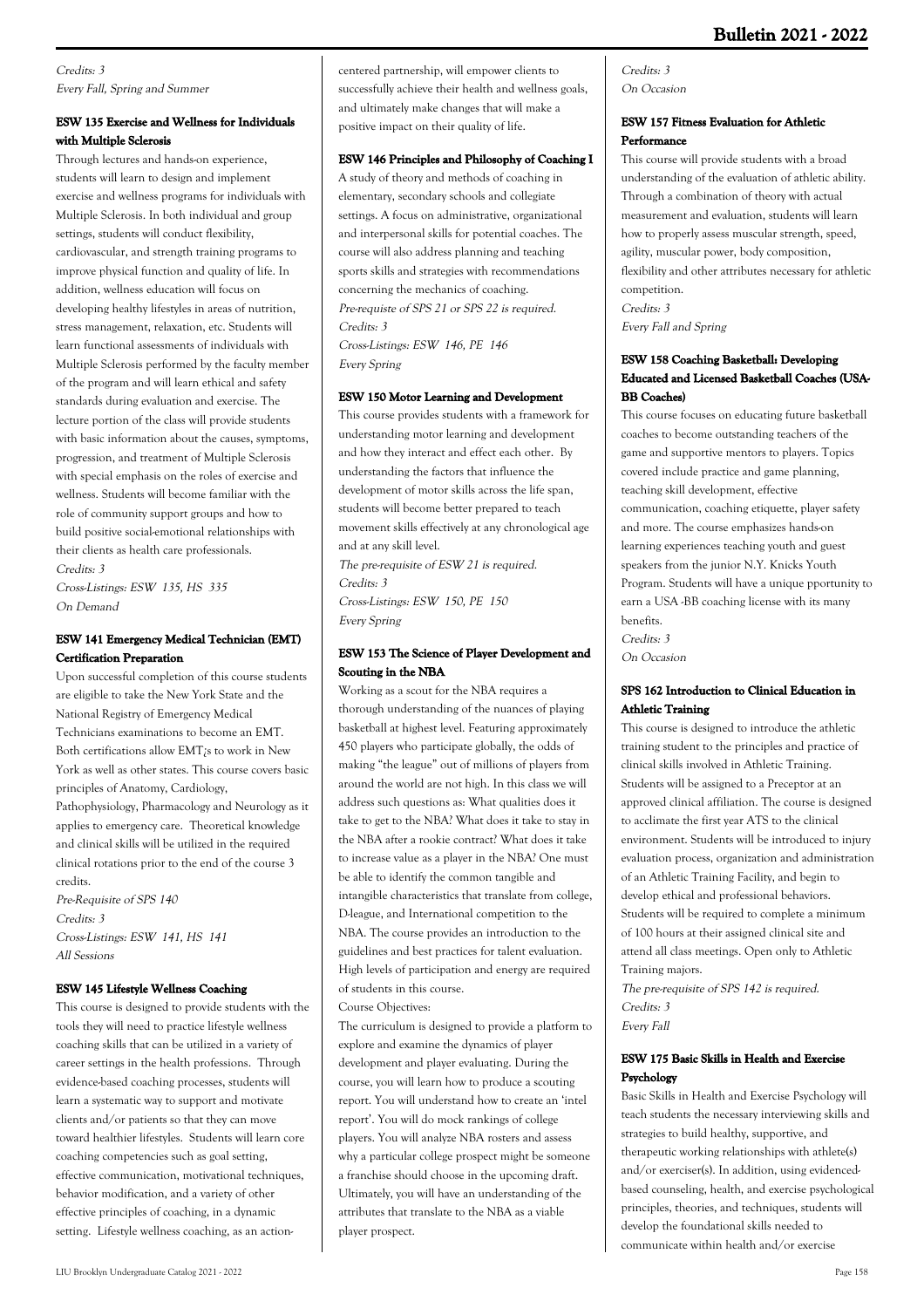*Credits: 3*
*Every Fall, Spring and Summer*

### ESW 135 Exercise and Wellness for Individuals with Multiple Sclerosis

Through lectures and hands-on experience, students will learn to design and implement exercise and wellness programs for individuals with Multiple Sclerosis. In both individual and group settings, students will conduct flexibility, cardiovascular, and strength training programs to improve physical function and quality of life. In addition, wellness education will focus on developing healthy lifestyles in areas of nutrition, stress management, relaxation, etc. Students will learn functional assessments of individuals with Multiple Sclerosis performed by the faculty member of the program and will learn ethical and safety standards during evaluation and exercise. The lecture portion of the class will provide students with basic information about the causes, symptoms, progression, and treatment of Multiple Sclerosis with special emphasis on the roles of exercise and wellness. Students will become familiar with the role of community support groups and how to build positive social-emotional relationships with their clients as health care professionals.
*Credits: 3*
*Cross-Listings: ESW 135, HS 335*
*On Demand*

### ESW 141 Emergency Medical Technician (EMT) Certification Preparation

Upon successful completion of this course students are eligible to take the New York State and the National Registry of Emergency Medical Technicians examinations to become an EMT. Both certifications allow EMT¿s to work in New York as well as other states. This course covers basic principles of Anatomy, Cardiology, Pathophysiology, Pharmacology and Neurology as it applies to emergency care. Theoretical knowledge and clinical skills will be utilized in the required clinical rotations prior to the end of the course 3 credits.
*Pre-Requisite of SPS 140*
*Credits: 3*
*Cross-Listings: ESW 141, HS 141*
*All Sessions*

### ESW 145 Lifestyle Wellness Coaching

This course is designed to provide students with the tools they will need to practice lifestyle wellness coaching skills that can be utilized in a variety of career settings in the health professions. Through evidence-based coaching processes, students will learn a systematic way to support and motivate clients and/or patients so that they can move toward healthier lifestyles. Students will learn core coaching competencies such as goal setting, effective communication, motivational techniques, behavior modification, and a variety of other effective principles of coaching, in a dynamic setting. Lifestyle wellness coaching, as an action-centered partnership, will empower clients to successfully achieve their health and wellness goals, and ultimately make changes that will make a positive impact on their quality of life.
*Credits: 3*
*On Occasion*

### ESW 146 Principles and Philosophy of Coaching I

A study of theory and methods of coaching in elementary, secondary schools and collegiate settings. A focus on administrative, organizational and interpersonal skills for potential coaches. The course will also address planning and teaching sports skills and strategies with recommendations concerning the mechanics of coaching.
*Pre-requiste of SPS 21 or SPS 22 is required.*
*Credits: 3*
*Cross-Listings: ESW 146, PE 146*
*Every Spring*

### ESW 150 Motor Learning and Development

This course provides students with a framework for understanding motor learning and development and how they interact and effect each other. By understanding the factors that influence the development of motor skills across the life span, students will become better prepared to teach movement skills effectively at any chronological age and at any skill level.
*The pre-requisite of ESW 21 is required.*
*Credits: 3*
*Cross-Listings: ESW 150, PE 150*
*Every Spring*

### ESW 153 The Science of Player Development and Scouting in the NBA

Working as a scout for the NBA requires a thorough understanding of the nuances of playing basketball at highest level. Featuring approximately 450 players who participate globally, the odds of making "the league" out of millions of players from around the world are not high. In this class we will address such questions as: What qualities does it take to get to the NBA? What does it take to stay in the NBA after a rookie contract? What does it take to increase value as a player in the NBA? One must be able to identify the common tangible and intangible characteristics that translate from college, D-league, and International competition to the NBA. The course provides an introduction to the guidelines and best practices for talent evaluation. High levels of participation and energy are required of students in this course.

Course Objectives:

The curriculum is designed to provide a platform to explore and examine the dynamics of player development and player evaluating. During the course, you will learn how to produce a scouting report. You will understand how to create an 'intel report'. You will do mock rankings of college players. You will analyze NBA rosters and assess why a particular college prospect might be someone a franchise should choose in the upcoming draft. Ultimately, you will have an understanding of the attributes that translate to the NBA as a viable player prospect.
*Credits: 3*
*On Occasion*

### ESW 157 Fitness Evaluation for Athletic Performance

This course will provide students with a broad understanding of the evaluation of athletic ability. Through a combination of theory with actual measurement and evaluation, students will learn how to properly assess muscular strength, speed, agility, muscular power, body composition, flexibility and other attributes necessary for athletic competition.
*Credits: 3*
*Every Fall and Spring*

### ESW 158 Coaching Basketball: Developing Educated and Licensed Basketball Coaches (USA-BB Coaches)

This course focuses on educating future basketball coaches to become outstanding teachers of the game and supportive mentors to players. Topics covered include practice and game planning, teaching skill development, effective communication, coaching etiquette, player safety and more. The course emphasizes hands-on learning experiences teaching youth and guest speakers from the junior N.Y. Knicks Youth Program. Students will have a unique pportunity to earn a USA -BB coaching license with its many benefits.
*Credits: 3*
*On Occasion*

### SPS 162 Introduction to Clinical Education in Athletic Training

This course is designed to introduce the athletic training student to the principles and practice of clinical skills involved in Athletic Training. Students will be assigned to a Preceptor at an approved clinical affiliation. The course is designed to acclimate the first year ATS to the clinical environment. Students will be introduced to injury evaluation process, organization and administration of an Athletic Training Facility, and begin to develop ethical and professional behaviors. Students will be required to complete a minimum of 100 hours at their assigned clinical site and attend all class meetings. Open only to Athletic Training majors.
*The pre-requisite of SPS 142 is required.*
*Credits: 3*
*Every Fall*

### ESW 175 Basic Skills in Health and Exercise Psychology

Basic Skills in Health and Exercise Psychology will teach students the necessary interviewing skills and strategies to build healthy, supportive, and therapeutic working relationships with athlete(s) and/or exerciser(s). In addition, using evidenced-based counseling, health, and exercise psychological principles, theories, and techniques, students will develop the foundational skills needed to communicate within health and/or exercise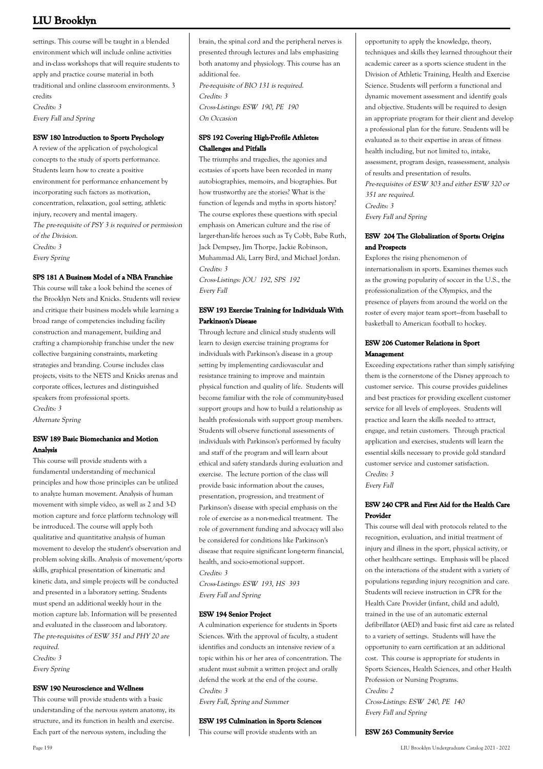settings. This course will be taught in a blended environment which will include online activities and in-class workshops that will require students to apply and practice course material in both traditional and online classroom environments. 3 credits

*Credits: 3*

*Every Fall and Spring*

### ESW 180 Introduction to Sports Psychology

A review of the application of psychological concepts to the study of sports performance. Students learn how to create a positive environment for performance enhancement by incorporating such factors as motivation, concentration, relaxation, goal setting, athletic injury, recovery and mental imagery.

*The pre-requisite of PSY 3 is required or permission of the Division.*

*Credits: 3*

*Every Spring*

### SPS 181 A Business Model of a NBA Franchise

This course will take a look behind the scenes of the Brooklyn Nets and Knicks. Students will review and critique their business models while learning a broad range of competencies including facility construction and management, building and crafting a championship franchise under the new collective bargaining constraints, marketing strategies and branding. Course includes class projects, visits to the NETS and Knicks arenas and corporate offices, lectures and distinguished speakers from professional sports.

*Credits: 3*

*Alternate Spring*

### ESW 189 Basic Biomechanics and Motion Analysis

This course will provide students with a fundamental understanding of mechanical principles and how those principles can be utilized to analyze human movement. Analysis of human movement with simple video, as well as 2 and 3-D motion capture and force platform technology will be introduced. The course will apply both qualitative and quantitative analysis of human movement to develop the student's observation and problem solving skills. Analysis of movement/sports skills, graphical presentation of kinematic and kinetic data, and simple projects will be conducted and presented in a laboratory setting. Students must spend an additional weekly hour in the motion capture lab. Information will be presented and evaluated in the classroom and laboratory.

*The pre-requisites of ESW 351 and PHY 20 are required.*

*Credits: 3*

*Every Spring*

### ESW 190 Neuroscience and Wellness

This course will provide students with a basic understanding of the nervous system anatomy, its structure, and its function in health and exercise. Each part of the nervous system, including the brain, the spinal cord and the peripheral nerves is presented through lectures and labs emphasizing both anatomy and physiology. This course has an additional fee.

*Pre-requisite of BIO 131 is required.*

*Credits: 3*

*Cross-Listings: ESW 190, PE 190*

*On Occasion*

### SPS 192 Covering High-Profile Athletes: Challenges and Pitfalls

The triumphs and tragedies, the agonies and ecstasies of sports have been recorded in many autobiographies, memoirs, and biographies. But how trustworthy are the stories? What is the function of legends and myths in sports history? The course explores these questions with special emphasis on American culture and the rise of larger-than-life heroes such as Ty Cobb, Babe Ruth, Jack Dempsey, Jim Thorpe, Jackie Robinson, Muhammad Ali, Larry Bird, and Michael Jordan.

*Credits: 3*

*Cross-Listings: JOU 192, SPS 192*

*Every Fall*

### ESW 193 Exercise Training for Individuals With Parkinson's Disease

Through lecture and clinical study students will learn to design exercise training programs for individuals with Parkinson's disease in a group setting by implementing cardiovascular and resistance training to improve and maintain physical function and quality of life. Students will become familiar with the role of community-based support groups and how to build a relationship as health professionals with support group members. Students will observe functional assessments of individuals with Parkinson's performed by faculty and staff of the program and will learn about ethical and safety standards during evaluation and exercise. The lecture portion of the class will provide basic information about the causes, presentation, progression, and treatment of Parkinson's disease with special emphasis on the role of exercise as a non-medical treatment. The role of government funding and advocacy will also be considered for conditions like Parkinson's disease that require significant long-term financial, health, and socio-emotional support.

*Credits: 3*

*Cross-Listings: ESW 193, HS 393*

*Every Fall and Spring*

### ESW 194 Senior Project

A culmination experience for students in Sports Sciences. With the approval of faculty, a student identifies and conducts an intensive review of a topic within his or her area of concentration. The student must submit a written project and orally defend the work at the end of the course.

*Credits: 3*

*Every Fall, Spring and Summer*

### ESW 195 Culmination in Sports Sciences

This course will provide students with an opportunity to apply the knowledge, theory, techniques and skills they learned throughout their academic career as a sports science student in the Division of Athletic Training, Health and Exercise Science. Students will perform a functional and dynamic movement assessment and identify goals and objective. Students will be required to design an appropriate program for their client and develop a professional plan for the future. Students will be evaluated as to their expertise in areas of fitness health including, but not limited to, intake, assessment, program design, reassessment, analysis of results and presentation of results.

*Pre-requisites of ESW 303 and either ESW 320 or 351 are required.*

*Credits: 3*

*Every Fall and Spring*

### ESW 204 The Globalization of Sports: Origins and Prospects

Explores the rising phenomenon of internationalism in sports. Examines themes such as the growing popularity of soccer in the U.S., the professionalization of the Olympics, and the presence of players from around the world on the roster of every major team sport—from baseball to basketball to American football to hockey.

### ESW 206 Customer Relations in Sport Management

Exceeding expectations rather than simply satisfying them is the cornerstone of the Disney approach to customer service. This course provides guidelines and best practices for providing excellent customer service for all levels of employees. Students will practice and learn the skills needed to attract, engage, and retain customers. Through practical application and exercises, students will learn the essential skills necessary to provide gold standard customer service and customer satisfaction.

*Credits: 3*

*Every Fall*

### ESW 240 CPR and First Aid for the Health Care Provider

This course will deal with protocols related to the recognition, evaluation, and initial treatment of injury and illness in the sport, physical activity, or other healthcare settings. Emphasis will be placed on the interactions of the student with a variety of populations regarding injury recognition and care. Students will recieve instruction in CPR for the Health Care Provider (infant, child and adult), trained in the use of an automatic external defibrillator (AED) and basic first aid care as related to a variety of settings. Students will have the opportunity to earn certification at an additional cost. This course is appropriate for students in Sports Sciences, Health Sciences, and other Health Profession or Nursing Programs.

*Credits: 2*

*Cross-Listings: ESW 240, PE 140*

*Every Fall and Spring*

### ESW 263 Community Service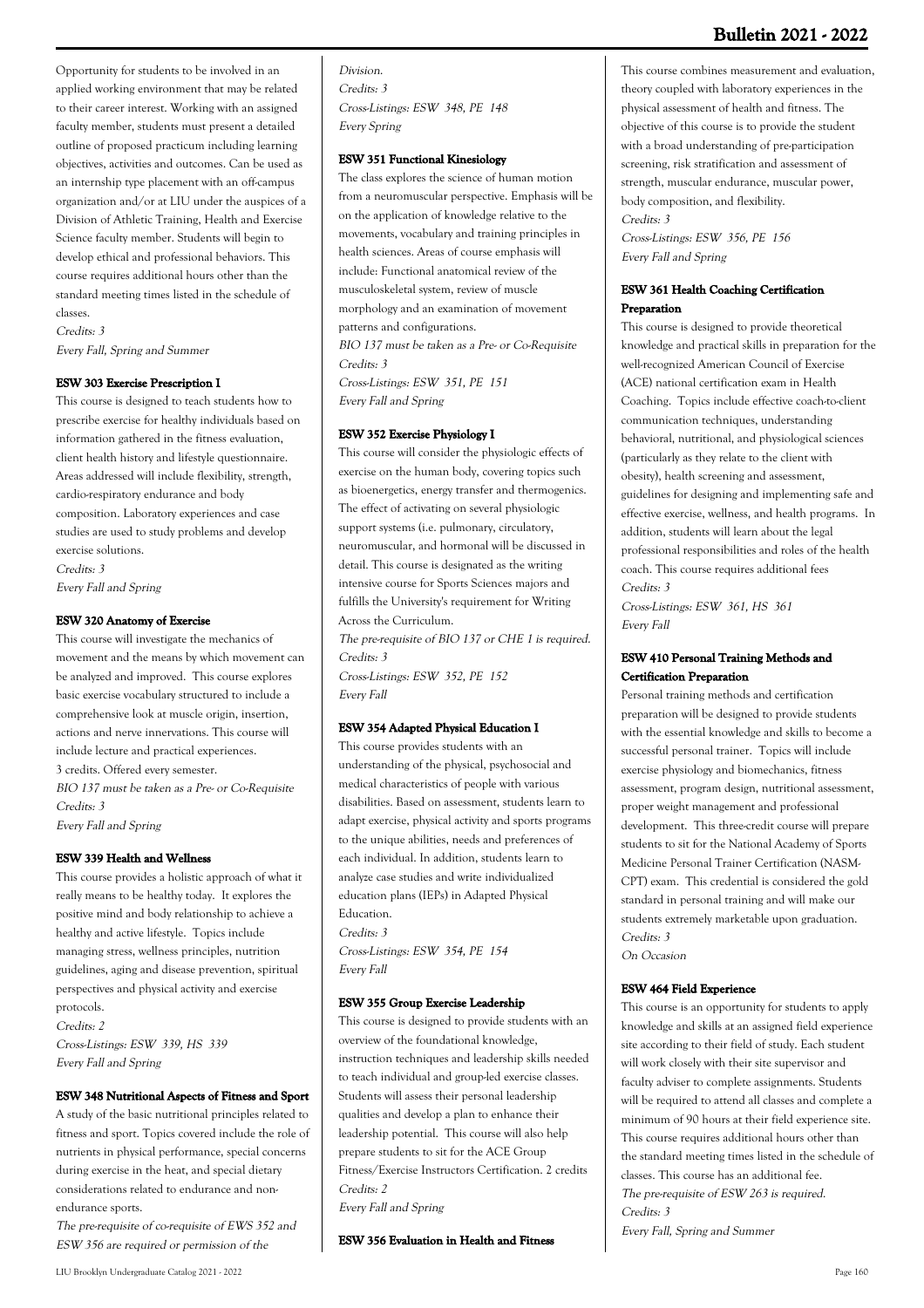Opportunity for students to be involved in an applied working environment that may be related to their career interest. Working with an assigned faculty member, students must present a detailed outline of proposed practicum including learning objectives, activities and outcomes. Can be used as an internship type placement with an off-campus organization and/or at LIU under the auspices of a Division of Athletic Training, Health and Exercise Science faculty member. Students will begin to develop ethical and professional behaviors. This course requires additional hours other than the standard meeting times listed in the schedule of classes.
*Credits: 3*
*Every Fall, Spring and Summer*

#### ESW 303 Exercise Prescription I

This course is designed to teach students how to prescribe exercise for healthy individuals based on information gathered in the fitness evaluation, client health history and lifestyle questionnaire. Areas addressed will include flexibility, strength, cardio-respiratory endurance and body composition. Laboratory experiences and case studies are used to study problems and develop exercise solutions.
*Credits: 3*
*Every Fall and Spring*

#### ESW 320 Anatomy of Exercise

This course will investigate the mechanics of movement and the means by which movement can be analyzed and improved. This course explores basic exercise vocabulary structured to include a comprehensive look at muscle origin, insertion, actions and nerve innervations. This course will include lecture and practical experiences.
3 credits. Offered every semester.
*BIO 137 must be taken as a Pre- or Co-Requisite*
*Credits: 3*
*Every Fall and Spring*

#### ESW 339 Health and Wellness

This course provides a holistic approach of what it really means to be healthy today. It explores the positive mind and body relationship to achieve a healthy and active lifestyle. Topics include managing stress, wellness principles, nutrition guidelines, aging and disease prevention, spiritual perspectives and physical activity and exercise protocols.
*Credits: 2*
*Cross-Listings: ESW 339, HS 339*
*Every Fall and Spring*

#### ESW 348 Nutritional Aspects of Fitness and Sport

A study of the basic nutritional principles related to fitness and sport. Topics covered include the role of nutrients in physical performance, special concerns during exercise in the heat, and special dietary considerations related to endurance and non-endurance sports.
*The pre-requisite of co-requisite of EWS 352 and ESW 356 are required or permission of the Division.*
*Credits: 3*
*Cross-Listings: ESW 348, PE 148*
*Every Spring*

#### ESW 351 Functional Kinesiology

The class explores the science of human motion from a neuromuscular perspective. Emphasis will be on the application of knowledge relative to the movements, vocabulary and training principles in health sciences. Areas of course emphasis will include: Functional anatomical review of the musculoskeletal system, review of muscle morphology and an examination of movement patterns and configurations.
*BIO 137 must be taken as a Pre- or Co-Requisite*
*Credits: 3*
*Cross-Listings: ESW 351, PE 151*
*Every Fall and Spring*

#### ESW 352 Exercise Physiology I

This course will consider the physiologic effects of exercise on the human body, covering topics such as bioenergetics, energy transfer and thermogenics. The effect of activating on several physiologic support systems (i.e. pulmonary, circulatory, neuromuscular, and hormonal will be discussed in detail. This course is designated as the writing intensive course for Sports Sciences majors and fulfills the University's requirement for Writing Across the Curriculum.
*The pre-requisite of BIO 137 or CHE 1 is required.*
*Credits: 3*
*Cross-Listings: ESW 352, PE 152*
*Every Fall*

#### ESW 354 Adapted Physical Education I

This course provides students with an understanding of the physical, psychosocial and medical characteristics of people with various disabilities. Based on assessment, students learn to adapt exercise, physical activity and sports programs to the unique abilities, needs and preferences of each individual. In addition, students learn to analyze case studies and write individualized education plans (IEPs) in Adapted Physical Education.
*Credits: 3*
*Cross-Listings: ESW 354, PE 154*
*Every Fall*

#### ESW 355 Group Exercise Leadership

This course is designed to provide students with an overview of the foundational knowledge, instruction techniques and leadership skills needed to teach individual and group-led exercise classes. Students will assess their personal leadership qualities and develop a plan to enhance their leadership potential. This course will also help prepare students to sit for the ACE Group Fitness/Exercise Instructors Certification. 2 credits
*Credits: 2*
*Every Fall and Spring*

#### ESW 356 Evaluation in Health and Fitness

This course combines measurement and evaluation, theory coupled with laboratory experiences in the physical assessment of health and fitness. The objective of this course is to provide the student with a broad understanding of pre-participation screening, risk stratification and assessment of strength, muscular endurance, muscular power, body composition, and flexibility.
*Credits: 3*
*Cross-Listings: ESW 356, PE 156*
*Every Fall and Spring*

#### ESW 361 Health Coaching Certification Preparation

This course is designed to provide theoretical knowledge and practical skills in preparation for the well-recognized American Council of Exercise (ACE) national certification exam in Health Coaching. Topics include effective coach-to-client communication techniques, understanding behavioral, nutritional, and physiological sciences (particularly as they relate to the client with obesity), health screening and assessment, guidelines for designing and implementing safe and effective exercise, wellness, and health programs. In addition, students will learn about the legal professional responsibilities and roles of the health coach. This course requires additional fees
*Credits: 3*
*Cross-Listings: ESW 361, HS 361*
*Every Fall*

#### ESW 410 Personal Training Methods and Certification Preparation

Personal training methods and certification preparation will be designed to provide students with the essential knowledge and skills to become a successful personal trainer. Topics will include exercise physiology and biomechanics, fitness assessment, program design, nutritional assessment, proper weight management and professional development. This three-credit course will prepare students to sit for the National Academy of Sports Medicine Personal Trainer Certification (NASM-CPT) exam. This credential is considered the gold standard in personal training and will make our students extremely marketable upon graduation.
*Credits: 3*
*On Occasion*

#### ESW 464 Field Experience

This course is an opportunity for students to apply knowledge and skills at an assigned field experience site according to their field of study. Each student will work closely with their site supervisor and faculty adviser to complete assignments. Students will be required to attend all classes and complete a minimum of 90 hours at their field experience site. This course requires additional hours other than the standard meeting times listed in the schedule of classes. This course has an additional fee.
*The pre-requisite of ESW 263 is required.*
*Credits: 3*
*Every Fall, Spring and Summer*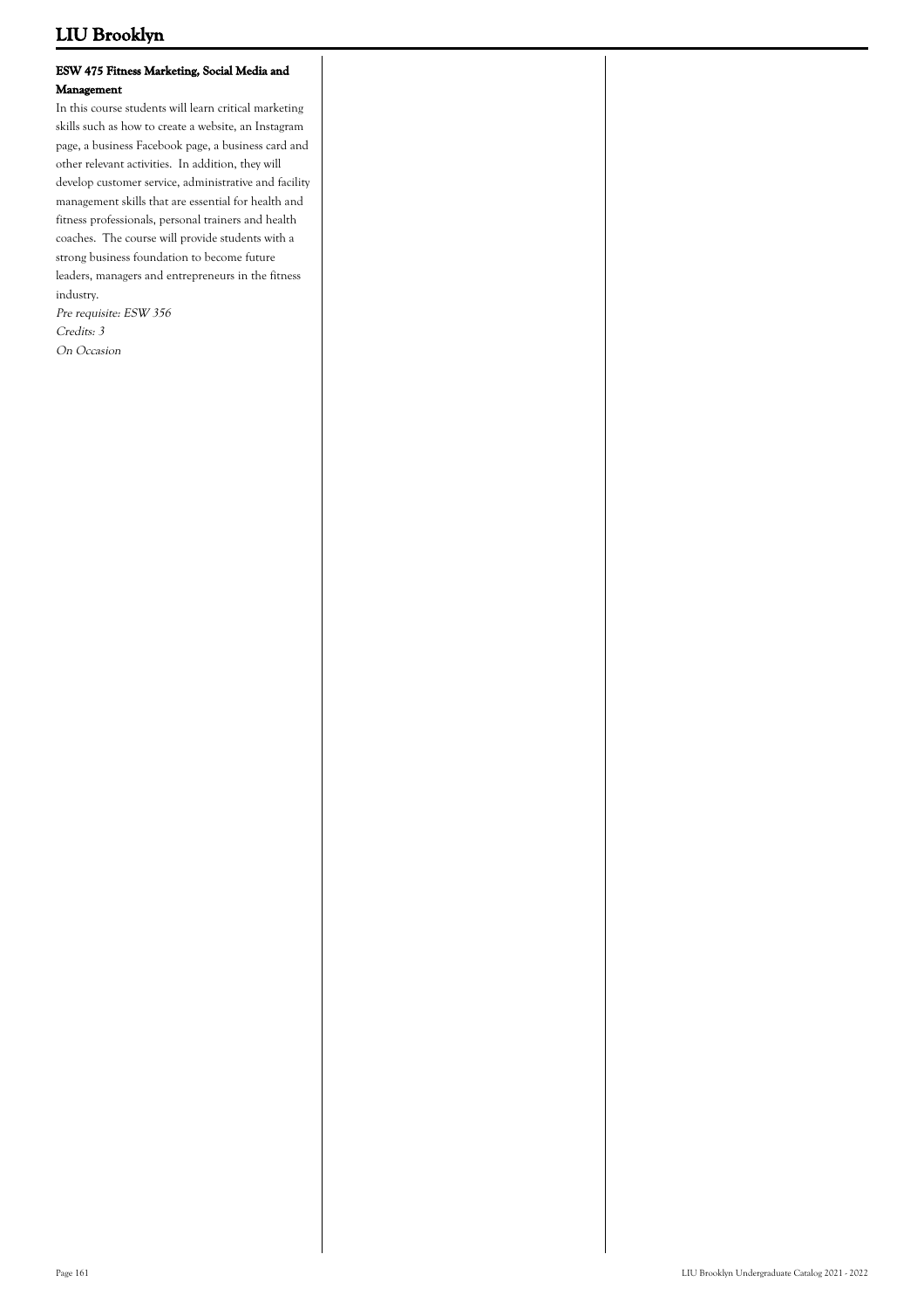#### ESW 475 Fitness Marketing, Social Media and Management

In this course students will learn critical marketing skills such as how to create a website, an Instagram page, a business Facebook page, a business card and other relevant activities. In addition, they will develop customer service, administrative and facility management skills that are essential for health and fitness professionals, personal trainers and health coaches. The course will provide students with a strong business foundation to become future leaders, managers and entrepreneurs in the fitness industry.

*Pre requisite: ESW 356*
*Credits: 3*
*On Occasion*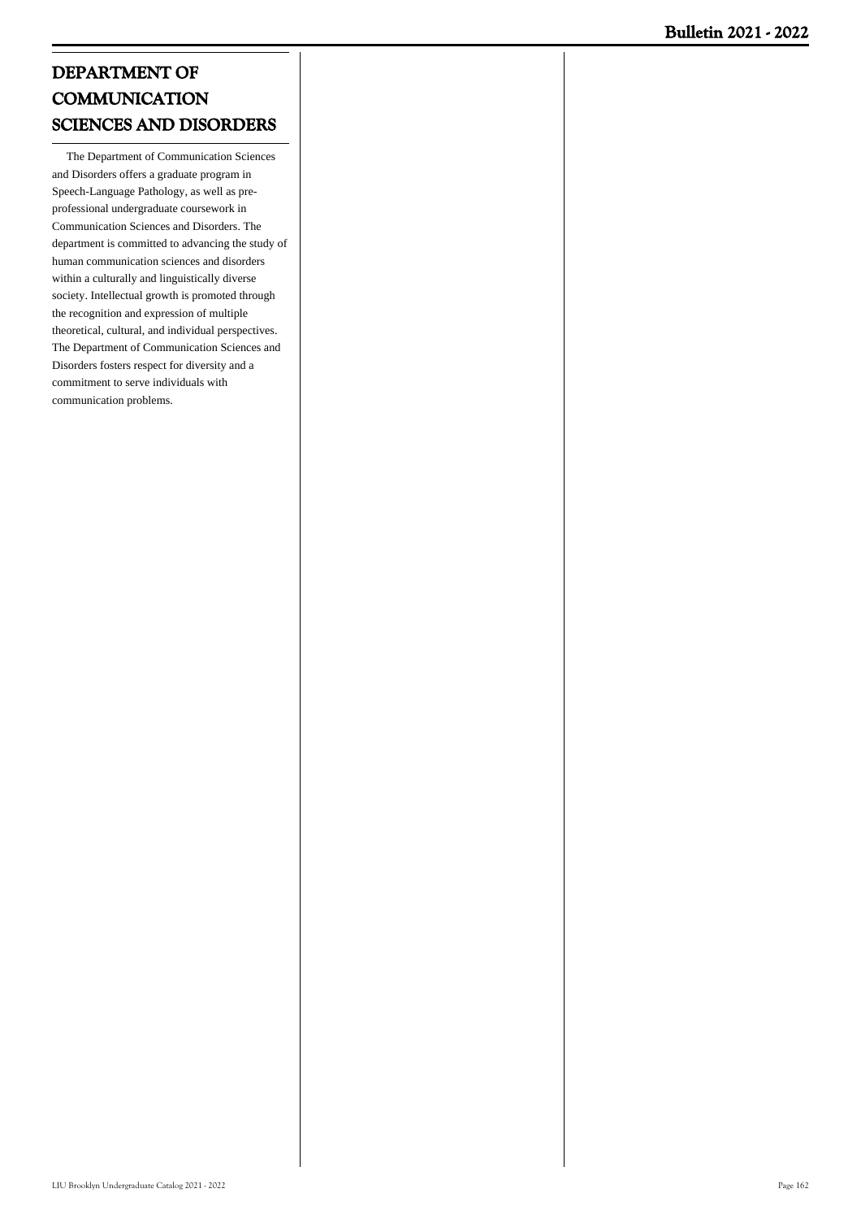# DEPARTMENT OF COMMUNICATION SCIENCES AND DISORDERS

The Department of Communication Sciences and Disorders offers a graduate program in Speech-Language Pathology, as well as pre-professional undergraduate coursework in Communication Sciences and Disorders. The department is committed to advancing the study of human communication sciences and disorders within a culturally and linguistically diverse society. Intellectual growth is promoted through the recognition and expression of multiple theoretical, cultural, and individual perspectives. The Department of Communication Sciences and Disorders fosters respect for diversity and a commitment to serve individuals with communication problems.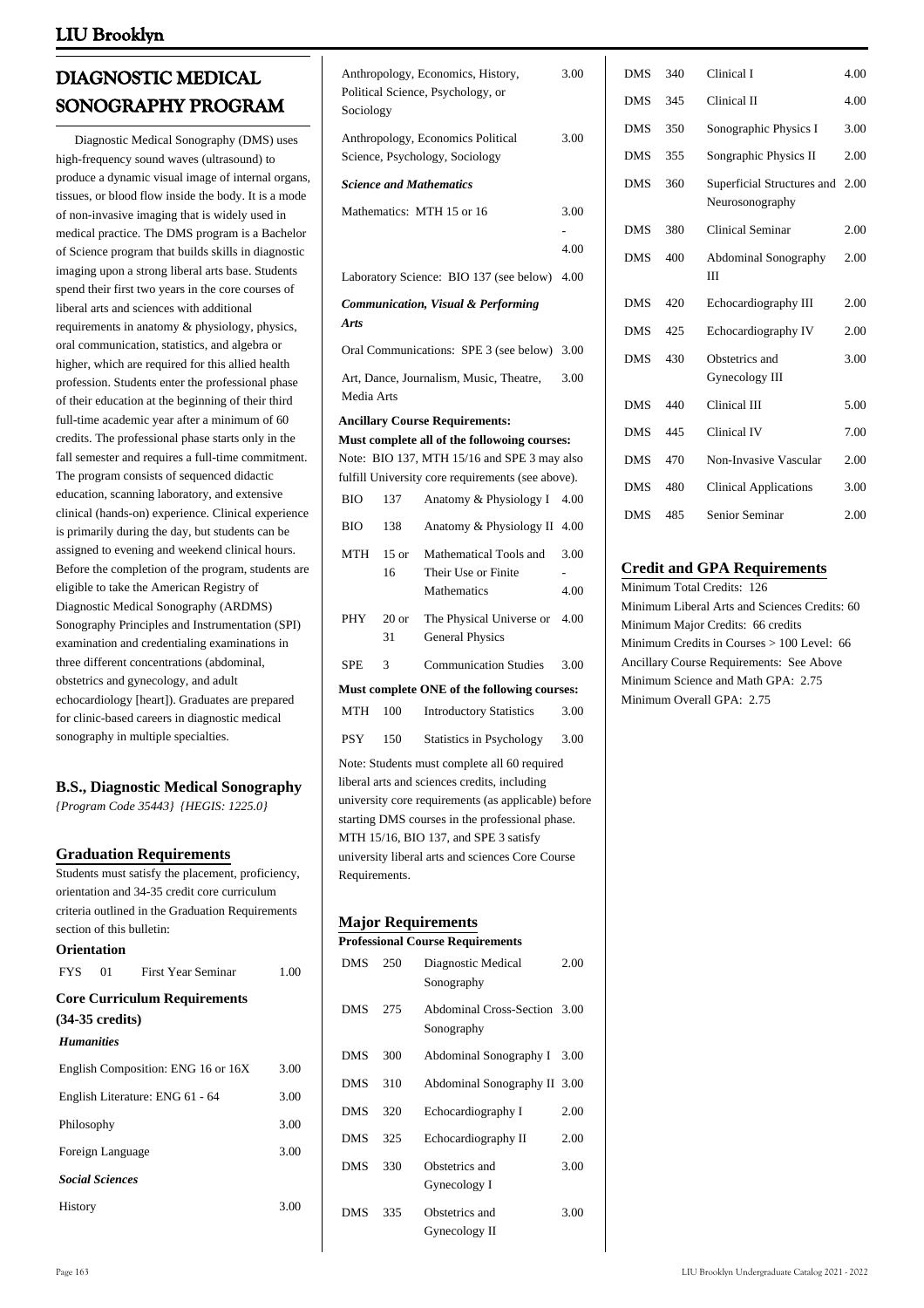# DIAGNOSTIC MEDICAL SONOGRAPHY PROGRAM

Diagnostic Medical Sonography (DMS) uses high-frequency sound waves (ultrasound) to produce a dynamic visual image of internal organs, tissues, or blood flow inside the body. It is a mode of non-invasive imaging that is widely used in medical practice. The DMS program is a Bachelor of Science program that builds skills in diagnostic imaging upon a strong liberal arts base. Students spend their first two years in the core courses of liberal arts and sciences with additional requirements in anatomy & physiology, physics, oral communication, statistics, and algebra or higher, which are required for this allied health profession. Students enter the professional phase of their education at the beginning of their third full-time academic year after a minimum of 60 credits. The professional phase starts only in the fall semester and requires a full-time commitment. The program consists of sequenced didactic education, scanning laboratory, and extensive clinical (hands-on) experience. Clinical experience is primarily during the day, but students can be assigned to evening and weekend clinical hours. Before the completion of the program, students are eligible to take the American Registry of Diagnostic Medical Sonography (ARDMS) Sonography Principles and Instrumentation (SPI) examination and credentialing examinations in three different concentrations (abdominal, obstetrics and gynecology, and adult echocardiology [heart]). Graduates are prepared for clinic-based careers in diagnostic medical sonography in multiple specialties.

## B.S., Diagnostic Medical Sonography

*{Program Code 35443} {HEGIS: 1225.0}*

## Graduation Requirements

Students must satisfy the placement, proficiency, orientation and 34-35 credit core curriculum criteria outlined in the Graduation Requirements section of this bulletin:

**Orientation**

| | | | |
|---|---|---|---|
| FYS | 01 | First Year Seminar | 1.00 |

**Core Curriculum Requirements (34-35 credits)**

***Humanities***

| | |
|---|---|
| English Composition: ENG 16 or 16X | 3.00 |
| English Literature: ENG 61 - 64 | 3.00 |
| Philosophy | 3.00 |
| Foreign Language | 3.00 |

***Social Sciences***

| | |
|---|---|
| History | 3.00 |
| Anthropology, Economics, History, Political Science, Psychology, or Sociology | 3.00 |
| Anthropology, Economics Political Science, Psychology, Sociology | 3.00 |

***Science and Mathematics***

| | |
|---|---|
| Mathematics: MTH 15 or 16 | 3.00 - 4.00 |
| Laboratory Science: BIO 137 (see below) | 4.00 |

***Communication, Visual & Performing Arts***

| | |
|---|---|
| Oral Communications: SPE 3 (see below) | 3.00 |
| Art, Dance, Journalism, Music, Theatre, Media Arts | 3.00 |

**Ancillary Course Requirements:**

**Must complete all of the followoing courses:**

Note: BIO 137, MTH 15/16 and SPE 3 may also fulfill University core requirements (see above).

| | | | |
|---|---|---|---|
| BIO | 137 | Anatomy & Physiology I | 4.00 |
| BIO | 138 | Anatomy & Physiology II | 4.00 |
| MTH | 15 or 16 | Mathematical Tools and Their Use or Finite Mathematics | 3.00 - 4.00 |
| PHY | 20 or 31 | The Physical Universe or General Physics | 4.00 |
| SPE | 3 | Communication Studies | 3.00 |

**Must complete ONE of the following courses:**

| | | | |
|---|---|---|---|
| MTH | 100 | Introductory Statistics | 3.00 |
| PSY | 150 | Statistics in Psychology | 3.00 |

Note: Students must complete all 60 required liberal arts and sciences credits, including university core requirements (as applicable) before starting DMS courses in the professional phase. MTH 15/16, BIO 137, and SPE 3 satisfy university liberal arts and sciences Core Course Requirements.

## Major Requirements

**Professional Course Requirements**

| | | | |
|---|---|---|---|
| DMS | 250 | Diagnostic Medical Sonography | 2.00 |
| DMS | 275 | Abdominal Cross-Section Sonography | 3.00 |
| DMS | 300 | Abdominal Sonography I | 3.00 |
| DMS | 310 | Abdominal Sonography II | 3.00 |
| DMS | 320 | Echocardiography I | 2.00 |
| DMS | 325 | Echocardiography II | 2.00 |
| DMS | 330 | Obstetrics and Gynecology I | 3.00 |
| DMS | 335 | Obstetrics and Gynecology II | 3.00 |
| DMS | 340 | Clinical I | 4.00 |
| DMS | 345 | Clinical II | 4.00 |
| DMS | 350 | Sonographic Physics I | 3.00 |
| DMS | 355 | Songraphic Physics II | 2.00 |
| DMS | 360 | Superficial Structures and Neurosonography | 2.00 |
| DMS | 380 | Clinical Seminar | 2.00 |
| DMS | 400 | Abdominal Sonography III | 2.00 |
| DMS | 420 | Echocardiography III | 2.00 |
| DMS | 425 | Echocardiography IV | 2.00 |
| DMS | 430 | Obstetrics and Gynecology III | 3.00 |
| DMS | 440 | Clinical III | 5.00 |
| DMS | 445 | Clinical IV | 7.00 |
| DMS | 470 | Non-Invasive Vascular | 2.00 |
| DMS | 480 | Clinical Applications | 3.00 |
| DMS | 485 | Senior Seminar | 2.00 |

## Credit and GPA Requirements

Minimum Total Credits: 126
Minimum Liberal Arts and Sciences Credits: 60
Minimum Major Credits: 66 credits
Minimum Credits in Courses > 100 Level: 66
Ancillary Course Requirements: See Above
Minimum Science and Math GPA: 2.75
Minimum Overall GPA: 2.75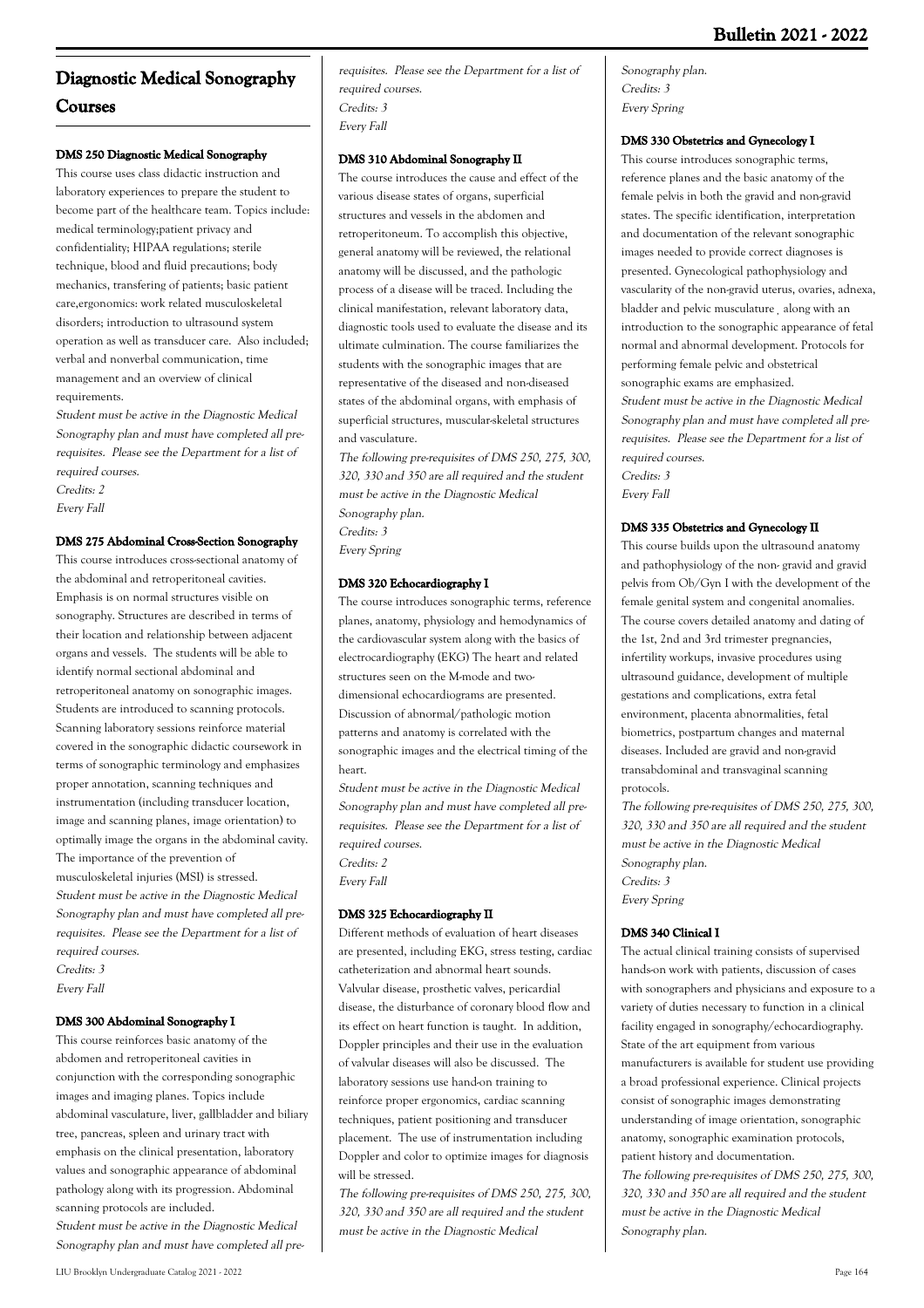# Diagnostic Medical Sonography Courses

### DMS 250 Diagnostic Medical Sonography

This course uses class didactic instruction and laboratory experiences to prepare the student to become part of the healthcare team. Topics include: medical terminology;patient privacy and confidentiality; HIPAA regulations; sterile technique, blood and fluid precautions; body mechanics, transfering of patients; basic patient care,ergonomics: work related musculoskeletal disorders; introduction to ultrasound system operation as well as transducer care. Also included; verbal and nonverbal communication, time management and an overview of clinical requirements.

*Student must be active in the Diagnostic Medical Sonography plan and must have completed all pre-requisites. Please see the Department for a list of required courses.*

*Credits: 2*

*Every Fall*

### DMS 275 Abdominal Cross-Section Sonography

This course introduces cross-sectional anatomy of the abdominal and retroperitoneal cavities. Emphasis is on normal structures visible on sonography. Structures are described in terms of their location and relationship between adjacent organs and vessels. The students will be able to identify normal sectional abdominal and retroperitoneal anatomy on sonographic images. Students are introduced to scanning protocols. Scanning laboratory sessions reinforce material covered in the sonographic didactic coursework in terms of sonographic terminology and emphasizes proper annotation, scanning techniques and instrumentation (including transducer location, image and scanning planes, image orientation) to optimally image the organs in the abdominal cavity. The importance of the prevention of musculoskeletal injuries (MSI) is stressed.

*Student must be active in the Diagnostic Medical Sonography plan and must have completed all pre-requisites. Please see the Department for a list of required courses.*

*Credits: 3*

*Every Fall*

### DMS 300 Abdominal Sonography I

This course reinforces basic anatomy of the abdomen and retroperitoneal cavities in conjunction with the corresponding sonographic images and imaging planes. Topics include abdominal vasculature, liver, gallbladder and biliary tree, pancreas, spleen and urinary tract with emphasis on the clinical presentation, laboratory values and sonographic appearance of abdominal pathology along with its progression. Abdominal scanning protocols are included.

*Student must be active in the Diagnostic Medical Sonography plan and must have completed all pre-requisites. Please see the Department for a list of required courses.*

*Credits: 3*

*Every Fall*

### DMS 310 Abdominal Sonography II

The course introduces the cause and effect of the various disease states of organs, superficial structures and vessels in the abdomen and retroperitoneum. To accomplish this objective, general anatomy will be reviewed, the relational anatomy will be discussed, and the pathologic process of a disease will be traced. Including the clinical manifestation, relevant laboratory data, diagnostic tools used to evaluate the disease and its ultimate culmination. The course familiarizes the students with the sonographic images that are representative of the diseased and non-diseased states of the abdominal organs, with emphasis of superficial structures, muscular-skeletal structures and vasculature.

*The following pre-requisites of DMS 250, 275, 300, 320, 330 and 350 are all required and the student must be active in the Diagnostic Medical Sonography plan.*

*Credits: 3*

*Every Spring*

### DMS 320 Echocardiography I

The course introduces sonographic terms, reference planes, anatomy, physiology along with hemodynamics of the cardiovascular system along with the basics of electrocardiography (EKG) The heart and related structures seen on the M-mode and two-dimensional echocardiograms are presented. Discussion of abnormal/pathologic motion patterns and anatomy is correlated with the sonographic images and the electrical timing of the heart.

*Student must be active in the Diagnostic Medical Sonography plan and must have completed all pre-requisites. Please see the Department for a list of required courses.*

*Credits: 2*

*Every Fall*

### DMS 325 Echocardiography II

Different methods of evaluation of heart diseases are presented, including EKG, stress testing, cardiac catheterization and abnormal heart sounds. Valvular disease, prosthetic valves, pericardial disease, the disturbance of coronary blood flow and its effect on heart function is taught. In addition, Doppler principles and their use in the evaluation of valvular diseases will also be discussed. The laboratory sessions use hand-on training to reinforce proper ergonomics, cardiac scanning techniques, patient positioning and transducer placement. The use of instrumentation including Doppler and color to optimize images for diagnosis will be stressed.

*The following pre-requisites of DMS 250, 275, 300, 320, 330 and 350 are all required and the student must be active in the Diagnostic Medical Sonography plan.*

*Credits: 3*

*Every Spring*

### DMS 330 Obstetrics and Gynecology I

This course introduces sonographic terms, reference planes and the basic anatomy of the female pelvis in both the gravid and non-gravid states. The specific identification, interpretation and documentation of the relevant sonographic images needed to provide correct diagnoses is presented. Gynecological pathophysiology and vascularity of the non-gravid uterus, ovaries, adnexa, bladder and pelvic musculature, along with an introduction to the sonographic appearance of fetal normal and abnormal development. Protocols for performing female pelvic and obstetrical sonographic exams are emphasized.

*Student must be active in the Diagnostic Medical Sonography plan and must have completed all pre-requisites. Please see the Department for a list of required courses.*

*Credits: 3*

*Every Fall*

### DMS 335 Obstetrics and Gynecology II

This course builds upon the ultrasound anatomy and pathophysiology of the non- gravid and gravid pelvis from Ob/Gyn I with the development of the female genital system and congenital anomalies. The course covers detailed anatomy and dating of the 1st, 2nd and 3rd trimester pregnancies, infertility workups, invasive procedures using ultrasound guidance, development of multiple gestations and complications, extra fetal environment, placenta abnormalities, fetal biometrics, postpartum changes and maternal diseases. Included are gravid and non-gravid transabdominal and transvaginal scanning protocols.

*The following pre-requisites of DMS 250, 275, 300, 320, 330 and 350 are all required and the student must be active in the Diagnostic Medical Sonography plan.*

*Credits: 3*

*Every Spring*

### DMS 340 Clinical I

The actual clinical training consists of supervised hands-on work with patients, discussion of cases with sonographers and physicians and exposure to a variety of duties necessary to function in a clinical facility engaged in sonography/echocardiography. State of the art equipment from various manufacturers is available for student use providing a broad professional experience. Clinical projects consist of sonographic images demonstrating understanding of image orientation, sonographic anatomy, sonographic examination protocols, patient history and documentation.

*The following pre-requisites of DMS 250, 275, 300, 320, 330 and 350 are all required and the student must be active in the Diagnostic Medical Sonography plan.*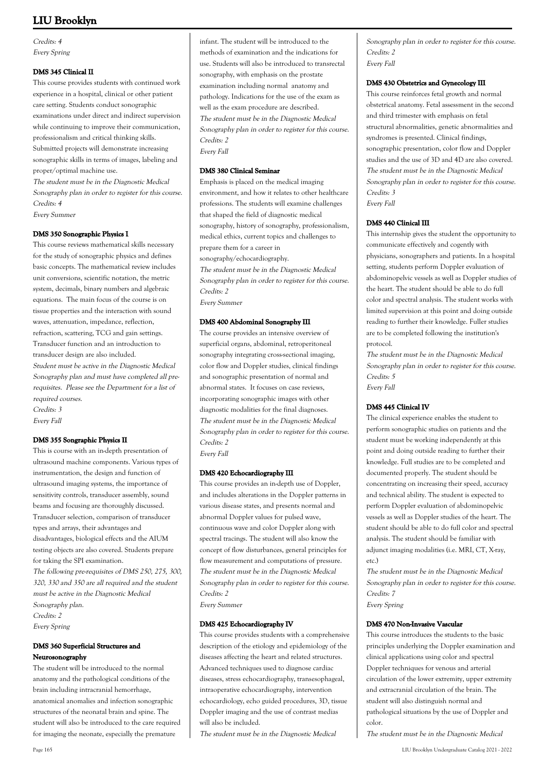*Credits: 4*
*Every Spring*

### DMS 345 Clinical II

This course provides students with continued work experience in a hospital, clinical or other patient care setting. Students conduct sonographic examinations under direct and indirect supervision while continuing to improve their communication, professionalism and critical thinking skills. Submitted projects will demonstrate increasing sonographic skills in terms of images, labeling and proper/optimal machine use.

*The student must be in the Diagnostic Medical Sonography plan in order to register for this course.*
*Credits: 4*
*Every Summer*

### DMS 350 Sonographic Physics I

This course reviews mathematical skills necessary for the study of sonographic physics and defines basic concepts. The mathematical review includes unit conversions, scientific notation, the metric system, decimals, binary numbers and algebraic equations. The main focus of the course is on tissue properties and the interaction with sound waves, attenuation, impedance, reflection, refraction, scattering, TCG and gain settings. Transducer function and an introduction to transducer design are also included.

*Student must be active in the Diagnostic Medical Sonography plan and must have completed all pre-requisites. Please see the Department for a list of required courses.*
*Credits: 3*
*Every Fall*

### DMS 355 Songraphic Physics II

This is course with an in-depth presentation of ultrasound machine components. Various types of instrumentation, the design and function of ultrasound imaging systems, the importance of sensitivity controls, transducer assembly, sound beams and focusing are thoroughly discussed. Transducer selection, comparison of transducer types and arrays, their advantages and disadvantages, biological effects and the AIUM testing objects are also covered. Students prepare for taking the SPI examination.

*The following pre-requisites of DMS 250, 275, 300, 320, 330 and 350 are all required and the student must be active in the Diagnostic Medical Sonography plan.*
*Credits: 2*
*Every Spring*

### DMS 360 Superficial Structures and Neurosonography

The student will be introduced to the normal anatomy and the pathological conditions of the brain including intracranial hemorrhage, anatomical anomalies and infection sonographic structures of the neonatal brain and spine. The student will also be introduced to the care required for imaging the neonate, especially the premature infant. The student will be introduced to the methods of examination and the indications for use. Students will also be introduced to transrectal sonography, with emphasis on the prostate examination including normal anatomy and pathology. Indications for the use of the exam as well as the exam procedure are described.

*The student must be in the Diagnostic Medical Sonography plan in order to register for this course.*
*Credits: 2*
*Every Fall*

### DMS 380 Clinical Seminar

Emphasis is placed on the medical imaging environment, and how it relates to other healthcare professions. The students will examine challenges that shaped the field of diagnostic medical sonography, history of sonography, professionalism, medical ethics, current topics and challenges to prepare them for a career in sonography/echocardiography.

*The student must be in the Diagnostic Medical Sonography plan in order to register for this course.*
*Credits: 2*
*Every Summer*

### DMS 400 Abdominal Sonography III

The course provides an intensive overview of superficial organs, abdominal, retroperitoneal sonography integrating cross-sectional imaging, color flow and Doppler studies, clinical findings and sonographic presentation of normal and abnormal states. It focuses on case reviews, incorporating sonographic images with other diagnostic modalities for the final diagnoses.

*The student must be in the Diagnostic Medical Sonography plan in order to register for this course.*
*Credits: 2*
*Every Fall*

### DMS 420 Echocardiography III

This course provides an in-depth use of Doppler, and includes alterations in the Doppler patterns in various disease states, and presents normal and abnormal Doppler values for pulsed wave, continuous wave and color Doppler along with spectral tracings. The student will also know the concept of flow disturbances, general principles for flow measurement and computations of pressure.

*The student must be in the Diagnostic Medical Sonography plan in order to register for this course.*
*Credits: 2*
*Every Summer*

### DMS 425 Echocardiography IV

This course provides students with a comprehensive description of the etiology and epidemiology of the diseases affecting the heart and related structures. Advanced techniques used to diagnose cardiac diseases, stress echocardiography, transesophageal, intraoperative echocardiography, intervention echocardiology, echo guided procedures, 3D, tissue Doppler imaging and the use of contrast medias will also be included.

*The student must be in the Diagnostic Medical Sonography plan in order to register for this course.*
*Credits: 2*
*Every Fall*

### DMS 430 Obstetrics and Gynecology III

This course reinforces fetal growth and normal obstetrical anatomy. Fetal assessment in the second and third trimester with emphasis on fetal structural abnormalities, genetic abnormalities and syndromes is presented. Clinical findings, sonographic presentation, color flow and Doppler studies and the use of 3D and 4D are also covered.

*The student must be in the Diagnostic Medical Sonography plan in order to register for this course.*
*Credits: 3*
*Every Fall*

### DMS 440 Clinical III

This internship gives the student the opportunity to communicate effectively and cogently with physicians, sonographers and patients. In a hospital setting, students perform Doppler evaluation of abdominopelvic vessels as well as Doppler studies of the heart. The student should be able to do full color and spectral analysis. The student works with limited supervision at this point and doing outside reading to further their knowledge. Fuller studies are to be completed following the institution's protocol.

*The student must be in the Diagnostic Medical Sonography plan in order to register for this course.*
*Credits: 5*
*Every Fall*

### DMS 445 Clinical IV

The clinical experience enables the student to perform sonographic studies on patients and the student must be working independently at this point and doing outside reading to further their knowledge. Full studies are to be completed and documented properly. The student should be concentrating on increasing their speed, accuracy and technical ability. The student is expected to perform Doppler evaluation of abdominopelvic vessels as well as Doppler studies of the heart. The student should be able to do full color and spectral analysis. The student should be familiar with adjunct imaging modalities (i.e. MRI, CT, X-ray, etc.)

*The student must be in the Diagnostic Medical Sonography plan in order to register for this course.*
*Credits: 7*
*Every Spring*

### DMS 470 Non-Invasive Vascular

This course introduces the students to the basic principles underlying the Doppler examination and clinical applications using color and spectral Doppler techniques for venous and arterial circulation of the lower extremity, upper extremity and extracranial circulation of the brain. The student will also distinguish normal and pathological situations by the use of Doppler and color.

*The student must be in the Diagnostic Medical*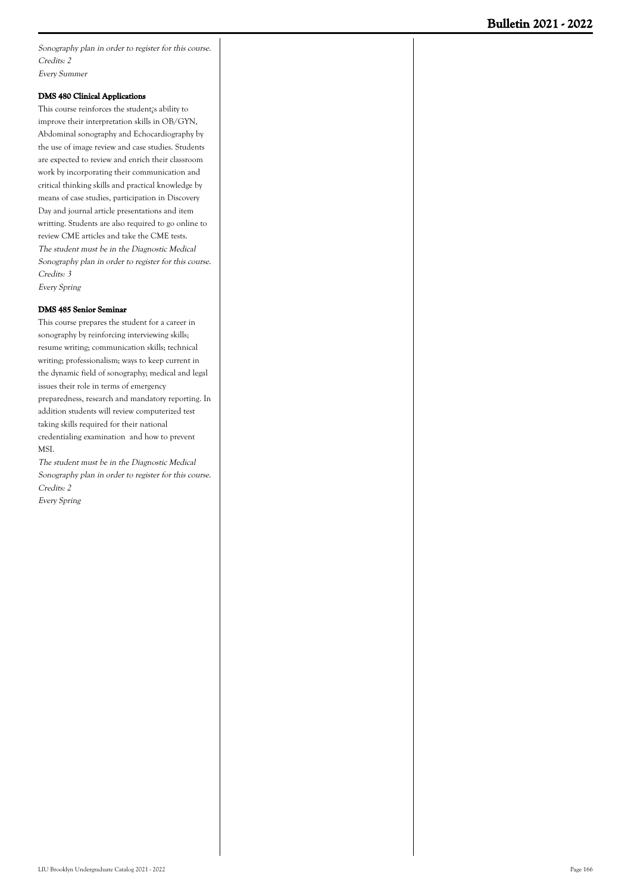*Sonography plan in order to register for this course.*
*Credits: 2*
*Every Summer*

**DMS 480 Clinical Applications**

This course reinforces the student¿s ability to improve their interpretation skills in OB/GYN, Abdominal sonography and Echocardiography by the use of image review and case studies. Students are expected to review and enrich their classroom work by incorporating their communication and critical thinking skills and practical knowledge by means of case studies, participation in Discovery Day and journal article presentations and item writting. Students are also required to go online to review CME articles and take the CME tests.
*The student must be in the Diagnostic Medical Sonography plan in order to register for this course.*
*Credits: 3*
*Every Spring*

**DMS 485 Senior Seminar**

This course prepares the student for a career in sonography by reinforcing interviewing skills; resume writing; communication skills; technical writing; professionalism; ways to keep current in the dynamic field of sonography; medical and legal issues their role in terms of emergency preparedness, research and mandatory reporting. In addition students will review computerized test taking skills required for their national credentialing examination and how to prevent MSI.
*The student must be in the Diagnostic Medical Sonography plan in order to register for this course.*
*Credits: 2*
*Every Spring*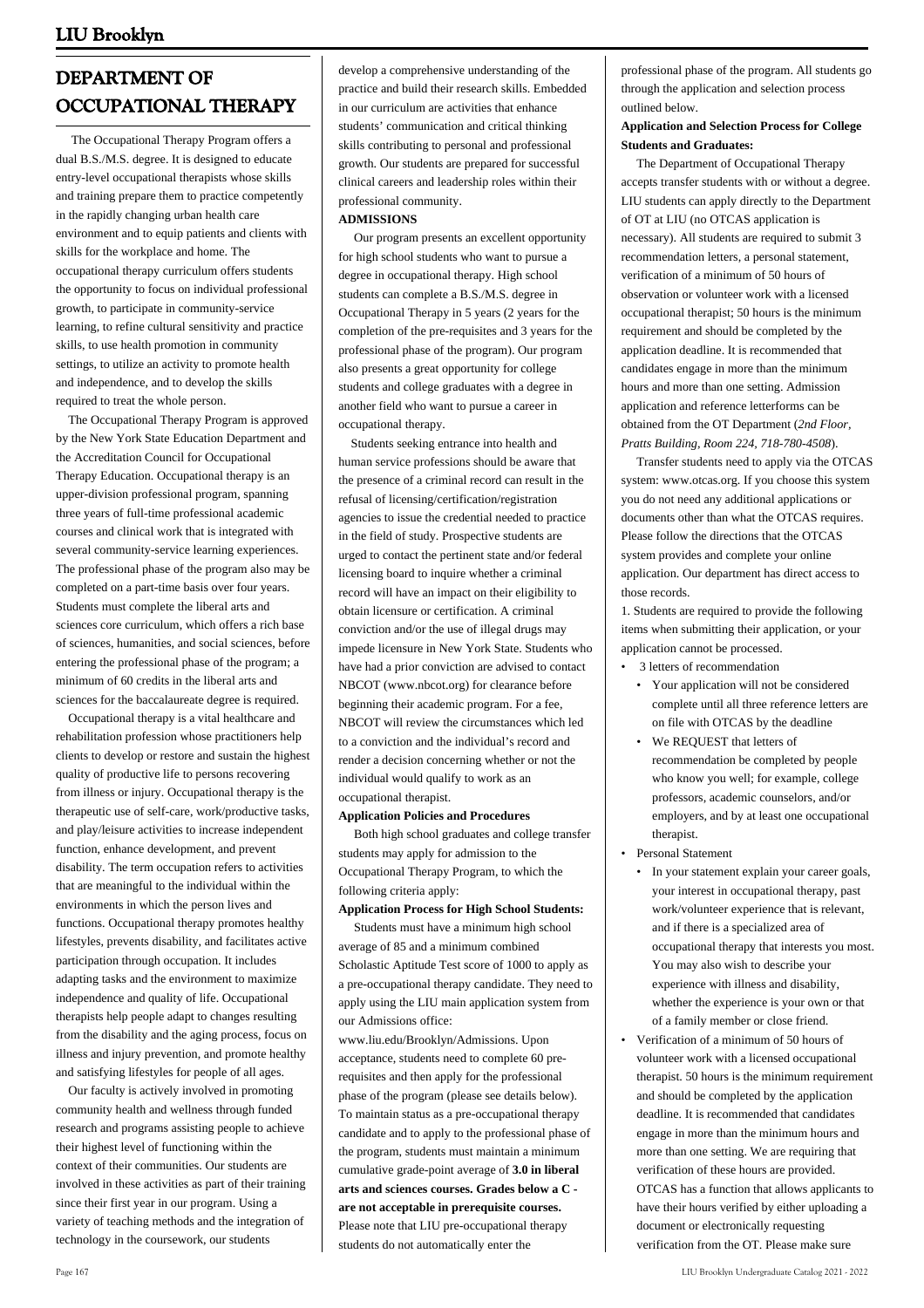# DEPARTMENT OF OCCUPATIONAL THERAPY

The Occupational Therapy Program offers a dual B.S./M.S. degree. It is designed to educate entry-level occupational therapists whose skills and training prepare them to practice competently in the rapidly changing urban health care environment and to equip patients and clients with skills for the workplace and home. The occupational therapy curriculum offers students the opportunity to focus on individual professional growth, to participate in community-service learning, to refine cultural sensitivity and practice skills, to use health promotion in community settings, to utilize an activity to promote health and independence, and to develop the skills required to treat the whole person.

The Occupational Therapy Program is approved by the New York State Education Department and the Accreditation Council for Occupational Therapy Education. Occupational therapy is an upper-division professional program, spanning three years of full-time professional academic courses and clinical work that is integrated with several community-service learning experiences. The professional phase of the program also may be completed on a part-time basis over four years. Students must complete the liberal arts and sciences core curriculum, which offers a rich base of sciences, humanities, and social sciences, before entering the professional phase of the program; a minimum of 60 credits in the liberal arts and sciences for the baccalaureate degree is required.

Occupational therapy is a vital healthcare and rehabilitation profession whose practitioners help clients to develop or restore and sustain the highest quality of productive life to persons recovering from illness or injury. Occupational therapy is the therapeutic use of self-care, work/productive tasks, and play/leisure activities to increase independent function, enhance development, and prevent disability. The term occupation refers to activities that are meaningful to the individual within the environments in which the person lives and functions. Occupational therapy promotes healthy lifestyles, prevents disability, and facilitates active participation through occupation. It includes adapting tasks and the environment to maximize independence and quality of life. Occupational therapists help people adapt to changes resulting from the disability and the aging process, focus on illness and injury prevention, and promote healthy and satisfying lifestyles for people of all ages.

Our faculty is actively involved in promoting community health and wellness through funded research and programs assisting people to achieve their highest level of functioning within the context of their communities. Our students are involved in these activities as part of their training since their first year in our program. Using a variety of teaching methods and the integration of technology in the coursework, our students develop a comprehensive understanding of the practice and build their research skills. Embedded in our curriculum are activities that enhance students' communication and critical thinking skills contributing to personal and professional growth. Our students are prepared for successful clinical careers and leadership roles within their professional community.

**ADMISSIONS**

Our program presents an excellent opportunity for high school students who want to pursue a degree in occupational therapy. High school students can complete a B.S./M.S. degree in Occupational Therapy in 5 years (2 years for the completion of the pre-requisites and 3 years for the professional phase of the program). Our program also presents a great opportunity for college students and college graduates with a degree in another field who want to pursue a career in occupational therapy.

Students seeking entrance into health and human service professions should be aware that the presence of a criminal record can result in the refusal of licensing/certification/registration agencies to issue the credential needed to practice in the field of study. Prospective students are urged to contact the pertinent state and/or federal licensing board to inquire whether a criminal record will have an impact on their eligibility to obtain licensure or certification. A criminal conviction and/or the use of illegal drugs may impede licensure in New York State. Students who have had a prior conviction are advised to contact NBCOT (www.nbcot.org) for clearance before beginning their academic program. For a fee, NBCOT will review the circumstances which led to a conviction and the individual's record and render a decision concerning whether or not the individual would qualify to work as an occupational therapist.

**Application Policies and Procedures**

Both high school graduates and college transfer students may apply for admission to the Occupational Therapy Program, to which the following criteria apply:

**Application Process for High School Students:**

Students must have a minimum high school average of 85 and a minimum combined Scholastic Aptitude Test score of 1000 to apply as a pre-occupational therapy candidate. They need to apply using the LIU main application system from our Admissions office: www.liu.edu/Brooklyn/Admissions. Upon acceptance, students need to complete 60 pre-requisites and then apply for the professional phase of the program (please see details below). To maintain status as a pre-occupational therapy candidate and to apply to the professional phase of the program, students must maintain a minimum cumulative grade-point average of **3.0 in liberal arts and sciences courses. Grades below a C - are not acceptable in prerequisite courses.** Please note that LIU pre-occupational therapy students do not automatically enter the professional phase of the program. All students go through the application and selection process outlined below.

**Application and Selection Process for College Students and Graduates:**

The Department of Occupational Therapy accepts transfer students with or without a degree. LIU students can apply directly to the Department of OT at LIU (no OTCAS application is necessary). All students are required to submit 3 recommendation letters, a personal statement, verification of a minimum of 50 hours of observation or volunteer work with a licensed occupational therapist; 50 hours is the minimum requirement and should be completed by the application deadline. It is recommended that candidates engage in more than the minimum hours and more than one setting. Admission application and reference letterforms can be obtained from the OT Department (*2nd Floor, Pratts Building, Room 224, 718-780-4508*).

Transfer students need to apply via the OTCAS system: www.otcas.org. If you choose this system you do not need any additional applications or documents other than what the OTCAS requires. Please follow the directions that the OTCAS system provides and complete your online application. Our department has direct access to those records.

1. Students are required to provide the following items when submitting their application, or your application cannot be processed.

- 3 letters of recommendation
  - Your application will not be considered complete until all three reference letters are on file with OTCAS by the deadline
  - We REQUEST that letters of recommendation be completed by people who know you well; for example, college professors, academic counselors, and/or employers, and by at least one occupational therapist.
- Personal Statement
  - In your statement explain your career goals, your interest in occupational therapy, past work/volunteer experience that is relevant, and if there is a specialized area of occupational therapy that interests you most. You may also wish to describe your experience with illness and disability, whether the experience is your own or that of a family member or close friend.
- Verification of a minimum of 50 hours of volunteer work with a licensed occupational therapist. 50 hours is the minimum requirement and should be completed by the application deadline. It is recommended that candidates engage in more than the minimum hours and more than one setting. We are requiring that verification of these hours are provided. OTCAS has a function that allows applicants to have their hours verified by either uploading a document or electronically requesting verification from the OT. Please make sure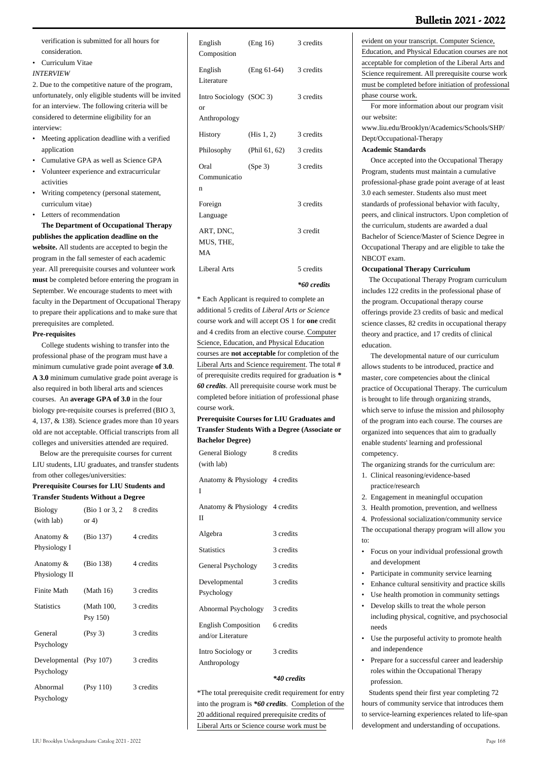verification is submitted for all hours for consideration.

- Curriculum Vitae

*INTERVIEW*

2. Due to the competitive nature of the program, unfortunately, only eligible students will be invited for an interview. The following criteria will be considered to determine eligibility for an interview:

- Meeting application deadline with a verified application
- Cumulative GPA as well as Science GPA
- Volunteer experience and extracurricular activities
- Writing competency (personal statement, curriculum vitae)
- Letters of recommendation

**The Department of Occupational Therapy publishes the application deadline on the website.** All students are accepted to begin the program in the fall semester of each academic year. All prerequisite courses and volunteer work **must** be completed before entering the program in September. We encourage students to meet with faculty in the Department of Occupational Therapy to prepare their applications and to make sure that prerequisites are completed.

**Pre-requisites**

College students wishing to transfer into the professional phase of the program must have a minimum cumulative grade point average **of 3.0**. **A 3.0** minimum cumulative grade point average is also required in both liberal arts and sciences courses. An **average GPA of 3.0** in the four biology pre-requisite courses is preferred (BIO 3, 4, 137, & 138). Science grades more than 10 years old are not acceptable. Official transcripts from all colleges and universities attended are required.

Below are the prerequisite courses for current LIU students, LIU graduates, and transfer students from other colleges/universities:

**Prerequisite Courses for LIU Students and Transfer Students Without a Degree**

| | | |
|---|---|---|
| Biology (with lab) | (Bio 1 or 3, 2 or 4) | 8 credits |
| Anatomy & Physiology I | (Bio 137) | 4 credits |
| Anatomy & Physiology II | (Bio 138) | 4 credits |
| Finite Math | (Math 16) | 3 credits |
| Statistics | (Math 100, Psy 150) | 3 credits |
| General Psychology | (Psy 3) | 3 credits |
| Developmental Psychology | (Psy 107) | 3 credits |
| Abnormal Psychology | (Psy 110) | 3 credits |
| English Composition | (Eng 16) | 3 credits |
| English Literature | (Eng 61-64) | 3 credits |
| Intro Sociology or Anthropology | (SOC 3) | 3 credits |
| History | (His 1, 2) | 3 credits |
| Philosophy | (Phil 61, 62) | 3 credits |
| Oral Communication | (Spe 3) | 3 credits |
| Foreign Language | | 3 credits |
| ART, DNC, MUS, THE, MA | | 3 credit |
| Liberal Arts | | 5 credits |
| | | ***60 credits** |

\* Each Applicant is required to complete an additional 5 credits of *Liberal Arts or Science* course work and will accept OS 1 for **one** credit and 4 credits from an elective course. Computer Science, Education, and Physical Education courses are **not acceptable** for completion of the Liberal Arts and Science requirement. The total # of prerequisite credits required for graduation is ***60 credits***. All prerequisite course work must be completed before initiation of professional phase course work.

**Prerequisite Courses for LIU Graduates and Transfer Students With a Degree (Associate or Bachelor Degree)**

| | |
|---|---|
| General Biology (with lab) | 8 credits |
| Anatomy & Physiology I | 4 credits |
| Anatomy & Physiology II | 4 credits |
| Algebra | 3 credits |
| Statistics | 3 credits |
| General Psychology | 3 credits |
| Developmental Psychology | 3 credits |
| Abnormal Psychology | 3 credits |
| English Composition and/or Literature | 6 credits |
| Intro Sociology or Anthropology | 3 credits |
| | ***40 credits** |

\*The total prerequisite credit requirement for entry into the program is ***60 credits***. Completion of the 20 additional required prerequisite credits of Liberal Arts or Science course work must be evident on your transcript. Computer Science, Education, and Physical Education courses are not acceptable for completion of the Liberal Arts and Science requirement. All prerequisite course work must be completed before initiation of professional phase course work.

For more information about our program visit our website:
www.liu.edu/Brooklyn/Academics/Schools/SHP/Dept/Occupational-Therapy

**Academic Standards**

Once accepted into the Occupational Therapy Program, students must maintain a cumulative professional-phase grade point average of at least 3.0 each semester. Students also must meet standards of professional behavior with faculty, peers, and clinical instructors. Upon completion of the curriculum, students are awarded a dual Bachelor of Science/Master of Science Degree in Occupational Therapy and are eligible to take the NBCOT exam.

**Occupational Therapy Curriculum**

The Occupational Therapy Program curriculum includes 122 credits in the professional phase of the program. Occupational therapy course offerings provide 23 credits of basic and medical science classes, 82 credits in occupational therapy theory and practice, and 17 credits of clinical education.

The developmental nature of our curriculum allows students to be introduced, practice and master, core competencies about the clinical practice of Occupational Therapy. The curriculum is brought to life through organizing strands, which serve to infuse the mission and philosophy of the program into each course. The courses are organized into sequences that aim to gradually enable students' learning and professional competency.

The organizing strands for the curriculum are:

1. Clinical reasoning/evidence-based practice/research
2. Engagement in meaningful occupation
3. Health promotion, prevention, and wellness
4. Professional socialization/community service

The occupational therapy program will allow you to:

- Focus on your individual professional growth and development
- Participate in community service learning
- Enhance cultural sensitivity and practice skills
- Use health promotion in community settings
- Develop skills to treat the whole person including physical, cognitive, and psychosocial needs
- Use the purposeful activity to promote health and independence
- Prepare for a successful career and leadership roles within the Occupational Therapy profession.

Students spend their first year completing 72 hours of community service that introduces them to service-learning experiences related to life-span development and understanding of occupations.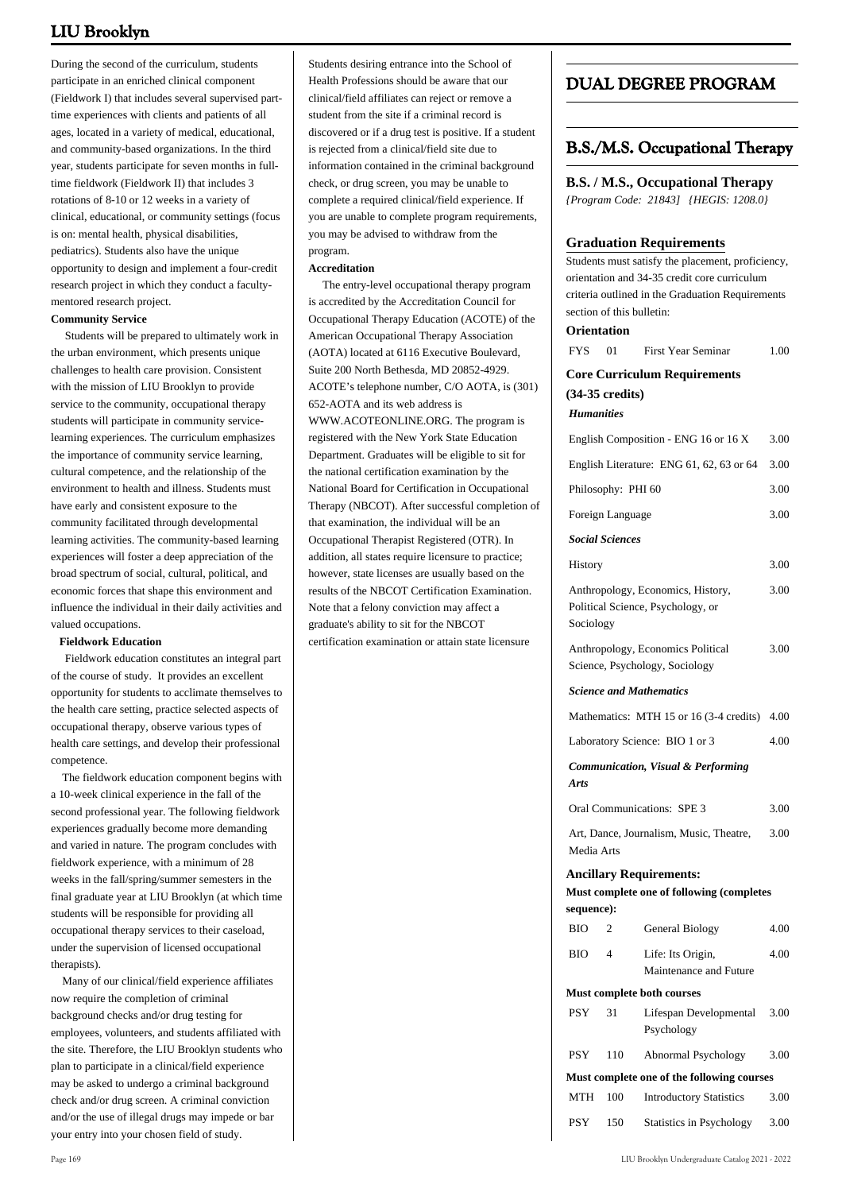During the second of the curriculum, students participate in an enriched clinical component (Fieldwork I) that includes several supervised part-time experiences with clients and patients of all ages, located in a variety of medical, educational, and community-based organizations. In the third year, students participate for seven months in full-time fieldwork (Fieldwork II) that includes 3 rotations of 8-10 or 12 weeks in a variety of clinical, educational, or community settings (focus is on: mental health, physical disabilities, pediatrics). Students also have the unique opportunity to design and implement a four-credit research project in which they conduct a faculty-mentored research project.

**Community Service**

Students will be prepared to ultimately work in the urban environment, which presents unique challenges to health care provision. Consistent with the mission of LIU Brooklyn to provide service to the community, occupational therapy students will participate in community service-learning experiences. The curriculum emphasizes the importance of community service learning, cultural competence, and the relationship of the environment to health and illness. Students must have early and consistent exposure to the community facilitated through developmental learning activities. The community-based learning experiences will foster a deep appreciation of the broad spectrum of social, cultural, political, and economic forces that shape this environment and influence the individual in their daily activities and valued occupations.

**Fieldwork Education**

Fieldwork education constitutes an integral part of the course of study. It provides an excellent opportunity for students to acclimate themselves to the health care setting, practice selected aspects of occupational therapy, observe various types of health care settings, and develop their professional competence.

The fieldwork education component begins with a 10-week clinical experience in the fall of the second professional year. The following fieldwork experiences gradually become more demanding and varied in nature. The program concludes with fieldwork experience, with a minimum of 28 weeks in the fall/spring/summer semesters in the final graduate year at LIU Brooklyn (at which time students will be responsible for providing all occupational therapy services to their caseload, under the supervision of licensed occupational therapists).

Many of our clinical/field experience affiliates now require the completion of criminal background checks and/or drug testing for employees, volunteers, and students affiliated with the site. Therefore, the LIU Brooklyn students who plan to participate in a clinical/field experience may be asked to undergo a criminal background check and/or drug screen. A criminal conviction and/or the use of illegal drugs may impede or bar your entry into your chosen field of study.

Students desiring entrance into the School of Health Professions should be aware that our clinical/field affiliates can reject or remove a student from the site if a criminal record is discovered or if a drug test is positive. If a student is rejected from a clinical/field site due to information contained in the criminal background check, or drug screen, you may be unable to complete a required clinical/field experience. If you are unable to complete program requirements, you may be advised to withdraw from the program.

**Accreditation**

The entry-level occupational therapy program is accredited by the Accreditation Council for Occupational Therapy Education (ACOTE) of the American Occupational Therapy Association (AOTA) located at 6116 Executive Boulevard, Suite 200 North Bethesda, MD 20852-4929. ACOTE's telephone number, C/O AOTA, is (301) 652-AOTA and its web address is WWW.ACOTEONLINE.ORG. The program is registered with the New York State Education Department. Graduates will be eligible to sit for the national certification examination by the National Board for Certification in Occupational Therapy (NBCOT). After successful completion of that examination, the individual will be an Occupational Therapist Registered (OTR). In addition, all states require licensure to practice; however, state licenses are usually based on the results of the NBCOT Certification Examination. Note that a felony conviction may affect a graduate's ability to sit for the NBCOT certification examination or attain state licensure

# DUAL DEGREE PROGRAM

## B.S./M.S. Occupational Therapy

**B.S. / M.S., Occupational Therapy**
*{Program Code: 21843] {HEGIS: 1208.0}*

### Graduation Requirements

Students must satisfy the placement, proficiency, orientation and 34-35 credit core curriculum criteria outlined in the Graduation Requirements section of this bulletin:

**Orientation**

| | | | |
|---|---|---|---|
| FYS | 01 | First Year Seminar | 1.00 |

**Core Curriculum Requirements (34-35 credits)**

***Humanities***

| | |
|---|---|
| English Composition - ENG 16 or 16 X | 3.00 |
| English Literature: ENG 61, 62, 63 or 64 | 3.00 |
| Philosophy: PHI 60 | 3.00 |
| Foreign Language | 3.00 |

***Social Sciences***

| | |
|---|---|
| History | 3.00 |
| Anthropology, Economics, History, Political Science, Psychology, or Sociology | 3.00 |
| Anthropology, Economics Political Science, Psychology, Sociology | 3.00 |

***Science and Mathematics***

| | |
|---|---|
| Mathematics: MTH 15 or 16 (3-4 credits) | 4.00 |
| Laboratory Science: BIO 1 or 3 | 4.00 |

***Communication, Visual & Performing Arts***

| | |
|---|---|
| Oral Communications: SPE 3 | 3.00 |
| Art, Dance, Journalism, Music, Theatre, Media Arts | 3.00 |

**Ancillary Requirements:**

**Must complete one of following (completes sequence):**

| | | | |
|---|---|---|---|
| BIO | 2 | General Biology | 4.00 |
| BIO | 4 | Life: Its Origin, Maintenance and Future | 4.00 |

**Must complete both courses**

| | | | |
|---|---|---|---|
| PSY | 31 | Lifespan Developmental Psychology | 3.00 |
| PSY | 110 | Abnormal Psychology | 3.00 |

**Must complete one of the following courses**

| | | | |
|---|---|---|---|
| MTH | 100 | Introductory Statistics | 3.00 |
| PSY | 150 | Statistics in Psychology | 3.00 |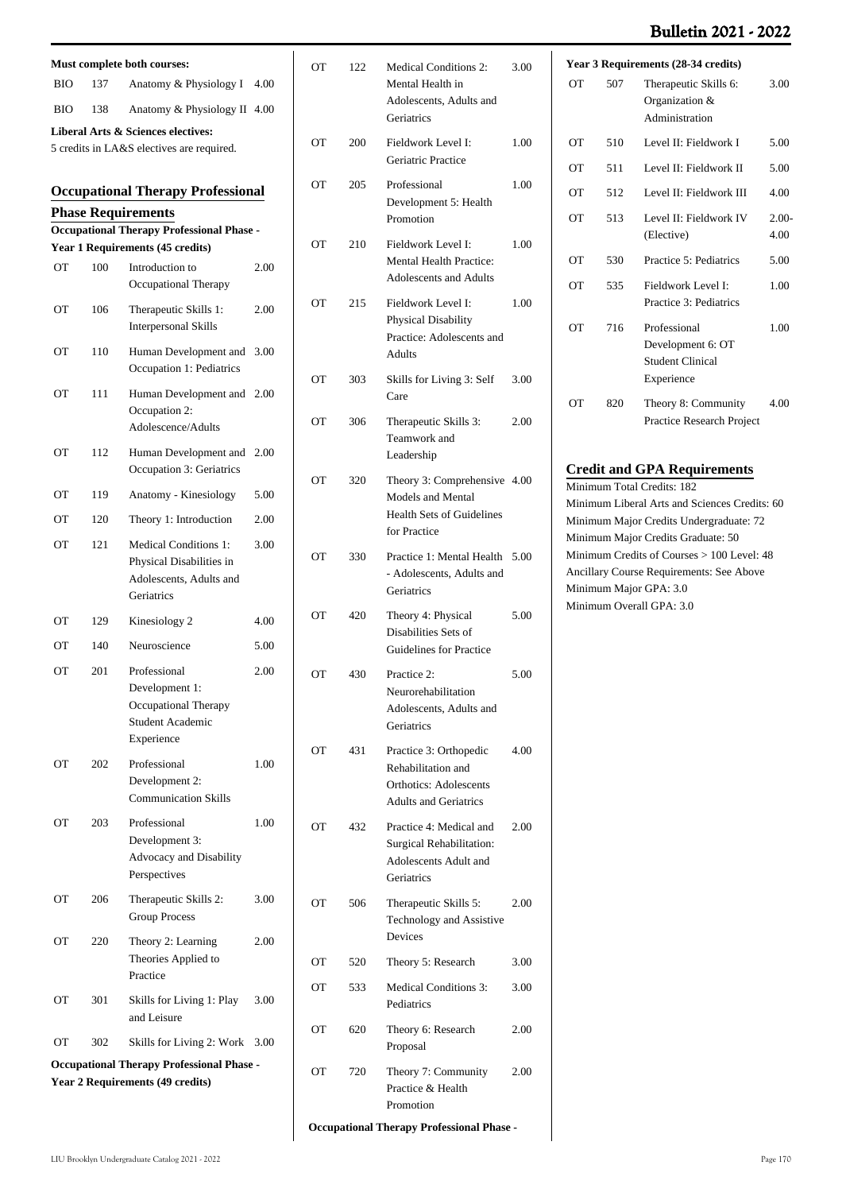**Must complete both courses:**

| | | | |
|---|---|---|---|
| BIO | 137 | Anatomy & Physiology I | 4.00 |
| BIO | 138 | Anatomy & Physiology II | 4.00 |

**Liberal Arts & Sciences electives:**

5 credits in LA&S electives are required.

## Occupational Therapy Professional Phase Requirements

**Occupational Therapy Professional Phase - Year 1 Requirements (45 credits)**

| | | | |
|---|---|---|---|
| OT | 100 | Introduction to Occupational Therapy | 2.00 |
| OT | 106 | Therapeutic Skills 1: Interpersonal Skills | 2.00 |
| OT | 110 | Human Development and Occupation 1: Pediatrics | 3.00 |
| OT | 111 | Human Development and Occupation 2: Adolescence/Adults | 2.00 |
| OT | 112 | Human Development and Occupation 3: Geriatrics | 2.00 |
| OT | 119 | Anatomy - Kinesiology | 5.00 |
| OT | 120 | Theory 1: Introduction | 2.00 |
| OT | 121 | Medical Conditions 1: Physical Disabilities in Adolescents, Adults and Geriatrics | 3.00 |
| OT | 129 | Kinesiology 2 | 4.00 |
| OT | 140 | Neuroscience | 5.00 |
| OT | 201 | Professional Development 1: Occupational Therapy Student Academic Experience | 2.00 |
| OT | 202 | Professional Development 2: Communication Skills | 1.00 |
| OT | 203 | Professional Development 3: Advocacy and Disability Perspectives | 1.00 |
| OT | 206 | Therapeutic Skills 2: Group Process | 3.00 |
| OT | 220 | Theory 2: Learning Theories Applied to Practice | 2.00 |
| OT | 301 | Skills for Living 1: Play and Leisure | 3.00 |
| OT | 302 | Skills for Living 2: Work | 3.00 |

**Occupational Therapy Professional Phase - Year 2 Requirements (49 credits)**

| | | | |
|---|---|---|---|
| OT | 122 | Medical Conditions 2: Mental Health in Adolescents, Adults and Geriatrics | 3.00 |
| OT | 200 | Fieldwork Level I: Geriatric Practice | 1.00 |
| OT | 205 | Professional Development 5: Health Promotion | 1.00 |
| OT | 210 | Fieldwork Level I: Mental Health Practice: Adolescents and Adults | 1.00 |
| OT | 215 | Fieldwork Level I: Physical Disability Practice: Adolescents and Adults | 1.00 |
| OT | 303 | Skills for Living 3: Self Care | 3.00 |
| OT | 306 | Therapeutic Skills 3: Teamwork and Leadership | 2.00 |
| OT | 320 | Theory 3: Comprehensive Models and Mental Health Sets of Guidelines for Practice | 4.00 |
| OT | 330 | Practice 1: Mental Health - Adolescents, Adults and Geriatrics | 5.00 |
| OT | 420 | Theory 4: Physical Disabilities Sets of Guidelines for Practice | 5.00 |
| OT | 430 | Practice 2: Neurorehabilitation Adolescents, Adults and Geriatrics | 5.00 |
| OT | 431 | Practice 3: Orthopedic Rehabilitation and Orthotics: Adolescents Adults and Geriatrics | 4.00 |
| OT | 432 | Practice 4: Medical and Surgical Rehabilitation: Adolescents Adult and Geriatrics | 2.00 |
| OT | 506 | Therapeutic Skills 5: Technology and Assistive Devices | 2.00 |
| OT | 520 | Theory 5: Research | 3.00 |
| OT | 533 | Medical Conditions 3: Pediatrics | 3.00 |
| OT | 620 | Theory 6: Research Proposal | 2.00 |
| OT | 720 | Theory 7: Community Practice & Health Promotion | 2.00 |

**Occupational Therapy Professional Phase - Year 3 Requirements (28-34 credits)**

| | | | |
|---|---|---|---|
| OT | 507 | Therapeutic Skills 6: Organization & Administration | 3.00 |
| OT | 510 | Level II: Fieldwork I | 5.00 |
| OT | 511 | Level II: Fieldwork II | 5.00 |
| OT | 512 | Level II: Fieldwork III | 4.00 |
| OT | 513 | Level II: Fieldwork IV (Elective) | 2.00-4.00 |
| OT | 530 | Practice 5: Pediatrics | 5.00 |
| OT | 535 | Fieldwork Level I: Practice 3: Pediatrics | 1.00 |
| OT | 716 | Professional Development 6: OT Student Clinical Experience | 1.00 |
| OT | 820 | Theory 8: Community Practice Research Project | 4.00 |

## Credit and GPA Requirements

Minimum Total Credits: 182
Minimum Liberal Arts and Sciences Credits: 60
Minimum Major Credits Undergraduate: 72
Minimum Major Credits Graduate: 50
Minimum Credits of Courses > 100 Level: 48
Ancillary Course Requirements: See Above
Minimum Major GPA: 3.0
Minimum Overall GPA: 3.0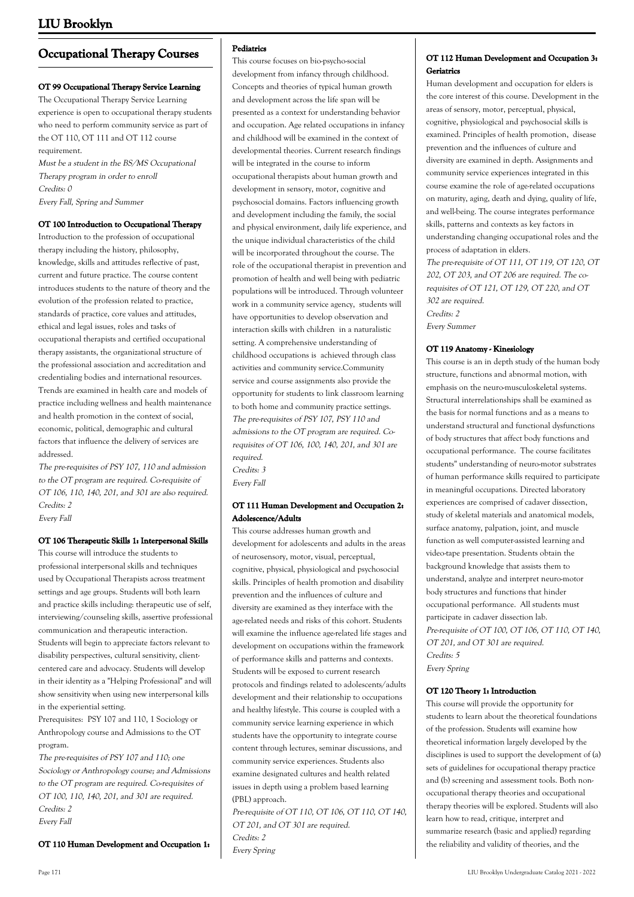# Occupational Therapy Courses

#### OT 99 Occupational Therapy Service Learning

The Occupational Therapy Service Learning experience is open to occupational therapy students who need to perform community service as part of the OT 110, OT 111 and OT 112 course requirement.

*Must be a student in the BS/MS Occupational Therapy program in order to enroll*
*Credits: 0*
*Every Fall, Spring and Summer*

#### OT 100 Introduction to Occupational Therapy

Introduction to the profession of occupational therapy including the history, philosophy, knowledge, skills and attitudes reflective of past, current and future practice. The course content introduces students to the nature of theory and the evolution of the profession related to practice, standards of practice, core values and attitudes, ethical and legal issues, roles and tasks of occupational therapists and certified occupational therapy assistants, the organizational structure of the professional association and accreditation and credentialing bodies and international resources. Trends are examined in health care and models of practice including wellness and health maintenance and health promotion in the context of social, economic, political, demographic and cultural factors that influence the delivery of services are addressed.

*The pre-requisites of PSY 107, 110 and admission to the OT program are required. Co-requisite of OT 106, 110, 140, 201, and 301 are also required.*
*Credits: 2*
*Every Fall*

#### OT 106 Therapeutic Skills 1: Interpersonal Skills

This course will introduce the students to professional interpersonal skills and techniques used by Occupational Therapists across treatment settings and age groups. Students will both learn and practice skills including: therapeutic use of self, interviewing/counseling skills, assertive professional communication and therapeutic interaction. Students will begin to appreciate factors relevant to disability perspectives, cultural sensitivity, client-centered care and advocacy. Students will develop in their identity as a "Helping Professional" and will show sensitivity when using new interpersonal kills in the experiential setting.

Prerequisites: PSY 107 and 110, 1 Sociology or Anthropology course and Admissions to the OT program.

*The pre-requisites of PSY 107 and 110; one Sociology or Anthropology course; and Admissions to the OT program are required. Co-requisites of OT 100, 110, 140, 201, and 301 are required.*
*Credits: 2*
*Every Fall*

#### OT 110 Human Development and Occupation 1: Pediatrics

This course focuses on bio-psycho-social development from infancy through childhood. Concepts and theories of typical human growth and development across the life span will be presented as a context for understanding behavior and occupation. Age related occupations in infancy and childhood will be examined in the context of developmental theories. Current research findings will be integrated in the course to inform occupational therapists about human growth and development in sensory, motor, cognitive and psychosocial domains. Factors influencing growth and development including the family, the social and physical environment, daily life experience, and the unique individual characteristics of the child will be incorporated throughout the course. The role of the occupational therapist in prevention and promotion of health and well being with pediatric populations will be introduced. Through volunteer work in a community service agency, students will have opportunities to develop observation and interaction skills with children in a naturalistic setting. A comprehensive understanding of childhood occupations is achieved through class activities and community service.Community service and course assignments also provide the opportunity for students to link classroom learning to both home and community practice settings.

*The pre-requisites of PSY 107, PSY 110 and admissions to the OT program are required. Co-requisites of OT 106, 100, 140, 201, and 301 are required.*
*Credits: 3*
*Every Fall*

#### OT 111 Human Development and Occupation 2: Adolescence/Adults

This course addresses human growth and development for adolescents and adults in the areas of neurosensory, motor, visual, perceptual, cognitive, physical, physiological and psychosocial skills. Principles of health promotion and disability prevention and the influences of culture and diversity are examined as they interface with the age-related needs and risks of this cohort. Students will examine the influence age-related life stages and development on occupations within the framework of performance skills and patterns and contexts. Students will be exposed to current research protocols and findings related to adolescents/adults development and their relationship to occupations and healthy lifestyle. This course is coupled with a community service learning experience in which students have the opportunity to integrate course content through lectures, seminar discussions, and community service experiences. Students also examine designated cultures and health related issues in depth using a problem based learning (PBL) approach.

*Pre-requisite of OT 110, OT 106, OT 110, OT 140, OT 201, and OT 301 are required.*
*Credits: 2*
*Every Spring*

#### OT 112 Human Development and Occupation 3: Geriatrics

Human development and occupation for elders is the core interest of this course. Development in the areas of sensory, motor, perceptual, physical, cognitive, physiological and psychosocial skills is examined. Principles of health promotion, disease prevention and the influences of culture and diversity are examined in depth. Assignments and community service experiences integrated in this course examine the role of age-related occupations on maturity, aging, death and dying, quality of life, and well-being. The course integrates performance skills, patterns and contexts as key factors in understanding changing occupational roles and the process of adaptation in elders.

*The pre-requisite of OT 111, OT 119, OT 120, OT 202, OT 203, and OT 206 are required. The co-requisites of OT 121, OT 129, OT 220, and OT 302 are required.*
*Credits: 2*
*Every Summer*

#### OT 119 Anatomy - Kinesiology

This course is an in depth study of the human body structure, functions and abnormal motion, with emphasis on the neuro-musculoskeletal systems. Structural interrelationships shall be examined as the basis for normal functions and as a means to understand structural and functional dysfunctions of body structures that affect body functions and occupational performance. The course facilitates students" understanding of neuro-motor substrates of human performance skills required to participate in meaningful occupations. Directed laboratory experiences are comprised of cadaver dissection, study of skeletal materials and anatomical models, surface anatomy, palpation, joint, and muscle function as well computer-assisted learning and video-tape presentation. Students obtain the background knowledge that assists them to understand, analyze and interpret neuro-motor body structures and functions that hinder occupational performance. All students must participate in cadaver dissection lab.

*Pre-requisite of OT 100, OT 106, OT 110, OT 140, OT 201, and OT 301 are required.*
*Credits: 5*
*Every Spring*

#### OT 120 Theory 1: Introduction

This course will provide the opportunity for students to learn about the theoretical foundations of the profession. Students will examine how theoretical information largely developed by the disciplines is used to support the development of (a) sets of guidelines for occupational therapy practice and (b) screening and assessment tools. Both non-occupational therapy theories and occupational therapy theories will be explored. Students will also learn how to read, critique, interpret and summarize research (basic and applied) regarding the reliability and validity of theories, and the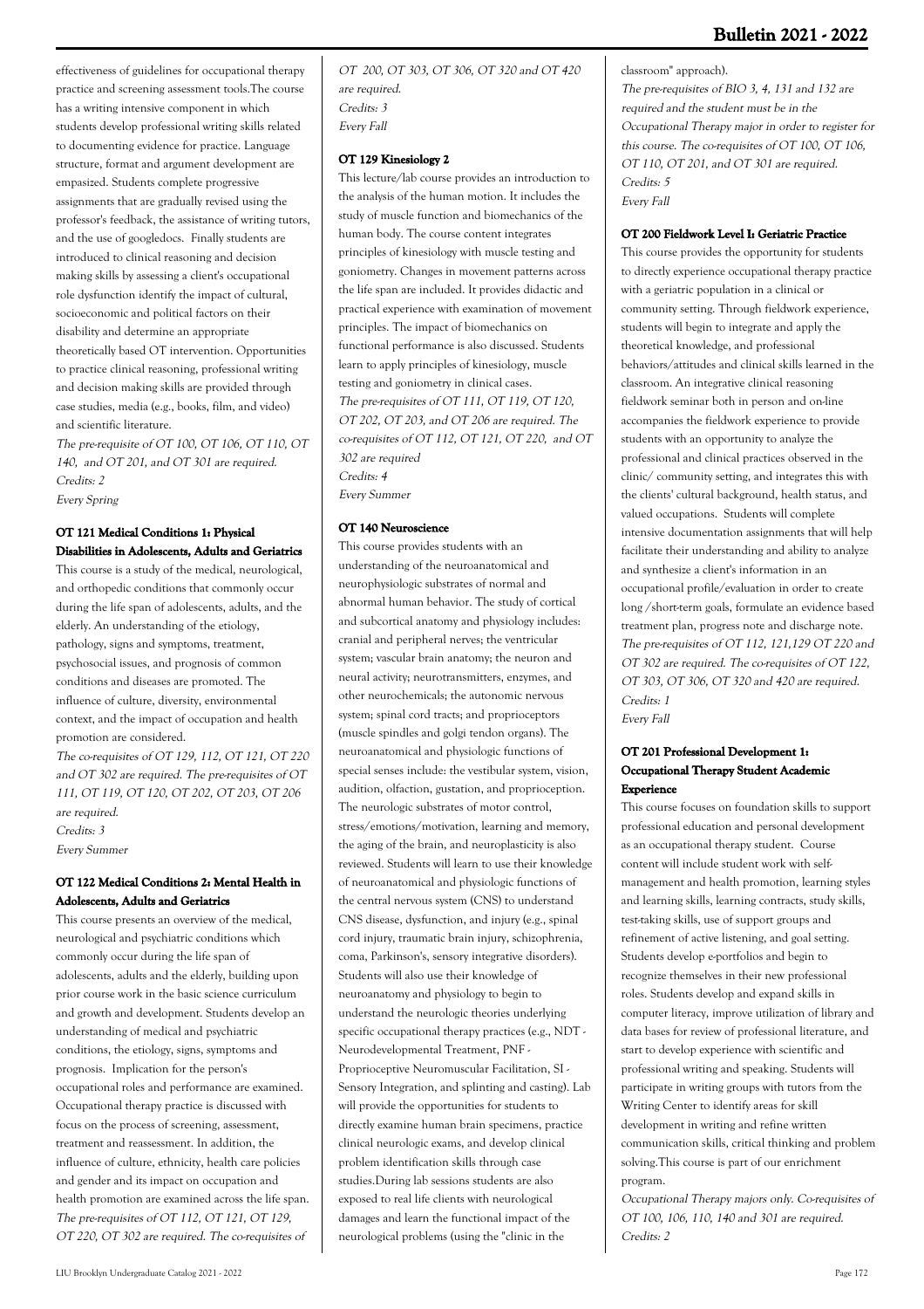effectiveness of guidelines for occupational therapy practice and screening assessment tools.The course has a writing intensive component in which students develop professional writing skills related to documenting evidence for practice. Language structure, format and argument development are empasized. Students complete progressive assignments that are gradually revised using the professor's feedback, the assistance of writing tutors, and the use of googledocs.  Finally students are introduced to clinical reasoning and decision making skills by assessing a client's occupational role dysfunction identify the impact of cultural, socioeconomic and political factors on their disability and determine an appropriate theoretically based OT intervention. Opportunities to practice clinical reasoning, professional writing and decision making skills are provided through case studies, media (e.g., books, film, and video) and scientific literature.

*The pre-requisite of OT 100, OT 106, OT 110, OT 140,  and OT 201, and OT 301 are required.*
*Credits: 2*
*Every Spring*

#### OT 121 Medical Conditions 1: Physical Disabilities in Adolescents, Adults and Geriatrics

This course is a study of the medical, neurological, and orthopedic conditions that commonly occur during the life span of adolescents, adults, and the elderly. An understanding of the etiology, pathology, signs and symptoms, treatment, psychosocial issues, and prognosis of common conditions and diseases are promoted. The influence of culture, diversity, environmental context, and the impact of occupation and health promotion are considered.

*The co-requisites of OT 129, 112, OT 121, OT 220 and OT 302 are required. The pre-requisites of OT 111, OT 119, OT 120, OT 202, OT 203, OT 206 are required.*
*Credits: 3*
*Every Summer*

#### OT 122 Medical Conditions 2: Mental Health in Adolescents, Adults and Geriatrics

This course presents an overview of the medical, neurological and psychiatric conditions which commonly occur during the life span of adolescents, adults and the elderly, building upon prior course work in the basic science curriculum and growth and development. Students develop an understanding of medical and psychiatric conditions, the etiology, signs, symptoms and prognosis.  Implication for the person's occupational roles and performance are examined. Occupational therapy practice is discussed with focus on the process of screening, assessment, treatment and reassessment. In addition, the influence of culture, ethnicity, health care policies and gender and its impact on occupation and health promotion are examined across the life span.

*The pre-requisites of OT 112, OT 121, OT 129, OT 220, OT 302 are required. The co-requisites of OT  200, OT 303, OT 306, OT 320 and OT 420 are required.*
*Credits: 3*
*Every Fall*

#### OT 129 Kinesiology 2

This lecture/lab course provides an introduction to the analysis of the human motion. It includes the study of muscle function and biomechanics of the human body. The course content integrates principles of kinesiology with muscle testing and goniometry. Changes in movement patterns across the life span are included. It provides didactic and practical experience with examination of movement principles. The impact of biomechanics on functional performance is also discussed. Students learn to apply principles of kinesiology, muscle testing and goniometry in clinical cases.

*The pre-requisites of OT 111, OT 119, OT 120, OT 202, OT 203, and OT 206 are required. The co-requisites of OT 112, OT 121, OT 220,  and OT 302 are required*
*Credits: 4*
*Every Summer*

#### OT 140 Neuroscience

This course provides students with an understanding of the neuroanatomical and neurophysiologic substrates of normal and abnormal human behavior. The study of cortical and subcortical anatomy and physiology includes: cranial and peripheral nerves; the ventricular system; vascular brain anatomy; the neuron and neural activity; neurotransmitters, enzymes, and other neurochemicals; the autonomic nervous system; spinal cord tracts; and proprioceptors (muscle spindles and golgi tendon organs). The neuroanatomical and physiologic functions of special senses include: the vestibular system, vision, audition, olfaction, gustation, and proprioception. The neurologic substrates of motor control, stress/emotions/motivation, learning and memory, the aging of the brain, and neuroplasticity is also reviewed. Students will learn to use their knowledge of neuroanatomical and physiologic functions of the central nervous system (CNS) to understand CNS disease, dysfunction, and injury (e.g., spinal cord injury, traumatic brain injury, schizophrenia, coma, Parkinson's, sensory integrative disorders). Students will also use their knowledge of neuroanatomy and physiology to begin to understand the neurologic theories underlying specific occupational therapy practices (e.g., NDT - Neurodevelopmental Treatment, PNF - Proprioceptive Neuromuscular Facilitation, SI - Sensory Integration, and splinting and casting). Lab will provide the opportunities for students to directly examine human brain specimens, practice clinical neurologic exams, and develop clinical problem identification skills through case studies.During lab sessions students are also exposed to real life clients with neurological damages and learn the functional impact of the neurological problems (using the "clinic in the classroom" approach).

*The pre-requisites of BIO 3, 4, 131 and 132 are required and the student must be in the Occupational Therapy major in order to register for this course. The co-requisites of OT 100, OT 106, OT 110, OT 201, and OT 301 are required.*
*Credits: 5*
*Every Fall*

#### OT 200 Fieldwork Level I: Geriatric Practice

This course provides the opportunity for students to directly experience occupational therapy practice with a geriatric population in a clinical or community setting. Through fieldwork experience, students will begin to integrate and apply the theoretical knowledge, and professional behaviors/attitudes and clinical skills learned in the classroom. An integrative clinical reasoning fieldwork seminar both in person and on-line accompanies the fieldwork experience to provide students with an opportunity to analyze the professional and clinical practices observed in the clinic/ community setting, and integrates this with the clients' cultural background, health status, and valued occupations.  Students will complete intensive documentation assignments that will help facilitate their understanding and ability to analyze and synthesize a client's information in an occupational profile/evaluation in order to create long /short-term goals, formulate an evidence based treatment plan, progress note and discharge note.

*The pre-requisites of OT 112, 121,129 OT 220 and OT 302 are required. The co-requisites of OT 122, OT 303, OT 306, OT 320 and 420 are required.*
*Credits: 1*
*Every Fall*

#### OT 201 Professional Development 1: Occupational Therapy Student Academic Experience

This course focuses on foundation skills to support professional education and personal development as an occupational therapy student.  Course content will include student work with self-management and health promotion, learning styles and learning skills, learning contracts, study skills, test-taking skills, use of support groups and refinement of active listening, and goal setting. Students develop e-portfolios and begin to recognize themselves in their new professional roles. Students develop and expand skills in computer literacy, improve utilization of library and data bases for review of professional literature, and start to develop experience with scientific and professional writing and speaking. Students will participate in writing groups with tutors from the Writing Center to identify areas for skill development in writing and refine written communication skills, critical thinking and problem solving.This course is part of our enrichment program.

*Occupational Therapy majors only. Co-requisites of OT 100, 106, 110, 140 and 301 are required.*
*Credits: 2*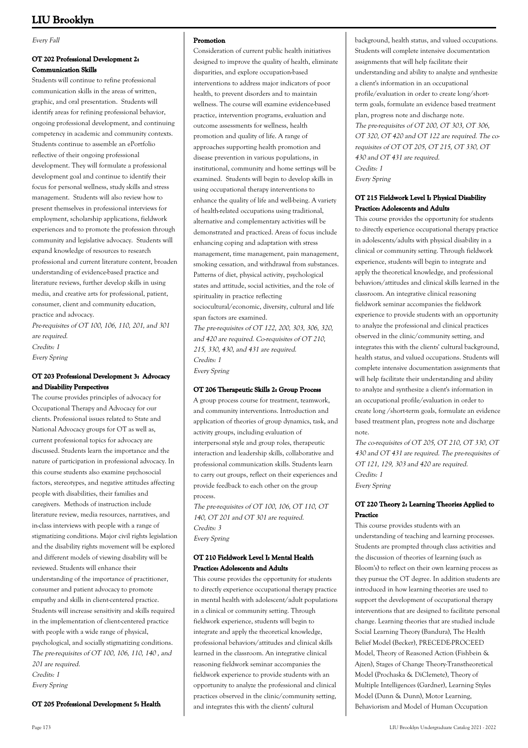*Every Fall*

### OT 202 Professional Development 2: Communication Skills

Students will continue to refine professional communication skills in the areas of written, graphic, and oral presentation. Students will identify areas for refining professional behavior, ongoing professional development, and continuing competency in academic and community contexts. Students continue to assemble an ePortfolio reflective of their ongoing professional development. They will formulate a professional development goal and continue to identify their focus for personal wellness, study skills and stress management. Students will also review how to present themselves in professional interviews for employment, scholarship applications, fieldwork experiences and to promote the profession through community and legislative advocacy. Students will expand knowledge of resources to research professional and current literature content, broaden understanding of evidence-based practice and literature reviews, further develop skills in using media, and creative arts for professional, patient, consumer, client and community education, practice and advocacy.

*Pre-requisites of OT 100, 106, 110, 201, and 301 are required.*
*Credits: 1*
*Every Spring*

### OT 203 Professional Development 3: Advocacy and Disability Perspectives

The course provides principles of advocacy for Occupational Therapy and Advocacy for our clients. Professional issues related to State and National Advocacy groups for OT as well as, current professional topics for advocacy are discussed. Students learn the importance and the nature of participation in professional advocacy. In this course students also examine psychosocial factors, stereotypes, and negative attitudes affecting people with disabilities, their families and caregivers. Methods of instruction include literature review, media resources, narratives, and in-class interviews with people with a range of stigmatizing conditions. Major civil rights legislation and the disability rights movement will be explored and different models of viewing disability will be reviewed. Students will enhance their understanding of the importance of practitioner, consumer and patient advocacy to promote empathy and skills in client-centered practice. Students will increase sensitivity and skills required in the implementation of client-centered practice with people with a wide range of physical, psychological, and socially stigmatizing conditions.

*The pre-requisites of OT 100, 106, 110, 140 , and 201 are required.*
*Credits: 1*
*Every Spring*

### OT 205 Professional Development 5: Health Promotion

Consideration of current public health initiatives designed to improve the quality of health, eliminate disparities, and explore occupation-based interventions to address major indicators of poor health, to prevent disorders and to maintain wellness. The course will examine evidence-based practice, intervention programs, evaluation and outcome assessments for wellness, health promotion and quality of life. A range of approaches supporting health promotion and disease prevention in various populations, in institutional, community and home settings will be examined. Students will begin to develop skills in using occupational therapy interventions to enhance the quality of life and well-being. A variety of health-related occupations using traditional, alternative and complementary activities will be demonstrated and practiced. Areas of focus include enhancing coping and adaptation with stress management, time management, pain management, smoking cessation, and withdrawal from substances. Patterns of diet, physical activity, psychological states and attitude, social activities, and the role of spirituality in practice reflecting sociocultural/economic, diversity, cultural and life span factors are examined.

*The pre-requisites of OT 122, 200, 303, 306, 320, and 420 are required. Co-requisites of OT 210, 215, 330, 430, and 431 are required.*
*Credits: 1*
*Every Spring*

### OT 206 Therapeutic Skills 2: Group Process

A group process course for treatment, teamwork, and community interventions. Introduction and application of theories of group dynamics, task, and activity groups, including evaluation of interpersonal style and group roles, therapeutic interaction and leadership skills, collaborative and professional communication skills. Students learn to carry out groups, reflect on their experiences and provide feedback to each other on the group process.

*The pre-requisites of OT 100, 106, OT 110, OT 140, OT 201 and OT 301 are required.*
*Credits: 3*
*Every Spring*

### OT 210 Fieldwork Level I: Mental Health Practice: Adolescents and Adults

This course provides the opportunity for students to directly experience occupational therapy practice in mental health with adolescent/adult populations in a clinical or community setting. Through fieldwork experience, students will begin to integrate and apply the theoretical knowledge, professional behaviors/attitudes and clinical skills learned in the classroom. An integrative clinical reasoning fieldwork seminar accompanies the fieldwork experience to provide students with an opportunity to analyze the professional and clinical practices observed in the clinic/community setting, and integrates this with the clients' cultural background, health status, and valued occupations. Students will complete intensive documentation assignments that will help facilitate their understanding and ability to analyze and synthesize a client's information in an occupational profile/evaluation in order to create long/short-term goals, formulate an evidence based treatment plan, progress note and discharge note.

*The pre-requisites of OT 200, OT 303, OT 306, OT 320, OT 420 and OT 122 are required. The co-requisites of OT OT 205, OT 215, OT 330, OT 430 and OT 431 are required.*
*Credits: 1*
*Every Spring*

### OT 215 Fieldwork Level I: Physical Disability Practice: Adolescents and Adults

This course provides the opportunity for students to directly experience occupational therapy practice in adolescents/adults with physical disability in a clinical or community setting. Through fieldwork experience, students will begin to integrate and apply the theoretical knowledge, and professional behaviors/attitudes and clinical skills learned in the classroom. An integrative clinical reasoning fieldwork seminar accompanies the fieldwork experience to provide students with an opportunity to analyze the professional and clinical practices observed in the clinic/community setting, and integrates this with the clients' cultural background, health status, and valued occupations. Students will complete intensive documentation assignments that will help facilitate their understanding and ability to analyze and synthesize a client's information in an occupational profile/evaluation in order to create long /short-term goals, formulate an evidence based treatment plan, progress note and discharge note.

*The co-requisites of OT 205, OT 210, OT 330, OT 430 and OT 431 are required. The pre-requisites of OT 121, 129, 303 and 420 are required.*
*Credits: 1*
*Every Spring*

### OT 220 Theory 2: Learning Theories Applied to Practice

This course provides students with an understanding of teaching and learning processes. Students are prompted through class activities and the discussion of theories of learning (such as Bloom's) to reflect on their own learning process as they pursue the OT degree. In addition students are introduced in how learning theories are used to support the development of occupational therapy interventions that are designed to facilitate personal change. Learning theories that are studied include Social Learning Theory (Bandura), The Health Belief Model (Becker), PRECEDE-PROCEED Model, Theory of Reasoned Action (Fishbein & Ajzen), Stages of Change Theory-Transtheoretical Model (Prochaska & DiClemete), Theory of Multiple Intelligences (Gardner), Learning Styles Model (Dunn & Dunn), Motor Learning, Behaviorism and Model of Human Occupation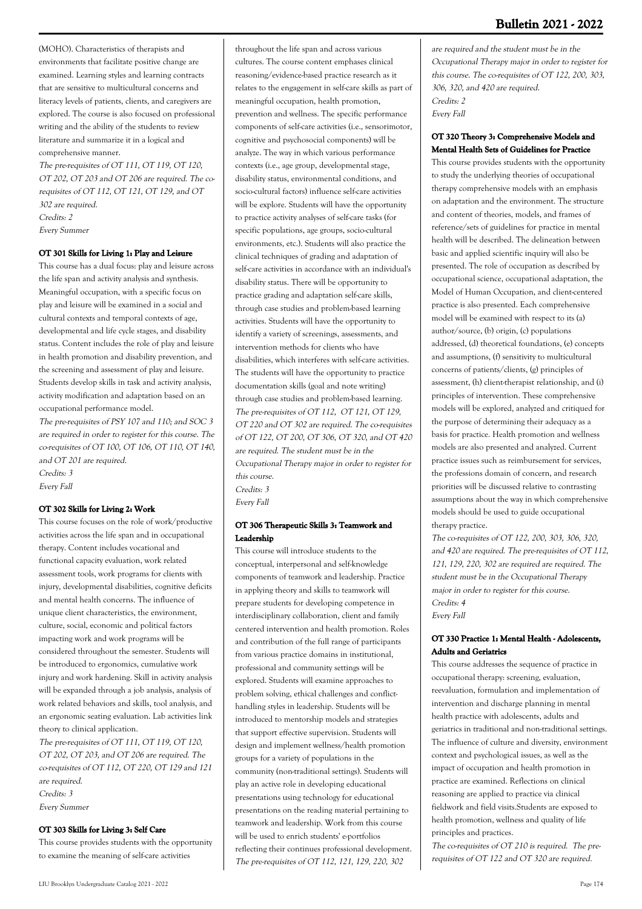(MOHO). Characteristics of therapists and environments that facilitate positive change are examined. Learning styles and learning contracts that are sensitive to multicultural concerns and literacy levels of patients, clients, and caregivers are explored. The course is also focused on professional writing and the ability of the students to review literature and summarize it in a logical and comprehensive manner.

*The pre-requisites of OT 111, OT 119, OT 120, OT 202, OT 203 and OT 206 are required. The co-requisites of OT 112, OT 121, OT 129, and OT 302 are required.*

*Credits: 2*

*Every Summer*

#### OT 301 Skills for Living 1: Play and Leisure

This course has a dual focus: play and leisure across the life span and activity analysis and synthesis. Meaningful occupation, with a specific focus on play and leisure will be examined in a social and cultural contexts and temporal contexts of age, developmental and life cycle stages, and disability status. Content includes the role of play and leisure in health promotion and disability prevention, and the screening and assessment of play and leisure. Students develop skills in task and activity analysis, activity modification and adaptation based on an occupational performance model.

*The pre-requisites of PSY 107 and 110; and SOC 3 are required in order to register for this course. The co-requisites of OT 100, OT 106, OT 110, OT 140, and OT 201 are required.*

*Credits: 3*

*Every Fall*

#### OT 302 Skills for Living 2: Work

This course focuses on the role of work/productive activities across the life span and in occupational therapy. Content includes vocational and functional capacity evaluation, work related assessment tools, work programs for clients with injury, developmental disabilities, cognitive deficits and mental health concerns. The influence of unique client characteristics, the environment, culture, social, economic and political factors impacting work and work programs will be considered throughout the semester. Students will be introduced to ergonomics, cumulative work injury and work hardening. Skill in activity analysis will be expanded through a job analysis, analysis of work related behaviors and skills, tool analysis, and an ergonomic seating evaluation. Lab activities link theory to clinical application.

*The pre-requisites of OT 111, OT 119, OT 120, OT 202, OT 203, and OT 206 are required. The co-requisites of OT 112, OT 220, OT 129 and 121 are required.*

*Credits: 3*

*Every Summer*

#### OT 303 Skills for Living 3: Self Care

This course provides students with the opportunity to examine the meaning of self-care activities throughout the life span and across various cultures. The course content emphases clinical reasoning/evidence-based practice research as it relates to the engagement in self-care skills as part of meaningful occupation, health promotion, prevention and wellness. The specific performance components of self-care activities (i.e., sensorimotor, cognitive and psychosocial components) will be analyze. The way in which various performance contexts (i.e., age group, developmental stage, disability status, environmental conditions, and socio-cultural factors) influence self-care activities will be explore. Students will have the opportunity to practice activity analyses of self-care tasks (for specific populations, age groups, socio-cultural environments, etc.). Students will also practice the clinical techniques of grading and adaptation of self-care activities in accordance with an individual's disability status. There will be opportunity to practice grading and adaptation self-care skills, through case studies and problem-based learning activities. Students will have the opportunity to identify a variety of screenings, assessments, and intervention methods for clients who have disabilities, which interferes with self-care activities. The students will have the opportunity to practice documentation skills (goal and note writing) through case studies and problem-based learning.

*The pre-requisites of OT 112, OT 121, OT 129, OT 220 and OT 302 are required. The co-requisites of OT 122, OT 200, OT 306, OT 320, and OT 420 are required. The student must be in the Occupational Therapy major in order to register for this course.*

*Credits: 3*

*Every Fall*

#### OT 306 Therapeutic Skills 3: Teamwork and Leadership

This course will introduce students to the conceptual, interpersonal and self-knowledge components of teamwork and leadership. Practice in applying theory and skills to teamwork will prepare students for developing competence in interdisciplinary collaboration, client and family centered intervention and health promotion. Roles and contribution of the full range of participants from various practice domains in institutional, professional and community settings will be explored. Students will examine approaches to problem solving, ethical challenges and conflict-handling styles in leadership. Students will be introduced to mentorship models and strategies that support effective supervision. Students will design and implement wellness/health promotion groups for a variety of populations in the community (non-traditional settings). Students will play an active role in developing educational presentations using technology for educational presentations on the reading material pertaining to teamwork and leadership. Work from this course will be used to enrich students' e-portfolios reflecting their continues professional development.

*The pre-requisites of OT 112, 121, 129, 220, 302 are required and the student must be in the Occupational Therapy major in order to register for this course. The co-requisites of OT 122, 200, 303, 306, 320, and 420 are required.*

*Credits: 2*

*Every Fall*

#### OT 320 Theory 3: Comprehensive Models and Mental Health Sets of Guidelines for Practice

This course provides students with the opportunity to study the underlying theories of occupational therapy comprehensive models with an emphasis on adaptation and the environment. The structure and content of theories, models, and frames of reference/sets of guidelines for practice in mental health will be described. The delineation between basic and applied scientific inquiry will also be presented. The role of occupation as described by occupational science, occupational adaptation, the Model of Human Occupation, and client-centered practice is also presented. Each comprehensive model will be examined with respect to its (a) author/source, (b) origin, (c) populations addressed, (d) theoretical foundations, (e) concepts and assumptions, (f) sensitivity to multicultural concerns of patients/clients, (g) principles of assessment, (h) client-therapist relationship, and (i) principles of intervention. These comprehensive models will be explored, analyzed and critiqued for the purpose of determining their adequacy as a basis for practice. Health promotion and wellness models are also presented and analyzed. Current practice issues such as reimbursement for services, the professions domain of concern, and research priorities will be discussed relative to contrasting assumptions about the way in which comprehensive models should be used to guide occupational therapy practice.

*The co-requisites of OT 122, 200, 303, 306, 320, and 420 are required. The pre-requisites of OT 112, 121, 129, 220, 302 are required are required. The student must be in the Occupational Therapy major in order to register for this course.*

*Credits: 4*

*Every Fall*

#### OT 330 Practice 1: Mental Health - Adolescents, Adults and Geriatrics

This course addresses the sequence of practice in occupational therapy: screening, evaluation, reevaluation, formulation and implementation of intervention and discharge planning in mental health practice with adolescents, adults and geriatrics in traditional and non-traditional settings. The influence of culture and diversity, environment context and psychological issues, as well as the impact of occupation and health promotion in practice are examined. Reflections on clinical reasoning are applied to practice via clinical fieldwork and field visits.Students are exposed to health promotion, wellness and quality of life principles and practices.

*The co-requisites of OT 210 is required. The pre-requisites of OT 122 and OT 320 are required.*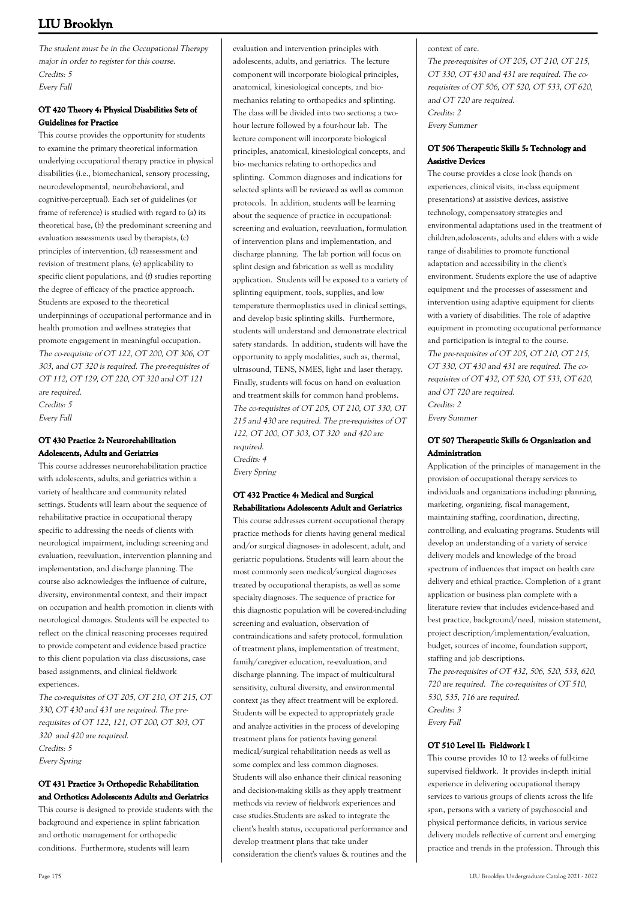*The student must be in the Occupational Therapy major in order to register for this course.*
*Credits: 5*
*Every Fall*

### OT 420 Theory 4: Physical Disabilities Sets of Guidelines for Practice

This course provides the opportunity for students to examine the primary theoretical information underlying occupational therapy practice in physical disabilities (i.e., biomechanical, sensory processing, neurodevelopmental, neurobehavioral, and cognitive-perceptual). Each set of guidelines (or frame of reference) is studied with regard to (a) its theoretical base, (b) the predominant screening and evaluation assessments used by therapists, (c) principles of intervention, (d) reassessment and revision of treatment plans, (e) applicability to specific client populations, and (f) studies reporting the degree of efficacy of the practice approach. Students are exposed to the theoretical underpinnings of occupational performance and in health promotion and wellness strategies that promote engagement in meaningful occupation.
*The co-requisite of OT 122, OT 200, OT 306, OT 303, and OT 320 is required. The pre-requisites of OT 112, OT 129, OT 220, OT 320 and OT 121 are required.*
*Credits: 5*
*Every Fall*

### OT 430 Practice 2: Neurorehabilitation Adolescents, Adults and Geriatrics

This course addresses neurorehabilitation practice with adolescents, adults, and geriatrics within a variety of healthcare and community related settings. Students will learn about the sequence of rehabilitative practice in occupational therapy specific to addressing the needs of clients with neurological impairment, including: screening and evaluation, reevaluation, intervention planning and implementation, and discharge planning. The course also acknowledges the influence of culture, diversity, environmental context, and their impact on occupation and health promotion in clients with neurological damages. Students will be expected to reflect on the clinical reasoning processes required to provide competent and evidence based practice to this client population via class discussions, case based assignments, and clinical fieldwork experiences.
*The co-requisites of OT 205, OT 210, OT 215, OT 330, OT 430 and 431 are required. The pre-requisites of OT 122, 121, OT 200, OT 303, OT 320 and 420 are required.*
*Credits: 5*
*Every Spring*

### OT 431 Practice 3: Orthopedic Rehabilitation and Orthotics: Adolescents Adults and Geriatrics

This course is designed to provide students with the background and experience in splint fabrication and orthotic management for orthopedic conditions. Furthermore, students will learn evaluation and intervention principles with adolescents, adults, and geriatrics. The lecture component will incorporate biological principles, anatomical, kinesiological concepts, and bio-mechanics relating to orthopedics and splinting. The class will be divided into two sections; a two-hour lecture followed by a four-hour lab. The lecture component will incorporate biological principles, anatomical, kinesiological concepts, and bio- mechanics relating to orthopedics and splinting. Common diagnoses and indications for selected splints will be reviewed as well as common protocols. In addition, students will be learning about the sequence of practice in occupational: screening and evaluation, reevaluation, formulation of intervention plans and implementation, and discharge planning. The lab portion will focus on splint design and fabrication as well as modality application. Students will be exposed to a variety of splinting equipment, tools, supplies, and low temperature thermoplastics used in clinical settings, and develop basic splinting skills. Furthermore, students will understand and demonstrate electrical safety standards. In addition, students will have the opportunity to apply modalities, such as, thermal, ultrasound, TENS, NMES, light and laser therapy. Finally, students will focus on hand on evaluation and treatment skills for common hand problems.
*The co-requisites of OT 205, OT 210, OT 330, OT 215 and 430 are required. The pre-requisites of OT 122, OT 200, OT 303, OT 320 and 420 are required.*
*Credits: 4*
*Every Spring*

### OT 432 Practice 4: Medical and Surgical Rehabilitation: Adolescents Adult and Geriatrics

This course addresses current occupational therapy practice methods for clients having general medical and/or surgical diagnoses- in adolescent, adult, and geriatric populations. Students will learn about the most commonly seen medical/surgical diagnoses treated by occupational therapists, as well as some specialty diagnoses. The sequence of practice for this diagnostic population will be covered-including screening and evaluation, observation of contraindications and safety protocol, formulation of treatment plans, implementation of treatment, family/caregiver education, re-evaluation, and discharge planning. The impact of multicultural sensitivity, cultural diversity, and environmental context ;as they affect treatment will be explored. Students will be expected to appropriately grade and analyze activities in the process of developing treatment plans for patients having general medical/surgical rehabilitation needs as well as some complex and less common diagnoses. Students will also enhance their clinical reasoning and decision-making skills as they apply treatment methods via review of fieldwork experiences and case studies.Students are asked to integrate the client's health status, occupational performance and develop treatment plans that take under consideration the client's values & routines and the context of care.
*The pre-requisites of OT 205, OT 210, OT 215, OT 330, OT 430 and 431 are required. The co-requisites of OT 506, OT 520, OT 533, OT 620, and OT 720 are required.*
*Credits: 2*
*Every Summer*

### OT 506 Therapeutic Skills 5: Technology and Assistive Devices

The course provides a close look (hands on experiences, clinical visits, in-class equipment presentations) at assistive devices, assistive technology, compensatory strategies and environmental adaptations used in the treatment of children,adoloscents, adults and elders with a wide range of disabilities to promote functional adaptation and accessibility in the client's environment. Students explore the use of adaptive equipment and the processes of assessment and intervention using adaptive equipment for clients with a variety of disabilities. The role of adaptive equipment in promoting occupational performance and participation is integral to the course.
*The pre-requisites of OT 205, OT 210, OT 215, OT 330, OT 430 and 431 are required. The co-requisites of OT 432, OT 520, OT 533, OT 620, and OT 720 are required.*
*Credits: 2*
*Every Summer*

### OT 507 Therapeutic Skills 6: Organization and Administration

Application of the principles of management in the provision of occupational therapy services to individuals and organizations including: planning, marketing, organizing, fiscal management, maintaining staffing, coordination, directing, controlling, and evaluating programs. Students will develop an understanding of a variety of service delivery models and knowledge of the broad spectrum of influences that impact on health care delivery and ethical practice. Completion of a grant application or business plan complete with a literature review that includes evidence-based and best practice, background/need, mission statement, project description/implementation/evaluation, budget, sources of income, foundation support, staffing and job descriptions.
*The pre-requisites of OT 432, 506, 520, 533, 620, 720 are required. The co-requisites of OT 510, 530, 535, 716 are required.*
*Credits: 3*
*Every Fall*

### OT 510 Level II: Fieldwork I

This course provides 10 to 12 weeks of full-time supervised fieldwork. It provides in-depth initial experience in delivering occupational therapy services to various groups of clients across the life span, persons with a variety of psychosocial and physical performance deficits, in various service delivery models reflective of current and emerging practice and trends in the profession. Through this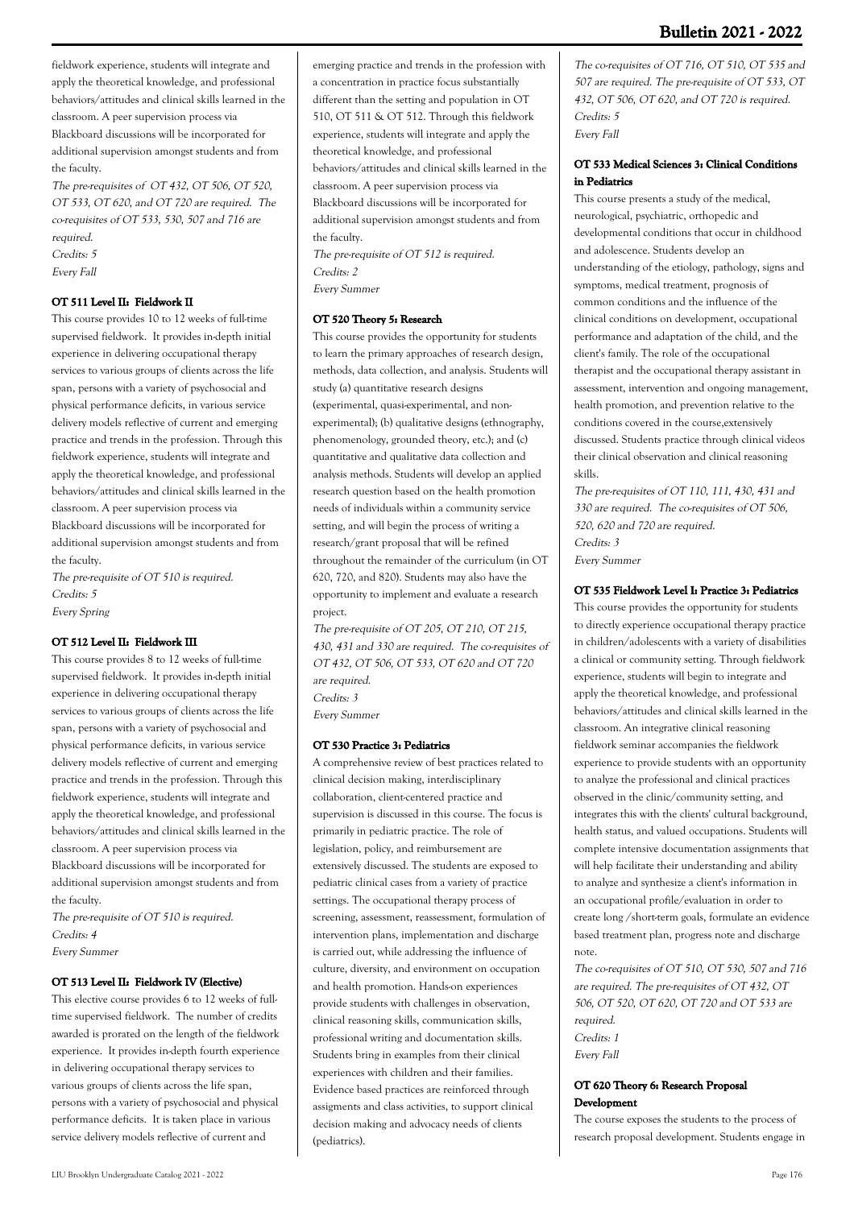fieldwork experience, students will integrate and apply the theoretical knowledge, and professional behaviors/attitudes and clinical skills learned in the classroom. A peer supervision process via Blackboard discussions will be incorporated for additional supervision amongst students and from the faculty.

*The pre-requisites of OT 432, OT 506, OT 520, OT 533, OT 620, and OT 720 are required. The co-requisites of OT 533, 530, 507 and 716 are required.*
*Credits: 5*
*Every Fall*

#### OT 511 Level II: Fieldwork II

This course provides 10 to 12 weeks of full-time supervised fieldwork. It provides in-depth initial experience in delivering occupational therapy services to various groups of clients across the life span, persons with a variety of psychosocial and physical performance deficits, in various service delivery models reflective of current and emerging practice and trends in the profession. Through this fieldwork experience, students will integrate and apply the theoretical knowledge, and professional behaviors/attitudes and clinical skills learned in the classroom. A peer supervision process via Blackboard discussions will be incorporated for additional supervision amongst students and from the faculty.

*The pre-requisite of OT 510 is required.*
*Credits: 5*
*Every Spring*

#### OT 512 Level II: Fieldwork III

This course provides 8 to 12 weeks of full-time supervised fieldwork. It provides in-depth initial experience in delivering occupational therapy services to various groups of clients across the life span, persons with a variety of psychosocial and physical performance deficits, in various service delivery models reflective of current and emerging practice and trends in the profession. Through this fieldwork experience, students will integrate and apply the theoretical knowledge, and professional behaviors/attitudes and clinical skills learned in the classroom. A peer supervision process via Blackboard discussions will be incorporated for additional supervision amongst students and from the faculty.

*The pre-requisite of OT 510 is required.*
*Credits: 4*
*Every Summer*

#### OT 513 Level II: Fieldwork IV (Elective)

This elective course provides 6 to 12 weeks of full-time supervised fieldwork. The number of credits awarded is prorated on the length of the fieldwork experience. It provides in-depth fourth experience in delivering occupational therapy services to various groups of clients across the life span, persons with a variety of psychosocial and physical performance deficits. It is taken place in various service delivery models reflective of current and emerging practice and trends in the profession with a concentration in practice focus substantially different than the setting and population in OT 510, OT 511 & OT 512. Through this fieldwork experience, students will integrate and apply the theoretical knowledge, and professional behaviors/attitudes and clinical skills learned in the classroom. A peer supervision process via Blackboard discussions will be incorporated for additional supervision amongst students and from the faculty.

*The pre-requisite of OT 512 is required.*
*Credits: 2*
*Every Summer*

#### OT 520 Theory 5: Research

This course provides the opportunity for students to learn the primary approaches of research design, methods, data collection, and analysis. Students will study (a) quantitative research designs (experimental, quasi-experimental, and non-experimental); (b) qualitative designs (ethnography, phenomenology, grounded theory, etc.); and (c) quantitative and qualitative data collection and analysis methods. Students will develop an applied research question based on the health promotion needs of individuals within a community service setting, and will begin the process of writing a research/grant proposal that will be refined throughout the remainder of the curriculum (in OT 620, 720, and 820). Students may also have the opportunity to implement and evaluate a research project.

*The pre-requisite of OT 205, OT 210, OT 215, 430, 431 and 330 are required. The co-requisites of OT 432, OT 506, OT 533, OT 620 and OT 720 are required.*
*Credits: 3*
*Every Summer*

#### OT 530 Practice 3: Pediatrics

A comprehensive review of best practices related to clinical decision making, interdisciplinary collaboration, client-centered practice and supervision is discussed in this course. The focus is primarily in pediatric practice. The role of legislation, policy, and reimbursement are extensively discussed. The students are exposed to pediatric clinical cases from a variety of practice settings. The occupational therapy process of screening, assessment, reassessment, formulation of intervention plans, implementation and discharge is carried out, while addressing the influence of culture, diversity, and environment on occupation and health promotion. Hands-on experiences provide students with challenges in observation, clinical reasoning skills, communication skills, professional writing and documentation skills. Students bring in examples from their clinical experiences with children and their families. Evidence based practices are reinforced through assigments and class activities, to support clinical decision making and advocacy needs of clients (pediatrics).

*The co-requisites of OT 716, OT 510, OT 535 and 507 are required. The pre-requisite of OT 533, OT 432, OT 506, OT 620, and OT 720 is required.*
*Credits: 5*
*Every Fall*

#### OT 533 Medical Sciences 3: Clinical Conditions in Pediatrics

This course presents a study of the medical, neurological, psychiatric, orthopedic and developmental conditions that occur in childhood and adolescence. Students develop an understanding of the etiology, pathology, signs and symptoms, medical treatment, prognosis of common conditions and the influence of the clinical conditions on development, occupational performance and adaptation of the child, and the client's family. The role of the occupational therapist and the occupational therapy assistant in assessment, intervention and ongoing management, health promotion, and prevention relative to the conditions covered in the course,extensively discussed. Students practice through clinical videos their clinical observation and clinical reasoning skills.

*The pre-requisites of OT 110, 111, 430, 431 and 330 are required. The co-requisites of OT 506, 520, 620 and 720 are required.*
*Credits: 3*
*Every Summer*

#### OT 535 Fieldwork Level I: Practice 3: Pediatrics

This course provides the opportunity for students to directly experience occupational therapy practice in children/adolescents with a variety of disabilities a clinical or community setting. Through fieldwork experience, students will begin to integrate and apply the theoretical knowledge, and professional behaviors/attitudes and clinical skills learned in the classroom. An integrative clinical reasoning fieldwork seminar accompanies the fieldwork experience to provide students with an opportunity to analyze the professional and clinical practices observed in the clinic/community setting, and integrates this with the clients' cultural background, health status, and valued occupations. Students will complete intensive documentation assignments that will help facilitate their understanding and ability to analyze and synthesize a client's information in an occupational profile/evaluation in order to create long /short-term goals, formulate an evidence based treatment plan, progress note and discharge note.

*The co-requisites of OT 510, OT 530, 507 and 716 are required. The pre-requisites of OT 432, OT 506, OT 520, OT 620, OT 720 and OT 533 are required.*
*Credits: 1*
*Every Fall*

#### OT 620 Theory 6: Research Proposal Development

The course exposes the students to the process of research proposal development. Students engage in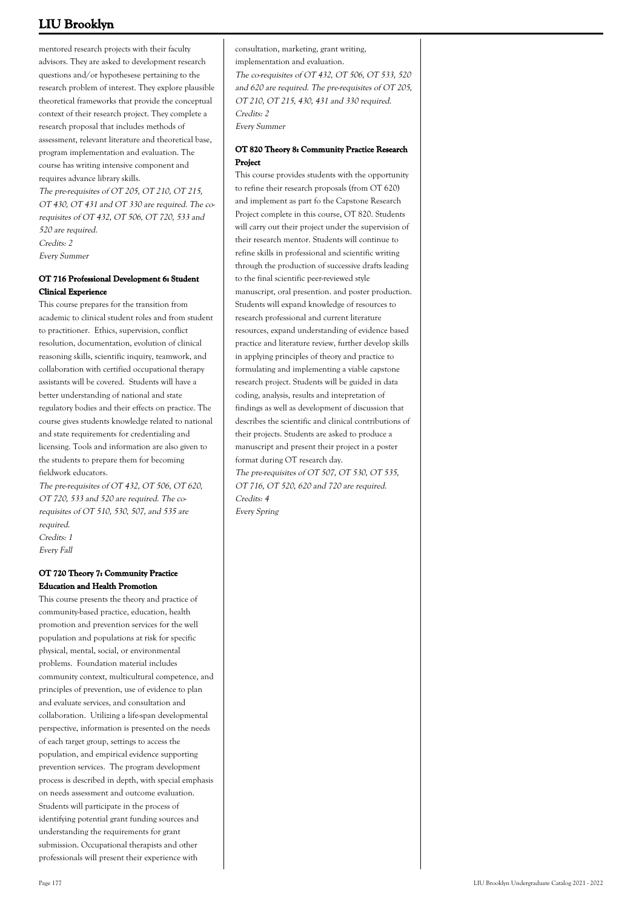mentored research projects with their faculty advisors. They are asked to development research questions and/or hypothesese pertaining to the research problem of interest. They explore plausible theoretical frameworks that provide the conceptual context of their research project. They complete a research proposal that includes methods of assessment, relevant literature and theoretical base, program implementation and evaluation. The course has writing intensive component and requires advance library skills.

*The pre-requisites of OT 205, OT 210, OT 215, OT 430, OT 431 and OT 330 are required. The co-requisites of OT 432, OT 506, OT 720, 533 and 520 are required.*
*Credits: 2*
*Every Summer*

### OT 716 Professional Development 6: Student Clinical Experience

This course prepares for the transition from academic to clinical student roles and from student to practitioner. Ethics, supervision, conflict resolution, documentation, evolution of clinical reasoning skills, scientific inquiry, teamwork, and collaboration with certified occupational therapy assistants will be covered. Students will have a better understanding of national and state regulatory bodies and their effects on practice. The course gives students knowledge related to national and state requirements for credentialing and licensing. Tools and information are also given to the students to prepare them for becoming fieldwork educators.

*The pre-requisites of OT 432, OT 506, OT 620, OT 720, 533 and 520 are required. The co-requisites of OT 510, 530, 507, and 535 are required.*
*Credits: 1*
*Every Fall*

### OT 720 Theory 7: Community Practice Education and Health Promotion

This course presents the theory and practice of community-based practice, education, health promotion and prevention services for the well population and populations at risk for specific physical, mental, social, or environmental problems. Foundation material includes community context, multicultural competence, and principles of prevention, use of evidence to plan and evaluate services, and consultation and collaboration. Utilizing a life-span developmental perspective, information is presented on the needs of each target group, settings to access the population, and empirical evidence supporting prevention services. The program development process is described in depth, with special emphasis on needs assessment and outcome evaluation. Students will participate in the process of identifying potential grant funding sources and understanding the requirements for grant submission. Occupational therapists and other professionals will present their experience with consultation, marketing, grant writing, implementation and evaluation.

*The co-requisites of OT 432, OT 506, OT 533, 520 and 620 are required. The pre-requisites of OT 205, OT 210, OT 215, 430, 431 and 330 required.*
*Credits: 2*
*Every Summer*

### OT 820 Theory 8: Community Practice Research Project

This course provides students with the opportunity to refine their research proposals (from OT 620) and implement as part fo the Capstone Research Project complete in this course, OT 820. Students will carry out their project under the supervision of their research mentor. Students will continue to refine skills in professional and scientific writing through the production of successive drafts leading to the final scientific peer-reviewed style manuscript, oral presention. and poster production. Students will expand knowledge of resources to research professional and current literature resources, expand understanding of evidence based practice and literature review, further develop skills in applying principles of theory and practice to formulating and implementing a viable capstone research project. Students will be guided in data coding, analysis, results and intepretation of findings as well as development of discussion that describes the scientific and clinical contributions of their projects. Students are asked to produce a manuscript and present their project in a poster format during OT research day.

*The pre-requisites of OT 507, OT 530, OT 535, OT 716, OT 520, 620 and 720 are required.*
*Credits: 4*
*Every Spring*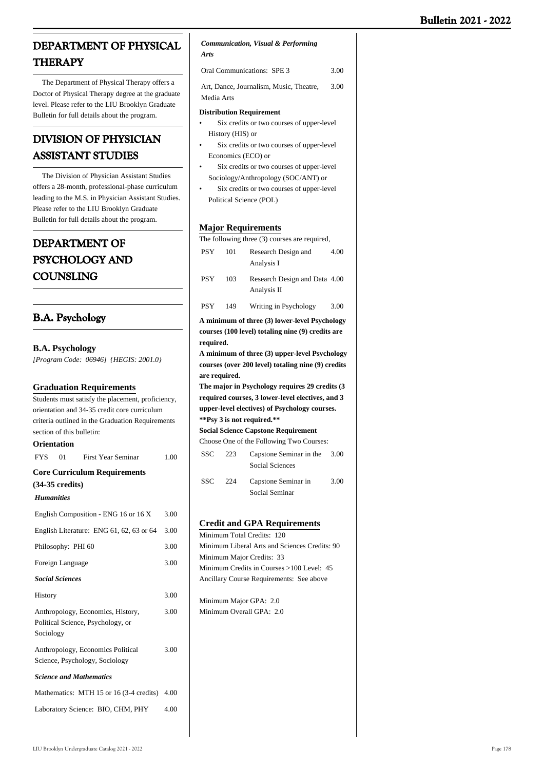# DEPARTMENT OF PHYSICAL THERAPY

The Department of Physical Therapy offers a Doctor of Physical Therapy degree at the graduate level. Please refer to the LIU Brooklyn Graduate Bulletin for full details about the program.

# DIVISION OF PHYSICIAN ASSISTANT STUDIES

The Division of Physician Assistant Studies offers a 28-month, professional-phase curriculum leading to the M.S. in Physician Assistant Studies. Please refer to the LIU Brooklyn Graduate Bulletin for full details about the program.

# DEPARTMENT OF PSYCHOLOGY AND COUNSLING

## B.A. Psychology

### B.A. Psychology

*[Program Code: 06946] {HEGIS: 2001.0}*

### Graduation Requirements

Students must satisfy the placement, proficiency, orientation and 34-35 credit core curriculum criteria outlined in the Graduation Requirements section of this bulletin:

**Orientation**

| | | | |
|---|---|---|---|
| FYS | 01 | First Year Seminar | 1.00 |

**Core Curriculum Requirements (34-35 credits)**

***Humanities***

| | |
|---|---|
| English Composition - ENG 16 or 16 X | 3.00 |
| English Literature: ENG 61, 62, 63 or 64 | 3.00 |
| Philosophy: PHI 60 | 3.00 |
| Foreign Language | 3.00 |

***Social Sciences***

| | |
|---|---|
| History | 3.00 |
| Anthropology, Economics, History, Political Science, Psychology, or Sociology | 3.00 |
| Anthropology, Economics Political Science, Psychology, Sociology | 3.00 |

***Science and Mathematics***

| | |
|---|---|
| Mathematics: MTH 15 or 16 (3-4 credits) | 4.00 |
| Laboratory Science: BIO, CHM, PHY | 4.00 |

***Communication, Visual & Performing Arts***

| | |
|---|---|
| Oral Communications: SPE 3 | 3.00 |
| Art, Dance, Journalism, Music, Theatre, Media Arts | 3.00 |

**Distribution Requirement**

- Six credits or two courses of upper-level History (HIS) or
- Six credits or two courses of upper-level Economics (ECO) or
- Six credits or two courses of upper-level Sociology/Anthropology (SOC/ANT) or
- Six credits or two courses of upper-level Political Science (POL)

### Major Requirements

The following three (3) courses are required,

| | | | |
|---|---|---|---|
| PSY | 101 | Research Design and Analysis I | 4.00 |
| PSY | 103 | Research Design and Data Analysis II | 4.00 |
| PSY | 149 | Writing in Psychology | 3.00 |

**A minimum of three (3) lower-level Psychology courses (100 level) totaling nine (9) credits are required.**

**A minimum of three (3) upper-level Psychology courses (over 200 level) totaling nine (9) credits are required.**

**The major in Psychology requires 29 credits (3 required courses, 3 lower-level electives, and 3 upper-level electives) of Psychology courses.**

****Psy 3 is not required.****

**Social Science Capstone Requirement**

Choose One of the Following Two Courses:

| | | | |
|---|---|---|---|
| SSC | 223 | Capstone Seminar in the Social Sciences | 3.00 |
| SSC | 224 | Capstone Seminar in Social Seminar | 3.00 |

### Credit and GPA Requirements

Minimum Total Credits: 120
Minimum Liberal Arts and Sciences Credits: 90
Minimum Major Credits: 33
Minimum Credits in Courses >100 Level: 45
Ancillary Course Requirements: See above

Minimum Major GPA: 2.0
Minimum Overall GPA: 2.0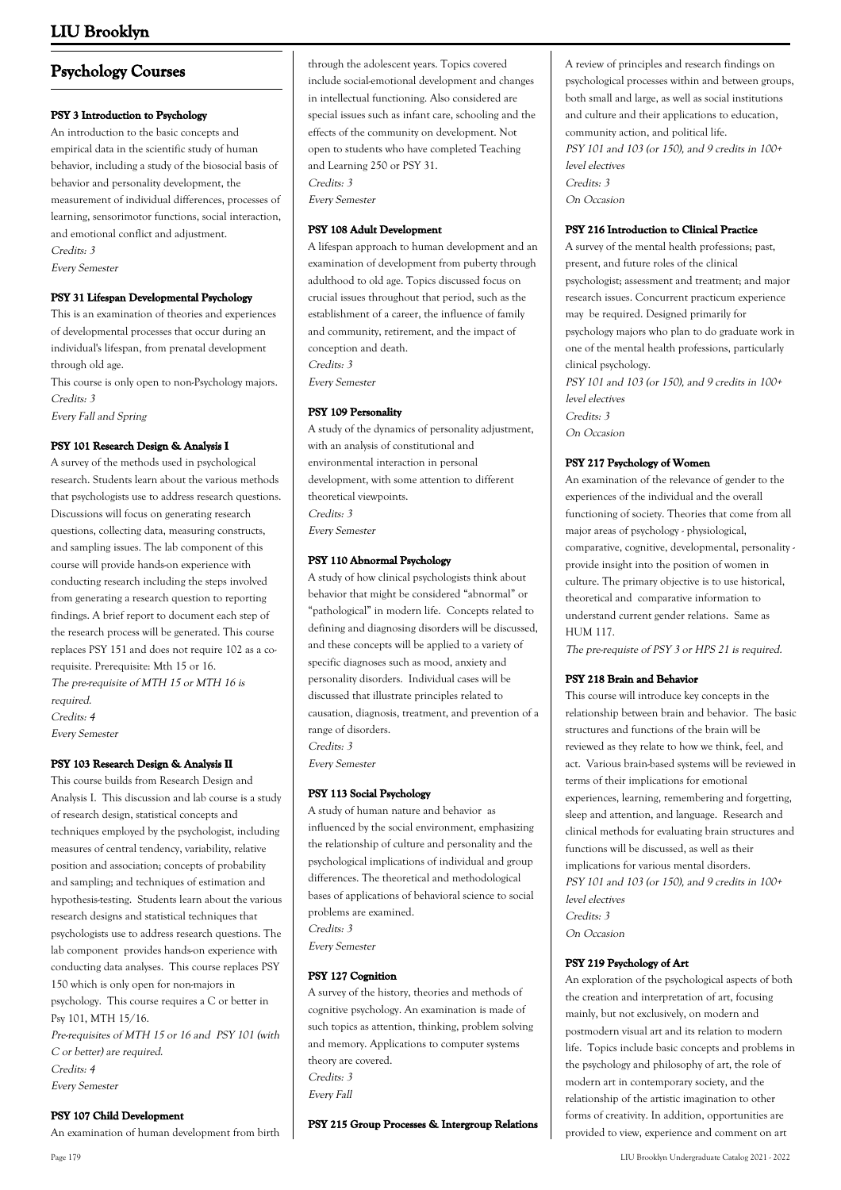## Psychology Courses

#### PSY 3 Introduction to Psychology

An introduction to the basic concepts and empirical data in the scientific study of human behavior, including a study of the biosocial basis of behavior and personality development, the measurement of individual differences, processes of learning, sensorimotor functions, social interaction, and emotional conflict and adjustment.

*Credits: 3*

*Every Semester*

#### PSY 31 Lifespan Developmental Psychology

This is an examination of theories and experiences of developmental processes that occur during an individual's lifespan, from prenatal development through old age.

This course is only open to non-Psychology majors.

*Credits: 3*

*Every Fall and Spring*

#### PSY 101 Research Design & Analysis I

A survey of the methods used in psychological research. Students learn about the various methods that psychologists use to address research questions. Discussions will focus on generating research questions, collecting data, measuring constructs, and sampling issues. The lab component of this course will provide hands-on experience with conducting research including the steps involved from generating a research question to reporting findings. A brief report to document each step of the research process will be generated. This course replaces PSY 151 and does not require 102 as a co-requisite. Prerequisite: Mth 15 or 16.

*The pre-requisite of MTH 15 or MTH 16 is required.*

*Credits: 4*

*Every Semester*

#### PSY 103 Research Design & Analysis II

This course builds from Research Design and Analysis I. This discussion and lab course is a study of research design, statistical concepts and techniques employed by the psychologist, including measures of central tendency, variability, relative position and association; concepts of probability and sampling; and techniques of estimation and hypothesis-testing. Students learn about the various research designs and statistical techniques that psychologists use to address research questions. The lab component provides hands-on experience with conducting data analyses. This course replaces PSY 150 which is only open for non-majors in psychology. This course requires a C or better in Psy 101, MTH 15/16.

*Pre-requisites of MTH 15 or 16 and PSY 101 (with C or better) are required.*

*Credits: 4*

*Every Semester*

#### PSY 107 Child Development

An examination of human development from birth through the adolescent years. Topics covered include social-emotional development and changes in intellectual functioning. Also considered are special issues such as infant care, schooling and the effects of the community on development. Not open to students who have completed Teaching and Learning 250 or PSY 31.

*Credits: 3*

*Every Semester*

#### PSY 108 Adult Development

A lifespan approach to human development and an examination of development from puberty through adulthood to old age. Topics discussed focus on crucial issues throughout that period, such as the establishment of a career, the influence of family and community, retirement, and the impact of conception and death.

*Credits: 3*

*Every Semester*

#### PSY 109 Personality

A study of the dynamics of personality adjustment, with an analysis of constitutional and environmental interaction in personal development, with some attention to different theoretical viewpoints.

*Credits: 3*

*Every Semester*

#### PSY 110 Abnormal Psychology

A study of how clinical psychologists think about behavior that might be considered "abnormal" or "pathological" in modern life. Concepts related to defining and diagnosing disorders will be discussed, and these concepts will be applied to a variety of specific diagnoses such as mood, anxiety and personality disorders. Individual cases will be discussed that illustrate principles related to causation, diagnosis, treatment, and prevention of a range of disorders.

*Credits: 3*

*Every Semester*

#### PSY 113 Social Psychology

A study of human nature and behavior as influenced by the social environment, emphasizing the relationship of culture and personality and the psychological implications of individual and group differences. The theoretical and methodological bases of applications of behavioral science to social problems are examined.

*Credits: 3*

*Every Semester*

#### PSY 127 Cognition

A survey of the history, theories and methods of cognitive psychology. An examination is made of such topics as attention, thinking, problem solving and memory. Applications to computer systems theory are covered.

*Credits: 3*

*Every Fall*

#### PSY 215 Group Processes & Intergroup Relations

A review of principles and research findings on psychological processes within and between groups, both small and large, as well as social institutions and culture and their applications to education, community action, and political life.

*PSY 101 and 103 (or 150), and 9 credits in 100+ level electives*

*Credits: 3*

*On Occasion*

#### PSY 216 Introduction to Clinical Practice

A survey of the mental health professions; past, present, and future roles of the clinical psychologist; assessment and treatment; and major research issues. Concurrent practicum experience may be required. Designed primarily for psychology majors who plan to do graduate work in one of the mental health professions, particularly clinical psychology.

*PSY 101 and 103 (or 150), and 9 credits in 100+ level electives*

*Credits: 3*

*On Occasion*

#### PSY 217 Psychology of Women

An examination of the relevance of gender to the experiences of the individual and the overall functioning of society. Theories that come from all major areas of psychology - physiological, comparative, cognitive, developmental, personality - provide insight into the position of women in culture. The primary objective is to use historical, theoretical and comparative information to understand current gender relations. Same as HUM 117.

*The pre-requiste of PSY 3 or HPS 21 is required.*

#### PSY 218 Brain and Behavior

This course will introduce key concepts in the relationship between brain and behavior. The basic structures and functions of the brain will be reviewed as they relate to how we think, feel, and act. Various brain-based systems will be reviewed in terms of their implications for emotional experiences, learning, remembering and forgetting, sleep and attention, and language. Research and clinical methods for evaluating brain structures and functions will be discussed, as well as their implications for various mental disorders.

*PSY 101 and 103 (or 150), and 9 credits in 100+ level electives*

*Credits: 3*

*On Occasion*

#### PSY 219 Psychology of Art

An exploration of the psychological aspects of both the creation and interpretation of art, focusing mainly, but not exclusively, on modern and postmodern visual art and its relation to modern life. Topics include basic concepts and problems in the psychology and philosophy of art, the role of modern art in contemporary society, and the relationship of the artistic imagination to other forms of creativity. In addition, opportunities are provided to view, experience and comment on art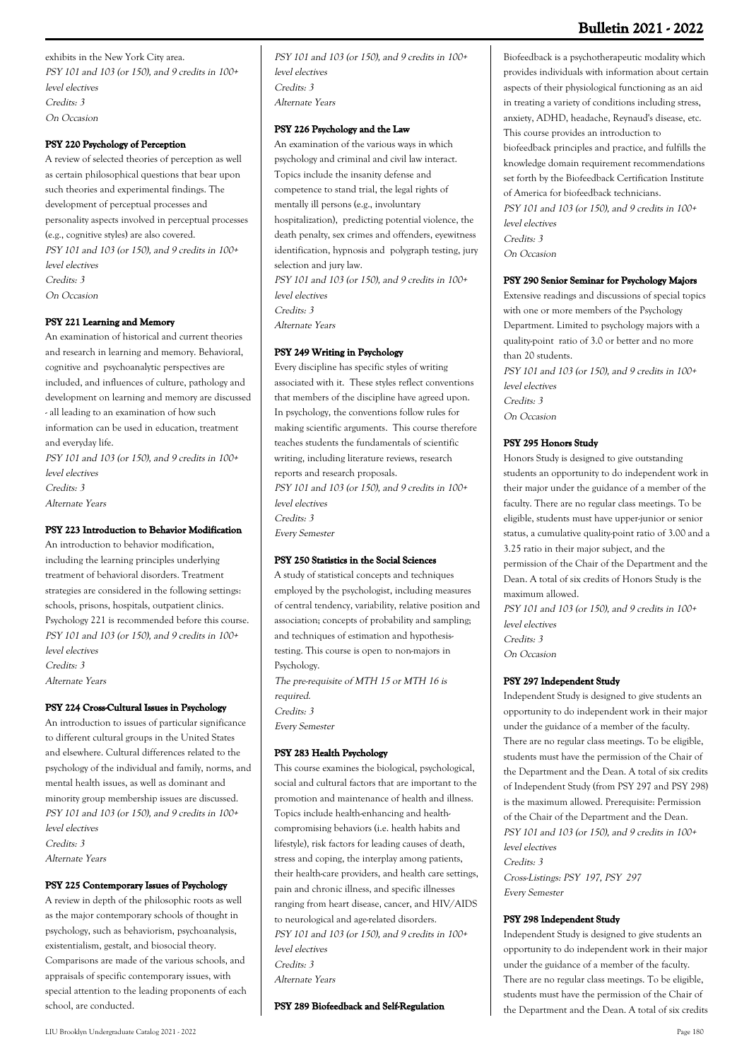exhibits in the New York City area.
*PSY 101 and 103 (or 150), and 9 credits in 100+ level electives*
*Credits: 3*
*On Occasion*

### PSY 220 Psychology of Perception

A review of selected theories of perception as well as certain philosophical questions that bear upon such theories and experimental findings. The development of perceptual processes and personality aspects involved in perceptual processes (e.g., cognitive styles) are also covered.
*PSY 101 and 103 (or 150), and 9 credits in 100+ level electives*
*Credits: 3*
*On Occasion*

### PSY 221 Learning and Memory

An examination of historical and current theories and research in learning and memory. Behavioral, cognitive and psychoanalytic perspectives are included, and influences of culture, pathology and development on learning and memory are discussed - all leading to an examination of how such information can be used in education, treatment and everyday life.
*PSY 101 and 103 (or 150), and 9 credits in 100+ level electives*
*Credits: 3*
*Alternate Years*

### PSY 223 Introduction to Behavior Modification

An introduction to behavior modification, including the learning principles underlying treatment of behavioral disorders. Treatment strategies are considered in the following settings: schools, prisons, hospitals, outpatient clinics. Psychology 221 is recommended before this course.
*PSY 101 and 103 (or 150), and 9 credits in 100+ level electives*
*Credits: 3*
*Alternate Years*

### PSY 224 Cross-Cultural Issues in Psychology

An introduction to issues of particular significance to different cultural groups in the United States and elsewhere. Cultural differences related to the psychology of the individual and family, norms, and mental health issues, as well as dominant and minority group membership issues are discussed.
*PSY 101 and 103 (or 150), and 9 credits in 100+ level electives*
*Credits: 3*
*Alternate Years*

### PSY 225 Contemporary Issues of Psychology

A review in depth of the philosophic roots as well as the major contemporary schools of thought in psychology, such as behaviorism, psychoanalysis, existentialism, gestalt, and biosocial theory. Comparisons are made of the various schools, and appraisals of specific contemporary issues, with special attention to the leading proponents of each school, are conducted.
*PSY 101 and 103 (or 150), and 9 credits in 100+ level electives*
*Credits: 3*
*Alternate Years*

### PSY 226 Psychology and the Law

An examination of the various ways in which psychology and criminal and civil law interact. Topics include the insanity defense and competence to stand trial, the legal rights of mentally ill persons (e.g., involuntary hospitalization), predicting potential violence, the death penalty, sex crimes and offenders, eyewitness identification, hypnosis and polygraph testing, jury selection and jury law.
*PSY 101 and 103 (or 150), and 9 credits in 100+ level electives*
*Credits: 3*
*Alternate Years*

### PSY 249 Writing in Psychology

Every discipline has specific styles of writing associated with it. These styles reflect conventions that members of the discipline have agreed upon. In psychology, the conventions follow rules for making scientific arguments. This course therefore teaches students the fundamentals of scientific writing, including literature reviews, research reports and research proposals.
*PSY 101 and 103 (or 150), and 9 credits in 100+ level electives*
*Credits: 3*
*Every Semester*

### PSY 250 Statistics in the Social Sciences

A study of statistical concepts and techniques employed by the psychologist, including measures of central tendency, variability, relative position and association; concepts of probability and sampling; and techniques of estimation and hypothesis-testing. This course is open to non-majors in Psychology.
*The pre-requisite of MTH 15 or MTH 16 is required.*
*Credits: 3*
*Every Semester*

### PSY 283 Health Psychology

This course examines the biological, psychological, social and cultural factors that are important to the promotion and maintenance of health and illness. Topics include health-enhancing and health-compromising behaviors (i.e. health habits and lifestyle), risk factors for leading causes of death, stress and coping, the interplay among patients, their health-care providers, and health care settings, pain and chronic illness, and specific illnesses ranging from heart disease, cancer, and HIV/AIDS to neurological and age-related disorders.
*PSY 101 and 103 (or 150), and 9 credits in 100+ level electives*
*Credits: 3*
*Alternate Years*

### PSY 289 Biofeedback and Self-Regulation

Biofeedback is a psychotherapeutic modality which provides individuals with information about certain aspects of their physiological functioning as an aid in treating a variety of conditions including stress, anxiety, ADHD, headache, Reynaud's disease, etc. This course provides an introduction to biofeedback principles and practice, and fulfills the knowledge domain requirement recommendations set forth by the Biofeedback Certification Institute of America for biofeedback technicians.
*PSY 101 and 103 (or 150), and 9 credits in 100+ level electives*
*Credits: 3*
*On Occasion*

### PSY 290 Senior Seminar for Psychology Majors

Extensive readings and discussions of special topics with one or more members of the Psychology Department. Limited to psychology majors with a quality-point ratio of 3.0 or better and no more than 20 students.
*PSY 101 and 103 (or 150), and 9 credits in 100+ level electives*
*Credits: 3*
*On Occasion*

### PSY 295 Honors Study

Honors Study is designed to give outstanding students an opportunity to do independent work in their major under the guidance of a member of the faculty. There are no regular class meetings. To be eligible, students must have upper-junior or senior status, a cumulative quality-point ratio of 3.00 and a 3.25 ratio in their major subject, and the permission of the Chair of the Department and the Dean. A total of six credits of Honors Study is the maximum allowed.
*PSY 101 and 103 (or 150), and 9 credits in 100+ level electives*
*Credits: 3*
*On Occasion*

### PSY 297 Independent Study

Independent Study is designed to give students an opportunity to do independent work in their major under the guidance of a member of the faculty. There are no regular class meetings. To be eligible, students must have the permission of the Chair of the Department and the Dean. A total of six credits of Independent Study (from PSY 297 and PSY 298) is the maximum allowed. Prerequisite: Permission of the Chair of the Department and the Dean.
*PSY 101 and 103 (or 150), 9 credits in 100+ level electives*
*Credits: 3*
*Cross-Listings: PSY 197, PSY 297*
*Every Semester*

### PSY 298 Independent Study

Independent Study is designed to give students an opportunity to do independent work in their major under the guidance of a member of the faculty. There are no regular class meetings. To be eligible, students must have the permission of the Chair of the Department and the Dean. A total of six credits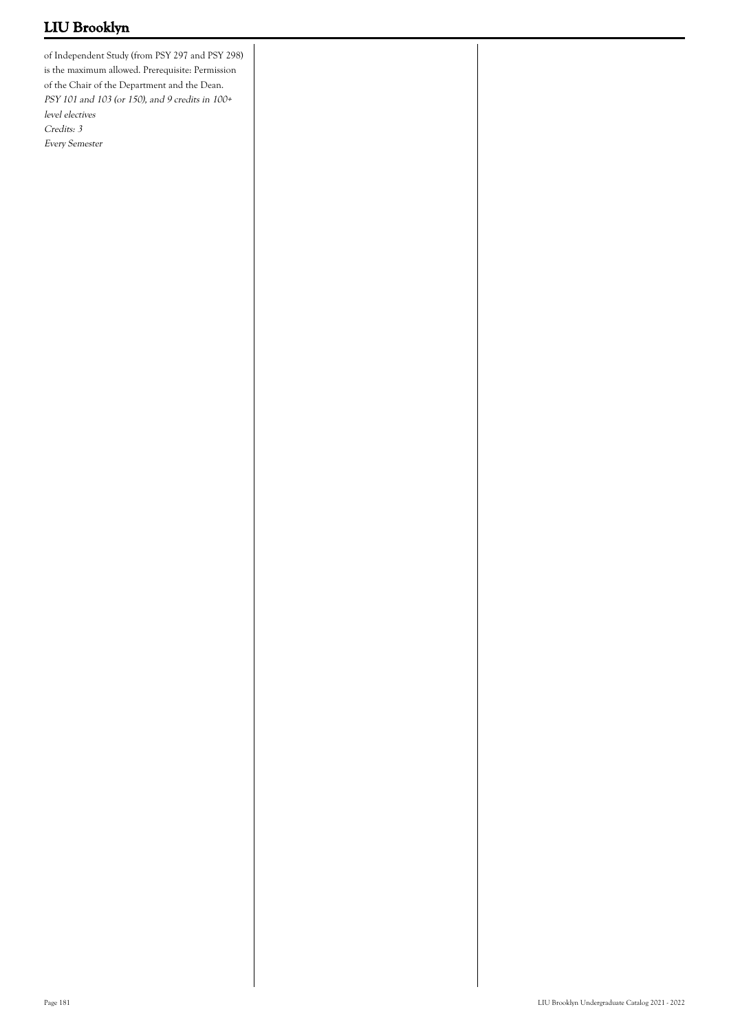of Independent Study (from PSY 297 and PSY 298) is the maximum allowed. Prerequisite: Permission of the Chair of the Department and the Dean.
*PSY 101 and 103 (or 150), and 9 credits in 100+ level electives*
*Credits: 3*
*Every Semester*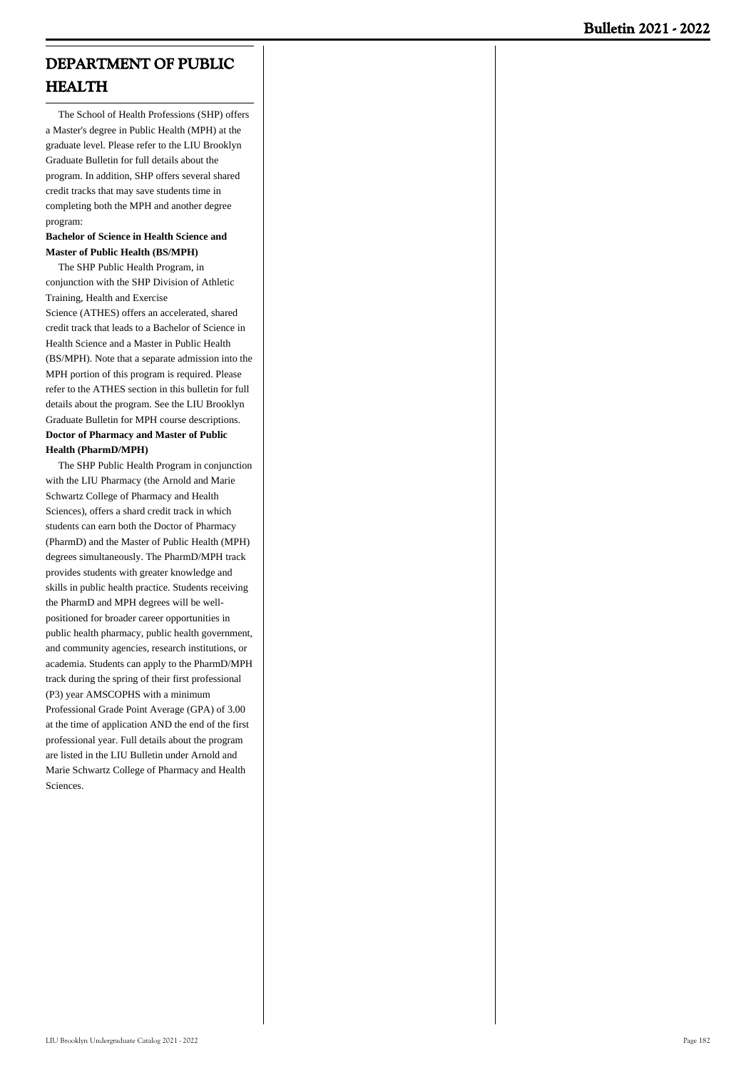# DEPARTMENT OF PUBLIC HEALTH

The School of Health Professions (SHP) offers a Master's degree in Public Health (MPH) at the graduate level. Please refer to the LIU Brooklyn Graduate Bulletin for full details about the program. In addition, SHP offers several shared credit tracks that may save students time in completing both the MPH and another degree program:

**Bachelor of Science in Health Science and Master of Public Health (BS/MPH)**

The SHP Public Health Program, in conjunction with the SHP Division of Athletic Training, Health and Exercise Science (ATHES) offers an accelerated, shared credit track that leads to a Bachelor of Science in Health Science and a Master in Public Health (BS/MPH). Note that a separate admission into the MPH portion of this program is required. Please refer to the ATHES section in this bulletin for full details about the program. See the LIU Brooklyn Graduate Bulletin for MPH course descriptions.

**Doctor of Pharmacy and Master of Public Health (PharmD/MPH)**

The SHP Public Health Program in conjunction with the LIU Pharmacy (the Arnold and Marie Schwartz College of Pharmacy and Health Sciences), offers a shard credit track in which students can earn both the Doctor of Pharmacy (PharmD) and the Master of Public Health (MPH) degrees simultaneously. The PharmD/MPH track provides students with greater knowledge and skills in public health practice. Students receiving the PharmD and MPH degrees will be well-positioned for broader career opportunities in public health pharmacy, public health government, and community agencies, research institutions, or academia. Students can apply to the PharmD/MPH track during the spring of their first professional (P3) year AMSCOPHS with a minimum Professional Grade Point Average (GPA) of 3.00 at the time of application AND the end of the first professional year. Full details about the program are listed in the LIU Bulletin under Arnold and Marie Schwartz College of Pharmacy and Health Sciences.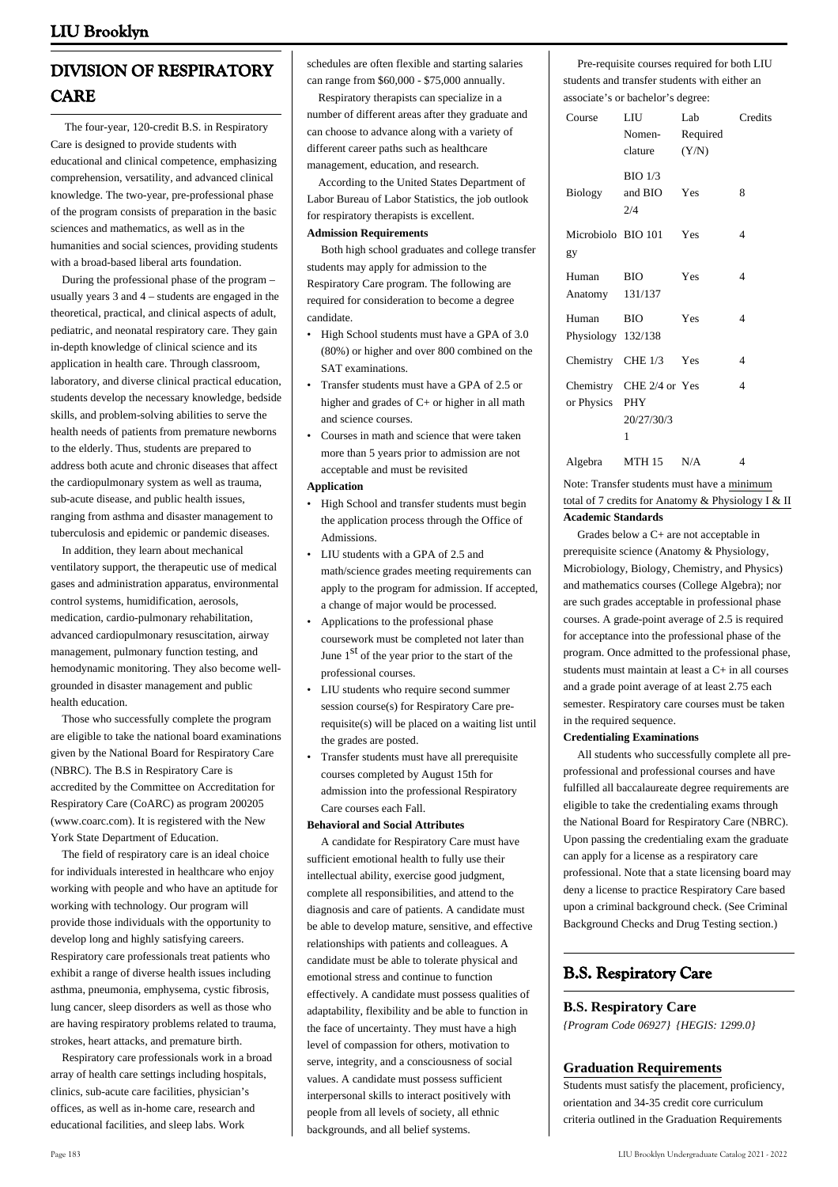# DIVISION OF RESPIRATORY CARE

The four-year, 120-credit B.S. in Respiratory Care is designed to provide students with educational and clinical competence, emphasizing comprehension, versatility, and advanced clinical knowledge. The two-year, pre-professional phase of the program consists of preparation in the basic sciences and mathematics, as well as in the humanities and social sciences, providing students with a broad-based liberal arts foundation.

During the professional phase of the program – usually years 3 and 4 – students are engaged in the theoretical, practical, and clinical aspects of adult, pediatric, and neonatal respiratory care. They gain in-depth knowledge of clinical science and its application in health care. Through classroom, laboratory, and diverse clinical practical education, students develop the necessary knowledge, bedside skills, and problem-solving abilities to serve the health needs of patients from premature newborns to the elderly. Thus, students are prepared to address both acute and chronic diseases that affect the cardiopulmonary system as well as trauma, sub-acute disease, and public health issues, ranging from asthma and disaster management to tuberculosis and epidemic or pandemic diseases.

In addition, they learn about mechanical ventilatory support, the therapeutic use of medical gases and administration apparatus, environmental control systems, humidification, aerosols, medication, cardio-pulmonary rehabilitation, advanced cardiopulmonary resuscitation, airway management, pulmonary function testing, and hemodynamic monitoring. They also become well-grounded in disaster management and public health education.

Those who successfully complete the program are eligible to take the national board examinations given by the National Board for Respiratory Care (NBRC). The B.S in Respiratory Care is accredited by the Committee on Accreditation for Respiratory Care (CoARC) as program 200205 (www.coarc.com). It is registered with the New York State Department of Education.

The field of respiratory care is an ideal choice for individuals interested in healthcare who enjoy working with people and who have an aptitude for working with technology. Our program will provide those individuals with the opportunity to develop long and highly satisfying careers. Respiratory care professionals treat patients who exhibit a range of diverse health issues including asthma, pneumonia, emphysema, cystic fibrosis, lung cancer, sleep disorders as well as those who are having respiratory problems related to trauma, strokes, heart attacks, and premature birth.

Respiratory care professionals work in a broad array of health care settings including hospitals, clinics, sub-acute care facilities, physician's offices, as well as in-home care, research and educational facilities, and sleep labs. Work schedules are often flexible and starting salaries can range from $60,000 - $75,000 annually.

Respiratory therapists can specialize in a number of different areas after they graduate and can choose to advance along with a variety of different career paths such as healthcare management, education, and research.

According to the United States Department of Labor Bureau of Labor Statistics, the job outlook for respiratory therapists is excellent.

**Admission Requirements**

Both high school graduates and college transfer students may apply for admission to the Respiratory Care program. The following are required for consideration to become a degree candidate.

- High School students must have a GPA of 3.0 (80%) or higher and over 800 combined on the SAT examinations.
- Transfer students must have a GPA of 2.5 or higher and grades of C+ or higher in all math and science courses.
- Courses in math and science that were taken more than 5 years prior to admission are not acceptable and must be revisited

**Application**

- High School and transfer students must begin the application process through the Office of Admissions.
- LIU students with a GPA of 2.5 and math/science grades meeting requirements can apply to the program for admission. If accepted, a change of major would be processed.
- Applications to the professional phase coursework must be completed not later than June 1st of the year prior to the start of the professional courses.
- LIU students who require second summer session course(s) for Respiratory Care pre-requisite(s) will be placed on a waiting list until the grades are posted.
- Transfer students must have all prerequisite courses completed by August 15th for admission into the professional Respiratory Care courses each Fall.

**Behavioral and Social Attributes**

A candidate for Respiratory Care must have sufficient emotional health to fully use their intellectual ability, exercise good judgment, complete all responsibilities, and attend to the diagnosis and care of patients. A candidate must be able to develop mature, sensitive, and effective relationships with patients and colleagues. A candidate must be able to tolerate physical and emotional stress and continue to function effectively. A candidate must possess qualities of adaptability, flexibility and be able to function in the face of uncertainty. They must have a high level of compassion for others, motivation to serve, integrity, and a consciousness of social values. A candidate must possess sufficient interpersonal skills to interact positively with people from all levels of society, all ethnic backgrounds, and all belief systems.

Pre-requisite courses required for both LIU students and transfer students with either an associate's or bachelor's degree:

| Course | LIU Nomenclature | Lab Required (Y/N) | Credits |
|---|---|---|---|
| Biology | BIO 1/3 and BIO 2/4 | Yes | 8 |
| Microbiology | BIO 101 | Yes | 4 |
| Human Anatomy | BIO 131/137 | Yes | 4 |
| Human Physiology | BIO 132/138 | Yes | 4 |
| Chemistry | CHE 1/3 | Yes | 4 |
| Chemistry or Physics | CHE 2/4 or PHY 20/27/30/31 | Yes | 4 |
| Algebra | MTH 15 | N/A | 4 |

Note: Transfer students must have a minimum total of 7 credits for Anatomy & Physiology I & II

**Academic Standards**

Grades below a C+ are not acceptable in prerequisite science (Anatomy & Physiology, Microbiology, Biology, Chemistry, and Physics) and mathematics courses (College Algebra); nor are such grades acceptable in professional phase courses. A grade-point average of 2.5 is required for acceptance into the professional phase of the program. Once admitted to the professional phase, students must maintain at least a C+ in all courses and a grade point average of at least 2.75 each semester. Respiratory care courses must be taken in the required sequence.

**Credentialing Examinations**

All students who successfully complete all pre-professional and professional courses and have fulfilled all baccalaureate degree requirements are eligible to take the credentialing exams through the National Board for Respiratory Care (NBRC). Upon passing the credentialing exam the graduate can apply for a license as a respiratory care professional. Note that a state licensing board may deny a license to practice Respiratory Care based upon a criminal background check. (See Criminal Background Checks and Drug Testing section.)

# B.S. Respiratory Care

### B.S. Respiratory Care

*{Program Code 06927} {HEGIS: 1299.0}*

### Graduation Requirements

Students must satisfy the placement, proficiency, orientation and 34-35 credit core curriculum criteria outlined in the Graduation Requirements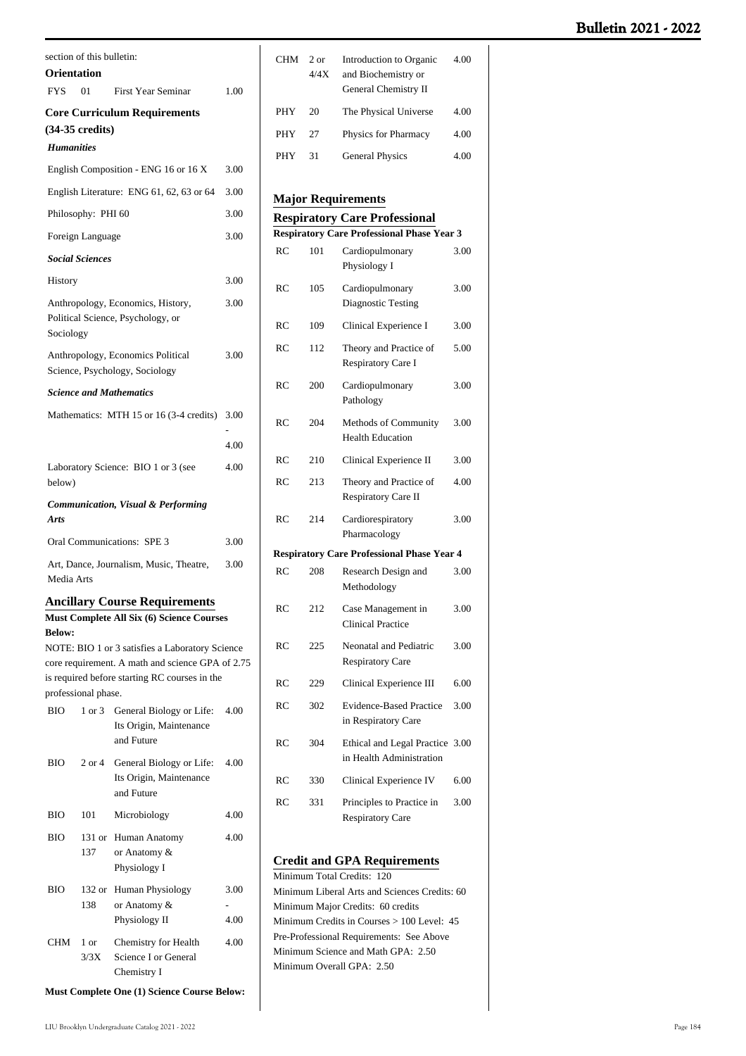section of this bulletin:

**Orientation**

| | | | |
|---|---|---|---|
| FYS | 01 | First Year Seminar | 1.00 |

## Core Curriculum Requirements

**(34-35 credits)**

***Humanities***

| | |
|---|---|
| English Composition - ENG 16 or 16 X | 3.00 |
| English Literature: ENG 61, 62, 63 or 64 | 3.00 |
| Philosophy: PHI 60 | 3.00 |
| Foreign Language | 3.00 |

***Social Sciences***

| | |
|---|---|
| History | 3.00 |
| Anthropology, Economics, History, Political Science, Psychology, or Sociology | 3.00 |
| Anthropology, Economics Political Science, Psychology, Sociology | 3.00 |

***Science and Mathematics***

| | |
|---|---|
| Mathematics: MTH 15 or 16 (3-4 credits) | 3.00 - 4.00 |
| Laboratory Science: BIO 1 or 3 (see below) | 4.00 |

***Communication, Visual & Performing Arts***

| | |
|---|---|
| Oral Communications: SPE 3 | 3.00 |
| Art, Dance, Journalism, Music, Theatre, Media Arts | 3.00 |

## Ancillary Course Requirements

**Must Complete All Six (6) Science Courses Below:**

NOTE: BIO 1 or 3 satisfies a Laboratory Science core requirement. A math and science GPA of 2.75 is required before starting RC courses in the professional phase.

| | | | |
|---|---|---|---|
| BIO | 1 or 3 | General Biology or Life: Its Origin, Maintenance and Future | 4.00 |
| BIO | 2 or 4 | General Biology or Life: Its Origin, Maintenance and Future | 4.00 |
| BIO | 101 | Microbiology | 4.00 |
| BIO | 131 or 137 | Human Anatomy or Anatomy & Physiology I | 4.00 |
| BIO | 132 or 138 | Human Physiology or Anatomy & Physiology II | 3.00 - 4.00 |
| CHM | 1 or 3/3X | Chemistry for Health Science I or General Chemistry I | 4.00 |

**Must Complete One (1) Science Course Below:**

| | | | |
|---|---|---|---|
| CHM | 2 or 4/4X | Introduction to Organic and Biochemistry or General Chemistry II | 4.00 |
| PHY | 20 | The Physical Universe | 4.00 |
| PHY | 27 | Physics for Pharmacy | 4.00 |
| PHY | 31 | General Physics | 4.00 |

## Major Requirements

## Respiratory Care Professional

**Respiratory Care Professional Phase Year 3**

| | | | |
|---|---|---|---|
| RC | 101 | Cardiopulmonary Physiology I | 3.00 |
| RC | 105 | Cardiopulmonary Diagnostic Testing | 3.00 |
| RC | 109 | Clinical Experience I | 3.00 |
| RC | 112 | Theory and Practice of Respiratory Care I | 5.00 |
| RC | 200 | Cardiopulmonary Pathology | 3.00 |
| RC | 204 | Methods of Community Health Education | 3.00 |
| RC | 210 | Clinical Experience II | 3.00 |
| RC | 213 | Theory and Practice of Respiratory Care II | 4.00 |
| RC | 214 | Cardiorespiratory Pharmacology | 3.00 |

**Respiratory Care Professional Phase Year 4**

| | | | |
|---|---|---|---|
| RC | 208 | Research Design and Methodology | 3.00 |
| RC | 212 | Case Management in Clinical Practice | 3.00 |
| RC | 225 | Neonatal and Pediatric Respiratory Care | 3.00 |
| RC | 229 | Clinical Experience III | 6.00 |
| RC | 302 | Evidence-Based Practice in Respiratory Care | 3.00 |
| RC | 304 | Ethical and Legal Practice in Health Administration | 3.00 |
| RC | 330 | Clinical Experience IV | 6.00 |
| RC | 331 | Principles to Practice in Respiratory Care | 3.00 |

## Credit and GPA Requirements

Minimum Total Credits: 120
Minimum Liberal Arts and Sciences Credits: 60
Minimum Major Credits: 60 credits
Minimum Credits in Courses > 100 Level: 45
Pre-Professional Requirements: See Above
Minimum Science and Math GPA: 2.50
Minimum Overall GPA: 2.50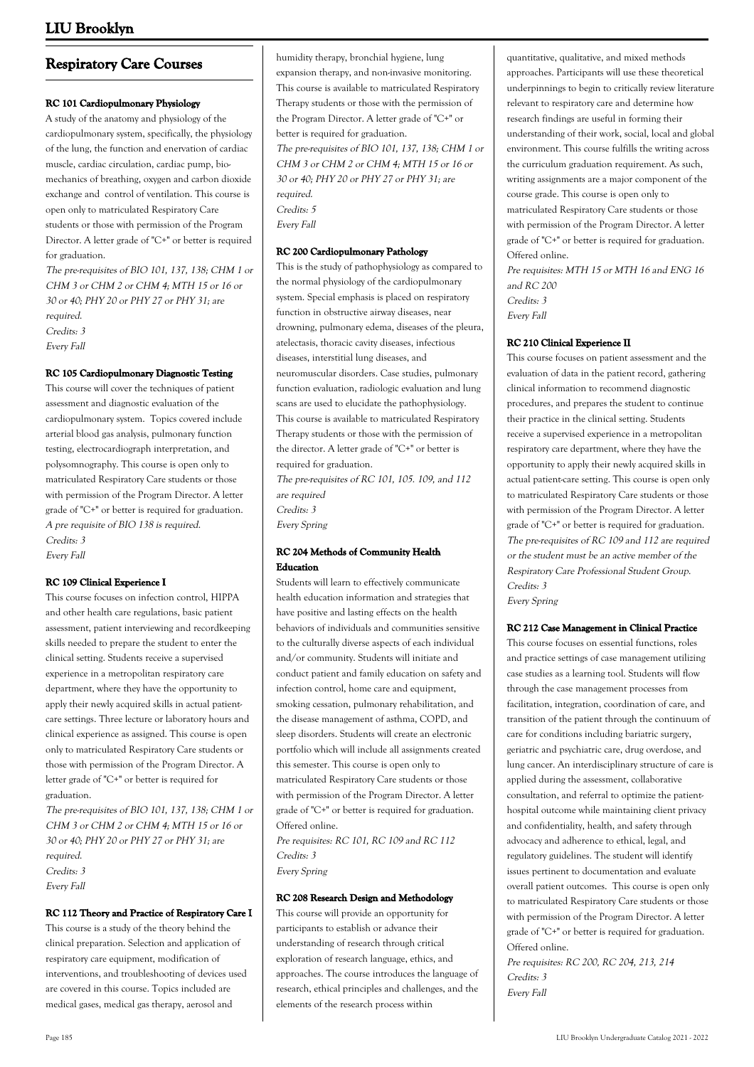## Respiratory Care Courses

#### RC 101 Cardiopulmonary Physiology

A study of the anatomy and physiology of the cardiopulmonary system, specifically, the physiology of the lung, the function and enervation of cardiac muscle, cardiac circulation, cardiac pump, bio-mechanics of breathing, oxygen and carbon dioxide exchange and control of ventilation. This course is open only to matriculated Respiratory Care students or those with permission of the Program Director. A letter grade of "C+" or better is required for graduation.

*The pre-requisites of BIO 101, 137, 138; CHM 1 or CHM 3 or CHM 2 or CHM 4; MTH 15 or 16 or 30 or 40; PHY 20 or PHY 27 or PHY 31; are required.*
*Credits: 3*
*Every Fall*

#### RC 105 Cardiopulmonary Diagnostic Testing

This course will cover the techniques of patient assessment and diagnostic evaluation of the cardiopulmonary system. Topics covered include arterial blood gas analysis, pulmonary function testing, electrocardiograph interpretation, and polysomnography. This course is open only to matriculated Respiratory Care students or those with permission of the Program Director. A letter grade of "C+" or better is required for graduation.

*A pre requisite of BIO 138 is required.*
*Credits: 3*
*Every Fall*

#### RC 109 Clinical Experience I

This course focuses on infection control, HIPPA and other health care regulations, basic patient assessment, patient interviewing and recordkeeping skills needed to prepare the student to enter the clinical setting. Students receive a supervised experience in a metropolitan respiratory care department, where they have the opportunity to apply their newly acquired skills in actual patient-care settings. Three lecture or laboratory hours and clinical experience as assigned. This course is open only to matriculated Respiratory Care students or those with permission of the Program Director. A letter grade of "C+" or better is required for graduation.

*The pre-requisites of BIO 101, 137, 138; CHM 1 or CHM 3 or CHM 2 or CHM 4; MTH 15 or 16 or 30 or 40; PHY 20 or PHY 27 or PHY 31; are required.*
*Credits: 3*
*Every Fall*

#### RC 112 Theory and Practice of Respiratory Care I

This course is a study of the theory behind the clinical preparation. Selection and application of respiratory care equipment, modification of interventions, and troubleshooting of devices used are covered in this course. Topics included are medical gases, medical gas therapy, aerosol and humidity therapy, bronchial hygiene, lung expansion therapy, and non-invasive monitoring. This course is available to matriculated Respiratory Therapy students or those with the permission of the Program Director. A letter grade of "C+" or better is required for graduation.

*The pre-requisites of BIO 101, 137, 138; CHM 1 or CHM 3 or CHM 2 or CHM 4; MTH 15 or 16 or 30 or 40; PHY 20 or PHY 27 or PHY 31; are required.*
*Credits: 5*
*Every Fall*

#### RC 200 Cardiopulmonary Pathology

This is the study of pathophysiology as compared to the normal physiology of the cardiopulmonary system. Special emphasis is placed on respiratory function in obstructive airway diseases, near drowning, pulmonary edema, diseases of the pleura, atelectasis, thoracic cavity diseases, infectious diseases, interstitial lung diseases, and neuromuscular disorders. Case studies, pulmonary function evaluation, radiologic evaluation and lung scans are used to elucidate the pathophysiology. This course is available to matriculated Respiratory Therapy students or those with the permission of the director. A letter grade of "C+" or better is required for graduation.

*The pre-requisites of RC 101, 105. 109, and 112 are required*
*Credits: 3*
*Every Spring*

#### RC 204 Methods of Community Health Education

Students will learn to effectively communicate health education information and strategies that have positive and lasting effects on the health behaviors of individuals and communities sensitive to the culturally diverse aspects of each individual and/or community. Students will initiate and conduct patient and family education on safety and infection control, home care and equipment, smoking cessation, pulmonary rehabilitation, and the disease management of asthma, COPD, and sleep disorders. Students will create an electronic portfolio which will include all assignments created this semester. This course is open only to matriculated Respiratory Care students or those with permission of the Program Director. A letter grade of "C+" or better is required for graduation. Offered online.

*Pre requisites: RC 101, RC 109 and RC 112*
*Credits: 3*
*Every Spring*

#### RC 208 Research Design and Methodology

This course will provide an opportunity for participants to establish or advance their understanding of research through critical exploration of research language, ethics, and approaches. The course introduces the language of research, ethical principles and challenges, and the elements of the research process within quantitative, qualitative, and mixed methods approaches. Participants will use these theoretical underpinnings to begin to critically review literature relevant to respiratory care and determine how research findings are useful in forming their understanding of their work, social, local and global environment. This course fulfills the writing across the curriculum graduation requirement. As such, writing assignments are a major component of the course grade. This course is open only to matriculated Respiratory Care students or those with permission of the Program Director. A letter grade of "C+" or better is required for graduation. Offered online.

*Pre requisites: MTH 15 or MTH 16 and ENG 16 and RC 200*
*Credits: 3*
*Every Fall*

#### RC 210 Clinical Experience II

This course focuses on patient assessment and the evaluation of data in the patient record, gathering clinical information to recommend diagnostic procedures, and prepares the student to continue their practice in the clinical setting. Students receive a supervised experience in a metropolitan respiratory care department, where they have the opportunity to apply their newly acquired skills in actual patient-care setting. This course is open only to matriculated Respiratory Care students or those with permission of the Program Director. A letter grade of "C+" or better is required for graduation.

*The pre-requisites of RC 109 and 112 are required or the student must be an active member of the Respiratory Care Professional Student Group.*
*Credits: 3*
*Every Spring*

#### RC 212 Case Management in Clinical Practice

This course focuses on essential functions, roles and practice settings of case management utilizing case studies as a learning tool. Students will flow through the case management processes from facilitation, integration, coordination of care, and transition of the patient through the continuum of care for conditions including bariatric surgery, geriatric and psychiatric care, drug overdose, and lung cancer. An interdisciplinary structure of care is applied during the assessment, collaborative consultation, and referral to optimize the patient-hospital outcome while maintaining client privacy and confidentiality, health, and safety through advocacy and adherence to ethical, legal, and regulatory guidelines. The student will identify issues pertinent to documentation and evaluate overall patient outcomes. This course is open only to matriculated Respiratory Care students or those with permission of the Program Director. A letter grade of "C+" or better is required for graduation. Offered online.

*Pre requisites: RC 200, RC 204, 213, 214*
*Credits: 3*
*Every Fall*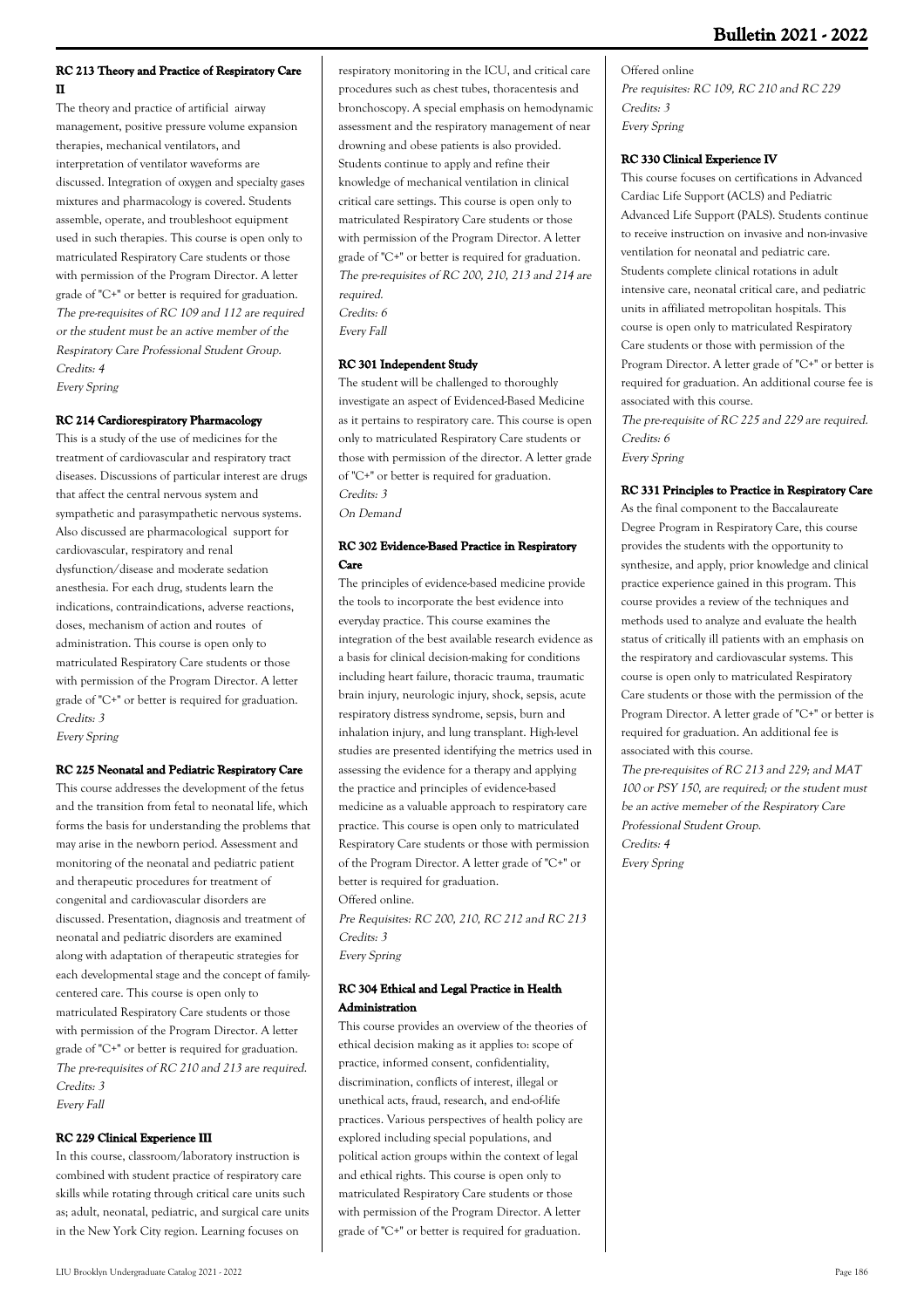### RC 213 Theory and Practice of Respiratory Care II

The theory and practice of artificial airway management, positive pressure volume expansion therapies, mechanical ventilators, and interpretation of ventilator waveforms are discussed. Integration of oxygen and specialty gases mixtures and pharmacology is covered. Students assemble, operate, and troubleshoot equipment used in such therapies. This course is open only to matriculated Respiratory Care students or those with permission of the Program Director. A letter grade of "C+" or better is required for graduation.
*The pre-requisites of RC 109 and 112 are required or the student must be an active member of the Respiratory Care Professional Student Group.*
*Credits: 4*
*Every Spring*

### RC 214 Cardiorespiratory Pharmacology

This is a study of the use of medicines for the treatment of cardiovascular and respiratory tract diseases. Discussions of particular interest are drugs that affect the central nervous system and sympathetic and parasympathetic nervous systems. Also discussed are pharmacological support for cardiovascular, respiratory and renal dysfunction/disease and moderate sedation anesthesia. For each drug, students learn the indications, contraindications, adverse reactions, doses, mechanism of action and routes of administration. This course is open only to matriculated Respiratory Care students or those with permission of the Program Director. A letter grade of "C+" or better is required for graduation.
*Credits: 3*
*Every Spring*

### RC 225 Neonatal and Pediatric Respiratory Care

This course addresses the development of the fetus and the transition from fetal to neonatal life, which forms the basis for understanding the problems that may arise in the newborn period. Assessment and monitoring of the neonatal and pediatric patient and therapeutic procedures for treatment of congenital and cardiovascular disorders are discussed. Presentation, diagnosis and treatment of neonatal and pediatric disorders are examined along with adaptation of therapeutic strategies for each developmental stage and the concept of family-centered care. This course is open only to matriculated Respiratory Care students or those with permission of the Program Director. A letter grade of "C+" or better is required for graduation.
*The pre-requisites of RC 210 and 213 are required.*
*Credits: 3*
*Every Fall*

### RC 229 Clinical Experience III

In this course, classroom/laboratory instruction is combined with student practice of respiratory care skills while rotating through critical care units such as; adult, neonatal, pediatric, and surgical care units in the New York City region. Learning focuses on respiratory monitoring in the ICU, and critical care procedures such as chest tubes, thoracentesis and bronchoscopy. A special emphasis on hemodynamic assessment and the respiratory management of near drowning and obese patients is also provided. Students continue to apply and refine their knowledge of mechanical ventilation in clinical critical care settings. This course is open only to matriculated Respiratory Care students or those with permission of the Program Director. A letter grade of "C+" or better is required for graduation.
*The pre-requisites of RC 200, 210, 213 and 214 are required.*
*Credits: 6*
*Every Fall*

### RC 301 Independent Study

The student will be challenged to thoroughly investigate an aspect of Evidenced-Based Medicine as it pertains to respiratory care. This course is open only to matriculated Respiratory Care students or those with permission of the director. A letter grade of "C+" or better is required for graduation.
*Credits: 3*
*On Demand*

### RC 302 Evidence-Based Practice in Respiratory Care

The principles of evidence-based medicine provide the tools to incorporate the best evidence into everyday practice. This course examines the integration of the best available research evidence as a basis for clinical decision-making for conditions including heart failure, thoracic trauma, traumatic brain injury, neurologic injury, shock, sepsis, acute respiratory distress syndrome, sepsis, burn and inhalation injury, and lung transplant. High-level studies are presented identifying the metrics used in assessing the evidence for a therapy and applying the practice and principles of evidence-based medicine as a valuable approach to respiratory care practice. This course is open only to matriculated Respiratory Care students or those with permission of the Program Director. A letter grade of "C+" or better is required for graduation.
Offered online.
*Pre Requisites: RC 200, 210, RC 212 and RC 213*
*Credits: 3*
*Every Spring*

### RC 304 Ethical and Legal Practice in Health Administration

This course provides an overview of the theories of ethical decision making as it applies to: scope of practice, informed consent, confidentiality, discrimination, conflicts of interest, illegal or unethical acts, fraud, research, and end-of-life practices. Various perspectives of health policy are explored including special populations, and political action groups within the context of legal and ethical rights. This course is open only to matriculated Respiratory Care students or those with permission of the Program Director. A letter grade of "C+" or better is required for graduation.
Offered online
*Pre requisites: RC 109, RC 210 and RC 229*
*Credits: 3*
*Every Spring*

### RC 330 Clinical Experience IV

This course focuses on certifications in Advanced Cardiac Life Support (ACLS) and Pediatric Advanced Life Support (PALS). Students continue to receive instruction on invasive and non-invasive ventilation for neonatal and pediatric care. Students complete clinical rotations in adult intensive care, neonatal critical care, and pediatric units in affiliated metropolitan hospitals. This course is open only to matriculated Respiratory Care students or those with permission of the Program Director. A letter grade of "C+" or better is required for graduation. An additional course fee is associated with this course.
*The pre-requisite of RC 225 and 229 are required.*
*Credits: 6*
*Every Spring*

### RC 331 Principles to Practice in Respiratory Care

As the final component to the Baccalaureate Degree Program in Respiratory Care, this course provides the students with the opportunity to synthesize, and apply, prior knowledge and clinical practice experience gained in this program. This course provides a review of the techniques and methods used to analyze and evaluate the health status of critically ill patients with an emphasis on the respiratory and cardiovascular systems. This course is open only to matriculated Respiratory Care students or those with the permission of the Program Director. A letter grade of "C+" or better is required for graduation. An additional fee is associated with this course.
*The pre-requisites of RC 213 and 229; and MAT 100 or PSY 150, are required; or the student must be an active memeber of the Respiratory Care Professional Student Group.*
*Credits: 4*
*Every Spring*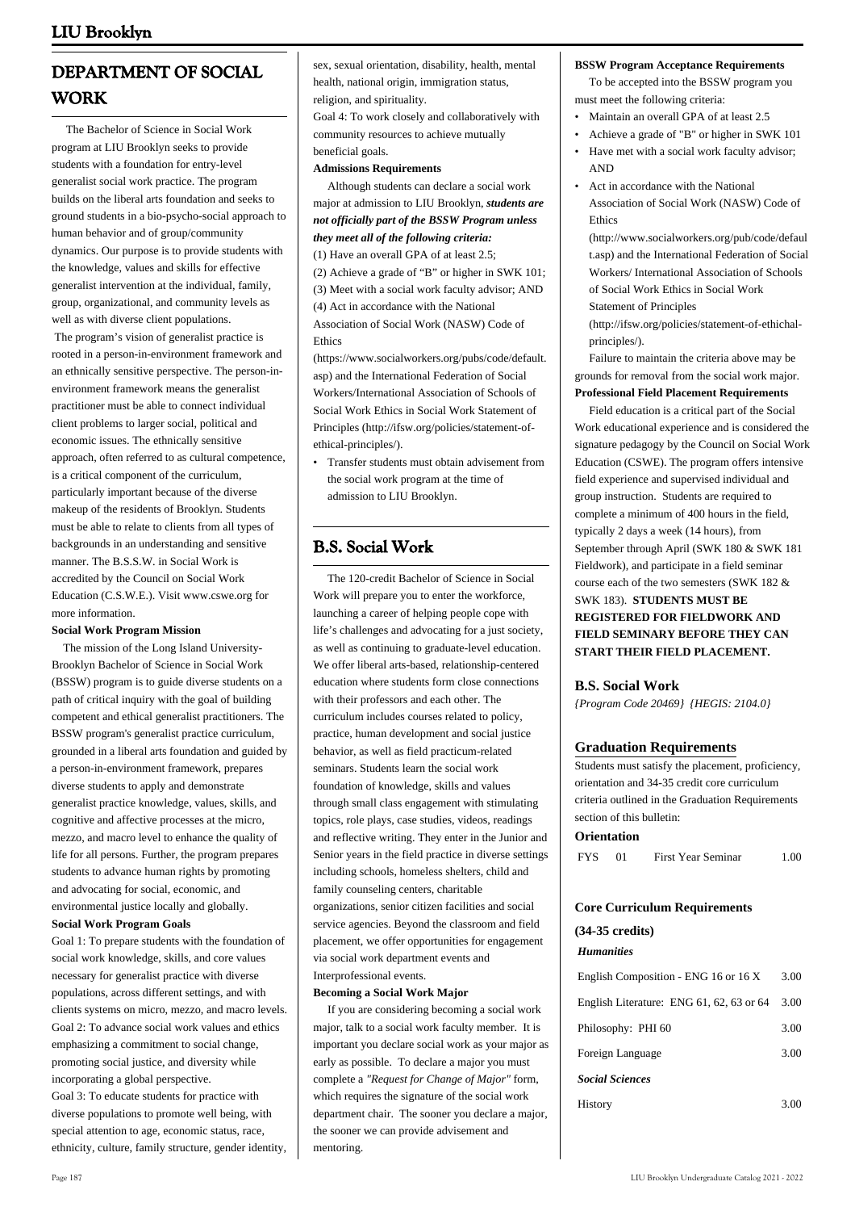# DEPARTMENT OF SOCIAL WORK

The Bachelor of Science in Social Work program at LIU Brooklyn seeks to provide students with a foundation for entry-level generalist social work practice. The program builds on the liberal arts foundation and seeks to ground students in a bio-psycho-social approach to human behavior and of group/community dynamics. Our purpose is to provide students with the knowledge, values and skills for effective generalist intervention at the individual, family, group, organizational, and community levels as well as with diverse client populations.

The program's vision of generalist practice is rooted in a person-in-environment framework and an ethnically sensitive perspective. The person-in-environment framework means the generalist practitioner must be able to connect individual client problems to larger social, political and economic issues. The ethnically sensitive approach, often referred to as cultural competence, is a critical component of the curriculum, particularly important because of the diverse makeup of the residents of Brooklyn. Students must be able to relate to clients from all types of backgrounds in an understanding and sensitive manner. The B.S.S.W. in Social Work is accredited by the Council on Social Work Education (C.S.W.E.). Visit www.cswe.org for more information.

**Social Work Program Mission**

The mission of the Long Island University-Brooklyn Bachelor of Science in Social Work (BSSW) program is to guide diverse students on a path of critical inquiry with the goal of building competent and ethical generalist practitioners. The BSSW program's generalist practice curriculum, grounded in a liberal arts foundation and guided by a person-in-environment framework, prepares diverse students to apply and demonstrate generalist practice knowledge, values, skills, and cognitive and affective processes at the micro, mezzo, and macro level to enhance the quality of life for all persons. Further, the program prepares students to advance human rights by promoting and advocating for social, economic, and environmental justice locally and globally.

**Social Work Program Goals**

Goal 1: To prepare students with the foundation of social work knowledge, skills, and core values necessary for generalist practice with diverse populations, across different settings, and with clients systems on micro, mezzo, and macro levels.

Goal 2: To advance social work values and ethics emphasizing a commitment to social change, promoting social justice, and diversity while incorporating a global perspective.

Goal 3: To educate students for practice with diverse populations to promote well being, with special attention to age, economic status, race, ethnicity, culture, family structure, gender identity, sex, sexual orientation, disability, health, mental health, national origin, immigration status, religion, and spirituality.

Goal 4: To work closely and collaboratively with community resources to achieve mutually beneficial goals.

**Admissions Requirements**

Although students can declare a social work major at admission to LIU Brooklyn, ***students are not officially part of the BSSW Program unless they meet all of the following criteria:***

(1) Have an overall GPA of at least 2.5;
(2) Achieve a grade of "B" or higher in SWK 101;
(3) Meet with a social work faculty advisor; AND
(4) Act in accordance with the National Association of Social Work (NASW) Code of Ethics (https://www.socialworkers.org/pubs/code/default.asp) and the International Federation of Social Workers/International Association of Schools of Social Work Ethics in Social Work Statement of Principles (http://ifsw.org/policies/statement-of-ethical-principles/).

- Transfer students must obtain advisement from the social work program at the time of admission to LIU Brooklyn.

## B.S. Social Work

The 120-credit Bachelor of Science in Social Work will prepare you to enter the workforce, launching a career of helping people cope with life's challenges and advocating for a just society, as well as continuing to graduate-level education. We offer liberal arts-based, relationship-centered education where students form close connections with their professors and each other. The curriculum includes courses related to policy, practice, human development and social justice behavior, as well as field practicum-related seminars. Students learn the social work foundation of knowledge, skills and values through small class engagement with stimulating topics, role plays, case studies, videos, readings and reflective writing. They enter in the Junior and Senior years in the field practice in diverse settings including schools, homeless shelters, child and family counseling centers, charitable organizations, senior citizen facilities and social service agencies. Beyond the classroom and field placement, we offer opportunities for engagement via social work department events and Interprofessional events.

**Becoming a Social Work Major**

If you are considering becoming a social work major, talk to a social work faculty member. It is important you declare social work as your major as early as possible. To declare a major you must complete a *"Request for Change of Major"* form, which requires the signature of the social work department chair. The sooner you declare a major, the sooner we can provide advisement and mentoring.

**BSSW Program Acceptance Requirements**

To be accepted into the BSSW program you must meet the following criteria:

- Maintain an overall GPA of at least 2.5
- Achieve a grade of "B" or higher in SWK 101
- Have met with a social work faculty advisor; AND
- Act in accordance with the National Association of Social Work (NASW) Code of Ethics (http://www.socialworkers.org/pub/code/default.asp) and the International Federation of Social Workers/ International Association of Schools of Social Work Ethics in Social Work Statement of Principles (http://ifsw.org/policies/statement-of-ethichal-principles/).

Failure to maintain the criteria above may be grounds for removal from the social work major.

**Professional Field Placement Requirements**

Field education is a critical part of the Social Work educational experience and is considered the signature pedagogy by the Council on Social Work Education (CSWE). The program offers intensive field experience and supervised individual and group instruction. Students are required to complete a minimum of 400 hours in the field, typically 2 days a week (14 hours), from September through April (SWK 180 & SWK 181 Fieldwork), and participate in a field seminar course each of the two semesters (SWK 182 & SWK 183). **STUDENTS MUST BE REGISTERED FOR FIELDWORK AND FIELD SEMINARY BEFORE THEY CAN START THEIR FIELD PLACEMENT.**

### B.S. Social Work

*{Program Code 20469} {HEGIS: 2104.0}*

### Graduation Requirements

Students must satisfy the placement, proficiency, orientation and 34-35 credit core curriculum criteria outlined in the Graduation Requirements section of this bulletin:

**Orientation**

| | | | |
|---|---|---|---|
| FYS | 01 | First Year Seminar | 1.00 |

**Core Curriculum Requirements (34-35 credits)**

***Humanities***

| | |
|---|---|
| English Composition - ENG 16 or 16 X | 3.00 |
| English Literature: ENG 61, 62, 63 or 64 | 3.00 |
| Philosophy: PHI 60 | 3.00 |
| Foreign Language | 3.00 |

***Social Sciences***

| | |
|---|---|
| History | 3.00 |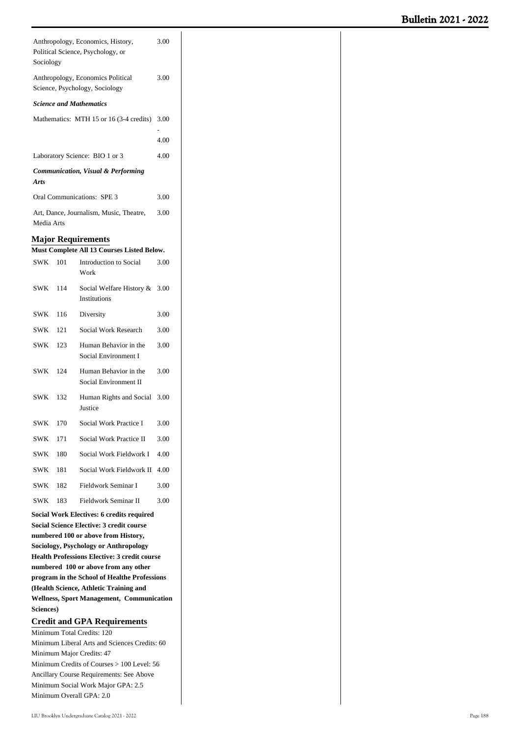| | |
|---|---|
| Anthropology, Economics, History, Political Science, Psychology, or Sociology | 3.00 |
| Anthropology, Economics Political Science, Psychology, Sociology | 3.00 |

***Science and Mathematics***

| | |
|---|---|
| Mathematics: MTH 15 or 16 (3-4 credits) | 3.00 - 4.00 |
| Laboratory Science: BIO 1 or 3 | 4.00 |

***Communication, Visual & Performing Arts***

| | |
|---|---|
| Oral Communications: SPE 3 | 3.00 |
| Art, Dance, Journalism, Music, Theatre, Media Arts | 3.00 |

## Major Requirements

**Must Complete All 13 Courses Listed Below.**

| | | | |
|---|---|---|---|
| SWK | 101 | Introduction to Social Work | 3.00 |
| SWK | 114 | Social Welfare History & Institutions | 3.00 |
| SWK | 116 | Diversity | 3.00 |
| SWK | 121 | Social Work Research | 3.00 |
| SWK | 123 | Human Behavior in the Social Environment I | 3.00 |
| SWK | 124 | Human Behavior in the Social Environment II | 3.00 |
| SWK | 132 | Human Rights and Social Justice | 3.00 |
| SWK | 170 | Social Work Practice I | 3.00 |
| SWK | 171 | Social Work Practice II | 3.00 |
| SWK | 180 | Social Work Fieldwork I | 4.00 |
| SWK | 181 | Social Work Fieldwork II | 4.00 |
| SWK | 182 | Fieldwork Seminar I | 3.00 |
| SWK | 183 | Fieldwork Seminar II | 3.00 |

**Social Work Electives: 6 credits required**
**Social Science Elective: 3 credit course numbered 100 or above from History, Sociology, Psychology or Anthropology**
**Health Professions Elective: 3 credit course numbered 100 or above from any other program in the School of Healthe Professions (Health Science, Athletic Training and Wellness, Sport Management, Communication Sciences)**

## Credit and GPA Requirements

Minimum Total Credits: 120
Minimum Liberal Arts and Sciences Credits: 60
Minimum Major Credits: 47
Minimum Credits of Courses > 100 Level: 56
Ancillary Course Requirements: See Above
Minimum Social Work Major GPA: 2.5
Minimum Overall GPA: 2.0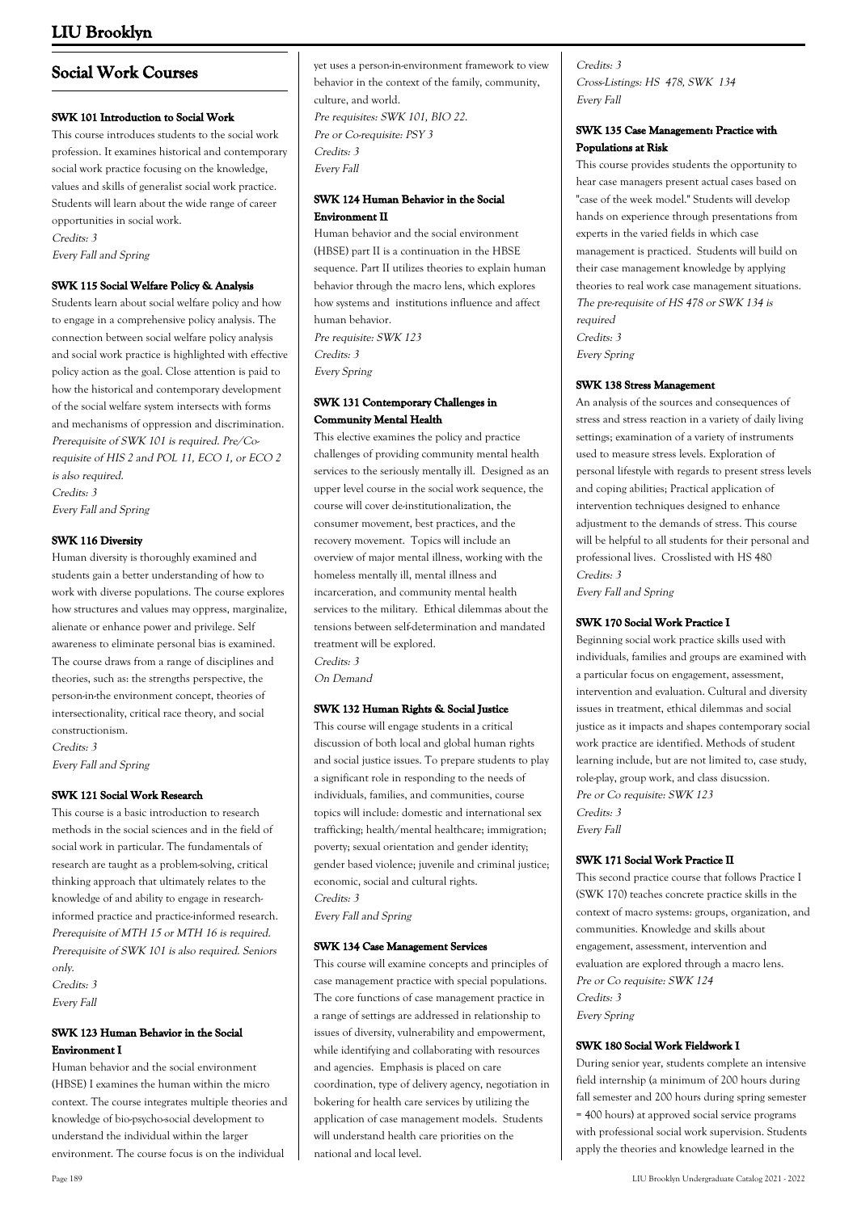## Social Work Courses

### SWK 101 Introduction to Social Work

This course introduces students to the social work profession. It examines historical and contemporary social work practice focusing on the knowledge, values and skills of generalist social work practice. Students will learn about the wide range of career opportunities in social work.

*Credits: 3*
*Every Fall and Spring*

### SWK 115 Social Welfare Policy & Analysis

Students learn about social welfare policy and how to engage in a comprehensive policy analysis. The connection between social welfare policy analysis and social work practice is highlighted with effective policy action as the goal. Close attention is paid to how the historical and contemporary development of the social welfare system intersects with forms and mechanisms of oppression and discrimination.

*Prerequisite of SWK 101 is required. Pre/Co-requisite of HIS 2 and POL 11, ECO 1, or ECO 2 is also required.*
*Credits: 3*
*Every Fall and Spring*

### SWK 116 Diversity

Human diversity is thoroughly examined and students gain a better understanding of how to work with diverse populations. The course explores how structures and values may oppress, marginalize, alienate or enhance power and privilege. Self awareness to eliminate personal bias is examined. The course draws from a range of disciplines and theories, such as: the strengths perspective, the person-in-the environment concept, theories of intersectionality, critical race theory, and social constructionism.

*Credits: 3*
*Every Fall and Spring*

### SWK 121 Social Work Research

This course is a basic introduction to research methods in the social sciences and in the field of social work in particular. The fundamentals of research are taught as a problem-solving, critical thinking approach that ultimately relates to the knowledge of and ability to engage in research-informed practice and practice-informed research.

*Prerequisite of MTH 15 or MTH 16 is required. Prerequisite of SWK 101 is also required. Seniors only.*
*Credits: 3*
*Every Fall*

### SWK 123 Human Behavior in the Social Environment I

Human behavior and the social environment (HBSE) I examines the human within the micro context. The course integrates multiple theories and knowledge of bio-psycho-social development to understand the individual within the larger environment. The course focus is on the individual yet uses a person-in-environment framework to view behavior in the context of the family, community, culture, and world.

*Pre requisites: SWK 101, BIO 22.*
*Pre or Co-requisite: PSY 3*
*Credits: 3*
*Every Fall*

### SWK 124 Human Behavior in the Social Environment II

Human behavior and the social environment (HBSE) part II is a continuation in the HBSE sequence. Part II utilizes theories to explain human behavior through the macro lens, which explores how systems and institutions influence and affect human behavior.

*Pre requisite: SWK 123*
*Credits: 3*
*Every Spring*

### SWK 131 Contemporary Challenges in Community Mental Health

This elective examines the policy and practice challenges of providing community mental health services to the seriously mentally ill. Designed as an upper level course in the social work sequence, the course will cover de-institutionalization, the consumer movement, best practices, and the recovery movement. Topics will include an overview of major mental illness, working with the homeless mentally ill, mental illness and incarceration, and community mental health services to the military. Ethical dilemmas about the tensions between self-determination and mandated treatment will be explored.

*Credits: 3*
*On Demand*

### SWK 132 Human Rights & Social Justice

This course will engage students in a critical discussion of both local and global human rights and social justice issues. To prepare students to play a significant role in responding to the needs of individuals, families, and communities, course topics will include: domestic and international sex trafficking; health/mental healthcare; immigration; poverty; sexual orientation and gender identity; gender based violence; juvenile and criminal justice; economic, social and cultural rights.

*Credits: 3*
*Every Fall and Spring*

### SWK 134 Case Management Services

This course will examine concepts and principles of case management practice with special populations. The core functions of case management practice in a range of settings are addressed in relationship to issues of diversity, vulnerability and empowerment, while identifying and collaborating with resources and agencies. Emphasis is placed on care coordination, type of delivery agency, negotiation in bokering for health care services by utilizing the application of case management models. Students will understand health care priorities on the national and local level.

*Credits: 3*
*Cross-Listings: HS 478, SWK 134*
*Every Fall*

### SWK 135 Case Management: Practice with Populations at Risk

This course provides students the opportunity to hear case managers present actual cases based on "case of the week model." Students will develop hands on experience through presentations from experts in the varied fields in which case management is practiced. Students will build on their case management knowledge by applying theories to real work case management situations.

*The pre-requisite of HS 478 or SWK 134 is required*
*Credits: 3*
*Every Spring*

### SWK 138 Stress Management

An analysis of the sources and consequences of stress and stress reaction in a variety of daily living settings; examination of a variety of instruments used to measure stress levels. Exploration of personal lifestyle with regards to present stress levels and coping abilities; Practical application of intervention techniques designed to enhance adjustment to the demands of stress. This course will be helpful to all students for their personal and professional lives. Crosslisted with HS 480

*Credits: 3*
*Every Fall and Spring*

### SWK 170 Social Work Practice I

Beginning social work practice skills used with individuals, families and groups are examined with a particular focus on engagement, assessment, intervention and evaluation. Cultural and diversity issues in treatment, ethical dilemmas and social justice as it impacts and shapes contemporary social work practice are identified. Methods of student learning include, but are not limited to, case study, role-play, group work, and class disucssion.

*Pre or Co requisite: SWK 123*
*Credits: 3*
*Every Fall*

### SWK 171 Social Work Practice II

This second practice course that follows Practice I (SWK 170) teaches concrete practice skills in the context of macro systems: groups, organization, and communities. Knowledge and skills about engagement, assessment, intervention and evaluation are explored through a macro lens.

*Pre or Co requisite: SWK 124*
*Credits: 3*
*Every Spring*

### SWK 180 Social Work Fieldwork I

During senior year, students complete an intensive field internship (a minimum of 200 hours during fall semester and 200 hours during spring semester = 400 hours) at approved social service programs with professional social work supervision. Students apply the theories and knowledge learned in the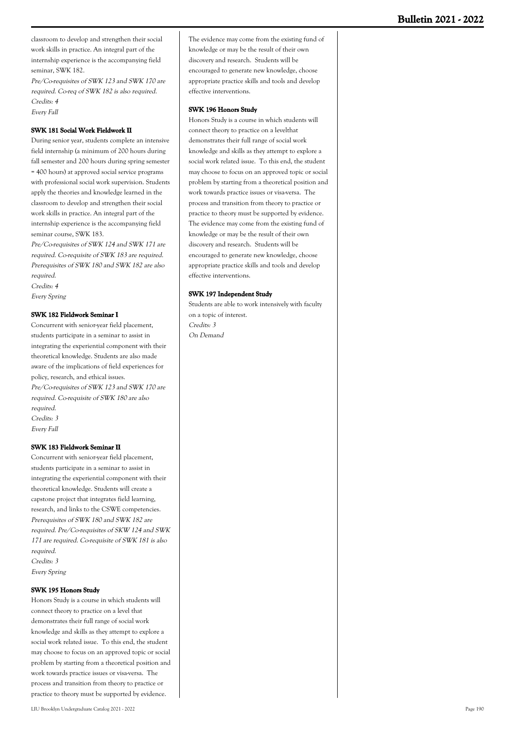classroom to develop and strengthen their social work skills in practice. An integral part of the internship experience is the accompanying field seminar, SWK 182.

*Pre/Co-requisites of SWK 123 and SWK 170 are required. Co-req of SWK 182 is also required.*
*Credits: 4*
*Every Fall*

#### SWK 181 Social Work Fieldwork II

During senior year, students complete an intensive field internship (a minimum of 200 hours during fall semester and 200 hours during spring semester = 400 hours) at approved social service programs with professional social work supervision. Students apply the theories and knowledge learned in the classroom to develop and strengthen their social work skills in practice. An integral part of the internship experience is the accompanying field seminar course, SWK 183.

*Pre/Co-requisites of SWK 124 and SWK 171 are required. Co-requisite of SWK 183 are required. Prerequisites of SWK 180 and SWK 182 are also required.*
*Credits: 4*
*Every Spring*

#### SWK 182 Fieldwork Seminar I

Concurrent with senior-year field placement, students participate in a seminar to assist in integrating the experiential component with their theoretical knowledge. Students are also made aware of the implications of field experiences for policy, research, and ethical issues.

*Pre/Co-requisites of SWK 123 and SWK 170 are required. Co-requisite of SWK 180 are also required.*
*Credits: 3*
*Every Fall*

#### SWK 183 Fieldwork Seminar II

Concurrent with senior-year field placement, students participate in a seminar to assist in integrating the experiential component with their theoretical knowledge. Students will create a capstone project that integrates field learning, research, and links to the CSWE competencies.

*Prerequisites of SWK 180 and SWK 182 are required. Pre/Co-requisites of SKW 124 and SWK 171 are required. Co-requisite of SWK 181 is also required.*
*Credits: 3*
*Every Spring*

#### SWK 195 Honors Study

Honors Study is a course in which students will connect theory to practice on a level that demonstrates their full range of social work knowledge and skills as they attempt to explore a social work related issue. To this end, the student may choose to focus on an approved topic or social problem by starting from a theoretical position and work towards practice issues or visa-versa. The process and transition from theory to practice or practice to theory must be supported by evidence. The evidence may come from the existing fund of knowledge or may be the result of their own discovery and research. Students will be encouraged to generate new knowledge, choose appropriate practice skills and tools and develop effective interventions.

#### SWK 196 Honors Study

Honors Study is a course in which students will connect theory to practice on a levelthat demonstrates their full range of social work knowledge and skills as they attempt to explore a social work related issue. To this end, the student may choose to focus on an approved topic or social problem by starting from a theoretical position and work towards practice issues or visa-versa. The process and transition from theory to practice or practice to theory must be supported by evidence. The evidence may come from the existing fund of knowledge or may be the result of their own discovery and research. Students will be encouraged to generate new knowledge, choose appropriate practice skills and tools and develop effective interventions.

#### SWK 197 Independent Study

Students are able to work intensively with faculty on a topic of interest.

*Credits: 3*
*On Demand*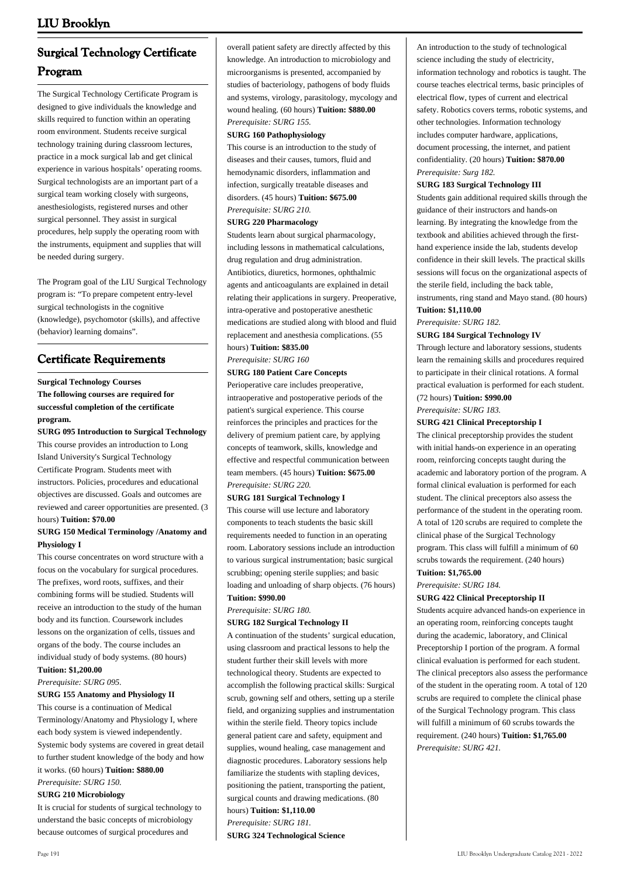## Surgical Technology Certificate Program

The Surgical Technology Certificate Program is designed to give individuals the knowledge and skills required to function within an operating room environment. Students receive surgical technology training during classroom lectures, practice in a mock surgical lab and get clinical experience in various hospitals' operating rooms. Surgical technologists are an important part of a surgical team working closely with surgeons, anesthesiologists, registered nurses and other surgical personnel. They assist in surgical procedures, help supply the operating room with the instruments, equipment and supplies that will be needed during surgery.

The Program goal of the LIU Surgical Technology program is: "To prepare competent entry-level surgical technologists in the cognitive (knowledge), psychomotor (skills), and affective (behavior) learning domains".

## Certificate Requirements

**Surgical Technology Courses**

**The following courses are required for successful completion of the certificate program.**

**SURG 095 Introduction to Surgical Technology**

This course provides an introduction to Long Island University's Surgical Technology Certificate Program. Students meet with instructors. Policies, procedures and educational objectives are discussed. Goals and outcomes are reviewed and career opportunities are presented. (3 hours) **Tuition: $70.00**

**SURG 150 Medical Terminology /Anatomy and Physiology I**

This course concentrates on word structure with a focus on the vocabulary for surgical procedures. The prefixes, word roots, suffixes, and their combining forms will be studied. Students will receive an introduction to the study of the human body and its function. Coursework includes lessons on the organization of cells, tissues and organs of the body. The course includes an individual study of body systems. (80 hours) **Tuition: $1,200.00**

*Prerequisite: SURG 095.*

**SURG 155 Anatomy and Physiology II**

This course is a continuation of Medical Terminology/Anatomy and Physiology I, where each body system is viewed independently. Systemic body systems are covered in great detail to further student knowledge of the body and how it works. (60 hours) **Tuition: $880.00**

*Prerequisite: SURG 150.*

**SURG 210 Microbiology**

It is crucial for students of surgical technology to understand the basic concepts of microbiology because outcomes of surgical procedures and overall patient safety are directly affected by this knowledge. An introduction to microbiology and microorganisms is presented, accompanied by studies of bacteriology, pathogens of body fluids and systems, virology, parasitology, mycology and wound healing. (60 hours) **Tuition: $880.00**

*Prerequisite: SURG 155.*

**SURG 160 Pathophysiology**

This course is an introduction to the study of diseases and their causes, tumors, fluid and hemodynamic disorders, inflammation and infection, surgically treatable diseases and disorders. (45 hours) **Tuition: $675.00**

*Prerequisite: SURG 210.*

**SURG 220 Pharmacology**

Students learn about surgical pharmacology, including lessons in mathematical calculations, drug regulation and drug administration. Antibiotics, diuretics, hormones, ophthalmic agents and anticoagulants are explained in detail relating their applications in surgery. Preoperative, intra-operative and postoperative anesthetic medications are studied along with blood and fluid replacement and anesthesia complications. (55 hours) **Tuition: $835.00**

*Prerequisite: SURG 160*

**SURG 180 Patient Care Concepts**

Perioperative care includes preoperative, intraoperative and postoperative periods of the patient's surgical experience. This course reinforces the principles and practices for the delivery of premium patient care, by applying concepts of teamwork, skills, knowledge and effective and respectful communication between team members. (45 hours) **Tuition: $675.00**

*Prerequisite: SURG 220.*

**SURG 181 Surgical Technology I**

This course will use lecture and laboratory components to teach students the basic skill requirements needed to function in an operating room. Laboratory sessions include an introduction to various surgical instrumentation; basic surgical scrubbing; opening sterile supplies; and basic loading and unloading of sharp objects. (76 hours) **Tuition: $990.00**

*Prerequisite: SURG 180.*

**SURG 182 Surgical Technology II**

A continuation of the students' surgical education, using classroom and practical lessons to help the student further their skill levels with more technological theory. Students are expected to accomplish the following practical skills: Surgical scrub, gowning self and others, setting up a sterile field, and organizing supplies and instrumentation within the sterile field. Theory topics include general patient care and safety, equipment and supplies, wound healing, case management and diagnostic procedures. Laboratory sessions help familiarize the students with stapling devices, positioning the patient, transporting the patient, surgical counts and drawing medications. (80 hours) **Tuition: $1,110.00**

*Prerequisite: SURG 181.*

**SURG 324 Technological Science**

An introduction to the study of technological science including the study of electricity, information technology and robotics is taught. The course teaches electrical terms, basic principles of electrical flow, types of current and electrical safety. Robotics covers terms, robotic systems, and other technologies. Information technology includes computer hardware, applications, document processing, the internet, and patient confidentiality. (20 hours) **Tuition: $870.00**

*Prerequisite: Surg 182.*

**SURG 183 Surgical Technology III**

Students gain additional required skills through the guidance of their instructors and hands-on learning. By integrating the knowledge from the textbook and abilities achieved through the first-hand experience inside the lab, students develop confidence in their skill levels. The practical skills sessions will focus on the organizational aspects of the sterile field, including the back table, instruments, ring stand and Mayo stand. (80 hours) **Tuition: $1,110.00**

*Prerequisite: SURG 182.*

**SURG 184 Surgical Technology IV**

Through lecture and laboratory sessions, students learn the remaining skills and procedures required to participate in their clinical rotations. A formal practical evaluation is performed for each student. (72 hours) **Tuition: $990.00**

*Prerequisite: SURG 183.*

**SURG 421 Clinical Preceptorship I**

The clinical preceptorship provides the student with initial hands-on experience in an operating room, reinforcing concepts taught during the academic and laboratory portion of the program. A formal clinical evaluation is performed for each student. The clinical preceptors also assess the performance of the student in the operating room. A total of 120 scrubs are required to complete the clinical phase of the Surgical Technology program. This class will fulfill a minimum of 60 scrubs towards the requirement. (240 hours) **Tuition: $1,765.00**

*Prerequisite: SURG 184.*

**SURG 422 Clinical Preceptorship II**

Students acquire advanced hands-on experience in an operating room, reinforcing concepts taught during the academic, laboratory, and Clinical Preceptorship I portion of the program. A formal clinical evaluation is performed for each student. The clinical preceptors also assess the performance of the student in the operating room. A total of 120 scrubs are required to complete the clinical phase of the Surgical Technology program. This class will fulfill a minimum of 60 scrubs towards the requirement. (240 hours) **Tuition: $1,765.00**

*Prerequisite: SURG 421.*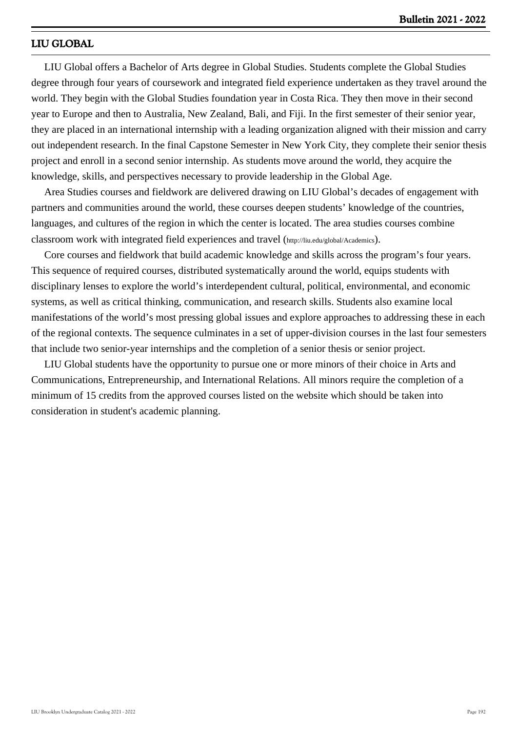## LIU GLOBAL

LIU Global offers a Bachelor of Arts degree in Global Studies. Students complete the Global Studies degree through four years of coursework and integrated field experience undertaken as they travel around the world. They begin with the Global Studies foundation year in Costa Rica. They then move in their second year to Europe and then to Australia, New Zealand, Bali, and Fiji. In the first semester of their senior year, they are placed in an international internship with a leading organization aligned with their mission and carry out independent research. In the final Capstone Semester in New York City, they complete their senior thesis project and enroll in a second senior internship. As students move around the world, they acquire the knowledge, skills, and perspectives necessary to provide leadership in the Global Age.

Area Studies courses and fieldwork are delivered drawing on LIU Global's decades of engagement with partners and communities around the world, these courses deepen students' knowledge of the countries, languages, and cultures of the region in which the center is located. The area studies courses combine classroom work with integrated field experiences and travel (http://liu.edu/global/Academics).

Core courses and fieldwork that build academic knowledge and skills across the program's four years. This sequence of required courses, distributed systematically around the world, equips students with disciplinary lenses to explore the world's interdependent cultural, political, environmental, and economic systems, as well as critical thinking, communication, and research skills. Students also examine local manifestations of the world's most pressing global issues and explore approaches to addressing these in each of the regional contexts. The sequence culminates in a set of upper-division courses in the last four semesters that include two senior-year internships and the completion of a senior thesis or senior project.

LIU Global students have the opportunity to pursue one or more minors of their choice in Arts and Communications, Entrepreneurship, and International Relations. All minors require the completion of a minimum of 15 credits from the approved courses listed on the website which should be taken into consideration in student's academic planning.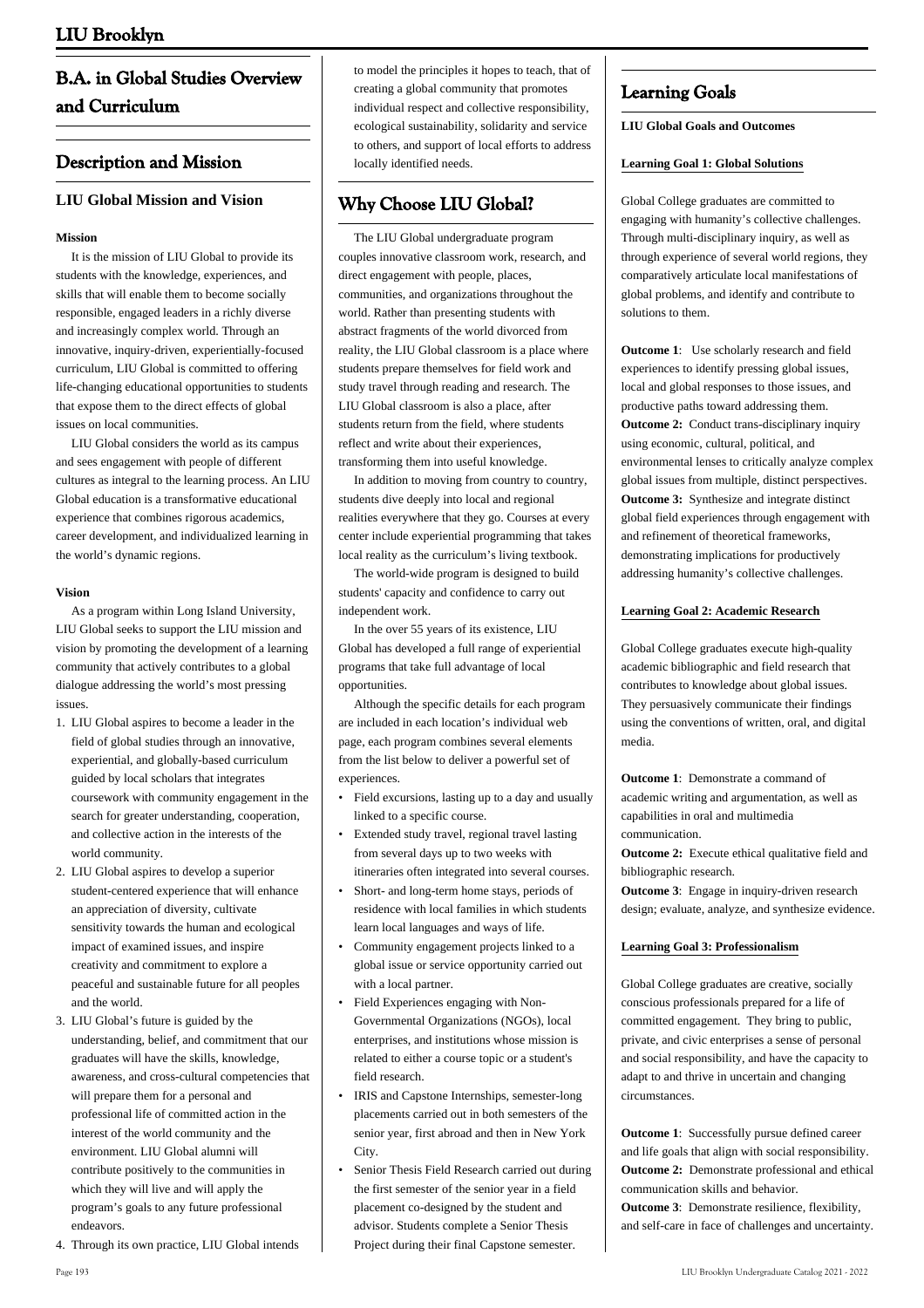# B.A. in Global Studies Overview and Curriculum

## Description and Mission

### LIU Global Mission and Vision

**Mission**

It is the mission of LIU Global to provide its students with the knowledge, experiences, and skills that will enable them to become socially responsible, engaged leaders in a richly diverse and increasingly complex world. Through an innovative, inquiry-driven, experientially-focused curriculum, LIU Global is committed to offering life-changing educational opportunities to students that expose them to the direct effects of global issues on local communities.

LIU Global considers the world as its campus and sees engagement with people of different cultures as integral to the learning process. An LIU Global education is a transformative educational experience that combines rigorous academics, career development, and individualized learning in the world's dynamic regions.

**Vision**

As a program within Long Island University, LIU Global seeks to support the LIU mission and vision by promoting the development of a learning community that actively contributes to a global dialogue addressing the world's most pressing issues.

1. LIU Global aspires to become a leader in the field of global studies through an innovative, experiential, and globally-based curriculum guided by local scholars that integrates coursework with community engagement in the search for greater understanding, cooperation, and collective action in the interests of the world community.
2. LIU Global aspires to develop a superior student-centered experience that will enhance an appreciation of diversity, cultivate sensitivity towards the human and ecological impact of examined issues, and inspire creativity and commitment to explore a peaceful and sustainable future for all peoples and the world.
3. LIU Global's future is guided by the understanding, belief, and commitment that our graduates will have the skills, knowledge, awareness, and cross-cultural competencies that will prepare them for a personal and professional life of committed action in the interest of the world community and the environment. LIU Global alumni will contribute positively to the communities in which they will live and will apply the program's goals to any future professional endeavors.
4. Through its own practice, LIU Global intends to model the principles it hopes to teach, that of creating a global community that promotes individual respect and collective responsibility, ecological sustainability, solidarity and service to others, and support of local efforts to address locally identified needs.

## Why Choose LIU Global?

The LIU Global undergraduate program couples innovative classroom work, research, and direct engagement with people, places, communities, and organizations throughout the world. Rather than presenting students with abstract fragments of the world divorced from reality, the LIU Global classroom is a place where students prepare themselves for field work and study travel through reading and research. The LIU Global classroom is also a place, after students return from the field, where students reflect and write about their experiences, transforming them into useful knowledge.

In addition to moving from country to country, students dive deeply into local and regional realities everywhere that they go. Courses at every center include experiential programming that takes local reality as the curriculum's living textbook.

The world-wide program is designed to build students' capacity and confidence to carry out independent work.

In the over 55 years of its existence, LIU Global has developed a full range of experiential programs that take full advantage of local opportunities.

Although the specific details for each program are included in each location's individual web page, each program combines several elements from the list below to deliver a powerful set of experiences.

- Field excursions, lasting up to a day and usually linked to a specific course.
- Extended study travel, regional travel lasting from several days up to two weeks with itineraries often integrated into several courses.
- Short- and long-term home stays, periods of residence with local families in which students learn local languages and ways of life.
- Community engagement projects linked to a global issue or service opportunity carried out with a local partner.
- Field Experiences engaging with Non-Governmental Organizations (NGOs), local enterprises, and institutions whose mission is related to either a course topic or a student's field research.
- IRIS and Capstone Internships, semester-long placements carried out in both semesters of the senior year, first abroad and then in New York City.
- Senior Thesis Field Research carried out during the first semester of the senior year in a field placement co-designed by the student and advisor. Students complete a Senior Thesis Project during their final Capstone semester.

## Learning Goals

**LIU Global Goals and Outcomes**

**Learning Goal 1: Global Solutions**

Global College graduates are committed to engaging with humanity's collective challenges. Through multi-disciplinary inquiry, as well as through experience of several world regions, they comparatively articulate local manifestations of global problems, and identify and contribute to solutions to them.

**Outcome 1**: Use scholarly research and field experiences to identify pressing global issues, local and global responses to those issues, and productive paths toward addressing them.
**Outcome 2:** Conduct trans-disciplinary inquiry using economic, cultural, political, and environmental lenses to critically analyze complex global issues from multiple, distinct perspectives.
**Outcome 3:** Synthesize and integrate distinct global field experiences through engagement with and refinement of theoretical frameworks, demonstrating implications for productively addressing humanity's collective challenges.

**Learning Goal 2: Academic Research**

Global College graduates execute high-quality academic bibliographic and field research that contributes to knowledge about global issues. They persuasively communicate their findings using the conventions of written, oral, and digital media.

**Outcome 1**: Demonstrate a command of academic writing and argumentation, as well as capabilities in oral and multimedia communication.
**Outcome 2:** Execute ethical qualitative field and bibliographic research.
**Outcome 3**: Engage in inquiry-driven research design; evaluate, analyze, and synthesize evidence.

**Learning Goal 3: Professionalism**

Global College graduates are creative, socially conscious professionals prepared for a life of committed engagement. They bring to public, private, and civic enterprises a sense of personal and social responsibility, and have the capacity to adapt to and thrive in uncertain and changing circumstances.

**Outcome 1**: Successfully pursue defined career and life goals that align with social responsibility.
**Outcome 2:** Demonstrate professional and ethical communication skills and behavior.
**Outcome 3**: Demonstrate resilience, flexibility, and self-care in face of challenges and uncertainty.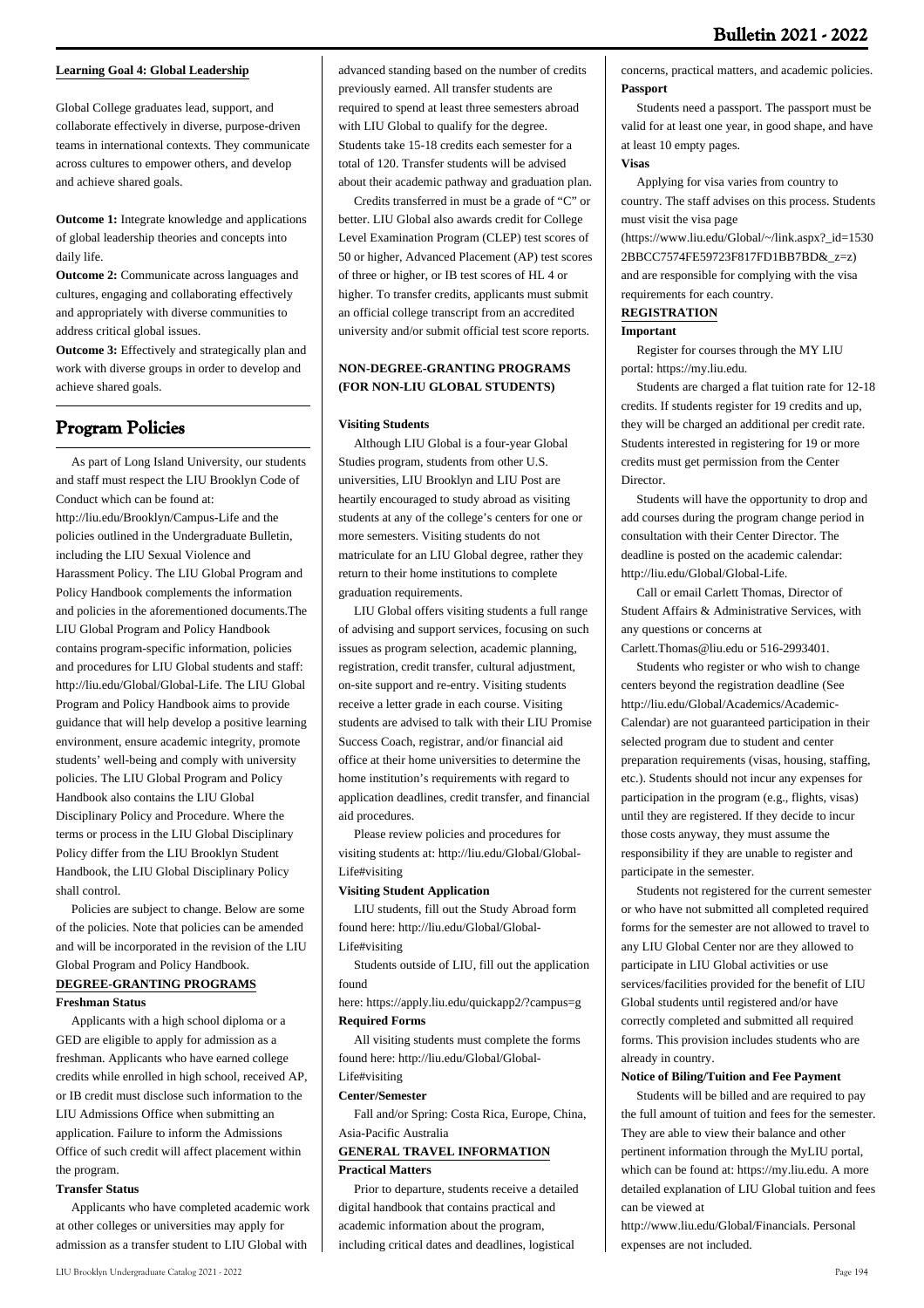#### Learning Goal 4: Global Leadership

Global College graduates lead, support, and collaborate effectively in diverse, purpose-driven teams in international contexts. They communicate across cultures to empower others, and develop and achieve shared goals.

**Outcome 1:** Integrate knowledge and applications of global leadership theories and concepts into daily life.

**Outcome 2:** Communicate across languages and cultures, engaging and collaborating effectively and appropriately with diverse communities to address critical global issues.

**Outcome 3:** Effectively and strategically plan and work with diverse groups in order to develop and achieve shared goals.

## Program Policies

As part of Long Island University, our students and staff must respect the LIU Brooklyn Code of Conduct which can be found at: http://liu.edu/Brooklyn/Campus-Life and the policies outlined in the Undergraduate Bulletin, including the LIU Sexual Violence and Harassment Policy. The LIU Global Program and Policy Handbook complements the information and policies in the aforementioned documents.The LIU Global Program and Policy Handbook contains program-specific information, policies and procedures for LIU Global students and staff: http://liu.edu/Global/Global-Life. The LIU Global Program and Policy Handbook aims to provide guidance that will help develop a positive learning environment, ensure academic integrity, promote students' well-being and comply with university policies. The LIU Global Program and Policy Handbook also contains the LIU Global Disciplinary Policy and Procedure. Where the terms or process in the LIU Global Disciplinary Policy differ from the LIU Brooklyn Student Handbook, the LIU Global Disciplinary Policy shall control.

Policies are subject to change. Below are some of the policies. Note that policies can be amended and will be incorporated in the revision of the LIU Global Program and Policy Handbook.

### DEGREE-GRANTING PROGRAMS

#### Freshman Status

Applicants with a high school diploma or a GED are eligible to apply for admission as a freshman. Applicants who have earned college credits while enrolled in high school, received AP, or IB credit must disclose such information to the LIU Admissions Office when submitting an application. Failure to inform the Admissions Office of such credit will affect placement within the program.

#### Transfer Status

Applicants who have completed academic work at other colleges or universities may apply for admission as a transfer student to LIU Global with advanced standing based on the number of credits previously earned. All transfer students are required to spend at least three semesters abroad with LIU Global to qualify for the degree. Students take 15-18 credits each semester for a total of 120. Transfer students will be advised about their academic pathway and graduation plan.

Credits transferred in must be a grade of "C" or better. LIU Global also awards credit for College Level Examination Program (CLEP) test scores of 50 or higher, Advanced Placement (AP) test scores of three or higher, or IB test scores of HL 4 or higher. To transfer credits, applicants must submit an official college transcript from an accredited university and/or submit official test score reports.

### NON-DEGREE-GRANTING PROGRAMS (FOR NON-LIU GLOBAL STUDENTS)

#### Visiting Students

Although LIU Global is a four-year Global Studies program, students from other U.S. universities, LIU Brooklyn and LIU Post are heartily encouraged to study abroad as visiting students at any of the college's centers for one or more semesters. Visiting students do not matriculate for an LIU Global degree, rather they return to their home institutions to complete graduation requirements.

LIU Global offers visiting students a full range of advising and support services, focusing on such issues as program selection, academic planning, registration, credit transfer, cultural adjustment, on-site support and re-entry. Visiting students receive a letter grade in each course. Visiting students are advised to talk with their LIU Promise Success Coach, registrar, and/or financial aid office at their home universities to determine the home institution's requirements with regard to application deadlines, credit transfer, and financial aid procedures.

Please review policies and procedures for visiting students at: http://liu.edu/Global/Global-Life#visiting

#### Visiting Student Application

LIU students, fill out the Study Abroad form found here: http://liu.edu/Global/Global-Life#visiting

Students outside of LIU, fill out the application found here: https://apply.liu.edu/quickapp2/?campus=g

#### Required Forms

All visiting students must complete the forms found here: http://liu.edu/Global/Global-Life#visiting

#### Center/Semester

Fall and/or Spring: Costa Rica, Europe, China, Asia-Pacific Australia

### GENERAL TRAVEL INFORMATION

#### Practical Matters

Prior to departure, students receive a detailed digital handbook that contains practical and academic information about the program, including critical dates and deadlines, logistical concerns, practical matters, and academic policies.

#### Passport

Students need a passport. The passport must be valid for at least one year, in good shape, and have at least 10 empty pages.

#### Visas

Applying for visa varies from country to country. The staff advises on this process. Students must visit the visa page (https://www.liu.edu/Global/~/link.aspx?_id=15302BBCC7574FE59723F817FD1BB7BD&_z=z) and are responsible for complying with the visa requirements for each country.

### REGISTRATION

#### Important

Register for courses through the MY LIU portal: https://my.liu.edu.

Students are charged a flat tuition rate for 12-18 credits. If students register for 19 credits and up, they will be charged an additional per credit rate. Students interested in registering for 19 or more credits must get permission from the Center Director.

Students will have the opportunity to drop and add courses during the program change period in consultation with their Center Director. The deadline is posted on the academic calendar: http://liu.edu/Global/Global-Life.

Call or email Carlett Thomas, Director of Student Affairs & Administrative Services, with any questions or concerns at Carlett.Thomas@liu.edu or 516-2993401.

Students who register or who wish to change centers beyond the registration deadline (See http://liu.edu/Global/Academics/Academic-Calendar) are not guaranteed participation in their selected program due to student and center preparation requirements (visas, housing, staffing, etc.). Students should not incur any expenses for participation in the program (e.g., flights, visas) until they are registered. If they decide to incur those costs anyway, they must assume the responsibility if they are unable to register and participate in the semester.

Students not registered for the current semester or who have not submitted all completed required forms for the semester are not allowed to travel to any LIU Global Center nor are they allowed to participate in LIU Global activities or use services/facilities provided for the benefit of LIU Global students until registered and/or have correctly completed and submitted all required forms. This provision includes students who are already in country.

#### Notice of Biling/Tuition and Fee Payment

Students will be billed and are required to pay the full amount of tuition and fees for the semester. They are able to view their balance and other pertinent information through the MyLIU portal, which can be found at: https://my.liu.edu. A more detailed explanation of LIU Global tuition and fees can be viewed at http://www.liu.edu/Global/Financials. Personal expenses are not included.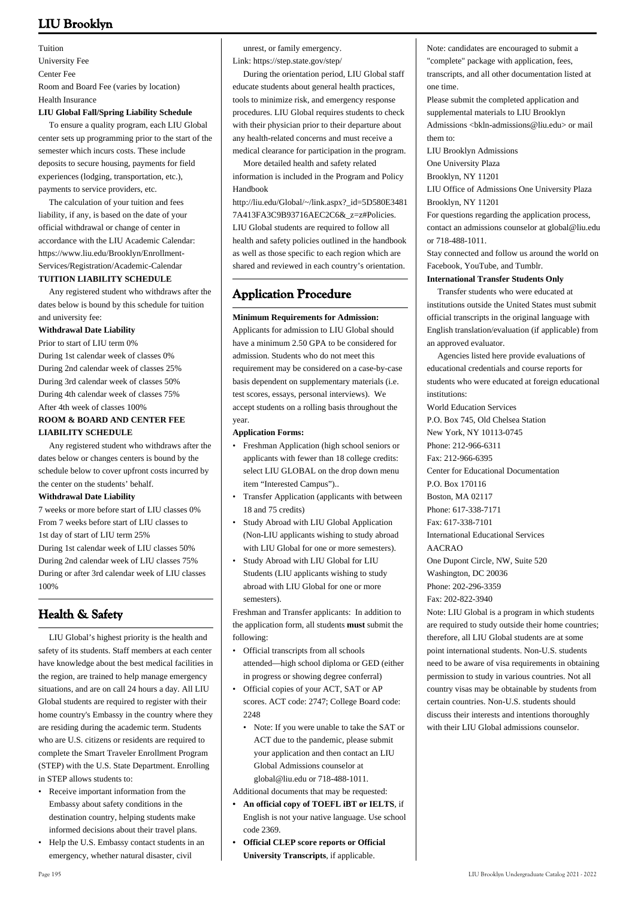Tuition
University Fee
Center Fee
Room and Board Fee (varies by location)
Health Insurance

**LIU Global Fall/Spring Liability Schedule**

To ensure a quality program, each LIU Global center sets up programming prior to the start of the semester which incurs costs. These include deposits to secure housing, payments for field experiences (lodging, transportation, etc.), payments to service providers, etc.

The calculation of your tuition and fees liability, if any, is based on the date of your official withdrawal or change of center in accordance with the LIU Academic Calendar: https://www.liu.edu/Brooklyn/Enrollment-Services/Registration/Academic-Calendar

**TUITION LIABILITY SCHEDULE**

Any registered student who withdraws after the dates below is bound by this schedule for tuition and university fee:

**Withdrawal Date Liability**

Prior to start of LIU term 0%
During 1st calendar week of classes 0%
During 2nd calendar week of classes 25%
During 3rd calendar week of classes 50%
During 4th calendar week of classes 75%
After 4th week of classes 100%

**ROOM & BOARD AND CENTER FEE LIABILITY SCHEDULE**

Any registered student who withdraws after the dates below or changes centers is bound by the schedule below to cover upfront costs incurred by the center on the students' behalf.

**Withdrawal Date Liability**

7 weeks or more before start of LIU classes 0%
From 7 weeks before start of LIU classes to 1st day of start of LIU term 25%
During 1st calendar week of LIU classes 50%
During 2nd calendar week of LIU classes 75%
During or after 3rd calendar week of LIU classes 100%

## Health & Safety

LIU Global's highest priority is the health and safety of its students. Staff members at each center have knowledge about the best medical facilities in the region, are trained to help manage emergency situations, and are on call 24 hours a day. All LIU Global students are required to register with their home country's Embassy in the country where they are residing during the academic term. Students who are U.S. citizens or residents are required to complete the Smart Traveler Enrollment Program (STEP) with the U.S. State Department. Enrolling in STEP allows students to:

- Receive important information from the Embassy about safety conditions in the destination country, helping students make informed decisions about their travel plans.
- Help the U.S. Embassy contact students in an emergency, whether natural disaster, civil unrest, or family emergency.

Link: https://step.state.gov/step/

During the orientation period, LIU Global staff educate students about general health practices, tools to minimize risk, and emergency response procedures. LIU Global requires students to check with their physician prior to their departure about any health-related concerns and must receive a medical clearance for participation in the program.

More detailed health and safety related information is included in the Program and Policy Handbook http://liu.edu/Global/~/link.aspx?_id=5D580E34817A413FA3C9B93716AEC2C6&_z=z#Policies. LIU Global students are required to follow all health and safety policies outlined in the handbook as well as those specific to each region which are shared and reviewed in each country's orientation.

## Application Procedure

**Minimum Requirements for Admission:**

Applicants for admission to LIU Global should have a minimum 2.50 GPA to be considered for admission. Students who do not meet this requirement may be considered on a case-by-case basis dependent on supplementary materials (i.e. test scores, essays, personal interviews). We accept students on a rolling basis throughout the year.

**Application Forms:**

- Freshman Application (high school seniors or applicants with fewer than 18 college credits: select LIU GLOBAL on the drop down menu item "Interested Campus")..
- Transfer Application (applicants with between 18 and 75 credits)
- Study Abroad with LIU Global Application (Non-LIU applicants wishing to study abroad with LIU Global for one or more semesters).
- Study Abroad with LIU Global for LIU Students (LIU applicants wishing to study abroad with LIU Global for one or more semesters).

Freshman and Transfer applicants: In addition to the application form, all students **must** submit the following:

- Official transcripts from all schools attended—high school diploma or GED (either in progress or showing degree conferral)
- Official copies of your ACT, SAT or AP scores. ACT code: 2747; College Board code: 2248
  - Note: If you were unable to take the SAT or ACT due to the pandemic, please submit your application and then contact an LIU Global Admissions counselor at global@liu.edu or 718-488-1011.

Additional documents that may be requested:

- **An official copy of TOEFL iBT or IELTS**, if English is not your native language. Use school code 2369.
- **Official CLEP score reports or Official University Transcripts**, if applicable.

Note: candidates are encouraged to submit a "complete" package with application, fees, transcripts, and all other documentation listed at one time.

Please submit the completed application and supplemental materials to LIU Brooklyn Admissions <bkln-admissions@liu.edu> or mail them to:

LIU Brooklyn Admissions
One University Plaza
Brooklyn, NY 11201
LIU Office of Admissions One University Plaza
Brooklyn, NY 11201

For questions regarding the application process, contact an admissions counselor at global@liu.edu or 718-488-1011.

Stay connected and follow us around the world on Facebook, YouTube, and Tumblr.

**International Transfer Students Only**

Transfer students who were educated at institutions outside the United States must submit official transcripts in the original language with English translation/evaluation (if applicable) from an approved evaluator.

Agencies listed here provide evaluations of educational credentials and course reports for students who were educated at foreign educational institutions:

World Education Services
P.O. Box 745, Old Chelsea Station
New York, NY 10113-0745
Phone: 212-966-6311
Fax: 212-966-6395

Center for Educational Documentation
P.O. Box 170116
Boston, MA 02117
Phone: 617-338-7171
Fax: 617-338-7101

International Educational Services
AACRAO
One Dupont Circle, NW, Suite 520
Washington, DC 20036
Phone: 202-296-3359
Fax: 202-822-3940

Note: LIU Global is a program in which students are required to study outside their home countries; therefore, all LIU Global students are at some point international students. Non-U.S. students need to be aware of visa requirements in obtaining permission to study in various countries. Not all country visas may be obtainable by students from certain countries. Non-U.S. students should discuss their interests and intentions thoroughly with their LIU Global admissions counselor.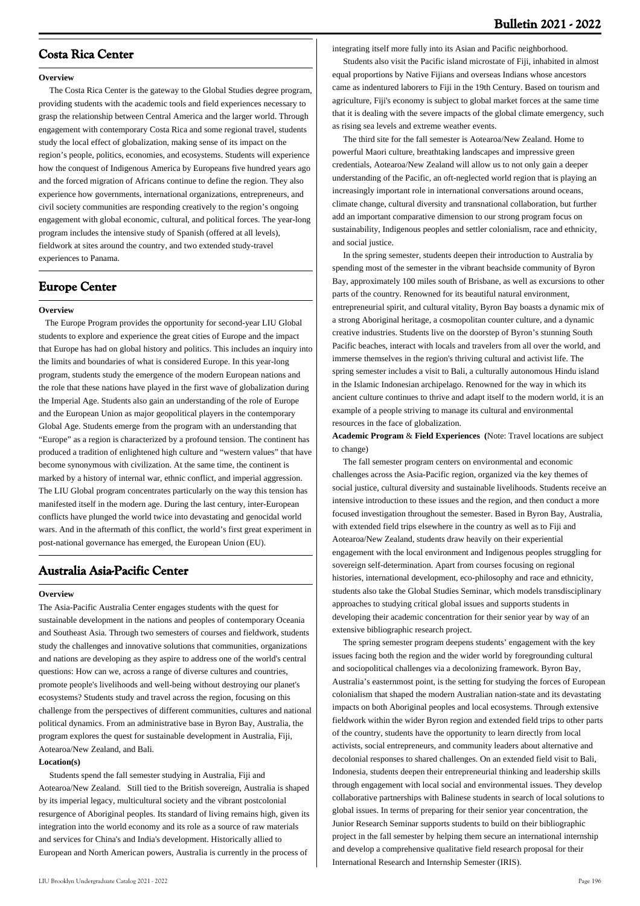## Costa Rica Center

**Overview**

The Costa Rica Center is the gateway to the Global Studies degree program, providing students with the academic tools and field experiences necessary to grasp the relationship between Central America and the larger world. Through engagement with contemporary Costa Rica and some regional travel, students study the local effect of globalization, making sense of its impact on the region's people, politics, economies, and ecosystems. Students will experience how the conquest of Indigenous America by Europeans five hundred years ago and the forced migration of Africans continue to define the region. They also experience how governments, international organizations, entrepreneurs, and civil society communities are responding creatively to the region's ongoing engagement with global economic, cultural, and political forces. The year-long program includes the intensive study of Spanish (offered at all levels), fieldwork at sites around the country, and two extended study-travel experiences to Panama.

## Europe Center

**Overview**

The Europe Program provides the opportunity for second-year LIU Global students to explore and experience the great cities of Europe and the impact that Europe has had on global history and politics. This includes an inquiry into the limits and boundaries of what is considered Europe. In this year-long program, students study the emergence of the modern European nations and the role that these nations have played in the first wave of globalization during the Imperial Age. Students also gain an understanding of the role of Europe and the European Union as major geopolitical players in the contemporary Global Age. Students emerge from the program with an understanding that "Europe" as a region is characterized by a profound tension. The continent has produced a tradition of enlightened high culture and "western values" that have become synonymous with civilization. At the same time, the continent is marked by a history of internal war, ethnic conflict, and imperial aggression. The LIU Global program concentrates particularly on the way this tension has manifested itself in the modern age. During the last century, inter-European conflicts have plunged the world twice into devastating and genocidal world wars. And in the aftermath of this conflict, the world's first great experiment in post-national governance has emerged, the European Union (EU).

## Australia Asia-Pacific Center

**Overview**

The Asia-Pacific Australia Center engages students with the quest for sustainable development in the nations and peoples of contemporary Oceania and Southeast Asia. Through two semesters of courses and fieldwork, students study the challenges and innovative solutions that communities, organizations and nations are developing as they aspire to address one of the world's central questions: How can we, across a range of diverse cultures and countries, promote people's livelihoods and well-being without destroying our planet's ecosystems? Students study and travel across the region, focusing on this challenge from the perspectives of different communities, cultures and national political dynamics. From an administrative base in Byron Bay, Australia, the program explores the quest for sustainable development in Australia, Fiji, Aotearoa/New Zealand, and Bali.

**Location(s)**

Students spend the fall semester studying in Australia, Fiji and Aotearoa/New Zealand. Still tied to the British sovereign, Australia is shaped by its imperial legacy, multicultural society and the vibrant postcolonial resurgence of Aboriginal peoples. Its standard of living remains high, given its integration into the world economy and its role as a source of raw materials and services for China's and India's development. Historically allied to European and North American powers, Australia is currently in the process of integrating itself more fully into its Asian and Pacific neighborhood.

Students also visit the Pacific island microstate of Fiji, inhabited in almost equal proportions by Native Fijians and overseas Indians whose ancestors came as indentured laborers to Fiji in the 19th Century. Based on tourism and agriculture, Fiji's economy is subject to global market forces at the same time that it is dealing with the severe impacts of the global climate emergency, such as rising sea levels and extreme weather events.

The third site for the fall semester is Aotearoa/New Zealand. Home to powerful Maori culture, breathtaking landscapes and impressive green credentials, Aotearoa/New Zealand will allow us to not only gain a deeper understanding of the Pacific, an oft-neglected world region that is playing an increasingly important role in international conversations around oceans, climate change, cultural diversity and transnational collaboration, but further add an important comparative dimension to our strong program focus on sustainability, Indigenous peoples and settler colonialism, race and ethnicity, and social justice.

In the spring semester, students deepen their introduction to Australia by spending most of the semester in the vibrant beachside community of Byron Bay, approximately 100 miles south of Brisbane, as well as excursions to other parts of the country. Renowned for its beautiful natural environment, entrepreneurial spirit, and cultural vitality, Byron Bay boasts a dynamic mix of a strong Aboriginal heritage, a cosmopolitan counter culture, and a dynamic creative industries. Students live on the doorstep of Byron's stunning South Pacific beaches, interact with locals and travelers from all over the world, and immerse themselves in the region's thriving cultural and activist life. The spring semester includes a visit to Bali, a culturally autonomous Hindu island in the Islamic Indonesian archipelago. Renowned for the way in which its ancient culture continues to thrive and adapt itself to the modern world, it is an example of a people striving to manage its cultural and environmental resources in the face of globalization.

**Academic Program** & **Field Experiences** **(**Note: Travel locations are subject to change)

The fall semester program centers on environmental and economic challenges across the Asia-Pacific region, organized via the key themes of social justice, cultural diversity and sustainable livelihoods. Students receive an intensive introduction to these issues and the region, and then conduct a more focused investigation throughout the semester. Based in Byron Bay, Australia, with extended field trips elsewhere in the country as well as to Fiji and Aotearoa/New Zealand, students draw heavily on their experiential engagement with the local environment and Indigenous peoples struggling for sovereign self-determination. Apart from courses focusing on regional histories, international development, eco-philosophy and race and ethnicity, students also take the Global Studies Seminar, which models transdisciplinary approaches to studying critical global issues and supports students in developing their academic concentration for their senior year by way of an extensive bibliographic research project.

The spring semester program deepens students' engagement with the key issues facing both the region and the wider world by foregrounding cultural and sociopolitical challenges via a decolonizing framework. Byron Bay, Australia's easternmost point, is the setting for studying the forces of European colonialism that shaped the modern Australian nation-state and its devastating impacts on both Aboriginal peoples and local ecosystems. Through extensive fieldwork within the wider Byron region and extended field trips to other parts of the country, students have the opportunity to learn directly from local activists, social entrepreneurs, and community leaders about alternative and decolonial responses to shared challenges. On an extended field visit to Bali, Indonesia, students deepen their entrepreneurial thinking and leadership skills through engagement with local social and environmental issues. They develop collaborative partnerships with Balinese students in search of local solutions to global issues. In terms of preparing for their senior year concentration, the Junior Research Seminar supports students to build on their bibliographic project in the fall semester by helping them secure an international internship and develop a comprehensive qualitative field research proposal for their International Research and Internship Semester (IRIS).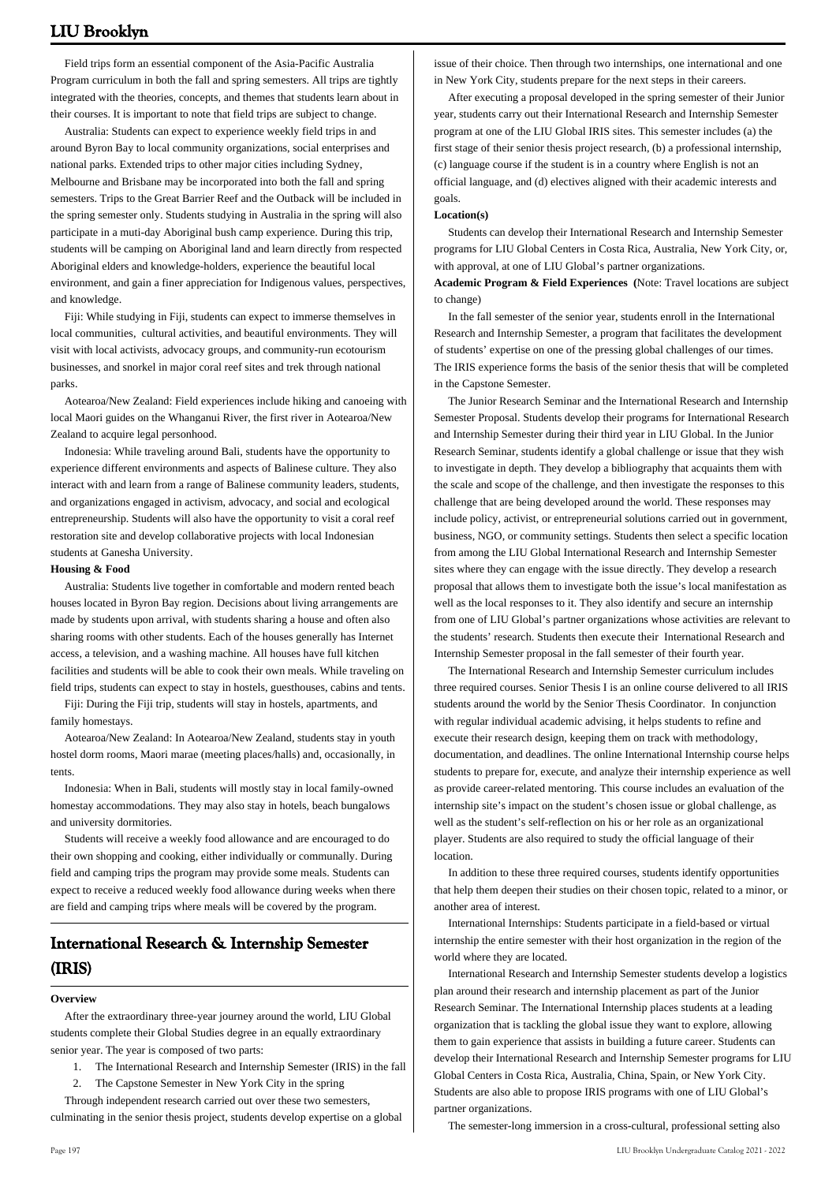Field trips form an essential component of the Asia-Pacific Australia Program curriculum in both the fall and spring semesters. All trips are tightly integrated with the theories, concepts, and themes that students learn about in their courses. It is important to note that field trips are subject to change.

Australia: Students can expect to experience weekly field trips in and around Byron Bay to local community organizations, social enterprises and national parks. Extended trips to other major cities including Sydney, Melbourne and Brisbane may be incorporated into both the fall and spring semesters. Trips to the Great Barrier Reef and the Outback will be included in the spring semester only. Students studying in Australia in the spring will also participate in a muti-day Aboriginal bush camp experience. During this trip, students will be camping on Aboriginal land and learn directly from respected Aboriginal elders and knowledge-holders, experience the beautiful local environment, and gain a finer appreciation for Indigenous values, perspectives, and knowledge.

Fiji: While studying in Fiji, students can expect to immerse themselves in local communities, cultural activities, and beautiful environments. They will visit with local activists, advocacy groups, and community-run ecotourism businesses, and snorkel in major coral reef sites and trek through national parks.

Aotearoa/New Zealand: Field experiences include hiking and canoeing with local Maori guides on the Whanganui River, the first river in Aotearoa/New Zealand to acquire legal personhood.

Indonesia: While traveling around Bali, students have the opportunity to experience different environments and aspects of Balinese culture. They also interact with and learn from a range of Balinese community leaders, students, and organizations engaged in activism, advocacy, and social and ecological entrepreneurship. Students will also have the opportunity to visit a coral reef restoration site and develop collaborative projects with local Indonesian students at Ganesha University.

**Housing & Food**

Australia: Students live together in comfortable and modern rented beach houses located in Byron Bay region. Decisions about living arrangements are made by students upon arrival, with students sharing a house and often also sharing rooms with other students. Each of the houses generally has Internet access, a television, and a washing machine. All houses have full kitchen facilities and students will be able to cook their own meals. While traveling on field trips, students can expect to stay in hostels, guesthouses, cabins and tents.

Fiji: During the Fiji trip, students will stay in hostels, apartments, and family homestays.

Aotearoa/New Zealand: In Aotearoa/New Zealand, students stay in youth hostel dorm rooms, Maori marae (meeting places/halls) and, occasionally, in tents.

Indonesia: When in Bali, students will mostly stay in local family-owned homestay accommodations. They may also stay in hotels, beach bungalows and university dormitories.

Students will receive a weekly food allowance and are encouraged to do their own shopping and cooking, either individually or communally. During field and camping trips the program may provide some meals. Students can expect to receive a reduced weekly food allowance during weeks when there are field and camping trips where meals will be covered by the program.

## International Research & Internship Semester (IRIS)

**Overview**

After the extraordinary three-year journey around the world, LIU Global students complete their Global Studies degree in an equally extraordinary senior year. The year is composed of two parts:

1. The International Research and Internship Semester (IRIS) in the fall
2. The Capstone Semester in New York City in the spring

Through independent research carried out over these two semesters, culminating in the senior thesis project, students develop expertise on a global issue of their choice. Then through two internships, one international and one in New York City, students prepare for the next steps in their careers.

After executing a proposal developed in the spring semester of their Junior year, students carry out their International Research and Internship Semester program at one of the LIU Global IRIS sites. This semester includes (a) the first stage of their senior thesis project research, (b) a professional internship, (c) language course if the student is in a country where English is not an official language, and (d) electives aligned with their academic interests and goals.

**Location(s)**

Students can develop their International Research and Internship Semester programs for LIU Global Centers in Costa Rica, Australia, New York City, or, with approval, at one of LIU Global's partner organizations.

**Academic Program & Field Experiences (**Note: Travel locations are subject to change)

In the fall semester of the senior year, students enroll in the International Research and Internship Semester, a program that facilitates the development of students' expertise on one of the pressing global challenges of our times. The IRIS experience forms the basis of the senior thesis that will be completed in the Capstone Semester.

The Junior Research Seminar and the International Research and Internship Semester Proposal. Students develop their programs for International Research and Internship Semester during their third year in LIU Global. In the Junior Research Seminar, students identify a global challenge or issue that they wish to investigate in depth. They develop a bibliography that acquaints them with the scale and scope of the challenge, and then investigate the responses to this challenge that are being developed around the world. These responses may include policy, activist, or entrepreneurial solutions carried out in government, business, NGO, or community settings. Students then select a specific location from among the LIU Global International Research and Internship Semester sites where they can engage with the issue directly. They develop a research proposal that allows them to investigate both the issue's local manifestation as well as the local responses to it. They also identify and secure an internship from one of LIU Global's partner organizations whose activities are relevant to the students' research. Students then execute their International Research and Internship Semester proposal in the fall semester of their fourth year.

The International Research and Internship Semester curriculum includes three required courses. Senior Thesis I is an online course delivered to all IRIS students around the world by the Senior Thesis Coordinator. In conjunction with regular individual academic advising, it helps students to refine and execute their research design, keeping them on track with methodology, documentation, and deadlines. The online International Internship course helps students to prepare for, execute, and analyze their internship experience as well as provide career-related mentoring. This course includes an evaluation of the internship site's impact on the student's chosen issue or global challenge, as well as the student's self-reflection on his or her role as an organizational player. Students are also required to study the official language of their location.

In addition to these three required courses, students identify opportunities that help them deepen their studies on their chosen topic, related to a minor, or another area of interest.

International Internships: Students participate in a field-based or virtual internship the entire semester with their host organization in the region of the world where they are located.

International Research and Internship Semester students develop a logistics plan around their research and internship placement as part of the Junior Research Seminar. The International Internship places students at a leading organization that is tackling the global issue they want to explore, allowing them to gain experience that assists in building a future career. Students can develop their International Research and Internship Semester programs for LIU Global Centers in Costa Rica, Australia, China, Spain, or New York City. Students are also able to propose IRIS programs with one of LIU Global's partner organizations.

The semester-long immersion in a cross-cultural, professional setting also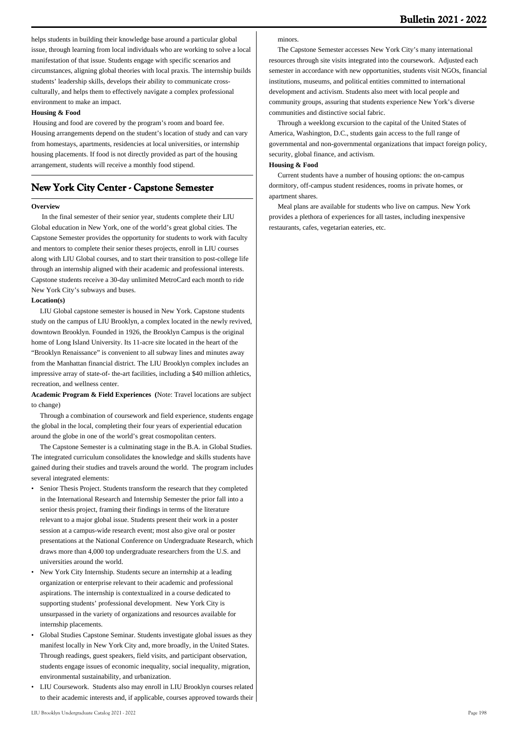helps students in building their knowledge base around a particular global issue, through learning from local individuals who are working to solve a local manifestation of that issue. Students engage with specific scenarios and circumstances, aligning global theories with local praxis. The internship builds students' leadership skills, develops their ability to communicate cross-culturally, and helps them to effectively navigate a complex professional environment to make an impact.

**Housing & Food**

Housing and food are covered by the program's room and board fee. Housing arrangements depend on the student's location of study and can vary from homestays, apartments, residencies at local universities, or internship housing placements. If food is not directly provided as part of the housing arrangement, students will receive a monthly food stipend.

## New York City Center - Capstone Semester

**Overview**

In the final semester of their senior year, students complete their LIU Global education in New York, one of the world's great global cities. The Capstone Semester provides the opportunity for students to work with faculty and mentors to complete their senior theses projects, enroll in LIU courses along with LIU Global courses, and to start their transition to post-college life through an internship aligned with their academic and professional interests. Capstone students receive a 30-day unlimited MetroCard each month to ride New York City's subways and buses.

**Location(s)**

LIU Global capstone semester is housed in New York. Capstone students study on the campus of LIU Brooklyn, a complex located in the newly revived, downtown Brooklyn. Founded in 1926, the Brooklyn Campus is the original home of Long Island University. Its 11-acre site located in the heart of the "Brooklyn Renaissance" is convenient to all subway lines and minutes away from the Manhattan financial district. The LIU Brooklyn complex includes an impressive array of state-of- the-art facilities, including a $40 million athletics, recreation, and wellness center.

**Academic Program & Field Experiences (**Note: Travel locations are subject to change)

Through a combination of coursework and field experience, students engage the global in the local, completing their four years of experiential education around the globe in one of the world's great cosmopolitan centers.

The Capstone Semester is a culminating stage in the B.A. in Global Studies. The integrated curriculum consolidates the knowledge and skills students have gained during their studies and travels around the world. The program includes several integrated elements:

- Senior Thesis Project. Students transform the research that they completed in the International Research and Internship Semester the prior fall into a senior thesis project, framing their findings in terms of the literature relevant to a major global issue. Students present their work in a poster session at a campus-wide research event; most also give oral or poster presentations at the National Conference on Undergraduate Research, which draws more than 4,000 top undergraduate researchers from the U.S. and universities around the world.
- New York City Internship. Students secure an internship at a leading organization or enterprise relevant to their academic and professional aspirations. The internship is contextualized in a course dedicated to supporting students' professional development. New York City is unsurpassed in the variety of organizations and resources available for internship placements.
- Global Studies Capstone Seminar. Students investigate global issues as they manifest locally in New York City and, more broadly, in the United States. Through readings, guest speakers, field visits, and participant observation, students engage issues of economic inequality, social inequality, migration, environmental sustainability, and urbanization.
- LIU Coursework. Students also may enroll in LIU Brooklyn courses related to their academic interests and, if applicable, courses approved towards their minors.

The Capstone Semester accesses New York City's many international resources through site visits integrated into the coursework. Adjusted each semester in accordance with new opportunities, students visit NGOs, financial institutions, museums, and political entities committed to international development and activism. Students also meet with local people and community groups, assuring that students experience New York's diverse communities and distinctive social fabric.

Through a weeklong excursion to the capital of the United States of America, Washington, D.C., students gain access to the full range of governmental and non-governmental organizations that impact foreign policy, security, global finance, and activism.

**Housing & Food**

Current students have a number of housing options: the on-campus dormitory, off-campus student residences, rooms in private homes, or apartment shares.

Meal plans are available for students who live on campus. New York provides a plethora of experiences for all tastes, including inexpensive restaurants, cafes, vegetarian eateries, etc.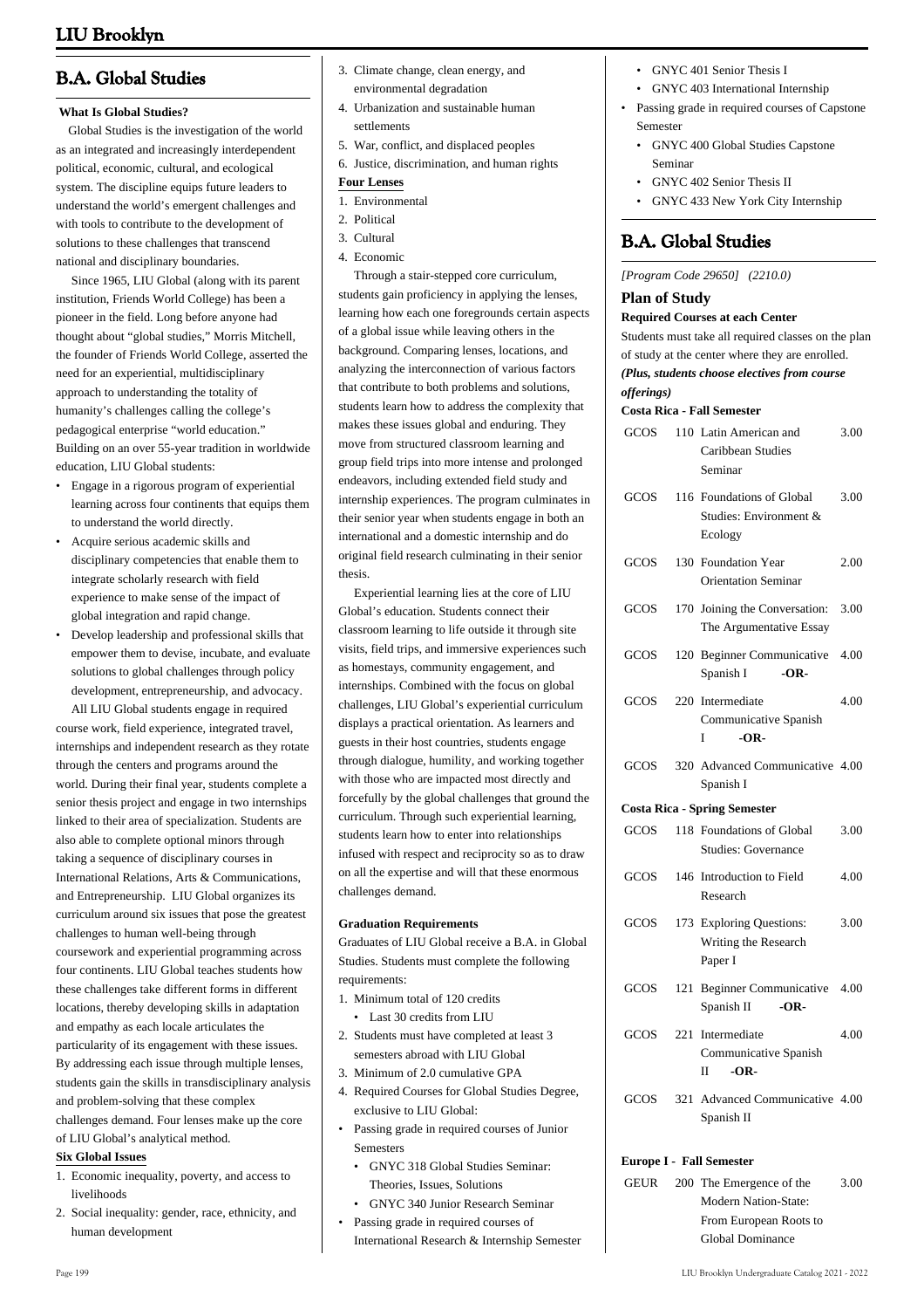## B.A. Global Studies

**What Is Global Studies?**

Global Studies is the investigation of the world as an integrated and increasingly interdependent political, economic, cultural, and ecological system. The discipline equips future leaders to understand the world's emergent challenges and with tools to contribute to the development of solutions to these challenges that transcend national and disciplinary boundaries.

Since 1965, LIU Global (along with its parent institution, Friends World College) has been a pioneer in the field. Long before anyone had thought about "global studies," Morris Mitchell, the founder of Friends World College, asserted the need for an experiential, multidisciplinary approach to understanding the totality of humanity's challenges calling the college's pedagogical enterprise "world education." Building on an over 55-year tradition in worldwide education, LIU Global students:

- Engage in a rigorous program of experiential learning across four continents that equips them to understand the world directly.
- Acquire serious academic skills and disciplinary competencies that enable them to integrate scholarly research with field experience to make sense of the impact of global integration and rapid change.
- Develop leadership and professional skills that empower them to devise, incubate, and evaluate solutions to global challenges through policy development, entrepreneurship, and advocacy.

All LIU Global students engage in required course work, field experience, integrated travel, internships and independent research as they rotate through the centers and programs around the world. During their final year, students complete a senior thesis project and engage in two internships linked to their area of specialization. Students are also able to complete optional minors through taking a sequence of disciplinary courses in International Relations, Arts & Communications, and Entrepreneurship. LIU Global organizes its curriculum around six issues that pose the greatest challenges to human well-being through coursework and experiential programming across four continents. LIU Global teaches students how these challenges take different forms in different locations, thereby developing skills in adaptation and empathy as each locale articulates the particularity of its engagement with these issues. By addressing each issue through multiple lenses, students gain the skills in transdisciplinary analysis and problem-solving that these complex challenges demand. Four lenses make up the core of LIU Global's analytical method.

**Six Global Issues**

1. Economic inequality, poverty, and access to livelihoods
2. Social inequality: gender, race, ethnicity, and human development
3. Climate change, clean energy, and environmental degradation
4. Urbanization and sustainable human settlements
5. War, conflict, and displaced peoples
6. Justice, discrimination, and human rights

**Four Lenses**

1. Environmental
2. Political
3. Cultural
4. Economic

Through a stair-stepped core curriculum, students gain proficiency in applying the lenses, learning how each one foregrounds certain aspects of a global issue while leaving others in the background. Comparing lenses, locations, and analyzing the interconnection of various factors that contribute to both problems and solutions, students learn how to address the complexity that makes these issues global and enduring. They move from structured classroom learning and group field trips into more intense and prolonged endeavors, including extended field study and internship experiences. The program culminates in their senior year when students engage in both an international and a domestic internship and do original field research culminating in their senior thesis.

Experiential learning lies at the core of LIU Global's education. Students connect their classroom learning to life outside it through site visits, field trips, and immersive experiences such as homestays, community engagement, and internships. Combined with the focus on global challenges, LIU Global's experiential curriculum displays a practical orientation. As learners and guests in their host countries, students engage through dialogue, humility, and working together with those who are impacted most directly and forcefully by the global challenges that ground the curriculum. Through such experiential learning, students learn how to enter into relationships infused with respect and reciprocity so as to draw on all the expertise and will that these enormous challenges demand.

**Graduation Requirements**

Graduates of LIU Global receive a B.A. in Global Studies. Students must complete the following requirements:

1. Minimum total of 120 credits
   - Last 30 credits from LIU
2. Students must have completed at least 3 semesters abroad with LIU Global
3. Minimum of 2.0 cumulative GPA
4. Required Courses for Global Studies Degree, exclusive to LIU Global:

- Passing grade in required courses of Junior Semesters
  - GNYC 318 Global Studies Seminar: Theories, Issues, Solutions
  - GNYC 340 Junior Research Seminar
- Passing grade in required courses of International Research & Internship Semester
  - GNYC 401 Senior Thesis I
  - GNYC 403 International Internship
- Passing grade in required courses of Capstone Semester
  - GNYC 400 Global Studies Capstone Seminar
  - GNYC 402 Senior Thesis II
  - GNYC 433 New York City Internship

## B.A. Global Studies

*[Program Code 29650] (2210.0)*

### Plan of Study

**Required Courses at each Center**

Students must take all required classes on the plan of study at the center where they are enrolled. ***(Plus, students choose electives from course offerings)***

**Costa Rica - Fall Semester**

| | | | |
|---|---|---|---|
| GCOS | 110 | Latin American and Caribbean Studies Seminar | 3.00 |
| GCOS | 116 | Foundations of Global Studies: Environment & Ecology | 3.00 |
| GCOS | 130 | Foundation Year Orientation Seminar | 2.00 |
| GCOS | 170 | Joining the Conversation: The Argumentative Essay | 3.00 |
| GCOS | 120 | Beginner Communicative Spanish I **-OR-** | 4.00 |
| GCOS | 220 | Intermediate Communicative Spanish I **-OR-** | 4.00 |
| GCOS | 320 | Advanced Communicative Spanish I | 4.00 |

**Costa Rica - Spring Semester**

| | | | |
|---|---|---|---|
| GCOS | 118 | Foundations of Global Studies: Governance | 3.00 |
| GCOS | 146 | Introduction to Field Research | 4.00 |
| GCOS | 173 | Exploring Questions: Writing the Research Paper I | 3.00 |
| GCOS | 121 | Beginner Communicative Spanish II **-OR-** | 4.00 |
| GCOS | 221 | Intermediate Communicative Spanish II **-OR-** | 4.00 |
| GCOS | 321 | Advanced Communicative Spanish II | 4.00 |

**Europe I - Fall Semester**

| | | | |
|---|---|---|---|
| GEUR | 200 | The Emergence of the Modern Nation-State: From European Roots to Global Dominance | 3.00 |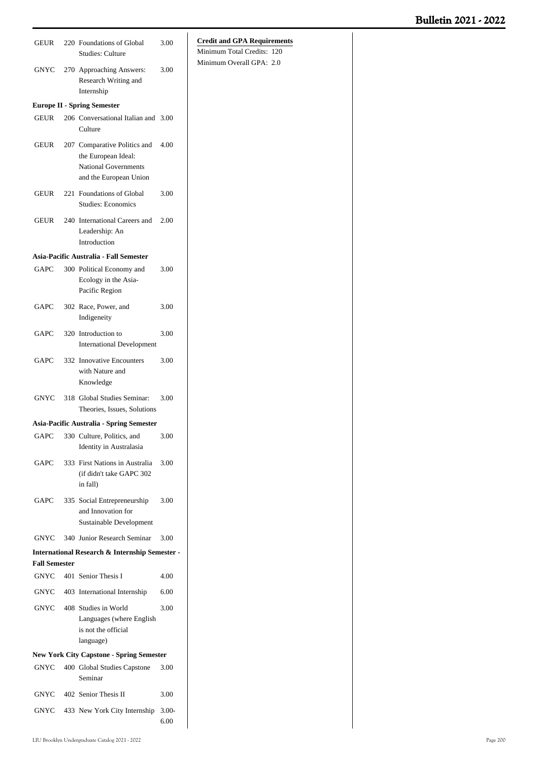| | | | |
|---|---|---|---|
| GEUR | 220 | Foundations of Global Studies: Culture | 3.00 |
| GNYC | 270 | Approaching Answers: Research Writing and Internship | 3.00 |

**Europe II - Spring Semester**

| | | | |
|---|---|---|---|
| GEUR | 206 | Conversational Italian and Culture | 3.00 |
| GEUR | 207 | Comparative Politics and the European Ideal: National Governments and the European Union | 4.00 |
| GEUR | 221 | Foundations of Global Studies: Economics | 3.00 |
| GEUR | 240 | International Careers and Leadership: An Introduction | 2.00 |

**Asia-Pacific Australia - Fall Semester**

| | | | |
|---|---|---|---|
| GAPC | 300 | Political Economy and Ecology in the Asia-Pacific Region | 3.00 |
| GAPC | 302 | Race, Power, and Indigeneity | 3.00 |
| GAPC | 320 | Introduction to International Development | 3.00 |
| GAPC | 332 | Innovative Encounters with Nature and Knowledge | 3.00 |
| GNYC | 318 | Global Studies Seminar: Theories, Issues, Solutions | 3.00 |

**Asia-Pacific Australia - Spring Semester**

| | | | |
|---|---|---|---|
| GAPC | 330 | Culture, Politics, and Identity in Australasia | 3.00 |
| GAPC | 333 | First Nations in Australia (if didn't take GAPC 302 in fall) | 3.00 |
| GAPC | 335 | Social Entrepreneurship and Innovation for Sustainable Development | 3.00 |
| GNYC | 340 | Junior Research Seminar | 3.00 |

**International Research & Internship Semester - Fall Semester**

| | | | |
|---|---|---|---|
| GNYC | 401 | Senior Thesis I | 4.00 |
| GNYC | 403 | International Internship | 6.00 |
| GNYC | 408 | Studies in World Languages (where English is not the official language) | 3.00 |

**New York City Capstone - Spring Semester**

| | | | |
|---|---|---|---|
| GNYC | 400 | Global Studies Capstone Seminar | 3.00 |
| GNYC | 402 | Senior Thesis II | 3.00 |
| GNYC | 433 | New York City Internship | 3.00-6.00 |

**Credit and GPA Requirements**

Minimum Total Credits: 120

Minimum Overall GPA: 2.0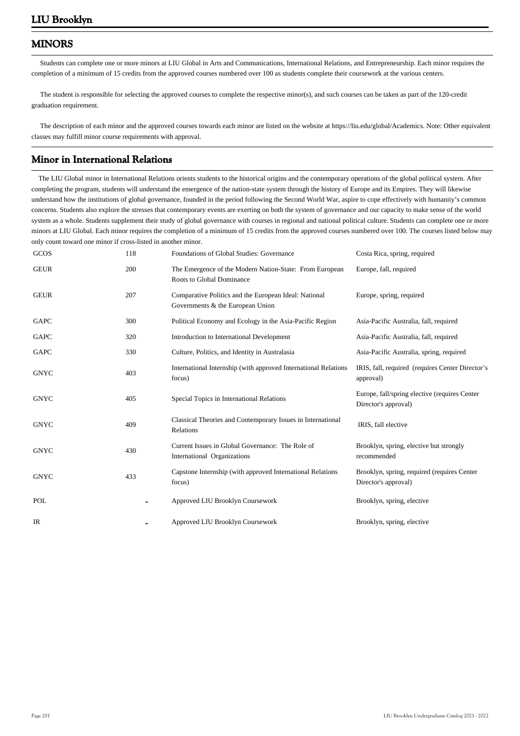## MINORS

Students can complete one or more minors at LIU Global in Arts and Communications, International Relations, and Entrepreneurship. Each minor requires the completion of a minimum of 15 credits from the approved courses numbered over 100 as students complete their coursework at the various centers.

The student is responsible for selecting the approved courses to complete the respective minor(s), and such courses can be taken as part of the 120-credit graduation requirement.

The description of each minor and the approved courses towards each minor are listed on the website at https://liu.edu/global/Academics. Note: Other equivalent classes may fulfill minor course requirements with approval.

## Minor in International Relations

The LIU Global minor in International Relations orients students to the historical origins and the contemporary operations of the global political system. After completing the program, students will understand the emergence of the nation-state system through the history of Europe and its Empires. They will likewise understand how the institutions of global governance, founded in the period following the Second World War, aspire to cope effectively with humanity's common concerns. Students also explore the stresses that contemporary events are exerting on both the system of governance and our capacity to make sense of the world system as a whole. Students supplement their study of global governance with courses in regional and national political culture. Students can complete one or more minors at LIU Global. Each minor requires the completion of a minimum of 15 credits from the approved courses numbered over 100. The courses listed below may only count toward one minor if cross-listed in another minor.

| | | | |
|---|---|---|---|
| GCOS | 118 | Foundations of Global Studies: Governance | Costa Rica, spring, required |
| GEUR | 200 | The Emergence of the Modern Nation-State: From European Roots to Global Dominance | Europe, fall, required |
| GEUR | 207 | Comparative Politics and the European Ideal: National Governments & the European Union | Europe, spring, required |
| GAPC | 300 | Political Economy and Ecology in the Asia-Pacific Region | Asia-Pacific Australia, fall, required |
| GAPC | 320 | Introduction to International Development | Asia-Pacific Australia, fall, required |
| GAPC | 330 | Culture, Politics, and Identity in Australasia | Asia-Pacific Australia, spring, required |
| GNYC | 403 | International Internship (with approved International Relations focus) | IRIS, fall, required (requires Center Director's approval) |
| GNYC | 405 | Special Topics in International Relations | Europe, fall/spring elective (requires Center Director's approval) |
| GNYC | 409 | Classical Theories and Contemporary Issues in International Relations | IRIS, fall elective |
| GNYC | 430 | Current Issues in Global Governance: The Role of International Organizations | Brooklyn, spring, elective but strongly recommended |
| GNYC | 433 | Capstone Internship (with approved International Relations focus) | Brooklyn, spring, required (requires Center Director's approval) |
| POL | - | Approved LIU Brooklyn Coursework | Brooklyn, spring, elective |
| IR | - | Approved LIU Brooklyn Coursework | Brooklyn, spring, elective |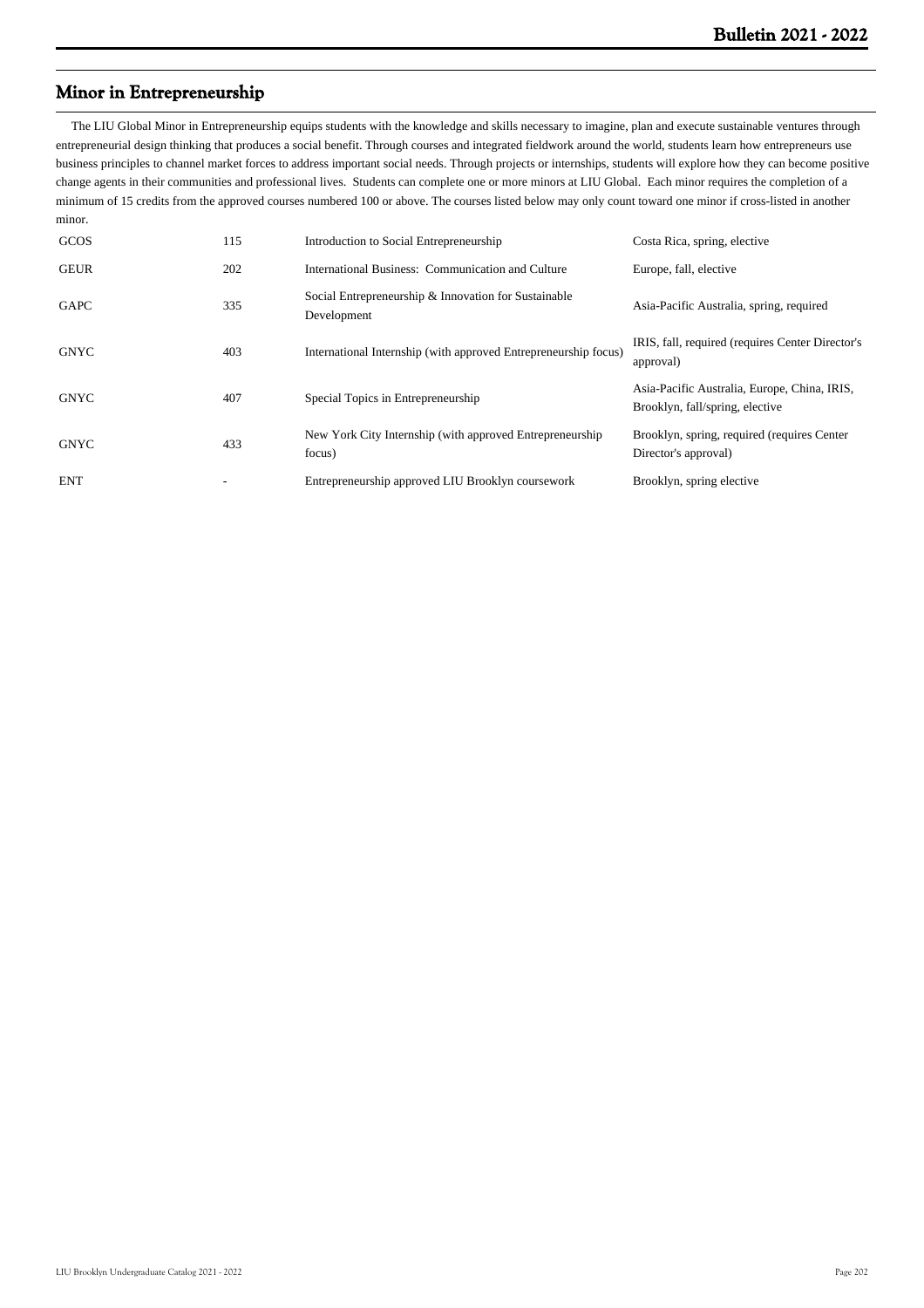## Minor in Entrepreneurship

The LIU Global Minor in Entrepreneurship equips students with the knowledge and skills necessary to imagine, plan and execute sustainable ventures through entrepreneurial design thinking that produces a social benefit. Through courses and integrated fieldwork around the world, students learn how entrepreneurs use business principles to channel market forces to address important social needs. Through projects or internships, students will explore how they can become positive change agents in their communities and professional lives. Students can complete one or more minors at LIU Global. Each minor requires the completion of a minimum of 15 credits from the approved courses numbered 100 or above. The courses listed below may only count toward one minor if cross-listed in another minor.

| | | | |
|---|---|---|---|
| GCOS | 115 | Introduction to Social Entrepreneurship | Costa Rica, spring, elective |
| GEUR | 202 | International Business: Communication and Culture | Europe, fall, elective |
| GAPC | 335 | Social Entrepreneurship & Innovation for Sustainable Development | Asia-Pacific Australia, spring, required |
| GNYC | 403 | International Internship (with approved Entrepreneurship focus) | IRIS, fall, required (requires Center Director's approval) |
| GNYC | 407 | Special Topics in Entrepreneurship | Asia-Pacific Australia, Europe, China, IRIS, Brooklyn, fall/spring, elective |
| GNYC | 433 | New York City Internship (with approved Entrepreneurship focus) | Brooklyn, spring, required (requires Center Director's approval) |
| ENT | - | Entrepreneurship approved LIU Brooklyn coursework | Brooklyn, spring elective |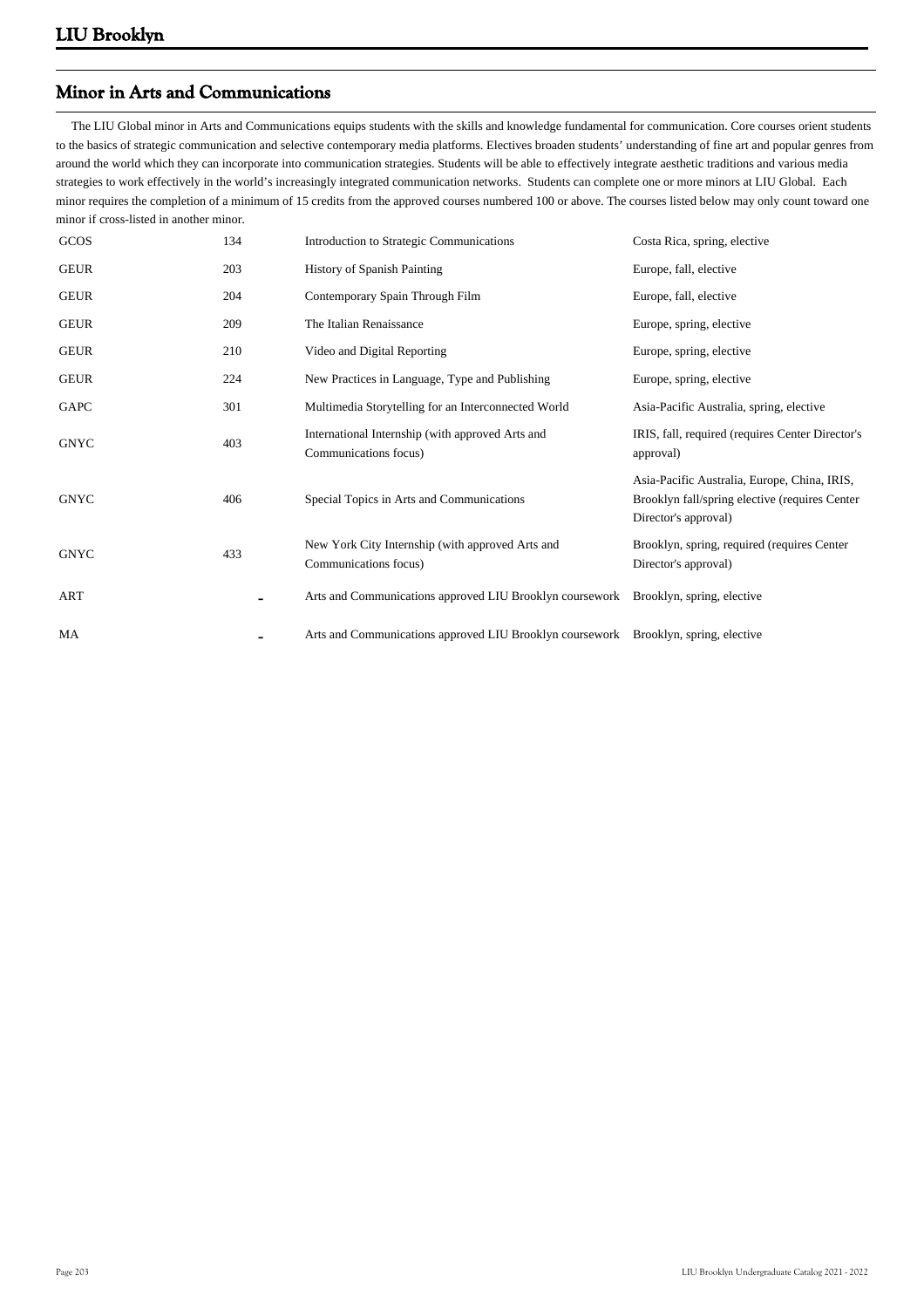## Minor in Arts and Communications

The LIU Global minor in Arts and Communications equips students with the skills and knowledge fundamental for communication. Core courses orient students to the basics of strategic communication and selective contemporary media platforms. Electives broaden students' understanding of fine art and popular genres from around the world which they can incorporate into communication strategies. Students will be able to effectively integrate aesthetic traditions and various media strategies to work effectively in the world's increasingly integrated communication networks. Students can complete one or more minors at LIU Global. Each minor requires the completion of a minimum of 15 credits from the approved courses numbered 100 or above. The courses listed below may only count toward one minor if cross-listed in another minor.

| | | | |
|---|---|---|---|
| GCOS | 134 | Introduction to Strategic Communications | Costa Rica, spring, elective |
| GEUR | 203 | History of Spanish Painting | Europe, fall, elective |
| GEUR | 204 | Contemporary Spain Through Film | Europe, fall, elective |
| GEUR | 209 | The Italian Renaissance | Europe, spring, elective |
| GEUR | 210 | Video and Digital Reporting | Europe, spring, elective |
| GEUR | 224 | New Practices in Language, Type and Publishing | Europe, spring, elective |
| GAPC | 301 | Multimedia Storytelling for an Interconnected World | Asia-Pacific Australia, spring, elective |
| GNYC | 403 | International Internship (with approved Arts and Communications focus) | IRIS, fall, required (requires Center Director's approval) |
| GNYC | 406 | Special Topics in Arts and Communications | Asia-Pacific Australia, Europe, China, IRIS, Brooklyn fall/spring elective (requires Center Director's approval) |
| GNYC | 433 | New York City Internship (with approved Arts and Communications focus) | Brooklyn, spring, required (requires Center Director's approval) |
| ART | - | Arts and Communications approved LIU Brooklyn coursework | Brooklyn, spring, elective |
| MA | - | Arts and Communications approved LIU Brooklyn coursework | Brooklyn, spring, elective |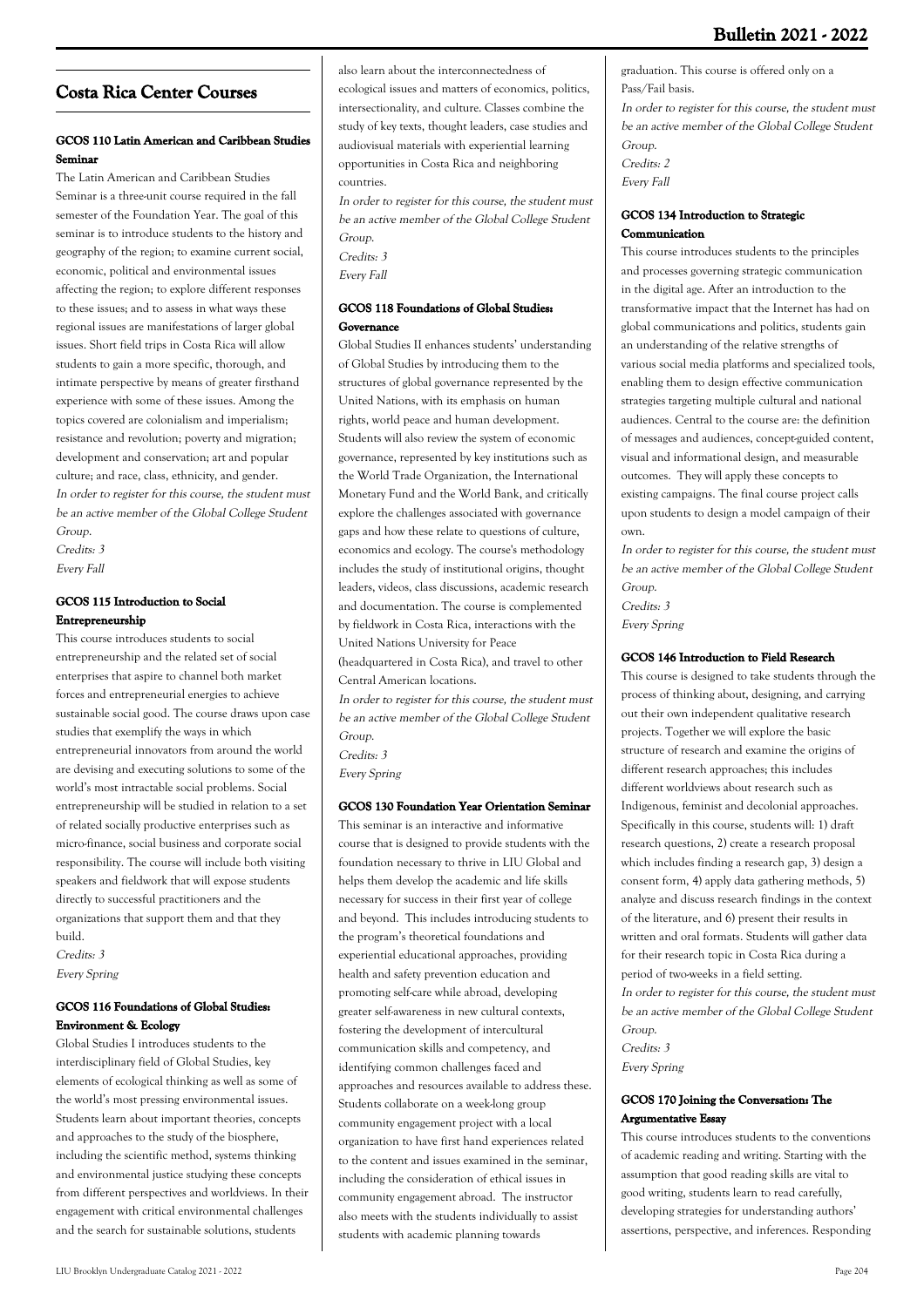## Costa Rica Center Courses

### GCOS 110 Latin American and Caribbean Studies Seminar

The Latin American and Caribbean Studies Seminar is a three-unit course required in the fall semester of the Foundation Year. The goal of this seminar is to introduce students to the history and geography of the region; to examine current social, economic, political and environmental issues affecting the region; to explore different responses to these issues; and to assess in what ways these regional issues are manifestations of larger global issues. Short field trips in Costa Rica will allow students to gain a more specific, thorough, and intimate perspective by means of greater firsthand experience with some of these issues. Among the topics covered are colonialism and imperialism; resistance and revolution; poverty and migration; development and conservation; art and popular culture; and race, class, ethnicity, and gender.

*In order to register for this course, the student must be an active member of the Global College Student Group.*

*Credits: 3*

*Every Fall*

### GCOS 115 Introduction to Social Entrepreneurship

This course introduces students to social entrepreneurship and the related set of social enterprises that aspire to channel both market forces and entrepreneurial energies to achieve sustainable social good. The course draws upon case studies that exemplify the ways in which entrepreneurial innovators from around the world are devising and executing solutions to some of the world's most intractable social problems. Social entrepreneurship will be studied in relation to a set of related socially productive enterprises such as micro-finance, social business and corporate social responsibility. The course will include both visiting speakers and fieldwork that will expose students directly to successful practitioners and the organizations that support them and that they build.

*Credits: 3*

*Every Spring*

### GCOS 116 Foundations of Global Studies: Environment & Ecology

Global Studies I introduces students to the interdisciplinary field of Global Studies, key elements of ecological thinking as well as some of the world's most pressing environmental issues. Students learn about important theories, concepts and approaches to the study of the biosphere, including the scientific method, systems thinking and environmental justice studying these concepts from different perspectives and worldviews. In their engagement with critical environmental challenges and the search for sustainable solutions, students also learn about the interconnectedness of ecological issues and matters of economics, politics, intersectionality, and culture. Classes combine the study of key texts, thought leaders, case studies and audiovisual materials with experiential learning opportunities in Costa Rica and neighboring countries.

*In order to register for this course, the student must be an active member of the Global College Student Group.*

*Credits: 3*

*Every Fall*

### GCOS 118 Foundations of Global Studies: Governance

Global Studies II enhances students' understanding of Global Studies by introducing them to the structures of global governance represented by the United Nations, with its emphasis on human rights, world peace and human development. Students will also review the system of economic governance, represented by key institutions such as the World Trade Organization, the International Monetary Fund and the World Bank, and critically explore the challenges associated with governance gaps and how these relate to questions of culture, economics and ecology. The course's methodology includes the study of institutional origins, thought leaders, videos, class discussions, academic research and documentation. The course is complemented by fieldwork in Costa Rica, interactions with the United Nations University for Peace (headquartered in Costa Rica), and travel to other Central American locations.

*In order to register for this course, the student must be an active member of the Global College Student Group.*

*Credits: 3*

*Every Spring*

### GCOS 130 Foundation Year Orientation Seminar

This seminar is an interactive and informative course that is designed to provide students with the foundation necessary to thrive in LIU Global and helps them develop the academic and life skills necessary for success in their first year of college and beyond. This includes introducing students to the program's theoretical foundations and experiential educational approaches, providing health and safety prevention education and promoting self-care while abroad, developing greater self-awareness in new cultural contexts, fostering the development of intercultural communication skills and competency, and identifying common challenges faced and approaches and resources available to address these. Students collaborate on a week-long group community engagement project with a local organization to have first hand experiences related to the content and issues examined in the seminar, including the consideration of ethical issues in community engagement abroad. The instructor also meets with the students individually to assist students with academic planning towards graduation. This course is offered only on a Pass/Fail basis.

*In order to register for this course, the student must be an active member of the Global College Student Group.*

*Credits: 2*

*Every Fall*

### GCOS 134 Introduction to Strategic Communication

This course introduces students to the principles and processes governing strategic communication in the digital age. After an introduction to the transformative impact that the Internet has had on global communications and politics, students gain an understanding of the relative strengths of various social media platforms and specialized tools, enabling them to design effective communication strategies targeting multiple cultural and national audiences. Central to the course are: the definition of messages and audiences, concept-guided content, visual and informational design, and measurable outcomes. They will apply these concepts to existing campaigns. The final course project calls upon students to design a model campaign of their own.

*In order to register for this course, the student must be an active member of the Global College Student Group.*

*Credits: 3*

*Every Spring*

### GCOS 146 Introduction to Field Research

This course is designed to take students through the process of thinking about, designing, and carrying out their own independent qualitative research projects. Together we will explore the basic structure of research and examine the origins of different research approaches; this includes different worldviews about research such as Indigenous, feminist and decolonial approaches. Specifically in this course, students will: 1) draft research questions, 2) create a research proposal which includes finding a research gap, 3) design a consent form, 4) apply data gathering methods, 5) analyze and discuss research findings in the context of the literature, and 6) present their results in written and oral formats. Students will gather data for their research topic in Costa Rica during a period of two-weeks in a field setting.

*In order to register for this course, the student must be an active member of the Global College Student Group.*

*Credits: 3*

*Every Spring*

### GCOS 170 Joining the Conversation: The Argumentative Essay

This course introduces students to the conventions of academic reading and writing. Starting with the assumption that good reading skills are vital to good writing, students learn to read carefully, developing strategies for understanding authors' assertions, perspective, and inferences. Responding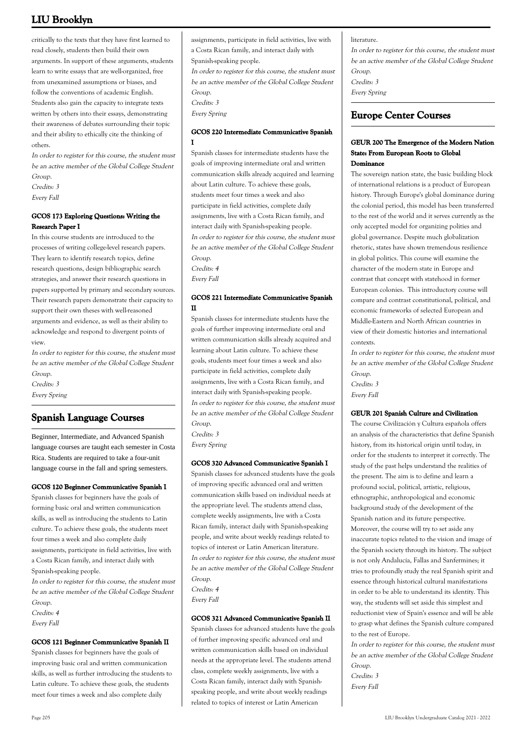critically to the texts that they have first learned to read closely, students then build their own arguments. In support of these arguments, students learn to write essays that are well-organized, free from unexamined assumptions or biases, and follow the conventions of academic English. Students also gain the capacity to integrate texts written by others into their essays, demonstrating their awareness of debates surrounding their topic and their ability to ethically cite the thinking of others.

*In order to register for this course, the student must be an active member of the Global College Student Group.*
*Credits: 3*
*Every Fall*

#### GCOS 173 Exploring Questions: Writing the Research Paper I

In this course students are introduced to the processes of writing college-level research papers. They learn to identify research topics, define research questions, design bibliographic search strategies, and answer their research questions in papers supported by primary and secondary sources. Their research papers demonstrate their capacity to support their own theses with well-reasoned arguments and evidence, as well as their ability to acknowledge and respond to divergent points of view.

*In order to register for this course, the student must be an active member of the Global College Student Group.*
*Credits: 3*
*Every Spring*

## Spanish Language Courses

Beginner, Intermediate, and Advanced Spanish language courses are taught each semester in Costa Rica. Students are required to take a four-unit language course in the fall and spring semesters.

#### GCOS 120 Beginner Communicative Spanish I

Spanish classes for beginners have the goals of forming basic oral and written communication skills, as well as introducing the students to Latin culture. To achieve these goals, the students meet four times a week and also complete daily assignments, participate in field activities, live with a Costa Rican family, and interact daily with Spanish-speaking people.

*In order to register for this course, the student must be an active member of the Global College Student Group.*
*Credits: 4*
*Every Fall*

#### GCOS 121 Beginner Communicative Spanish II

Spanish classes for beginners have the goals of improving basic oral and written communication skills, as well as further introducing the students to Latin culture. To achieve these goals, the students meet four times a week and also complete daily assignments, participate in field activities, live with a Costa Rican family, and interact daily with Spanish-speaking people.

*In order to register for this course, the student must be an active member of the Global College Student Group.*
*Credits: 3*
*Every Spring*

#### GCOS 220 Intermediate Communicative Spanish I

Spanish classes for intermediate students have the goals of improving intermediate oral and written communication skills already acquired and learning about Latin culture. To achieve these goals, students meet four times a week and also participate in field activities, complete daily assignments, live with a Costa Rican family, and interact daily with Spanish-speaking people.

*In order to register for this course, the student must be an active member of the Global College Student Group.*
*Credits: 4*
*Every Fall*

#### GCOS 221 Intermediate Communicative Spanish II

Spanish classes for intermediate students have the goals of further improving intermediate oral and written communication skills already acquired and learning about Latin culture. To achieve these goals, students meet four times a week and also participate in field activities, complete daily assignments, live with a Costa Rican family, and interact daily with Spanish-speaking people.

*In order to register for this course, the student must be an active member of the Global College Student Group.*
*Credits: 3*
*Every Spring*

#### GCOS 320 Advanced Communicative Spanish I

Spanish classes for advanced students have the goals of improving specific advanced oral and written communication skills based on individual needs at the appropriate level. The students attend class, complete weekly assignments, live with a Costa Rican family, interact daily with Spanish-speaking people, and write about weekly readings related to topics of interest or Latin American literature.

*In order to register for this course, the student must be an active member of the Global College Student Group.*
*Credits: 4*
*Every Fall*

#### GCOS 321 Advanced Communicative Spanish II

Spanish classes for advanced students have the goals of further improving specific advanced oral and written communication skills based on individual needs at the appropriate level. The students attend class, complete weekly assignments, live with a Costa Rican family, interact daily with Spanish-speaking people, and write about weekly readings related to topics of interest or Latin American literature.

*In order to register for this course, the student must be an active member of the Global College Student Group.*
*Credits: 3*
*Every Spring*

## Europe Center Courses

#### GEUR 200 The Emergence of the Modern Nation State: From European Roots to Global Dominance

The sovereign nation state, the basic building block of international relations is a product of European history. Through Europe's global dominance during the colonial period, this model has been transferred to the rest of the world and it serves currently as the only accepted model for organizing polities and global governance. Despite much globalization rhetoric, states have shown tremendous resilience in global politics. This course will examine the character of the modern state in Europe and contrast that concept with statehood in former European colonies. This introductory course will compare and contrast constitutional, political, and economic frameworks of selected European and Middle-Eastern and North African countries in view of their domestic histories and international contexts.

*In order to register for this course, the student must be an active member of the Global College Student Group.*
*Credits: 3*
*Every Fall*

#### GEUR 201 Spanish Culture and Civilization

The course Civilización y Cultura española offers an analysis of the characteristics that define Spanish history, from its historical origin until today, in order for the students to interpret it correctly. The study of the past helps understand the realities of the present. The aim is to define and learn a profound social, political, artistic, religious, ethnographic, anthropological and economic background study of the development of the Spanish nation and its future perspective. Moreover, the course will try to set aside any inaccurate topics related to the vision and image of the Spanish society through its history. The subject is not only Andalucía, Fallas and Sanfermines; it tries to profoundly study the real Spanish spirit and essence through historical cultural manifestations in order to be able to understand its identity. This way, the students will set aside this simplest and reductionist view of Spain's essence and will be able to grasp what defines the Spanish culture compared to the rest of Europe.

*In order to register for this course, the student must be an active member of the Global College Student Group.*
*Credits: 3*
*Every Fall*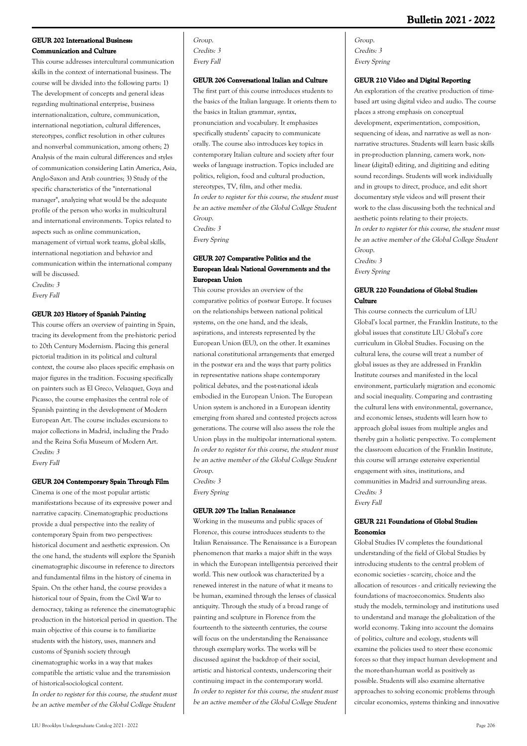### GEUR 202 International Business: Communication and Culture

This course addresses intercultural communication skills in the context of international business. The course will be divided into the following parts: 1) The development of concepts and general ideas regarding multinational enterprise, business internationalization, culture, communication, international negotiation, cultural differences, stereotypes, conflict resolution in other cultures and nonverbal communication, among others; 2) Analysis of the main cultural differences and styles of communication considering Latin America, Asia, Anglo-Saxon and Arab countries; 3) Study of the specific characteristics of the "international manager", analyzing what would be the adequate profile of the person who works in multicultural and international environments. Topics related to aspects such as online communication, management of virtual work teams, global skills, international negotiation and behavior and communication within the international company will be discussed.

*Credits: 3*
*Every Fall*

### GEUR 203 History of Spanish Painting

This course offers an overview of painting in Spain, tracing its development from the pre-historic period to 20th Century Modernism. Placing this general pictorial tradition in its political and cultural context, the course also places specific emphasis on major figures in the tradition. Focusing specifically on painters such as El Greco, Velazquez, Goya and Picasso, the course emphasizes the central role of Spanish painting in the development of Modern European Art. The course includes excursions to major collections in Madrid, including the Prado and the Reina Sofia Museum of Modern Art.

*Credits: 3*
*Every Fall*

### GEUR 204 Contemporary Spain Through Film

Cinema is one of the most popular artistic manifestations because of its expressive power and narrative capacity. Cinematographic productions provide a dual perspective into the reality of contemporary Spain from two perspectives: historical document and aesthetic expression. On the one hand, the students will explore the Spanish cinematographic discourse in reference to directors and fundamental films in the history of cinema in Spain. On the other hand, the course provides a historical tour of Spain, from the Civil War to democracy, taking as reference the cinematographic production in the historical period in question. The main objective of this course is to familiarize students with the history, uses, manners and customs of Spanish society through cinematographic works in a way that makes compatible the artistic value and the transmission of historical-sociological content.

*In order to register for this course, the student must be an active member of the Global College Student Group.*
*Credits: 3*
*Every Fall*

### GEUR 206 Conversational Italian and Culture

The first part of this course introduces students to the basics of the Italian language. It orients them to the basics in Italian grammar, syntax, pronunciation and vocabulary. It emphasizes specifically students' capacity to communicate orally. The course also introduces key topics in contemporary Italian culture and society after four weeks of language instruction. Topics included are politics, religion, food and cultural production, stereotypes, TV, film, and other media.

*In order to register for this course, the student must be an active member of the Global College Student Group.*
*Credits: 3*
*Every Spring*

### GEUR 207 Comparative Politics and the European Ideal: National Governments and the European Union

This course provides an overview of the comparative politics of postwar Europe. It focuses on the relationships between national political systems, on the one hand, and the ideals, aspirations, and interests represented by the European Union (EU), on the other. It examines national constitutional arrangements that emerged in the postwar era and the ways that party politics in representative nations shape contemporary political debates, and the post-national ideals embodied in the European Union. The European Union system is anchored in a European identity emerging from shared and contested projects across generations. The course will also assess the role the Union plays in the multipolar international system.

*In order to register for this course, the student must be an active member of the Global College Student Group.*
*Credits: 3*
*Every Spring*

### GEUR 209 The Italian Renaissance

Working in the museums and public spaces of Florence, this course introduces students to the Italian Renaissance. The Renaissance is a European phenomenon that marks a major shift in the ways in which the European intelligentsia perceived their world. This new outlook was characterized by a renewed interest in the nature of what it means to be human, examined through the lenses of classical antiquity. Through the study of a broad range of painting and sculpture in Florence from the fourteenth to the sixteenth centuries, the course will focus on the understanding the Renaissance through exemplary works. The works will be discussed against the backdrop of their social, artistic and historical contexts, underscoring their continuing impact in the contemporary world.

*In order to register for this course, the student must be an active member of the Global College Student Group.*
*Credits: 3*
*Every Spring*

### GEUR 210 Video and Digital Reporting

An exploration of the creative production of time-based art using digital video and audio. The course places a strong emphasis on conceptual development, experimentation, composition, sequencing of ideas, and narrative as well as non-narrative structures. Students will learn basic skills in pre-production planning, camera work, non-linear (digital) editing, and digitizing and editing sound recordings. Students will work individually and in groups to direct, produce, and edit short documentary style videos and will present their work to the class discussing both the technical and aesthetic points relating to their projects.

*In order to register for this course, the student must be an active member of the Global College Student Group.*
*Credits: 3*
*Every Spring*

### GEUR 220 Foundations of Global Studies: Culture

This course connects the curriculum of LIU Global's local partner, the Franklin Institute, to the global issues that constitute LIU Global's core curriculum in Global Studies. Focusing on the cultural lens, the course will treat a number of global issues as they are addressed in Franklin Institute courses and manifested in the local environment, particularly migration and economic and social inequality. Comparing and contrasting the cultural lens with environmental, governance, and economic lenses, students will learn how to approach global issues from multiple angles and thereby gain a holistic perspective. To complement the classroom education of the Franklin Institute, this course will arrange extensive experiential engagement with sites, institutions, and communities in Madrid and surrounding areas.

*Credits: 3*
*Every Fall*

### GEUR 221 Foundations of Global Studies: Economics

Global Studies IV completes the foundational understanding of the field of Global Studies by introducing students to the central problem of economic societies - scarcity, choice and the allocation of resources - and critically reviewing the foundations of macroeconomics. Students also study the models, terminology and institutions used to understand and manage the globalization of the world economy. Taking into account the domains of politics, culture and ecology, students will examine the policies used to steer these economic forces so that they impact human development and the more-than-human world as positively as possible. Students will also examine alternative approaches to solving economic problems through circular economics, systems thinking and innovative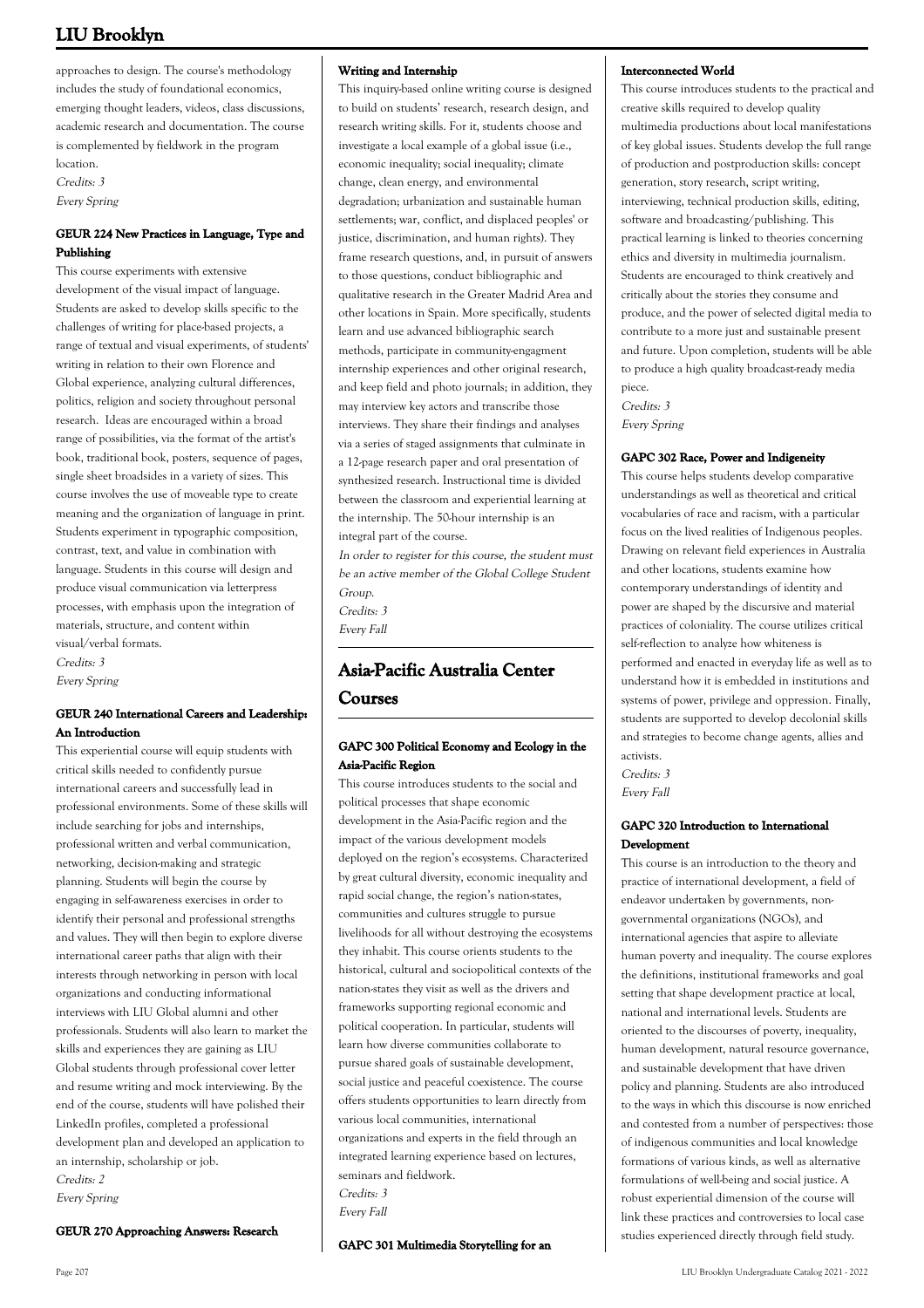approaches to design. The course's methodology includes the study of foundational economics, emerging thought leaders, videos, class discussions, academic research and documentation. The course is complemented by fieldwork in the program location.

*Credits: 3*

*Every Spring*

#### GEUR 224 New Practices in Language, Type and Publishing

This course experiments with extensive development of the visual impact of language. Students are asked to develop skills specific to the challenges of writing for place-based projects, a range of textual and visual experiments, of students' writing in relation to their own Florence and Global experience, analyzing cultural differences, politics, religion and society throughout personal research. Ideas are encouraged within a broad range of possibilities, via the format of the artist's book, traditional book, posters, sequence of pages, single sheet broadsides in a variety of sizes. This course involves the use of moveable type to create meaning and the organization of language in print. Students experiment in typographic composition, contrast, text, and value in combination with language. Students in this course will design and produce visual communication via letterpress processes, with emphasis upon the integration of materials, structure, and content within visual/verbal formats.

*Credits: 3*

*Every Spring*

#### GEUR 240 International Careers and Leadership: An Introduction

This experiential course will equip students with critical skills needed to confidently pursue international careers and successfully lead in professional environments. Some of these skills will include searching for jobs and internships, professional written and verbal communication, networking, decision-making and strategic planning. Students will begin the course by engaging in self-awareness exercises in order to identify their personal and professional strengths and values. They will then begin to explore diverse international career paths that align with their interests through networking in person with local organizations and conducting informational interviews with LIU Global alumni and other professionals. Students will also learn to market the skills and experiences they are gaining as LIU Global students through professional cover letter and resume writing and mock interviewing. By the end of the course, students will have polished their LinkedIn profiles, completed a professional development plan and developed an application to an internship, scholarship or job.

*Credits: 2*

*Every Spring*

#### GEUR 270 Approaching Answers: Research Writing and Internship

This inquiry-based online writing course is designed to build on students' research, research design, and research writing skills. For it, students choose and investigate a local example of a global issue (i.e., economic inequality; social inequality; climate change, clean energy, and environmental degradation; urbanization and sustainable human settlements; war, conflict, and displaced peoples' or justice, discrimination, and human rights). They frame research questions, and, in pursuit of answers to those questions, conduct bibliographic and qualitative research in the Greater Madrid Area and other locations in Spain. More specifically, students learn and use advanced bibliographic search methods, participate in community-engagment internship experiences and other original research, and keep field and photo journals; in addition, they may interview key actors and transcribe those interviews. They share their findings and analyses via a series of staged assignments that culminate in a 12-page research paper and oral presentation of synthesized research. Instructional time is divided between the classroom and experiential learning at the internship. The 50-hour internship is an integral part of the course.

*In order to register for this course, the student must be an active member of the Global College Student Group.*

*Credits: 3*

*Every Fall*

## Asia-Pacific Australia Center Courses

#### GAPC 300 Political Economy and Ecology in the Asia-Pacific Region

This course introduces students to the social and political processes that shape economic development in the Asia-Pacific region and the impact of the various development models deployed on the region's ecosystems. Characterized by great cultural diversity, economic inequality and rapid social change, the region's nation-states, communities and cultures struggle to pursue livelihoods for all without destroying the ecosystems they inhabit. This course orients students to the historical, cultural and sociopolitical contexts of the nation-states they visit as well as the drivers and frameworks supporting regional economic and political cooperation. In particular, students will learn how diverse communities collaborate to pursue shared goals of sustainable development, social justice and peaceful coexistence. The course offers students opportunities to learn directly from various local communities, international organizations and experts in the field through an integrated learning experience based on lectures, seminars and fieldwork.

*Credits: 3*

*Every Fall*

#### GAPC 301 Multimedia Storytelling for an Interconnected World

This course introduces students to the practical and creative skills required to develop quality multimedia productions about local manifestations of key global issues. Students develop the full range of production and postproduction skills: concept generation, story research, script writing, interviewing, technical production skills, editing, software and broadcasting/publishing. This practical learning is linked to theories concerning ethics and diversity in multimedia journalism. Students are encouraged to think creatively and critically about the stories they consume and produce, and the power of selected digital media to contribute to a more just and sustainable present and future. Upon completion, students will be able to produce a high quality broadcast-ready media piece.

*Credits: 3*

*Every Spring*

#### GAPC 302 Race, Power and Indigeneity

This course helps students develop comparative understandings as well as theoretical and critical vocabularies of race and racism, with a particular focus on the lived realities of Indigenous peoples. Drawing on relevant field experiences in Australia and other locations, students examine how contemporary understandings of identity and power are shaped by the discursive and material practices of coloniality. The course utilizes critical self-reflection to analyze how whiteness is performed and enacted in everyday life as well as to understand how it is embedded in institutions and systems of power, privilege and oppression. Finally, students are supported to develop decolonial skills and strategies to become change agents, allies and activists.

*Credits: 3*

*Every Fall*

#### GAPC 320 Introduction to International Development

This course is an introduction to the theory and practice of international development, a field of endeavor undertaken by governments, non-governmental organizations (NGOs), and international agencies that aspire to alleviate human poverty and inequality. The course explores the definitions, institutional frameworks and goal setting that shape development practice at local, national and international levels. Students are oriented to the discourses of poverty, inequality, human development, natural resource governance, and sustainable development that have driven policy and planning. Students are also introduced to the ways in which this discourse is now enriched and contested from a number of perspectives: those of indigenous communities and local knowledge formations of various kinds, as well as alternative formulations of well-being and social justice. A robust experiential dimension of the course will link these practices and controversies to local case studies experienced directly through field study.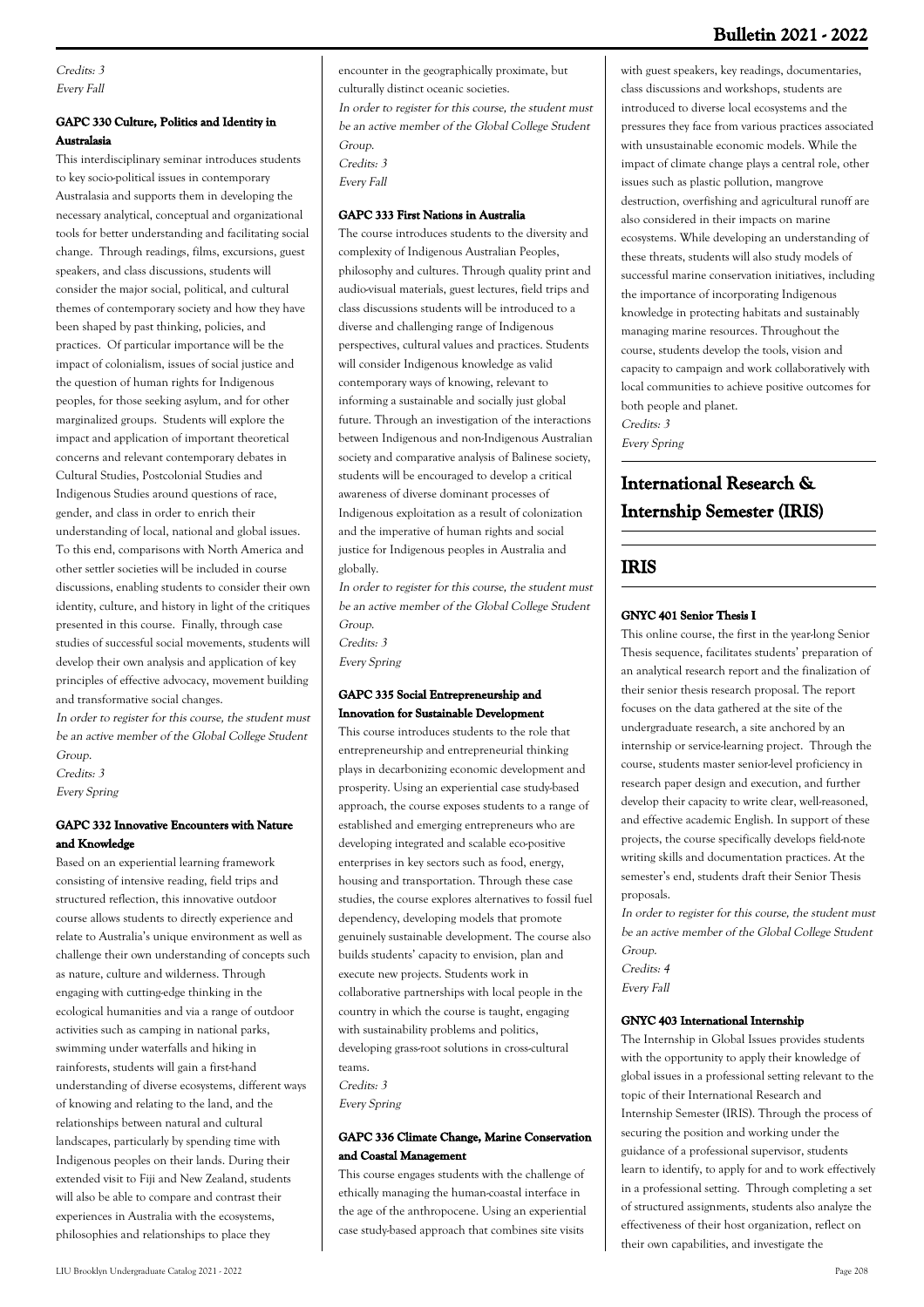*Credits: 3*
*Every Fall*

#### GAPC 330 Culture, Politics and Identity in Australasia

This interdisciplinary seminar introduces students to key socio-political issues in contemporary Australasia and supports them in developing the necessary analytical, conceptual and organizational tools for better understanding and facilitating social change. Through readings, films, excursions, guest speakers, and class discussions, students will consider the major social, political, and cultural themes of contemporary society and how they have been shaped by past thinking, policies, and practices. Of particular importance will be the impact of colonialism, issues of social justice and the question of human rights for Indigenous peoples, for those seeking asylum, and for other marginalized groups. Students will explore the impact and application of important theoretical concerns and relevant contemporary debates in Cultural Studies, Postcolonial Studies and Indigenous Studies around questions of race, gender, and class in order to enrich their understanding of local, national and global issues. To this end, comparisons with North America and other settler societies will be included in course discussions, enabling students to consider their own identity, culture, and history in light of the critiques presented in this course. Finally, through case studies of successful social movements, students will develop their own analysis and application of key principles of effective advocacy, movement building and transformative social changes.

*In order to register for this course, the student must be an active member of the Global College Student Group.*
*Credits: 3*
*Every Spring*

#### GAPC 332 Innovative Encounters with Nature and Knowledge

Based on an experiential learning framework consisting of intensive reading, field trips and structured reflection, this innovative outdoor course allows students to directly experience and relate to Australia's unique environment as well as challenge their own understanding of concepts such as nature, culture and wilderness. Through engaging with cutting-edge thinking in the ecological humanities and via a range of outdoor activities such as camping in national parks, swimming under waterfalls and hiking in rainforests, students will gain a first-hand understanding of diverse ecosystems, different ways of knowing and relating to the land, and the relationships between natural and cultural landscapes, particularly by spending time with Indigenous peoples on their lands. During their extended visit to Fiji and New Zealand, students will also be able to compare and contrast their experiences in Australia with the ecosystems, philosophies and relationships to place they encounter in the geographically proximate, but culturally distinct oceanic societies.

*In order to register for this course, the student must be an active member of the Global College Student Group.*
*Credits: 3*
*Every Fall*

#### GAPC 333 First Nations in Australia

The course introduces students to the diversity and complexity of Indigenous Australian Peoples, philosophy and cultures. Through quality print and audio-visual materials, guest lectures, field trips and class discussions students will be introduced to a diverse and challenging range of Indigenous perspectives, cultural values and practices. Students will consider Indigenous knowledge as valid contemporary ways of knowing, relevant to informing a sustainable and socially just global future. Through an investigation of the interactions between Indigenous and non-Indigenous Australian society and comparative analysis of Balinese society, students will be encouraged to develop a critical awareness of diverse dominant processes of Indigenous exploitation as a result of colonization and the imperative of human rights and social justice for Indigenous peoples in Australia and globally.

*In order to register for this course, the student must be an active member of the Global College Student Group.*
*Credits: 3*
*Every Spring*

#### GAPC 335 Social Entrepreneurship and Innovation for Sustainable Development

This course introduces students to the role that entrepreneurship and entrepreneurial thinking plays in decarbonizing economic development and prosperity. Using an experiential case study-based approach, the course exposes students to a range of established and emerging entrepreneurs who are developing integrated and scalable eco-positive enterprises in key sectors such as food, energy, housing and transportation. Through these case studies, the course explores alternatives to fossil fuel dependency, developing models that promote genuinely sustainable development. The course also builds students' capacity to envision, plan and execute new projects. Students work in collaborative partnerships with local people in the country in which the course is taught, engaging with sustainability problems and politics, developing grass-root solutions in cross-cultural teams.

*Credits: 3*
*Every Spring*

#### GAPC 336 Climate Change, Marine Conservation and Coastal Management

This course engages students with the challenge of ethically managing the human-coastal interface in the age of the anthropocene. Using an experiential case study-based approach that combines site visits with guest speakers, key readings, documentaries, class discussions and workshops, students are introduced to diverse local ecosystems and the pressures they face from various practices associated with unsustainable economic models. While the impact of climate change plays a central role, other issues such as plastic pollution, mangrove destruction, overfishing and agricultural runoff are also considered in their impacts on marine ecosystems. While developing an understanding of these threats, students will also study models of successful marine conservation initiatives, including the importance of incorporating Indigenous knowledge in protecting habitats and sustainably managing marine resources. Throughout the course, students develop the tools, vision and capacity to campaign and work collaboratively with local communities to achieve positive outcomes for both people and planet.

*Credits: 3*
*Every Spring*

## International Research & Internship Semester (IRIS)

## IRIS

#### GNYC 401 Senior Thesis I

This online course, the first in the year-long Senior Thesis sequence, facilitates students' preparation of an analytical research report and the finalization of their senior thesis research proposal. The report focuses on the data gathered at the site of the undergraduate research, a site anchored by an internship or service-learning project. Through the course, students master senior-level proficiency in research paper design and execution, and further develop their capacity to write clear, well-reasoned, and effective academic English. In support of these projects, the course specifically develops field-note writing skills and documentation practices. At the semester's end, students draft their Senior Thesis proposals.

*In order to register for this course, the student must be an active member of the Global College Student Group.*
*Credits: 4*
*Every Fall*

#### GNYC 403 International Internship

The Internship in Global Issues provides students with the opportunity to apply their knowledge of global issues in a professional setting relevant to the topic of their International Research and Internship Semester (IRIS). Through the process of securing the position and working under the guidance of a professional supervisor, students learn to identify, to apply for and to work effectively in a professional setting. Through completing a set of structured assignments, students also analyze the effectiveness of their host organization, reflect on their own capabilities, and investigate the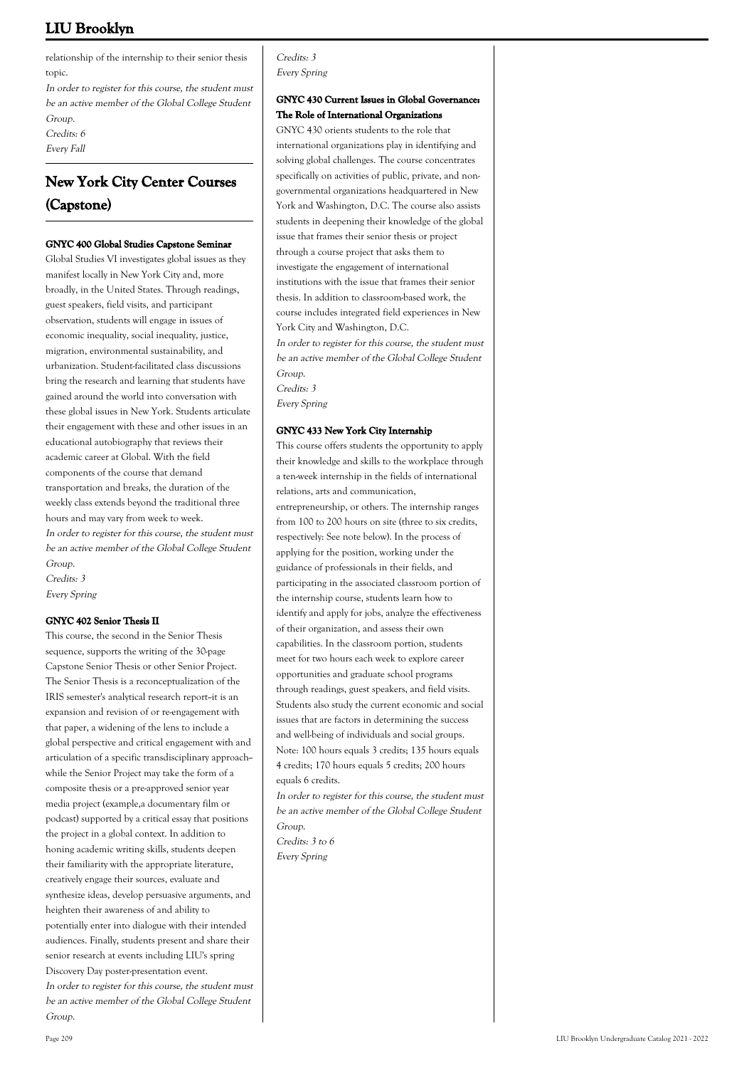relationship of the internship to their senior thesis topic.

*In order to register for this course, the student must be an active member of the Global College Student Group.*

*Credits: 6*

*Every Fall*

## New York City Center Courses (Capstone)

#### GNYC 400 Global Studies Capstone Seminar

Global Studies VI investigates global issues as they manifest locally in New York City and, more broadly, in the United States. Through readings, guest speakers, field visits, and participant observation, students will engage in issues of economic inequality, social inequality, justice, migration, environmental sustainability, and urbanization. Student-facilitated class discussions bring the research and learning that students have gained around the world into conversation with these global issues in New York. Students articulate their engagement with these and other issues in an educational autobiography that reviews their academic career at Global. With the field components of the course that demand transportation and breaks, the duration of the weekly class extends beyond the traditional three hours and may vary from week to week.

*In order to register for this course, the student must be an active member of the Global College Student Group.*

*Credits: 3*

*Every Spring*

#### GNYC 402 Senior Thesis II

This course, the second in the Senior Thesis sequence, supports the writing of the 30-page Capstone Senior Thesis or other Senior Project. The Senior Thesis is a reconceptualization of the IRIS semester's analytical research report--it is an expansion and revision of or re-engagement with that paper, a widening of the lens to include a global perspective and critical engagement with and articulation of a specific transdisciplinary approach--while the Senior Project may take the form of a composite thesis or a pre-approved senior year media project (example,a documentary film or podcast) supported by a critical essay that positions the project in a global context. In addition to honing academic writing skills, students deepen their familiarity with the appropriate literature, creatively engage their sources, evaluate and synthesize ideas, develop persuasive arguments, and heighten their awareness of and ability to potentially enter into dialogue with their intended audiences. Finally, students present and share their senior research at events including LIU's spring Discovery Day poster-presentation event.

*In order to register for this course, the student must be an active member of the Global College Student Group.*

*Credits: 3*

*Every Spring*

#### GNYC 430 Current Issues in Global Governance: The Role of International Organizations

GNYC 430 orients students to the role that international organizations play in identifying and solving global challenges. The course concentrates specifically on activities of public, private, and non-governmental organizations headquartered in New York and Washington, D.C. The course also assists students in deepening their knowledge of the global issue that frames their senior thesis or project through a course project that asks them to investigate the engagement of international institutions with the issue that frames their senior thesis. In addition to classroom-based work, the course includes integrated field experiences in New York City and Washington, D.C.

*In order to register for this course, the student must be an active member of the Global College Student Group.*

*Credits: 3*

*Every Spring*

#### GNYC 433 New York City Internship

This course offers students the opportunity to apply their knowledge and skills to the workplace through a ten-week internship in the fields of international relations, arts and communication, entrepreneurship, or others. The internship ranges from 100 to 200 hours on site (three to six credits, respectively: See note below). In the process of applying for the position, working under the guidance of professionals in their fields, and participating in the associated classroom portion of the internship course, students learn how to identify and apply for jobs, analyze the effectiveness of their organization, and assess their own capabilities. In the classroom portion, students meet for two hours each week to explore career opportunities and graduate school programs through readings, guest speakers, and field visits. Students also study the current economic and social issues that are factors in determining the success and well-being of individuals and social groups. Note: 100 hours equals 3 credits; 135 hours equals 4 credits; 170 hours equals 5 credits; 200 hours equals 6 credits.

*In order to register for this course, the student must be an active member of the Global College Student Group.*

*Credits: 3 to 6*

*Every Spring*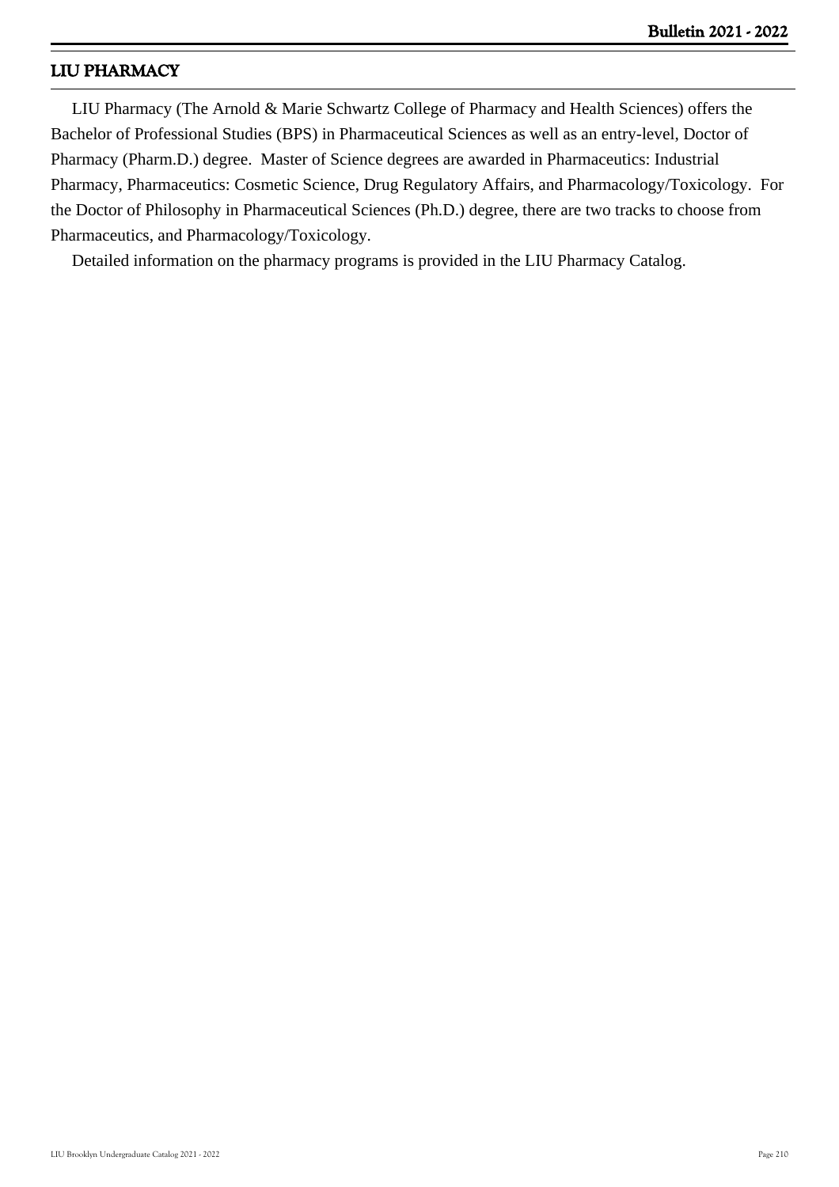## LIU PHARMACY

LIU Pharmacy (The Arnold & Marie Schwartz College of Pharmacy and Health Sciences) offers the Bachelor of Professional Studies (BPS) in Pharmaceutical Sciences as well as an entry-level, Doctor of Pharmacy (Pharm.D.) degree. Master of Science degrees are awarded in Pharmaceutics: Industrial Pharmacy, Pharmaceutics: Cosmetic Science, Drug Regulatory Affairs, and Pharmacology/Toxicology. For the Doctor of Philosophy in Pharmaceutical Sciences (Ph.D.) degree, there are two tracks to choose from Pharmaceutics, and Pharmacology/Toxicology.

Detailed information on the pharmacy programs is provided in the LIU Pharmacy Catalog.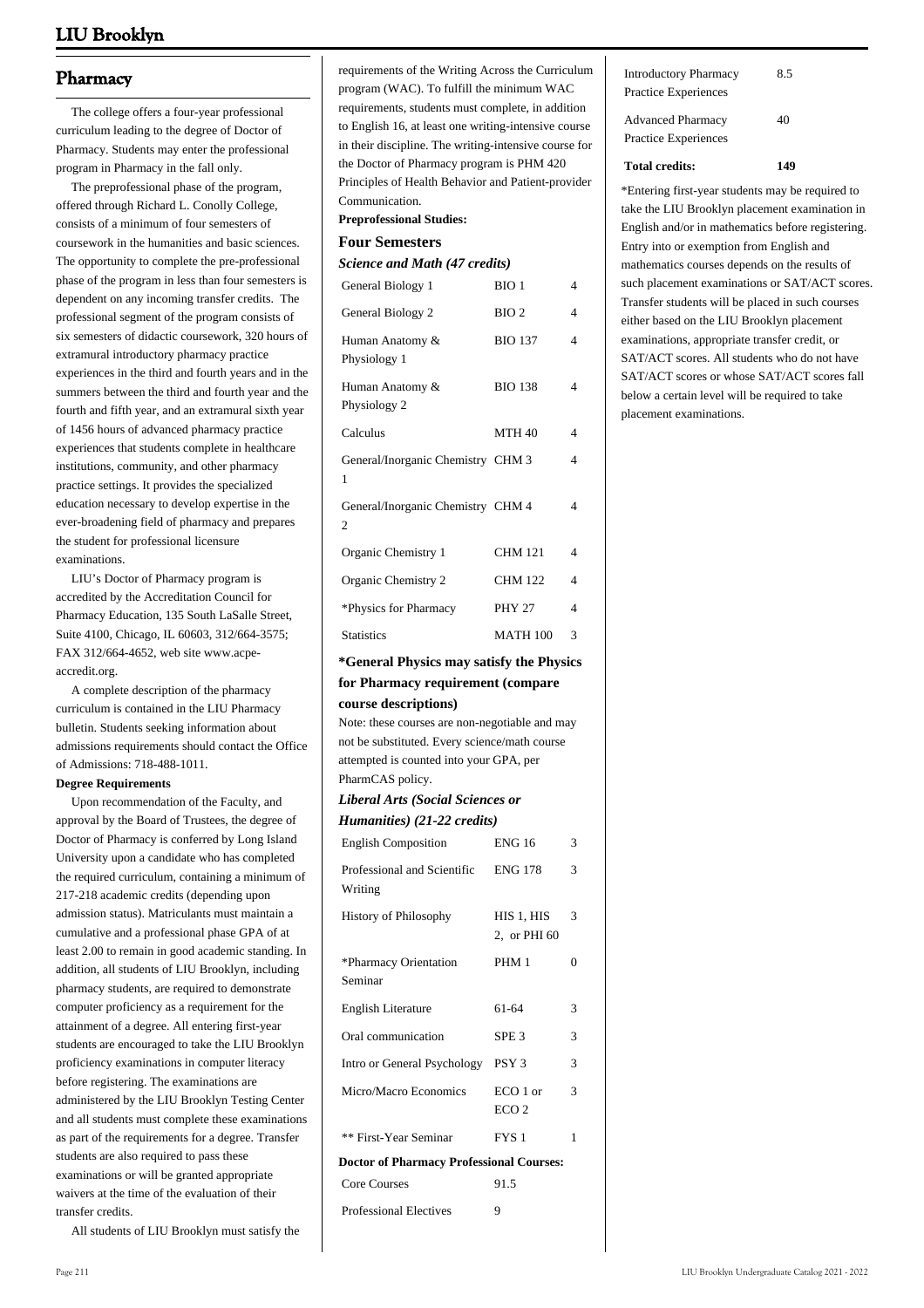## Pharmacy

The college offers a four-year professional curriculum leading to the degree of Doctor of Pharmacy. Students may enter the professional program in Pharmacy in the fall only.

The preprofessional phase of the program, offered through Richard L. Conolly College, consists of a minimum of four semesters of coursework in the humanities and basic sciences. The opportunity to complete the pre-professional phase of the program in less than four semesters is dependent on any incoming transfer credits. The professional segment of the program consists of six semesters of didactic coursework, 320 hours of extramural introductory pharmacy practice experiences in the third and fourth years and in the summers between the third and fourth year and the fourth and fifth year, and an extramural sixth year of 1456 hours of advanced pharmacy practice experiences that students complete in healthcare institutions, community, and other pharmacy practice settings. It provides the specialized education necessary to develop expertise in the ever-broadening field of pharmacy and prepares the student for professional licensure examinations.

LIU's Doctor of Pharmacy program is accredited by the Accreditation Council for Pharmacy Education, 135 South LaSalle Street, Suite 4100, Chicago, IL 60603, 312/664-3575; FAX 312/664-4652, web site www.acpe-accredit.org.

A complete description of the pharmacy curriculum is contained in the LIU Pharmacy bulletin. Students seeking information about admissions requirements should contact the Office of Admissions: 718-488-1011.

**Degree Requirements**

Upon recommendation of the Faculty, and approval by the Board of Trustees, the degree of Doctor of Pharmacy is conferred by Long Island University upon a candidate who has completed the required curriculum, containing a minimum of 217-218 academic credits (depending upon admission status). Matriculants must maintain a cumulative and a professional phase GPA of at least 2.00 to remain in good academic standing. In addition, all students of LIU Brooklyn, including pharmacy students, are required to demonstrate computer proficiency as a requirement for the attainment of a degree. All entering first-year students are encouraged to take the LIU Brooklyn proficiency examinations in computer literacy before registering. The examinations are administered by the LIU Brooklyn Testing Center and all students must complete these examinations as part of the requirements for a degree. Transfer students are also required to pass these examinations or will be granted appropriate waivers at the time of the evaluation of their transfer credits.

All students of LIU Brooklyn must satisfy the requirements of the Writing Across the Curriculum program (WAC). To fulfill the minimum WAC requirements, students must complete, in addition to English 16, at least one writing-intensive course in their discipline. The writing-intensive course for the Doctor of Pharmacy program is PHM 420 Principles of Health Behavior and Patient-provider Communication.

**Preprofessional Studies:**

### Four Semesters

***Science and Math (47 credits)***

| | | |
|---|---|---|
| General Biology 1 | BIO 1 | 4 |
| General Biology 2 | BIO 2 | 4 |
| Human Anatomy & Physiology 1 | BIO 137 | 4 |
| Human Anatomy & Physiology 2 | BIO 138 | 4 |
| Calculus | MTH 40 | 4 |
| General/Inorganic Chemistry 1 | CHM 3 | 4 |
| General/Inorganic Chemistry 2 | CHM 4 | 4 |
| Organic Chemistry 1 | CHM 121 | 4 |
| Organic Chemistry 2 | CHM 122 | 4 |
| *Physics for Pharmacy | PHY 27 | 4 |
| Statistics | MATH 100 | 3 |

**\*General Physics may satisfy the Physics for Pharmacy requirement (compare course descriptions)**

Note: these courses are non-negotiable and may not be substituted. Every science/math course attempted is counted into your GPA, per PharmCAS policy.

***Liberal Arts (Social Sciences or Humanities) (21-22 credits)***

| | | |
|---|---|---|
| English Composition | ENG 16 | 3 |
| Professional and Scientific Writing | ENG 178 | 3 |
| History of Philosophy | HIS 1, HIS 2, or PHI 60 | 3 |
| *Pharmacy Orientation Seminar | PHM 1 | 0 |
| English Literature | 61-64 | 3 |
| Oral communication | SPE 3 | 3 |
| Intro or General Psychology | PSY 3 | 3 |
| Micro/Macro Economics | ECO 1 or ECO 2 | 3 |
| ** First-Year Seminar | FYS 1 | 1 |

**Doctor of Pharmacy Professional Courses:**

| | |
|---|---|
| Core Courses | 91.5 |
| Professional Electives | 9 |
| Introductory Pharmacy Practice Experiences | 8.5 |
| Advanced Pharmacy Practice Experiences | 40 |
| **Total credits:** | **149** |

*Entering first-year students may be required to take the LIU Brooklyn placement examination in English and/or in mathematics before registering. Entry into or exemption from English and mathematics courses depends on the results of such placement examinations or SAT/ACT scores. Transfer students will be placed in such courses either based on the LIU Brooklyn placement examinations, appropriate transfer credit, or SAT/ACT scores. All students who do not have SAT/ACT scores or whose SAT/ACT scores fall below a certain level will be required to take placement examinations.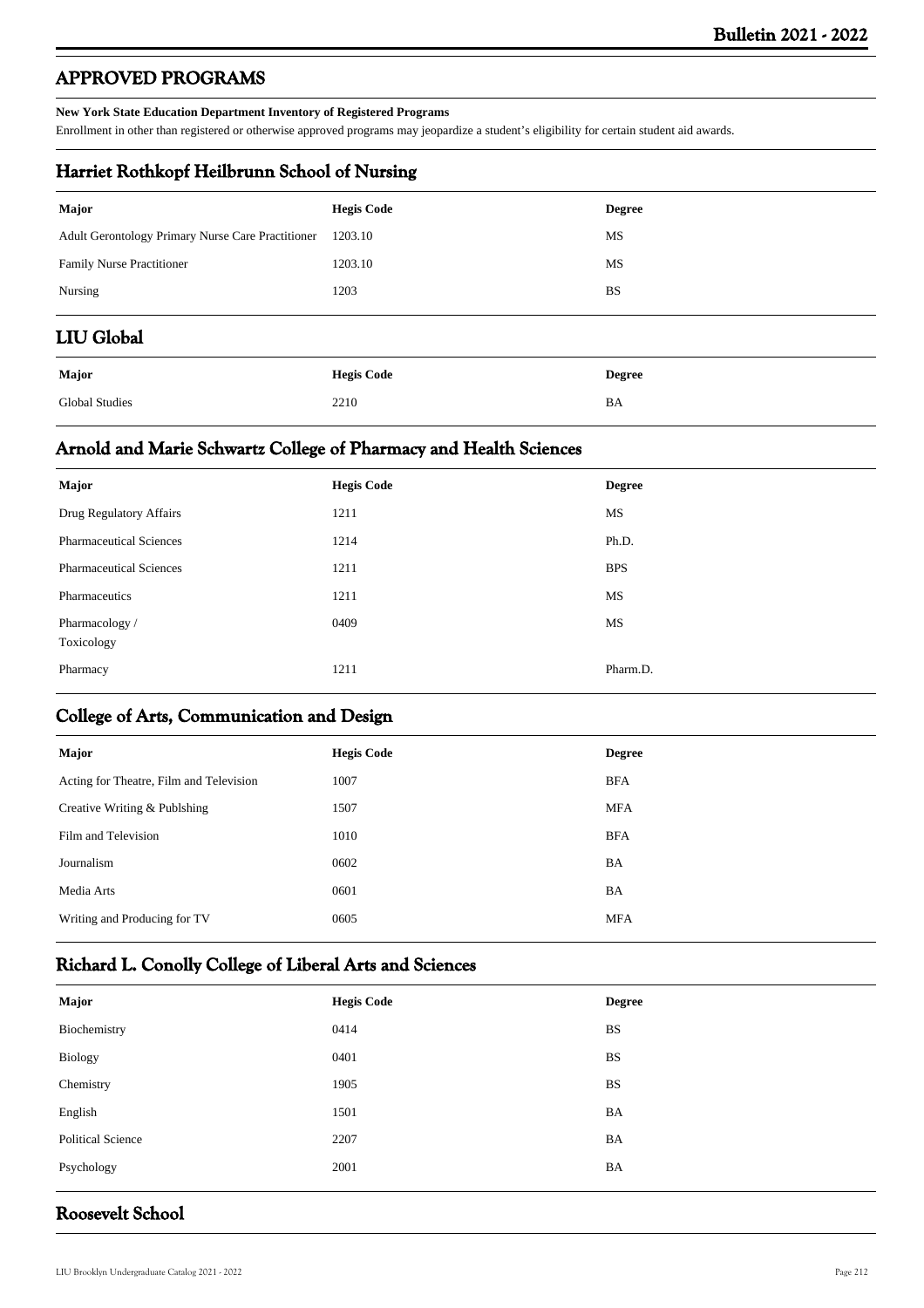## APPROVED PROGRAMS

**New York State Education Department Inventory of Registered Programs**

Enrollment in other than registered or otherwise approved programs may jeopardize a student's eligibility for certain student aid awards.

## Harriet Rothkopf Heilbrunn School of Nursing

| Major | Hegis Code | Degree |
|---|---|---|
| Adult Gerontology Primary Nurse Care Practitioner | 1203.10 | MS |
| Family Nurse Practitioner | 1203.10 | MS |
| Nursing | 1203 | BS |

## LIU Global

| Major | Hegis Code | Degree |
|---|---|---|
| Global Studies | 2210 | BA |

## Arnold and Marie Schwartz College of Pharmacy and Health Sciences

| Major | Hegis Code | Degree |
|---|---|---|
| Drug Regulatory Affairs | 1211 | MS |
| Pharmaceutical Sciences | 1214 | Ph.D. |
| Pharmaceutical Sciences | 1211 | BPS |
| Pharmaceutics | 1211 | MS |
| Pharmacology / Toxicology | 0409 | MS |
| Pharmacy | 1211 | Pharm.D. |

## College of Arts, Communication and Design

| Major | Hegis Code | Degree |
|---|---|---|
| Acting for Theatre, Film and Television | 1007 | BFA |
| Creative Writing & Publshing | 1507 | MFA |
| Film and Television | 1010 | BFA |
| Journalism | 0602 | BA |
| Media Arts | 0601 | BA |
| Writing and Producing for TV | 0605 | MFA |

## Richard L. Conolly College of Liberal Arts and Sciences

| Major | Hegis Code | Degree |
|---|---|---|
| Biochemistry | 0414 | BS |
| Biology | 0401 | BS |
| Chemistry | 1905 | BS |
| English | 1501 | BA |
| Political Science | 2207 | BA |
| Psychology | 2001 | BA |

## Roosevelt School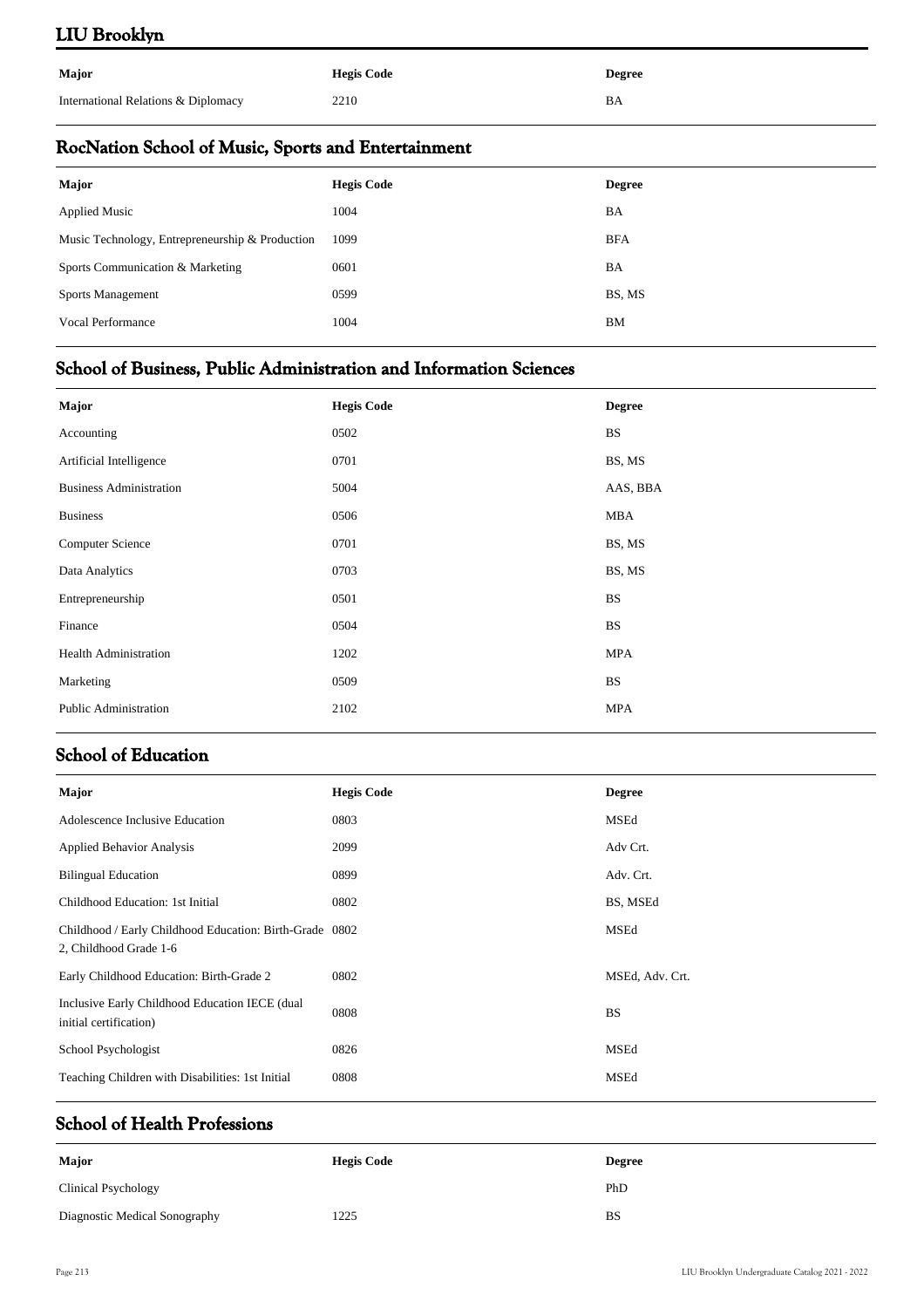## LIU Brooklyn

| Major | Hegis Code | Degree |
|---|---|---|
| International Relations & Diplomacy | 2210 | BA |

## RocNation School of Music, Sports and Entertainment

| Major | Hegis Code | Degree |
|---|---|---|
| Applied Music | 1004 | BA |
| Music Technology, Entrepreneurship & Production | 1099 | BFA |
| Sports Communication & Marketing | 0601 | BA |
| Sports Management | 0599 | BS, MS |
| Vocal Performance | 1004 | BM |

## School of Business, Public Administration and Information Sciences

| Major | Hegis Code | Degree |
|---|---|---|
| Accounting | 0502 | BS |
| Artificial Intelligence | 0701 | BS, MS |
| Business Administration | 5004 | AAS, BBA |
| Business | 0506 | MBA |
| Computer Science | 0701 | BS, MS |
| Data Analytics | 0703 | BS, MS |
| Entrepreneurship | 0501 | BS |
| Finance | 0504 | BS |
| Health Administration | 1202 | MPA |
| Marketing | 0509 | BS |
| Public Administration | 2102 | MPA |

## School of Education

| Major | Hegis Code | Degree |
|---|---|---|
| Adolescence Inclusive Education | 0803 | MSEd |
| Applied Behavior Analysis | 2099 | Adv Crt. |
| Bilingual Education | 0899 | Adv. Crt. |
| Childhood Education: 1st Initial | 0802 | BS, MSEd |
| Childhood / Early Childhood Education: Birth-Grade 2, Childhood Grade 1-6 | 0802 | MSEd |
| Early Childhood Education: Birth-Grade 2 | 0802 | MSEd, Adv. Crt. |
| Inclusive Early Childhood Education IECE (dual initial certification) | 0808 | BS |
| School Psychologist | 0826 | MSEd |
| Teaching Children with Disabilities: 1st Initial | 0808 | MSEd |

## School of Health Professions

| Major | Hegis Code | Degree |
|---|---|---|
| Clinical Psychology | | PhD |
| Diagnostic Medical Sonography | 1225 | BS |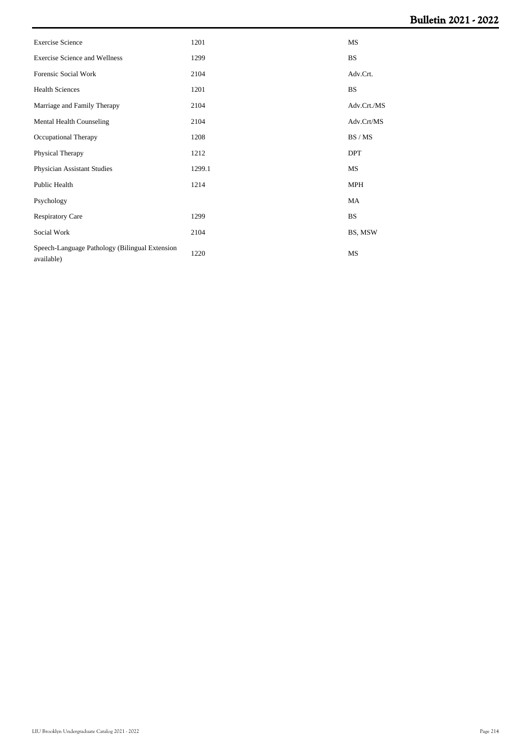| | | |
|---|---|---|
| Exercise Science | 1201 | MS |
| Exercise Science and Wellness | 1299 | BS |
| Forensic Social Work | 2104 | Adv.Crt. |
| Health Sciences | 1201 | BS |
| Marriage and Family Therapy | 2104 | Adv.Crt./MS |
| Mental Health Counseling | 2104 | Adv.Crt/MS |
| Occupational Therapy | 1208 | BS / MS |
| Physical Therapy | 1212 | DPT |
| Physician Assistant Studies | 1299.1 | MS |
| Public Health | 1214 | MPH |
| Psychology | | MA |
| Respiratory Care | 1299 | BS |
| Social Work | 2104 | BS, MSW |
| Speech-Language Pathology (Bilingual Extension available) | 1220 | MS |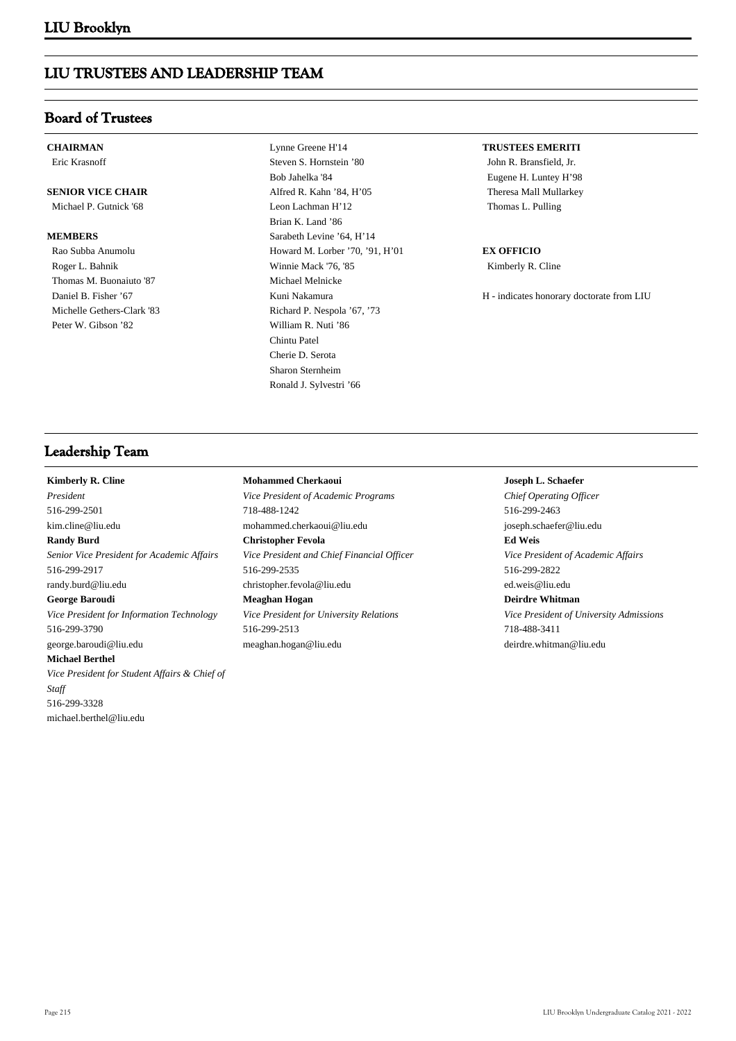# LIU TRUSTEES AND LEADERSHIP TEAM

## Board of Trustees

**CHAIRMAN**

Eric Krasnoff

**SENIOR VICE CHAIR**

Michael P. Gutnick '68

**MEMBERS**

Rao Subba Anumolu
Roger L. Bahnik
Thomas M. Buonaiuto '87
Daniel B. Fisher '67
Michelle Gethers-Clark '83
Peter W. Gibson '82
Lynne Greene H'14
Steven S. Hornstein '80
Bob Jahelka '84
Alfred R. Kahn '84, H'05
Leon Lachman H'12
Brian K. Land '86
Sarabeth Levine '64, H'14
Howard M. Lorber '70, '91, H'01
Winnie Mack '76, '85
Michael Melnicke
Kuni Nakamura
Richard P. Nespola '67, '73
William R. Nuti '86
Chintu Patel
Cherie D. Serota
Sharon Sternheim
Ronald J. Sylvestri '66

**TRUSTEES EMERITI**

John R. Bransfield, Jr.
Eugene H. Luntey H'98
Theresa Mall Mullarkey
Thomas L. Pulling

**EX OFFICIO**

Kimberly R. Cline

H - indicates honorary doctorate from LIU

## Leadership Team

**Kimberly R. Cline**
*President*
516-299-2501
kim.cline@liu.edu

**Randy Burd**
*Senior Vice President for Academic Affairs*
516-299-2917
randy.burd@liu.edu

**George Baroudi**
*Vice President for Information Technology*
516-299-3790
george.baroudi@liu.edu

**Michael Berthel**
*Vice President for Student Affairs & Chief of Staff*
516-299-3328
michael.berthel@liu.edu

**Mohammed Cherkaoui**
*Vice President of Academic Programs*
718-488-1242
mohammed.cherkaoui@liu.edu

**Christopher Fevola**
*Vice President and Chief Financial Officer*
516-299-2535
christopher.fevola@liu.edu

**Meaghan Hogan**
*Vice President for University Relations*
516-299-2513
meaghan.hogan@liu.edu

**Joseph L. Schaefer**
*Chief Operating Officer*
516-299-2463
joseph.schaefer@liu.edu

**Ed Weis**
*Vice President of Academic Affairs*
516-299-2822
ed.weis@liu.edu

**Deirdre Whitman**
*Vice President of University Admissions*
718-488-3411
deirdre.whitman@liu.edu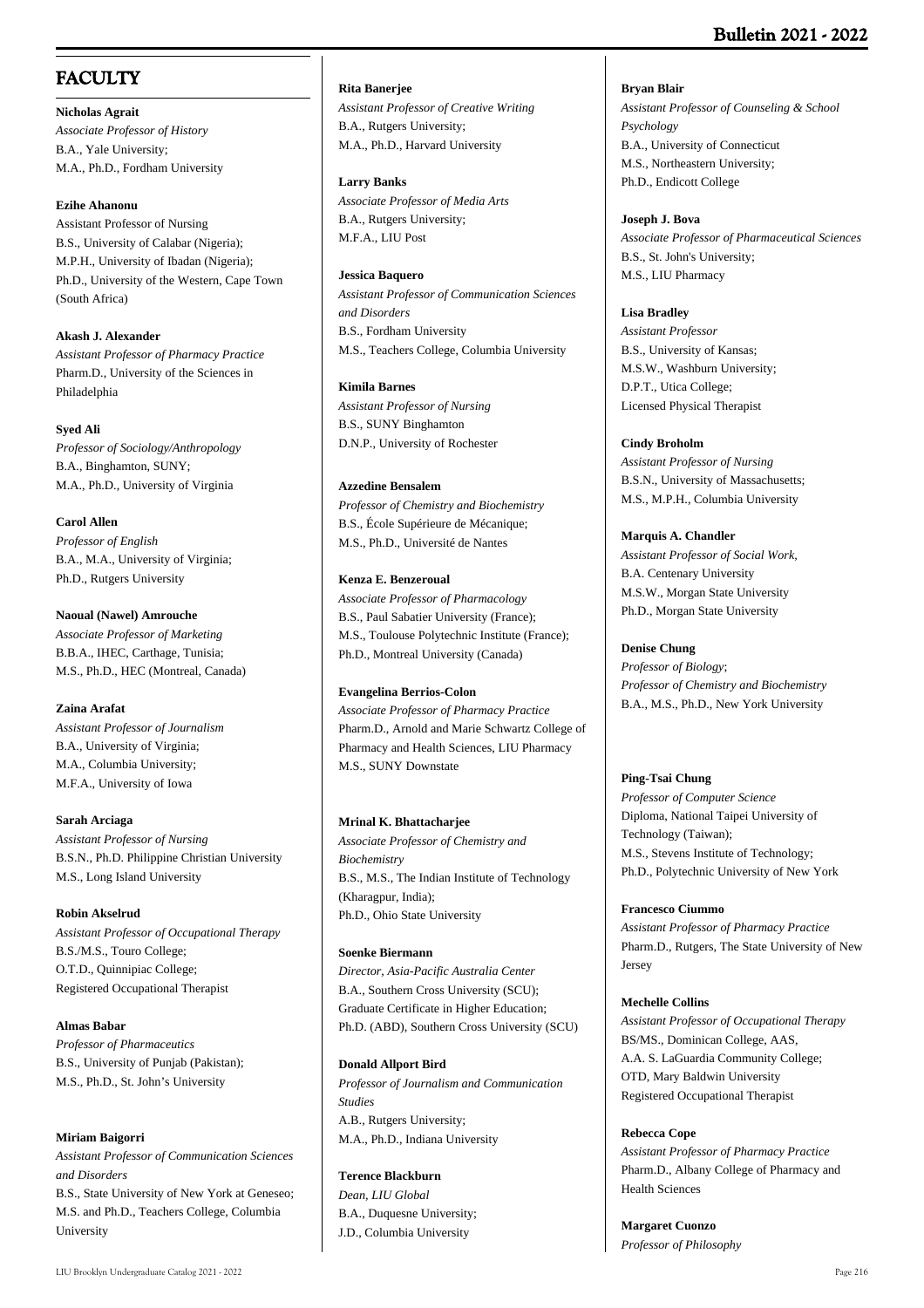# FACULTY

**Nicholas Agrait**
*Associate Professor of History*
B.A., Yale University;
M.A., Ph.D., Fordham University

**Ezihe Ahanonu**
Assistant Professor of Nursing
B.S., University of Calabar (Nigeria);
M.P.H., University of Ibadan (Nigeria);
Ph.D., University of the Western, Cape Town (South Africa)

**Akash J. Alexander**
*Assistant Professor of Pharmacy Practice*
Pharm.D., University of the Sciences in Philadelphia

**Syed Ali**
*Professor of Sociology/Anthropology*
B.A., Binghamton, SUNY;
M.A., Ph.D., University of Virginia

**Carol Allen**
*Professor of English*
B.A., M.A., University of Virginia;
Ph.D., Rutgers University

**Naoual (Nawel) Amrouche**
*Associate Professor of Marketing*
B.B.A., IHEC, Carthage, Tunisia;
M.S., Ph.D., HEC (Montreal, Canada)

**Zaina Arafat**
*Assistant Professor of Journalism*
B.A., University of Virginia;
M.A., Columbia University;
M.F.A., University of Iowa

**Sarah Arciaga**
*Assistant Professor of Nursing*
B.S.N., Ph.D. Philippine Christian University
M.S., Long Island University

**Robin Akselrud**
*Assistant Professor of Occupational Therapy*
B.S./M.S., Touro College;
O.T.D., Quinnipiac College;
Registered Occupational Therapist

**Almas Babar**
*Professor of Pharmaceutics*
B.S., University of Punjab (Pakistan);
M.S., Ph.D., St. John's University

**Miriam Baigorri**
*Assistant Professor of Communication Sciences and Disorders*
B.S., State University of New York at Geneseo;
M.S. and Ph.D., Teachers College, Columbia University

**Rita Banerjee**
*Assistant Professor of Creative Writing*
B.A., Rutgers University;
M.A., Ph.D., Harvard University

**Larry Banks**
*Associate Professor of Media Arts*
B.A., Rutgers University;
M.F.A., LIU Post

**Jessica Baquero**
*Assistant Professor of Communication Sciences and Disorders*
B.S., Fordham University
M.S., Teachers College, Columbia University

**Kimila Barnes**
*Assistant Professor of Nursing*
B.S., SUNY Binghamton
D.N.P., University of Rochester

**Azzedine Bensalem**
*Professor of Chemistry and Biochemistry*
B.S., École Supérieure de Mécanique;
M.S., Ph.D., Université de Nantes

**Kenza E. Benzeroual**
*Associate Professor of Pharmacology*
B.S., Paul Sabatier University (France);
M.S., Toulouse Polytechnic Institute (France);
Ph.D., Montreal University (Canada)

**Evangelina Berrios-Colon**
*Associate Professor of Pharmacy Practice*
Pharm.D., Arnold and Marie Schwartz College of Pharmacy and Health Sciences, LIU Pharmacy
M.S., SUNY Downstate

**Mrinal K. Bhattacharjee**
*Associate Professor of Chemistry and Biochemistry*
B.S., M.S., The Indian Institute of Technology (Kharagpur, India);
Ph.D., Ohio State University

**Soenke Biermann**
*Director, Asia-Pacific Australia Center*
B.A., Southern Cross University (SCU);
Graduate Certificate in Higher Education;
Ph.D. (ABD), Southern Cross University (SCU)

**Donald Allport Bird**
*Professor of Journalism and Communication Studies*
A.B., Rutgers University;
M.A., Ph.D., Indiana University

**Terence Blackburn**
*Dean, LIU Global*
B.A., Duquesne University;
J.D., Columbia University

**Bryan Blair**
*Assistant Professor of Counseling & School Psychology*
B.A., University of Connecticut
M.S., Northeastern University;
Ph.D., Endicott College

**Joseph J. Bova**
*Associate Professor of Pharmaceutical Sciences*
B.S., St. John's University;
M.S., LIU Pharmacy

**Lisa Bradley**
*Assistant Professor*
B.S., University of Kansas;
M.S.W., Washburn University;
D.P.T., Utica College;
Licensed Physical Therapist

**Cindy Broholm**
*Assistant Professor of Nursing*
B.S.N., University of Massachusetts;
M.S., M.P.H., Columbia University

**Marquis A. Chandler**
*Assistant Professor of Social Work*,
B.A. Centenary University
M.S.W., Morgan State University
Ph.D., Morgan State University

**Denise Chung**
*Professor of Biology*;
*Professor of Chemistry and Biochemistry*
B.A., M.S., Ph.D., New York University

**Ping-Tsai Chung**
*Professor of Computer Science*
Diploma, National Taipei University of Technology (Taiwan);
M.S., Stevens Institute of Technology;
Ph.D., Polytechnic University of New York

**Francesco Ciummo**
*Assistant Professor of Pharmacy Practice*
Pharm.D., Rutgers, The State University of New Jersey

**Mechelle Collins**
*Assistant Professor of Occupational Therapy*
BS/MS., Dominican College, AAS,
A.A. S. LaGuardia Community College;
OTD, Mary Baldwin University
Registered Occupational Therapist

**Rebecca Cope**
*Assistant Professor of Pharmacy Practice*
Pharm.D., Albany College of Pharmacy and Health Sciences

**Margaret Cuonzo**
*Professor of Philosophy*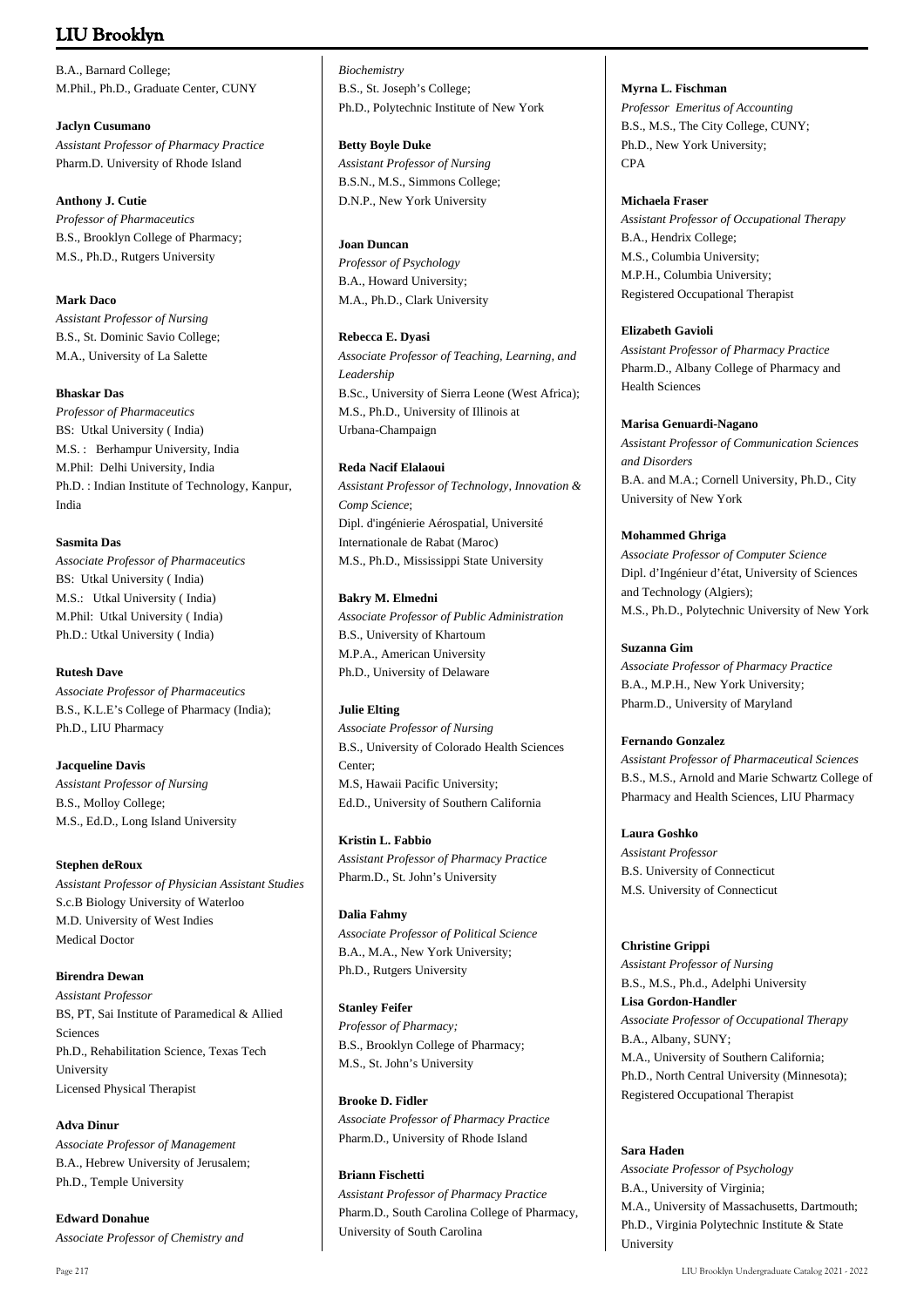B.A., Barnard College;
M.Phil., Ph.D., Graduate Center, CUNY

**Jaclyn Cusumano**
*Assistant Professor of Pharmacy Practice*
Pharm.D. University of Rhode Island

**Anthony J. Cutie**
*Professor of Pharmaceutics*
B.S., Brooklyn College of Pharmacy;
M.S., Ph.D., Rutgers University

**Mark Daco**
*Assistant Professor of Nursing*
B.S., St. Dominic Savio College;
M.A., University of La Salette

**Bhaskar Das**
*Professor of Pharmaceutics*
BS: Utkal University ( India)
M.S. : Berhampur University, India
M.Phil: Delhi University, India
Ph.D. : Indian Institute of Technology, Kanpur, India

**Sasmita Das**
*Associate Professor of Pharmaceutics*
BS: Utkal University ( India)
M.S.: Utkal University ( India)
M.Phil: Utkal University ( India)
Ph.D.: Utkal University ( India)

**Rutesh Dave**
*Associate Professor of Pharmaceutics*
B.S., K.L.E's College of Pharmacy (India);
Ph.D., LIU Pharmacy

**Jacqueline Davis**
*Assistant Professor of Nursing*
B.S., Molloy College;
M.S., Ed.D., Long Island University

**Stephen deRoux**
*Assistant Professor of Physician Assistant Studies*
S.c.B Biology University of Waterloo
M.D. University of West Indies
Medical Doctor

**Birendra Dewan**
*Assistant Professor*
BS, PT, Sai Institute of Paramedical & Allied Sciences
Ph.D., Rehabilitation Science, Texas Tech University
Licensed Physical Therapist

**Adva Dinur**
*Associate Professor of Management*
B.A., Hebrew University of Jerusalem;
Ph.D., Temple University

**Edward Donahue**
*Associate Professor of Chemistry and Biochemistry*
B.S., St. Joseph's College;
Ph.D., Polytechnic Institute of New York

**Betty Boyle Duke**
*Assistant Professor of Nursing*
B.S.N., M.S., Simmons College;
D.N.P., New York University

**Joan Duncan**
*Professor of Psychology*
B.A., Howard University;
M.A., Ph.D., Clark University

**Rebecca E. Dyasi**
*Associate Professor of Teaching, Learning, and Leadership*
B.Sc., University of Sierra Leone (West Africa);
M.S., Ph.D., University of Illinois at Urbana-Champaign

**Reda Nacif Elalaoui**
*Assistant Professor of Technology, Innovation & Comp Science*;
Dipl. d'ingénierie Aérospatial, Université Internationale de Rabat (Maroc)
M.S., Ph.D., Mississippi State University

**Bakry M. Elmedni**
*Associate Professor of Public Administration*
B.S., University of Khartoum
M.P.A., American University
Ph.D., University of Delaware

**Julie Elting**
*Associate Professor of Nursing*
B.S., University of Colorado Health Sciences Center;
M.S, Hawaii Pacific University;
Ed.D., University of Southern California

**Kristin L. Fabbio**
*Assistant Professor of Pharmacy Practice*
Pharm.D., St. John's University

**Dalia Fahmy**
*Associate Professor of Political Science*
B.A., M.A., New York University;
Ph.D., Rutgers University

**Stanley Feifer**
*Professor of Pharmacy;*
B.S., Brooklyn College of Pharmacy;
M.S., St. John's University

**Brooke D. Fidler**
*Associate Professor of Pharmacy Practice*
Pharm.D., University of Rhode Island

**Briann Fischetti**
*Assistant Professor of Pharmacy Practice*
Pharm.D., South Carolina College of Pharmacy, University of South Carolina

**Myrna L. Fischman**
*Professor Emeritus of Accounting*
B.S., M.S., The City College, CUNY;
Ph.D., New York University;
CPA

**Michaela Fraser**
*Assistant Professor of Occupational Therapy*
B.A., Hendrix College;
M.S., Columbia University;
M.P.H., Columbia University;
Registered Occupational Therapist

**Elizabeth Gavioli**
*Assistant Professor of Pharmacy Practice*
Pharm.D., Albany College of Pharmacy and Health Sciences

**Marisa Genuardi-Nagano**
*Assistant Professor of Communication Sciences and Disorders*
B.A. and M.A.; Cornell University, Ph.D., City University of New York

**Mohammed Ghriga**
*Associate Professor of Computer Science*
Dipl. d'Ingénieur d'état, University of Sciences and Technology (Algiers);
M.S., Ph.D., Polytechnic University of New York

**Suzanna Gim**
*Associate Professor of Pharmacy Practice*
B.A., M.P.H., New York University;
Pharm.D., University of Maryland

**Fernando Gonzalez**
*Assistant Professor of Pharmaceutical Sciences*
B.S., M.S., Arnold and Marie Schwartz College of Pharmacy and Health Sciences, LIU Pharmacy

**Laura Goshko**
*Assistant Professor*
B.S. University of Connecticut
M.S. University of Connecticut

**Christine Grippi**
*Assistant Professor of Nursing*
B.S., M.S., Ph.d., Adelphi University

**Lisa Gordon-Handler**
*Associate Professor of Occupational Therapy*
B.A., Albany, SUNY;
M.A., University of Southern California;
Ph.D., North Central University (Minnesota);
Registered Occupational Therapist

**Sara Haden**
*Associate Professor of Psychology*
B.A., University of Virginia;
M.A., University of Massachusetts, Dartmouth;
Ph.D., Virginia Polytechnic Institute & State University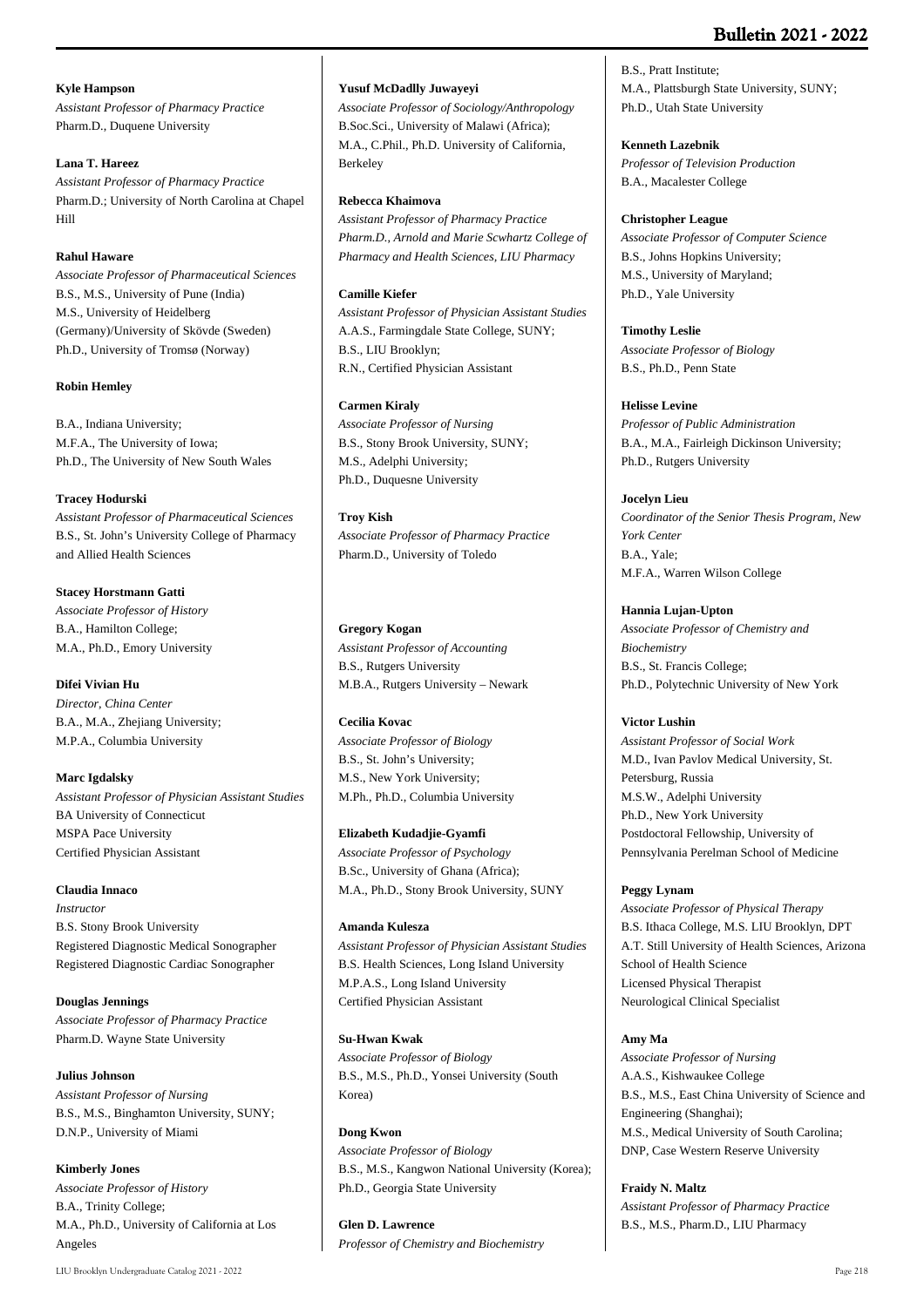**Kyle Hampson**
*Assistant Professor of Pharmacy Practice*
Pharm.D., Duquene University

**Lana T. Hareez**
*Assistant Professor of Pharmacy Practice*
Pharm.D.; University of North Carolina at Chapel Hill

**Rahul Haware**
*Associate Professor of Pharmaceutical Sciences*
B.S., M.S., University of Pune (India)
M.S., University of Heidelberg (Germany)/University of Skövde (Sweden)
Ph.D., University of Tromsø (Norway)

**Robin Hemley**

B.A., Indiana University;
M.F.A., The University of Iowa;
Ph.D., The University of New South Wales

**Tracey Hodurski**
*Assistant Professor of Pharmaceutical Sciences*
B.S., St. John's University College of Pharmacy and Allied Health Sciences

**Stacey Horstmann Gatti**
*Associate Professor of History*
B.A., Hamilton College;
M.A., Ph.D., Emory University

**Difei Vivian Hu**
*Director, China Center*
B.A., M.A., Zhejiang University;
M.P.A., Columbia University

**Marc Igdalsky**
*Assistant Professor of Physician Assistant Studies*
BA University of Connecticut
MSPA Pace University
Certified Physician Assistant

**Claudia Innaco**
*Instructor*
B.S. Stony Brook University
Registered Diagnostic Medical Sonographer
Registered Diagnostic Cardiac Sonographer

**Douglas Jennings**
*Associate Professor of Pharmacy Practice*
Pharm.D. Wayne State University

**Julius Johnson**
*Assistant Professor of Nursing*
B.S., M.S., Binghamton University, SUNY;
D.N.P., University of Miami

**Kimberly Jones**
*Associate Professor of History*
B.A., Trinity College;
M.A., Ph.D., University of California at Los Angeles

**Yusuf McDadlly Juwayeyi**
*Associate Professor of Sociology/Anthropology*
B.Soc.Sci., University of Malawi (Africa);
M.A., C.Phil., Ph.D. University of California, Berkeley

**Rebecca Khaimova**
*Assistant Professor of Pharmacy Practice*
*Pharm.D., Arnold and Marie Scwhartz College of Pharmacy and Health Sciences, LIU Pharmacy*

**Camille Kiefer**
*Assistant Professor of Physician Assistant Studies*
A.A.S., Farmingdale State College, SUNY;
B.S., LIU Brooklyn;
R.N., Certified Physician Assistant

**Carmen Kiraly**
*Associate Professor of Nursing*
B.S., Stony Brook University, SUNY;
M.S., Adelphi University;
Ph.D., Duquesne University

**Troy Kish**
*Associate Professor of Pharmacy Practice*
Pharm.D., University of Toledo

**Gregory Kogan**
*Assistant Professor of Accounting*
B.S., Rutgers University
M.B.A., Rutgers University – Newark

**Cecilia Kovac**
*Associate Professor of Biology*
B.S., St. John's University;
M.S., New York University;
M.Ph., Ph.D., Columbia University

**Elizabeth Kudadjie-Gyamfi**
*Associate Professor of Psychology*
B.Sc., University of Ghana (Africa);
M.A., Ph.D., Stony Brook University, SUNY

**Amanda Kulesza**
*Assistant Professor of Physician Assistant Studies*
B.S. Health Sciences, Long Island University
M.P.A.S., Long Island University
Certified Physician Assistant

**Su-Hwan Kwak**
*Associate Professor of Biology*
B.S., M.S., Ph.D., Yonsei University (South Korea)

**Dong Kwon**
*Associate Professor of Biology*
B.S., M.S., Kangwon National University (Korea);
Ph.D., Georgia State University

**Glen D. Lawrence**
*Professor of Chemistry and Biochemistry*
B.S., Pratt Institute;
M.A., Plattsburgh State University, SUNY;
Ph.D., Utah State University

**Kenneth Lazebnik**
*Professor of Television Production*
B.A., Macalester College

**Christopher League**
*Associate Professor of Computer Science*
B.S., Johns Hopkins University;
M.S., University of Maryland;
Ph.D., Yale University

**Timothy Leslie**
*Associate Professor of Biology*
B.S., Ph.D., Penn State

**Helisse Levine**
*Professor of Public Administration*
B.A., M.A., Fairleigh Dickinson University;
Ph.D., Rutgers University

**Jocelyn Lieu**
*Coordinator of the Senior Thesis Program, New York Center*
B.A., Yale;
M.F.A., Warren Wilson College

**Hannia Lujan-Upton**
*Associate Professor of Chemistry and Biochemistry*
B.S., St. Francis College;
Ph.D., Polytechnic University of New York

**Victor Lushin**
*Assistant Professor of Social Work*
M.D., Ivan Pavlov Medical University, St. Petersburg, Russia
M.S.W., Adelphi University
Ph.D., New York University
Postdoctoral Fellowship, University of Pennsylvania Perelman School of Medicine

**Peggy Lynam**
*Associate Professor of Physical Therapy*
B.S. Ithaca College, M.S. LIU Brooklyn, DPT A.T. Still University of Health Sciences, Arizona School of Health Science
Licensed Physical Therapist
Neurological Clinical Specialist

**Amy Ma**
*Associate Professor of Nursing*
A.A.S., Kishwaukee College
B.S., M.S., East China University of Science and Engineering (Shanghai);
M.S., Medical University of South Carolina;
DNP, Case Western Reserve University

**Fraidy N. Maltz**
*Assistant Professor of Pharmacy Practice*
B.S., M.S., Pharm.D., LIU Pharmacy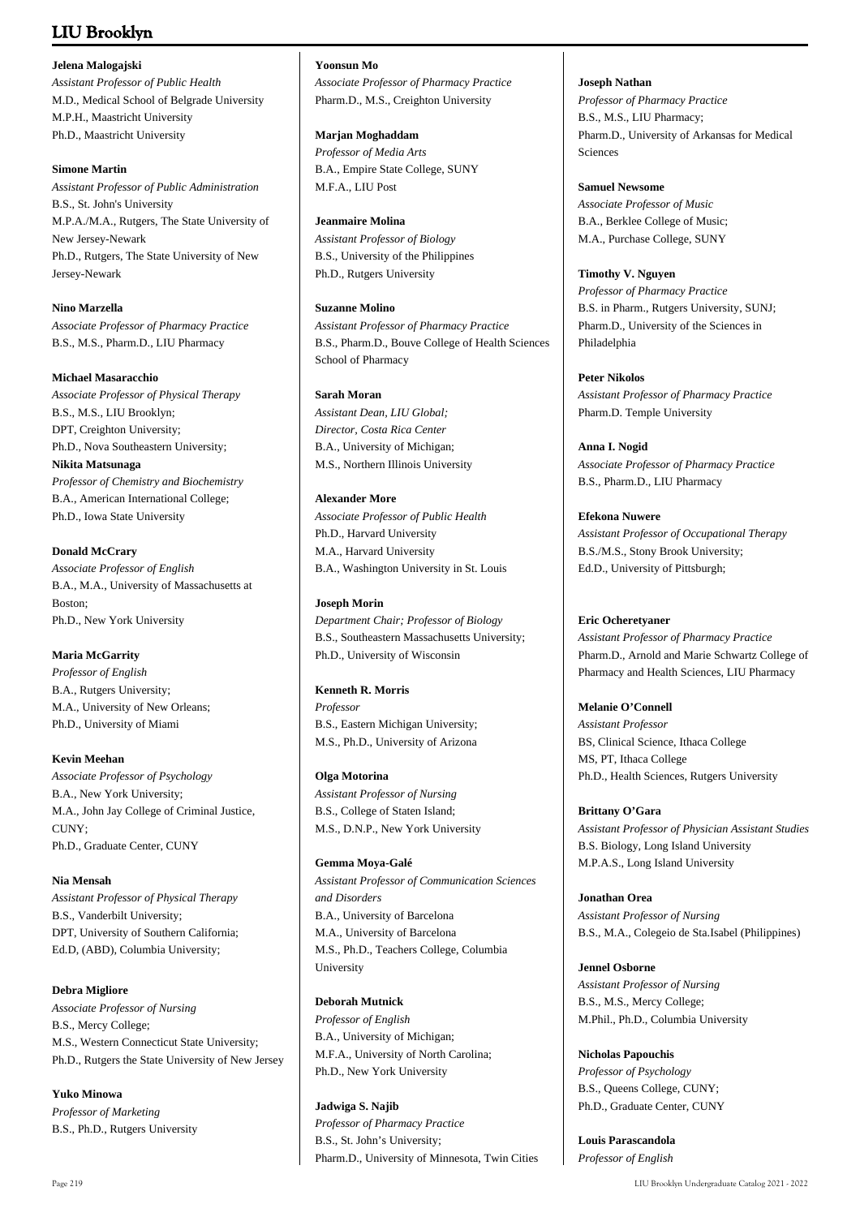**Jelena Malogajski**
*Assistant Professor of Public Health*
M.D., Medical School of Belgrade University
M.P.H., Maastricht University
Ph.D., Maastricht University

**Simone Martin**
*Assistant Professor of Public Administration*
B.S., St. John's University
M.P.A./M.A., Rutgers, The State University of New Jersey-Newark
Ph.D., Rutgers, The State University of New Jersey-Newark

**Nino Marzella**
*Associate Professor of Pharmacy Practice*
B.S., M.S., Pharm.D., LIU Pharmacy

**Michael Masaracchio**
*Associate Professor of Physical Therapy*
B.S., M.S., LIU Brooklyn;
DPT, Creighton University;
Ph.D., Nova Southeastern University;

**Nikita Matsunaga**
*Professor of Chemistry and Biochemistry*
B.A., American International College;
Ph.D., Iowa State University

**Donald McCrary**
*Associate Professor of English*
B.A., M.A., University of Massachusetts at Boston;
Ph.D., New York University

**Maria McGarrity**
*Professor of English*
B.A., Rutgers University;
M.A., University of New Orleans;
Ph.D., University of Miami

**Kevin Meehan**
*Associate Professor of Psychology*
B.A., New York University;
M.A., John Jay College of Criminal Justice, CUNY;
Ph.D., Graduate Center, CUNY

**Nia Mensah**
*Assistant Professor of Physical Therapy*
B.S., Vanderbilt University;
DPT, University of Southern California;
Ed.D, (ABD), Columbia University;

**Debra Migliore**
*Associate Professor of Nursing*
B.S., Mercy College;
M.S., Western Connecticut State University;
Ph.D., Rutgers the State University of New Jersey

**Yuko Minowa**
*Professor of Marketing*
B.S., Ph.D., Rutgers University

**Yoonsun Mo**
*Associate Professor of Pharmacy Practice*
Pharm.D., M.S., Creighton University

**Marjan Moghaddam**
*Professor of Media Arts*
B.A., Empire State College, SUNY
M.F.A., LIU Post

**Jeanmaire Molina**
*Assistant Professor of Biology*
B.S., University of the Philippines
Ph.D., Rutgers University

**Suzanne Molino**
*Assistant Professor of Pharmacy Practice*
B.S., Pharm.D., Bouve College of Health Sciences School of Pharmacy

**Sarah Moran**
*Assistant Dean, LIU Global;*
*Director, Costa Rica Center*
B.A., University of Michigan;
M.S., Northern Illinois University

**Alexander More**
*Associate Professor of Public Health*
Ph.D., Harvard University
M.A., Harvard University
B.A., Washington University in St. Louis

**Joseph Morin**
*Department Chair; Professor of Biology*
B.S., Southeastern Massachusetts University;
Ph.D., University of Wisconsin

**Kenneth R. Morris**
*Professor*
B.S., Eastern Michigan University;
M.S., Ph.D., University of Arizona

**Olga Motorina**
*Assistant Professor of Nursing*
B.S., College of Staten Island;
M.S., D.N.P., New York University

**Gemma Moya-Galé**
*Assistant Professor of Communication Sciences and Disorders*
B.A., University of Barcelona
M.A., University of Barcelona
M.S., Ph.D., Teachers College, Columbia University

**Deborah Mutnick**
*Professor of English*
B.A., University of Michigan;
M.F.A., University of North Carolina;
Ph.D., New York University

**Jadwiga S. Najib**
*Professor of Pharmacy Practice*
B.S., St. John's University;
Pharm.D., University of Minnesota, Twin Cities

**Joseph Nathan**
*Professor of Pharmacy Practice*
B.S., M.S., LIU Pharmacy;
Pharm.D., University of Arkansas for Medical Sciences

**Samuel Newsome**
*Associate Professor of Music*
B.A., Berklee College of Music;
M.A., Purchase College, SUNY

**Timothy V. Nguyen**
*Professor of Pharmacy Practice*
B.S. in Pharm., Rutgers University, SUNJ;
Pharm.D., University of the Sciences in Philadelphia

**Peter Nikolos**
*Assistant Professor of Pharmacy Practice*
Pharm.D. Temple University

**Anna I. Nogid**
*Associate Professor of Pharmacy Practice*
B.S., Pharm.D., LIU Pharmacy

**Efekona Nuwere**
*Assistant Professor of Occupational Therapy*
B.S./M.S., Stony Brook University;
Ed.D., University of Pittsburgh;

**Eric Ocheretyaner**
*Assistant Professor of Pharmacy Practice*
Pharm.D., Arnold and Marie Schwartz College of Pharmacy and Health Sciences, LIU Pharmacy

**Melanie O'Connell**
*Assistant Professor*
BS, Clinical Science, Ithaca College
MS, PT, Ithaca College
Ph.D., Health Sciences, Rutgers University

**Brittany O'Gara**
*Assistant Professor of Physician Assistant Studies*
B.S. Biology, Long Island University
M.P.A.S., Long Island University

**Jonathan Orea**
*Assistant Professor of Nursing*
B.S., M.A., Colegeio de Sta.Isabel (Philippines)

**Jennel Osborne**
*Assistant Professor of Nursing*
B.S., M.S., Mercy College;
M.Phil., Ph.D., Columbia University

**Nicholas Papouchis**
*Professor of Psychology*
B.S., Queens College, CUNY;
Ph.D., Graduate Center, CUNY

**Louis Parascandola**
*Professor of English*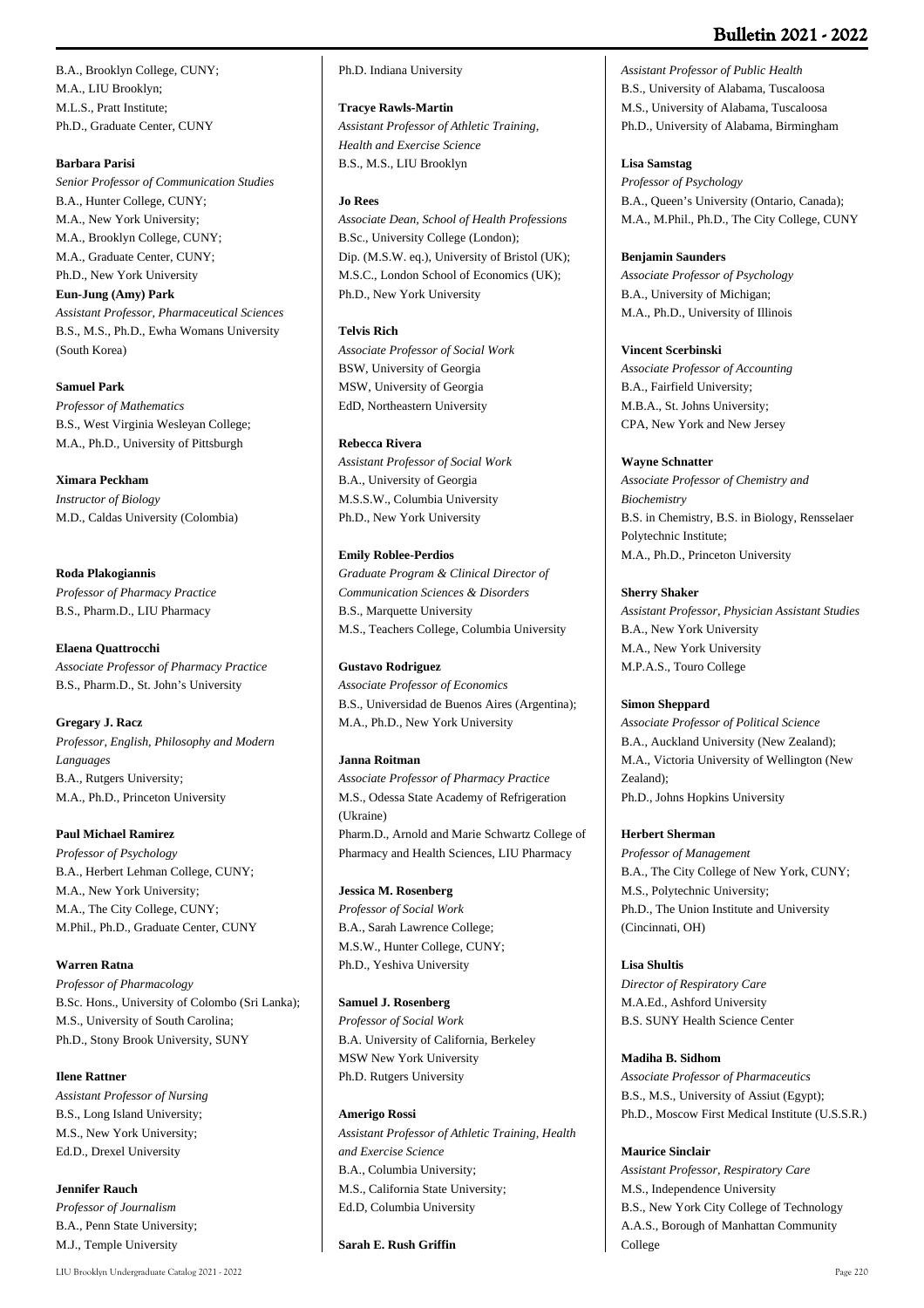B.A., Brooklyn College, CUNY;
M.A., LIU Brooklyn;
M.L.S., Pratt Institute;
Ph.D., Graduate Center, CUNY

**Barbara Parisi**
*Senior Professor of Communication Studies*
B.A., Hunter College, CUNY;
M.A., New York University;
M.A., Brooklyn College, CUNY;
M.A., Graduate Center, CUNY;
Ph.D., New York University

**Eun-Jung (Amy) Park**
*Assistant Professor, Pharmaceutical Sciences*
B.S., M.S., Ph.D., Ewha Womans University (South Korea)

**Samuel Park**
*Professor of Mathematics*
B.S., West Virginia Wesleyan College;
M.A., Ph.D., University of Pittsburgh

**Ximara Peckham**
*Instructor of Biology*
M.D., Caldas University (Colombia)

**Roda Plakogiannis**
*Professor of Pharmacy Practice*
B.S., Pharm.D., LIU Pharmacy

**Elaena Quattrocchi**
*Associate Professor of Pharmacy Practice*
B.S., Pharm.D., St. John's University

**Gregary J. Racz**
*Professor, English, Philosophy and Modern Languages*
B.A., Rutgers University;
M.A., Ph.D., Princeton University

**Paul Michael Ramirez**
*Professor of Psychology*
B.A., Herbert Lehman College, CUNY;
M.A., New York University;
M.A., The City College, CUNY;
M.Phil., Ph.D., Graduate Center, CUNY

**Warren Ratna**
*Professor of Pharmacology*
B.Sc. Hons., University of Colombo (Sri Lanka);
M.S., University of South Carolina;
Ph.D., Stony Brook University, SUNY

**Ilene Rattner**
*Assistant Professor of Nursing*
B.S., Long Island University;
M.S., New York University;
Ed.D., Drexel University

**Jennifer Rauch**
*Professor of Journalism*
B.A., Penn State University;
M.J., Temple University
Ph.D. Indiana University

**Tracye Rawls-Martin**
*Assistant Professor of Athletic Training, Health and Exercise Science*
B.S., M.S., LIU Brooklyn

**Jo Rees**
*Associate Dean, School of Health Professions*
B.Sc., University College (London);
Dip. (M.S.W. eq.), University of Bristol (UK);
M.S.C., London School of Economics (UK);
Ph.D., New York University

**Telvis Rich**
*Associate Professor of Social Work*
BSW, University of Georgia
MSW, University of Georgia
EdD, Northeastern University

**Rebecca Rivera**
*Assistant Professor of Social Work*
B.A., University of Georgia
M.S.S.W., Columbia University
Ph.D., New York University

**Emily Roblee-Perdios**
*Graduate Program & Clinical Director of Communication Sciences & Disorders*
B.S., Marquette University
M.S., Teachers College, Columbia University

**Gustavo Rodriguez**
*Associate Professor of Economics*
B.S., Universidad de Buenos Aires (Argentina);
M.A., Ph.D., New York University

**Janna Roitman**
*Associate Professor of Pharmacy Practice*
M.S., Odessa State Academy of Refrigeration (Ukraine)
Pharm.D., Arnold and Marie Schwartz College of Pharmacy and Health Sciences, LIU Pharmacy

**Jessica M. Rosenberg**
*Professor of Social Work*
B.A., Sarah Lawrence College;
M.S.W., Hunter College, CUNY;
Ph.D., Yeshiva University

**Samuel J. Rosenberg**
*Professor of Social Work*
B.A. University of California, Berkeley
MSW New York University
Ph.D. Rutgers University

**Amerigo Rossi**
*Assistant Professor of Athletic Training, Health and Exercise Science*
B.A., Columbia University;
M.S., California State University;
Ed.D, Columbia University

**Sarah E. Rush Griffin**
*Assistant Professor of Public Health*
B.S., University of Alabama, Tuscaloosa
M.S., University of Alabama, Tuscaloosa
Ph.D., University of Alabama, Birmingham

**Lisa Samstag**
*Professor of Psychology*
B.A., Queen's University (Ontario, Canada);
M.A., M.Phil., Ph.D., The City College, CUNY

**Benjamin Saunders**
*Associate Professor of Psychology*
B.A., University of Michigan;
M.A., Ph.D., University of Illinois

**Vincent Scerbinski**
*Associate Professor of Accounting*
B.A., Fairfield University;
M.B.A., St. Johns University;
CPA, New York and New Jersey

**Wayne Schnatter**
*Associate Professor of Chemistry and Biochemistry*
B.S. in Chemistry, B.S. in Biology, Rensselaer Polytechnic Institute;
M.A., Ph.D., Princeton University

**Sherry Shaker**
*Assistant Professor, Physician Assistant Studies*
B.A., New York University
M.A., New York University
M.P.A.S., Touro College

**Simon Sheppard**
*Associate Professor of Political Science*
B.A., Auckland University (New Zealand);
M.A., Victoria University of Wellington (New Zealand);
Ph.D., Johns Hopkins University

**Herbert Sherman**
*Professor of Management*
B.A., The City College of New York, CUNY;
M.S., Polytechnic University;
Ph.D., The Union Institute and University (Cincinnati, OH)

**Lisa Shultis**
*Director of Respiratory Care*
M.A.Ed., Ashford University
B.S. SUNY Health Science Center

**Madiha B. Sidhom**
*Associate Professor of Pharmaceutics*
B.S., M.S., University of Assiut (Egypt);
Ph.D., Moscow First Medical Institute (U.S.S.R.)

**Maurice Sinclair**
*Assistant Professor, Respiratory Care*
M.S., Independence University
B.S., New York City College of Technology
A.A.S., Borough of Manhattan Community College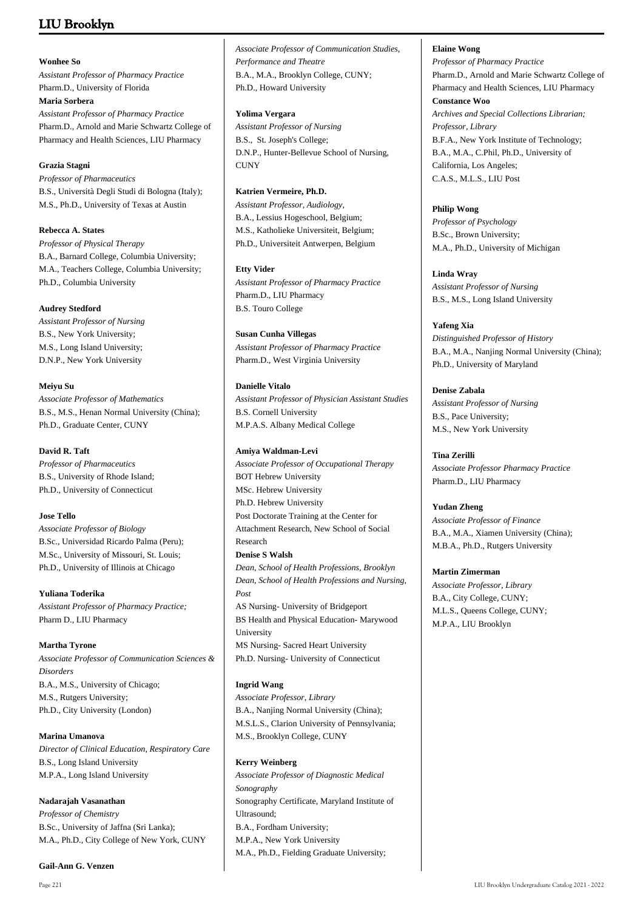**Wonhee So**
*Assistant Professor of Pharmacy Practice*
Pharm.D., University of Florida

**Maria Sorbera**
*Assistant Professor of Pharmacy Practice*
Pharm.D., Arnold and Marie Schwartz College of Pharmacy and Health Sciences, LIU Pharmacy

**Grazia Stagni**
*Professor of Pharmaceutics*
B.S., Università Degli Studi di Bologna (Italy);
M.S., Ph.D., University of Texas at Austin

**Rebecca A. States**
*Professor of Physical Therapy*
B.A., Barnard College, Columbia University;
M.A., Teachers College, Columbia University;
Ph.D., Columbia University

**Audrey Stedford**
*Assistant Professor of Nursing*
B.S., New York University;
M.S., Long Island University;
D.N.P., New York University

**Meiyu Su**
*Associate Professor of Mathematics*
B.S., M.S., Henan Normal University (China);
Ph.D., Graduate Center, CUNY

**David R. Taft**
*Professor of Pharmaceutics*
B.S., University of Rhode Island;
Ph.D., University of Connecticut

**Jose Tello**
*Associate Professor of Biology*
B.Sc., Universidad Ricardo Palma (Peru);
M.Sc., University of Missouri, St. Louis;
Ph.D., University of Illinois at Chicago

**Yuliana Toderika**
*Assistant Professor of Pharmacy Practice;*
Pharm D., LIU Pharmacy

**Martha Tyrone**
*Associate Professor of Communication Sciences & Disorders*
B.A., M.S., University of Chicago;
M.S., Rutgers University;
Ph.D., City University (London)

**Marina Umanova**
*Director of Clinical Education, Respiratory Care*
B.S., Long Island University
M.P.A., Long Island University

**Nadarajah Vasanathan**
*Professor of Chemistry*
B.Sc., University of Jaffna (Sri Lanka);
M.A., Ph.D., City College of New York, CUNY

**Gail-Ann G. Venzen**
*Associate Professor of Communication Studies, Performance and Theatre*
B.A., M.A., Brooklyn College, CUNY;
Ph.D., Howard University

**Yolima Vergara**
*Assistant Professor of Nursing*
B.S., St. Joseph's College;
D.N.P., Hunter-Bellevue School of Nursing, CUNY

**Katrien Vermeire, Ph.D.**
*Assistant Professor, Audiology,*
B.A., Lessius Hogeschool, Belgium;
M.S., Katholieke Universiteit, Belgium;
Ph.D., Universiteit Antwerpen, Belgium

**Etty Vider**
*Assistant Professor of Pharmacy Practice*
Pharm.D., LIU Pharmacy
B.S. Touro College

**Susan Cunha Villegas**
*Assistant Professor of Pharmacy Practice*
Pharm.D., West Virginia University

**Danielle Vitalo**
*Assistant Professor of Physician Assistant Studies*
B.S. Cornell University
M.P.A.S. Albany Medical College

**Amiya Waldman-Levi**
*Associate Professor of Occupational Therapy*
BOT Hebrew University
MSc. Hebrew University
Ph.D. Hebrew University
Post Doctorate Training at the Center for Attachment Research, New School of Social Research

**Denise S Walsh**
*Dean, School of Health Professions, Brooklyn*
*Dean, School of Health Professions and Nursing, Post*
AS Nursing- University of Bridgeport
BS Health and Physical Education- Marywood University
MS Nursing- Sacred Heart University
Ph.D. Nursing- University of Connecticut

**Ingrid Wang**
*Associate Professor, Library*
B.A., Nanjing Normal University (China);
M.S.L.S., Clarion University of Pennsylvania;
M.S., Brooklyn College, CUNY

**Kerry Weinberg**
*Associate Professor of Diagnostic Medical Sonography*
Sonography Certificate, Maryland Institute of Ultrasound;
B.A., Fordham University;
M.P.A., New York University
M.A., Ph.D., Fielding Graduate University;

**Elaine Wong**
*Professor of Pharmacy Practice*
Pharm.D., Arnold and Marie Schwartz College of Pharmacy and Health Sciences, LIU Pharmacy

**Constance Woo**
*Archives and Special Collections Librarian; Professor, Library*
B.F.A., New York Institute of Technology;
B.A., M.A., C.Phil, Ph.D., University of California, Los Angeles;
C.A.S., M.L.S., LIU Post

**Philip Wong**
*Professor of Psychology*
B.Sc., Brown University;
M.A., Ph.D., University of Michigan

**Linda Wray**
*Assistant Professor of Nursing*
B.S., M.S., Long Island University

**Yafeng Xia**
*Distinguished Professor of History*
B.A., M.A., Nanjing Normal University (China);
Ph.D., University of Maryland

**Denise Zabala**
*Assistant Professor of Nursing*
B.S., Pace University;
M.S., New York University

**Tina Zerilli**
*Associate Professor Pharmacy Practice*
Pharm.D., LIU Pharmacy

**Yudan Zheng**
*Associate Professor of Finance*
B.A., M.A., Xiamen University (China);
M.B.A., Ph.D., Rutgers University

**Martin Zimerman**
*Associate Professor, Library*
B.A., City College, CUNY;
M.L.S., Queens College, CUNY;
M.P.A., LIU Brooklyn